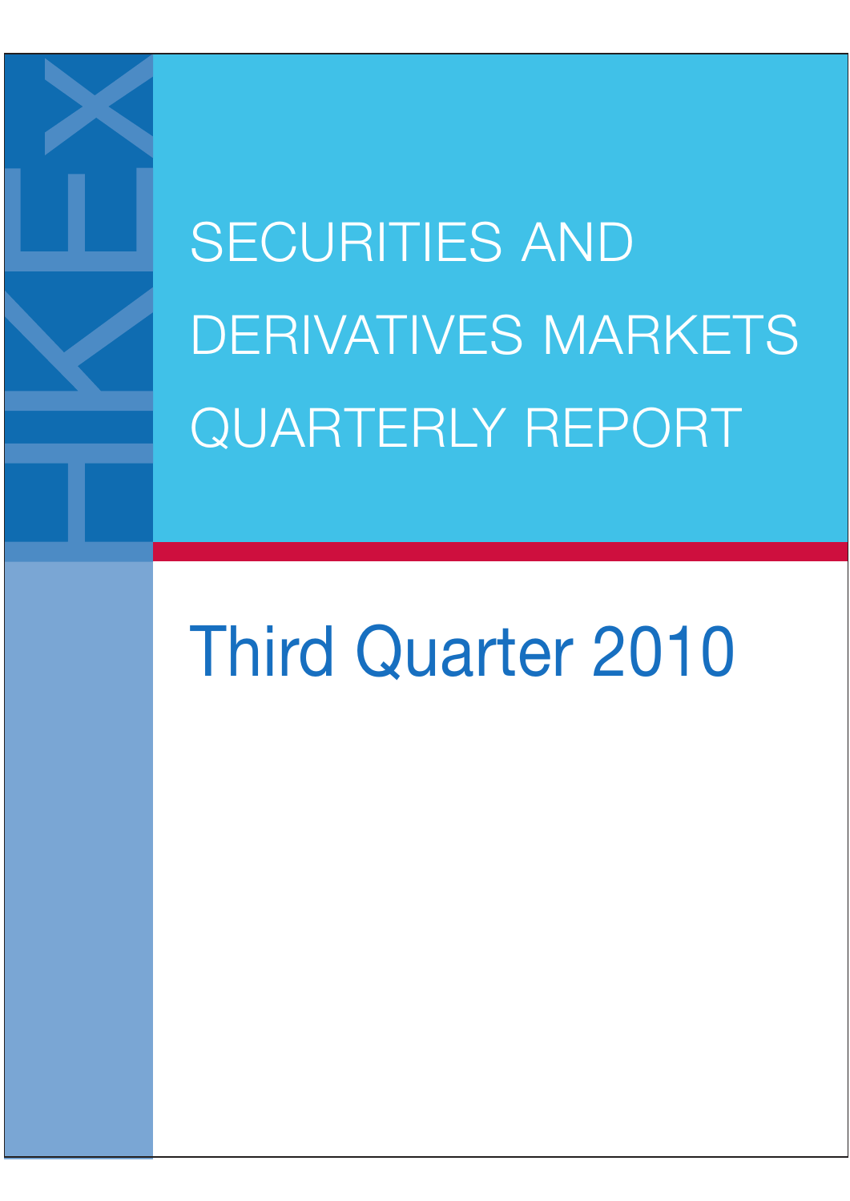HKEX

# SECURITIES AND DERIVATIVES MARKETS QUARTERLY REPORT

## Third Quarter 2010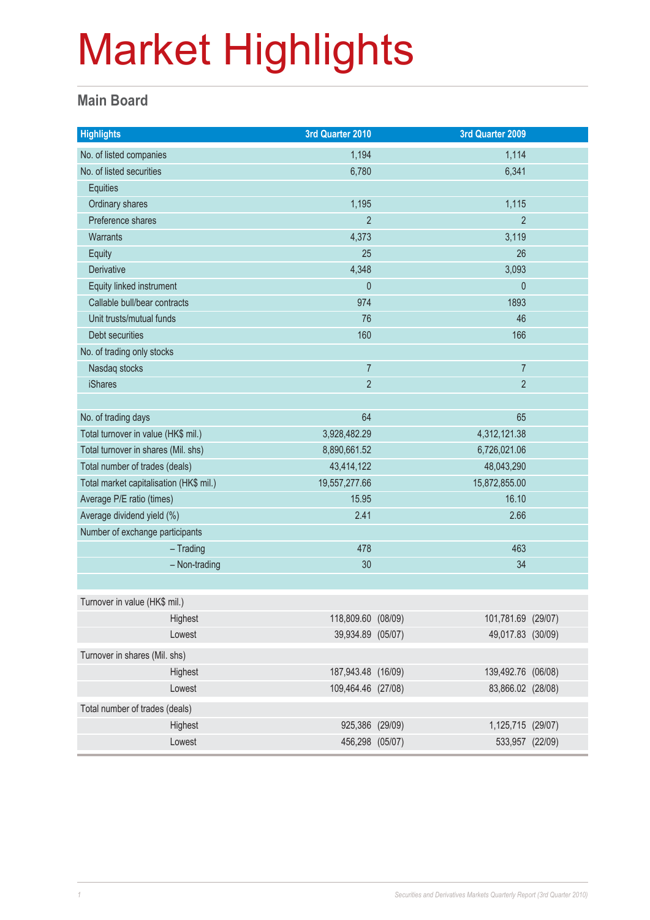# Market Highlights

## Main Board

| Highlights | 3rd Quarter 2010 | 3rd Quarter 2009 |
|---|---|---|
| No. of listed companies | 1,194 | 1,114 |
| No. of listed securities | 6,780 | 6,341 |
| Equities | | |
| Ordinary shares | 1,195 | 1,115 |
| Preference shares | 2 | 2 |
| Warrants | 4,373 | 3,119 |
| Equity | 25 | 26 |
| Derivative | 4,348 | 3,093 |
| Equity linked instrument | 0 | 0 |
| Callable bull/bear contracts | 974 | 1893 |
| Unit trusts/mutual funds | 76 | 46 |
| Debt securities | 160 | 166 |
| No. of trading only stocks | | |
| Nasdaq stocks | 7 | 7 |
| iShares | 2 | 2 |
| | | |
| No. of trading days | 64 | 65 |
| Total turnover in value (HK$ mil.) | 3,928,482.29 | 4,312,121.38 |
| Total turnover in shares (Mil. shs) | 8,890,661.52 | 6,726,021.06 |
| Total number of trades (deals) | 43,414,122 | 48,043,290 |
| Total market capitalisation (HK$ mil.) | 19,557,277.66 | 15,872,855.00 |
| Average P/E ratio (times) | 15.95 | 16.10 |
| Average dividend yield (%) | 2.41 | 2.66 |
| Number of exchange participants | | |
| – Trading | 478 | 463 |
| – Non-trading | 30 | 34 |

| | 3rd Quarter 2010 | | 3rd Quarter 2009 | |
|---|---|---|---|---|
| **Turnover in value (HK$ mil.)** | | | | |
| Highest | 118,809.60 | (08/09) | 101,781.69 | (29/07) |
| Lowest | 39,934.89 | (05/07) | 49,017.83 | (30/09) |
| **Turnover in shares (Mil. shs)** | | | | |
| Highest | 187,943.48 | (16/09) | 139,492.76 | (06/08) |
| Lowest | 109,464.46 | (27/08) | 83,866.02 | (28/08) |
| **Total number of trades (deals)** | | | | |
| Highest | 925,386 | (29/09) | 1,125,715 | (29/07) |
| Lowest | 456,298 | (05/07) | 533,957 | (22/09) |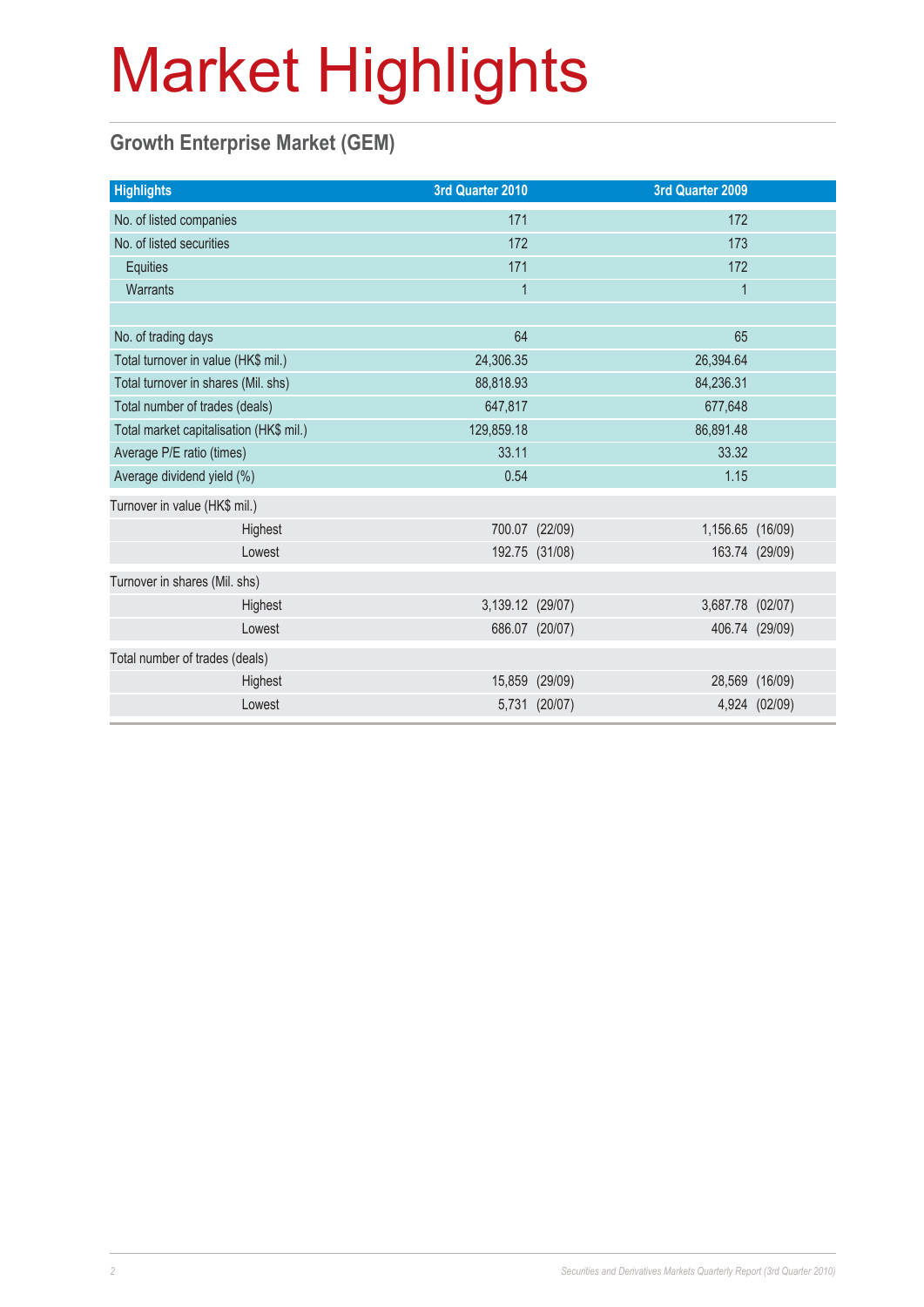# Market Highlights

## Growth Enterprise Market (GEM)

| Highlights | 3rd Quarter 2010 | 3rd Quarter 2009 |
|---|---|---|
| No. of listed companies | 171 | 172 |
| No. of listed securities | 172 | 173 |
| Equities | 171 | 172 |
| Warrants | 1 | 1 |
| | | |
| No. of trading days | 64 | 65 |
| Total turnover in value (HK$ mil.) | 24,306.35 | 26,394.64 |
| Total turnover in shares (Mil. shs) | 88,818.93 | 84,236.31 |
| Total number of trades (deals) | 647,817 | 677,648 |
| Total market capitalisation (HK$ mil.) | 129,859.18 | 86,891.48 |
| Average P/E ratio (times) | 33.11 | 33.32 |
| Average dividend yield (%) | 0.54 | 1.15 |
| Turnover in value (HK$ mil.) | | |
| Highest | 700.07 (22/09) | 1,156.65 (16/09) |
| Lowest | 192.75 (31/08) | 163.74 (29/09) |
| Turnover in shares (Mil. shs) | | |
| Highest | 3,139.12 (29/07) | 3,687.78 (02/07) |
| Lowest | 686.07 (20/07) | 406.74 (29/09) |
| Total number of trades (deals) | | |
| Highest | 15,859 (29/09) | 28,569 (16/09) |
| Lowest | 5,731 (20/07) | 4,924 (02/09) |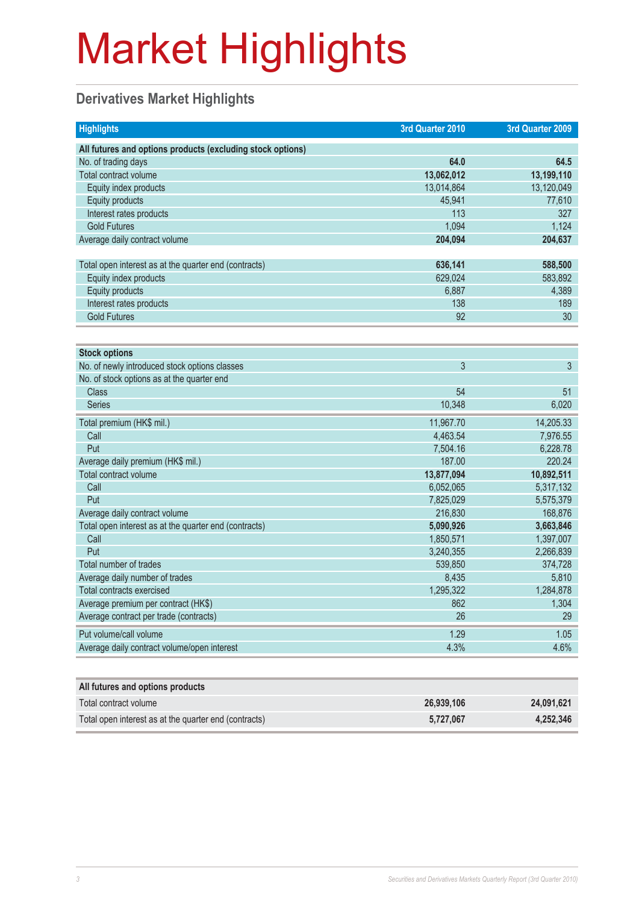# Market Highlights

## Derivatives Market Highlights

| Highlights | 3rd Quarter 2010 | 3rd Quarter 2009 |
|---|---|---|
| **All futures and options products (excluding stock options)** | | |
| No. of trading days | **64.0** | **64.5** |
| Total contract volume | **13,062,012** | **13,199,110** |
| Equity index products | 13,014,864 | 13,120,049 |
| Equity products | 45,941 | 77,610 |
| Interest rates products | 113 | 327 |
| Gold Futures | 1,094 | 1,124 |
| Average daily contract volume | **204,094** | **204,637** |
| | | |
| Total open interest as at the quarter end (contracts) | **636,141** | **588,500** |
| Equity index products | 629,024 | 583,892 |
| Equity products | 6,887 | 4,389 |
| Interest rates products | 138 | 189 |
| Gold Futures | 92 | 30 |

| Stock options | 3rd Quarter 2010 | 3rd Quarter 2009 |
|---|---|---|
| No. of newly introduced stock options classes | 3 | 3 |
| No. of stock options as at the quarter end | | |
| Class | 54 | 51 |
| Series | 10,348 | 6,020 |
| Total premium (HK$ mil.) | 11,967.70 | 14,205.33 |
| Call | 4,463.54 | 7,976.55 |
| Put | 7,504.16 | 6,228.78 |
| Average daily premium (HK$ mil.) | 187.00 | 220.24 |
| Total contract volume | **13,877,094** | **10,892,511** |
| Call | 6,052,065 | 5,317,132 |
| Put | 7,825,029 | 5,575,379 |
| Average daily contract volume | 216,830 | 168,876 |
| Total open interest as at the quarter end (contracts) | **5,090,926** | **3,663,846** |
| Call | 1,850,571 | 1,397,007 |
| Put | 3,240,355 | 2,266,839 |
| Total number of trades | 539,850 | 374,728 |
| Average daily number of trades | 8,435 | 5,810 |
| Total contracts exercised | 1,295,322 | 1,284,878 |
| Average premium per contract (HK$) | 862 | 1,304 |
| Average contract per trade (contracts) | 26 | 29 |
| Put volume/call volume | 1.29 | 1.05 |
| Average daily contract volume/open interest | 4.3% | 4.6% |

| All futures and options products | 3rd Quarter 2010 | 3rd Quarter 2009 |
|---|---|---|
| Total contract volume | **26,939,106** | **24,091,621** |
| Total open interest as at the quarter end (contracts) | **5,727,067** | **4,252,346** |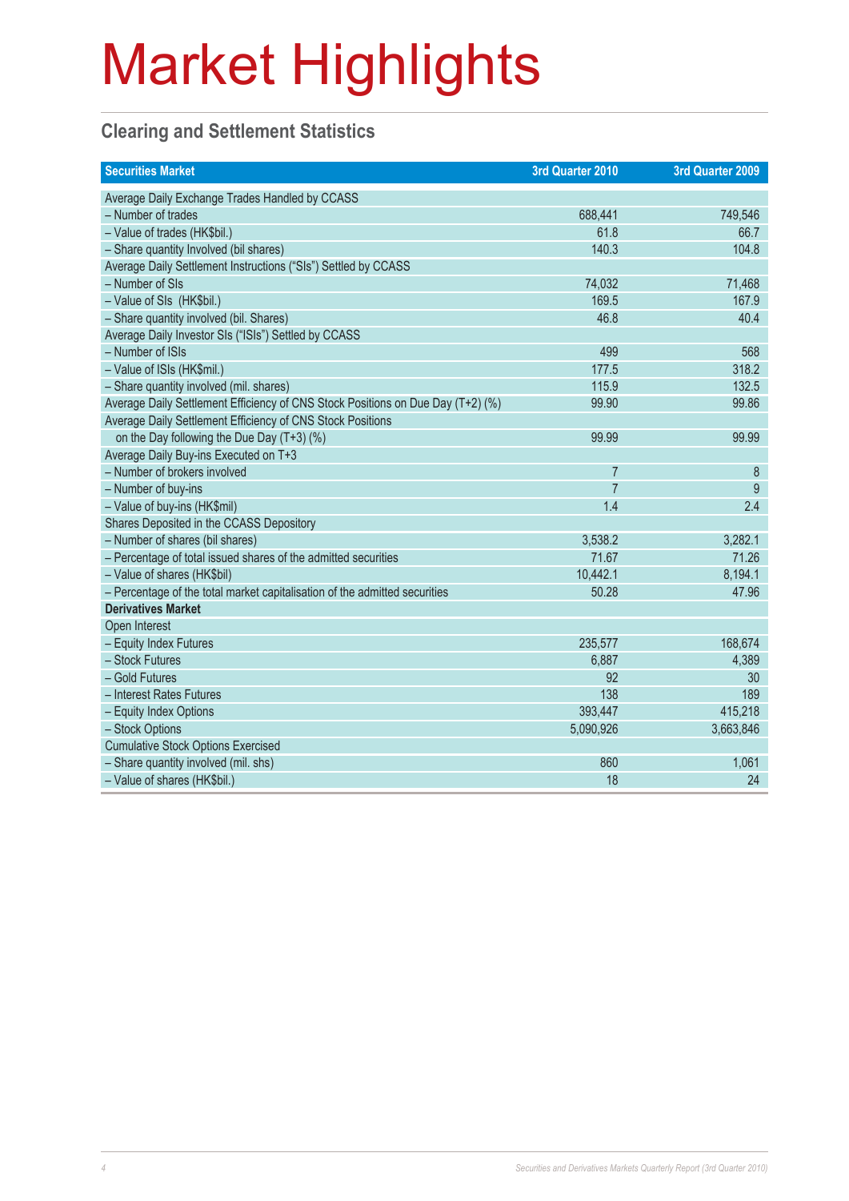# Market Highlights

## Clearing and Settlement Statistics

| Securities Market | 3rd Quarter 2010 | 3rd Quarter 2009 |
|---|---|---|
| Average Daily Exchange Trades Handled by CCASS | | |
| – Number of trades | 688,441 | 749,546 |
| – Value of trades (HK$bil.) | 61.8 | 66.7 |
| – Share quantity Involved (bil shares) | 140.3 | 104.8 |
| Average Daily Settlement Instructions ("SIs") Settled by CCASS | | |
| – Number of SIs | 74,032 | 71,468 |
| – Value of SIs (HK$bil.) | 169.5 | 167.9 |
| – Share quantity involved (bil. Shares) | 46.8 | 40.4 |
| Average Daily Investor SIs ("ISIs") Settled by CCASS | | |
| – Number of ISIs | 499 | 568 |
| – Value of ISIs (HK$mil.) | 177.5 | 318.2 |
| – Share quantity involved (mil. shares) | 115.9 | 132.5 |
| Average Daily Settlement Efficiency of CNS Stock Positions on Due Day (T+2) (%) | 99.90 | 99.86 |
| Average Daily Settlement Efficiency of CNS Stock Positions on the Day following the Due Day (T+3) (%) | 99.99 | 99.99 |
| Average Daily Buy-ins Executed on T+3 | | |
| – Number of brokers involved | 7 | 8 |
| – Number of buy-ins | 7 | 9 |
| – Value of buy-ins (HK$mil) | 1.4 | 2.4 |
| Shares Deposited in the CCASS Depository | | |
| – Number of shares (bil shares) | 3,538.2 | 3,282.1 |
| – Percentage of total issued shares of the admitted securities | 71.67 | 71.26 |
| – Value of shares (HK$bil) | 10,442.1 | 8,194.1 |
| – Percentage of the total market capitalisation of the admitted securities | 50.28 | 47.96 |
| **Derivatives Market** | | |
| Open Interest | | |
| – Equity Index Futures | 235,577 | 168,674 |
| – Stock Futures | 6,887 | 4,389 |
| – Gold Futures | 92 | 30 |
| – Interest Rates Futures | 138 | 189 |
| – Equity Index Options | 393,447 | 415,218 |
| – Stock Options | 5,090,926 | 3,663,846 |
| Cumulative Stock Options Exercised | | |
| – Share quantity involved (mil. shs) | 860 | 1,061 |
| – Value of shares (HK$bil.) | 18 | 24 |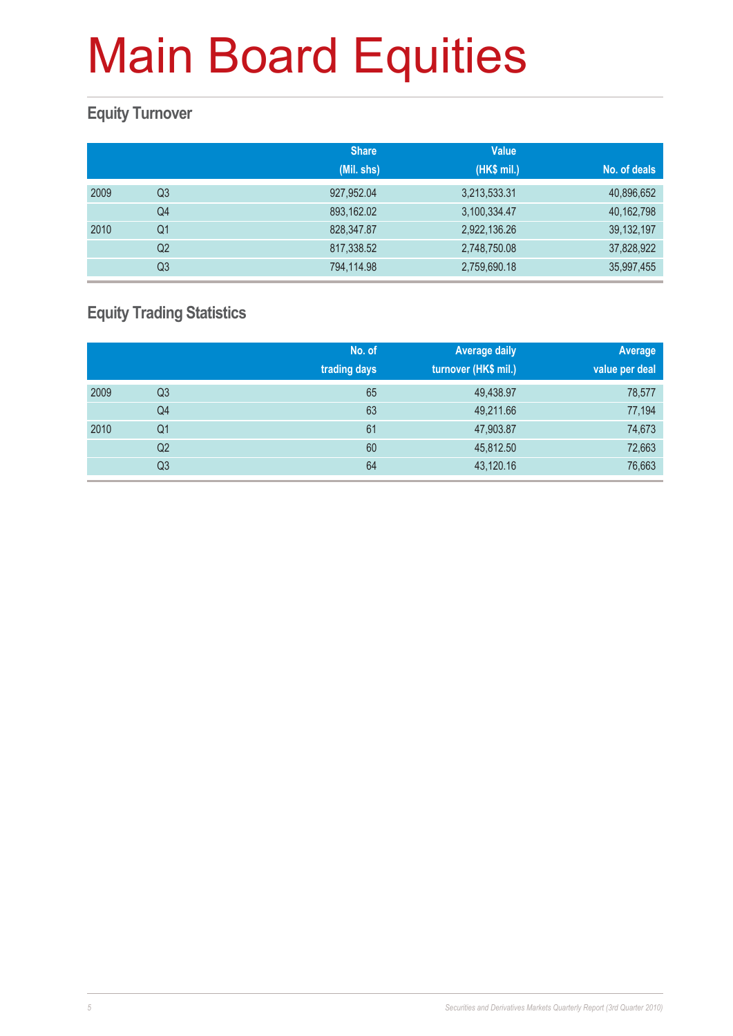# Main Board Equities

## Equity Turnover

| | | Share (Mil. shs) | Value (HK$ mil.) | No. of deals |
|---|---|---|---|---|
| 2009 | Q3 | 927,952.04 | 3,213,533.31 | 40,896,652 |
| | Q4 | 893,162.02 | 3,100,334.47 | 40,162,798 |
| 2010 | Q1 | 828,347.87 | 2,922,136.26 | 39,132,197 |
| | Q2 | 817,338.52 | 2,748,750.08 | 37,828,922 |
| | Q3 | 794,114.98 | 2,759,690.18 | 35,997,455 |

## Equity Trading Statistics

| | | No. of trading days | Average daily turnover (HK$ mil.) | Average value per deal |
|---|---|---|---|---|
| 2009 | Q3 | 65 | 49,438.97 | 78,577 |
| | Q4 | 63 | 49,211.66 | 77,194 |
| 2010 | Q1 | 61 | 47,903.87 | 74,673 |
| | Q2 | 60 | 45,812.50 | 72,663 |
| | Q3 | 64 | 43,120.16 | 76,663 |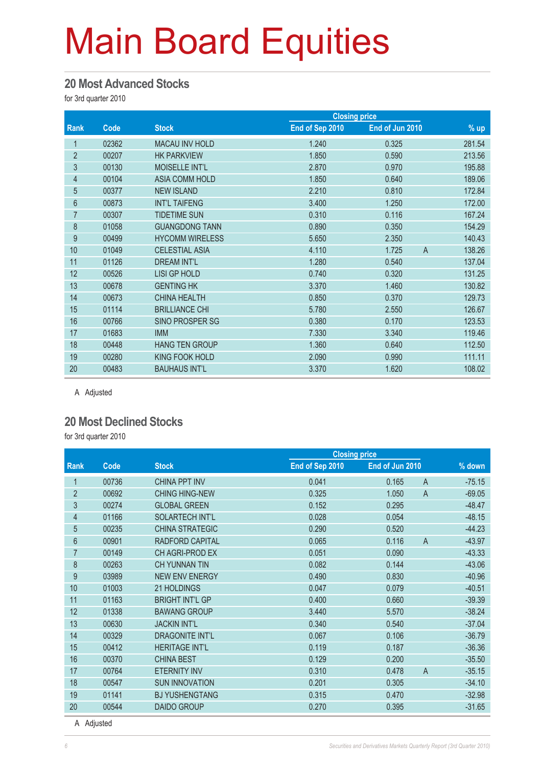# Main Board Equities

## 20 Most Advanced Stocks

for 3rd quarter 2010

| Rank | Code | Stock | Closing price | | | % up |
|---|---|---|---|---|---|---|
| | | | End of Sep 2010 | End of Jun 2010 | | |
| 1 | 02362 | MACAU INV HOLD | 1.240 | 0.325 | | 281.54 |
| 2 | 00207 | HK PARKVIEW | 1.850 | 0.590 | | 213.56 |
| 3 | 00130 | MOISELLE INT'L | 2.870 | 0.970 | | 195.88 |
| 4 | 00104 | ASIA COMM HOLD | 1.850 | 0.640 | | 189.06 |
| 5 | 00377 | NEW ISLAND | 2.210 | 0.810 | | 172.84 |
| 6 | 00873 | INT'L TAIFENG | 3.400 | 1.250 | | 172.00 |
| 7 | 00307 | TIDETIME SUN | 0.310 | 0.116 | | 167.24 |
| 8 | 01058 | GUANGDONG TANN | 0.890 | 0.350 | | 154.29 |
| 9 | 00499 | HYCOMM WIRELESS | 5.650 | 2.350 | | 140.43 |
| 10 | 01049 | CELESTIAL ASIA | 4.110 | 1.725 | A | 138.26 |
| 11 | 01126 | DREAM INT'L | 1.280 | 0.540 | | 137.04 |
| 12 | 00526 | LISI GP HOLD | 0.740 | 0.320 | | 131.25 |
| 13 | 00678 | GENTING HK | 3.370 | 1.460 | | 130.82 |
| 14 | 00673 | CHINA HEALTH | 0.850 | 0.370 | | 129.73 |
| 15 | 01114 | BRILLIANCE CHI | 5.780 | 2.550 | | 126.67 |
| 16 | 00766 | SINO PROSPER SG | 0.380 | 0.170 | | 123.53 |
| 17 | 01683 | IMM | 7.330 | 3.340 | | 119.46 |
| 18 | 00448 | HANG TEN GROUP | 1.360 | 0.640 | | 112.50 |
| 19 | 00280 | KING FOOK HOLD | 2.090 | 0.990 | | 111.11 |
| 20 | 00483 | BAUHAUS INT'L | 3.370 | 1.620 | | 108.02 |

A Adjusted

## 20 Most Declined Stocks

for 3rd quarter 2010

| Rank | Code | Stock | Closing price | | | % down |
|---|---|---|---|---|---|---|
| | | | End of Sep 2010 | End of Jun 2010 | | |
| 1 | 00736 | CHINA PPT INV | 0.041 | 0.165 | A | -75.15 |
| 2 | 00692 | CHING HING-NEW | 0.325 | 1.050 | A | -69.05 |
| 3 | 00274 | GLOBAL GREEN | 0.152 | 0.295 | | -48.47 |
| 4 | 01166 | SOLARTECH INT'L | 0.028 | 0.054 | | -48.15 |
| 5 | 00235 | CHINA STRATEGIC | 0.290 | 0.520 | | -44.23 |
| 6 | 00901 | RADFORD CAPITAL | 0.065 | 0.116 | A | -43.97 |
| 7 | 00149 | CH AGRI-PROD EX | 0.051 | 0.090 | | -43.33 |
| 8 | 00263 | CH YUNNAN TIN | 0.082 | 0.144 | | -43.06 |
| 9 | 03989 | NEW ENV ENERGY | 0.490 | 0.830 | | -40.96 |
| 10 | 01003 | 21 HOLDINGS | 0.047 | 0.079 | | -40.51 |
| 11 | 01163 | BRIGHT INT'L GP | 0.400 | 0.660 | | -39.39 |
| 12 | 01338 | BAWANG GROUP | 3.440 | 5.570 | | -38.24 |
| 13 | 00630 | JACKIN INT'L | 0.340 | 0.540 | | -37.04 |
| 14 | 00329 | DRAGONITE INT'L | 0.067 | 0.106 | | -36.79 |
| 15 | 00412 | HERITAGE INT'L | 0.119 | 0.187 | | -36.36 |
| 16 | 00370 | CHINA BEST | 0.129 | 0.200 | | -35.50 |
| 17 | 00764 | ETERNITY INV | 0.310 | 0.478 | A | -35.15 |
| 18 | 00547 | SUN INNOVATION | 0.201 | 0.305 | | -34.10 |
| 19 | 01141 | BJ YUSHENGTANG | 0.315 | 0.470 | | -32.98 |
| 20 | 00544 | DAIDO GROUP | 0.270 | 0.395 | | -31.65 |

A Adjusted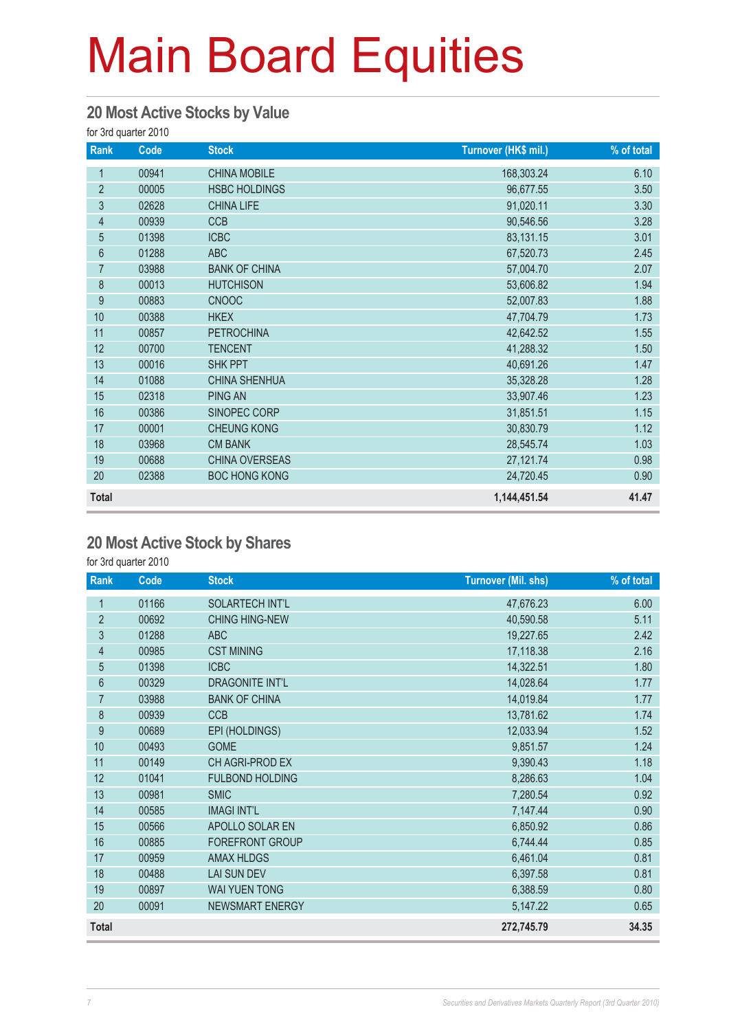# Main Board Equities

## 20 Most Active Stocks by Value

for 3rd quarter 2010

| Rank | Code | Stock | Turnover (HK$ mil.) | % of total |
|---|---|---|---|---|
| 1 | 00941 | CHINA MOBILE | 168,303.24 | 6.10 |
| 2 | 00005 | HSBC HOLDINGS | 96,677.55 | 3.50 |
| 3 | 02628 | CHINA LIFE | 91,020.11 | 3.30 |
| 4 | 00939 | CCB | 90,546.56 | 3.28 |
| 5 | 01398 | ICBC | 83,131.15 | 3.01 |
| 6 | 01288 | ABC | 67,520.73 | 2.45 |
| 7 | 03988 | BANK OF CHINA | 57,004.70 | 2.07 |
| 8 | 00013 | HUTCHISON | 53,606.82 | 1.94 |
| 9 | 00883 | CNOOC | 52,007.83 | 1.88 |
| 10 | 00388 | HKEX | 47,704.79 | 1.73 |
| 11 | 00857 | PETROCHINA | 42,642.52 | 1.55 |
| 12 | 00700 | TENCENT | 41,288.32 | 1.50 |
| 13 | 00016 | SHK PPT | 40,691.26 | 1.47 |
| 14 | 01088 | CHINA SHENHUA | 35,328.28 | 1.28 |
| 15 | 02318 | PING AN | 33,907.46 | 1.23 |
| 16 | 00386 | SINOPEC CORP | 31,851.51 | 1.15 |
| 17 | 00001 | CHEUNG KONG | 30,830.79 | 1.12 |
| 18 | 03968 | CM BANK | 28,545.74 | 1.03 |
| 19 | 00688 | CHINA OVERSEAS | 27,121.74 | 0.98 |
| 20 | 02388 | BOC HONG KONG | 24,720.45 | 0.90 |
| **Total** | | | **1,144,451.54** | **41.47** |

## 20 Most Active Stock by Shares

for 3rd quarter 2010

| Rank | Code | Stock | Turnover (Mil. shs) | % of total |
|---|---|---|---|---|
| 1 | 01166 | SOLARTECH INT'L | 47,676.23 | 6.00 |
| 2 | 00692 | CHING HING-NEW | 40,590.58 | 5.11 |
| 3 | 01288 | ABC | 19,227.65 | 2.42 |
| 4 | 00985 | CST MINING | 17,118.38 | 2.16 |
| 5 | 01398 | ICBC | 14,322.51 | 1.80 |
| 6 | 00329 | DRAGONITE INT'L | 14,028.64 | 1.77 |
| 7 | 03988 | BANK OF CHINA | 14,019.84 | 1.77 |
| 8 | 00939 | CCB | 13,781.62 | 1.74 |
| 9 | 00689 | EPI (HOLDINGS) | 12,033.94 | 1.52 |
| 10 | 00493 | GOME | 9,851.57 | 1.24 |
| 11 | 00149 | CH AGRI-PROD EX | 9,390.43 | 1.18 |
| 12 | 01041 | FULBOND HOLDING | 8,286.63 | 1.04 |
| 13 | 00981 | SMIC | 7,280.54 | 0.92 |
| 14 | 00585 | IMAGI INT'L | 7,147.44 | 0.90 |
| 15 | 00566 | APOLLO SOLAR EN | 6,850.92 | 0.86 |
| 16 | 00885 | FOREFRONT GROUP | 6,744.44 | 0.85 |
| 17 | 00959 | AMAX HLDGS | 6,461.04 | 0.81 |
| 18 | 00488 | LAI SUN DEV | 6,397.58 | 0.81 |
| 19 | 00897 | WAI YUEN TONG | 6,388.59 | 0.80 |
| 20 | 00091 | NEWSMART ENERGY | 5,147.22 | 0.65 |
| **Total** | | | **272,745.79** | **34.35** |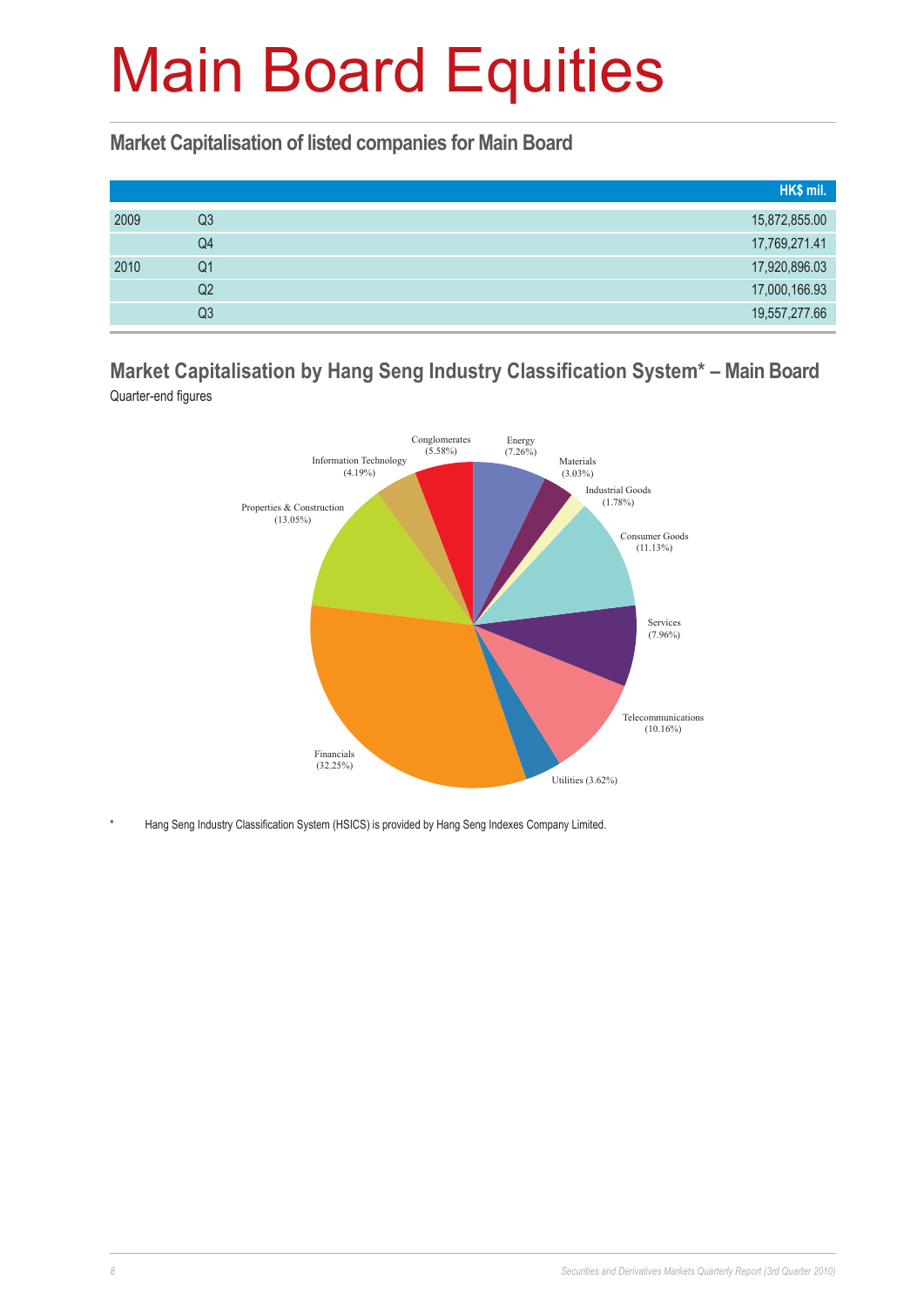# Main Board Equities

## Market Capitalisation of listed companies for Main Board

| | | HK$ mil. |
|---|---|---|
| 2009 | Q3 | 15,872,855.00 |
| | Q4 | 17,769,271.41 |
| 2010 | Q1 | 17,920,896.03 |
| | Q2 | 17,000,166.93 |
| | Q3 | 19,557,277.66 |

## Market Capitalisation by Hang Seng Industry Classification System* – Main Board

Quarter-end figures

Energy (7.26%)
Materials (3.03%)
Industrial Goods (1.78%)
Consumer Goods (11.13%)
Services (7.96%)
Telecommunications (10.16%)
Utilities (3.62%)
Financials (32.25%)
Properties & Construction (13.05%)
Information Technology (4.19%)
Conglomerates (5.58%)

\* Hang Seng Industry Classification System (HSICS) is provided by Hang Seng Indexes Company Limited.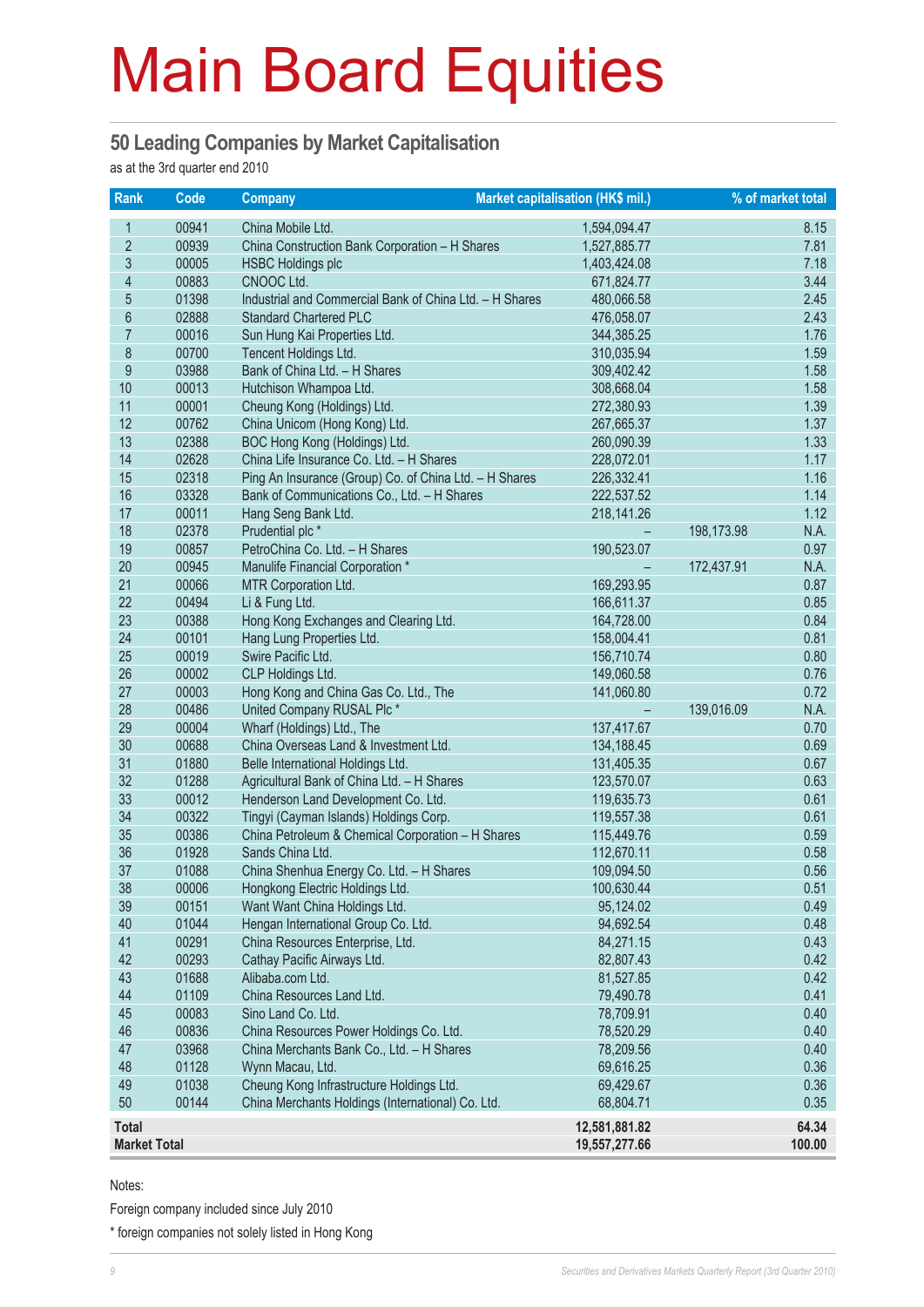# Main Board Equities

## 50 Leading Companies by Market Capitalisation

as at the 3rd quarter end 2010

| Rank | Code | Company | Market capitalisation (HK$ mil.) | | % of market total |
|---|---|---|---|---|---|
| 1 | 00941 | China Mobile Ltd. | 1,594,094.47 | | 8.15 |
| 2 | 00939 | China Construction Bank Corporation – H Shares | 1,527,885.77 | | 7.81 |
| 3 | 00005 | HSBC Holdings plc | 1,403,424.08 | | 7.18 |
| 4 | 00883 | CNOOC Ltd. | 671,824.77 | | 3.44 |
| 5 | 01398 | Industrial and Commercial Bank of China Ltd. – H Shares | 480,066.58 | | 2.45 |
| 6 | 02888 | Standard Chartered PLC | 476,058.07 | | 2.43 |
| 7 | 00016 | Sun Hung Kai Properties Ltd. | 344,385.25 | | 1.76 |
| 8 | 00700 | Tencent Holdings Ltd. | 310,035.94 | | 1.59 |
| 9 | 03988 | Bank of China Ltd. – H Shares | 309,402.42 | | 1.58 |
| 10 | 00013 | Hutchison Whampoa Ltd. | 308,668.04 | | 1.58 |
| 11 | 00001 | Cheung Kong (Holdings) Ltd. | 272,380.93 | | 1.39 |
| 12 | 00762 | China Unicom (Hong Kong) Ltd. | 267,665.37 | | 1.37 |
| 13 | 02388 | BOC Hong Kong (Holdings) Ltd. | 260,090.39 | | 1.33 |
| 14 | 02628 | China Life Insurance Co. Ltd. – H Shares | 228,072.01 | | 1.17 |
| 15 | 02318 | Ping An Insurance (Group) Co. of China Ltd. – H Shares | 226,332.41 | | 1.16 |
| 16 | 03328 | Bank of Communications Co., Ltd. – H Shares | 222,537.52 | | 1.14 |
| 17 | 00011 | Hang Seng Bank Ltd. | 218,141.26 | | 1.12 |
| 18 | 02378 | Prudential plc * | – | 198,173.98 | N.A. |
| 19 | 00857 | PetroChina Co. Ltd. – H Shares | 190,523.07 | | 0.97 |
| 20 | 00945 | Manulife Financial Corporation * | – | 172,437.91 | N.A. |
| 21 | 00066 | MTR Corporation Ltd. | 169,293.95 | | 0.87 |
| 22 | 00494 | Li & Fung Ltd. | 166,611.37 | | 0.85 |
| 23 | 00388 | Hong Kong Exchanges and Clearing Ltd. | 164,728.00 | | 0.84 |
| 24 | 00101 | Hang Lung Properties Ltd. | 158,004.41 | | 0.81 |
| 25 | 00019 | Swire Pacific Ltd. | 156,710.74 | | 0.80 |
| 26 | 00002 | CLP Holdings Ltd. | 149,060.58 | | 0.76 |
| 27 | 00003 | Hong Kong and China Gas Co. Ltd., The | 141,060.80 | | 0.72 |
| 28 | 00486 | United Company RUSAL Plc * | – | 139,016.09 | N.A. |
| 29 | 00004 | Wharf (Holdings) Ltd., The | 137,417.67 | | 0.70 |
| 30 | 00688 | China Overseas Land & Investment Ltd. | 134,188.45 | | 0.69 |
| 31 | 01880 | Belle International Holdings Ltd. | 131,405.35 | | 0.67 |
| 32 | 01288 | Agricultural Bank of China Ltd. – H Shares | 123,570.07 | | 0.63 |
| 33 | 00012 | Henderson Land Development Co. Ltd. | 119,635.73 | | 0.61 |
| 34 | 00322 | Tingyi (Cayman Islands) Holdings Corp. | 119,557.38 | | 0.61 |
| 35 | 00386 | China Petroleum & Chemical Corporation – H Shares | 115,449.76 | | 0.59 |
| 36 | 01928 | Sands China Ltd. | 112,670.11 | | 0.58 |
| 37 | 01088 | China Shenhua Energy Co. Ltd. – H Shares | 109,094.50 | | 0.56 |
| 38 | 00006 | Hongkong Electric Holdings Ltd. | 100,630.44 | | 0.51 |
| 39 | 00151 | Want Want China Holdings Ltd. | 95,124.02 | | 0.49 |
| 40 | 01044 | Hengan International Group Co. Ltd. | 94,692.54 | | 0.48 |
| 41 | 00291 | China Resources Enterprise, Ltd. | 84,271.15 | | 0.43 |
| 42 | 00293 | Cathay Pacific Airways Ltd. | 82,807.43 | | 0.42 |
| 43 | 01688 | Alibaba.com Ltd. | 81,527.85 | | 0.42 |
| 44 | 01109 | China Resources Land Ltd. | 79,490.78 | | 0.41 |
| 45 | 00083 | Sino Land Co. Ltd. | 78,709.91 | | 0.40 |
| 46 | 00836 | China Resources Power Holdings Co. Ltd. | 78,520.29 | | 0.40 |
| 47 | 03968 | China Merchants Bank Co., Ltd. – H Shares | 78,209.56 | | 0.40 |
| 48 | 01128 | Wynn Macau, Ltd. | 69,616.25 | | 0.36 |
| 49 | 01038 | Cheung Kong Infrastructure Holdings Ltd. | 69,429.67 | | 0.36 |
| 50 | 00144 | China Merchants Holdings (International) Co. Ltd. | 68,804.71 | | 0.35 |
| **Total** | | | **12,581,881.82** | | **64.34** |
| **Market Total** | | | **19,557,277.66** | | **100.00** |

Notes:

Foreign company included since July 2010

* foreign companies not solely listed in Hong Kong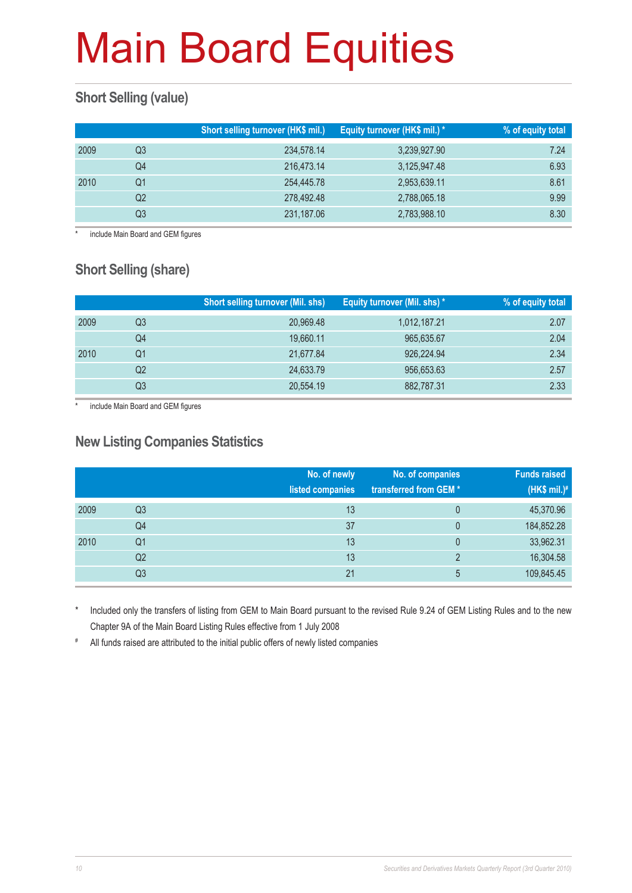# Main Board Equities

## Short Selling (value)

| | | Short selling turnover (HK$ mil.) | Equity turnover (HK$ mil.) * | % of equity total |
|---|---|---|---|---|
| 2009 | Q3 | 234,578.14 | 3,239,927.90 | 7.24 |
| | Q4 | 216,473.14 | 3,125,947.48 | 6.93 |
| 2010 | Q1 | 254,445.78 | 2,953,639.11 | 8.61 |
| | Q2 | 278,492.48 | 2,788,065.18 | 9.99 |
| | Q3 | 231,187.06 | 2,783,988.10 | 8.30 |

\* include Main Board and GEM figures

## Short Selling (share)

| | | Short selling turnover (Mil. shs) | Equity turnover (Mil. shs) * | % of equity total |
|---|---|---|---|---|
| 2009 | Q3 | 20,969.48 | 1,012,187.21 | 2.07 |
| | Q4 | 19,660.11 | 965,635.67 | 2.04 |
| 2010 | Q1 | 21,677.84 | 926,224.94 | 2.34 |
| | Q2 | 24,633.79 | 956,653.63 | 2.57 |
| | Q3 | 20,554.19 | 882,787.31 | 2.33 |

\* include Main Board and GEM figures

## New Listing Companies Statistics

| | | No. of newly listed companies | No. of companies transferred from GEM * | Funds raised (HK$ mil.)# |
|---|---|---|---|---|
| 2009 | Q3 | 13 | 0 | 45,370.96 |
| | Q4 | 37 | 0 | 184,852.28 |
| 2010 | Q1 | 13 | 0 | 33,962.31 |
| | Q2 | 13 | 2 | 16,304.58 |
| | Q3 | 21 | 5 | 109,845.45 |

\* Included only the transfers of listing from GEM to Main Board pursuant to the revised Rule 9.24 of GEM Listing Rules and to the new Chapter 9A of the Main Board Listing Rules effective from 1 July 2008

\# All funds raised are attributed to the initial public offers of newly listed companies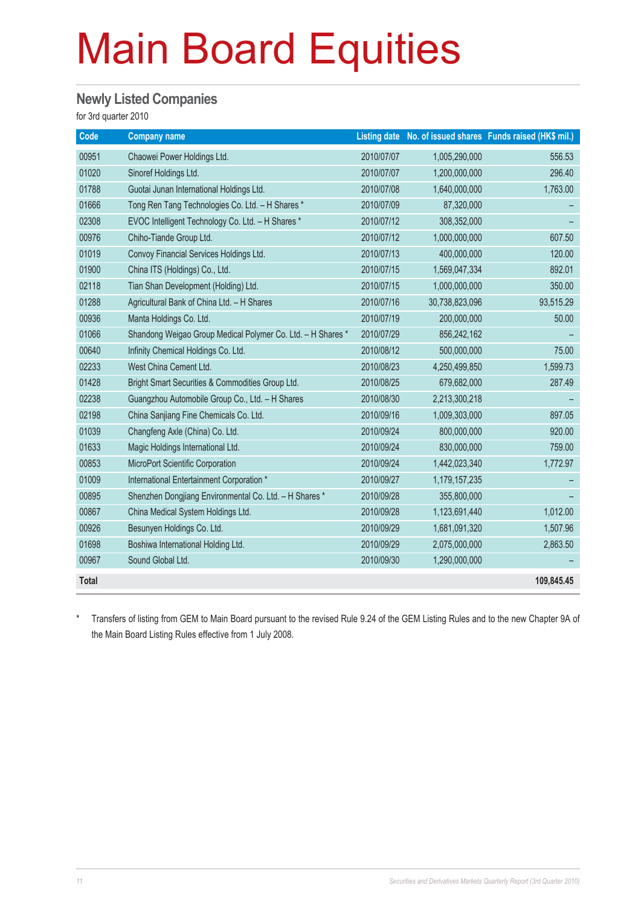# Main Board Equities

## Newly Listed Companies

for 3rd quarter 2010

| Code | Company name | Listing date | No. of issued shares | Funds raised (HK$ mil.) |
|---|---|---|---|---|
| 00951 | Chaowei Power Holdings Ltd. | 2010/07/07 | 1,005,290,000 | 556.53 |
| 01020 | Sinoref Holdings Ltd. | 2010/07/07 | 1,200,000,000 | 296.40 |
| 01788 | Guotai Junan International Holdings Ltd. | 2010/07/08 | 1,640,000,000 | 1,763.00 |
| 01666 | Tong Ren Tang Technologies Co. Ltd. – H Shares * | 2010/07/09 | 87,320,000 | – |
| 02308 | EVOC Intelligent Technology Co. Ltd. – H Shares * | 2010/07/12 | 308,352,000 | – |
| 00976 | Chiho-Tiande Group Ltd. | 2010/07/12 | 1,000,000,000 | 607.50 |
| 01019 | Convoy Financial Services Holdings Ltd. | 2010/07/13 | 400,000,000 | 120.00 |
| 01900 | China ITS (Holdings) Co., Ltd. | 2010/07/15 | 1,569,047,334 | 892.01 |
| 02118 | Tian Shan Development (Holding) Ltd. | 2010/07/15 | 1,000,000,000 | 350.00 |
| 01288 | Agricultural Bank of China Ltd. – H Shares | 2010/07/16 | 30,738,823,096 | 93,515.29 |
| 00936 | Manta Holdings Co. Ltd. | 2010/07/19 | 200,000,000 | 50.00 |
| 01066 | Shandong Weigao Group Medical Polymer Co. Ltd. – H Shares * | 2010/07/29 | 856,242,162 | – |
| 00640 | Infinity Chemical Holdings Co. Ltd. | 2010/08/12 | 500,000,000 | 75.00 |
| 02233 | West China Cement Ltd. | 2010/08/23 | 4,250,499,850 | 1,599.73 |
| 01428 | Bright Smart Securities & Commodities Group Ltd. | 2010/08/25 | 679,682,000 | 287.49 |
| 02238 | Guangzhou Automobile Group Co., Ltd. – H Shares | 2010/08/30 | 2,213,300,218 | – |
| 02198 | China Sanjiang Fine Chemicals Co. Ltd. | 2010/09/16 | 1,009,303,000 | 897.05 |
| 01039 | Changfeng Axle (China) Co. Ltd. | 2010/09/24 | 800,000,000 | 920.00 |
| 01633 | Magic Holdings International Ltd. | 2010/09/24 | 830,000,000 | 759.00 |
| 00853 | MicroPort Scientific Corporation | 2010/09/24 | 1,442,023,340 | 1,772.97 |
| 01009 | International Entertainment Corporation * | 2010/09/27 | 1,179,157,235 | – |
| 00895 | Shenzhen Dongjiang Environmental Co. Ltd. – H Shares * | 2010/09/28 | 355,800,000 | – |
| 00867 | China Medical System Holdings Ltd. | 2010/09/28 | 1,123,691,440 | 1,012.00 |
| 00926 | Besunyen Holdings Co. Ltd. | 2010/09/29 | 1,681,091,320 | 1,507.96 |
| 01698 | Boshiwa International Holding Ltd. | 2010/09/29 | 2,075,000,000 | 2,863.50 |
| 00967 | Sound Global Ltd. | 2010/09/30 | 1,290,000,000 | – |
| **Total** | | | | **109,845.45** |

\* Transfers of listing from GEM to Main Board pursuant to the revised Rule 9.24 of the GEM Listing Rules and to the new Chapter 9A of the Main Board Listing Rules effective from 1 July 2008.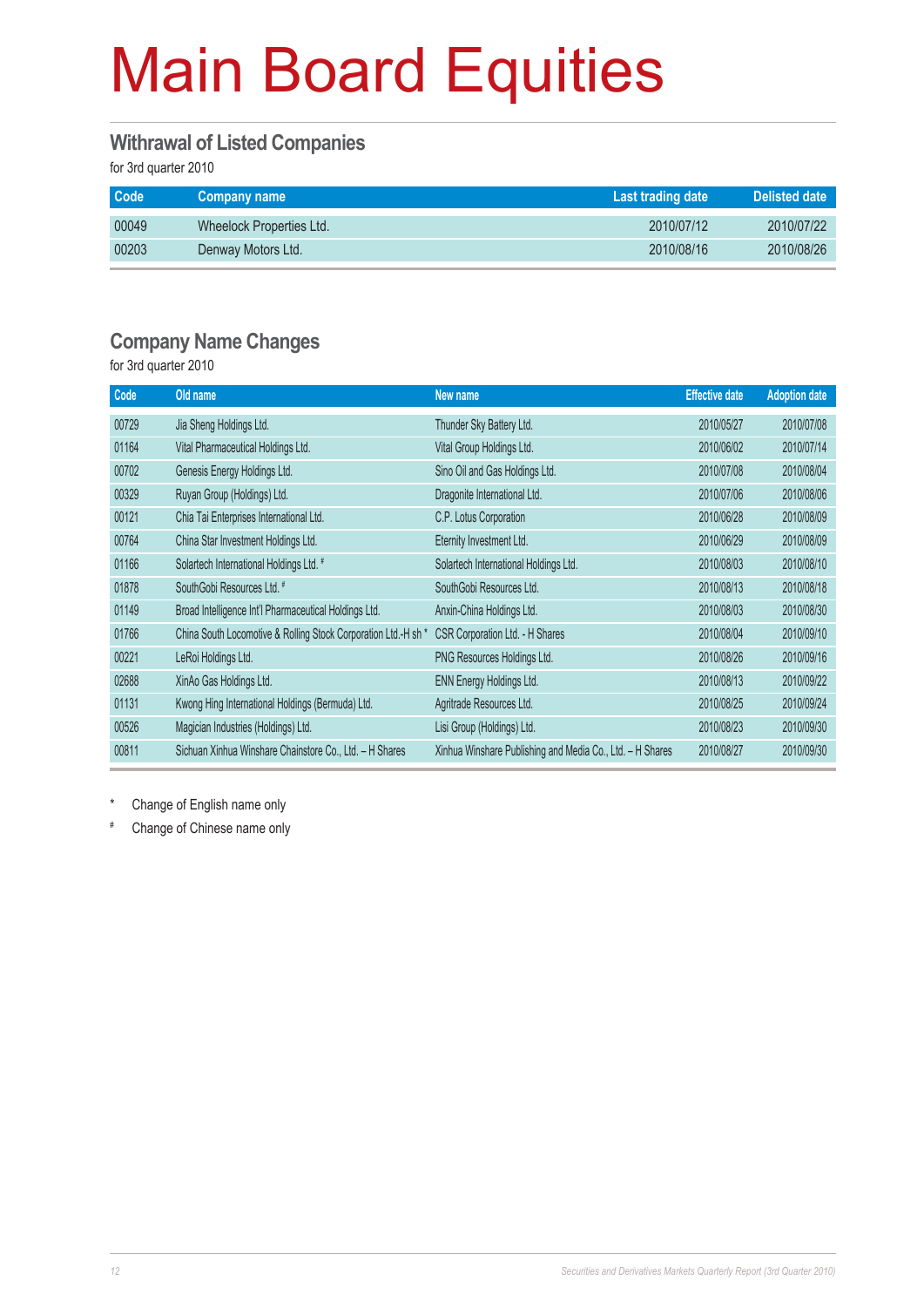# Main Board Equities

## Withrawal of Listed Companies

for 3rd quarter 2010

| Code | Company name | Last trading date | Delisted date |
|---|---|---|---|
| 00049 | Wheelock Properties Ltd. | 2010/07/12 | 2010/07/22 |
| 00203 | Denway Motors Ltd. | 2010/08/16 | 2010/08/26 |

## Company Name Changes

for 3rd quarter 2010

| Code | Old name | New name | Effective date | Adoption date |
|---|---|---|---|---|
| 00729 | Jia Sheng Holdings Ltd. | Thunder Sky Battery Ltd. | 2010/05/27 | 2010/07/08 |
| 01164 | Vital Pharmaceutical Holdings Ltd. | Vital Group Holdings Ltd. | 2010/06/02 | 2010/07/14 |
| 00702 | Genesis Energy Holdings Ltd. | Sino Oil and Gas Holdings Ltd. | 2010/07/08 | 2010/08/04 |
| 00329 | Ruyan Group (Holdings) Ltd. | Dragonite International Ltd. | 2010/07/06 | 2010/08/06 |
| 00121 | Chia Tai Enterprises International Ltd. | C.P. Lotus Corporation | 2010/06/28 | 2010/08/09 |
| 00764 | China Star Investment Holdings Ltd. | Eternity Investment Ltd. | 2010/06/29 | 2010/08/09 |
| 01166 | Solartech International Holdings Ltd. # | Solartech International Holdings Ltd. | 2010/08/03 | 2010/08/10 |
| 01878 | SouthGobi Resources Ltd. # | SouthGobi Resources Ltd. | 2010/08/13 | 2010/08/18 |
| 01149 | Broad Intelligence Int'l Pharmaceutical Holdings Ltd. | Anxin-China Holdings Ltd. | 2010/08/03 | 2010/08/30 |
| 01766 | China South Locomotive & Rolling Stock Corporation Ltd.-H sh * | CSR Corporation Ltd. - H Shares | 2010/08/04 | 2010/09/10 |
| 00221 | LeRoi Holdings Ltd. | PNG Resources Holdings Ltd. | 2010/08/26 | 2010/09/16 |
| 02688 | XinAo Gas Holdings Ltd. | ENN Energy Holdings Ltd. | 2010/08/13 | 2010/09/22 |
| 01131 | Kwong Hing International Holdings (Bermuda) Ltd. | Agritrade Resources Ltd. | 2010/08/25 | 2010/09/24 |
| 00526 | Magician Industries (Holdings) Ltd. | Lisi Group (Holdings) Ltd. | 2010/08/23 | 2010/09/30 |
| 00811 | Sichuan Xinhua Winshare Chainstore Co., Ltd. – H Shares | Xinhua Winshare Publishing and Media Co., Ltd. – H Shares | 2010/08/27 | 2010/09/30 |

\* Change of English name only

\# Change of Chinese name only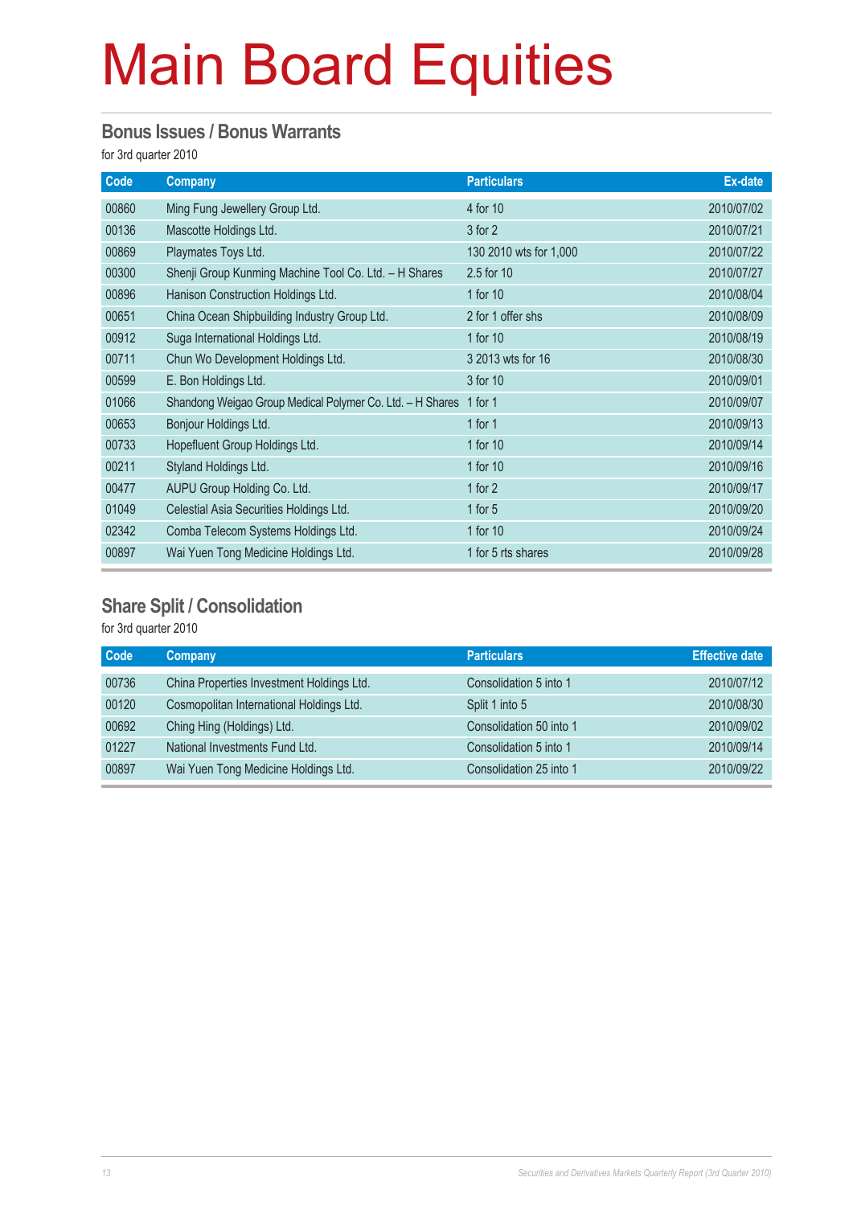# Main Board Equities

## Bonus Issues / Bonus Warrants

for 3rd quarter 2010

| Code | Company | Particulars | Ex-date |
|---|---|---|---|
| 00860 | Ming Fung Jewellery Group Ltd. | 4 for 10 | 2010/07/02 |
| 00136 | Mascotte Holdings Ltd. | 3 for 2 | 2010/07/21 |
| 00869 | Playmates Toys Ltd. | 130 2010 wts for 1,000 | 2010/07/22 |
| 00300 | Shenji Group Kunming Machine Tool Co. Ltd. – H Shares | 2.5 for 10 | 2010/07/27 |
| 00896 | Hanison Construction Holdings Ltd. | 1 for 10 | 2010/08/04 |
| 00651 | China Ocean Shipbuilding Industry Group Ltd. | 2 for 1 offer shs | 2010/08/09 |
| 00912 | Suga International Holdings Ltd. | 1 for 10 | 2010/08/19 |
| 00711 | Chun Wo Development Holdings Ltd. | 3 2013 wts for 16 | 2010/08/30 |
| 00599 | E. Bon Holdings Ltd. | 3 for 10 | 2010/09/01 |
| 01066 | Shandong Weigao Group Medical Polymer Co. Ltd. – H Shares | 1 for 1 | 2010/09/07 |
| 00653 | Bonjour Holdings Ltd. | 1 for 1 | 2010/09/13 |
| 00733 | Hopefluent Group Holdings Ltd. | 1 for 10 | 2010/09/14 |
| 00211 | Styland Holdings Ltd. | 1 for 10 | 2010/09/16 |
| 00477 | AUPU Group Holding Co. Ltd. | 1 for 2 | 2010/09/17 |
| 01049 | Celestial Asia Securities Holdings Ltd. | 1 for 5 | 2010/09/20 |
| 02342 | Comba Telecom Systems Holdings Ltd. | 1 for 10 | 2010/09/24 |
| 00897 | Wai Yuen Tong Medicine Holdings Ltd. | 1 for 5 rts shares | 2010/09/28 |

## Share Split / Consolidation

for 3rd quarter 2010

| Code | Company | Particulars | Effective date |
|---|---|---|---|
| 00736 | China Properties Investment Holdings Ltd. | Consolidation 5 into 1 | 2010/07/12 |
| 00120 | Cosmopolitan International Holdings Ltd. | Split 1 into 5 | 2010/08/30 |
| 00692 | Ching Hing (Holdings) Ltd. | Consolidation 50 into 1 | 2010/09/02 |
| 01227 | National Investments Fund Ltd. | Consolidation 5 into 1 | 2010/09/14 |
| 00897 | Wai Yuen Tong Medicine Holdings Ltd. | Consolidation 25 into 1 | 2010/09/22 |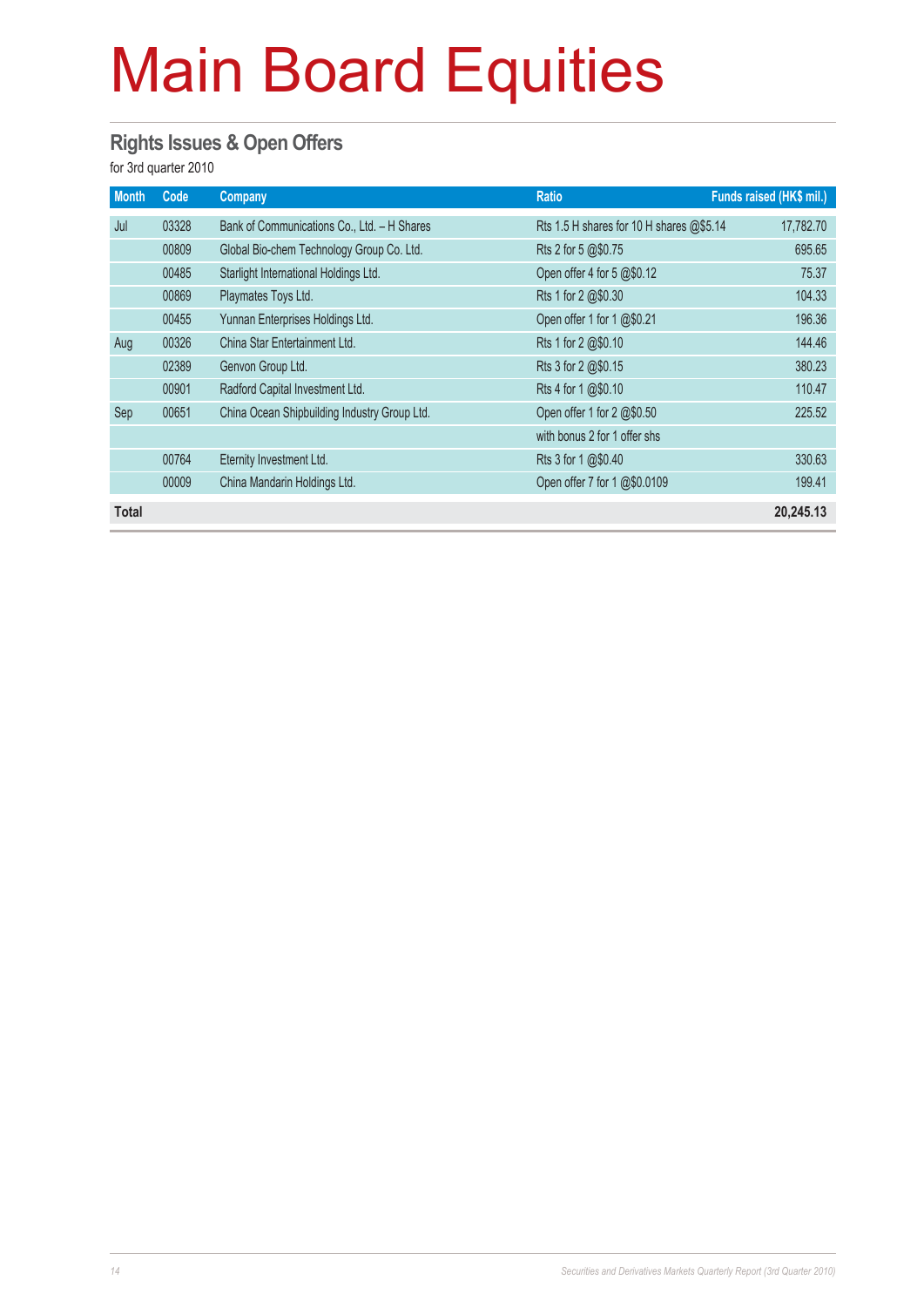# Main Board Equities

## Rights Issues & Open Offers

for 3rd quarter 2010

| Month | Code | Company | Ratio | Funds raised (HK$ mil.) |
|---|---|---|---|---|
| Jul | 03328 | Bank of Communications Co., Ltd. – H Shares | Rts 1.5 H shares for 10 H shares @$5.14 | 17,782.70 |
| | 00809 | Global Bio-chem Technology Group Co. Ltd. | Rts 2 for 5 @$0.75 | 695.65 |
| | 00485 | Starlight International Holdings Ltd. | Open offer 4 for 5 @$0.12 | 75.37 |
| | 00869 | Playmates Toys Ltd. | Rts 1 for 2 @$0.30 | 104.33 |
| | 00455 | Yunnan Enterprises Holdings Ltd. | Open offer 1 for 1 @$0.21 | 196.36 |
| Aug | 00326 | China Star Entertainment Ltd. | Rts 1 for 2 @$0.10 | 144.46 |
| | 02389 | Genvon Group Ltd. | Rts 3 for 2 @$0.15 | 380.23 |
| | 00901 | Radford Capital Investment Ltd. | Rts 4 for 1 @$0.10 | 110.47 |
| Sep | 00651 | China Ocean Shipbuilding Industry Group Ltd. | Open offer 1 for 2 @$0.50 | 225.52 |
| | | | with bonus 2 for 1 offer shs | |
| | 00764 | Eternity Investment Ltd. | Rts 3 for 1 @$0.40 | 330.63 |
| | 00009 | China Mandarin Holdings Ltd. | Open offer 7 for 1 @$0.0109 | 199.41 |
| **Total** | | | | **20,245.13** |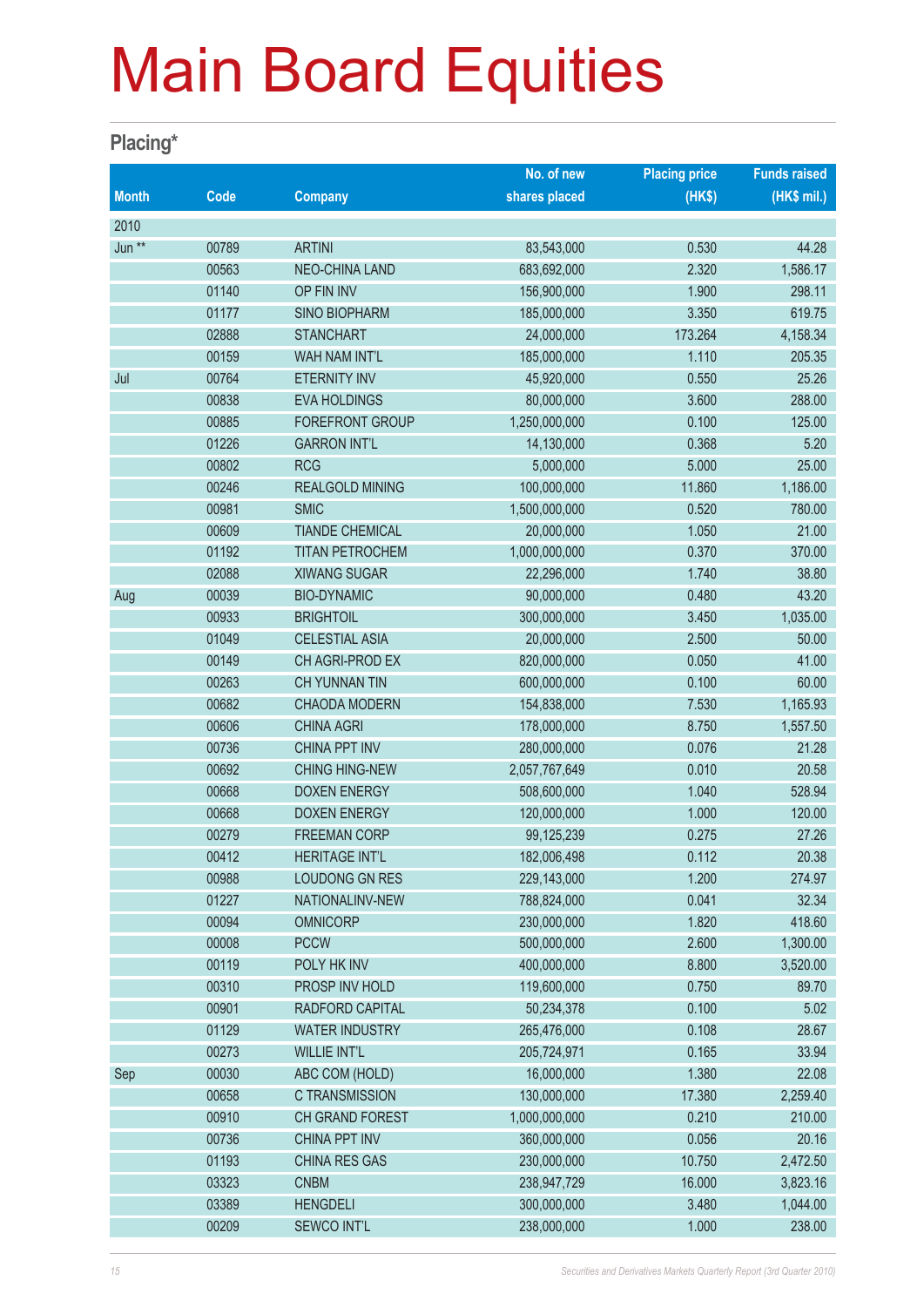# Main Board Equities

## Placing*

| Month | Code | Company | No. of new shares placed | Placing price (HK$) | Funds raised (HK$ mil.) |
|---|---|---|---|---|---|
| 2010 | | | | | |
| Jun ** | 00789 | ARTINI | 83,543,000 | 0.530 | 44.28 |
| | 00563 | NEO-CHINA LAND | 683,692,000 | 2.320 | 1,586.17 |
| | 01140 | OP FIN INV | 156,900,000 | 1.900 | 298.11 |
| | 01177 | SINO BIOPHARM | 185,000,000 | 3.350 | 619.75 |
| | 02888 | STANCHART | 24,000,000 | 173.264 | 4,158.34 |
| | 00159 | WAH NAM INT'L | 185,000,000 | 1.110 | 205.35 |
| Jul | 00764 | ETERNITY INV | 45,920,000 | 0.550 | 25.26 |
| | 00838 | EVA HOLDINGS | 80,000,000 | 3.600 | 288.00 |
| | 00885 | FOREFRONT GROUP | 1,250,000,000 | 0.100 | 125.00 |
| | 01226 | GARRON INT'L | 14,130,000 | 0.368 | 5.20 |
| | 00802 | RCG | 5,000,000 | 5.000 | 25.00 |
| | 00246 | REALGOLD MINING | 100,000,000 | 11.860 | 1,186.00 |
| | 00981 | SMIC | 1,500,000,000 | 0.520 | 780.00 |
| | 00609 | TIANDE CHEMICAL | 20,000,000 | 1.050 | 21.00 |
| | 01192 | TITAN PETROCHEM | 1,000,000,000 | 0.370 | 370.00 |
| | 02088 | XIWANG SUGAR | 22,296,000 | 1.740 | 38.80 |
| Aug | 00039 | BIO-DYNAMIC | 90,000,000 | 0.480 | 43.20 |
| | 00933 | BRIGHTOIL | 300,000,000 | 3.450 | 1,035.00 |
| | 01049 | CELESTIAL ASIA | 20,000,000 | 2.500 | 50.00 |
| | 00149 | CH AGRI-PROD EX | 820,000,000 | 0.050 | 41.00 |
| | 00263 | CH YUNNAN TIN | 600,000,000 | 0.100 | 60.00 |
| | 00682 | CHAODA MODERN | 154,838,000 | 7.530 | 1,165.93 |
| | 00606 | CHINA AGRI | 178,000,000 | 8.750 | 1,557.50 |
| | 00736 | CHINA PPT INV | 280,000,000 | 0.076 | 21.28 |
| | 00692 | CHING HING-NEW | 2,057,767,649 | 0.010 | 20.58 |
| | 00668 | DOXEN ENERGY | 508,600,000 | 1.040 | 528.94 |
| | 00668 | DOXEN ENERGY | 120,000,000 | 1.000 | 120.00 |
| | 00279 | FREEMAN CORP | 99,125,239 | 0.275 | 27.26 |
| | 00412 | HERITAGE INT'L | 182,006,498 | 0.112 | 20.38 |
| | 00988 | LOUDONG GN RES | 229,143,000 | 1.200 | 274.97 |
| | 01227 | NATIONALINV-NEW | 788,824,000 | 0.041 | 32.34 |
| | 00094 | OMNICORP | 230,000,000 | 1.820 | 418.60 |
| | 00008 | PCCW | 500,000,000 | 2.600 | 1,300.00 |
| | 00119 | POLY HK INV | 400,000,000 | 8.800 | 3,520.00 |
| | 00310 | PROSP INV HOLD | 119,600,000 | 0.750 | 89.70 |
| | 00901 | RADFORD CAPITAL | 50,234,378 | 0.100 | 5.02 |
| | 01129 | WATER INDUSTRY | 265,476,000 | 0.108 | 28.67 |
| | 00273 | WILLIE INT'L | 205,724,971 | 0.165 | 33.94 |
| Sep | 00030 | ABC COM (HOLD) | 16,000,000 | 1.380 | 22.08 |
| | 00658 | C TRANSMISSION | 130,000,000 | 17.380 | 2,259.40 |
| | 00910 | CH GRAND FOREST | 1,000,000,000 | 0.210 | 210.00 |
| | 00736 | CHINA PPT INV | 360,000,000 | 0.056 | 20.16 |
| | 01193 | CHINA RES GAS | 230,000,000 | 10.750 | 2,472.50 |
| | 03323 | CNBM | 238,947,729 | 16.000 | 3,823.16 |
| | 03389 | HENGDELI | 300,000,000 | 3.480 | 1,044.00 |
| | 00209 | SEWCO INT'L | 238,000,000 | 1.000 | 238.00 |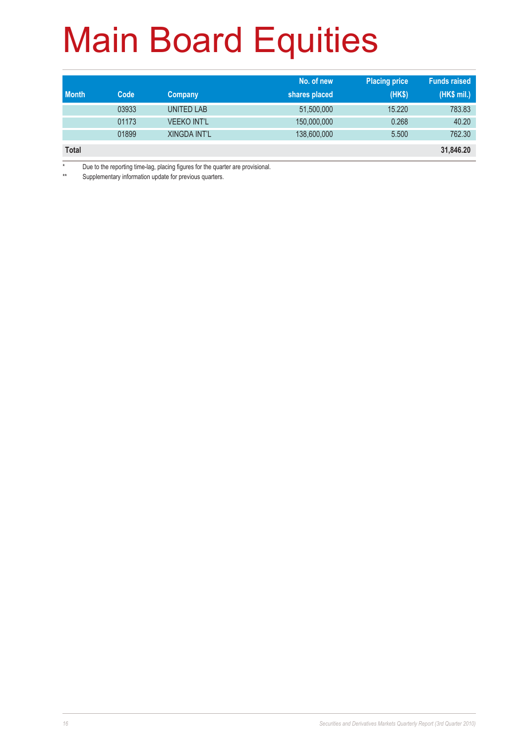# Main Board Equities

| Month | Code | Company | No. of new shares placed | Placing price (HK$) | Funds raised (HK$ mil.) |
|---|---|---|---|---|---|
| | 03933 | UNITED LAB | 51,500,000 | 15.220 | 783.83 |
| | 01173 | VEEKO INT'L | 150,000,000 | 0.268 | 40.20 |
| | 01899 | XINGDA INT'L | 138,600,000 | 5.500 | 762.30 |
| **Total** | | | | | **31,846.20** |

\* Due to the reporting time-lag, placing figures for the quarter are provisional.

\*\* Supplementary information update for previous quarters.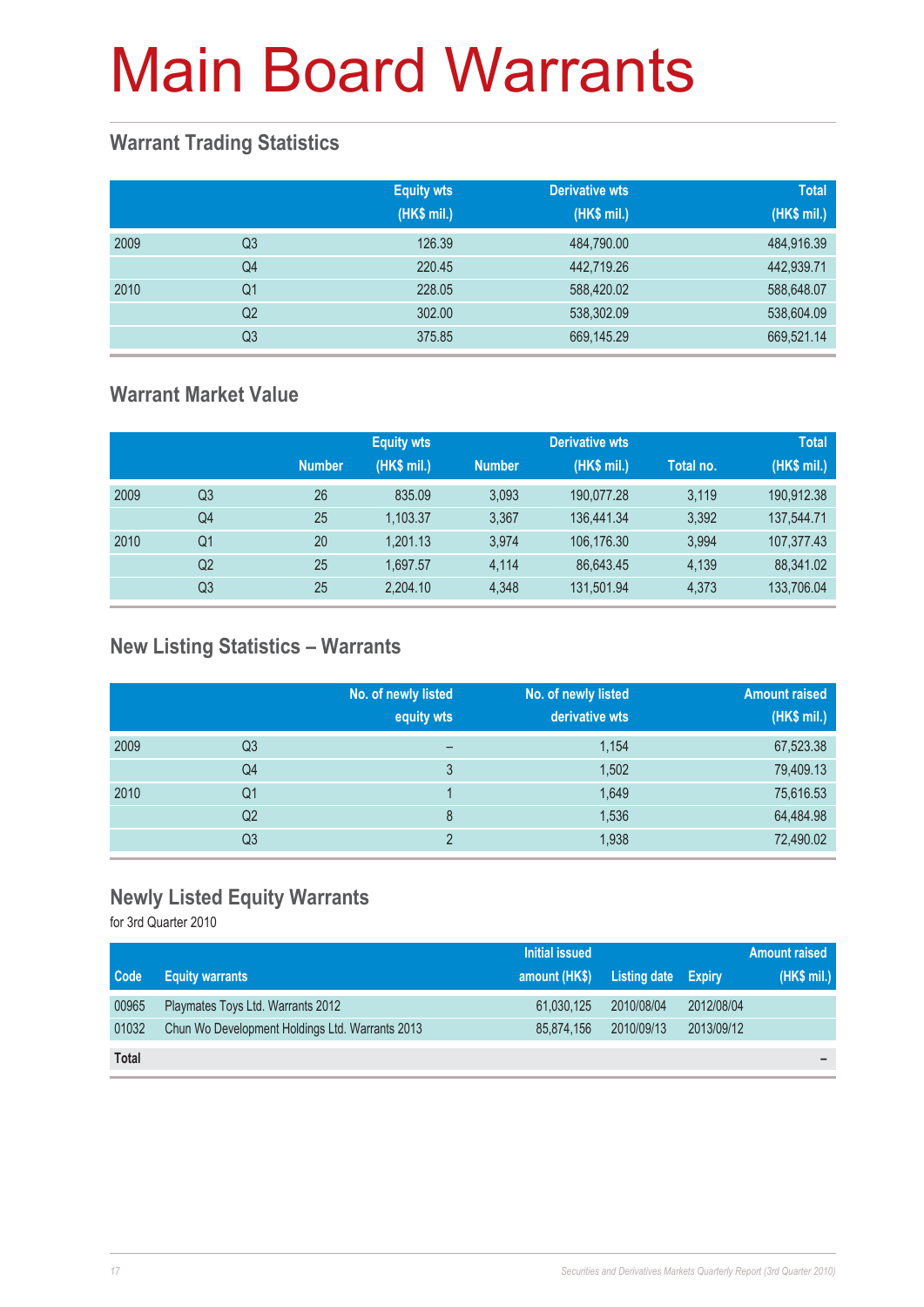# Main Board Warrants

## Warrant Trading Statistics

| | | Equity wts (HK$ mil.) | Derivative wts (HK$ mil.) | Total (HK$ mil.) |
|---|---|---|---|---|
| 2009 | Q3 | 126.39 | 484,790.00 | 484,916.39 |
| | Q4 | 220.45 | 442,719.26 | 442,939.71 |
| 2010 | Q1 | 228.05 | 588,420.02 | 588,648.07 |
| | Q2 | 302.00 | 538,302.09 | 538,604.09 |
| | Q3 | 375.85 | 669,145.29 | 669,521.14 |

## Warrant Market Value

| | | Equity wts | | Derivative wts | | | Total |
|---|---|---|---|---|---|---|---|
| | | Number | (HK$ mil.) | Number | (HK$ mil.) | Total no. | (HK$ mil.) |
| 2009 | Q3 | 26 | 835.09 | 3,093 | 190,077.28 | 3,119 | 190,912.38 |
| | Q4 | 25 | 1,103.37 | 3,367 | 136,441.34 | 3,392 | 137,544.71 |
| 2010 | Q1 | 20 | 1,201.13 | 3,974 | 106,176.30 | 3,994 | 107,377.43 |
| | Q2 | 25 | 1,697.57 | 4,114 | 86,643.45 | 4,139 | 88,341.02 |
| | Q3 | 25 | 2,204.10 | 4,348 | 131,501.94 | 4,373 | 133,706.04 |

## New Listing Statistics – Warrants

| | | No. of newly listed equity wts | No. of newly listed derivative wts | Amount raised (HK$ mil.) |
|---|---|---|---|---|
| 2009 | Q3 | – | 1,154 | 67,523.38 |
| | Q4 | 3 | 1,502 | 79,409.13 |
| 2010 | Q1 | 1 | 1,649 | 75,616.53 |
| | Q2 | 8 | 1,536 | 64,484.98 |
| | Q3 | 2 | 1,938 | 72,490.02 |

## Newly Listed Equity Warrants

for 3rd Quarter 2010

| Code | Equity warrants | Initial issued amount (HK$) | Listing date | Expiry | Amount raised (HK$ mil.) |
|---|---|---|---|---|---|
| 00965 | Playmates Toys Ltd. Warrants 2012 | 61,030,125 | 2010/08/04 | 2012/08/04 | |
| 01032 | Chun Wo Development Holdings Ltd. Warrants 2013 | 85,874,156 | 2010/09/13 | 2013/09/12 | |
| **Total** | | | | | – |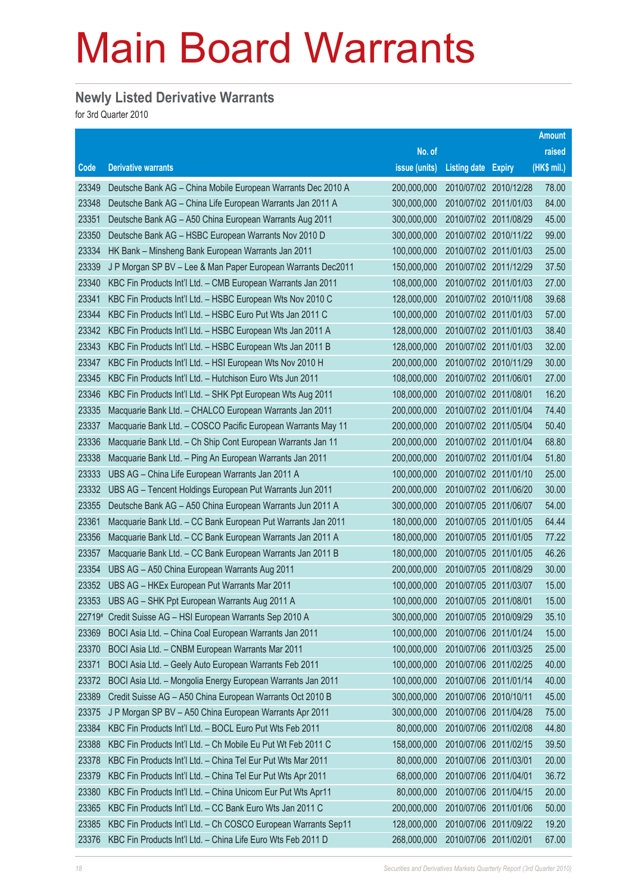# Main Board Warrants

## Newly Listed Derivative Warrants

for 3rd Quarter 2010

| Code | Derivative warrants | No. of issue (units) | Listing date | Expiry | Amount raised (HK$ mil.) |
|---|---|---|---|---|---|
| 23349 | Deutsche Bank AG – China Mobile European Warrants Dec 2010 A | 200,000,000 | 2010/07/02 | 2010/12/28 | 78.00 |
| 23348 | Deutsche Bank AG – China Life European Warrants Jan 2011 A | 300,000,000 | 2010/07/02 | 2011/01/03 | 84.00 |
| 23351 | Deutsche Bank AG – A50 China European Warrants Aug 2011 | 300,000,000 | 2010/07/02 | 2011/08/29 | 45.00 |
| 23350 | Deutsche Bank AG – HSBC European Warrants Nov 2010 D | 300,000,000 | 2010/07/02 | 2010/11/22 | 99.00 |
| 23334 | HK Bank – Minsheng Bank European Warrants Jan 2011 | 100,000,000 | 2010/07/02 | 2011/01/03 | 25.00 |
| 23339 | J P Morgan SP BV – Lee & Man Paper European Warrants Dec2011 | 150,000,000 | 2010/07/02 | 2011/12/29 | 37.50 |
| 23340 | KBC Fin Products Int'l Ltd. – CMB European Warrants Jan 2011 | 108,000,000 | 2010/07/02 | 2011/01/03 | 27.00 |
| 23341 | KBC Fin Products Int'l Ltd. – HSBC European Wts Nov 2010 C | 128,000,000 | 2010/07/02 | 2010/11/08 | 39.68 |
| 23344 | KBC Fin Products Int'l Ltd. – HSBC Euro Put Wts Jan 2011 C | 100,000,000 | 2010/07/02 | 2011/01/03 | 57.00 |
| 23342 | KBC Fin Products Int'l Ltd. – HSBC European Wts Jan 2011 A | 128,000,000 | 2010/07/02 | 2011/01/03 | 38.40 |
| 23343 | KBC Fin Products Int'l Ltd. – HSBC European Wts Jan 2011 B | 128,000,000 | 2010/07/02 | 2011/01/03 | 32.00 |
| 23347 | KBC Fin Products Int'l Ltd. – HSI European Wts Nov 2010 H | 200,000,000 | 2010/07/02 | 2010/11/29 | 30.00 |
| 23345 | KBC Fin Products Int'l Ltd. – Hutchison Euro Wts Jun 2011 | 108,000,000 | 2010/07/02 | 2011/06/01 | 27.00 |
| 23346 | KBC Fin Products Int'l Ltd. – SHK Ppt European Wts Aug 2011 | 108,000,000 | 2010/07/02 | 2011/08/01 | 16.20 |
| 23335 | Macquarie Bank Ltd. – CHALCO European Warrants Jan 2011 | 200,000,000 | 2010/07/02 | 2011/01/04 | 74.40 |
| 23337 | Macquarie Bank Ltd. – COSCO Pacific European Warrants May 11 | 200,000,000 | 2010/07/02 | 2011/05/04 | 50.40 |
| 23336 | Macquarie Bank Ltd. – Ch Ship Cont European Warrants Jan 11 | 200,000,000 | 2010/07/02 | 2011/01/04 | 68.80 |
| 23338 | Macquarie Bank Ltd. – Ping An European Warrants Jan 2011 | 200,000,000 | 2010/07/02 | 2011/01/04 | 51.80 |
| 23333 | UBS AG – China Life European Warrants Jan 2011 A | 100,000,000 | 2010/07/02 | 2011/01/10 | 25.00 |
| 23332 | UBS AG – Tencent Holdings European Put Warrants Jun 2011 | 200,000,000 | 2010/07/02 | 2011/06/20 | 30.00 |
| 23355 | Deutsche Bank AG – A50 China European Warrants Jun 2011 A | 300,000,000 | 2010/07/05 | 2011/06/07 | 54.00 |
| 23361 | Macquarie Bank Ltd. – CC Bank European Put Warrants Jan 2011 | 180,000,000 | 2010/07/05 | 2011/01/05 | 64.44 |
| 23356 | Macquarie Bank Ltd. – CC Bank European Warrants Jan 2011 A | 180,000,000 | 2010/07/05 | 2011/01/05 | 77.22 |
| 23357 | Macquarie Bank Ltd. – CC Bank European Warrants Jan 2011 B | 180,000,000 | 2010/07/05 | 2011/01/05 | 46.26 |
| 23354 | UBS AG – A50 China European Warrants Aug 2011 | 200,000,000 | 2010/07/05 | 2011/08/29 | 30.00 |
| 23352 | UBS AG – HKEx European Put Warrants Mar 2011 | 100,000,000 | 2010/07/05 | 2011/03/07 | 15.00 |
| 23353 | UBS AG – SHK Ppt European Warrants Aug 2011 A | 100,000,000 | 2010/07/05 | 2011/08/01 | 15.00 |
| 22719# | Credit Suisse AG – HSI European Warrants Sep 2010 A | 300,000,000 | 2010/07/05 | 2010/09/29 | 35.10 |
| 23369 | BOCI Asia Ltd. – China Coal European Warrants Jan 2011 | 100,000,000 | 2010/07/06 | 2011/01/24 | 15.00 |
| 23370 | BOCI Asia Ltd. – CNBM European Warrants Mar 2011 | 100,000,000 | 2010/07/06 | 2011/03/25 | 25.00 |
| 23371 | BOCI Asia Ltd. – Geely Auto European Warrants Feb 2011 | 100,000,000 | 2010/07/06 | 2011/02/25 | 40.00 |
| 23372 | BOCI Asia Ltd. – Mongolia Energy European Warrants Jan 2011 | 100,000,000 | 2010/07/06 | 2011/01/14 | 40.00 |
| 23389 | Credit Suisse AG – A50 China European Warrants Oct 2010 B | 300,000,000 | 2010/07/06 | 2010/10/11 | 45.00 |
| 23375 | J P Morgan SP BV – A50 China European Warrants Apr 2011 | 300,000,000 | 2010/07/06 | 2011/04/28 | 75.00 |
| 23384 | KBC Fin Products Int'l Ltd. – BOCL Euro Put Wts Feb 2011 | 80,000,000 | 2010/07/06 | 2011/02/08 | 44.80 |
| 23388 | KBC Fin Products Int'l Ltd. – Ch Mobile Eu Put Wt Feb 2011 C | 158,000,000 | 2010/07/06 | 2011/02/15 | 39.50 |
| 23378 | KBC Fin Products Int'l Ltd. – China Tel Eur Put Wts Mar 2011 | 80,000,000 | 2010/07/06 | 2011/03/01 | 20.00 |
| 23379 | KBC Fin Products Int'l Ltd. – China Tel Eur Put Wts Apr 2011 | 68,000,000 | 2010/07/06 | 2011/04/01 | 36.72 |
| 23380 | KBC Fin Products Int'l Ltd. – China Unicom Eur Put Wts Apr11 | 80,000,000 | 2010/07/06 | 2011/04/15 | 20.00 |
| 23365 | KBC Fin Products Int'l Ltd. – CC Bank Euro Wts Jan 2011 C | 200,000,000 | 2010/07/06 | 2011/01/06 | 50.00 |
| 23385 | KBC Fin Products Int'l Ltd. – Ch COSCO European Warrants Sep11 | 128,000,000 | 2010/07/06 | 2011/09/22 | 19.20 |
| 23376 | KBC Fin Products Int'l Ltd. – China Life Euro Wts Feb 2011 D | 268,000,000 | 2010/07/06 | 2011/02/01 | 67.00 |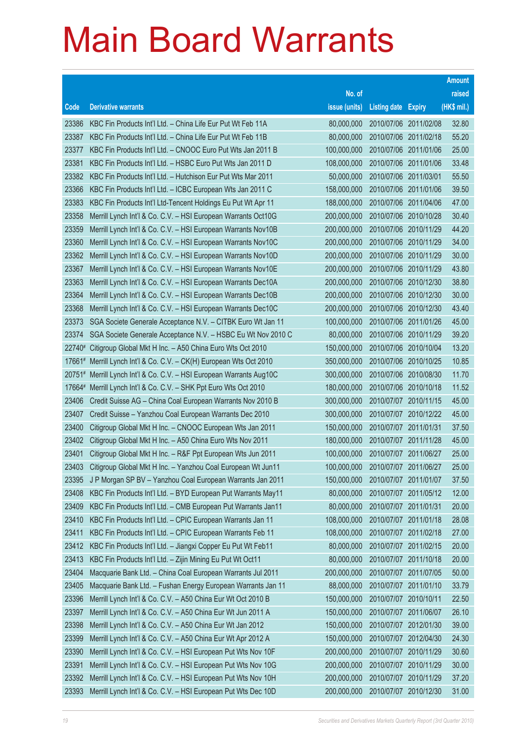# Main Board Warrants

| Code | Derivative warrants | No. of issue (units) | Listing date | Expiry | Amount raised (HK$ mil.) |
|---|---|---|---|---|---|
| 23386 | KBC Fin Products Int'l Ltd. – China Life Eur Put Wt Feb 11A | 80,000,000 | 2010/07/06 | 2011/02/08 | 32.80 |
| 23387 | KBC Fin Products Int'l Ltd. – China Life Eur Put Wt Feb 11B | 80,000,000 | 2010/07/06 | 2011/02/18 | 55.20 |
| 23377 | KBC Fin Products Int'l Ltd. – CNOOC Euro Put Wts Jan 2011 B | 100,000,000 | 2010/07/06 | 2011/01/06 | 25.00 |
| 23381 | KBC Fin Products Int'l Ltd. – HSBC Euro Put Wts Jan 2011 D | 108,000,000 | 2010/07/06 | 2011/01/06 | 33.48 |
| 23382 | KBC Fin Products Int'l Ltd. – Hutchison Eur Put Wts Mar 2011 | 50,000,000 | 2010/07/06 | 2011/03/01 | 55.50 |
| 23366 | KBC Fin Products Int'l Ltd. – ICBC European Wts Jan 2011 C | 158,000,000 | 2010/07/06 | 2011/01/06 | 39.50 |
| 23383 | KBC Fin Products Int'l Ltd-Tencent Holdings Eu Put Wt Apr 11 | 188,000,000 | 2010/07/06 | 2011/04/06 | 47.00 |
| 23358 | Merrill Lynch Int'l & Co. C.V. – HSI European Warrants Oct10G | 200,000,000 | 2010/07/06 | 2010/10/28 | 30.40 |
| 23359 | Merrill Lynch Int'l & Co. C.V. – HSI European Warrants Nov10B | 200,000,000 | 2010/07/06 | 2010/11/29 | 44.20 |
| 23360 | Merrill Lynch Int'l & Co. C.V. – HSI European Warrants Nov10C | 200,000,000 | 2010/07/06 | 2010/11/29 | 34.00 |
| 23362 | Merrill Lynch Int'l & Co. C.V. – HSI European Warrants Nov10D | 200,000,000 | 2010/07/06 | 2010/11/29 | 30.00 |
| 23367 | Merrill Lynch Int'l & Co. C.V. – HSI European Warrants Nov10E | 200,000,000 | 2010/07/06 | 2010/11/29 | 43.80 |
| 23363 | Merrill Lynch Int'l & Co. C.V. – HSI European Warrants Dec10A | 200,000,000 | 2010/07/06 | 2010/12/30 | 38.80 |
| 23364 | Merrill Lynch Int'l & Co. C.V. – HSI European Warrants Dec10B | 200,000,000 | 2010/07/06 | 2010/12/30 | 30.00 |
| 23368 | Merrill Lynch Int'l & Co. C.V. – HSI European Warrants Dec10C | 200,000,000 | 2010/07/06 | 2010/12/30 | 43.40 |
| 23373 | SGA Societe Generale Acceptance N.V. – CITBK Euro Wt Jan 11 | 100,000,000 | 2010/07/06 | 2011/01/26 | 45.00 |
| 23374 | SGA Societe Generale Acceptance N.V. – HSBC Eu Wt Nov 2010 C | 80,000,000 | 2010/07/06 | 2010/11/29 | 39.20 |
| 22740# | Citigroup Global Mkt H Inc. – A50 China Euro Wts Oct 2010 | 150,000,000 | 2010/07/06 | 2010/10/04 | 13.20 |
| 17661# | Merrill Lynch Int'l & Co. C.V. – CK(H) European Wts Oct 2010 | 350,000,000 | 2010/07/06 | 2010/10/25 | 10.85 |
| 20751# | Merrill Lynch Int'l & Co. C.V. – HSI European Warrants Aug10C | 300,000,000 | 2010/07/06 | 2010/08/30 | 11.70 |
| 17664# | Merrill Lynch Int'l & Co. C.V. – SHK Ppt Euro Wts Oct 2010 | 180,000,000 | 2010/07/06 | 2010/10/18 | 11.52 |
| 23406 | Credit Suisse AG – China Coal European Warrants Nov 2010 B | 300,000,000 | 2010/07/07 | 2010/11/15 | 45.00 |
| 23407 | Credit Suisse – Yanzhou Coal European Warrants Dec 2010 | 300,000,000 | 2010/07/07 | 2010/12/22 | 45.00 |
| 23400 | Citigroup Global Mkt H Inc. – CNOOC European Wts Jan 2011 | 150,000,000 | 2010/07/07 | 2011/01/31 | 37.50 |
| 23402 | Citigroup Global Mkt H Inc. – A50 China Euro Wts Nov 2011 | 180,000,000 | 2010/07/07 | 2011/11/28 | 45.00 |
| 23401 | Citigroup Global Mkt H Inc. – R&F Ppt European Wts Jun 2011 | 100,000,000 | 2010/07/07 | 2011/06/27 | 25.00 |
| 23403 | Citigroup Global Mkt H Inc. – Yanzhou Coal European Wt Jun11 | 100,000,000 | 2010/07/07 | 2011/06/27 | 25.00 |
| 23395 | J P Morgan SP BV – Yanzhou Coal European Warrants Jan 2011 | 150,000,000 | 2010/07/07 | 2011/01/07 | 37.50 |
| 23408 | KBC Fin Products Int'l Ltd. – BYD European Put Warrants May11 | 80,000,000 | 2010/07/07 | 2011/05/12 | 12.00 |
| 23409 | KBC Fin Products Int'l Ltd. – CMB European Put Warrants Jan11 | 80,000,000 | 2010/07/07 | 2011/01/31 | 20.00 |
| 23410 | KBC Fin Products Int'l Ltd. – CPIC European Warrants Jan 11 | 108,000,000 | 2010/07/07 | 2011/01/18 | 28.08 |
| 23411 | KBC Fin Products Int'l Ltd. – CPIC European Warrants Feb 11 | 108,000,000 | 2010/07/07 | 2011/02/18 | 27.00 |
| 23412 | KBC Fin Products Int'l Ltd. – Jiangxi Copper Eu Put Wt Feb11 | 80,000,000 | 2010/07/07 | 2011/02/15 | 20.00 |
| 23413 | KBC Fin Products Int'l Ltd. – Zijin Mining Eu Put Wt Oct11 | 80,000,000 | 2010/07/07 | 2011/10/18 | 20.00 |
| 23404 | Macquarie Bank Ltd. – China Coal European Warrants Jul 2011 | 200,000,000 | 2010/07/07 | 2011/07/05 | 50.00 |
| 23405 | Macquarie Bank Ltd. – Fushan Energy European Warrants Jan 11 | 88,000,000 | 2010/07/07 | 2011/01/10 | 33.79 |
| 23396 | Merrill Lynch Int'l & Co. C.V. – A50 China Eur Wt Oct 2010 B | 150,000,000 | 2010/07/07 | 2010/10/11 | 22.50 |
| 23397 | Merrill Lynch Int'l & Co. C.V. – A50 China Eur Wt Jun 2011 A | 150,000,000 | 2010/07/07 | 2011/06/07 | 26.10 |
| 23398 | Merrill Lynch Int'l & Co. C.V. – A50 China Eur Wt Jan 2012 | 150,000,000 | 2010/07/07 | 2012/01/30 | 39.00 |
| 23399 | Merrill Lynch Int'l & Co. C.V. – A50 China Eur Wt Apr 2012 A | 150,000,000 | 2010/07/07 | 2012/04/30 | 24.30 |
| 23390 | Merrill Lynch Int'l & Co. C.V. – HSI European Put Wts Nov 10F | 200,000,000 | 2010/07/07 | 2010/11/29 | 30.60 |
| 23391 | Merrill Lynch Int'l & Co. C.V. – HSI European Put Wts Nov 10G | 200,000,000 | 2010/07/07 | 2010/11/29 | 30.00 |
| 23392 | Merrill Lynch Int'l & Co. C.V. – HSI European Put Wts Nov 10H | 200,000,000 | 2010/07/07 | 2010/11/29 | 37.20 |
| 23393 | Merrill Lynch Int'l & Co. C.V. – HSI European Put Wts Dec 10D | 200,000,000 | 2010/07/07 | 2010/12/30 | 31.00 |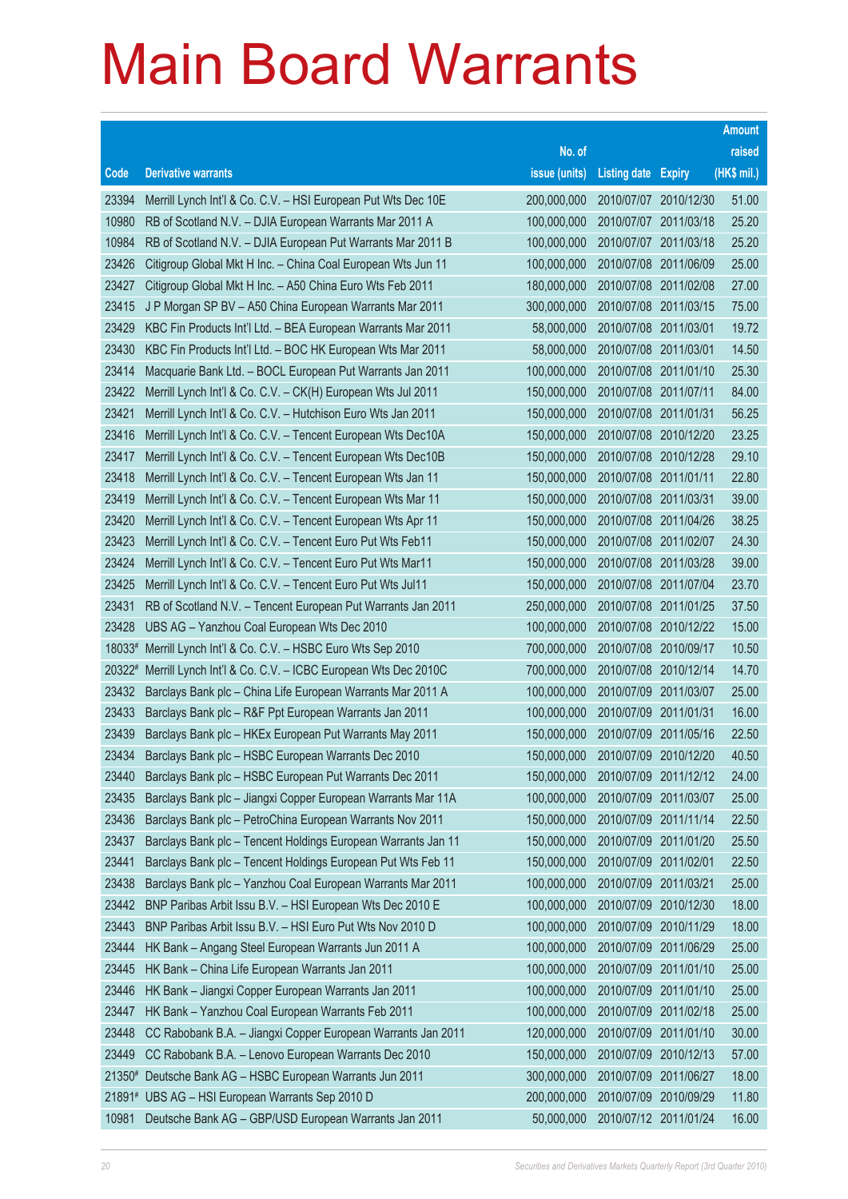# Main Board Warrants

| Code | Derivative warrants | No. of issue (units) | Listing date | Expiry | Amount raised (HK$ mil.) |
|---|---|---|---|---|---|
| 23394 | Merrill Lynch Int'l & Co. C.V. – HSI European Put Wts Dec 10E | 200,000,000 | 2010/07/07 | 2010/12/30 | 51.00 |
| 10980 | RB of Scotland N.V. – DJIA European Warrants Mar 2011 A | 100,000,000 | 2010/07/07 | 2011/03/18 | 25.20 |
| 10984 | RB of Scotland N.V. – DJIA European Put Warrants Mar 2011 B | 100,000,000 | 2010/07/07 | 2011/03/18 | 25.20 |
| 23426 | Citigroup Global Mkt H Inc. – China Coal European Wts Jun 11 | 100,000,000 | 2010/07/08 | 2011/06/09 | 25.00 |
| 23427 | Citigroup Global Mkt H Inc. – A50 China Euro Wts Feb 2011 | 180,000,000 | 2010/07/08 | 2011/02/08 | 27.00 |
| 23415 | J P Morgan SP BV – A50 China European Warrants Mar 2011 | 300,000,000 | 2010/07/08 | 2011/03/15 | 75.00 |
| 23429 | KBC Fin Products Int'l Ltd. – BEA European Warrants Mar 2011 | 58,000,000 | 2010/07/08 | 2011/03/01 | 19.72 |
| 23430 | KBC Fin Products Int'l Ltd. – BOC HK European Wts Mar 2011 | 58,000,000 | 2010/07/08 | 2011/03/01 | 14.50 |
| 23414 | Macquarie Bank Ltd. – BOCL European Put Warrants Jan 2011 | 100,000,000 | 2010/07/08 | 2011/01/10 | 25.30 |
| 23422 | Merrill Lynch Int'l & Co. C.V. – CK(H) European Wts Jul 2011 | 150,000,000 | 2010/07/08 | 2011/07/11 | 84.00 |
| 23421 | Merrill Lynch Int'l & Co. C.V. – Hutchison Euro Wts Jan 2011 | 150,000,000 | 2010/07/08 | 2011/01/31 | 56.25 |
| 23416 | Merrill Lynch Int'l & Co. C.V. – Tencent European Wts Dec10A | 150,000,000 | 2010/07/08 | 2010/12/20 | 23.25 |
| 23417 | Merrill Lynch Int'l & Co. C.V. – Tencent European Wts Dec10B | 150,000,000 | 2010/07/08 | 2010/12/28 | 29.10 |
| 23418 | Merrill Lynch Int'l & Co. C.V. – Tencent European Wts Jan 11 | 150,000,000 | 2010/07/08 | 2011/01/11 | 22.80 |
| 23419 | Merrill Lynch Int'l & Co. C.V. – Tencent European Wts Mar 11 | 150,000,000 | 2010/07/08 | 2011/03/31 | 39.00 |
| 23420 | Merrill Lynch Int'l & Co. C.V. – Tencent European Wts Apr 11 | 150,000,000 | 2010/07/08 | 2011/04/26 | 38.25 |
| 23423 | Merrill Lynch Int'l & Co. C.V. – Tencent Euro Put Wts Feb11 | 150,000,000 | 2010/07/08 | 2011/02/07 | 24.30 |
| 23424 | Merrill Lynch Int'l & Co. C.V. – Tencent Euro Put Wts Mar11 | 150,000,000 | 2010/07/08 | 2011/03/28 | 39.00 |
| 23425 | Merrill Lynch Int'l & Co. C.V. – Tencent Euro Put Wts Jul11 | 150,000,000 | 2010/07/08 | 2011/07/04 | 23.70 |
| 23431 | RB of Scotland N.V. – Tencent European Put Warrants Jan 2011 | 250,000,000 | 2010/07/08 | 2011/01/25 | 37.50 |
| 23428 | UBS AG – Yanzhou Coal European Wts Dec 2010 | 100,000,000 | 2010/07/08 | 2010/12/22 | 15.00 |
| 18033# | Merrill Lynch Int'l & Co. C.V. – HSBC Euro Wts Sep 2010 | 700,000,000 | 2010/07/08 | 2010/09/17 | 10.50 |
| 20322# | Merrill Lynch Int'l & Co. C.V. – ICBC European Wts Dec 2010C | 700,000,000 | 2010/07/08 | 2010/12/14 | 14.70 |
| 23432 | Barclays Bank plc – China Life European Warrants Mar 2011 A | 100,000,000 | 2010/07/09 | 2011/03/07 | 25.00 |
| 23433 | Barclays Bank plc – R&F Ppt European Warrants Jan 2011 | 100,000,000 | 2010/07/09 | 2011/01/31 | 16.00 |
| 23439 | Barclays Bank plc – HKEx European Put Warrants May 2011 | 150,000,000 | 2010/07/09 | 2011/05/16 | 22.50 |
| 23434 | Barclays Bank plc – HSBC European Warrants Dec 2010 | 150,000,000 | 2010/07/09 | 2010/12/20 | 40.50 |
| 23440 | Barclays Bank plc – HSBC European Put Warrants Dec 2011 | 150,000,000 | 2010/07/09 | 2011/12/12 | 24.00 |
| 23435 | Barclays Bank plc – Jiangxi Copper European Warrants Mar 11A | 100,000,000 | 2010/07/09 | 2011/03/07 | 25.00 |
| 23436 | Barclays Bank plc – PetroChina European Warrants Nov 2011 | 150,000,000 | 2010/07/09 | 2011/11/14 | 22.50 |
| 23437 | Barclays Bank plc – Tencent Holdings European Warrants Jan 11 | 150,000,000 | 2010/07/09 | 2011/01/20 | 25.50 |
| 23441 | Barclays Bank plc – Tencent Holdings European Put Wts Feb 11 | 150,000,000 | 2010/07/09 | 2011/02/01 | 22.50 |
| 23438 | Barclays Bank plc – Yanzhou Coal European Warrants Mar 2011 | 100,000,000 | 2010/07/09 | 2011/03/21 | 25.00 |
| 23442 | BNP Paribas Arbit Issu B.V. – HSI European Wts Dec 2010 E | 100,000,000 | 2010/07/09 | 2010/12/30 | 18.00 |
| 23443 | BNP Paribas Arbit Issu B.V. – HSI Euro Put Wts Nov 2010 D | 100,000,000 | 2010/07/09 | 2010/11/29 | 18.00 |
| 23444 | HK Bank – Angang Steel European Warrants Jun 2011 A | 100,000,000 | 2010/07/09 | 2011/06/29 | 25.00 |
| 23445 | HK Bank – China Life European Warrants Jan 2011 | 100,000,000 | 2010/07/09 | 2011/01/10 | 25.00 |
| 23446 | HK Bank – Jiangxi Copper European Warrants Jan 2011 | 100,000,000 | 2010/07/09 | 2011/01/10 | 25.00 |
| 23447 | HK Bank – Yanzhou Coal European Warrants Feb 2011 | 100,000,000 | 2010/07/09 | 2011/02/18 | 25.00 |
| 23448 | CC Rabobank B.A. – Jiangxi Copper European Warrants Jan 2011 | 120,000,000 | 2010/07/09 | 2011/01/10 | 30.00 |
| 23449 | CC Rabobank B.A. – Lenovo European Warrants Dec 2010 | 150,000,000 | 2010/07/09 | 2010/12/13 | 57.00 |
| 21350# | Deutsche Bank AG – HSBC European Warrants Jun 2011 | 300,000,000 | 2010/07/09 | 2011/06/27 | 18.00 |
| 21891# | UBS AG – HSI European Warrants Sep 2010 D | 200,000,000 | 2010/07/09 | 2010/09/29 | 11.80 |
| 10981 | Deutsche Bank AG – GBP/USD European Warrants Jan 2011 | 50,000,000 | 2010/07/12 | 2011/01/24 | 16.00 |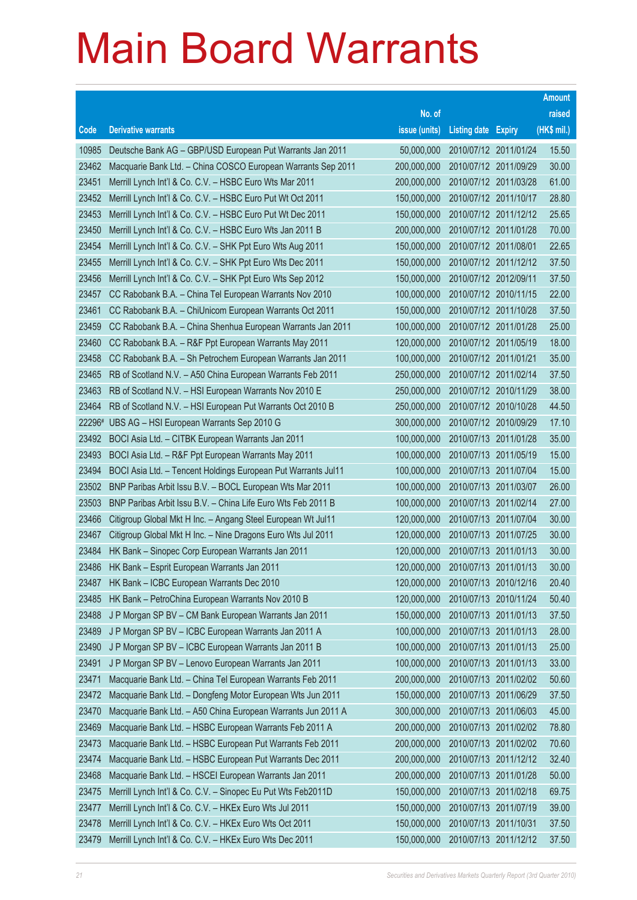# Main Board Warrants

| Code | Derivative warrants | No. of issue (units) | Listing date | Expiry | Amount raised (HK$ mil.) |
|---|---|---|---|---|---|
| 10985 | Deutsche Bank AG – GBP/USD European Put Warrants Jan 2011 | 50,000,000 | 2010/07/12 | 2011/01/24 | 15.50 |
| 23462 | Macquarie Bank Ltd. – China COSCO European Warrants Sep 2011 | 200,000,000 | 2010/07/12 | 2011/09/29 | 30.00 |
| 23451 | Merrill Lynch Int'l & Co. C.V. – HSBC Euro Wts Mar 2011 | 200,000,000 | 2010/07/12 | 2011/03/28 | 61.00 |
| 23452 | Merrill Lynch Int'l & Co. C.V. – HSBC Euro Put Wt Oct 2011 | 150,000,000 | 2010/07/12 | 2011/10/17 | 28.80 |
| 23453 | Merrill Lynch Int'l & Co. C.V. – HSBC Euro Put Wt Dec 2011 | 150,000,000 | 2010/07/12 | 2011/12/12 | 25.65 |
| 23450 | Merrill Lynch Int'l & Co. C.V. – HSBC Euro Wts Jan 2011 B | 200,000,000 | 2010/07/12 | 2011/01/28 | 70.00 |
| 23454 | Merrill Lynch Int'l & Co. C.V. – SHK Ppt Euro Wts Aug 2011 | 150,000,000 | 2010/07/12 | 2011/08/01 | 22.65 |
| 23455 | Merrill Lynch Int'l & Co. C.V. – SHK Ppt Euro Wts Dec 2011 | 150,000,000 | 2010/07/12 | 2011/12/12 | 37.50 |
| 23456 | Merrill Lynch Int'l & Co. C.V. – SHK Ppt Euro Wts Sep 2012 | 150,000,000 | 2010/07/12 | 2012/09/11 | 37.50 |
| 23457 | CC Rabobank B.A. – China Tel European Warrants Nov 2010 | 100,000,000 | 2010/07/12 | 2010/11/15 | 22.00 |
| 23461 | CC Rabobank B.A. – ChiUnicom European Warrants Oct 2011 | 150,000,000 | 2010/07/12 | 2011/10/28 | 37.50 |
| 23459 | CC Rabobank B.A. – China Shenhua European Warrants Jan 2011 | 100,000,000 | 2010/07/12 | 2011/01/28 | 25.00 |
| 23460 | CC Rabobank B.A. – R&F Ppt European Warrants May 2011 | 120,000,000 | 2010/07/12 | 2011/05/19 | 18.00 |
| 23458 | CC Rabobank B.A. – Sh Petrochem European Warrants Jan 2011 | 100,000,000 | 2010/07/12 | 2011/01/21 | 35.00 |
| 23465 | RB of Scotland N.V. – A50 China European Warrants Feb 2011 | 250,000,000 | 2010/07/12 | 2011/02/14 | 37.50 |
| 23463 | RB of Scotland N.V. – HSI European Warrants Nov 2010 E | 250,000,000 | 2010/07/12 | 2010/11/29 | 38.00 |
| 23464 | RB of Scotland N.V. – HSI European Put Warrants Oct 2010 B | 250,000,000 | 2010/07/12 | 2010/10/28 | 44.50 |
| 22296# | UBS AG – HSI European Warrants Sep 2010 G | 300,000,000 | 2010/07/12 | 2010/09/29 | 17.10 |
| 23492 | BOCI Asia Ltd. – CITBK European Warrants Jan 2011 | 100,000,000 | 2010/07/13 | 2011/01/28 | 35.00 |
| 23493 | BOCI Asia Ltd. – R&F Ppt European Warrants May 2011 | 100,000,000 | 2010/07/13 | 2011/05/19 | 15.00 |
| 23494 | BOCI Asia Ltd. – Tencent Holdings European Put Warrants Jul11 | 100,000,000 | 2010/07/13 | 2011/07/04 | 15.00 |
| 23502 | BNP Paribas Arbit Issu B.V. – BOCL European Wts Mar 2011 | 100,000,000 | 2010/07/13 | 2011/03/07 | 26.00 |
| 23503 | BNP Paribas Arbit Issu B.V. – China Life Euro Wts Feb 2011 B | 100,000,000 | 2010/07/13 | 2011/02/14 | 27.00 |
| 23466 | Citigroup Global Mkt H Inc. – Angang Steel European Wt Jul11 | 120,000,000 | 2010/07/13 | 2011/07/04 | 30.00 |
| 23467 | Citigroup Global Mkt H Inc. – Nine Dragons Euro Wts Jul 2011 | 120,000,000 | 2010/07/13 | 2011/07/25 | 30.00 |
| 23484 | HK Bank – Sinopec Corp European Warrants Jan 2011 | 120,000,000 | 2010/07/13 | 2011/01/13 | 30.00 |
| 23486 | HK Bank – Esprit European Warrants Jan 2011 | 120,000,000 | 2010/07/13 | 2011/01/13 | 30.00 |
| 23487 | HK Bank – ICBC European Warrants Dec 2010 | 120,000,000 | 2010/07/13 | 2010/12/16 | 20.40 |
| 23485 | HK Bank – PetroChina European Warrants Nov 2010 B | 120,000,000 | 2010/07/13 | 2010/11/24 | 50.40 |
| 23488 | J P Morgan SP BV – CM Bank European Warrants Jan 2011 | 150,000,000 | 2010/07/13 | 2011/01/13 | 37.50 |
| 23489 | J P Morgan SP BV – ICBC European Warrants Jan 2011 A | 100,000,000 | 2010/07/13 | 2011/01/13 | 28.00 |
| 23490 | J P Morgan SP BV – ICBC European Warrants Jan 2011 B | 100,000,000 | 2010/07/13 | 2011/01/13 | 25.00 |
| 23491 | J P Morgan SP BV – Lenovo European Warrants Jan 2011 | 100,000,000 | 2010/07/13 | 2011/01/13 | 33.00 |
| 23471 | Macquarie Bank Ltd. – China Tel European Warrants Feb 2011 | 200,000,000 | 2010/07/13 | 2011/02/02 | 50.60 |
| 23472 | Macquarie Bank Ltd. – Dongfeng Motor European Wts Jun 2011 | 150,000,000 | 2010/07/13 | 2011/06/29 | 37.50 |
| 23470 | Macquarie Bank Ltd. – A50 China European Warrants Jun 2011 A | 300,000,000 | 2010/07/13 | 2011/06/03 | 45.00 |
| 23469 | Macquarie Bank Ltd. – HSBC European Warrants Feb 2011 A | 200,000,000 | 2010/07/13 | 2011/02/02 | 78.80 |
| 23473 | Macquarie Bank Ltd. – HSBC European Put Warrants Feb 2011 | 200,000,000 | 2010/07/13 | 2011/02/02 | 70.60 |
| 23474 | Macquarie Bank Ltd. – HSBC European Put Warrants Dec 2011 | 200,000,000 | 2010/07/13 | 2011/12/12 | 32.40 |
| 23468 | Macquarie Bank Ltd. – HSCEI European Warrants Jan 2011 | 200,000,000 | 2010/07/13 | 2011/01/28 | 50.00 |
| 23475 | Merrill Lynch Int'l & Co. C.V. – Sinopec Eu Put Wts Feb2011D | 150,000,000 | 2010/07/13 | 2011/02/18 | 69.75 |
| 23477 | Merrill Lynch Int'l & Co. C.V. – HKEx Euro Wts Jul 2011 | 150,000,000 | 2010/07/13 | 2011/07/19 | 39.00 |
| 23478 | Merrill Lynch Int'l & Co. C.V. – HKEx Euro Wts Oct 2011 | 150,000,000 | 2010/07/13 | 2011/10/31 | 37.50 |
| 23479 | Merrill Lynch Int'l & Co. C.V. – HKEx Euro Wts Dec 2011 | 150,000,000 | 2010/07/13 | 2011/12/12 | 37.50 |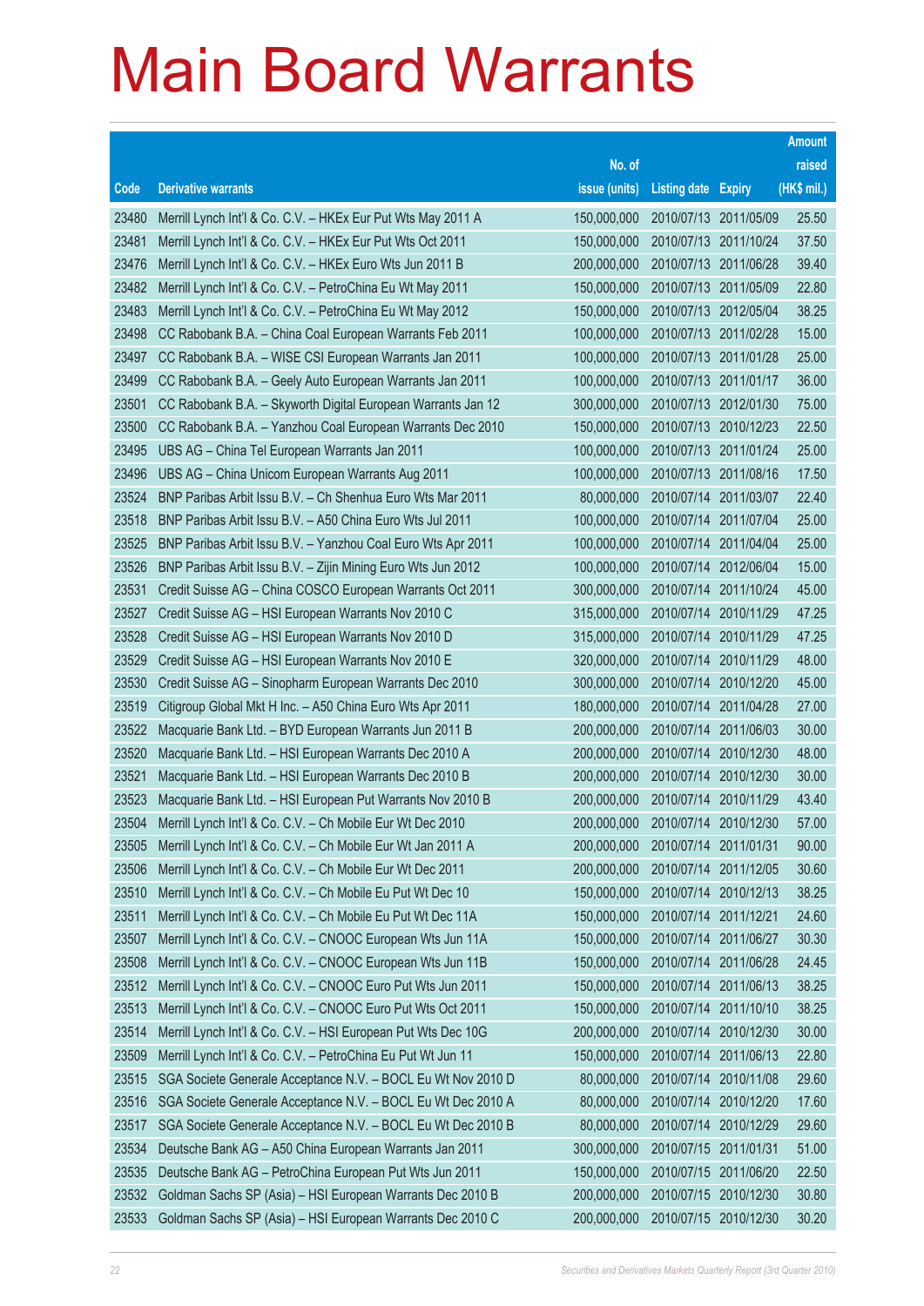# Main Board Warrants

| Code | Derivative warrants | No. of issue (units) | Listing date | Expiry | Amount raised (HK$ mil.) |
|---|---|---|---|---|---|
| 23480 | Merrill Lynch Int'l & Co. C.V. – HKEx Eur Put Wts May 2011 A | 150,000,000 | 2010/07/13 | 2011/05/09 | 25.50 |
| 23481 | Merrill Lynch Int'l & Co. C.V. – HKEx Eur Put Wts Oct 2011 | 150,000,000 | 2010/07/13 | 2011/10/24 | 37.50 |
| 23476 | Merrill Lynch Int'l & Co. C.V. – HKEx Euro Wts Jun 2011 B | 200,000,000 | 2010/07/13 | 2011/06/28 | 39.40 |
| 23482 | Merrill Lynch Int'l & Co. C.V. – PetroChina Eu Wt May 2011 | 150,000,000 | 2010/07/13 | 2011/05/09 | 22.80 |
| 23483 | Merrill Lynch Int'l & Co. C.V. – PetroChina Eu Wt May 2012 | 150,000,000 | 2010/07/13 | 2012/05/04 | 38.25 |
| 23498 | CC Rabobank B.A. – China Coal European Warrants Feb 2011 | 100,000,000 | 2010/07/13 | 2011/02/28 | 15.00 |
| 23497 | CC Rabobank B.A. – WISE CSI European Warrants Jan 2011 | 100,000,000 | 2010/07/13 | 2011/01/28 | 25.00 |
| 23499 | CC Rabobank B.A. – Geely Auto European Warrants Jan 2011 | 100,000,000 | 2010/07/13 | 2011/01/17 | 36.00 |
| 23501 | CC Rabobank B.A. – Skyworth Digital European Warrants Jan 12 | 300,000,000 | 2010/07/13 | 2012/01/30 | 75.00 |
| 23500 | CC Rabobank B.A. – Yanzhou Coal European Warrants Dec 2010 | 150,000,000 | 2010/07/13 | 2010/12/23 | 22.50 |
| 23495 | UBS AG – China Tel European Warrants Jan 2011 | 100,000,000 | 2010/07/13 | 2011/01/24 | 25.00 |
| 23496 | UBS AG – China Unicom European Warrants Aug 2011 | 100,000,000 | 2010/07/13 | 2011/08/16 | 17.50 |
| 23524 | BNP Paribas Arbit Issu B.V. – Ch Shenhua Euro Wts Mar 2011 | 80,000,000 | 2010/07/14 | 2011/03/07 | 22.40 |
| 23518 | BNP Paribas Arbit Issu B.V. – A50 China Euro Wts Jul 2011 | 100,000,000 | 2010/07/14 | 2011/07/04 | 25.00 |
| 23525 | BNP Paribas Arbit Issu B.V. – Yanzhou Coal Euro Wts Apr 2011 | 100,000,000 | 2010/07/14 | 2011/04/04 | 25.00 |
| 23526 | BNP Paribas Arbit Issu B.V. – Zijin Mining Euro Wts Jun 2012 | 100,000,000 | 2010/07/14 | 2012/06/04 | 15.00 |
| 23531 | Credit Suisse AG – China COSCO European Warrants Oct 2011 | 300,000,000 | 2010/07/14 | 2011/10/24 | 45.00 |
| 23527 | Credit Suisse AG – HSI European Warrants Nov 2010 C | 315,000,000 | 2010/07/14 | 2010/11/29 | 47.25 |
| 23528 | Credit Suisse AG – HSI European Warrants Nov 2010 D | 315,000,000 | 2010/07/14 | 2010/11/29 | 47.25 |
| 23529 | Credit Suisse AG – HSI European Warrants Nov 2010 E | 320,000,000 | 2010/07/14 | 2010/11/29 | 48.00 |
| 23530 | Credit Suisse AG – Sinopharm European Warrants Dec 2010 | 300,000,000 | 2010/07/14 | 2010/12/20 | 45.00 |
| 23519 | Citigroup Global Mkt H Inc. – A50 China Euro Wts Apr 2011 | 180,000,000 | 2010/07/14 | 2011/04/28 | 27.00 |
| 23522 | Macquarie Bank Ltd. – BYD European Warrants Jun 2011 B | 200,000,000 | 2010/07/14 | 2011/06/03 | 30.00 |
| 23520 | Macquarie Bank Ltd. – HSI European Warrants Dec 2010 A | 200,000,000 | 2010/07/14 | 2010/12/30 | 48.00 |
| 23521 | Macquarie Bank Ltd. – HSI European Warrants Dec 2010 B | 200,000,000 | 2010/07/14 | 2010/12/30 | 30.00 |
| 23523 | Macquarie Bank Ltd. – HSI European Put Warrants Nov 2010 B | 200,000,000 | 2010/07/14 | 2010/11/29 | 43.40 |
| 23504 | Merrill Lynch Int'l & Co. C.V. – Ch Mobile Eur Wt Dec 2010 | 200,000,000 | 2010/07/14 | 2010/12/30 | 57.00 |
| 23505 | Merrill Lynch Int'l & Co. C.V. – Ch Mobile Eur Wt Jan 2011 A | 200,000,000 | 2010/07/14 | 2011/01/31 | 90.00 |
| 23506 | Merrill Lynch Int'l & Co. C.V. – Ch Mobile Eur Wt Dec 2011 | 200,000,000 | 2010/07/14 | 2011/12/05 | 30.60 |
| 23510 | Merrill Lynch Int'l & Co. C.V. – Ch Mobile Eu Put Wt Dec 10 | 150,000,000 | 2010/07/14 | 2010/12/13 | 38.25 |
| 23511 | Merrill Lynch Int'l & Co. C.V. – Ch Mobile Eu Put Wt Dec 11A | 150,000,000 | 2010/07/14 | 2011/12/21 | 24.60 |
| 23507 | Merrill Lynch Int'l & Co. C.V. – CNOOC European Wts Jun 11A | 150,000,000 | 2010/07/14 | 2011/06/27 | 30.30 |
| 23508 | Merrill Lynch Int'l & Co. C.V. – CNOOC European Wts Jun 11B | 150,000,000 | 2010/07/14 | 2011/06/28 | 24.45 |
| 23512 | Merrill Lynch Int'l & Co. C.V. – CNOOC Euro Put Wts Jun 2011 | 150,000,000 | 2010/07/14 | 2011/06/13 | 38.25 |
| 23513 | Merrill Lynch Int'l & Co. C.V. – CNOOC Euro Put Wts Oct 2011 | 150,000,000 | 2010/07/14 | 2011/10/10 | 38.25 |
| 23514 | Merrill Lynch Int'l & Co. C.V. – HSI European Put Wts Dec 10G | 200,000,000 | 2010/07/14 | 2010/12/30 | 30.00 |
| 23509 | Merrill Lynch Int'l & Co. C.V. – PetroChina Eu Put Wt Jun 11 | 150,000,000 | 2010/07/14 | 2011/06/13 | 22.80 |
| 23515 | SGA Societe Generale Acceptance N.V. – BOCL Eu Wt Nov 2010 D | 80,000,000 | 2010/07/14 | 2010/11/08 | 29.60 |
| 23516 | SGA Societe Generale Acceptance N.V. – BOCL Eu Wt Dec 2010 A | 80,000,000 | 2010/07/14 | 2010/12/20 | 17.60 |
| 23517 | SGA Societe Generale Acceptance N.V. – BOCL Eu Wt Dec 2010 B | 80,000,000 | 2010/07/14 | 2010/12/29 | 29.60 |
| 23534 | Deutsche Bank AG – A50 China European Warrants Jan 2011 | 300,000,000 | 2010/07/15 | 2011/01/31 | 51.00 |
| 23535 | Deutsche Bank AG – PetroChina European Put Wts Jun 2011 | 150,000,000 | 2010/07/15 | 2011/06/20 | 22.50 |
| 23532 | Goldman Sachs SP (Asia) – HSI European Warrants Dec 2010 B | 200,000,000 | 2010/07/15 | 2010/12/30 | 30.80 |
| 23533 | Goldman Sachs SP (Asia) – HSI European Warrants Dec 2010 C | 200,000,000 | 2010/07/15 | 2010/12/30 | 30.20 |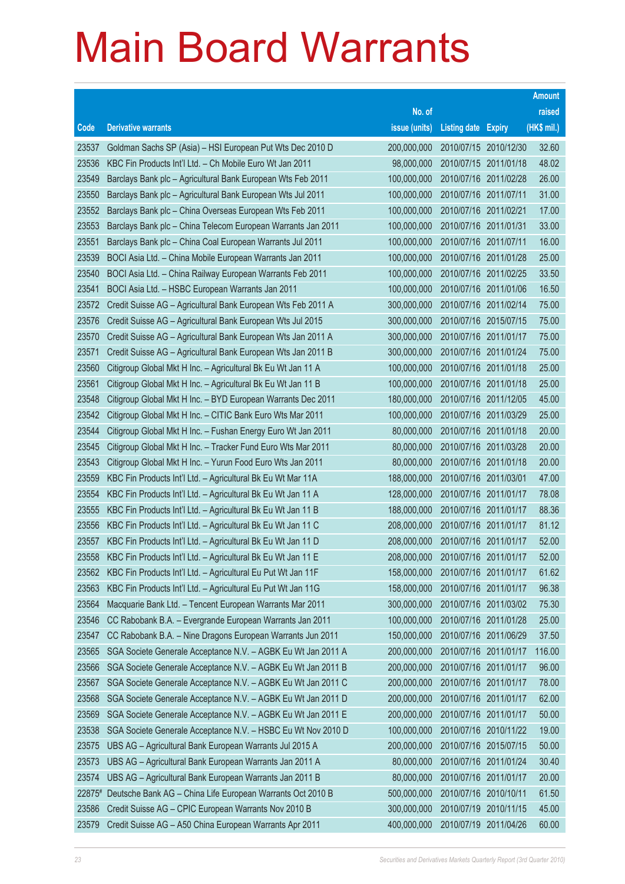# Main Board Warrants

| Code | Derivative warrants | No. of issue (units) | Listing date | Expiry | Amount raised (HK$ mil.) |
|---|---|---|---|---|---|
| 23537 | Goldman Sachs SP (Asia) – HSI European Put Wts Dec 2010 D | 200,000,000 | 2010/07/15 | 2010/12/30 | 32.60 |
| 23536 | KBC Fin Products Int'l Ltd. – Ch Mobile Euro Wt Jan 2011 | 98,000,000 | 2010/07/15 | 2011/01/18 | 48.02 |
| 23549 | Barclays Bank plc – Agricultural Bank European Wts Feb 2011 | 100,000,000 | 2010/07/16 | 2011/02/28 | 26.00 |
| 23550 | Barclays Bank plc – Agricultural Bank European Wts Jul 2011 | 100,000,000 | 2010/07/16 | 2011/07/11 | 31.00 |
| 23552 | Barclays Bank plc – China Overseas European Wts Feb 2011 | 100,000,000 | 2010/07/16 | 2011/02/21 | 17.00 |
| 23553 | Barclays Bank plc – China Telecom European Warrants Jan 2011 | 100,000,000 | 2010/07/16 | 2011/01/31 | 33.00 |
| 23551 | Barclays Bank plc – China Coal European Warrants Jul 2011 | 100,000,000 | 2010/07/16 | 2011/07/11 | 16.00 |
| 23539 | BOCI Asia Ltd. – China Mobile European Warrants Jan 2011 | 100,000,000 | 2010/07/16 | 2011/01/28 | 25.00 |
| 23540 | BOCI Asia Ltd. – China Railway European Warrants Feb 2011 | 100,000,000 | 2010/07/16 | 2011/02/25 | 33.50 |
| 23541 | BOCI Asia Ltd. – HSBC European Warrants Jan 2011 | 100,000,000 | 2010/07/16 | 2011/01/06 | 16.50 |
| 23572 | Credit Suisse AG – Agricultural Bank European Wts Feb 2011 A | 300,000,000 | 2010/07/16 | 2011/02/14 | 75.00 |
| 23576 | Credit Suisse AG – Agricultural Bank European Wts Jul 2015 | 300,000,000 | 2010/07/16 | 2015/07/15 | 75.00 |
| 23570 | Credit Suisse AG – Agricultural Bank European Wts Jan 2011 A | 300,000,000 | 2010/07/16 | 2011/01/17 | 75.00 |
| 23571 | Credit Suisse AG – Agricultural Bank European Wts Jan 2011 B | 300,000,000 | 2010/07/16 | 2011/01/24 | 75.00 |
| 23560 | Citigroup Global Mkt H Inc. – Agricultural Bk Eu Wt Jan 11 A | 100,000,000 | 2010/07/16 | 2011/01/18 | 25.00 |
| 23561 | Citigroup Global Mkt H Inc. – Agricultural Bk Eu Wt Jan 11 B | 100,000,000 | 2010/07/16 | 2011/01/18 | 25.00 |
| 23548 | Citigroup Global Mkt H Inc. – BYD European Warrants Dec 2011 | 180,000,000 | 2010/07/16 | 2011/12/05 | 45.00 |
| 23542 | Citigroup Global Mkt H Inc. – CITIC Bank Euro Wts Mar 2011 | 100,000,000 | 2010/07/16 | 2011/03/29 | 25.00 |
| 23544 | Citigroup Global Mkt H Inc. – Fushan Energy Euro Wt Jan 2011 | 80,000,000 | 2010/07/16 | 2011/01/18 | 20.00 |
| 23545 | Citigroup Global Mkt H Inc. – Tracker Fund Euro Wts Mar 2011 | 80,000,000 | 2010/07/16 | 2011/03/28 | 20.00 |
| 23543 | Citigroup Global Mkt H Inc. – Yurun Food Euro Wts Jan 2011 | 80,000,000 | 2010/07/16 | 2011/01/18 | 20.00 |
| 23559 | KBC Fin Products Int'l Ltd. – Agricultural Bk Eu Wt Mar 11A | 188,000,000 | 2010/07/16 | 2011/03/01 | 47.00 |
| 23554 | KBC Fin Products Int'l Ltd. – Agricultural Bk Eu Wt Jan 11 A | 128,000,000 | 2010/07/16 | 2011/01/17 | 78.08 |
| 23555 | KBC Fin Products Int'l Ltd. – Agricultural Bk Eu Wt Jan 11 B | 188,000,000 | 2010/07/16 | 2011/01/17 | 88.36 |
| 23556 | KBC Fin Products Int'l Ltd. – Agricultural Bk Eu Wt Jan 11 C | 208,000,000 | 2010/07/16 | 2011/01/17 | 81.12 |
| 23557 | KBC Fin Products Int'l Ltd. – Agricultural Bk Eu Wt Jan 11 D | 208,000,000 | 2010/07/16 | 2011/01/17 | 52.00 |
| 23558 | KBC Fin Products Int'l Ltd. – Agricultural Bk Eu Wt Jan 11 E | 208,000,000 | 2010/07/16 | 2011/01/17 | 52.00 |
| 23562 | KBC Fin Products Int'l Ltd. – Agricultural Eu Put Wt Jan 11F | 158,000,000 | 2010/07/16 | 2011/01/17 | 61.62 |
| 23563 | KBC Fin Products Int'l Ltd. – Agricultural Eu Put Wt Jan 11G | 158,000,000 | 2010/07/16 | 2011/01/17 | 96.38 |
| 23564 | Macquarie Bank Ltd. – Tencent European Warrants Mar 2011 | 300,000,000 | 2010/07/16 | 2011/03/02 | 75.30 |
| 23546 | CC Rabobank B.A. – Evergrande European Warrants Jan 2011 | 100,000,000 | 2010/07/16 | 2011/01/28 | 25.00 |
| 23547 | CC Rabobank B.A. – Nine Dragons European Warrants Jun 2011 | 150,000,000 | 2010/07/16 | 2011/06/29 | 37.50 |
| 23565 | SGA Societe Generale Acceptance N.V. – AGBK Eu Wt Jan 2011 A | 200,000,000 | 2010/07/16 | 2011/01/17 | 116.00 |
| 23566 | SGA Societe Generale Acceptance N.V. – AGBK Eu Wt Jan 2011 B | 200,000,000 | 2010/07/16 | 2011/01/17 | 96.00 |
| 23567 | SGA Societe Generale Acceptance N.V. – AGBK Eu Wt Jan 2011 C | 200,000,000 | 2010/07/16 | 2011/01/17 | 78.00 |
| 23568 | SGA Societe Generale Acceptance N.V. – AGBK Eu Wt Jan 2011 D | 200,000,000 | 2010/07/16 | 2011/01/17 | 62.00 |
| 23569 | SGA Societe Generale Acceptance N.V. – AGBK Eu Wt Jan 2011 E | 200,000,000 | 2010/07/16 | 2011/01/17 | 50.00 |
| 23538 | SGA Societe Generale Acceptance N.V. – HSBC Eu Wt Nov 2010 D | 100,000,000 | 2010/07/16 | 2010/11/22 | 19.00 |
| 23575 | UBS AG – Agricultural Bank European Warrants Jul 2015 A | 200,000,000 | 2010/07/16 | 2015/07/15 | 50.00 |
| 23573 | UBS AG – Agricultural Bank European Warrants Jan 2011 A | 80,000,000 | 2010/07/16 | 2011/01/24 | 30.40 |
| 23574 | UBS AG – Agricultural Bank European Warrants Jan 2011 B | 80,000,000 | 2010/07/16 | 2011/01/17 | 20.00 |
| 22875# | Deutsche Bank AG – China Life European Warrants Oct 2010 B | 500,000,000 | 2010/07/16 | 2010/10/11 | 61.50 |
| 23586 | Credit Suisse AG – CPIC European Warrants Nov 2010 B | 300,000,000 | 2010/07/19 | 2010/11/15 | 45.00 |
| 23579 | Credit Suisse AG – A50 China European Warrants Apr 2011 | 400,000,000 | 2010/07/19 | 2011/04/26 | 60.00 |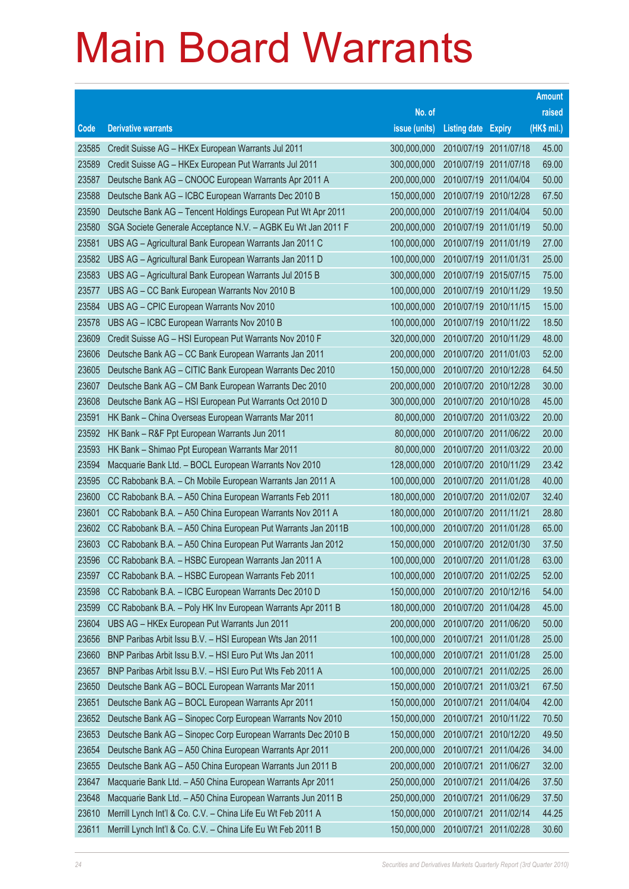# Main Board Warrants

| Code | Derivative warrants | No. of issue (units) | Listing date | Expiry | Amount raised (HK$ mil.) |
|---|---|---|---|---|---|
| 23585 | Credit Suisse AG – HKEx European Warrants Jul 2011 | 300,000,000 | 2010/07/19 | 2011/07/18 | 45.00 |
| 23589 | Credit Suisse AG – HKEx European Put Warrants Jul 2011 | 300,000,000 | 2010/07/19 | 2011/07/18 | 69.00 |
| 23587 | Deutsche Bank AG – CNOOC European Warrants Apr 2011 A | 200,000,000 | 2010/07/19 | 2011/04/04 | 50.00 |
| 23588 | Deutsche Bank AG – ICBC European Warrants Dec 2010 B | 150,000,000 | 2010/07/19 | 2010/12/28 | 67.50 |
| 23590 | Deutsche Bank AG – Tencent Holdings European Put Wt Apr 2011 | 200,000,000 | 2010/07/19 | 2011/04/04 | 50.00 |
| 23580 | SGA Societe Generale Acceptance N.V. – AGBK Eu Wt Jan 2011 F | 200,000,000 | 2010/07/19 | 2011/01/19 | 50.00 |
| 23581 | UBS AG – Agricultural Bank European Warrants Jan 2011 C | 100,000,000 | 2010/07/19 | 2011/01/19 | 27.00 |
| 23582 | UBS AG – Agricultural Bank European Warrants Jan 2011 D | 100,000,000 | 2010/07/19 | 2011/01/31 | 25.00 |
| 23583 | UBS AG – Agricultural Bank European Warrants Jul 2015 B | 300,000,000 | 2010/07/19 | 2015/07/15 | 75.00 |
| 23577 | UBS AG – CC Bank European Warrants Nov 2010 B | 100,000,000 | 2010/07/19 | 2010/11/29 | 19.50 |
| 23584 | UBS AG – CPIC European Warrants Nov 2010 | 100,000,000 | 2010/07/19 | 2010/11/15 | 15.00 |
| 23578 | UBS AG – ICBC European Warrants Nov 2010 B | 100,000,000 | 2010/07/19 | 2010/11/22 | 18.50 |
| 23609 | Credit Suisse AG – HSI European Put Warrants Nov 2010 F | 320,000,000 | 2010/07/20 | 2010/11/29 | 48.00 |
| 23606 | Deutsche Bank AG – CC Bank European Warrants Jan 2011 | 200,000,000 | 2010/07/20 | 2011/01/03 | 52.00 |
| 23605 | Deutsche Bank AG – CITIC Bank European Warrants Dec 2010 | 150,000,000 | 2010/07/20 | 2010/12/28 | 64.50 |
| 23607 | Deutsche Bank AG – CM Bank European Warrants Dec 2010 | 200,000,000 | 2010/07/20 | 2010/12/28 | 30.00 |
| 23608 | Deutsche Bank AG – HSI European Put Warrants Oct 2010 D | 300,000,000 | 2010/07/20 | 2010/10/28 | 45.00 |
| 23591 | HK Bank – China Overseas European Warrants Mar 2011 | 80,000,000 | 2010/07/20 | 2011/03/22 | 20.00 |
| 23592 | HK Bank – R&F Ppt European Warrants Jun 2011 | 80,000,000 | 2010/07/20 | 2011/06/22 | 20.00 |
| 23593 | HK Bank – Shimao Ppt European Warrants Mar 2011 | 80,000,000 | 2010/07/20 | 2011/03/22 | 20.00 |
| 23594 | Macquarie Bank Ltd. – BOCL European Warrants Nov 2010 | 128,000,000 | 2010/07/20 | 2010/11/29 | 23.42 |
| 23595 | CC Rabobank B.A. – Ch Mobile European Warrants Jan 2011 A | 100,000,000 | 2010/07/20 | 2011/01/28 | 40.00 |
| 23600 | CC Rabobank B.A. – A50 China European Warrants Feb 2011 | 180,000,000 | 2010/07/20 | 2011/02/07 | 32.40 |
| 23601 | CC Rabobank B.A. – A50 China European Warrants Nov 2011 A | 180,000,000 | 2010/07/20 | 2011/11/21 | 28.80 |
| 23602 | CC Rabobank B.A. – A50 China European Put Warrants Jan 2011B | 100,000,000 | 2010/07/20 | 2011/01/28 | 65.00 |
| 23603 | CC Rabobank B.A. – A50 China European Put Warrants Jan 2012 | 150,000,000 | 2010/07/20 | 2012/01/30 | 37.50 |
| 23596 | CC Rabobank B.A. – HSBC European Warrants Jan 2011 A | 100,000,000 | 2010/07/20 | 2011/01/28 | 63.00 |
| 23597 | CC Rabobank B.A. – HSBC European Warrants Feb 2011 | 100,000,000 | 2010/07/20 | 2011/02/25 | 52.00 |
| 23598 | CC Rabobank B.A. – ICBC European Warrants Dec 2010 D | 150,000,000 | 2010/07/20 | 2010/12/16 | 54.00 |
| 23599 | CC Rabobank B.A. – Poly HK Inv European Warrants Apr 2011 B | 180,000,000 | 2010/07/20 | 2011/04/28 | 45.00 |
| 23604 | UBS AG – HKEx European Put Warrants Jun 2011 | 200,000,000 | 2010/07/20 | 2011/06/20 | 50.00 |
| 23656 | BNP Paribas Arbit Issu B.V. – HSI European Wts Jan 2011 | 100,000,000 | 2010/07/21 | 2011/01/28 | 25.00 |
| 23660 | BNP Paribas Arbit Issu B.V. – HSI Euro Put Wts Jan 2011 | 100,000,000 | 2010/07/21 | 2011/01/28 | 25.00 |
| 23657 | BNP Paribas Arbit Issu B.V. – HSI Euro Put Wts Feb 2011 A | 100,000,000 | 2010/07/21 | 2011/02/25 | 26.00 |
| 23650 | Deutsche Bank AG – BOCL European Warrants Mar 2011 | 150,000,000 | 2010/07/21 | 2011/03/21 | 67.50 |
| 23651 | Deutsche Bank AG – BOCL European Warrants Apr 2011 | 150,000,000 | 2010/07/21 | 2011/04/04 | 42.00 |
| 23652 | Deutsche Bank AG – Sinopec Corp European Warrants Nov 2010 | 150,000,000 | 2010/07/21 | 2010/11/22 | 70.50 |
| 23653 | Deutsche Bank AG – Sinopec Corp European Warrants Dec 2010 B | 150,000,000 | 2010/07/21 | 2010/12/20 | 49.50 |
| 23654 | Deutsche Bank AG – A50 China European Warrants Apr 2011 | 200,000,000 | 2010/07/21 | 2011/04/26 | 34.00 |
| 23655 | Deutsche Bank AG – A50 China European Warrants Jun 2011 B | 200,000,000 | 2010/07/21 | 2011/06/27 | 32.00 |
| 23647 | Macquarie Bank Ltd. – A50 China European Warrants Apr 2011 | 250,000,000 | 2010/07/21 | 2011/04/26 | 37.50 |
| 23648 | Macquarie Bank Ltd. – A50 China European Warrants Jun 2011 B | 250,000,000 | 2010/07/21 | 2011/06/29 | 37.50 |
| 23610 | Merrill Lynch Int'l & Co. C.V. – China Life Eu Wt Feb 2011 A | 150,000,000 | 2010/07/21 | 2011/02/14 | 44.25 |
| 23611 | Merrill Lynch Int'l & Co. C.V. – China Life Eu Wt Feb 2011 B | 150,000,000 | 2010/07/21 | 2011/02/28 | 30.60 |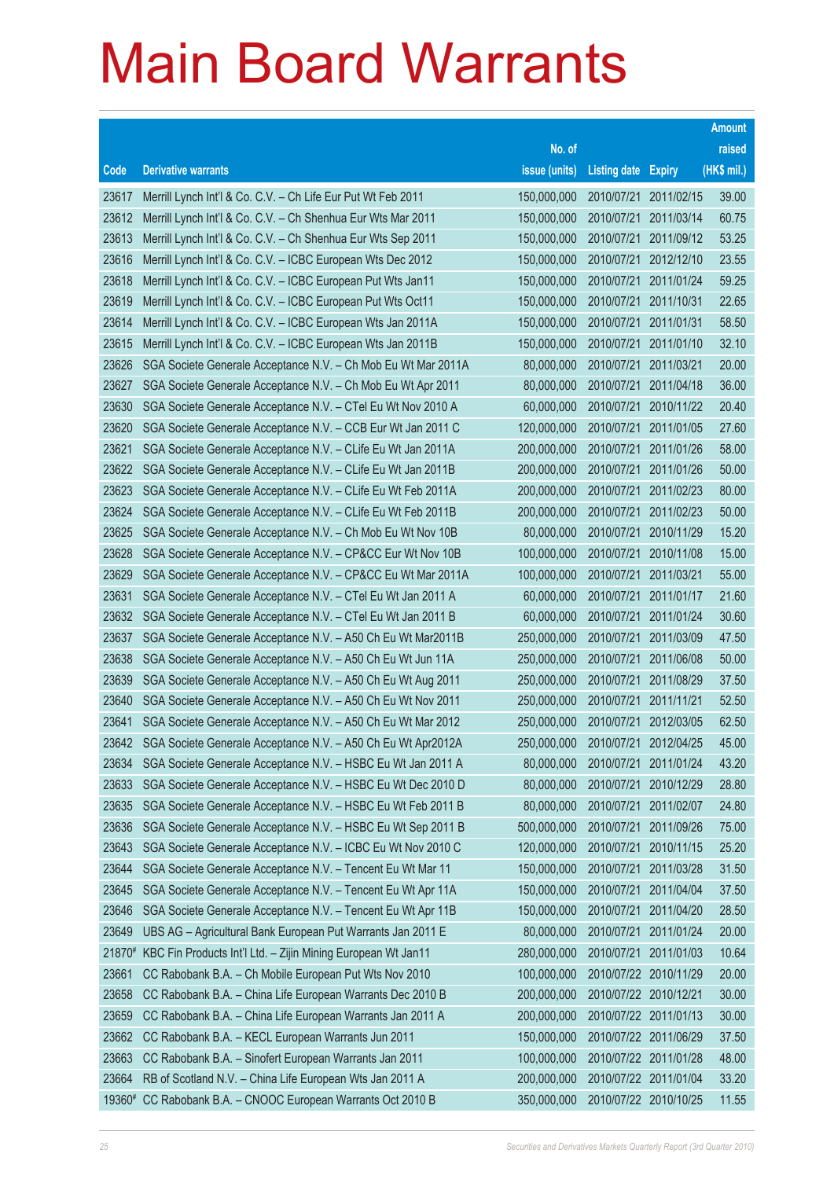# Main Board Warrants

| Code | Derivative warrants | No. of issue (units) | Listing date | Expiry | Amount raised (HK$ mil.) |
|---|---|---|---|---|---|
| 23617 | Merrill Lynch Int'l & Co. C.V. – Ch Life Eur Put Wt Feb 2011 | 150,000,000 | 2010/07/21 | 2011/02/15 | 39.00 |
| 23612 | Merrill Lynch Int'l & Co. C.V. – Ch Shenhua Eur Wts Mar 2011 | 150,000,000 | 2010/07/21 | 2011/03/14 | 60.75 |
| 23613 | Merrill Lynch Int'l & Co. C.V. – Ch Shenhua Eur Wts Sep 2011 | 150,000,000 | 2010/07/21 | 2011/09/12 | 53.25 |
| 23616 | Merrill Lynch Int'l & Co. C.V. – ICBC European Wts Dec 2012 | 150,000,000 | 2010/07/21 | 2012/12/10 | 23.55 |
| 23618 | Merrill Lynch Int'l & Co. C.V. – ICBC European Put Wts Jan11 | 150,000,000 | 2010/07/21 | 2011/01/24 | 59.25 |
| 23619 | Merrill Lynch Int'l & Co. C.V. – ICBC European Put Wts Oct11 | 150,000,000 | 2010/07/21 | 2011/10/31 | 22.65 |
| 23614 | Merrill Lynch Int'l & Co. C.V. – ICBC European Wts Jan 2011A | 150,000,000 | 2010/07/21 | 2011/01/31 | 58.50 |
| 23615 | Merrill Lynch Int'l & Co. C.V. – ICBC European Wts Jan 2011B | 150,000,000 | 2010/07/21 | 2011/01/10 | 32.10 |
| 23626 | SGA Societe Generale Acceptance N.V. – Ch Mob Eu Wt Mar 2011A | 80,000,000 | 2010/07/21 | 2011/03/21 | 20.00 |
| 23627 | SGA Societe Generale Acceptance N.V. – Ch Mob Eu Wt Apr 2011 | 80,000,000 | 2010/07/21 | 2011/04/18 | 36.00 |
| 23630 | SGA Societe Generale Acceptance N.V. – CTel Eu Wt Nov 2010 A | 60,000,000 | 2010/07/21 | 2010/11/22 | 20.40 |
| 23620 | SGA Societe Generale Acceptance N.V. – CCB Eur Wt Jan 2011 C | 120,000,000 | 2010/07/21 | 2011/01/05 | 27.60 |
| 23621 | SGA Societe Generale Acceptance N.V. – CLife Eu Wt Jan 2011A | 200,000,000 | 2010/07/21 | 2011/01/26 | 58.00 |
| 23622 | SGA Societe Generale Acceptance N.V. – CLife Eu Wt Jan 2011B | 200,000,000 | 2010/07/21 | 2011/01/26 | 50.00 |
| 23623 | SGA Societe Generale Acceptance N.V. – CLife Eu Wt Feb 2011A | 200,000,000 | 2010/07/21 | 2011/02/23 | 80.00 |
| 23624 | SGA Societe Generale Acceptance N.V. – CLife Eu Wt Feb 2011B | 200,000,000 | 2010/07/21 | 2011/02/23 | 50.00 |
| 23625 | SGA Societe Generale Acceptance N.V. – Ch Mob Eu Wt Nov 10B | 80,000,000 | 2010/07/21 | 2010/11/29 | 15.20 |
| 23628 | SGA Societe Generale Acceptance N.V. – CP&CC Eur Wt Nov 10B | 100,000,000 | 2010/07/21 | 2010/11/08 | 15.00 |
| 23629 | SGA Societe Generale Acceptance N.V. – CP&CC Eu Wt Mar 2011A | 100,000,000 | 2010/07/21 | 2011/03/21 | 55.00 |
| 23631 | SGA Societe Generale Acceptance N.V. – CTel Eu Wt Jan 2011 A | 60,000,000 | 2010/07/21 | 2011/01/17 | 21.60 |
| 23632 | SGA Societe Generale Acceptance N.V. – CTel Eu Wt Jan 2011 B | 60,000,000 | 2010/07/21 | 2011/01/24 | 30.60 |
| 23637 | SGA Societe Generale Acceptance N.V. – A50 Ch Eu Wt Mar2011B | 250,000,000 | 2010/07/21 | 2011/03/09 | 47.50 |
| 23638 | SGA Societe Generale Acceptance N.V. – A50 Ch Eu Wt Jun 11A | 250,000,000 | 2010/07/21 | 2011/06/08 | 50.00 |
| 23639 | SGA Societe Generale Acceptance N.V. – A50 Ch Eu Wt Aug 2011 | 250,000,000 | 2010/07/21 | 2011/08/29 | 37.50 |
| 23640 | SGA Societe Generale Acceptance N.V. – A50 Ch Eu Wt Nov 2011 | 250,000,000 | 2010/07/21 | 2011/11/21 | 52.50 |
| 23641 | SGA Societe Generale Acceptance N.V. – A50 Ch Eu Wt Mar 2012 | 250,000,000 | 2010/07/21 | 2012/03/05 | 62.50 |
| 23642 | SGA Societe Generale Acceptance N.V. – A50 Ch Eu Wt Apr2012A | 250,000,000 | 2010/07/21 | 2012/04/25 | 45.00 |
| 23634 | SGA Societe Generale Acceptance N.V. – HSBC Eu Wt Jan 2011 A | 80,000,000 | 2010/07/21 | 2011/01/24 | 43.20 |
| 23633 | SGA Societe Generale Acceptance N.V. – HSBC Eu Wt Dec 2010 D | 80,000,000 | 2010/07/21 | 2010/12/29 | 28.80 |
| 23635 | SGA Societe Generale Acceptance N.V. – HSBC Eu Wt Feb 2011 B | 80,000,000 | 2010/07/21 | 2011/02/07 | 24.80 |
| 23636 | SGA Societe Generale Acceptance N.V. – HSBC Eu Wt Sep 2011 B | 500,000,000 | 2010/07/21 | 2011/09/26 | 75.00 |
| 23643 | SGA Societe Generale Acceptance N.V. – ICBC Eu Wt Nov 2010 C | 120,000,000 | 2010/07/21 | 2010/11/15 | 25.20 |
| 23644 | SGA Societe Generale Acceptance N.V. – Tencent Eu Wt Mar 11 | 150,000,000 | 2010/07/21 | 2011/03/28 | 31.50 |
| 23645 | SGA Societe Generale Acceptance N.V. – Tencent Eu Wt Apr 11A | 150,000,000 | 2010/07/21 | 2011/04/04 | 37.50 |
| 23646 | SGA Societe Generale Acceptance N.V. – Tencent Eu Wt Apr 11B | 150,000,000 | 2010/07/21 | 2011/04/20 | 28.50 |
| 23649 | UBS AG – Agricultural Bank European Put Warrants Jan 2011 E | 80,000,000 | 2010/07/21 | 2011/01/24 | 20.00 |
| 21870# | KBC Fin Products Int'l Ltd. – Zijin Mining European Wt Jan11 | 280,000,000 | 2010/07/21 | 2011/01/03 | 10.64 |
| 23661 | CC Rabobank B.A. – Ch Mobile European Put Wts Nov 2010 | 100,000,000 | 2010/07/22 | 2010/11/29 | 20.00 |
| 23658 | CC Rabobank B.A. – China Life European Warrants Dec 2010 B | 200,000,000 | 2010/07/22 | 2010/12/21 | 30.00 |
| 23659 | CC Rabobank B.A. – China Life European Warrants Jan 2011 A | 200,000,000 | 2010/07/22 | 2011/01/13 | 30.00 |
| 23662 | CC Rabobank B.A. – KECL European Warrants Jun 2011 | 150,000,000 | 2010/07/22 | 2011/06/29 | 37.50 |
| 23663 | CC Rabobank B.A. – Sinofert European Warrants Jan 2011 | 100,000,000 | 2010/07/22 | 2011/01/28 | 48.00 |
| 23664 | RB of Scotland N.V. – China Life European Wts Jan 2011 A | 200,000,000 | 2010/07/22 | 2011/01/04 | 33.20 |
| 19360# | CC Rabobank B.A. – CNOOC European Warrants Oct 2010 B | 350,000,000 | 2010/07/22 | 2010/10/25 | 11.55 |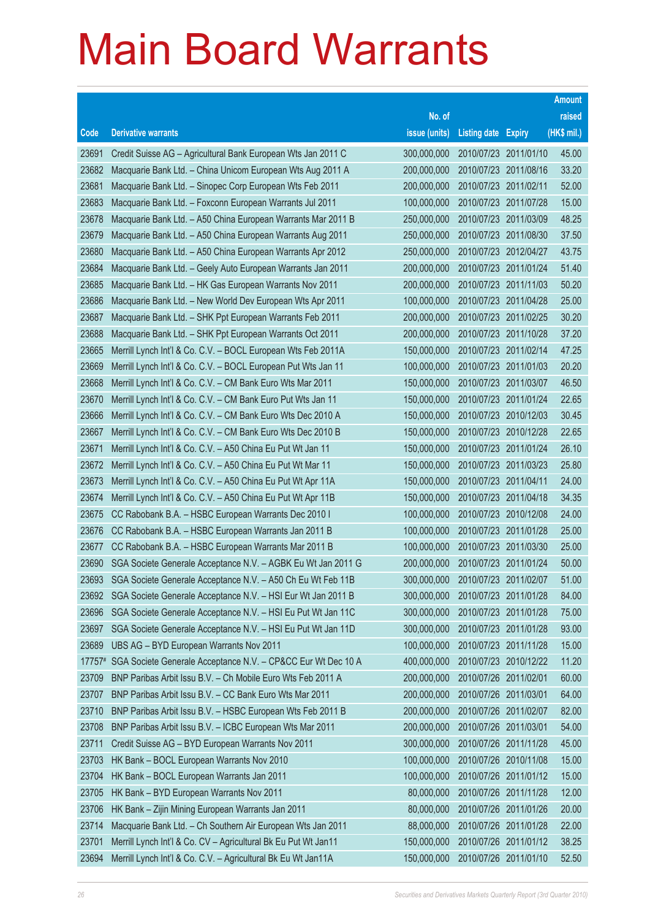# Main Board Warrants

| Code | Derivative warrants | No. of issue (units) | Listing date | Expiry | Amount raised (HK$ mil.) |
|---|---|---|---|---|---|
| 23691 | Credit Suisse AG – Agricultural Bank European Wts Jan 2011 C | 300,000,000 | 2010/07/23 | 2011/01/10 | 45.00 |
| 23682 | Macquarie Bank Ltd. – China Unicom European Wts Aug 2011 A | 200,000,000 | 2010/07/23 | 2011/08/16 | 33.20 |
| 23681 | Macquarie Bank Ltd. – Sinopec Corp European Wts Feb 2011 | 200,000,000 | 2010/07/23 | 2011/02/11 | 52.00 |
| 23683 | Macquarie Bank Ltd. – Foxconn European Warrants Jul 2011 | 100,000,000 | 2010/07/23 | 2011/07/28 | 15.00 |
| 23678 | Macquarie Bank Ltd. – A50 China European Warrants Mar 2011 B | 250,000,000 | 2010/07/23 | 2011/03/09 | 48.25 |
| 23679 | Macquarie Bank Ltd. – A50 China European Warrants Aug 2011 | 250,000,000 | 2010/07/23 | 2011/08/30 | 37.50 |
| 23680 | Macquarie Bank Ltd. – A50 China European Warrants Apr 2012 | 250,000,000 | 2010/07/23 | 2012/04/27 | 43.75 |
| 23684 | Macquarie Bank Ltd. – Geely Auto European Warrants Jan 2011 | 200,000,000 | 2010/07/23 | 2011/01/24 | 51.40 |
| 23685 | Macquarie Bank Ltd. – HK Gas European Warrants Nov 2011 | 200,000,000 | 2010/07/23 | 2011/11/03 | 50.20 |
| 23686 | Macquarie Bank Ltd. – New World Dev European Wts Apr 2011 | 100,000,000 | 2010/07/23 | 2011/04/28 | 25.00 |
| 23687 | Macquarie Bank Ltd. – SHK Ppt European Warrants Feb 2011 | 200,000,000 | 2010/07/23 | 2011/02/25 | 30.20 |
| 23688 | Macquarie Bank Ltd. – SHK Ppt European Warrants Oct 2011 | 200,000,000 | 2010/07/23 | 2011/10/28 | 37.20 |
| 23665 | Merrill Lynch Int'l & Co. C.V. – BOCL European Wts Feb 2011A | 150,000,000 | 2010/07/23 | 2011/02/14 | 47.25 |
| 23669 | Merrill Lynch Int'l & Co. C.V. – BOCL European Put Wts Jan 11 | 100,000,000 | 2010/07/23 | 2011/01/03 | 20.20 |
| 23668 | Merrill Lynch Int'l & Co. C.V. – CM Bank Euro Wts Mar 2011 | 150,000,000 | 2010/07/23 | 2011/03/07 | 46.50 |
| 23670 | Merrill Lynch Int'l & Co. C.V. – CM Bank Euro Put Wts Jan 11 | 150,000,000 | 2010/07/23 | 2011/01/24 | 22.65 |
| 23666 | Merrill Lynch Int'l & Co. C.V. – CM Bank Euro Wts Dec 2010 A | 150,000,000 | 2010/07/23 | 2010/12/03 | 30.45 |
| 23667 | Merrill Lynch Int'l & Co. C.V. – CM Bank Euro Wts Dec 2010 B | 150,000,000 | 2010/07/23 | 2010/12/28 | 22.65 |
| 23671 | Merrill Lynch Int'l & Co. C.V. – A50 China Eu Put Wt Jan 11 | 150,000,000 | 2010/07/23 | 2011/01/24 | 26.10 |
| 23672 | Merrill Lynch Int'l & Co. C.V. – A50 China Eu Put Wt Mar 11 | 150,000,000 | 2010/07/23 | 2011/03/23 | 25.80 |
| 23673 | Merrill Lynch Int'l & Co. C.V. – A50 China Eu Put Wt Apr 11A | 150,000,000 | 2010/07/23 | 2011/04/11 | 24.00 |
| 23674 | Merrill Lynch Int'l & Co. C.V. – A50 China Eu Put Wt Apr 11B | 150,000,000 | 2010/07/23 | 2011/04/18 | 34.35 |
| 23675 | CC Rabobank B.A. – HSBC European Warrants Dec 2010 I | 100,000,000 | 2010/07/23 | 2010/12/08 | 24.00 |
| 23676 | CC Rabobank B.A. – HSBC European Warrants Jan 2011 B | 100,000,000 | 2010/07/23 | 2011/01/28 | 25.00 |
| 23677 | CC Rabobank B.A. – HSBC European Warrants Mar 2011 B | 100,000,000 | 2010/07/23 | 2011/03/30 | 25.00 |
| 23690 | SGA Societe Generale Acceptance N.V. – AGBK Eu Wt Jan 2011 G | 200,000,000 | 2010/07/23 | 2011/01/24 | 50.00 |
| 23693 | SGA Societe Generale Acceptance N.V. – A50 Ch Eu Wt Feb 11B | 300,000,000 | 2010/07/23 | 2011/02/07 | 51.00 |
| 23692 | SGA Societe Generale Acceptance N.V. – HSI Eur Wt Jan 2011 B | 300,000,000 | 2010/07/23 | 2011/01/28 | 84.00 |
| 23696 | SGA Societe Generale Acceptance N.V. – HSI Eu Put Wt Jan 11C | 300,000,000 | 2010/07/23 | 2011/01/28 | 75.00 |
| 23697 | SGA Societe Generale Acceptance N.V. – HSI Eu Put Wt Jan 11D | 300,000,000 | 2010/07/23 | 2011/01/28 | 93.00 |
| 23689 | UBS AG – BYD European Warrants Nov 2011 | 100,000,000 | 2010/07/23 | 2011/11/28 | 15.00 |
| 17757# | SGA Societe Generale Acceptance N.V. – CP&CC Eur Wt Dec 10 A | 400,000,000 | 2010/07/23 | 2010/12/22 | 11.20 |
| 23709 | BNP Paribas Arbit Issu B.V. – Ch Mobile Euro Wts Feb 2011 A | 200,000,000 | 2010/07/26 | 2011/02/01 | 60.00 |
| 23707 | BNP Paribas Arbit Issu B.V. – CC Bank Euro Wts Mar 2011 | 200,000,000 | 2010/07/26 | 2011/03/01 | 64.00 |
| 23710 | BNP Paribas Arbit Issu B.V. – HSBC European Wts Feb 2011 B | 200,000,000 | 2010/07/26 | 2011/02/07 | 82.00 |
| 23708 | BNP Paribas Arbit Issu B.V. – ICBC European Wts Mar 2011 | 200,000,000 | 2010/07/26 | 2011/03/01 | 54.00 |
| 23711 | Credit Suisse AG – BYD European Warrants Nov 2011 | 300,000,000 | 2010/07/26 | 2011/11/28 | 45.00 |
| 23703 | HK Bank – BOCL European Warrants Nov 2010 | 100,000,000 | 2010/07/26 | 2010/11/08 | 15.00 |
| 23704 | HK Bank – BOCL European Warrants Jan 2011 | 100,000,000 | 2010/07/26 | 2011/01/12 | 15.00 |
| 23705 | HK Bank – BYD European Warrants Nov 2011 | 80,000,000 | 2010/07/26 | 2011/11/28 | 12.00 |
| 23706 | HK Bank – Zijin Mining European Warrants Jan 2011 | 80,000,000 | 2010/07/26 | 2011/01/26 | 20.00 |
| 23714 | Macquarie Bank Ltd. – Ch Southern Air European Wts Jan 2011 | 88,000,000 | 2010/07/26 | 2011/01/28 | 22.00 |
| 23701 | Merrill Lynch Int'l & Co. CV – Agricultural Bk Eu Put Wt Jan11 | 150,000,000 | 2010/07/26 | 2011/01/12 | 38.25 |
| 23694 | Merrill Lynch Int'l & Co. C.V. – Agricultural Bk Eu Wt Jan11A | 150,000,000 | 2010/07/26 | 2011/01/10 | 52.50 |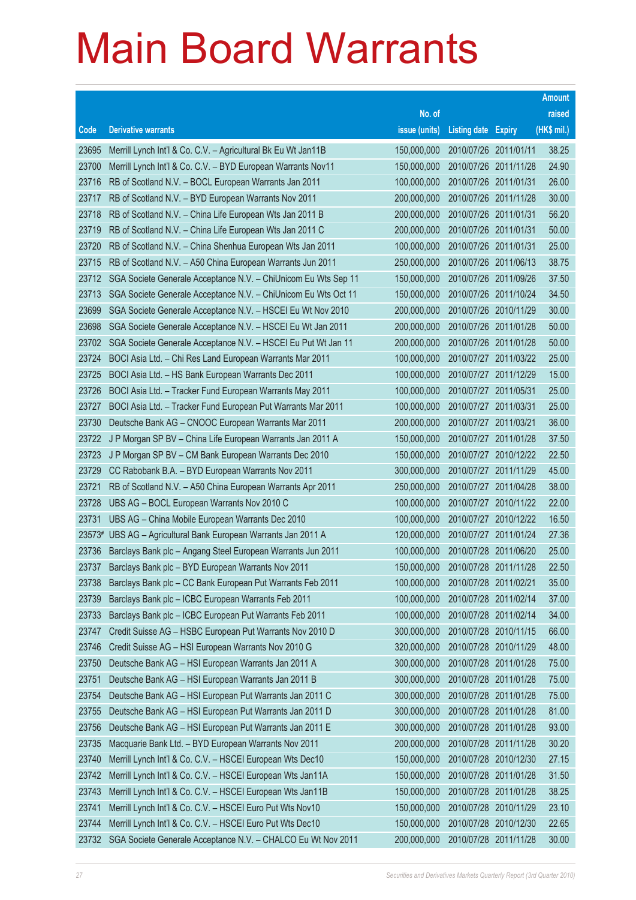# Main Board Warrants

| Code | Derivative warrants | No. of issue (units) | Listing date | Expiry | Amount raised (HK$ mil.) |
|---|---|---|---|---|---|
| 23695 | Merrill Lynch Int'l & Co. C.V. – Agricultural Bk Eu Wt Jan11B | 150,000,000 | 2010/07/26 | 2011/01/11 | 38.25 |
| 23700 | Merrill Lynch Int'l & Co. C.V. – BYD European Warrants Nov11 | 150,000,000 | 2010/07/26 | 2011/11/28 | 24.90 |
| 23716 | RB of Scotland N.V. – BOCL European Warrants Jan 2011 | 100,000,000 | 2010/07/26 | 2011/01/31 | 26.00 |
| 23717 | RB of Scotland N.V. – BYD European Warrants Nov 2011 | 200,000,000 | 2010/07/26 | 2011/11/28 | 30.00 |
| 23718 | RB of Scotland N.V. – China Life European Wts Jan 2011 B | 200,000,000 | 2010/07/26 | 2011/01/31 | 56.20 |
| 23719 | RB of Scotland N.V. – China Life European Wts Jan 2011 C | 200,000,000 | 2010/07/26 | 2011/01/31 | 50.00 |
| 23720 | RB of Scotland N.V. – China Shenhua European Wts Jan 2011 | 100,000,000 | 2010/07/26 | 2011/01/31 | 25.00 |
| 23715 | RB of Scotland N.V. – A50 China European Warrants Jun 2011 | 250,000,000 | 2010/07/26 | 2011/06/13 | 38.75 |
| 23712 | SGA Societe Generale Acceptance N.V. – ChiUnicom Eu Wts Sep 11 | 150,000,000 | 2010/07/26 | 2011/09/26 | 37.50 |
| 23713 | SGA Societe Generale Acceptance N.V. – ChiUnicom Eu Wts Oct 11 | 150,000,000 | 2010/07/26 | 2011/10/24 | 34.50 |
| 23699 | SGA Societe Generale Acceptance N.V. – HSCEI Eu Wt Nov 2010 | 200,000,000 | 2010/07/26 | 2010/11/29 | 30.00 |
| 23698 | SGA Societe Generale Acceptance N.V. – HSCEI Eu Wt Jan 2011 | 200,000,000 | 2010/07/26 | 2011/01/28 | 50.00 |
| 23702 | SGA Societe Generale Acceptance N.V. – HSCEI Eu Put Wt Jan 11 | 200,000,000 | 2010/07/26 | 2011/01/28 | 50.00 |
| 23724 | BOCI Asia Ltd. – Chi Res Land European Warrants Mar 2011 | 100,000,000 | 2010/07/27 | 2011/03/22 | 25.00 |
| 23725 | BOCI Asia Ltd. – HS Bank European Warrants Dec 2011 | 100,000,000 | 2010/07/27 | 2011/12/29 | 15.00 |
| 23726 | BOCI Asia Ltd. – Tracker Fund European Warrants May 2011 | 100,000,000 | 2010/07/27 | 2011/05/31 | 25.00 |
| 23727 | BOCI Asia Ltd. – Tracker Fund European Put Warrants Mar 2011 | 100,000,000 | 2010/07/27 | 2011/03/31 | 25.00 |
| 23730 | Deutsche Bank AG – CNOOC European Warrants Mar 2011 | 200,000,000 | 2010/07/27 | 2011/03/21 | 36.00 |
| 23722 | J P Morgan SP BV – China Life European Warrants Jan 2011 A | 150,000,000 | 2010/07/27 | 2011/01/28 | 37.50 |
| 23723 | J P Morgan SP BV – CM Bank European Warrants Dec 2010 | 150,000,000 | 2010/07/27 | 2010/12/22 | 22.50 |
| 23729 | CC Rabobank B.A. – BYD European Warrants Nov 2011 | 300,000,000 | 2010/07/27 | 2011/11/29 | 45.00 |
| 23721 | RB of Scotland N.V. – A50 China European Warrants Apr 2011 | 250,000,000 | 2010/07/27 | 2011/04/28 | 38.00 |
| 23728 | UBS AG – BOCL European Warrants Nov 2010 C | 100,000,000 | 2010/07/27 | 2010/11/22 | 22.00 |
| 23731 | UBS AG – China Mobile European Warrants Dec 2010 | 100,000,000 | 2010/07/27 | 2010/12/22 | 16.50 |
| 23573# | UBS AG – Agricultural Bank European Warrants Jan 2011 A | 120,000,000 | 2010/07/27 | 2011/01/24 | 27.36 |
| 23736 | Barclays Bank plc – Angang Steel European Warrants Jun 2011 | 100,000,000 | 2010/07/28 | 2011/06/20 | 25.00 |
| 23737 | Barclays Bank plc – BYD European Warrants Nov 2011 | 150,000,000 | 2010/07/28 | 2011/11/28 | 22.50 |
| 23738 | Barclays Bank plc – CC Bank European Put Warrants Feb 2011 | 100,000,000 | 2010/07/28 | 2011/02/21 | 35.00 |
| 23739 | Barclays Bank plc – ICBC European Warrants Feb 2011 | 100,000,000 | 2010/07/28 | 2011/02/14 | 37.00 |
| 23733 | Barclays Bank plc – ICBC European Put Warrants Feb 2011 | 100,000,000 | 2010/07/28 | 2011/02/14 | 34.00 |
| 23747 | Credit Suisse AG – HSBC European Put Warrants Nov 2010 D | 300,000,000 | 2010/07/28 | 2010/11/15 | 66.00 |
| 23746 | Credit Suisse AG – HSI European Warrants Nov 2010 G | 320,000,000 | 2010/07/28 | 2010/11/29 | 48.00 |
| 23750 | Deutsche Bank AG – HSI European Warrants Jan 2011 A | 300,000,000 | 2010/07/28 | 2011/01/28 | 75.00 |
| 23751 | Deutsche Bank AG – HSI European Warrants Jan 2011 B | 300,000,000 | 2010/07/28 | 2011/01/28 | 75.00 |
| 23754 | Deutsche Bank AG – HSI European Put Warrants Jan 2011 C | 300,000,000 | 2010/07/28 | 2011/01/28 | 75.00 |
| 23755 | Deutsche Bank AG – HSI European Put Warrants Jan 2011 D | 300,000,000 | 2010/07/28 | 2011/01/28 | 81.00 |
| 23756 | Deutsche Bank AG – HSI European Put Warrants Jan 2011 E | 300,000,000 | 2010/07/28 | 2011/01/28 | 93.00 |
| 23735 | Macquarie Bank Ltd. – BYD European Warrants Nov 2011 | 200,000,000 | 2010/07/28 | 2011/11/28 | 30.20 |
| 23740 | Merrill Lynch Int'l & Co. C.V. – HSCEI European Wts Dec10 | 150,000,000 | 2010/07/28 | 2010/12/30 | 27.15 |
| 23742 | Merrill Lynch Int'l & Co. C.V. – HSCEI European Wts Jan11A | 150,000,000 | 2010/07/28 | 2011/01/28 | 31.50 |
| 23743 | Merrill Lynch Int'l & Co. C.V. – HSCEI European Wts Jan11B | 150,000,000 | 2010/07/28 | 2011/01/28 | 38.25 |
| 23741 | Merrill Lynch Int'l & Co. C.V. – HSCEI Euro Put Wts Nov10 | 150,000,000 | 2010/07/28 | 2010/11/29 | 23.10 |
| 23744 | Merrill Lynch Int'l & Co. C.V. – HSCEI Euro Put Wts Dec10 | 150,000,000 | 2010/07/28 | 2010/12/30 | 22.65 |
| 23732 | SGA Societe Generale Acceptance N.V. – CHALCO Eu Wt Nov 2011 | 200,000,000 | 2010/07/28 | 2011/11/28 | 30.00 |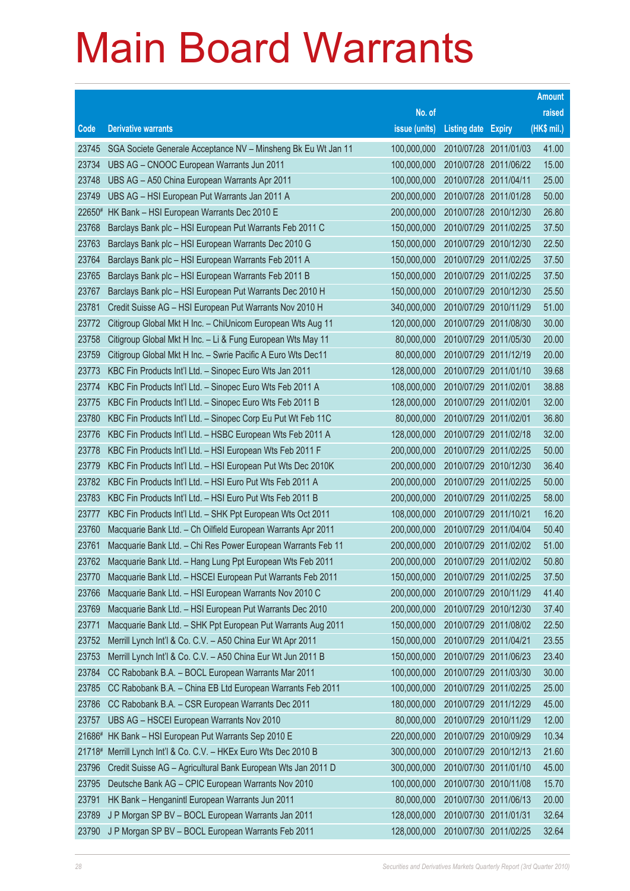# Main Board Warrants

| Code | Derivative warrants | No. of issue (units) | Listing date | Expiry | Amount raised (HK$ mil.) |
|---|---|---|---|---|---|
| 23745 | SGA Societe Generale Acceptance NV – Minsheng Bk Eu Wt Jan 11 | 100,000,000 | 2010/07/28 | 2011/01/03 | 41.00 |
| 23734 | UBS AG – CNOOC European Warrants Jun 2011 | 100,000,000 | 2010/07/28 | 2011/06/22 | 15.00 |
| 23748 | UBS AG – A50 China European Warrants Apr 2011 | 100,000,000 | 2010/07/28 | 2011/04/11 | 25.00 |
| 23749 | UBS AG – HSI European Put Warrants Jan 2011 A | 200,000,000 | 2010/07/28 | 2011/01/28 | 50.00 |
| 22650# | HK Bank – HSI European Warrants Dec 2010 E | 200,000,000 | 2010/07/28 | 2010/12/30 | 26.80 |
| 23768 | Barclays Bank plc – HSI European Put Warrants Feb 2011 C | 150,000,000 | 2010/07/29 | 2011/02/25 | 37.50 |
| 23763 | Barclays Bank plc – HSI European Warrants Dec 2010 G | 150,000,000 | 2010/07/29 | 2010/12/30 | 22.50 |
| 23764 | Barclays Bank plc – HSI European Warrants Feb 2011 A | 150,000,000 | 2010/07/29 | 2011/02/25 | 37.50 |
| 23765 | Barclays Bank plc – HSI European Warrants Feb 2011 B | 150,000,000 | 2010/07/29 | 2011/02/25 | 37.50 |
| 23767 | Barclays Bank plc – HSI European Put Warrants Dec 2010 H | 150,000,000 | 2010/07/29 | 2010/12/30 | 25.50 |
| 23781 | Credit Suisse AG – HSI European Put Warrants Nov 2010 H | 340,000,000 | 2010/07/29 | 2010/11/29 | 51.00 |
| 23772 | Citigroup Global Mkt H Inc. – ChiUnicom European Wts Aug 11 | 120,000,000 | 2010/07/29 | 2011/08/30 | 30.00 |
| 23758 | Citigroup Global Mkt H Inc. – Li & Fung European Wts May 11 | 80,000,000 | 2010/07/29 | 2011/05/30 | 20.00 |
| 23759 | Citigroup Global Mkt H Inc. – Swrie Pacific A Euro Wts Dec11 | 80,000,000 | 2010/07/29 | 2011/12/19 | 20.00 |
| 23773 | KBC Fin Products Int'l Ltd. – Sinopec Euro Wts Jan 2011 | 128,000,000 | 2010/07/29 | 2011/01/10 | 39.68 |
| 23774 | KBC Fin Products Int'l Ltd. – Sinopec Euro Wts Feb 2011 A | 108,000,000 | 2010/07/29 | 2011/02/01 | 38.88 |
| 23775 | KBC Fin Products Int'l Ltd. – Sinopec Euro Wts Feb 2011 B | 128,000,000 | 2010/07/29 | 2011/02/01 | 32.00 |
| 23780 | KBC Fin Products Int'l Ltd. – Sinopec Corp Eu Put Wt Feb 11C | 80,000,000 | 2010/07/29 | 2011/02/01 | 36.80 |
| 23776 | KBC Fin Products Int'l Ltd. – HSBC European Wts Feb 2011 A | 128,000,000 | 2010/07/29 | 2011/02/18 | 32.00 |
| 23778 | KBC Fin Products Int'l Ltd. – HSI European Wts Feb 2011 F | 200,000,000 | 2010/07/29 | 2011/02/25 | 50.00 |
| 23779 | KBC Fin Products Int'l Ltd. – HSI European Put Wts Dec 2010K | 200,000,000 | 2010/07/29 | 2010/12/30 | 36.40 |
| 23782 | KBC Fin Products Int'l Ltd. – HSI Euro Put Wts Feb 2011 A | 200,000,000 | 2010/07/29 | 2011/02/25 | 50.00 |
| 23783 | KBC Fin Products Int'l Ltd. – HSI Euro Put Wts Feb 2011 B | 200,000,000 | 2010/07/29 | 2011/02/25 | 58.00 |
| 23777 | KBC Fin Products Int'l Ltd. – SHK Ppt European Wts Oct 2011 | 108,000,000 | 2010/07/29 | 2011/10/21 | 16.20 |
| 23760 | Macquarie Bank Ltd. – Ch Oilfield European Warrants Apr 2011 | 200,000,000 | 2010/07/29 | 2011/04/04 | 50.40 |
| 23761 | Macquarie Bank Ltd. – Chi Res Power European Warrants Feb 11 | 200,000,000 | 2010/07/29 | 2011/02/02 | 51.00 |
| 23762 | Macquarie Bank Ltd. – Hang Lung Ppt European Wts Feb 2011 | 200,000,000 | 2010/07/29 | 2011/02/02 | 50.80 |
| 23770 | Macquarie Bank Ltd. – HSCEI European Put Warrants Feb 2011 | 150,000,000 | 2010/07/29 | 2011/02/25 | 37.50 |
| 23766 | Macquarie Bank Ltd. – HSI European Warrants Nov 2010 C | 200,000,000 | 2010/07/29 | 2010/11/29 | 41.40 |
| 23769 | Macquarie Bank Ltd. – HSI European Put Warrants Dec 2010 | 200,000,000 | 2010/07/29 | 2010/12/30 | 37.40 |
| 23771 | Macquarie Bank Ltd. – SHK Ppt European Put Warrants Aug 2011 | 150,000,000 | 2010/07/29 | 2011/08/02 | 22.50 |
| 23752 | Merrill Lynch Int'l & Co. C.V. – A50 China Eur Wt Apr 2011 | 150,000,000 | 2010/07/29 | 2011/04/21 | 23.55 |
| 23753 | Merrill Lynch Int'l & Co. C.V. – A50 China Eur Wt Jun 2011 B | 150,000,000 | 2010/07/29 | 2011/06/23 | 23.40 |
| 23784 | CC Rabobank B.A. – BOCL European Warrants Mar 2011 | 100,000,000 | 2010/07/29 | 2011/03/30 | 30.00 |
| 23785 | CC Rabobank B.A. – China EB Ltd European Warrants Feb 2011 | 100,000,000 | 2010/07/29 | 2011/02/25 | 25.00 |
| 23786 | CC Rabobank B.A. – CSR European Warrants Dec 2011 | 180,000,000 | 2010/07/29 | 2011/12/29 | 45.00 |
| 23757 | UBS AG – HSCEI European Warrants Nov 2010 | 80,000,000 | 2010/07/29 | 2010/11/29 | 12.00 |
| 21686# | HK Bank – HSI European Put Warrants Sep 2010 E | 220,000,000 | 2010/07/29 | 2010/09/29 | 10.34 |
| 21718# | Merrill Lynch Int'l & Co. C.V. – HKEx Euro Wts Dec 2010 B | 300,000,000 | 2010/07/29 | 2010/12/13 | 21.60 |
| 23796 | Credit Suisse AG – Agricultural Bank European Wts Jan 2011 D | 300,000,000 | 2010/07/30 | 2011/01/10 | 45.00 |
| 23795 | Deutsche Bank AG – CPIC European Warrants Nov 2010 | 100,000,000 | 2010/07/30 | 2010/11/08 | 15.70 |
| 23791 | HK Bank – Henganintl European Warrants Jun 2011 | 80,000,000 | 2010/07/30 | 2011/06/13 | 20.00 |
| 23789 | J P Morgan SP BV – BOCL European Warrants Jan 2011 | 128,000,000 | 2010/07/30 | 2011/01/31 | 32.64 |
| 23790 | J P Morgan SP BV – BOCL European Warrants Feb 2011 | 128,000,000 | 2010/07/30 | 2011/02/25 | 32.64 |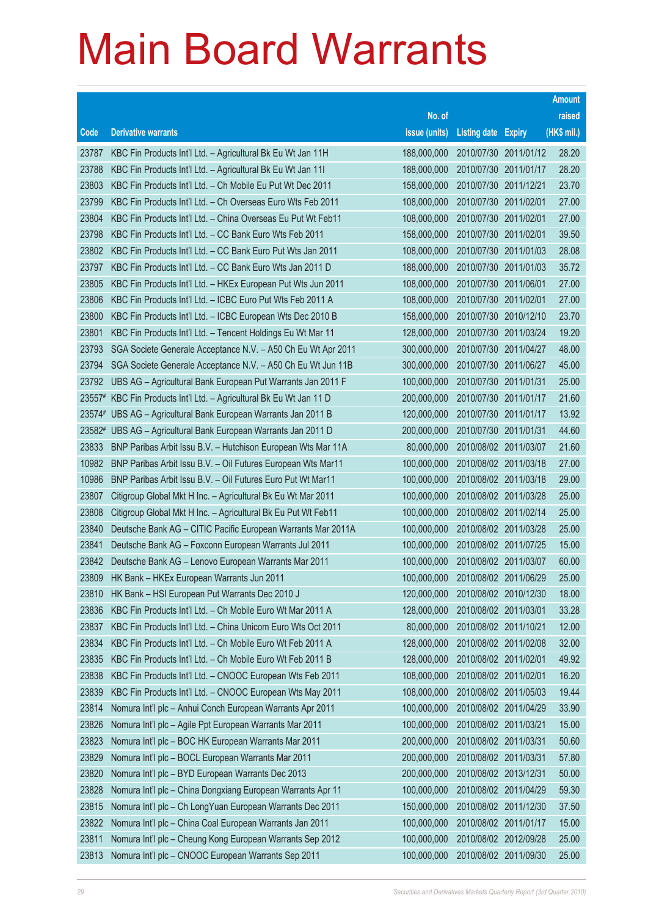# Main Board Warrants

| Code | Derivative warrants | No. of issue (units) | Listing date | Expiry | Amount raised (HK$ mil.) |
|---|---|---|---|---|---|
| 23787 | KBC Fin Products Int'l Ltd. – Agricultural Bk Eu Wt Jan 11H | 188,000,000 | 2010/07/30 | 2011/01/12 | 28.20 |
| 23788 | KBC Fin Products Int'l Ltd. – Agricultural Bk Eu Wt Jan 11I | 188,000,000 | 2010/07/30 | 2011/01/17 | 28.20 |
| 23803 | KBC Fin Products Int'l Ltd. – Ch Mobile Eu Put Wt Dec 2011 | 158,000,000 | 2010/07/30 | 2011/12/21 | 23.70 |
| 23799 | KBC Fin Products Int'l Ltd. – Ch Overseas Euro Wts Feb 2011 | 108,000,000 | 2010/07/30 | 2011/02/01 | 27.00 |
| 23804 | KBC Fin Products Int'l Ltd. – China Overseas Eu Put Wt Feb11 | 108,000,000 | 2010/07/30 | 2011/02/01 | 27.00 |
| 23798 | KBC Fin Products Int'l Ltd. – CC Bank Euro Wts Feb 2011 | 158,000,000 | 2010/07/30 | 2011/02/01 | 39.50 |
| 23802 | KBC Fin Products Int'l Ltd. – CC Bank Euro Put Wts Jan 2011 | 108,000,000 | 2010/07/30 | 2011/01/03 | 28.08 |
| 23797 | KBC Fin Products Int'l Ltd. – CC Bank Euro Wts Jan 2011 D | 188,000,000 | 2010/07/30 | 2011/01/03 | 35.72 |
| 23805 | KBC Fin Products Int'l Ltd. – HKEx European Put Wts Jun 2011 | 108,000,000 | 2010/07/30 | 2011/06/01 | 27.00 |
| 23806 | KBC Fin Products Int'l Ltd. – ICBC Euro Put Wts Feb 2011 A | 108,000,000 | 2010/07/30 | 2011/02/01 | 27.00 |
| 23800 | KBC Fin Products Int'l Ltd. – ICBC European Wts Dec 2010 B | 158,000,000 | 2010/07/30 | 2010/12/10 | 23.70 |
| 23801 | KBC Fin Products Int'l Ltd. – Tencent Holdings Eu Wt Mar 11 | 128,000,000 | 2010/07/30 | 2011/03/24 | 19.20 |
| 23793 | SGA Societe Generale Acceptance N.V. – A50 Ch Eu Wt Apr 2011 | 300,000,000 | 2010/07/30 | 2011/04/27 | 48.00 |
| 23794 | SGA Societe Generale Acceptance N.V. – A50 Ch Eu Wt Jun 11B | 300,000,000 | 2010/07/30 | 2011/06/27 | 45.00 |
| 23792 | UBS AG – Agricultural Bank European Put Warrants Jan 2011 F | 100,000,000 | 2010/07/30 | 2011/01/31 | 25.00 |
| 23557# | KBC Fin Products Int'l Ltd. – Agricultural Bk Eu Wt Jan 11 D | 200,000,000 | 2010/07/30 | 2011/01/17 | 21.60 |
| 23574# | UBS AG – Agricultural Bank European Warrants Jan 2011 B | 120,000,000 | 2010/07/30 | 2011/01/17 | 13.92 |
| 23582# | UBS AG – Agricultural Bank European Warrants Jan 2011 D | 200,000,000 | 2010/07/30 | 2011/01/31 | 44.60 |
| 23833 | BNP Paribas Arbit Issu B.V. – Hutchison European Wts Mar 11A | 80,000,000 | 2010/08/02 | 2011/03/07 | 21.60 |
| 10982 | BNP Paribas Arbit Issu B.V. – Oil Futures European Wts Mar11 | 100,000,000 | 2010/08/02 | 2011/03/18 | 27.00 |
| 10986 | BNP Paribas Arbit Issu B.V. – Oil Futures Euro Put Wt Mar11 | 100,000,000 | 2010/08/02 | 2011/03/18 | 29.00 |
| 23807 | Citigroup Global Mkt H Inc. – Agricultural Bk Eu Wt Mar 2011 | 100,000,000 | 2010/08/02 | 2011/03/28 | 25.00 |
| 23808 | Citigroup Global Mkt H Inc. – Agricultural Bk Eu Put Wt Feb11 | 100,000,000 | 2010/08/02 | 2011/02/14 | 25.00 |
| 23840 | Deutsche Bank AG – CITIC Pacific European Warrants Mar 2011A | 100,000,000 | 2010/08/02 | 2011/03/28 | 25.00 |
| 23841 | Deutsche Bank AG – Foxconn European Warrants Jul 2011 | 100,000,000 | 2010/08/02 | 2011/07/25 | 15.00 |
| 23842 | Deutsche Bank AG – Lenovo European Warrants Mar 2011 | 100,000,000 | 2010/08/02 | 2011/03/07 | 60.00 |
| 23809 | HK Bank – HKEx European Warrants Jun 2011 | 100,000,000 | 2010/08/02 | 2011/06/29 | 25.00 |
| 23810 | HK Bank – HSI European Put Warrants Dec 2010 J | 120,000,000 | 2010/08/02 | 2010/12/30 | 18.00 |
| 23836 | KBC Fin Products Int'l Ltd. – Ch Mobile Euro Wt Mar 2011 A | 128,000,000 | 2010/08/02 | 2011/03/01 | 33.28 |
| 23837 | KBC Fin Products Int'l Ltd. – China Unicom Euro Wts Oct 2011 | 80,000,000 | 2010/08/02 | 2011/10/21 | 12.00 |
| 23834 | KBC Fin Products Int'l Ltd. – Ch Mobile Euro Wt Feb 2011 A | 128,000,000 | 2010/08/02 | 2011/02/08 | 32.00 |
| 23835 | KBC Fin Products Int'l Ltd. – Ch Mobile Euro Wt Feb 2011 B | 128,000,000 | 2010/08/02 | 2011/02/01 | 49.92 |
| 23838 | KBC Fin Products Int'l Ltd. – CNOOC European Wts Feb 2011 | 108,000,000 | 2010/08/02 | 2011/02/01 | 16.20 |
| 23839 | KBC Fin Products Int'l Ltd. – CNOOC European Wts May 2011 | 108,000,000 | 2010/08/02 | 2011/05/03 | 19.44 |
| 23814 | Nomura Int'l plc – Anhui Conch European Warrants Apr 2011 | 100,000,000 | 2010/08/02 | 2011/04/29 | 33.90 |
| 23826 | Nomura Int'l plc – Agile Ppt European Warrants Mar 2011 | 100,000,000 | 2010/08/02 | 2011/03/21 | 15.00 |
| 23823 | Nomura Int'l plc – BOC HK European Warrants Mar 2011 | 200,000,000 | 2010/08/02 | 2011/03/31 | 50.60 |
| 23829 | Nomura Int'l plc – BOCL European Warrants Mar 2011 | 200,000,000 | 2010/08/02 | 2011/03/31 | 57.80 |
| 23820 | Nomura Int'l plc – BYD European Warrants Dec 2013 | 200,000,000 | 2010/08/02 | 2013/12/31 | 50.00 |
| 23828 | Nomura Int'l plc – China Dongxiang European Warrants Apr 11 | 100,000,000 | 2010/08/02 | 2011/04/29 | 59.30 |
| 23815 | Nomura Int'l plc – Ch LongYuan European Warrants Dec 2011 | 150,000,000 | 2010/08/02 | 2011/12/30 | 37.50 |
| 23822 | Nomura Int'l plc – China Coal European Warrants Jan 2011 | 100,000,000 | 2010/08/02 | 2011/01/17 | 15.00 |
| 23811 | Nomura Int'l plc – Cheung Kong European Warrants Sep 2012 | 100,000,000 | 2010/08/02 | 2012/09/28 | 25.00 |
| 23813 | Nomura Int'l plc – CNOOC European Warrants Sep 2011 | 100,000,000 | 2010/08/02 | 2011/09/30 | 25.00 |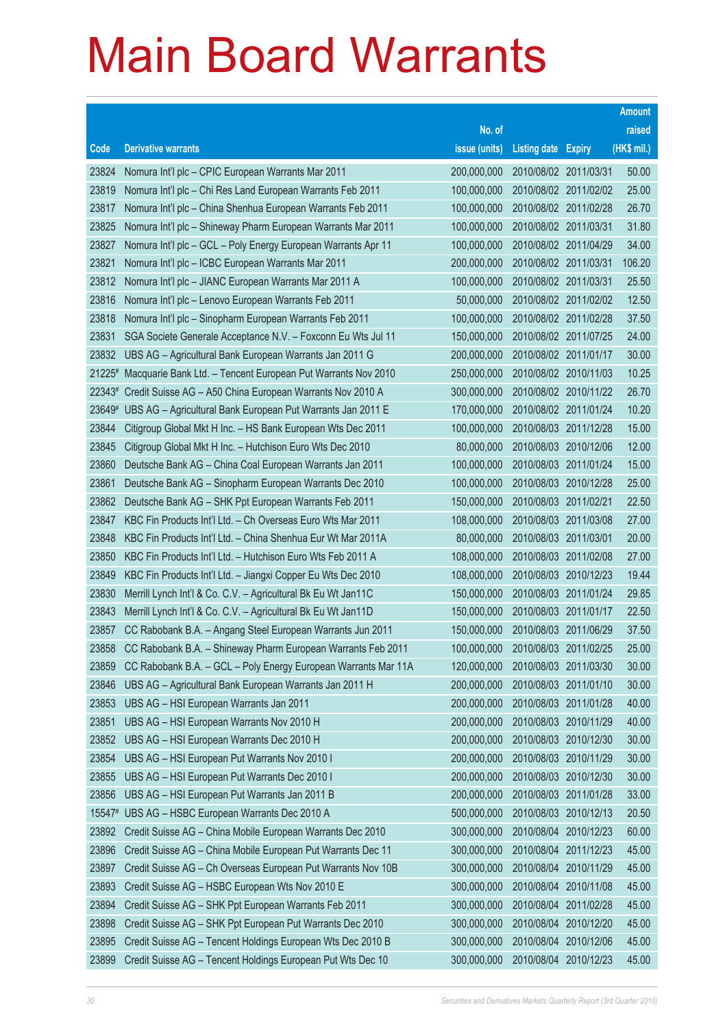# Main Board Warrants

| Code | Derivative warrants | No. of issue (units) | Listing date | Expiry | Amount raised (HK$ mil.) |
|---|---|---|---|---|---|
| 23824 | Nomura Int'l plc – CPIC European Warrants Mar 2011 | 200,000,000 | 2010/08/02 | 2011/03/31 | 50.00 |
| 23819 | Nomura Int'l plc – Chi Res Land European Warrants Feb 2011 | 100,000,000 | 2010/08/02 | 2011/02/02 | 25.00 |
| 23817 | Nomura Int'l plc – China Shenhua European Warrants Feb 2011 | 100,000,000 | 2010/08/02 | 2011/02/28 | 26.70 |
| 23825 | Nomura Int'l plc – Shineway Pharm European Warrants Mar 2011 | 100,000,000 | 2010/08/02 | 2011/03/31 | 31.80 |
| 23827 | Nomura Int'l plc – GCL – Poly Energy European Warrants Apr 11 | 100,000,000 | 2010/08/02 | 2011/04/29 | 34.00 |
| 23821 | Nomura Int'l plc – ICBC European Warrants Mar 2011 | 200,000,000 | 2010/08/02 | 2011/03/31 | 106.20 |
| 23812 | Nomura Int'l plc – JIANC European Warrants Mar 2011 A | 100,000,000 | 2010/08/02 | 2011/03/31 | 25.50 |
| 23816 | Nomura Int'l plc – Lenovo European Warrants Feb 2011 | 50,000,000 | 2010/08/02 | 2011/02/02 | 12.50 |
| 23818 | Nomura Int'l plc – Sinopharm European Warrants Feb 2011 | 100,000,000 | 2010/08/02 | 2011/02/28 | 37.50 |
| 23831 | SGA Societe Generale Acceptance N.V. – Foxconn Eu Wts Jul 11 | 150,000,000 | 2010/08/02 | 2011/07/25 | 24.00 |
| 23832 | UBS AG – Agricultural Bank European Warrants Jan 2011 G | 200,000,000 | 2010/08/02 | 2011/01/17 | 30.00 |
| 21225# | Macquarie Bank Ltd. – Tencent European Put Warrants Nov 2010 | 250,000,000 | 2010/08/02 | 2010/11/03 | 10.25 |
| 22343# | Credit Suisse AG – A50 China European Warrants Nov 2010 A | 300,000,000 | 2010/08/02 | 2010/11/22 | 26.70 |
| 23649# | UBS AG – Agricultural Bank European Put Warrants Jan 2011 E | 170,000,000 | 2010/08/02 | 2011/01/24 | 10.20 |
| 23844 | Citigroup Global Mkt H Inc. – HS Bank European Wts Dec 2011 | 100,000,000 | 2010/08/03 | 2011/12/28 | 15.00 |
| 23845 | Citigroup Global Mkt H Inc. – Hutchison Euro Wts Dec 2010 | 80,000,000 | 2010/08/03 | 2010/12/06 | 12.00 |
| 23860 | Deutsche Bank AG – China Coal European Warrants Jan 2011 | 100,000,000 | 2010/08/03 | 2011/01/24 | 15.00 |
| 23861 | Deutsche Bank AG – Sinopharm European Warrants Dec 2010 | 100,000,000 | 2010/08/03 | 2010/12/28 | 25.00 |
| 23862 | Deutsche Bank AG – SHK Ppt European Warrants Feb 2011 | 150,000,000 | 2010/08/03 | 2011/02/21 | 22.50 |
| 23847 | KBC Fin Products Int'l Ltd. – Ch Overseas Euro Wts Mar 2011 | 108,000,000 | 2010/08/03 | 2011/03/08 | 27.00 |
| 23848 | KBC Fin Products Int'l Ltd. – China Shenhua Eur Wt Mar 2011A | 80,000,000 | 2010/08/03 | 2011/03/01 | 20.00 |
| 23850 | KBC Fin Products Int'l Ltd. – Hutchison Euro Wts Feb 2011 A | 108,000,000 | 2010/08/03 | 2011/02/08 | 27.00 |
| 23849 | KBC Fin Products Int'l Ltd. – Jiangxi Copper Eu Wts Dec 2010 | 108,000,000 | 2010/08/03 | 2010/12/23 | 19.44 |
| 23830 | Merrill Lynch Int'l & Co. C.V. – Agricultural Bk Eu Wt Jan11C | 150,000,000 | 2010/08/03 | 2011/01/24 | 29.85 |
| 23843 | Merrill Lynch Int'l & Co. C.V. – Agricultural Bk Eu Wt Jan11D | 150,000,000 | 2010/08/03 | 2011/01/17 | 22.50 |
| 23857 | CC Rabobank B.A. – Angang Steel European Warrants Jun 2011 | 150,000,000 | 2010/08/03 | 2011/06/29 | 37.50 |
| 23858 | CC Rabobank B.A. – Shineway Pharm European Warrants Feb 2011 | 100,000,000 | 2010/08/03 | 2011/02/25 | 25.00 |
| 23859 | CC Rabobank B.A. – GCL – Poly Energy European Warrants Mar 11A | 120,000,000 | 2010/08/03 | 2011/03/30 | 30.00 |
| 23846 | UBS AG – Agricultural Bank European Warrants Jan 2011 H | 200,000,000 | 2010/08/03 | 2011/01/10 | 30.00 |
| 23853 | UBS AG – HSI European Warrants Jan 2011 | 200,000,000 | 2010/08/03 | 2011/01/28 | 40.00 |
| 23851 | UBS AG – HSI European Warrants Nov 2010 H | 200,000,000 | 2010/08/03 | 2010/11/29 | 40.00 |
| 23852 | UBS AG – HSI European Warrants Dec 2010 H | 200,000,000 | 2010/08/03 | 2010/12/30 | 30.00 |
| 23854 | UBS AG – HSI European Put Warrants Nov 2010 I | 200,000,000 | 2010/08/03 | 2010/11/29 | 30.00 |
| 23855 | UBS AG – HSI European Put Warrants Dec 2010 I | 200,000,000 | 2010/08/03 | 2010/12/30 | 30.00 |
| 23856 | UBS AG – HSI European Put Warrants Jan 2011 B | 200,000,000 | 2010/08/03 | 2011/01/28 | 33.00 |
| 15547# | UBS AG – HSBC European Warrants Dec 2010 A | 500,000,000 | 2010/08/03 | 2010/12/13 | 20.50 |
| 23892 | Credit Suisse AG – China Mobile European Warrants Dec 2010 | 300,000,000 | 2010/08/04 | 2010/12/23 | 60.00 |
| 23896 | Credit Suisse AG – China Mobile European Put Warrants Dec 11 | 300,000,000 | 2010/08/04 | 2011/12/23 | 45.00 |
| 23897 | Credit Suisse AG – Ch Overseas European Put Warrants Nov 10B | 300,000,000 | 2010/08/04 | 2010/11/29 | 45.00 |
| 23893 | Credit Suisse AG – HSBC European Wts Nov 2010 E | 300,000,000 | 2010/08/04 | 2010/11/08 | 45.00 |
| 23894 | Credit Suisse AG – SHK Ppt European Warrants Feb 2011 | 300,000,000 | 2010/08/04 | 2011/02/28 | 45.00 |
| 23898 | Credit Suisse AG – SHK Ppt European Put Warrants Dec 2010 | 300,000,000 | 2010/08/04 | 2010/12/20 | 45.00 |
| 23895 | Credit Suisse AG – Tencent Holdings European Wts Dec 2010 B | 300,000,000 | 2010/08/04 | 2010/12/06 | 45.00 |
| 23899 | Credit Suisse AG – Tencent Holdings European Put Wts Dec 10 | 300,000,000 | 2010/08/04 | 2010/12/23 | 45.00 |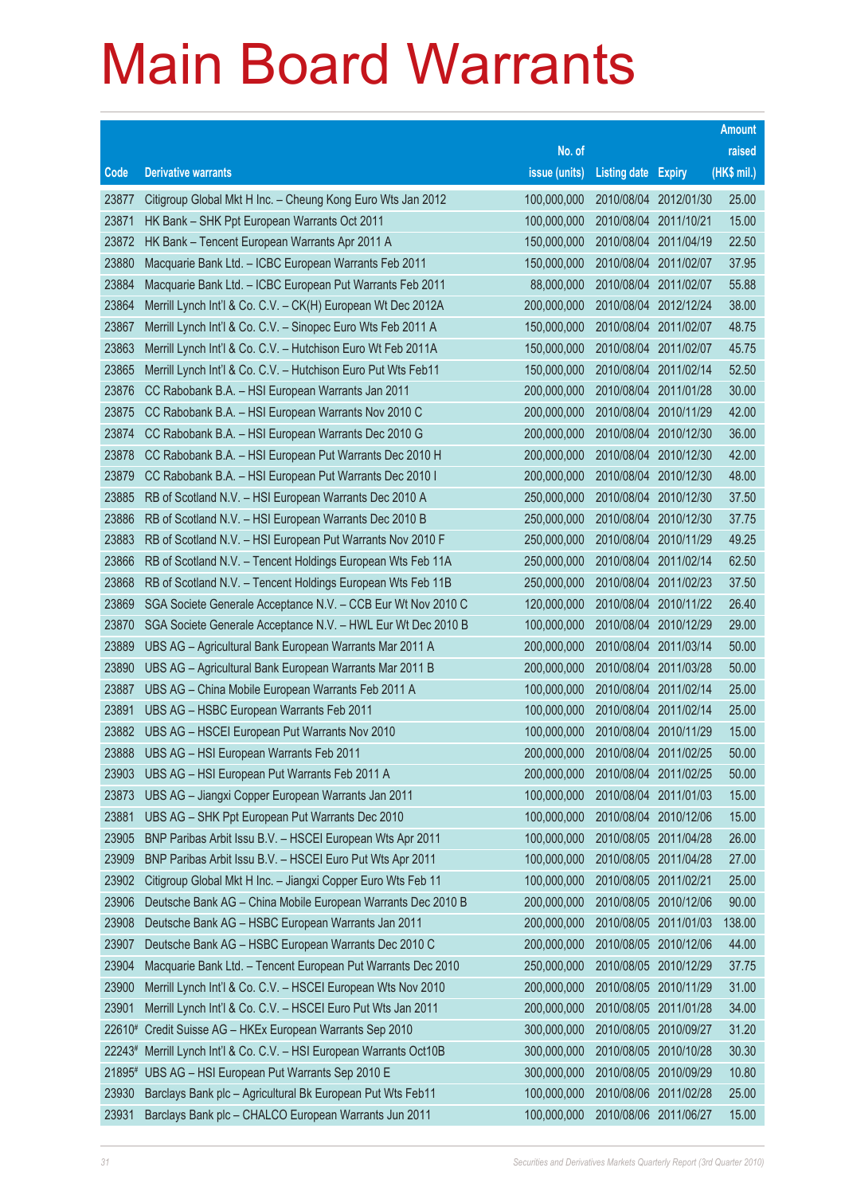# Main Board Warrants

| Code | Derivative warrants | No. of issue (units) | Listing date | Expiry | Amount raised (HK$ mil.) |
|---|---|---|---|---|---|
| 23877 | Citigroup Global Mkt H Inc. – Cheung Kong Euro Wts Jan 2012 | 100,000,000 | 2010/08/04 | 2012/01/30 | 25.00 |
| 23871 | HK Bank – SHK Ppt European Warrants Oct 2011 | 100,000,000 | 2010/08/04 | 2011/10/21 | 15.00 |
| 23872 | HK Bank – Tencent European Warrants Apr 2011 A | 150,000,000 | 2010/08/04 | 2011/04/19 | 22.50 |
| 23880 | Macquarie Bank Ltd. – ICBC European Warrants Feb 2011 | 150,000,000 | 2010/08/04 | 2011/02/07 | 37.95 |
| 23884 | Macquarie Bank Ltd. – ICBC European Put Warrants Feb 2011 | 88,000,000 | 2010/08/04 | 2011/02/07 | 55.88 |
| 23864 | Merrill Lynch Int'l & Co. C.V. – CK(H) European Wt Dec 2012A | 200,000,000 | 2010/08/04 | 2012/12/24 | 38.00 |
| 23867 | Merrill Lynch Int'l & Co. C.V. – Sinopec Euro Wts Feb 2011 A | 150,000,000 | 2010/08/04 | 2011/02/07 | 48.75 |
| 23863 | Merrill Lynch Int'l & Co. C.V. – Hutchison Euro Wt Feb 2011A | 150,000,000 | 2010/08/04 | 2011/02/07 | 45.75 |
| 23865 | Merrill Lynch Int'l & Co. C.V. – Hutchison Euro Put Wts Feb11 | 150,000,000 | 2010/08/04 | 2011/02/14 | 52.50 |
| 23876 | CC Rabobank B.A. – HSI European Warrants Jan 2011 | 200,000,000 | 2010/08/04 | 2011/01/28 | 30.00 |
| 23875 | CC Rabobank B.A. – HSI European Warrants Nov 2010 C | 200,000,000 | 2010/08/04 | 2010/11/29 | 42.00 |
| 23874 | CC Rabobank B.A. – HSI European Warrants Dec 2010 G | 200,000,000 | 2010/08/04 | 2010/12/30 | 36.00 |
| 23878 | CC Rabobank B.A. – HSI European Put Warrants Dec 2010 H | 200,000,000 | 2010/08/04 | 2010/12/30 | 42.00 |
| 23879 | CC Rabobank B.A. – HSI European Put Warrants Dec 2010 I | 200,000,000 | 2010/08/04 | 2010/12/30 | 48.00 |
| 23885 | RB of Scotland N.V. – HSI European Warrants Dec 2010 A | 250,000,000 | 2010/08/04 | 2010/12/30 | 37.50 |
| 23886 | RB of Scotland N.V. – HSI European Warrants Dec 2010 B | 250,000,000 | 2010/08/04 | 2010/12/30 | 37.75 |
| 23883 | RB of Scotland N.V. – HSI European Put Warrants Nov 2010 F | 250,000,000 | 2010/08/04 | 2010/11/29 | 49.25 |
| 23866 | RB of Scotland N.V. – Tencent Holdings European Wts Feb 11A | 250,000,000 | 2010/08/04 | 2011/02/14 | 62.50 |
| 23868 | RB of Scotland N.V. – Tencent Holdings European Wts Feb 11B | 250,000,000 | 2010/08/04 | 2011/02/23 | 37.50 |
| 23869 | SGA Societe Generale Acceptance N.V. – CCB Eur Wt Nov 2010 C | 120,000,000 | 2010/08/04 | 2010/11/22 | 26.40 |
| 23870 | SGA Societe Generale Acceptance N.V. – HWL Eur Wt Dec 2010 B | 100,000,000 | 2010/08/04 | 2010/12/29 | 29.00 |
| 23889 | UBS AG – Agricultural Bank European Warrants Mar 2011 A | 200,000,000 | 2010/08/04 | 2011/03/14 | 50.00 |
| 23890 | UBS AG – Agricultural Bank European Warrants Mar 2011 B | 200,000,000 | 2010/08/04 | 2011/03/28 | 50.00 |
| 23887 | UBS AG – China Mobile European Warrants Feb 2011 A | 100,000,000 | 2010/08/04 | 2011/02/14 | 25.00 |
| 23891 | UBS AG – HSBC European Warrants Feb 2011 | 100,000,000 | 2010/08/04 | 2011/02/14 | 25.00 |
| 23882 | UBS AG – HSCEI European Put Warrants Nov 2010 | 100,000,000 | 2010/08/04 | 2010/11/29 | 15.00 |
| 23888 | UBS AG – HSI European Warrants Feb 2011 | 200,000,000 | 2010/08/04 | 2011/02/25 | 50.00 |
| 23903 | UBS AG – HSI European Put Warrants Feb 2011 A | 200,000,000 | 2010/08/04 | 2011/02/25 | 50.00 |
| 23873 | UBS AG – Jiangxi Copper European Warrants Jan 2011 | 100,000,000 | 2010/08/04 | 2011/01/03 | 15.00 |
| 23881 | UBS AG – SHK Ppt European Put Warrants Dec 2010 | 100,000,000 | 2010/08/04 | 2010/12/06 | 15.00 |
| 23905 | BNP Paribas Arbit Issu B.V. – HSCEI European Wts Apr 2011 | 100,000,000 | 2010/08/05 | 2011/04/28 | 26.00 |
| 23909 | BNP Paribas Arbit Issu B.V. – HSCEI Euro Put Wts Apr 2011 | 100,000,000 | 2010/08/05 | 2011/04/28 | 27.00 |
| 23902 | Citigroup Global Mkt H Inc. – Jiangxi Copper Euro Wts Feb 11 | 100,000,000 | 2010/08/05 | 2011/02/21 | 25.00 |
| 23906 | Deutsche Bank AG – China Mobile European Warrants Dec 2010 B | 200,000,000 | 2010/08/05 | 2010/12/06 | 90.00 |
| 23908 | Deutsche Bank AG – HSBC European Warrants Jan 2011 | 200,000,000 | 2010/08/05 | 2011/01/03 | 138.00 |
| 23907 | Deutsche Bank AG – HSBC European Warrants Dec 2010 C | 200,000,000 | 2010/08/05 | 2010/12/06 | 44.00 |
| 23904 | Macquarie Bank Ltd. – Tencent European Put Warrants Dec 2010 | 250,000,000 | 2010/08/05 | 2010/12/29 | 37.75 |
| 23900 | Merrill Lynch Int'l & Co. C.V. – HSCEI European Wts Nov 2010 | 200,000,000 | 2010/08/05 | 2010/11/29 | 31.00 |
| 23901 | Merrill Lynch Int'l & Co. C.V. – HSCEI Euro Put Wts Jan 2011 | 200,000,000 | 2010/08/05 | 2011/01/28 | 34.00 |
| 22610# | Credit Suisse AG – HKEx European Warrants Sep 2010 | 300,000,000 | 2010/08/05 | 2010/09/27 | 31.20 |
| 22243# | Merrill Lynch Int'l & Co. C.V. – HSI European Warrants Oct10B | 300,000,000 | 2010/08/05 | 2010/10/28 | 30.30 |
| 21895# | UBS AG – HSI European Put Warrants Sep 2010 E | 300,000,000 | 2010/08/05 | 2010/09/29 | 10.80 |
| 23930 | Barclays Bank plc – Agricultural Bk European Put Wts Feb11 | 100,000,000 | 2010/08/06 | 2011/02/28 | 25.00 |
| 23931 | Barclays Bank plc – CHALCO European Warrants Jun 2011 | 100,000,000 | 2010/08/06 | 2011/06/27 | 15.00 |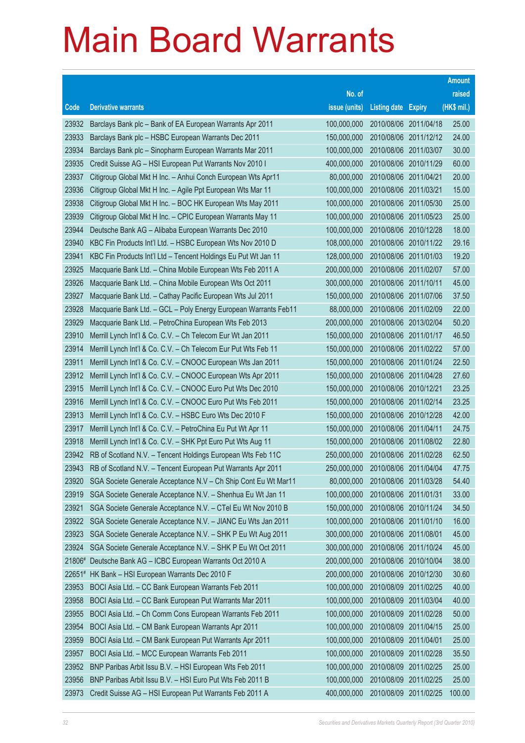# Main Board Warrants

| Code | Derivative warrants | No. of issue (units) | Listing date | Expiry | Amount raised (HK$ mil.) |
|---|---|---|---|---|---|
| 23932 | Barclays Bank plc – Bank of EA European Warrants Apr 2011 | 100,000,000 | 2010/08/06 | 2011/04/18 | 25.00 |
| 23933 | Barclays Bank plc – HSBC European Warrants Dec 2011 | 150,000,000 | 2010/08/06 | 2011/12/12 | 24.00 |
| 23934 | Barclays Bank plc – Sinopharm European Warrants Mar 2011 | 100,000,000 | 2010/08/06 | 2011/03/07 | 30.00 |
| 23935 | Credit Suisse AG – HSI European Put Warrants Nov 2010 I | 400,000,000 | 2010/08/06 | 2010/11/29 | 60.00 |
| 23937 | Citigroup Global Mkt H Inc. – Anhui Conch European Wts Apr11 | 80,000,000 | 2010/08/06 | 2011/04/21 | 20.00 |
| 23936 | Citigroup Global Mkt H Inc. – Agile Ppt European Wts Mar 11 | 100,000,000 | 2010/08/06 | 2011/03/21 | 15.00 |
| 23938 | Citigroup Global Mkt H Inc. – BOC HK European Wts May 2011 | 100,000,000 | 2010/08/06 | 2011/05/30 | 25.00 |
| 23939 | Citigroup Global Mkt H Inc. – CPIC European Warrants May 11 | 100,000,000 | 2010/08/06 | 2011/05/23 | 25.00 |
| 23944 | Deutsche Bank AG – Alibaba European Warrants Dec 2010 | 100,000,000 | 2010/08/06 | 2010/12/28 | 18.00 |
| 23940 | KBC Fin Products Int'l Ltd. – HSBC European Wts Nov 2010 D | 108,000,000 | 2010/08/06 | 2010/11/22 | 29.16 |
| 23941 | KBC Fin Products Int'l Ltd – Tencent Holdings Eu Put Wt Jan 11 | 128,000,000 | 2010/08/06 | 2011/01/03 | 19.20 |
| 23925 | Macquarie Bank Ltd. – China Mobile European Wts Feb 2011 A | 200,000,000 | 2010/08/06 | 2011/02/07 | 57.00 |
| 23926 | Macquarie Bank Ltd. – China Mobile European Wts Oct 2011 | 300,000,000 | 2010/08/06 | 2011/10/11 | 45.00 |
| 23927 | Macquarie Bank Ltd. – Cathay Pacific European Wts Jul 2011 | 150,000,000 | 2010/08/06 | 2011/07/06 | 37.50 |
| 23928 | Macquarie Bank Ltd. – GCL – Poly Energy European Warrants Feb11 | 88,000,000 | 2010/08/06 | 2011/02/09 | 22.00 |
| 23929 | Macquarie Bank Ltd. – PetroChina European Wts Feb 2013 | 200,000,000 | 2010/08/06 | 2013/02/04 | 50.20 |
| 23910 | Merrill Lynch Int'l & Co. C.V. – Ch Telecom Eur Wt Jan 2011 | 150,000,000 | 2010/08/06 | 2011/01/17 | 46.50 |
| 23914 | Merrill Lynch Int'l & Co. C.V. – Ch Telecom Eur Put Wts Feb 11 | 150,000,000 | 2010/08/06 | 2011/02/22 | 57.00 |
| 23911 | Merrill Lynch Int'l & Co. C.V. – CNOOC European Wts Jan 2011 | 150,000,000 | 2010/08/06 | 2011/01/24 | 22.50 |
| 23912 | Merrill Lynch Int'l & Co. C.V. – CNOOC European Wts Apr 2011 | 150,000,000 | 2010/08/06 | 2011/04/28 | 27.60 |
| 23915 | Merrill Lynch Int'l & Co. C.V. – CNOOC Euro Put Wts Dec 2010 | 150,000,000 | 2010/08/06 | 2010/12/21 | 23.25 |
| 23916 | Merrill Lynch Int'l & Co. C.V. – CNOOC Euro Put Wts Feb 2011 | 150,000,000 | 2010/08/06 | 2011/02/14 | 23.25 |
| 23913 | Merrill Lynch Int'l & Co. C.V. – HSBC Euro Wts Dec 2010 F | 150,000,000 | 2010/08/06 | 2010/12/28 | 42.00 |
| 23917 | Merrill Lynch Int'l & Co. C.V. – PetroChina Eu Put Wt Apr 11 | 150,000,000 | 2010/08/06 | 2011/04/11 | 24.75 |
| 23918 | Merrill Lynch Int'l & Co. C.V. – SHK Ppt Euro Put Wts Aug 11 | 150,000,000 | 2010/08/06 | 2011/08/02 | 22.80 |
| 23942 | RB of Scotland N.V. – Tencent Holdings European Wts Feb 11C | 250,000,000 | 2010/08/06 | 2011/02/28 | 62.50 |
| 23943 | RB of Scotland N.V. – Tencent European Put Warrants Apr 2011 | 250,000,000 | 2010/08/06 | 2011/04/04 | 47.75 |
| 23920 | SGA Societe Generale Acceptance N.V – Ch Ship Cont Eu Wt Mar11 | 80,000,000 | 2010/08/06 | 2011/03/28 | 54.40 |
| 23919 | SGA Societe Generale Acceptance N.V. – Shenhua Eu Wt Jan 11 | 100,000,000 | 2010/08/06 | 2011/01/31 | 33.00 |
| 23921 | SGA Societe Generale Acceptance N.V. – CTel Eu Wt Nov 2010 B | 150,000,000 | 2010/08/06 | 2010/11/24 | 34.50 |
| 23922 | SGA Societe Generale Acceptance N.V. – JIANC Eu Wts Jan 2011 | 100,000,000 | 2010/08/06 | 2011/01/10 | 16.00 |
| 23923 | SGA Societe Generale Acceptance N.V. – SHK P Eu Wt Aug 2011 | 300,000,000 | 2010/08/06 | 2011/08/01 | 45.00 |
| 23924 | SGA Societe Generale Acceptance N.V. – SHK P Eu Wt Oct 2011 | 300,000,000 | 2010/08/06 | 2011/10/24 | 45.00 |
| 21806# | Deutsche Bank AG – ICBC European Warrants Oct 2010 A | 200,000,000 | 2010/08/06 | 2010/10/04 | 38.00 |
| 22651# | HK Bank – HSI European Warrants Dec 2010 F | 200,000,000 | 2010/08/06 | 2010/12/30 | 30.60 |
| 23953 | BOCI Asia Ltd. – CC Bank European Warrants Feb 2011 | 100,000,000 | 2010/08/09 | 2011/02/25 | 40.00 |
| 23958 | BOCI Asia Ltd. – CC Bank European Put Warrants Mar 2011 | 100,000,000 | 2010/08/09 | 2011/03/04 | 40.00 |
| 23955 | BOCI Asia Ltd. – Ch Comm Cons European Warrants Feb 2011 | 100,000,000 | 2010/08/09 | 2011/02/28 | 50.00 |
| 23954 | BOCI Asia Ltd. – CM Bank European Warrants Apr 2011 | 100,000,000 | 2010/08/09 | 2011/04/15 | 25.00 |
| 23959 | BOCI Asia Ltd. – CM Bank European Put Warrants Apr 2011 | 100,000,000 | 2010/08/09 | 2011/04/01 | 25.00 |
| 23957 | BOCI Asia Ltd. – MCC European Warrants Feb 2011 | 100,000,000 | 2010/08/09 | 2011/02/28 | 35.50 |
| 23952 | BNP Paribas Arbit Issu B.V. – HSI European Wts Feb 2011 | 100,000,000 | 2010/08/09 | 2011/02/25 | 25.00 |
| 23956 | BNP Paribas Arbit Issu B.V. – HSI Euro Put Wts Feb 2011 B | 100,000,000 | 2010/08/09 | 2011/02/25 | 25.00 |
| 23973 | Credit Suisse AG – HSI European Put Warrants Feb 2011 A | 400,000,000 | 2010/08/09 | 2011/02/25 | 100.00 |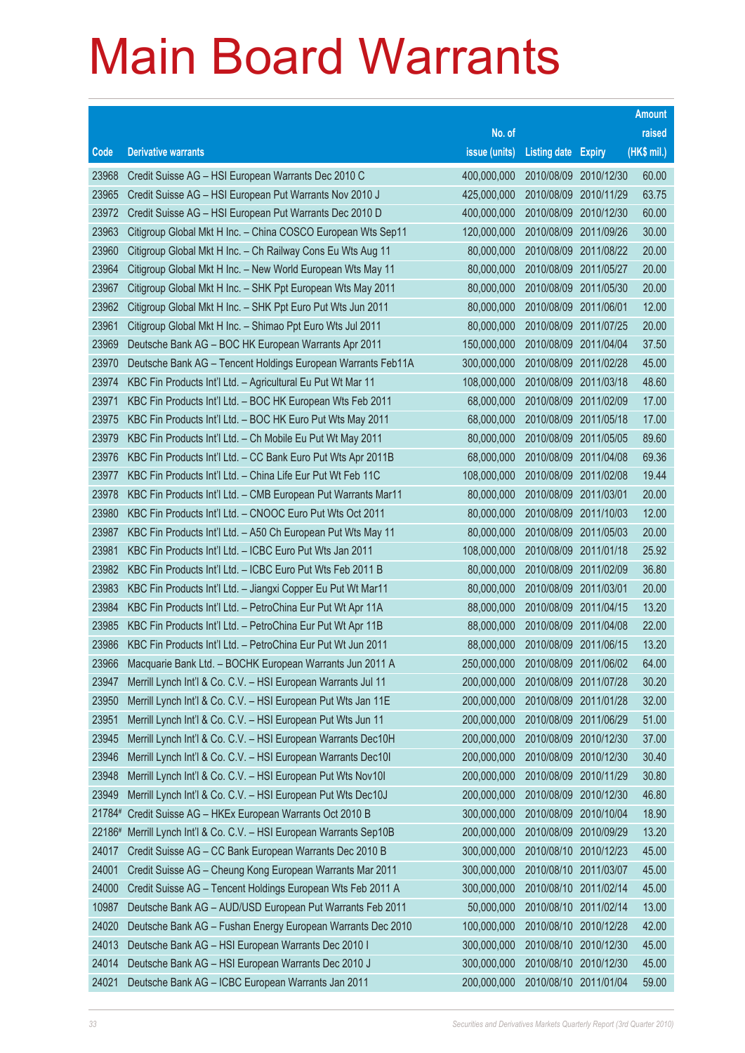# Main Board Warrants

| Code | Derivative warrants | No. of issue (units) | Listing date | Expiry | Amount raised (HK$ mil.) |
|---|---|---|---|---|---|
| 23968 | Credit Suisse AG – HSI European Warrants Dec 2010 C | 400,000,000 | 2010/08/09 | 2010/12/30 | 60.00 |
| 23965 | Credit Suisse AG – HSI European Put Warrants Nov 2010 J | 425,000,000 | 2010/08/09 | 2010/11/29 | 63.75 |
| 23972 | Credit Suisse AG – HSI European Put Warrants Dec 2010 D | 400,000,000 | 2010/08/09 | 2010/12/30 | 60.00 |
| 23963 | Citigroup Global Mkt H Inc. – China COSCO European Wts Sep11 | 120,000,000 | 2010/08/09 | 2011/09/26 | 30.00 |
| 23960 | Citigroup Global Mkt H Inc. – Ch Railway Cons Eu Wts Aug 11 | 80,000,000 | 2010/08/09 | 2011/08/22 | 20.00 |
| 23964 | Citigroup Global Mkt H Inc. – New World European Wts May 11 | 80,000,000 | 2010/08/09 | 2011/05/27 | 20.00 |
| 23967 | Citigroup Global Mkt H Inc. – SHK Ppt European Wts May 2011 | 80,000,000 | 2010/08/09 | 2011/05/30 | 20.00 |
| 23962 | Citigroup Global Mkt H Inc. – SHK Ppt Euro Put Wts Jun 2011 | 80,000,000 | 2010/08/09 | 2011/06/01 | 12.00 |
| 23961 | Citigroup Global Mkt H Inc. – Shimao Ppt Euro Wts Jul 2011 | 80,000,000 | 2010/08/09 | 2011/07/25 | 20.00 |
| 23969 | Deutsche Bank AG – BOC HK European Warrants Apr 2011 | 150,000,000 | 2010/08/09 | 2011/04/04 | 37.50 |
| 23970 | Deutsche Bank AG – Tencent Holdings European Warrants Feb11A | 300,000,000 | 2010/08/09 | 2011/02/28 | 45.00 |
| 23974 | KBC Fin Products Int'l Ltd. – Agricultural Eu Put Wt Mar 11 | 108,000,000 | 2010/08/09 | 2011/03/18 | 48.60 |
| 23971 | KBC Fin Products Int'l Ltd. – BOC HK European Wts Feb 2011 | 68,000,000 | 2010/08/09 | 2011/02/09 | 17.00 |
| 23975 | KBC Fin Products Int'l Ltd. – BOC HK Euro Put Wts May 2011 | 68,000,000 | 2010/08/09 | 2011/05/18 | 17.00 |
| 23979 | KBC Fin Products Int'l Ltd. – Ch Mobile Eu Put Wt May 2011 | 80,000,000 | 2010/08/09 | 2011/05/05 | 89.60 |
| 23976 | KBC Fin Products Int'l Ltd. – CC Bank Euro Put Wts Apr 2011B | 68,000,000 | 2010/08/09 | 2011/04/08 | 69.36 |
| 23977 | KBC Fin Products Int'l Ltd. – China Life Eur Put Wt Feb 11C | 108,000,000 | 2010/08/09 | 2011/02/08 | 19.44 |
| 23978 | KBC Fin Products Int'l Ltd. – CMB European Put Warrants Mar11 | 80,000,000 | 2010/08/09 | 2011/03/01 | 20.00 |
| 23980 | KBC Fin Products Int'l Ltd. – CNOOC Euro Put Wts Oct 2011 | 80,000,000 | 2010/08/09 | 2011/10/03 | 12.00 |
| 23987 | KBC Fin Products Int'l Ltd. – A50 Ch European Put Wts May 11 | 80,000,000 | 2010/08/09 | 2011/05/03 | 20.00 |
| 23981 | KBC Fin Products Int'l Ltd. – ICBC Euro Put Wts Jan 2011 | 108,000,000 | 2010/08/09 | 2011/01/18 | 25.92 |
| 23982 | KBC Fin Products Int'l Ltd. – ICBC Euro Put Wts Feb 2011 B | 80,000,000 | 2010/08/09 | 2011/02/09 | 36.80 |
| 23983 | KBC Fin Products Int'l Ltd. – Jiangxi Copper Eu Put Wt Mar11 | 80,000,000 | 2010/08/09 | 2011/03/01 | 20.00 |
| 23984 | KBC Fin Products Int'l Ltd. – PetroChina Eur Put Wt Apr 11A | 88,000,000 | 2010/08/09 | 2011/04/15 | 13.20 |
| 23985 | KBC Fin Products Int'l Ltd. – PetroChina Eur Put Wt Apr 11B | 88,000,000 | 2010/08/09 | 2011/04/08 | 22.00 |
| 23986 | KBC Fin Products Int'l Ltd. – PetroChina Eur Put Wt Jun 2011 | 88,000,000 | 2010/08/09 | 2011/06/15 | 13.20 |
| 23966 | Macquarie Bank Ltd. – BOCHK European Warrants Jun 2011 A | 250,000,000 | 2010/08/09 | 2011/06/02 | 64.00 |
| 23947 | Merrill Lynch Int'l & Co. C.V. – HSI European Warrants Jul 11 | 200,000,000 | 2010/08/09 | 2011/07/28 | 30.20 |
| 23950 | Merrill Lynch Int'l & Co. C.V. – HSI European Put Wts Jan 11E | 200,000,000 | 2010/08/09 | 2011/01/28 | 32.00 |
| 23951 | Merrill Lynch Int'l & Co. C.V. – HSI European Put Wts Jun 11 | 200,000,000 | 2010/08/09 | 2011/06/29 | 51.00 |
| 23945 | Merrill Lynch Int'l & Co. C.V. – HSI European Warrants Dec10H | 200,000,000 | 2010/08/09 | 2010/12/30 | 37.00 |
| 23946 | Merrill Lynch Int'l & Co. C.V. – HSI European Warrants Dec10I | 200,000,000 | 2010/08/09 | 2010/12/30 | 30.40 |
| 23948 | Merrill Lynch Int'l & Co. C.V. – HSI European Put Wts Nov10I | 200,000,000 | 2010/08/09 | 2010/11/29 | 30.80 |
| 23949 | Merrill Lynch Int'l & Co. C.V. – HSI European Put Wts Dec10J | 200,000,000 | 2010/08/09 | 2010/12/30 | 46.80 |
| 21784# | Credit Suisse AG – HKEx European Warrants Oct 2010 B | 300,000,000 | 2010/08/09 | 2010/10/04 | 18.90 |
| 22186# | Merrill Lynch Int'l & Co. C.V. – HSI European Warrants Sep10B | 200,000,000 | 2010/08/09 | 2010/09/29 | 13.20 |
| 24017 | Credit Suisse AG – CC Bank European Warrants Dec 2010 B | 300,000,000 | 2010/08/10 | 2010/12/23 | 45.00 |
| 24001 | Credit Suisse AG – Cheung Kong European Warrants Mar 2011 | 300,000,000 | 2010/08/10 | 2011/03/07 | 45.00 |
| 24000 | Credit Suisse AG – Tencent Holdings European Wts Feb 2011 A | 300,000,000 | 2010/08/10 | 2011/02/14 | 45.00 |
| 10987 | Deutsche Bank AG – AUD/USD European Put Warrants Feb 2011 | 50,000,000 | 2010/08/10 | 2011/02/14 | 13.00 |
| 24020 | Deutsche Bank AG – Fushan Energy European Warrants Dec 2010 | 100,000,000 | 2010/08/10 | 2010/12/28 | 42.00 |
| 24013 | Deutsche Bank AG – HSI European Warrants Dec 2010 I | 300,000,000 | 2010/08/10 | 2010/12/30 | 45.00 |
| 24014 | Deutsche Bank AG – HSI European Warrants Dec 2010 J | 300,000,000 | 2010/08/10 | 2010/12/30 | 45.00 |
| 24021 | Deutsche Bank AG – ICBC European Warrants Jan 2011 | 200,000,000 | 2010/08/10 | 2011/01/04 | 59.00 |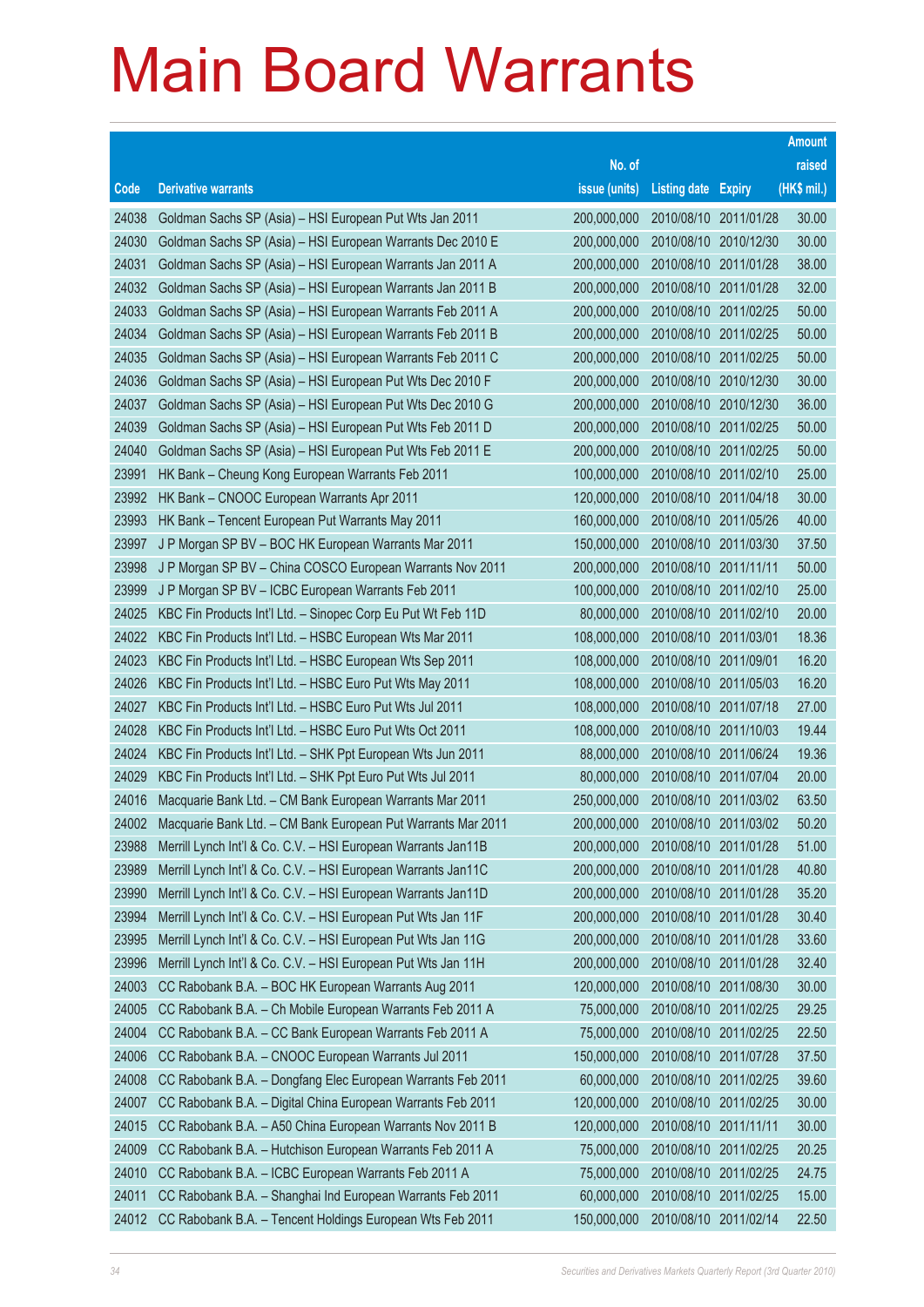# Main Board Warrants

| Code | Derivative warrants | No. of issue (units) | Listing date | Expiry | Amount raised (HK$ mil.) |
|---|---|---|---|---|---|
| 24038 | Goldman Sachs SP (Asia) – HSI European Put Wts Jan 2011 | 200,000,000 | 2010/08/10 | 2011/01/28 | 30.00 |
| 24030 | Goldman Sachs SP (Asia) – HSI European Warrants Dec 2010 E | 200,000,000 | 2010/08/10 | 2010/12/30 | 30.00 |
| 24031 | Goldman Sachs SP (Asia) – HSI European Warrants Jan 2011 A | 200,000,000 | 2010/08/10 | 2011/01/28 | 38.00 |
| 24032 | Goldman Sachs SP (Asia) – HSI European Warrants Jan 2011 B | 200,000,000 | 2010/08/10 | 2011/01/28 | 32.00 |
| 24033 | Goldman Sachs SP (Asia) – HSI European Warrants Feb 2011 A | 200,000,000 | 2010/08/10 | 2011/02/25 | 50.00 |
| 24034 | Goldman Sachs SP (Asia) – HSI European Warrants Feb 2011 B | 200,000,000 | 2010/08/10 | 2011/02/25 | 50.00 |
| 24035 | Goldman Sachs SP (Asia) – HSI European Warrants Feb 2011 C | 200,000,000 | 2010/08/10 | 2011/02/25 | 50.00 |
| 24036 | Goldman Sachs SP (Asia) – HSI European Put Wts Dec 2010 F | 200,000,000 | 2010/08/10 | 2010/12/30 | 30.00 |
| 24037 | Goldman Sachs SP (Asia) – HSI European Put Wts Dec 2010 G | 200,000,000 | 2010/08/10 | 2010/12/30 | 36.00 |
| 24039 | Goldman Sachs SP (Asia) – HSI European Put Wts Feb 2011 D | 200,000,000 | 2010/08/10 | 2011/02/25 | 50.00 |
| 24040 | Goldman Sachs SP (Asia) – HSI European Put Wts Feb 2011 E | 200,000,000 | 2010/08/10 | 2011/02/25 | 50.00 |
| 23991 | HK Bank – Cheung Kong European Warrants Feb 2011 | 100,000,000 | 2010/08/10 | 2011/02/10 | 25.00 |
| 23992 | HK Bank – CNOOC European Warrants Apr 2011 | 120,000,000 | 2010/08/10 | 2011/04/18 | 30.00 |
| 23993 | HK Bank – Tencent European Put Warrants May 2011 | 160,000,000 | 2010/08/10 | 2011/05/26 | 40.00 |
| 23997 | J P Morgan SP BV – BOC HK European Warrants Mar 2011 | 150,000,000 | 2010/08/10 | 2011/03/30 | 37.50 |
| 23998 | J P Morgan SP BV – China COSCO European Warrants Nov 2011 | 200,000,000 | 2010/08/10 | 2011/11/11 | 50.00 |
| 23999 | J P Morgan SP BV – ICBC European Warrants Feb 2011 | 100,000,000 | 2010/08/10 | 2011/02/10 | 25.00 |
| 24025 | KBC Fin Products Int'l Ltd. – Sinopec Corp Eu Put Wt Feb 11D | 80,000,000 | 2010/08/10 | 2011/02/10 | 20.00 |
| 24022 | KBC Fin Products Int'l Ltd. – HSBC European Wts Mar 2011 | 108,000,000 | 2010/08/10 | 2011/03/01 | 18.36 |
| 24023 | KBC Fin Products Int'l Ltd. – HSBC European Wts Sep 2011 | 108,000,000 | 2010/08/10 | 2011/09/01 | 16.20 |
| 24026 | KBC Fin Products Int'l Ltd. – HSBC Euro Put Wts May 2011 | 108,000,000 | 2010/08/10 | 2011/05/03 | 16.20 |
| 24027 | KBC Fin Products Int'l Ltd. – HSBC Euro Put Wts Jul 2011 | 108,000,000 | 2010/08/10 | 2011/07/18 | 27.00 |
| 24028 | KBC Fin Products Int'l Ltd. – HSBC Euro Put Wts Oct 2011 | 108,000,000 | 2010/08/10 | 2011/10/03 | 19.44 |
| 24024 | KBC Fin Products Int'l Ltd. – SHK Ppt European Wts Jun 2011 | 88,000,000 | 2010/08/10 | 2011/06/24 | 19.36 |
| 24029 | KBC Fin Products Int'l Ltd. – SHK Ppt Euro Put Wts Jul 2011 | 80,000,000 | 2010/08/10 | 2011/07/04 | 20.00 |
| 24016 | Macquarie Bank Ltd. – CM Bank European Warrants Mar 2011 | 250,000,000 | 2010/08/10 | 2011/03/02 | 63.50 |
| 24002 | Macquarie Bank Ltd. – CM Bank European Put Warrants Mar 2011 | 200,000,000 | 2010/08/10 | 2011/03/02 | 50.20 |
| 23988 | Merrill Lynch Int'l & Co. C.V. – HSI European Warrants Jan11B | 200,000,000 | 2010/08/10 | 2011/01/28 | 51.00 |
| 23989 | Merrill Lynch Int'l & Co. C.V. – HSI European Warrants Jan11C | 200,000,000 | 2010/08/10 | 2011/01/28 | 40.80 |
| 23990 | Merrill Lynch Int'l & Co. C.V. – HSI European Warrants Jan11D | 200,000,000 | 2010/08/10 | 2011/01/28 | 35.20 |
| 23994 | Merrill Lynch Int'l & Co. C.V. – HSI European Put Wts Jan 11F | 200,000,000 | 2010/08/10 | 2011/01/28 | 30.40 |
| 23995 | Merrill Lynch Int'l & Co. C.V. – HSI European Put Wts Jan 11G | 200,000,000 | 2010/08/10 | 2011/01/28 | 33.60 |
| 23996 | Merrill Lynch Int'l & Co. C.V. – HSI European Put Wts Jan 11H | 200,000,000 | 2010/08/10 | 2011/01/28 | 32.40 |
| 24003 | CC Rabobank B.A. – BOC HK European Warrants Aug 2011 | 120,000,000 | 2010/08/10 | 2011/08/30 | 30.00 |
| 24005 | CC Rabobank B.A. – Ch Mobile European Warrants Feb 2011 A | 75,000,000 | 2010/08/10 | 2011/02/25 | 29.25 |
| 24004 | CC Rabobank B.A. – CC Bank European Warrants Feb 2011 A | 75,000,000 | 2010/08/10 | 2011/02/25 | 22.50 |
| 24006 | CC Rabobank B.A. – CNOOC European Warrants Jul 2011 | 150,000,000 | 2010/08/10 | 2011/07/28 | 37.50 |
| 24008 | CC Rabobank B.A. – Dongfang Elec European Warrants Feb 2011 | 60,000,000 | 2010/08/10 | 2011/02/25 | 39.60 |
| 24007 | CC Rabobank B.A. – Digital China European Warrants Feb 2011 | 120,000,000 | 2010/08/10 | 2011/02/25 | 30.00 |
| 24015 | CC Rabobank B.A. – A50 China European Warrants Nov 2011 B | 120,000,000 | 2010/08/10 | 2011/11/11 | 30.00 |
| 24009 | CC Rabobank B.A. – Hutchison European Warrants Feb 2011 A | 75,000,000 | 2010/08/10 | 2011/02/25 | 20.25 |
| 24010 | CC Rabobank B.A. – ICBC European Warrants Feb 2011 A | 75,000,000 | 2010/08/10 | 2011/02/25 | 24.75 |
| 24011 | CC Rabobank B.A. – Shanghai Ind European Warrants Feb 2011 | 60,000,000 | 2010/08/10 | 2011/02/25 | 15.00 |
| 24012 | CC Rabobank B.A. – Tencent Holdings European Wts Feb 2011 | 150,000,000 | 2010/08/10 | 2011/02/14 | 22.50 |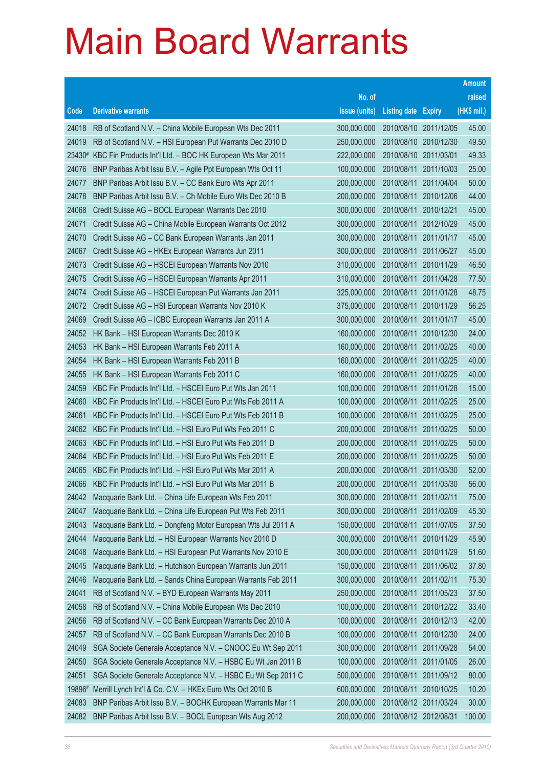# Main Board Warrants

| Code | Derivative warrants | No. of issue (units) | Listing date | Expiry | Amount raised (HK$ mil.) |
|---|---|---|---|---|---|
| 24018 | RB of Scotland N.V. – China Mobile European Wts Dec 2011 | 300,000,000 | 2010/08/10 | 2011/12/05 | 45.00 |
| 24019 | RB of Scotland N.V. – HSI European Put Warrants Dec 2010 D | 250,000,000 | 2010/08/10 | 2010/12/30 | 49.50 |
| 23430# | KBC Fin Products Int'l Ltd. – BOC HK European Wts Mar 2011 | 222,000,000 | 2010/08/10 | 2011/03/01 | 49.33 |
| 24076 | BNP Paribas Arbit Issu B.V. – Agile Ppt European Wts Oct 11 | 100,000,000 | 2010/08/11 | 2011/10/03 | 25.00 |
| 24077 | BNP Paribas Arbit Issu B.V. – CC Bank Euro Wts Apr 2011 | 200,000,000 | 2010/08/11 | 2011/04/04 | 50.00 |
| 24078 | BNP Paribas Arbit Issu B.V. – Ch Mobile Euro Wts Dec 2010 B | 200,000,000 | 2010/08/11 | 2010/12/06 | 44.00 |
| 24068 | Credit Suisse AG – BOCL European Warrants Dec 2010 | 300,000,000 | 2010/08/11 | 2010/12/21 | 45.00 |
| 24071 | Credit Suisse AG – China Mobile European Warrants Oct 2012 | 300,000,000 | 2010/08/11 | 2012/10/29 | 45.00 |
| 24070 | Credit Suisse AG – CC Bank European Warrants Jan 2011 | 300,000,000 | 2010/08/11 | 2011/01/17 | 45.00 |
| 24067 | Credit Suisse AG – HKEx European Warrants Jun 2011 | 300,000,000 | 2010/08/11 | 2011/06/27 | 45.00 |
| 24073 | Credit Suisse AG – HSCEI European Warrants Nov 2010 | 310,000,000 | 2010/08/11 | 2010/11/29 | 46.50 |
| 24075 | Credit Suisse AG – HSCEI European Warrants Apr 2011 | 310,000,000 | 2010/08/11 | 2011/04/28 | 77.50 |
| 24074 | Credit Suisse AG – HSCEI European Put Warrants Jan 2011 | 325,000,000 | 2010/08/11 | 2011/01/28 | 48.75 |
| 24072 | Credit Suisse AG – HSI European Warrants Nov 2010 K | 375,000,000 | 2010/08/11 | 2010/11/29 | 56.25 |
| 24069 | Credit Suisse AG – ICBC European Warrants Jan 2011 A | 300,000,000 | 2010/08/11 | 2011/01/17 | 45.00 |
| 24052 | HK Bank – HSI European Warrants Dec 2010 K | 160,000,000 | 2010/08/11 | 2010/12/30 | 24.00 |
| 24053 | HK Bank – HSI European Warrants Feb 2011 A | 160,000,000 | 2010/08/11 | 2011/02/25 | 40.00 |
| 24054 | HK Bank – HSI European Warrants Feb 2011 B | 160,000,000 | 2010/08/11 | 2011/02/25 | 40.00 |
| 24055 | HK Bank – HSI European Warrants Feb 2011 C | 160,000,000 | 2010/08/11 | 2011/02/25 | 40.00 |
| 24059 | KBC Fin Products Int'l Ltd. – HSCEI Euro Put Wts Jan 2011 | 100,000,000 | 2010/08/11 | 2011/01/28 | 15.00 |
| 24060 | KBC Fin Products Int'l Ltd. – HSCEI Euro Put Wts Feb 2011 A | 100,000,000 | 2010/08/11 | 2011/02/25 | 25.00 |
| 24061 | KBC Fin Products Int'l Ltd. – HSCEI Euro Put Wts Feb 2011 B | 100,000,000 | 2010/08/11 | 2011/02/25 | 25.00 |
| 24062 | KBC Fin Products Int'l Ltd. – HSI Euro Put Wts Feb 2011 C | 200,000,000 | 2010/08/11 | 2011/02/25 | 50.00 |
| 24063 | KBC Fin Products Int'l Ltd. – HSI Euro Put Wts Feb 2011 D | 200,000,000 | 2010/08/11 | 2011/02/25 | 50.00 |
| 24064 | KBC Fin Products Int'l Ltd. – HSI Euro Put Wts Feb 2011 E | 200,000,000 | 2010/08/11 | 2011/02/25 | 50.00 |
| 24065 | KBC Fin Products Int'l Ltd. – HSI Euro Put Wts Mar 2011 A | 200,000,000 | 2010/08/11 | 2011/03/30 | 52.00 |
| 24066 | KBC Fin Products Int'l Ltd. – HSI Euro Put Wts Mar 2011 B | 200,000,000 | 2010/08/11 | 2011/03/30 | 56.00 |
| 24042 | Macquarie Bank Ltd. – China Life European Wts Feb 2011 | 300,000,000 | 2010/08/11 | 2011/02/11 | 75.00 |
| 24047 | Macquarie Bank Ltd. – China Life European Put Wts Feb 2011 | 300,000,000 | 2010/08/11 | 2011/02/09 | 45.30 |
| 24043 | Macquarie Bank Ltd. – Dongfeng Motor European Wts Jul 2011 A | 150,000,000 | 2010/08/11 | 2011/07/05 | 37.50 |
| 24044 | Macquarie Bank Ltd. – HSI European Warrants Nov 2010 D | 300,000,000 | 2010/08/11 | 2010/11/29 | 45.90 |
| 24048 | Macquarie Bank Ltd. – HSI European Put Warrants Nov 2010 E | 300,000,000 | 2010/08/11 | 2010/11/29 | 51.60 |
| 24045 | Macquarie Bank Ltd. – Hutchison European Warrants Jun 2011 | 150,000,000 | 2010/08/11 | 2011/06/02 | 37.80 |
| 24046 | Macquarie Bank Ltd. – Sands China European Warrants Feb 2011 | 300,000,000 | 2010/08/11 | 2011/02/11 | 75.30 |
| 24041 | RB of Scotland N.V. – BYD European Warrants May 2011 | 250,000,000 | 2010/08/11 | 2011/05/23 | 37.50 |
| 24058 | RB of Scotland N.V. – China Mobile European Wts Dec 2010 | 100,000,000 | 2010/08/11 | 2010/12/22 | 33.40 |
| 24056 | RB of Scotland N.V. – CC Bank European Warrants Dec 2010 A | 100,000,000 | 2010/08/11 | 2010/12/13 | 42.00 |
| 24057 | RB of Scotland N.V. – CC Bank European Warrants Dec 2010 B | 100,000,000 | 2010/08/11 | 2010/12/30 | 24.00 |
| 24049 | SGA Societe Generale Acceptance N.V. – CNOOC Eu Wt Sep 2011 | 300,000,000 | 2010/08/11 | 2011/09/28 | 54.00 |
| 24050 | SGA Societe Generale Acceptance N.V. – HSBC Eu Wt Jan 2011 B | 100,000,000 | 2010/08/11 | 2011/01/05 | 26.00 |
| 24051 | SGA Societe Generale Acceptance N.V. – HSBC Eu Wt Sep 2011 C | 500,000,000 | 2010/08/11 | 2011/09/12 | 80.00 |
| 19896# | Merrill Lynch Int'l & Co. C.V. – HKEx Euro Wts Oct 2010 B | 600,000,000 | 2010/08/11 | 2010/10/25 | 10.20 |
| 24083 | BNP Paribas Arbit Issu B.V. – BOCHK European Warrants Mar 11 | 200,000,000 | 2010/08/12 | 2011/03/24 | 30.00 |
| 24082 | BNP Paribas Arbit Issu B.V. – BOCL European Wts Aug 2012 | 200,000,000 | 2010/08/12 | 2012/08/31 | 100.00 |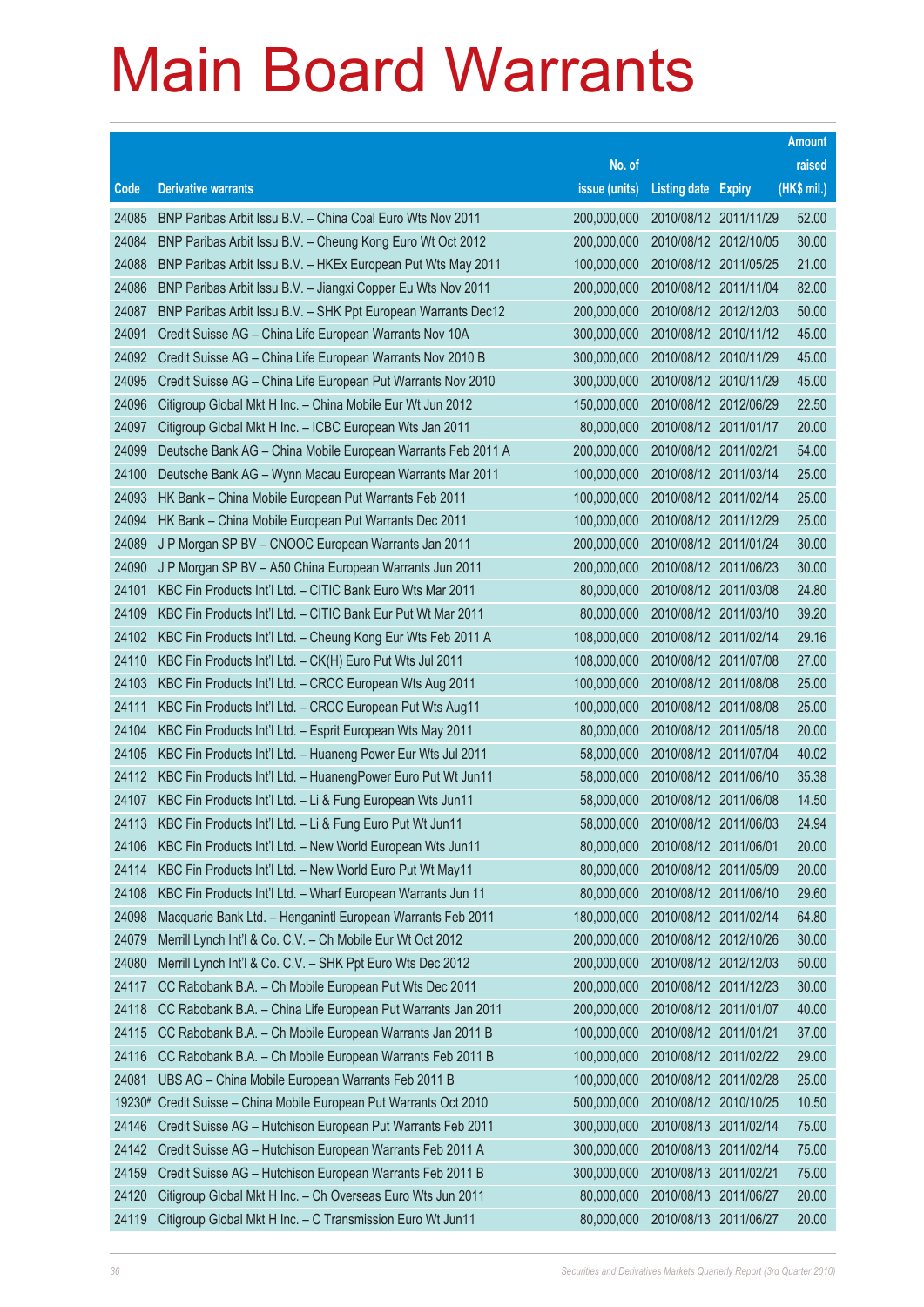# Main Board Warrants

| Code | Derivative warrants | No. of issue (units) | Listing date | Expiry | Amount raised (HK$ mil.) |
|---|---|---|---|---|---|
| 24085 | BNP Paribas Arbit Issu B.V. – China Coal Euro Wts Nov 2011 | 200,000,000 | 2010/08/12 | 2011/11/29 | 52.00 |
| 24084 | BNP Paribas Arbit Issu B.V. – Cheung Kong Euro Wt Oct 2012 | 200,000,000 | 2010/08/12 | 2012/10/05 | 30.00 |
| 24088 | BNP Paribas Arbit Issu B.V. – HKEx European Put Wts May 2011 | 100,000,000 | 2010/08/12 | 2011/05/25 | 21.00 |
| 24086 | BNP Paribas Arbit Issu B.V. – Jiangxi Copper Eu Wts Nov 2011 | 200,000,000 | 2010/08/12 | 2011/11/04 | 82.00 |
| 24087 | BNP Paribas Arbit Issu B.V. – SHK Ppt European Warrants Dec12 | 200,000,000 | 2010/08/12 | 2012/12/03 | 50.00 |
| 24091 | Credit Suisse AG – China Life European Warrants Nov 10A | 300,000,000 | 2010/08/12 | 2010/11/12 | 45.00 |
| 24092 | Credit Suisse AG – China Life European Warrants Nov 2010 B | 300,000,000 | 2010/08/12 | 2010/11/29 | 45.00 |
| 24095 | Credit Suisse AG – China Life European Put Warrants Nov 2010 | 300,000,000 | 2010/08/12 | 2010/11/29 | 45.00 |
| 24096 | Citigroup Global Mkt H Inc. – China Mobile Eur Wt Jun 2012 | 150,000,000 | 2010/08/12 | 2012/06/29 | 22.50 |
| 24097 | Citigroup Global Mkt H Inc. – ICBC European Wts Jan 2011 | 80,000,000 | 2010/08/12 | 2011/01/17 | 20.00 |
| 24099 | Deutsche Bank AG – China Mobile European Warrants Feb 2011 A | 200,000,000 | 2010/08/12 | 2011/02/21 | 54.00 |
| 24100 | Deutsche Bank AG – Wynn Macau European Warrants Mar 2011 | 100,000,000 | 2010/08/12 | 2011/03/14 | 25.00 |
| 24093 | HK Bank – China Mobile European Put Warrants Feb 2011 | 100,000,000 | 2010/08/12 | 2011/02/14 | 25.00 |
| 24094 | HK Bank – China Mobile European Put Warrants Dec 2011 | 100,000,000 | 2010/08/12 | 2011/12/29 | 25.00 |
| 24089 | J P Morgan SP BV – CNOOC European Warrants Jan 2011 | 200,000,000 | 2010/08/12 | 2011/01/24 | 30.00 |
| 24090 | J P Morgan SP BV – A50 China European Warrants Jun 2011 | 200,000,000 | 2010/08/12 | 2011/06/23 | 30.00 |
| 24101 | KBC Fin Products Int'l Ltd. – CITIC Bank Euro Wts Mar 2011 | 80,000,000 | 2010/08/12 | 2011/03/08 | 24.80 |
| 24109 | KBC Fin Products Int'l Ltd. – CITIC Bank Eur Put Wt Mar 2011 | 80,000,000 | 2010/08/12 | 2011/03/10 | 39.20 |
| 24102 | KBC Fin Products Int'l Ltd. – Cheung Kong Eur Wts Feb 2011 A | 108,000,000 | 2010/08/12 | 2011/02/14 | 29.16 |
| 24110 | KBC Fin Products Int'l Ltd. – CK(H) Euro Put Wts Jul 2011 | 108,000,000 | 2010/08/12 | 2011/07/08 | 27.00 |
| 24103 | KBC Fin Products Int'l Ltd. – CRCC European Wts Aug 2011 | 100,000,000 | 2010/08/12 | 2011/08/08 | 25.00 |
| 24111 | KBC Fin Products Int'l Ltd. – CRCC European Put Wts Aug11 | 100,000,000 | 2010/08/12 | 2011/08/08 | 25.00 |
| 24104 | KBC Fin Products Int'l Ltd. – Esprit European Wts May 2011 | 80,000,000 | 2010/08/12 | 2011/05/18 | 20.00 |
| 24105 | KBC Fin Products Int'l Ltd. – Huaneng Power Eur Wts Jul 2011 | 58,000,000 | 2010/08/12 | 2011/07/04 | 40.02 |
| 24112 | KBC Fin Products Int'l Ltd. – HuanengPower Euro Put Wt Jun11 | 58,000,000 | 2010/08/12 | 2011/06/10 | 35.38 |
| 24107 | KBC Fin Products Int'l Ltd. – Li & Fung European Wts Jun11 | 58,000,000 | 2010/08/12 | 2011/06/08 | 14.50 |
| 24113 | KBC Fin Products Int'l Ltd. – Li & Fung Euro Put Wt Jun11 | 58,000,000 | 2010/08/12 | 2011/06/03 | 24.94 |
| 24106 | KBC Fin Products Int'l Ltd. – New World European Wts Jun11 | 80,000,000 | 2010/08/12 | 2011/06/01 | 20.00 |
| 24114 | KBC Fin Products Int'l Ltd. – New World Euro Put Wt May11 | 80,000,000 | 2010/08/12 | 2011/05/09 | 20.00 |
| 24108 | KBC Fin Products Int'l Ltd. – Wharf European Warrants Jun 11 | 80,000,000 | 2010/08/12 | 2011/06/10 | 29.60 |
| 24098 | Macquarie Bank Ltd. – Henganintl European Warrants Feb 2011 | 180,000,000 | 2010/08/12 | 2011/02/14 | 64.80 |
| 24079 | Merrill Lynch Int'l & Co. C.V. – Ch Mobile Eur Wt Oct 2012 | 200,000,000 | 2010/08/12 | 2012/10/26 | 30.00 |
| 24080 | Merrill Lynch Int'l & Co. C.V. – SHK Ppt Euro Wts Dec 2012 | 200,000,000 | 2010/08/12 | 2012/12/03 | 50.00 |
| 24117 | CC Rabobank B.A. – Ch Mobile European Put Wts Dec 2011 | 200,000,000 | 2010/08/12 | 2011/12/23 | 30.00 |
| 24118 | CC Rabobank B.A. – China Life European Put Warrants Jan 2011 | 200,000,000 | 2010/08/12 | 2011/01/07 | 40.00 |
| 24115 | CC Rabobank B.A. – Ch Mobile European Warrants Jan 2011 B | 100,000,000 | 2010/08/12 | 2011/01/21 | 37.00 |
| 24116 | CC Rabobank B.A. – Ch Mobile European Warrants Feb 2011 B | 100,000,000 | 2010/08/12 | 2011/02/22 | 29.00 |
| 24081 | UBS AG – China Mobile European Warrants Feb 2011 B | 100,000,000 | 2010/08/12 | 2011/02/28 | 25.00 |
| 19230# | Credit Suisse – China Mobile European Put Warrants Oct 2010 | 500,000,000 | 2010/08/12 | 2010/10/25 | 10.50 |
| 24146 | Credit Suisse AG – Hutchison European Put Warrants Feb 2011 | 300,000,000 | 2010/08/13 | 2011/02/14 | 75.00 |
| 24142 | Credit Suisse AG – Hutchison European Warrants Feb 2011 A | 300,000,000 | 2010/08/13 | 2011/02/14 | 75.00 |
| 24159 | Credit Suisse AG – Hutchison European Warrants Feb 2011 B | 300,000,000 | 2010/08/13 | 2011/02/21 | 75.00 |
| 24120 | Citigroup Global Mkt H Inc. – Ch Overseas Euro Wts Jun 2011 | 80,000,000 | 2010/08/13 | 2011/06/27 | 20.00 |
| 24119 | Citigroup Global Mkt H Inc. – C Transmission Euro Wt Jun11 | 80,000,000 | 2010/08/13 | 2011/06/27 | 20.00 |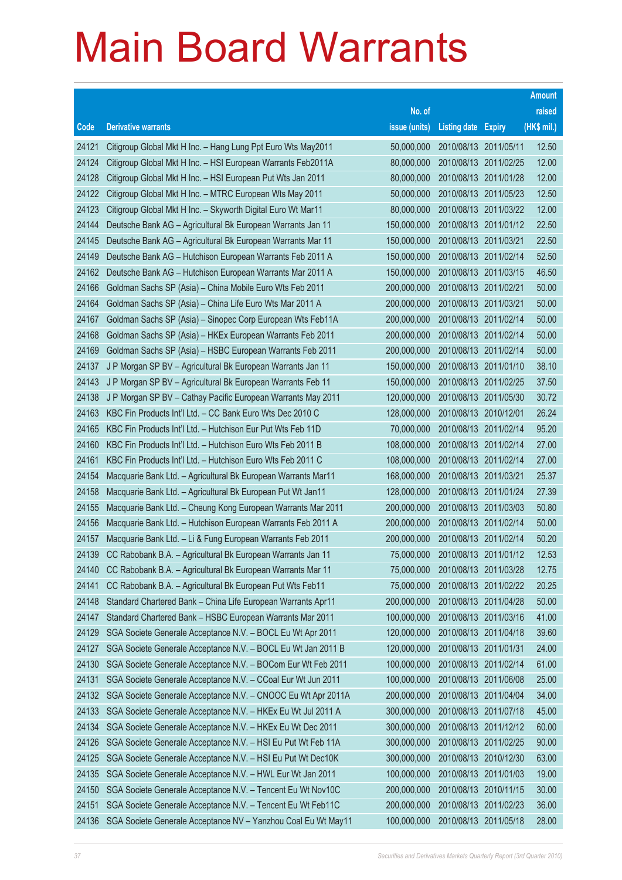# Main Board Warrants

| Code | Derivative warrants | No. of issue (units) | Listing date | Expiry | Amount raised (HK$ mil.) |
|---|---|---|---|---|---|
| 24121 | Citigroup Global Mkt H Inc. – Hang Lung Ppt Euro Wts May2011 | 50,000,000 | 2010/08/13 | 2011/05/11 | 12.50 |
| 24124 | Citigroup Global Mkt H Inc. – HSI European Warrants Feb2011A | 80,000,000 | 2010/08/13 | 2011/02/25 | 12.00 |
| 24128 | Citigroup Global Mkt H Inc. – HSI European Put Wts Jan 2011 | 80,000,000 | 2010/08/13 | 2011/01/28 | 12.00 |
| 24122 | Citigroup Global Mkt H Inc. – MTRC European Wts May 2011 | 50,000,000 | 2010/08/13 | 2011/05/23 | 12.50 |
| 24123 | Citigroup Global Mkt H Inc. – Skyworth Digital Euro Wt Mar11 | 80,000,000 | 2010/08/13 | 2011/03/22 | 12.00 |
| 24144 | Deutsche Bank AG – Agricultural Bk European Warrants Jan 11 | 150,000,000 | 2010/08/13 | 2011/01/12 | 22.50 |
| 24145 | Deutsche Bank AG – Agricultural Bk European Warrants Mar 11 | 150,000,000 | 2010/08/13 | 2011/03/21 | 22.50 |
| 24149 | Deutsche Bank AG – Hutchison European Warrants Feb 2011 A | 150,000,000 | 2010/08/13 | 2011/02/14 | 52.50 |
| 24162 | Deutsche Bank AG – Hutchison European Warrants Mar 2011 A | 150,000,000 | 2010/08/13 | 2011/03/15 | 46.50 |
| 24166 | Goldman Sachs SP (Asia) – China Mobile Euro Wts Feb 2011 | 200,000,000 | 2010/08/13 | 2011/02/21 | 50.00 |
| 24164 | Goldman Sachs SP (Asia) – China Life Euro Wts Mar 2011 A | 200,000,000 | 2010/08/13 | 2011/03/21 | 50.00 |
| 24167 | Goldman Sachs SP (Asia) – Sinopec Corp European Wts Feb11A | 200,000,000 | 2010/08/13 | 2011/02/14 | 50.00 |
| 24168 | Goldman Sachs SP (Asia) – HKEx European Warrants Feb 2011 | 200,000,000 | 2010/08/13 | 2011/02/14 | 50.00 |
| 24169 | Goldman Sachs SP (Asia) – HSBC European Warrants Feb 2011 | 200,000,000 | 2010/08/13 | 2011/02/14 | 50.00 |
| 24137 | J P Morgan SP BV – Agricultural Bk European Warrants Jan 11 | 150,000,000 | 2010/08/13 | 2011/01/10 | 38.10 |
| 24143 | J P Morgan SP BV – Agricultural Bk European Warrants Feb 11 | 150,000,000 | 2010/08/13 | 2011/02/25 | 37.50 |
| 24138 | J P Morgan SP BV – Cathay Pacific European Warrants May 2011 | 120,000,000 | 2010/08/13 | 2011/05/30 | 30.72 |
| 24163 | KBC Fin Products Int'l Ltd. – CC Bank Euro Wts Dec 2010 C | 128,000,000 | 2010/08/13 | 2010/12/01 | 26.24 |
| 24165 | KBC Fin Products Int'l Ltd. – Hutchison Eur Put Wts Feb 11D | 70,000,000 | 2010/08/13 | 2011/02/14 | 95.20 |
| 24160 | KBC Fin Products Int'l Ltd. – Hutchison Euro Wts Feb 2011 B | 108,000,000 | 2010/08/13 | 2011/02/14 | 27.00 |
| 24161 | KBC Fin Products Int'l Ltd. – Hutchison Euro Wts Feb 2011 C | 108,000,000 | 2010/08/13 | 2011/02/14 | 27.00 |
| 24154 | Macquarie Bank Ltd. – Agricultural Bk European Warrants Mar11 | 168,000,000 | 2010/08/13 | 2011/03/21 | 25.37 |
| 24158 | Macquarie Bank Ltd. – Agricultural Bk European Put Wt Jan11 | 128,000,000 | 2010/08/13 | 2011/01/24 | 27.39 |
| 24155 | Macquarie Bank Ltd. – Cheung Kong European Warrants Mar 2011 | 200,000,000 | 2010/08/13 | 2011/03/03 | 50.80 |
| 24156 | Macquarie Bank Ltd. – Hutchison European Warrants Feb 2011 A | 200,000,000 | 2010/08/13 | 2011/02/14 | 50.00 |
| 24157 | Macquarie Bank Ltd. – Li & Fung European Warrants Feb 2011 | 200,000,000 | 2010/08/13 | 2011/02/14 | 50.20 |
| 24139 | CC Rabobank B.A. – Agricultural Bk European Warrants Jan 11 | 75,000,000 | 2010/08/13 | 2011/01/12 | 12.53 |
| 24140 | CC Rabobank B.A. – Agricultural Bk European Warrants Mar 11 | 75,000,000 | 2010/08/13 | 2011/03/28 | 12.75 |
| 24141 | CC Rabobank B.A. – Agricultural Bk European Put Wts Feb11 | 75,000,000 | 2010/08/13 | 2011/02/22 | 20.25 |
| 24148 | Standard Chartered Bank – China Life European Warrants Apr11 | 200,000,000 | 2010/08/13 | 2011/04/28 | 50.00 |
| 24147 | Standard Chartered Bank – HSBC European Warrants Mar 2011 | 100,000,000 | 2010/08/13 | 2011/03/16 | 41.00 |
| 24129 | SGA Societe Generale Acceptance N.V. – BOCL Eu Wt Apr 2011 | 120,000,000 | 2010/08/13 | 2011/04/18 | 39.60 |
| 24127 | SGA Societe Generale Acceptance N.V. – BOCL Eu Wt Jan 2011 B | 120,000,000 | 2010/08/13 | 2011/01/31 | 24.00 |
| 24130 | SGA Societe Generale Acceptance N.V. – BOCom Eur Wt Feb 2011 | 100,000,000 | 2010/08/13 | 2011/02/14 | 61.00 |
| 24131 | SGA Societe Generale Acceptance N.V. – CCoal Eur Wt Jun 2011 | 100,000,000 | 2010/08/13 | 2011/06/08 | 25.00 |
| 24132 | SGA Societe Generale Acceptance N.V. – CNOOC Eu Wt Apr 2011A | 200,000,000 | 2010/08/13 | 2011/04/04 | 34.00 |
| 24133 | SGA Societe Generale Acceptance N.V. – HKEx Eu Wt Jul 2011 A | 300,000,000 | 2010/08/13 | 2011/07/18 | 45.00 |
| 24134 | SGA Societe Generale Acceptance N.V. – HKEx Eu Wt Dec 2011 | 300,000,000 | 2010/08/13 | 2011/12/12 | 60.00 |
| 24126 | SGA Societe Generale Acceptance N.V. – HSI Eu Put Wt Feb 11A | 300,000,000 | 2010/08/13 | 2011/02/25 | 90.00 |
| 24125 | SGA Societe Generale Acceptance N.V. – HSI Eu Put Wt Dec10K | 300,000,000 | 2010/08/13 | 2010/12/30 | 63.00 |
| 24135 | SGA Societe Generale Acceptance N.V. – HWL Eur Wt Jan 2011 | 100,000,000 | 2010/08/13 | 2011/01/03 | 19.00 |
| 24150 | SGA Societe Generale Acceptance N.V. – Tencent Eu Wt Nov10C | 200,000,000 | 2010/08/13 | 2010/11/15 | 30.00 |
| 24151 | SGA Societe Generale Acceptance N.V. – Tencent Eu Wt Feb11C | 200,000,000 | 2010/08/13 | 2011/02/23 | 36.00 |
| 24136 | SGA Societe Generale Acceptance NV – Yanzhou Coal Eu Wt May11 | 100,000,000 | 2010/08/13 | 2011/05/18 | 28.00 |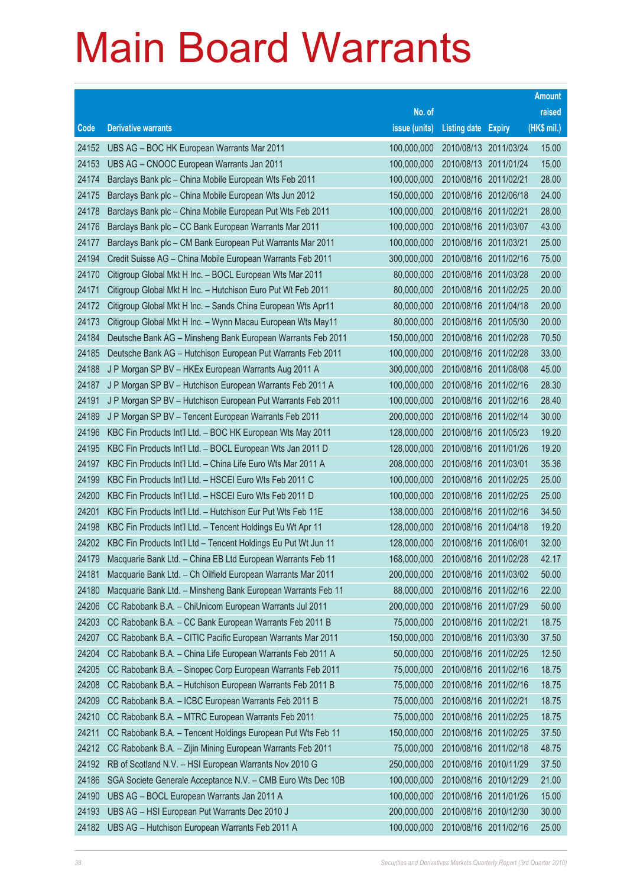# Main Board Warrants

| Code | Derivative warrants | No. of issue (units) | Listing date | Expiry | Amount raised (HK$ mil.) |
|---|---|---|---|---|---|
| 24152 | UBS AG – BOC HK European Warrants Mar 2011 | 100,000,000 | 2010/08/13 | 2011/03/24 | 15.00 |
| 24153 | UBS AG – CNOOC European Warrants Jan 2011 | 100,000,000 | 2010/08/13 | 2011/01/24 | 15.00 |
| 24174 | Barclays Bank plc – China Mobile European Wts Feb 2011 | 100,000,000 | 2010/08/16 | 2011/02/21 | 28.00 |
| 24175 | Barclays Bank plc – China Mobile European Wts Jun 2012 | 150,000,000 | 2010/08/16 | 2012/06/18 | 24.00 |
| 24178 | Barclays Bank plc – China Mobile European Put Wts Feb 2011 | 100,000,000 | 2010/08/16 | 2011/02/21 | 28.00 |
| 24176 | Barclays Bank plc – CC Bank European Warrants Mar 2011 | 100,000,000 | 2010/08/16 | 2011/03/07 | 43.00 |
| 24177 | Barclays Bank plc – CM Bank European Put Warrants Mar 2011 | 100,000,000 | 2010/08/16 | 2011/03/21 | 25.00 |
| 24194 | Credit Suisse AG – China Mobile European Warrants Feb 2011 | 300,000,000 | 2010/08/16 | 2011/02/16 | 75.00 |
| 24170 | Citigroup Global Mkt H Inc. – BOCL European Wts Mar 2011 | 80,000,000 | 2010/08/16 | 2011/03/28 | 20.00 |
| 24171 | Citigroup Global Mkt H Inc. – Hutchison Euro Put Wt Feb 2011 | 80,000,000 | 2010/08/16 | 2011/02/25 | 20.00 |
| 24172 | Citigroup Global Mkt H Inc. – Sands China European Wts Apr11 | 80,000,000 | 2010/08/16 | 2011/04/18 | 20.00 |
| 24173 | Citigroup Global Mkt H Inc. – Wynn Macau European Wts May11 | 80,000,000 | 2010/08/16 | 2011/05/30 | 20.00 |
| 24184 | Deutsche Bank AG – Minsheng Bank European Warrants Feb 2011 | 150,000,000 | 2010/08/16 | 2011/02/28 | 70.50 |
| 24185 | Deutsche Bank AG – Hutchison European Put Warrants Feb 2011 | 100,000,000 | 2010/08/16 | 2011/02/28 | 33.00 |
| 24188 | J P Morgan SP BV – HKEx European Warrants Aug 2011 A | 300,000,000 | 2010/08/16 | 2011/08/08 | 45.00 |
| 24187 | J P Morgan SP BV – Hutchison European Warrants Feb 2011 A | 100,000,000 | 2010/08/16 | 2011/02/16 | 28.30 |
| 24191 | J P Morgan SP BV – Hutchison European Put Warrants Feb 2011 | 100,000,000 | 2010/08/16 | 2011/02/16 | 28.40 |
| 24189 | J P Morgan SP BV – Tencent European Warrants Feb 2011 | 200,000,000 | 2010/08/16 | 2011/02/14 | 30.00 |
| 24196 | KBC Fin Products Int'l Ltd. – BOC HK European Wts May 2011 | 128,000,000 | 2010/08/16 | 2011/05/23 | 19.20 |
| 24195 | KBC Fin Products Int'l Ltd. – BOCL European Wts Jan 2011 D | 128,000,000 | 2010/08/16 | 2011/01/26 | 19.20 |
| 24197 | KBC Fin Products Int'l Ltd. – China Life Euro Wts Mar 2011 A | 208,000,000 | 2010/08/16 | 2011/03/01 | 35.36 |
| 24199 | KBC Fin Products Int'l Ltd. – HSCEI Euro Wts Feb 2011 C | 100,000,000 | 2010/08/16 | 2011/02/25 | 25.00 |
| 24200 | KBC Fin Products Int'l Ltd. – HSCEI Euro Wts Feb 2011 D | 100,000,000 | 2010/08/16 | 2011/02/25 | 25.00 |
| 24201 | KBC Fin Products Int'l Ltd. – Hutchison Eur Put Wts Feb 11E | 138,000,000 | 2010/08/16 | 2011/02/16 | 34.50 |
| 24198 | KBC Fin Products Int'l Ltd. – Tencent Holdings Eu Wt Apr 11 | 128,000,000 | 2010/08/16 | 2011/04/18 | 19.20 |
| 24202 | KBC Fin Products Int'l Ltd – Tencent Holdings Eu Put Wt Jun 11 | 128,000,000 | 2010/08/16 | 2011/06/01 | 32.00 |
| 24179 | Macquarie Bank Ltd. – China EB Ltd European Warrants Feb 11 | 168,000,000 | 2010/08/16 | 2011/02/28 | 42.17 |
| 24181 | Macquarie Bank Ltd. – Ch Oilfield European Warrants Mar 2011 | 200,000,000 | 2010/08/16 | 2011/03/02 | 50.00 |
| 24180 | Macquarie Bank Ltd. – Minsheng Bank European Warrants Feb 11 | 88,000,000 | 2010/08/16 | 2011/02/16 | 22.00 |
| 24206 | CC Rabobank B.A. – ChiUnicom European Warrants Jul 2011 | 200,000,000 | 2010/08/16 | 2011/07/29 | 50.00 |
| 24203 | CC Rabobank B.A. – CC Bank European Warrants Feb 2011 B | 75,000,000 | 2010/08/16 | 2011/02/21 | 18.75 |
| 24207 | CC Rabobank B.A. – CITIC Pacific European Warrants Mar 2011 | 150,000,000 | 2010/08/16 | 2011/03/30 | 37.50 |
| 24204 | CC Rabobank B.A. – China Life European Warrants Feb 2011 A | 50,000,000 | 2010/08/16 | 2011/02/25 | 12.50 |
| 24205 | CC Rabobank B.A. – Sinopec Corp European Warrants Feb 2011 | 75,000,000 | 2010/08/16 | 2011/02/16 | 18.75 |
| 24208 | CC Rabobank B.A. – Hutchison European Warrants Feb 2011 B | 75,000,000 | 2010/08/16 | 2011/02/16 | 18.75 |
| 24209 | CC Rabobank B.A. – ICBC European Warrants Feb 2011 B | 75,000,000 | 2010/08/16 | 2011/02/21 | 18.75 |
| 24210 | CC Rabobank B.A. – MTRC European Warrants Feb 2011 | 75,000,000 | 2010/08/16 | 2011/02/25 | 18.75 |
| 24211 | CC Rabobank B.A. – Tencent Holdings European Put Wts Feb 11 | 150,000,000 | 2010/08/16 | 2011/02/25 | 37.50 |
| 24212 | CC Rabobank B.A. – Zijin Mining European Warrants Feb 2011 | 75,000,000 | 2010/08/16 | 2011/02/18 | 48.75 |
| 24192 | RB of Scotland N.V. – HSI European Warrants Nov 2010 G | 250,000,000 | 2010/08/16 | 2010/11/29 | 37.50 |
| 24186 | SGA Societe Generale Acceptance N.V. – CMB Euro Wts Dec 10B | 100,000,000 | 2010/08/16 | 2010/12/29 | 21.00 |
| 24190 | UBS AG – BOCL European Warrants Jan 2011 A | 100,000,000 | 2010/08/16 | 2011/01/26 | 15.00 |
| 24193 | UBS AG – HSI European Put Warrants Dec 2010 J | 200,000,000 | 2010/08/16 | 2010/12/30 | 30.00 |
| 24182 | UBS AG – Hutchison European Warrants Feb 2011 A | 100,000,000 | 2010/08/16 | 2011/02/16 | 25.00 |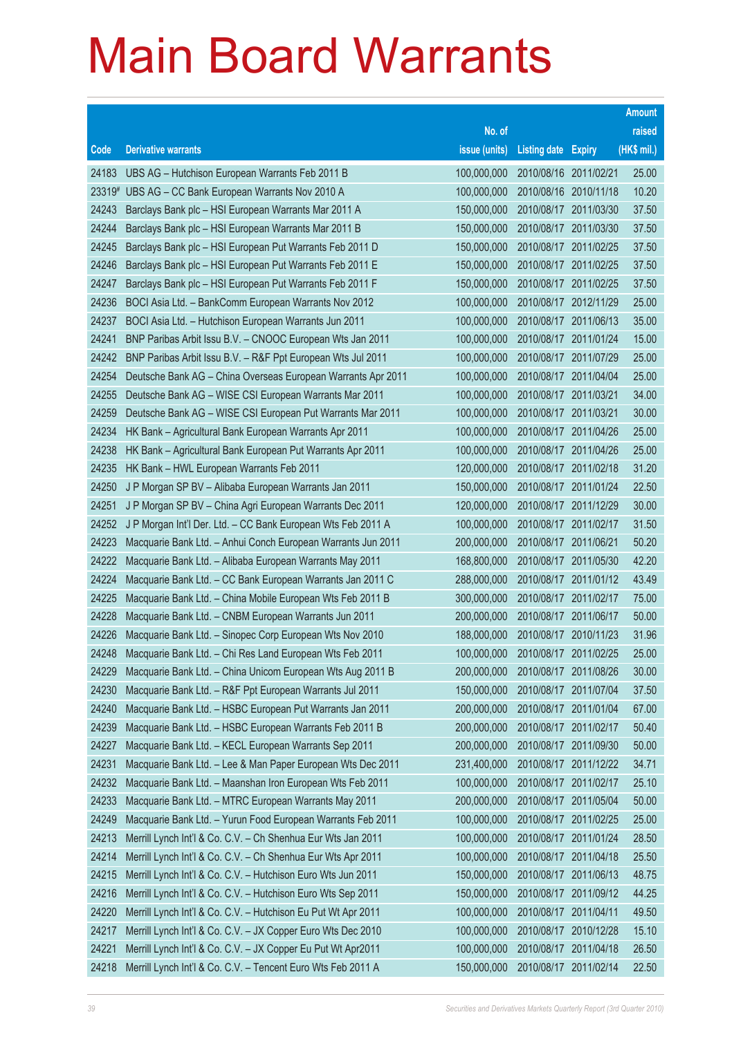# Main Board Warrants

| Code | Derivative warrants | No. of issue (units) | Listing date | Expiry | Amount raised (HK$ mil.) |
|---|---|---|---|---|---|
| 24183 | UBS AG – Hutchison European Warrants Feb 2011 B | 100,000,000 | 2010/08/16 | 2011/02/21 | 25.00 |
| 23319# | UBS AG – CC Bank European Warrants Nov 2010 A | 100,000,000 | 2010/08/16 | 2010/11/18 | 10.20 |
| 24243 | Barclays Bank plc – HSI European Warrants Mar 2011 A | 150,000,000 | 2010/08/17 | 2011/03/30 | 37.50 |
| 24244 | Barclays Bank plc – HSI European Warrants Mar 2011 B | 150,000,000 | 2010/08/17 | 2011/03/30 | 37.50 |
| 24245 | Barclays Bank plc – HSI European Put Warrants Feb 2011 D | 150,000,000 | 2010/08/17 | 2011/02/25 | 37.50 |
| 24246 | Barclays Bank plc – HSI European Put Warrants Feb 2011 E | 150,000,000 | 2010/08/17 | 2011/02/25 | 37.50 |
| 24247 | Barclays Bank plc – HSI European Put Warrants Feb 2011 F | 150,000,000 | 2010/08/17 | 2011/02/25 | 37.50 |
| 24236 | BOCI Asia Ltd. – BankComm European Warrants Nov 2012 | 100,000,000 | 2010/08/17 | 2012/11/29 | 25.00 |
| 24237 | BOCI Asia Ltd. – Hutchison European Warrants Jun 2011 | 100,000,000 | 2010/08/17 | 2011/06/13 | 35.00 |
| 24241 | BNP Paribas Arbit Issu B.V. – CNOOC European Wts Jan 2011 | 100,000,000 | 2010/08/17 | 2011/01/24 | 15.00 |
| 24242 | BNP Paribas Arbit Issu B.V. – R&F Ppt European Wts Jul 2011 | 100,000,000 | 2010/08/17 | 2011/07/29 | 25.00 |
| 24254 | Deutsche Bank AG – China Overseas European Warrants Apr 2011 | 100,000,000 | 2010/08/17 | 2011/04/04 | 25.00 |
| 24255 | Deutsche Bank AG – WISE CSI European Warrants Mar 2011 | 100,000,000 | 2010/08/17 | 2011/03/21 | 34.00 |
| 24259 | Deutsche Bank AG – WISE CSI European Put Warrants Mar 2011 | 100,000,000 | 2010/08/17 | 2011/03/21 | 30.00 |
| 24234 | HK Bank – Agricultural Bank European Warrants Apr 2011 | 100,000,000 | 2010/08/17 | 2011/04/26 | 25.00 |
| 24238 | HK Bank – Agricultural Bank European Put Warrants Apr 2011 | 100,000,000 | 2010/08/17 | 2011/04/26 | 25.00 |
| 24235 | HK Bank – HWL European Warrants Feb 2011 | 120,000,000 | 2010/08/17 | 2011/02/18 | 31.20 |
| 24250 | J P Morgan SP BV – Alibaba European Warrants Jan 2011 | 150,000,000 | 2010/08/17 | 2011/01/24 | 22.50 |
| 24251 | J P Morgan SP BV – China Agri European Warrants Dec 2011 | 120,000,000 | 2010/08/17 | 2011/12/29 | 30.00 |
| 24252 | J P Morgan Int'l Der. Ltd. – CC Bank European Wts Feb 2011 A | 100,000,000 | 2010/08/17 | 2011/02/17 | 31.50 |
| 24223 | Macquarie Bank Ltd. – Anhui Conch European Warrants Jun 2011 | 200,000,000 | 2010/08/17 | 2011/06/21 | 50.20 |
| 24222 | Macquarie Bank Ltd. – Alibaba European Warrants May 2011 | 168,800,000 | 2010/08/17 | 2011/05/30 | 42.20 |
| 24224 | Macquarie Bank Ltd. – CC Bank European Warrants Jan 2011 C | 288,000,000 | 2010/08/17 | 2011/01/12 | 43.49 |
| 24225 | Macquarie Bank Ltd. – China Mobile European Wts Feb 2011 B | 300,000,000 | 2010/08/17 | 2011/02/17 | 75.00 |
| 24228 | Macquarie Bank Ltd. – CNBM European Warrants Jun 2011 | 200,000,000 | 2010/08/17 | 2011/06/17 | 50.00 |
| 24226 | Macquarie Bank Ltd. – Sinopec Corp European Wts Nov 2010 | 188,000,000 | 2010/08/17 | 2010/11/23 | 31.96 |
| 24248 | Macquarie Bank Ltd. – Chi Res Land European Wts Feb 2011 | 100,000,000 | 2010/08/17 | 2011/02/25 | 25.00 |
| 24229 | Macquarie Bank Ltd. – China Unicom European Wts Aug 2011 B | 200,000,000 | 2010/08/17 | 2011/08/26 | 30.00 |
| 24230 | Macquarie Bank Ltd. – R&F Ppt European Warrants Jul 2011 | 150,000,000 | 2010/08/17 | 2011/07/04 | 37.50 |
| 24240 | Macquarie Bank Ltd. – HSBC European Put Warrants Jan 2011 | 200,000,000 | 2010/08/17 | 2011/01/04 | 67.00 |
| 24239 | Macquarie Bank Ltd. – HSBC European Warrants Feb 2011 B | 200,000,000 | 2010/08/17 | 2011/02/17 | 50.40 |
| 24227 | Macquarie Bank Ltd. – KECL European Warrants Sep 2011 | 200,000,000 | 2010/08/17 | 2011/09/30 | 50.00 |
| 24231 | Macquarie Bank Ltd. – Lee & Man Paper European Wts Dec 2011 | 231,400,000 | 2010/08/17 | 2011/12/22 | 34.71 |
| 24232 | Macquarie Bank Ltd. – Maanshan Iron European Wts Feb 2011 | 100,000,000 | 2010/08/17 | 2011/02/17 | 25.10 |
| 24233 | Macquarie Bank Ltd. – MTRC European Warrants May 2011 | 200,000,000 | 2010/08/17 | 2011/05/04 | 50.00 |
| 24249 | Macquarie Bank Ltd. – Yurun Food European Warrants Feb 2011 | 100,000,000 | 2010/08/17 | 2011/02/25 | 25.00 |
| 24213 | Merrill Lynch Int'l & Co. C.V. – Ch Shenhua Eur Wts Jan 2011 | 100,000,000 | 2010/08/17 | 2011/01/24 | 28.50 |
| 24214 | Merrill Lynch Int'l & Co. C.V. – Ch Shenhua Eur Wts Apr 2011 | 100,000,000 | 2010/08/17 | 2011/04/18 | 25.50 |
| 24215 | Merrill Lynch Int'l & Co. C.V. – Hutchison Euro Wts Jun 2011 | 150,000,000 | 2010/08/17 | 2011/06/13 | 48.75 |
| 24216 | Merrill Lynch Int'l & Co. C.V. – Hutchison Euro Wts Sep 2011 | 150,000,000 | 2010/08/17 | 2011/09/12 | 44.25 |
| 24220 | Merrill Lynch Int'l & Co. C.V. – Hutchison Eu Put Wt Apr 2011 | 100,000,000 | 2010/08/17 | 2011/04/11 | 49.50 |
| 24217 | Merrill Lynch Int'l & Co. C.V. – JX Copper Euro Wts Dec 2010 | 100,000,000 | 2010/08/17 | 2010/12/28 | 15.10 |
| 24221 | Merrill Lynch Int'l & Co. C.V. – JX Copper Eu Put Wt Apr2011 | 100,000,000 | 2010/08/17 | 2011/04/18 | 26.50 |
| 24218 | Merrill Lynch Int'l & Co. C.V. – Tencent Euro Wts Feb 2011 A | 150,000,000 | 2010/08/17 | 2011/02/14 | 22.50 |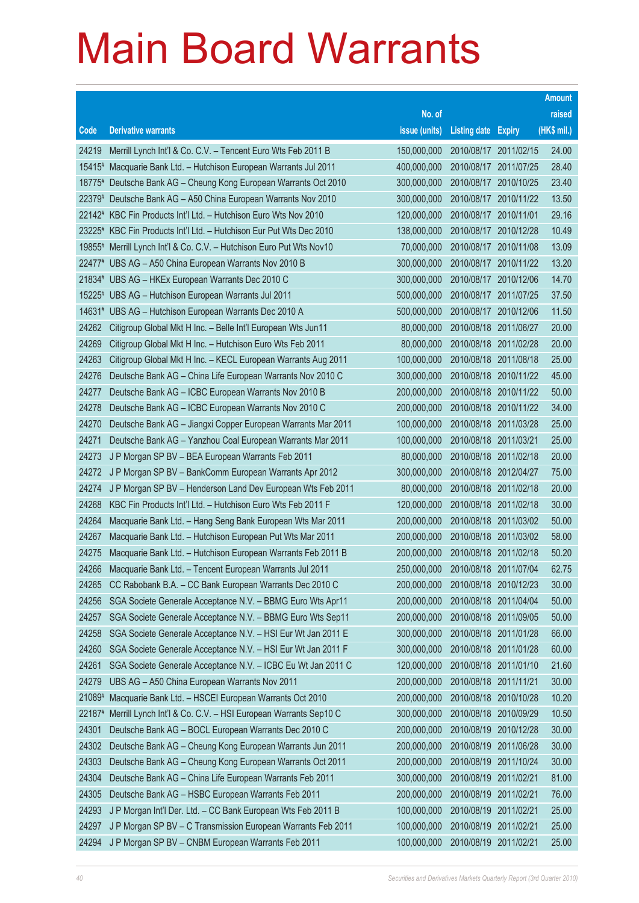# Main Board Warrants

| Code | Derivative warrants | No. of issue (units) | Listing date | Expiry | Amount raised (HK$ mil.) |
|---|---|---|---|---|---|
| 24219 | Merrill Lynch Int'l & Co. C.V. – Tencent Euro Wts Feb 2011 B | 150,000,000 | 2010/08/17 | 2011/02/15 | 24.00 |
| 15415# | Macquarie Bank Ltd. – Hutchison European Warrants Jul 2011 | 400,000,000 | 2010/08/17 | 2011/07/25 | 28.40 |
| 18775# | Deutsche Bank AG – Cheung Kong European Warrants Oct 2010 | 300,000,000 | 2010/08/17 | 2010/10/25 | 23.40 |
| 22379# | Deutsche Bank AG – A50 China European Warrants Nov 2010 | 300,000,000 | 2010/08/17 | 2010/11/22 | 13.50 |
| 22142# | KBC Fin Products Int'l Ltd. – Hutchison Euro Wts Nov 2010 | 120,000,000 | 2010/08/17 | 2010/11/01 | 29.16 |
| 23225# | KBC Fin Products Int'l Ltd. – Hutchison Eur Put Wts Dec 2010 | 138,000,000 | 2010/08/17 | 2010/12/28 | 10.49 |
| 19855# | Merrill Lynch Int'l & Co. C.V. – Hutchison Euro Put Wts Nov10 | 70,000,000 | 2010/08/17 | 2010/11/08 | 13.09 |
| 22477# | UBS AG – A50 China European Warrants Nov 2010 B | 300,000,000 | 2010/08/17 | 2010/11/22 | 13.20 |
| 21834# | UBS AG – HKEx European Warrants Dec 2010 C | 300,000,000 | 2010/08/17 | 2010/12/06 | 14.70 |
| 15225# | UBS AG – Hutchison European Warrants Jul 2011 | 500,000,000 | 2010/08/17 | 2011/07/25 | 37.50 |
| 14631# | UBS AG – Hutchison European Warrants Dec 2010 A | 500,000,000 | 2010/08/17 | 2010/12/06 | 11.50 |
| 24262 | Citigroup Global Mkt H Inc. – Belle Int'l European Wts Jun11 | 80,000,000 | 2010/08/18 | 2011/06/27 | 20.00 |
| 24269 | Citigroup Global Mkt H Inc. – Hutchison Euro Wts Feb 2011 | 80,000,000 | 2010/08/18 | 2011/02/28 | 20.00 |
| 24263 | Citigroup Global Mkt H Inc. – KECL European Warrants Aug 2011 | 100,000,000 | 2010/08/18 | 2011/08/18 | 25.00 |
| 24276 | Deutsche Bank AG – China Life European Warrants Nov 2010 C | 300,000,000 | 2010/08/18 | 2010/11/22 | 45.00 |
| 24277 | Deutsche Bank AG – ICBC European Warrants Nov 2010 B | 200,000,000 | 2010/08/18 | 2010/11/22 | 50.00 |
| 24278 | Deutsche Bank AG – ICBC European Warrants Nov 2010 C | 200,000,000 | 2010/08/18 | 2010/11/22 | 34.00 |
| 24270 | Deutsche Bank AG – Jiangxi Copper European Warrants Mar 2011 | 100,000,000 | 2010/08/18 | 2011/03/28 | 25.00 |
| 24271 | Deutsche Bank AG – Yanzhou Coal European Warrants Mar 2011 | 100,000,000 | 2010/08/18 | 2011/03/21 | 25.00 |
| 24273 | J P Morgan SP BV – BEA European Warrants Feb 2011 | 80,000,000 | 2010/08/18 | 2011/02/18 | 20.00 |
| 24272 | J P Morgan SP BV – BankComm European Warrants Apr 2012 | 300,000,000 | 2010/08/18 | 2012/04/27 | 75.00 |
| 24274 | J P Morgan SP BV – Henderson Land Dev European Wts Feb 2011 | 80,000,000 | 2010/08/18 | 2011/02/18 | 20.00 |
| 24268 | KBC Fin Products Int'l Ltd. – Hutchison Euro Wts Feb 2011 F | 120,000,000 | 2010/08/18 | 2011/02/18 | 30.00 |
| 24264 | Macquarie Bank Ltd. – Hang Seng Bank European Wts Mar 2011 | 200,000,000 | 2010/08/18 | 2011/03/02 | 50.00 |
| 24267 | Macquarie Bank Ltd. – Hutchison European Put Wts Mar 2011 | 200,000,000 | 2010/08/18 | 2011/03/02 | 58.00 |
| 24275 | Macquarie Bank Ltd. – Hutchison European Warrants Feb 2011 B | 200,000,000 | 2010/08/18 | 2011/02/18 | 50.20 |
| 24266 | Macquarie Bank Ltd. – Tencent European Warrants Jul 2011 | 250,000,000 | 2010/08/18 | 2011/07/04 | 62.75 |
| 24265 | CC Rabobank B.A. – CC Bank European Warrants Dec 2010 C | 200,000,000 | 2010/08/18 | 2010/12/23 | 30.00 |
| 24256 | SGA Societe Generale Acceptance N.V. – BBMG Euro Wts Apr11 | 200,000,000 | 2010/08/18 | 2011/04/04 | 50.00 |
| 24257 | SGA Societe Generale Acceptance N.V. – BBMG Euro Wts Sep11 | 200,000,000 | 2010/08/18 | 2011/09/05 | 50.00 |
| 24258 | SGA Societe Generale Acceptance N.V. – HSI Eur Wt Jan 2011 E | 300,000,000 | 2010/08/18 | 2011/01/28 | 66.00 |
| 24260 | SGA Societe Generale Acceptance N.V. – HSI Eur Wt Jan 2011 F | 300,000,000 | 2010/08/18 | 2011/01/28 | 60.00 |
| 24261 | SGA Societe Generale Acceptance N.V. – ICBC Eu Wt Jan 2011 C | 120,000,000 | 2010/08/18 | 2011/01/10 | 21.60 |
| 24279 | UBS AG – A50 China European Warrants Nov 2011 | 200,000,000 | 2010/08/18 | 2011/11/21 | 30.00 |
| 21089# | Macquarie Bank Ltd. – HSCEI European Warrants Oct 2010 | 200,000,000 | 2010/08/18 | 2010/10/28 | 10.20 |
| 22187# | Merrill Lynch Int'l & Co. C.V. – HSI European Warrants Sep10 C | 300,000,000 | 2010/08/18 | 2010/09/29 | 10.50 |
| 24301 | Deutsche Bank AG – BOCL European Warrants Dec 2010 C | 200,000,000 | 2010/08/19 | 2010/12/28 | 30.00 |
| 24302 | Deutsche Bank AG – Cheung Kong European Warrants Jun 2011 | 200,000,000 | 2010/08/19 | 2011/06/28 | 30.00 |
| 24303 | Deutsche Bank AG – Cheung Kong European Warrants Oct 2011 | 200,000,000 | 2010/08/19 | 2011/10/24 | 30.00 |
| 24304 | Deutsche Bank AG – China Life European Warrants Feb 2011 | 300,000,000 | 2010/08/19 | 2011/02/21 | 81.00 |
| 24305 | Deutsche Bank AG – HSBC European Warrants Feb 2011 | 200,000,000 | 2010/08/19 | 2011/02/21 | 76.00 |
| 24293 | J P Morgan Int'l Der. Ltd. – CC Bank European Wts Feb 2011 B | 100,000,000 | 2010/08/19 | 2011/02/21 | 25.00 |
| 24297 | J P Morgan SP BV – C Transmission European Warrants Feb 2011 | 100,000,000 | 2010/08/19 | 2011/02/21 | 25.00 |
| 24294 | J P Morgan SP BV – CNBM European Warrants Feb 2011 | 100,000,000 | 2010/08/19 | 2011/02/21 | 25.00 |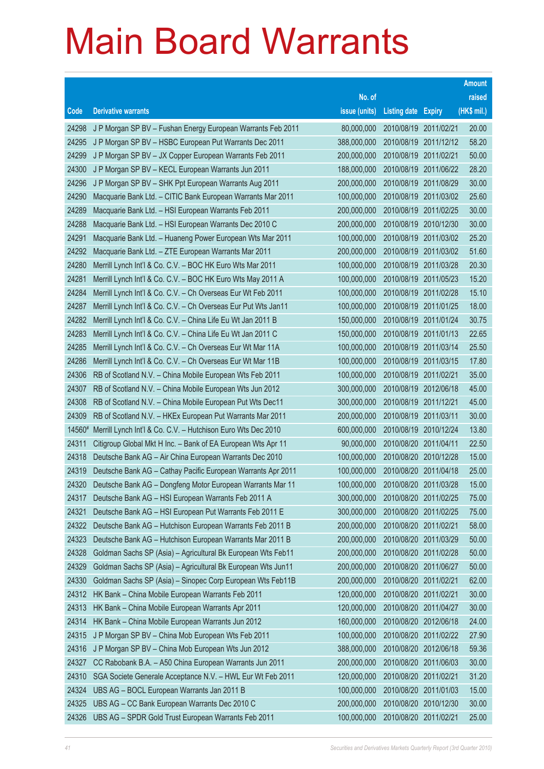# Main Board Warrants

| Code | Derivative warrants | No. of issue (units) | Listing date | Expiry | Amount raised (HK$ mil.) |
|---|---|---|---|---|---|
| 24298 | J P Morgan SP BV – Fushan Energy European Warrants Feb 2011 | 80,000,000 | 2010/08/19 | 2011/02/21 | 20.00 |
| 24295 | J P Morgan SP BV – HSBC European Put Warrants Dec 2011 | 388,000,000 | 2010/08/19 | 2011/12/12 | 58.20 |
| 24299 | J P Morgan SP BV – JX Copper European Warrants Feb 2011 | 200,000,000 | 2010/08/19 | 2011/02/21 | 50.00 |
| 24300 | J P Morgan SP BV – KECL European Warrants Jun 2011 | 188,000,000 | 2010/08/19 | 2011/06/22 | 28.20 |
| 24296 | J P Morgan SP BV – SHK Ppt European Warrants Aug 2011 | 200,000,000 | 2010/08/19 | 2011/08/29 | 30.00 |
| 24290 | Macquarie Bank Ltd. – CITIC Bank European Warrants Mar 2011 | 100,000,000 | 2010/08/19 | 2011/03/02 | 25.60 |
| 24289 | Macquarie Bank Ltd. – HSI European Warrants Feb 2011 | 200,000,000 | 2010/08/19 | 2011/02/25 | 30.00 |
| 24288 | Macquarie Bank Ltd. – HSI European Warrants Dec 2010 C | 200,000,000 | 2010/08/19 | 2010/12/30 | 30.00 |
| 24291 | Macquarie Bank Ltd. – Huaneng Power European Wts Mar 2011 | 100,000,000 | 2010/08/19 | 2011/03/02 | 25.20 |
| 24292 | Macquarie Bank Ltd. – ZTE European Warrants Mar 2011 | 200,000,000 | 2010/08/19 | 2011/03/02 | 51.60 |
| 24280 | Merrill Lynch Int'l & Co. C.V. – BOC HK Euro Wts Mar 2011 | 100,000,000 | 2010/08/19 | 2011/03/28 | 20.30 |
| 24281 | Merrill Lynch Int'l & Co. C.V. – BOC HK Euro Wts May 2011 A | 100,000,000 | 2010/08/19 | 2011/05/23 | 15.20 |
| 24284 | Merrill Lynch Int'l & Co. C.V. – Ch Overseas Eur Wt Feb 2011 | 100,000,000 | 2010/08/19 | 2011/02/28 | 15.10 |
| 24287 | Merrill Lynch Int'l & Co. C.V. – Ch Overseas Eur Put Wts Jan11 | 100,000,000 | 2010/08/19 | 2011/01/25 | 18.00 |
| 24282 | Merrill Lynch Int'l & Co. C.V. – China Life Eu Wt Jan 2011 B | 150,000,000 | 2010/08/19 | 2011/01/24 | 30.75 |
| 24283 | Merrill Lynch Int'l & Co. C.V. – China Life Eu Wt Jan 2011 C | 150,000,000 | 2010/08/19 | 2011/01/13 | 22.65 |
| 24285 | Merrill Lynch Int'l & Co. C.V. – Ch Overseas Eur Wt Mar 11A | 100,000,000 | 2010/08/19 | 2011/03/14 | 25.50 |
| 24286 | Merrill Lynch Int'l & Co. C.V. – Ch Overseas Eur Wt Mar 11B | 100,000,000 | 2010/08/19 | 2011/03/15 | 17.80 |
| 24306 | RB of Scotland N.V. – China Mobile European Wts Feb 2011 | 100,000,000 | 2010/08/19 | 2011/02/21 | 35.00 |
| 24307 | RB of Scotland N.V. – China Mobile European Wts Jun 2012 | 300,000,000 | 2010/08/19 | 2012/06/18 | 45.00 |
| 24308 | RB of Scotland N.V. – China Mobile European Put Wts Dec11 | 300,000,000 | 2010/08/19 | 2011/12/21 | 45.00 |
| 24309 | RB of Scotland N.V. – HKEx European Put Warrants Mar 2011 | 200,000,000 | 2010/08/19 | 2011/03/11 | 30.00 |
| 14560# | Merrill Lynch Int'l & Co. C.V. – Hutchison Euro Wts Dec 2010 | 600,000,000 | 2010/08/19 | 2010/12/24 | 13.80 |
| 24311 | Citigroup Global Mkt H Inc. – Bank of EA European Wts Apr 11 | 90,000,000 | 2010/08/20 | 2011/04/11 | 22.50 |
| 24318 | Deutsche Bank AG – Air China European Warrants Dec 2010 | 100,000,000 | 2010/08/20 | 2010/12/28 | 15.00 |
| 24319 | Deutsche Bank AG – Cathay Pacific European Warrants Apr 2011 | 100,000,000 | 2010/08/20 | 2011/04/18 | 25.00 |
| 24320 | Deutsche Bank AG – Dongfeng Motor European Warrants Mar 11 | 100,000,000 | 2010/08/20 | 2011/03/28 | 15.00 |
| 24317 | Deutsche Bank AG – HSI European Warrants Feb 2011 A | 300,000,000 | 2010/08/20 | 2011/02/25 | 75.00 |
| 24321 | Deutsche Bank AG – HSI European Put Warrants Feb 2011 E | 300,000,000 | 2010/08/20 | 2011/02/25 | 75.00 |
| 24322 | Deutsche Bank AG – Hutchison European Warrants Feb 2011 B | 200,000,000 | 2010/08/20 | 2011/02/21 | 58.00 |
| 24323 | Deutsche Bank AG – Hutchison European Warrants Mar 2011 B | 200,000,000 | 2010/08/20 | 2011/03/29 | 50.00 |
| 24328 | Goldman Sachs SP (Asia) – Agricultural Bk European Wts Feb11 | 200,000,000 | 2010/08/20 | 2011/02/28 | 50.00 |
| 24329 | Goldman Sachs SP (Asia) – Agricultural Bk European Wts Jun11 | 200,000,000 | 2010/08/20 | 2011/06/27 | 50.00 |
| 24330 | Goldman Sachs SP (Asia) – Sinopec Corp European Wts Feb11B | 200,000,000 | 2010/08/20 | 2011/02/21 | 62.00 |
| 24312 | HK Bank – China Mobile European Warrants Feb 2011 | 120,000,000 | 2010/08/20 | 2011/02/21 | 30.00 |
| 24313 | HK Bank – China Mobile European Warrants Apr 2011 | 120,000,000 | 2010/08/20 | 2011/04/27 | 30.00 |
| 24314 | HK Bank – China Mobile European Warrants Jun 2012 | 160,000,000 | 2010/08/20 | 2012/06/18 | 24.00 |
| 24315 | J P Morgan SP BV – China Mob European Wts Feb 2011 | 100,000,000 | 2010/08/20 | 2011/02/22 | 27.90 |
| 24316 | J P Morgan SP BV – China Mob European Wts Jun 2012 | 388,000,000 | 2010/08/20 | 2012/06/18 | 59.36 |
| 24327 | CC Rabobank B.A. – A50 China European Warrants Jun 2011 | 200,000,000 | 2010/08/20 | 2011/06/03 | 30.00 |
| 24310 | SGA Societe Generale Acceptance N.V. – HWL Eur Wt Feb 2011 | 120,000,000 | 2010/08/20 | 2011/02/21 | 31.20 |
| 24324 | UBS AG – BOCL European Warrants Jan 2011 B | 100,000,000 | 2010/08/20 | 2011/01/03 | 15.00 |
| 24325 | UBS AG – CC Bank European Warrants Dec 2010 C | 200,000,000 | 2010/08/20 | 2010/12/30 | 30.00 |
| 24326 | UBS AG – SPDR Gold Trust European Warrants Feb 2011 | 100,000,000 | 2010/08/20 | 2011/02/21 | 25.00 |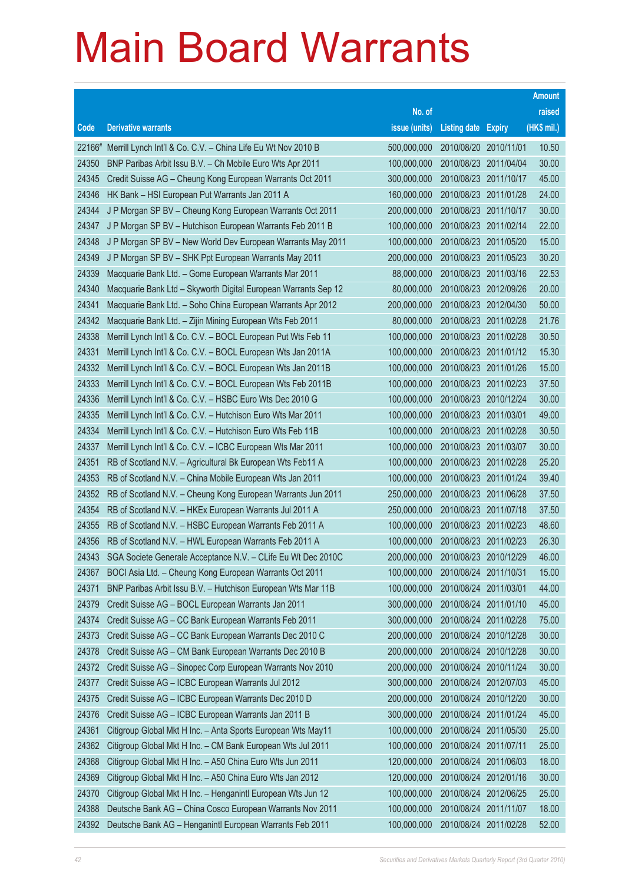# Main Board Warrants

| Code | Derivative warrants | No. of issue (units) | Listing date | Expiry | Amount raised (HK$ mil.) |
|---|---|---|---|---|---|
| 22166# | Merrill Lynch Int'l & Co. C.V. – China Life Eu Wt Nov 2010 B | 500,000,000 | 2010/08/20 | 2010/11/01 | 10.50 |
| 24350 | BNP Paribas Arbit Issu B.V. – Ch Mobile Euro Wts Apr 2011 | 100,000,000 | 2010/08/23 | 2011/04/04 | 30.00 |
| 24345 | Credit Suisse AG – Cheung Kong European Warrants Oct 2011 | 300,000,000 | 2010/08/23 | 2011/10/17 | 45.00 |
| 24346 | HK Bank – HSI European Put Warrants Jan 2011 A | 160,000,000 | 2010/08/23 | 2011/01/28 | 24.00 |
| 24344 | J P Morgan SP BV – Cheung Kong European Warrants Oct 2011 | 200,000,000 | 2010/08/23 | 2011/10/17 | 30.00 |
| 24347 | J P Morgan SP BV – Hutchison European Warrants Feb 2011 B | 100,000,000 | 2010/08/23 | 2011/02/14 | 22.00 |
| 24348 | J P Morgan SP BV – New World Dev European Warrants May 2011 | 100,000,000 | 2010/08/23 | 2011/05/20 | 15.00 |
| 24349 | J P Morgan SP BV – SHK Ppt European Warrants May 2011 | 200,000,000 | 2010/08/23 | 2011/05/23 | 30.20 |
| 24339 | Macquarie Bank Ltd. – Gome European Warrants Mar 2011 | 88,000,000 | 2010/08/23 | 2011/03/16 | 22.53 |
| 24340 | Macquarie Bank Ltd – Skyworth Digital European Warrants Sep 12 | 80,000,000 | 2010/08/23 | 2012/09/26 | 20.00 |
| 24341 | Macquarie Bank Ltd. – Soho China European Warrants Apr 2012 | 200,000,000 | 2010/08/23 | 2012/04/30 | 50.00 |
| 24342 | Macquarie Bank Ltd. – Zijin Mining European Wts Feb 2011 | 80,000,000 | 2010/08/23 | 2011/02/28 | 21.76 |
| 24338 | Merrill Lynch Int'l & Co. C.V. – BOCL European Put Wts Feb 11 | 100,000,000 | 2010/08/23 | 2011/02/28 | 30.50 |
| 24331 | Merrill Lynch Int'l & Co. C.V. – BOCL European Wts Jan 2011A | 100,000,000 | 2010/08/23 | 2011/01/12 | 15.30 |
| 24332 | Merrill Lynch Int'l & Co. C.V. – BOCL European Wts Jan 2011B | 100,000,000 | 2010/08/23 | 2011/01/26 | 15.00 |
| 24333 | Merrill Lynch Int'l & Co. C.V. – BOCL European Wts Feb 2011B | 100,000,000 | 2010/08/23 | 2011/02/23 | 37.50 |
| 24336 | Merrill Lynch Int'l & Co. C.V. – HSBC Euro Wts Dec 2010 G | 100,000,000 | 2010/08/23 | 2010/12/24 | 30.00 |
| 24335 | Merrill Lynch Int'l & Co. C.V. – Hutchison Euro Wts Mar 2011 | 100,000,000 | 2010/08/23 | 2011/03/01 | 49.00 |
| 24334 | Merrill Lynch Int'l & Co. C.V. – Hutchison Euro Wts Feb 11B | 100,000,000 | 2010/08/23 | 2011/02/28 | 30.50 |
| 24337 | Merrill Lynch Int'l & Co. C.V. – ICBC European Wts Mar 2011 | 100,000,000 | 2010/08/23 | 2011/03/07 | 30.00 |
| 24351 | RB of Scotland N.V. – Agricultural Bk European Wts Feb11 A | 100,000,000 | 2010/08/23 | 2011/02/28 | 25.20 |
| 24353 | RB of Scotland N.V. – China Mobile European Wts Jan 2011 | 100,000,000 | 2010/08/23 | 2011/01/24 | 39.40 |
| 24352 | RB of Scotland N.V. – Cheung Kong European Warrants Jun 2011 | 250,000,000 | 2010/08/23 | 2011/06/28 | 37.50 |
| 24354 | RB of Scotland N.V. – HKEx European Warrants Jul 2011 A | 250,000,000 | 2010/08/23 | 2011/07/18 | 37.50 |
| 24355 | RB of Scotland N.V. – HSBC European Warrants Feb 2011 A | 100,000,000 | 2010/08/23 | 2011/02/23 | 48.60 |
| 24356 | RB of Scotland N.V. – HWL European Warrants Feb 2011 A | 100,000,000 | 2010/08/23 | 2011/02/23 | 26.30 |
| 24343 | SGA Societe Generale Acceptance N.V. – CLife Eu Wt Dec 2010C | 200,000,000 | 2010/08/23 | 2010/12/29 | 46.00 |
| 24367 | BOCI Asia Ltd. – Cheung Kong European Warrants Oct 2011 | 100,000,000 | 2010/08/24 | 2011/10/31 | 15.00 |
| 24371 | BNP Paribas Arbit Issu B.V. – Hutchison European Wts Mar 11B | 100,000,000 | 2010/08/24 | 2011/03/01 | 44.00 |
| 24379 | Credit Suisse AG – BOCL European Warrants Jan 2011 | 300,000,000 | 2010/08/24 | 2011/01/10 | 45.00 |
| 24374 | Credit Suisse AG – CC Bank European Warrants Feb 2011 | 300,000,000 | 2010/08/24 | 2011/02/28 | 75.00 |
| 24373 | Credit Suisse AG – CC Bank European Warrants Dec 2010 C | 200,000,000 | 2010/08/24 | 2010/12/28 | 30.00 |
| 24378 | Credit Suisse AG – CM Bank European Warrants Dec 2010 B | 200,000,000 | 2010/08/24 | 2010/12/28 | 30.00 |
| 24372 | Credit Suisse AG – Sinopec Corp European Warrants Nov 2010 | 200,000,000 | 2010/08/24 | 2010/11/24 | 30.00 |
| 24377 | Credit Suisse AG – ICBC European Warrants Jul 2012 | 300,000,000 | 2010/08/24 | 2012/07/03 | 45.00 |
| 24375 | Credit Suisse AG – ICBC European Warrants Dec 2010 D | 200,000,000 | 2010/08/24 | 2010/12/20 | 30.00 |
| 24376 | Credit Suisse AG – ICBC European Warrants Jan 2011 B | 300,000,000 | 2010/08/24 | 2011/01/24 | 45.00 |
| 24361 | Citigroup Global Mkt H Inc. – Anta Sports European Wts May11 | 100,000,000 | 2010/08/24 | 2011/05/30 | 25.00 |
| 24362 | Citigroup Global Mkt H Inc. – CM Bank European Wts Jul 2011 | 100,000,000 | 2010/08/24 | 2011/07/11 | 25.00 |
| 24368 | Citigroup Global Mkt H Inc. – A50 China Euro Wts Jun 2011 | 120,000,000 | 2010/08/24 | 2011/06/03 | 18.00 |
| 24369 | Citigroup Global Mkt H Inc. – A50 China Euro Wts Jan 2012 | 120,000,000 | 2010/08/24 | 2012/01/16 | 30.00 |
| 24370 | Citigroup Global Mkt H Inc. – Hengan­intl European Wts Jun 12 | 100,000,000 | 2010/08/24 | 2012/06/25 | 25.00 |
| 24388 | Deutsche Bank AG – China Cosco European Warrants Nov 2011 | 100,000,000 | 2010/08/24 | 2011/11/07 | 18.00 |
| 24392 | Deutsche Bank AG – Hengan­intl European Warrants Feb 2011 | 100,000,000 | 2010/08/24 | 2011/02/28 | 52.00 |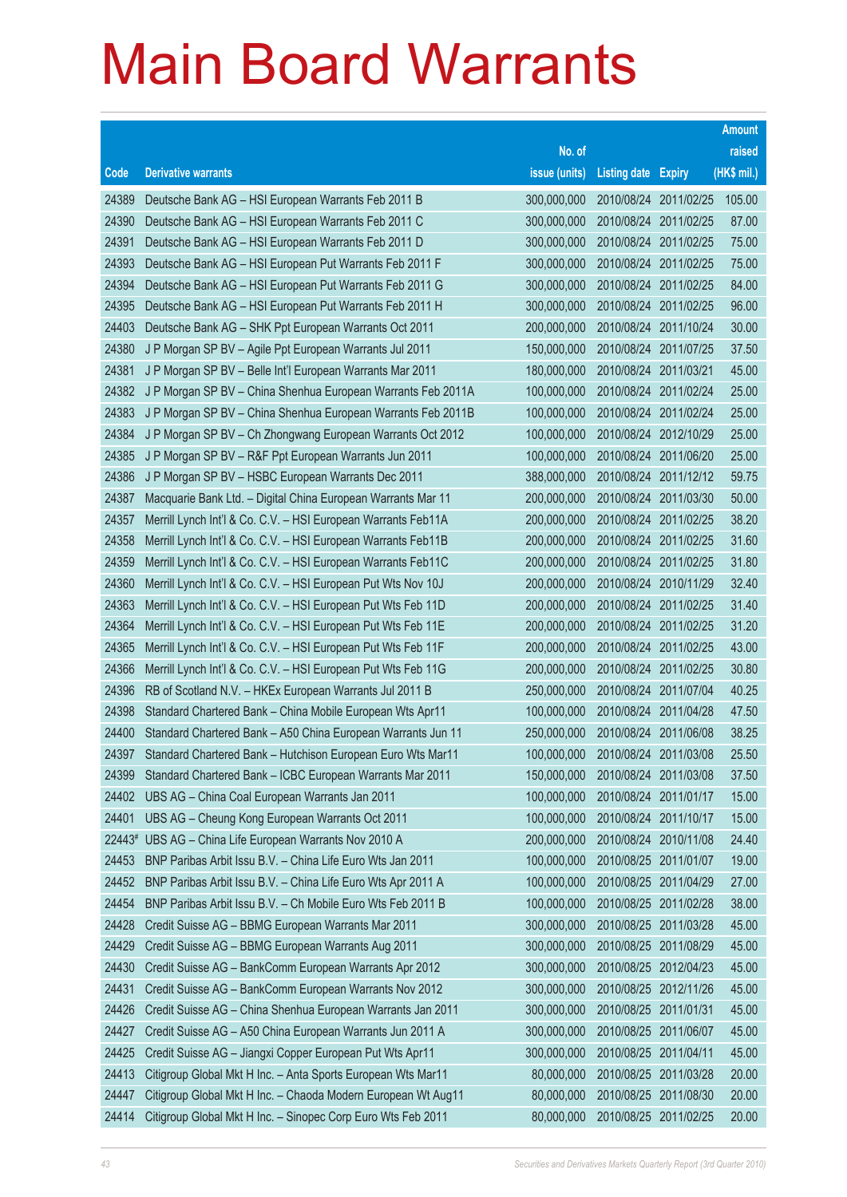# Main Board Warrants

| Code | Derivative warrants | No. of issue (units) | Listing date | Expiry | Amount raised (HK$ mil.) |
|---|---|---|---|---|---|
| 24389 | Deutsche Bank AG – HSI European Warrants Feb 2011 B | 300,000,000 | 2010/08/24 | 2011/02/25 | 105.00 |
| 24390 | Deutsche Bank AG – HSI European Warrants Feb 2011 C | 300,000,000 | 2010/08/24 | 2011/02/25 | 87.00 |
| 24391 | Deutsche Bank AG – HSI European Warrants Feb 2011 D | 300,000,000 | 2010/08/24 | 2011/02/25 | 75.00 |
| 24393 | Deutsche Bank AG – HSI European Put Warrants Feb 2011 F | 300,000,000 | 2010/08/24 | 2011/02/25 | 75.00 |
| 24394 | Deutsche Bank AG – HSI European Put Warrants Feb 2011 G | 300,000,000 | 2010/08/24 | 2011/02/25 | 84.00 |
| 24395 | Deutsche Bank AG – HSI European Put Warrants Feb 2011 H | 300,000,000 | 2010/08/24 | 2011/02/25 | 96.00 |
| 24403 | Deutsche Bank AG – SHK Ppt European Warrants Oct 2011 | 200,000,000 | 2010/08/24 | 2011/10/24 | 30.00 |
| 24380 | J P Morgan SP BV – Agile Ppt European Warrants Jul 2011 | 150,000,000 | 2010/08/24 | 2011/07/25 | 37.50 |
| 24381 | J P Morgan SP BV – Belle Int'l European Warrants Mar 2011 | 180,000,000 | 2010/08/24 | 2011/03/21 | 45.00 |
| 24382 | J P Morgan SP BV – China Shenhua European Warrants Feb 2011A | 100,000,000 | 2010/08/24 | 2011/02/24 | 25.00 |
| 24383 | J P Morgan SP BV – China Shenhua European Warrants Feb 2011B | 100,000,000 | 2010/08/24 | 2011/02/24 | 25.00 |
| 24384 | J P Morgan SP BV – Ch Zhongwang European Warrants Oct 2012 | 100,000,000 | 2010/08/24 | 2012/10/29 | 25.00 |
| 24385 | J P Morgan SP BV – R&F Ppt European Warrants Jun 2011 | 100,000,000 | 2010/08/24 | 2011/06/20 | 25.00 |
| 24386 | J P Morgan SP BV – HSBC European Warrants Dec 2011 | 388,000,000 | 2010/08/24 | 2011/12/12 | 59.75 |
| 24387 | Macquarie Bank Ltd. – Digital China European Warrants Mar 11 | 200,000,000 | 2010/08/24 | 2011/03/30 | 50.00 |
| 24357 | Merrill Lynch Int'l & Co. C.V. – HSI European Warrants Feb11A | 200,000,000 | 2010/08/24 | 2011/02/25 | 38.20 |
| 24358 | Merrill Lynch Int'l & Co. C.V. – HSI European Warrants Feb11B | 200,000,000 | 2010/08/24 | 2011/02/25 | 31.60 |
| 24359 | Merrill Lynch Int'l & Co. C.V. – HSI European Warrants Feb11C | 200,000,000 | 2010/08/24 | 2011/02/25 | 31.80 |
| 24360 | Merrill Lynch Int'l & Co. C.V. – HSI European Put Wts Nov 10J | 200,000,000 | 2010/08/24 | 2010/11/29 | 32.40 |
| 24363 | Merrill Lynch Int'l & Co. C.V. – HSI European Put Wts Feb 11D | 200,000,000 | 2010/08/24 | 2011/02/25 | 31.40 |
| 24364 | Merrill Lynch Int'l & Co. C.V. – HSI European Put Wts Feb 11E | 200,000,000 | 2010/08/24 | 2011/02/25 | 31.20 |
| 24365 | Merrill Lynch Int'l & Co. C.V. – HSI European Put Wts Feb 11F | 200,000,000 | 2010/08/24 | 2011/02/25 | 43.00 |
| 24366 | Merrill Lynch Int'l & Co. C.V. – HSI European Put Wts Feb 11G | 200,000,000 | 2010/08/24 | 2011/02/25 | 30.80 |
| 24396 | RB of Scotland N.V. – HKEx European Warrants Jul 2011 B | 250,000,000 | 2010/08/24 | 2011/07/04 | 40.25 |
| 24398 | Standard Chartered Bank – China Mobile European Wts Apr11 | 100,000,000 | 2010/08/24 | 2011/04/28 | 47.50 |
| 24400 | Standard Chartered Bank – A50 China European Warrants Jun 11 | 250,000,000 | 2010/08/24 | 2011/06/08 | 38.25 |
| 24397 | Standard Chartered Bank – Hutchison European Euro Wts Mar11 | 100,000,000 | 2010/08/24 | 2011/03/08 | 25.50 |
| 24399 | Standard Chartered Bank – ICBC European Warrants Mar 2011 | 150,000,000 | 2010/08/24 | 2011/03/08 | 37.50 |
| 24402 | UBS AG – China Coal European Warrants Jan 2011 | 100,000,000 | 2010/08/24 | 2011/01/17 | 15.00 |
| 24401 | UBS AG – Cheung Kong European Warrants Oct 2011 | 100,000,000 | 2010/08/24 | 2011/10/17 | 15.00 |
| 22443# | UBS AG – China Life European Warrants Nov 2010 A | 200,000,000 | 2010/08/24 | 2010/11/08 | 24.40 |
| 24453 | BNP Paribas Arbit Issu B.V. – China Life Euro Wts Jan 2011 | 100,000,000 | 2010/08/25 | 2011/01/07 | 19.00 |
| 24452 | BNP Paribas Arbit Issu B.V. – China Life Euro Wts Apr 2011 A | 100,000,000 | 2010/08/25 | 2011/04/29 | 27.00 |
| 24454 | BNP Paribas Arbit Issu B.V. – Ch Mobile Euro Wts Feb 2011 B | 100,000,000 | 2010/08/25 | 2011/02/28 | 38.00 |
| 24428 | Credit Suisse AG – BBMG European Warrants Mar 2011 | 300,000,000 | 2010/08/25 | 2011/03/28 | 45.00 |
| 24429 | Credit Suisse AG – BBMG European Warrants Aug 2011 | 300,000,000 | 2010/08/25 | 2011/08/29 | 45.00 |
| 24430 | Credit Suisse AG – BankComm European Warrants Apr 2012 | 300,000,000 | 2010/08/25 | 2012/04/23 | 45.00 |
| 24431 | Credit Suisse AG – BankComm European Warrants Nov 2012 | 300,000,000 | 2010/08/25 | 2012/11/26 | 45.00 |
| 24426 | Credit Suisse AG – China Shenhua European Warrants Jan 2011 | 300,000,000 | 2010/08/25 | 2011/01/31 | 45.00 |
| 24427 | Credit Suisse AG – A50 China European Warrants Jun 2011 A | 300,000,000 | 2010/08/25 | 2011/06/07 | 45.00 |
| 24425 | Credit Suisse AG – Jiangxi Copper European Put Wts Apr11 | 300,000,000 | 2010/08/25 | 2011/04/11 | 45.00 |
| 24413 | Citigroup Global Mkt H Inc. – Anta Sports European Wts Mar11 | 80,000,000 | 2010/08/25 | 2011/03/28 | 20.00 |
| 24447 | Citigroup Global Mkt H Inc. – Chaoda Modern European Wt Aug11 | 80,000,000 | 2010/08/25 | 2011/08/30 | 20.00 |
| 24414 | Citigroup Global Mkt H Inc. – Sinopec Corp Euro Wts Feb 2011 | 80,000,000 | 2010/08/25 | 2011/02/25 | 20.00 |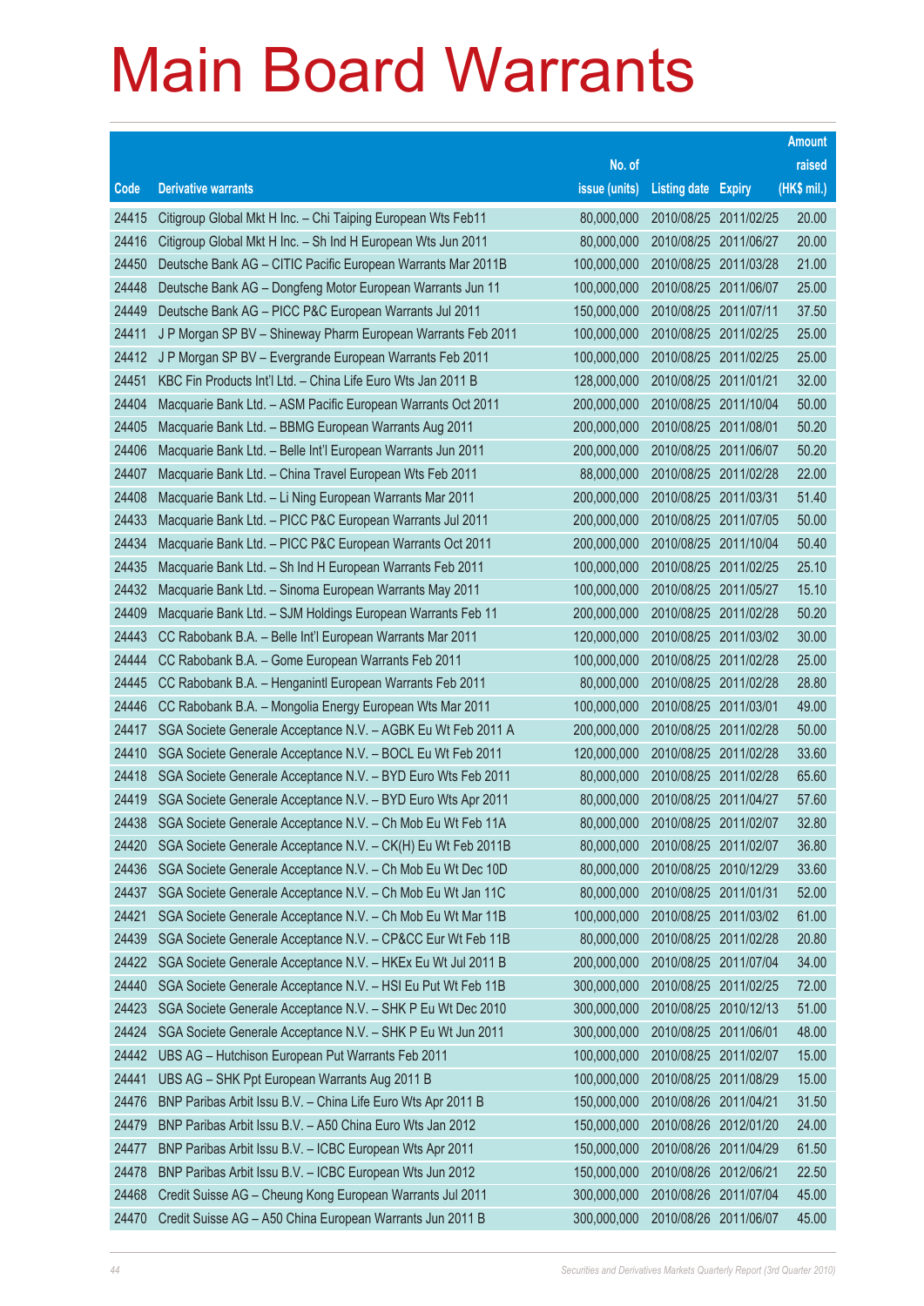# Main Board Warrants

| Code | Derivative warrants | No. of issue (units) | Listing date | Expiry | Amount raised (HK$ mil.) |
|---|---|---|---|---|---|
| 24415 | Citigroup Global Mkt H Inc. – Chi Taiping European Wts Feb11 | 80,000,000 | 2010/08/25 | 2011/02/25 | 20.00 |
| 24416 | Citigroup Global Mkt H Inc. – Sh Ind H European Wts Jun 2011 | 80,000,000 | 2010/08/25 | 2011/06/27 | 20.00 |
| 24450 | Deutsche Bank AG – CITIC Pacific European Warrants Mar 2011B | 100,000,000 | 2010/08/25 | 2011/03/28 | 21.00 |
| 24448 | Deutsche Bank AG – Dongfeng Motor European Warrants Jun 11 | 100,000,000 | 2010/08/25 | 2011/06/07 | 25.00 |
| 24449 | Deutsche Bank AG – PICC P&C European Warrants Jul 2011 | 150,000,000 | 2010/08/25 | 2011/07/11 | 37.50 |
| 24411 | J P Morgan SP BV – Shineway Pharm European Warrants Feb 2011 | 100,000,000 | 2010/08/25 | 2011/02/25 | 25.00 |
| 24412 | J P Morgan SP BV – Evergrande European Warrants Feb 2011 | 100,000,000 | 2010/08/25 | 2011/02/25 | 25.00 |
| 24451 | KBC Fin Products Int'l Ltd. – China Life Euro Wts Jan 2011 B | 128,000,000 | 2010/08/25 | 2011/01/21 | 32.00 |
| 24404 | Macquarie Bank Ltd. – ASM Pacific European Warrants Oct 2011 | 200,000,000 | 2010/08/25 | 2011/10/04 | 50.00 |
| 24405 | Macquarie Bank Ltd. – BBMG European Warrants Aug 2011 | 200,000,000 | 2010/08/25 | 2011/08/01 | 50.20 |
| 24406 | Macquarie Bank Ltd. – Belle Int'l European Warrants Jun 2011 | 200,000,000 | 2010/08/25 | 2011/06/07 | 50.20 |
| 24407 | Macquarie Bank Ltd. – China Travel European Wts Feb 2011 | 88,000,000 | 2010/08/25 | 2011/02/28 | 22.00 |
| 24408 | Macquarie Bank Ltd. – Li Ning European Warrants Mar 2011 | 200,000,000 | 2010/08/25 | 2011/03/31 | 51.40 |
| 24433 | Macquarie Bank Ltd. – PICC P&C European Warrants Jul 2011 | 200,000,000 | 2010/08/25 | 2011/07/05 | 50.00 |
| 24434 | Macquarie Bank Ltd. – PICC P&C European Warrants Oct 2011 | 200,000,000 | 2010/08/25 | 2011/10/04 | 50.40 |
| 24435 | Macquarie Bank Ltd. – Sh Ind H European Warrants Feb 2011 | 100,000,000 | 2010/08/25 | 2011/02/25 | 25.10 |
| 24432 | Macquarie Bank Ltd. – Sinoma European Warrants May 2011 | 100,000,000 | 2010/08/25 | 2011/05/27 | 15.10 |
| 24409 | Macquarie Bank Ltd. – SJM Holdings European Warrants Feb 11 | 200,000,000 | 2010/08/25 | 2011/02/28 | 50.20 |
| 24443 | CC Rabobank B.A. – Belle Int'l European Warrants Mar 2011 | 120,000,000 | 2010/08/25 | 2011/03/02 | 30.00 |
| 24444 | CC Rabobank B.A. – Gome European Warrants Feb 2011 | 100,000,000 | 2010/08/25 | 2011/02/28 | 25.00 |
| 24445 | CC Rabobank B.A. – Henganintl European Warrants Feb 2011 | 80,000,000 | 2010/08/25 | 2011/02/28 | 28.80 |
| 24446 | CC Rabobank B.A. – Mongolia Energy European Wts Mar 2011 | 100,000,000 | 2010/08/25 | 2011/03/01 | 49.00 |
| 24417 | SGA Societe Generale Acceptance N.V. – AGBK Eu Wt Feb 2011 A | 200,000,000 | 2010/08/25 | 2011/02/28 | 50.00 |
| 24410 | SGA Societe Generale Acceptance N.V. – BOCL Eu Wt Feb 2011 | 120,000,000 | 2010/08/25 | 2011/02/28 | 33.60 |
| 24418 | SGA Societe Generale Acceptance N.V. – BYD Euro Wts Feb 2011 | 80,000,000 | 2010/08/25 | 2011/02/28 | 65.60 |
| 24419 | SGA Societe Generale Acceptance N.V. – BYD Euro Wts Apr 2011 | 80,000,000 | 2010/08/25 | 2011/04/27 | 57.60 |
| 24438 | SGA Societe Generale Acceptance N.V. – Ch Mob Eu Wt Feb 11A | 80,000,000 | 2010/08/25 | 2011/02/07 | 32.80 |
| 24420 | SGA Societe Generale Acceptance N.V. – CK(H) Eu Wt Feb 2011B | 80,000,000 | 2010/08/25 | 2011/02/07 | 36.80 |
| 24436 | SGA Societe Generale Acceptance N.V. – Ch Mob Eu Wt Dec 10D | 80,000,000 | 2010/08/25 | 2010/12/29 | 33.60 |
| 24437 | SGA Societe Generale Acceptance N.V. – Ch Mob Eu Wt Jan 11C | 80,000,000 | 2010/08/25 | 2011/01/31 | 52.00 |
| 24421 | SGA Societe Generale Acceptance N.V. – Ch Mob Eu Wt Mar 11B | 100,000,000 | 2010/08/25 | 2011/03/02 | 61.00 |
| 24439 | SGA Societe Generale Acceptance N.V. – CP&CC Eur Wt Feb 11B | 80,000,000 | 2010/08/25 | 2011/02/28 | 20.80 |
| 24422 | SGA Societe Generale Acceptance N.V. – HKEx Eu Wt Jul 2011 B | 200,000,000 | 2010/08/25 | 2011/07/04 | 34.00 |
| 24440 | SGA Societe Generale Acceptance N.V. – HSI Eu Put Wt Feb 11B | 300,000,000 | 2010/08/25 | 2011/02/25 | 72.00 |
| 24423 | SGA Societe Generale Acceptance N.V. – SHK P Eu Wt Dec 2010 | 300,000,000 | 2010/08/25 | 2010/12/13 | 51.00 |
| 24424 | SGA Societe Generale Acceptance N.V. – SHK P Eu Wt Jun 2011 | 300,000,000 | 2010/08/25 | 2011/06/01 | 48.00 |
| 24442 | UBS AG – Hutchison European Put Warrants Feb 2011 | 100,000,000 | 2010/08/25 | 2011/02/07 | 15.00 |
| 24441 | UBS AG – SHK Ppt European Warrants Aug 2011 B | 100,000,000 | 2010/08/25 | 2011/08/29 | 15.00 |
| 24476 | BNP Paribas Arbit Issu B.V. – China Life Euro Wts Apr 2011 B | 150,000,000 | 2010/08/26 | 2011/04/21 | 31.50 |
| 24479 | BNP Paribas Arbit Issu B.V. – A50 China Euro Wts Jan 2012 | 150,000,000 | 2010/08/26 | 2012/01/20 | 24.00 |
| 24477 | BNP Paribas Arbit Issu B.V. – ICBC European Wts Apr 2011 | 150,000,000 | 2010/08/26 | 2011/04/29 | 61.50 |
| 24478 | BNP Paribas Arbit Issu B.V. – ICBC European Wts Jun 2012 | 150,000,000 | 2010/08/26 | 2012/06/21 | 22.50 |
| 24468 | Credit Suisse AG – Cheung Kong European Warrants Jul 2011 | 300,000,000 | 2010/08/26 | 2011/07/04 | 45.00 |
| 24470 | Credit Suisse AG – A50 China European Warrants Jun 2011 B | 300,000,000 | 2010/08/26 | 2011/06/07 | 45.00 |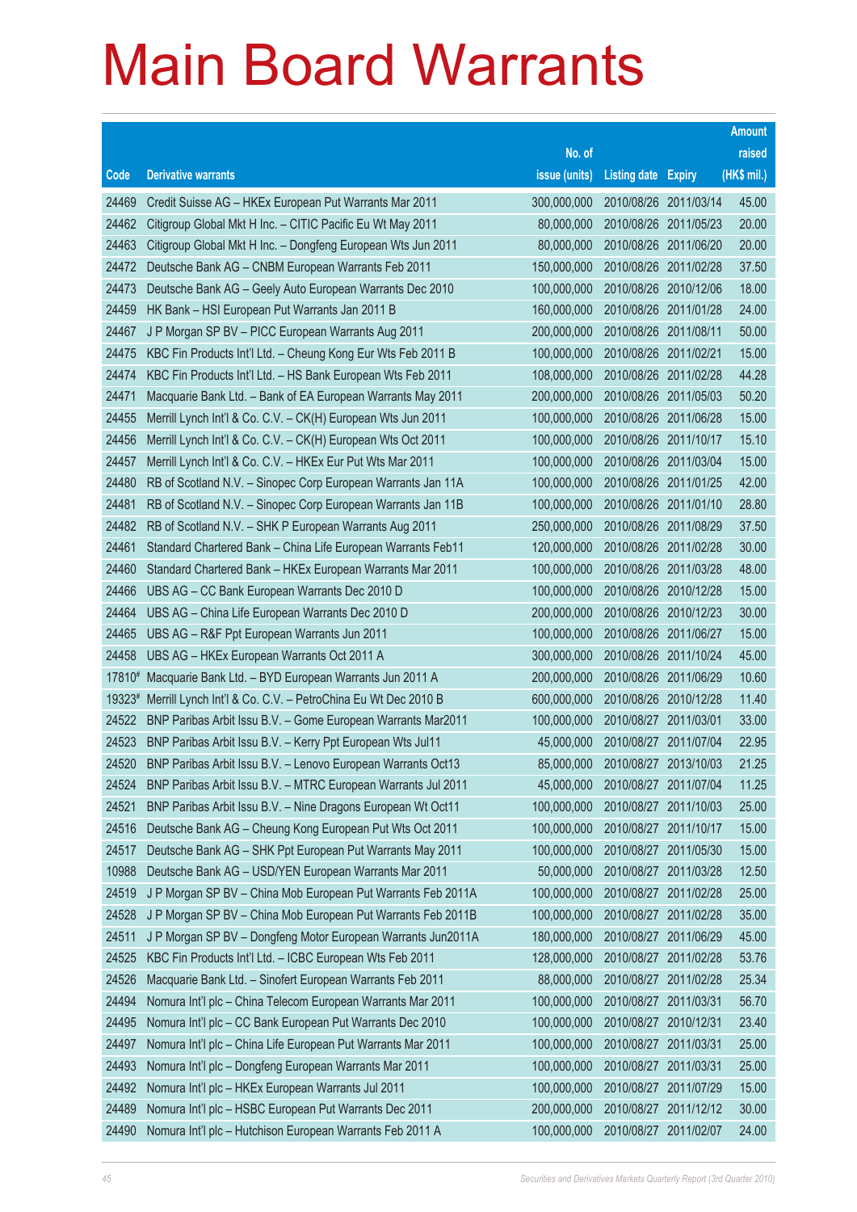# Main Board Warrants

| Code | Derivative warrants | No. of issue (units) | Listing date | Expiry | Amount raised (HK$ mil.) |
|---|---|---|---|---|---|
| 24469 | Credit Suisse AG – HKEx European Put Warrants Mar 2011 | 300,000,000 | 2010/08/26 | 2011/03/14 | 45.00 |
| 24462 | Citigroup Global Mkt H Inc. – CITIC Pacific Eu Wt May 2011 | 80,000,000 | 2010/08/26 | 2011/05/23 | 20.00 |
| 24463 | Citigroup Global Mkt H Inc. – Dongfeng European Wts Jun 2011 | 80,000,000 | 2010/08/26 | 2011/06/20 | 20.00 |
| 24472 | Deutsche Bank AG – CNBM European Warrants Feb 2011 | 150,000,000 | 2010/08/26 | 2011/02/28 | 37.50 |
| 24473 | Deutsche Bank AG – Geely Auto European Warrants Dec 2010 | 100,000,000 | 2010/08/26 | 2010/12/06 | 18.00 |
| 24459 | HK Bank – HSI European Put Warrants Jan 2011 B | 160,000,000 | 2010/08/26 | 2011/01/28 | 24.00 |
| 24467 | J P Morgan SP BV – PICC European Warrants Aug 2011 | 200,000,000 | 2010/08/26 | 2011/08/11 | 50.00 |
| 24475 | KBC Fin Products Int'l Ltd. – Cheung Kong Eur Wts Feb 2011 B | 100,000,000 | 2010/08/26 | 2011/02/21 | 15.00 |
| 24474 | KBC Fin Products Int'l Ltd. – HS Bank European Wts Feb 2011 | 108,000,000 | 2010/08/26 | 2011/02/28 | 44.28 |
| 24471 | Macquarie Bank Ltd. – Bank of EA European Warrants May 2011 | 200,000,000 | 2010/08/26 | 2011/05/03 | 50.20 |
| 24455 | Merrill Lynch Int'l & Co. C.V. – CK(H) European Wts Jun 2011 | 100,000,000 | 2010/08/26 | 2011/06/28 | 15.00 |
| 24456 | Merrill Lynch Int'l & Co. C.V. – CK(H) European Wts Oct 2011 | 100,000,000 | 2010/08/26 | 2011/10/17 | 15.10 |
| 24457 | Merrill Lynch Int'l & Co. C.V. – HKEx Eur Put Wts Mar 2011 | 100,000,000 | 2010/08/26 | 2011/03/04 | 15.00 |
| 24480 | RB of Scotland N.V. – Sinopec Corp European Warrants Jan 11A | 100,000,000 | 2010/08/26 | 2011/01/25 | 42.00 |
| 24481 | RB of Scotland N.V. – Sinopec Corp European Warrants Jan 11B | 100,000,000 | 2010/08/26 | 2011/01/10 | 28.80 |
| 24482 | RB of Scotland N.V. – SHK P European Warrants Aug 2011 | 250,000,000 | 2010/08/26 | 2011/08/29 | 37.50 |
| 24461 | Standard Chartered Bank – China Life European Warrants Feb11 | 120,000,000 | 2010/08/26 | 2011/02/28 | 30.00 |
| 24460 | Standard Chartered Bank – HKEx European Warrants Mar 2011 | 100,000,000 | 2010/08/26 | 2011/03/28 | 48.00 |
| 24466 | UBS AG – CC Bank European Warrants Dec 2010 D | 100,000,000 | 2010/08/26 | 2010/12/28 | 15.00 |
| 24464 | UBS AG – China Life European Warrants Dec 2010 D | 200,000,000 | 2010/08/26 | 2010/12/23 | 30.00 |
| 24465 | UBS AG – R&F Ppt European Warrants Jun 2011 | 100,000,000 | 2010/08/26 | 2011/06/27 | 15.00 |
| 24458 | UBS AG – HKEx European Warrants Oct 2011 A | 300,000,000 | 2010/08/26 | 2011/10/24 | 45.00 |
| 17810# | Macquarie Bank Ltd. – BYD European Warrants Jun 2011 A | 200,000,000 | 2010/08/26 | 2011/06/29 | 10.60 |
| 19323# | Merrill Lynch Int'l & Co. C.V. – PetroChina Eu Wt Dec 2010 B | 600,000,000 | 2010/08/26 | 2010/12/28 | 11.40 |
| 24522 | BNP Paribas Arbit Issu B.V. – Gome European Warrants Mar2011 | 100,000,000 | 2010/08/27 | 2011/03/01 | 33.00 |
| 24523 | BNP Paribas Arbit Issu B.V. – Kerry Ppt European Wts Jul11 | 45,000,000 | 2010/08/27 | 2011/07/04 | 22.95 |
| 24520 | BNP Paribas Arbit Issu B.V. – Lenovo European Warrants Oct13 | 85,000,000 | 2010/08/27 | 2013/10/03 | 21.25 |
| 24524 | BNP Paribas Arbit Issu B.V. – MTRC European Warrants Jul 2011 | 45,000,000 | 2010/08/27 | 2011/07/04 | 11.25 |
| 24521 | BNP Paribas Arbit Issu B.V. – Nine Dragons European Wt Oct11 | 100,000,000 | 2010/08/27 | 2011/10/03 | 25.00 |
| 24516 | Deutsche Bank AG – Cheung Kong European Put Wts Oct 2011 | 100,000,000 | 2010/08/27 | 2011/10/17 | 15.00 |
| 24517 | Deutsche Bank AG – SHK Ppt European Put Warrants May 2011 | 100,000,000 | 2010/08/27 | 2011/05/30 | 15.00 |
| 10988 | Deutsche Bank AG – USD/YEN European Warrants Mar 2011 | 50,000,000 | 2010/08/27 | 2011/03/28 | 12.50 |
| 24519 | J P Morgan SP BV – China Mob European Put Warrants Feb 2011A | 100,000,000 | 2010/08/27 | 2011/02/28 | 25.00 |
| 24528 | J P Morgan SP BV – China Mob European Put Warrants Feb 2011B | 100,000,000 | 2010/08/27 | 2011/02/28 | 35.00 |
| 24511 | J P Morgan SP BV – Dongfeng Motor European Warrants Jun2011A | 180,000,000 | 2010/08/27 | 2011/06/29 | 45.00 |
| 24525 | KBC Fin Products Int'l Ltd. – ICBC European Wts Feb 2011 | 128,000,000 | 2010/08/27 | 2011/02/28 | 53.76 |
| 24526 | Macquarie Bank Ltd. – Sinofert European Warrants Feb 2011 | 88,000,000 | 2010/08/27 | 2011/02/28 | 25.34 |
| 24494 | Nomura Int'l plc – China Telecom European Warrants Mar 2011 | 100,000,000 | 2010/08/27 | 2011/03/31 | 56.70 |
| 24495 | Nomura Int'l plc – CC Bank European Put Warrants Dec 2010 | 100,000,000 | 2010/08/27 | 2010/12/31 | 23.40 |
| 24497 | Nomura Int'l plc – China Life European Put Warrants Mar 2011 | 100,000,000 | 2010/08/27 | 2011/03/31 | 25.00 |
| 24493 | Nomura Int'l plc – Dongfeng European Warrants Mar 2011 | 100,000,000 | 2010/08/27 | 2011/03/31 | 25.00 |
| 24492 | Nomura Int'l plc – HKEx European Warrants Jul 2011 | 100,000,000 | 2010/08/27 | 2011/07/29 | 15.00 |
| 24489 | Nomura Int'l plc – HSBC European Put Warrants Dec 2011 | 200,000,000 | 2010/08/27 | 2011/12/12 | 30.00 |
| 24490 | Nomura Int'l plc – Hutchison European Warrants Feb 2011 A | 100,000,000 | 2010/08/27 | 2011/02/07 | 24.00 |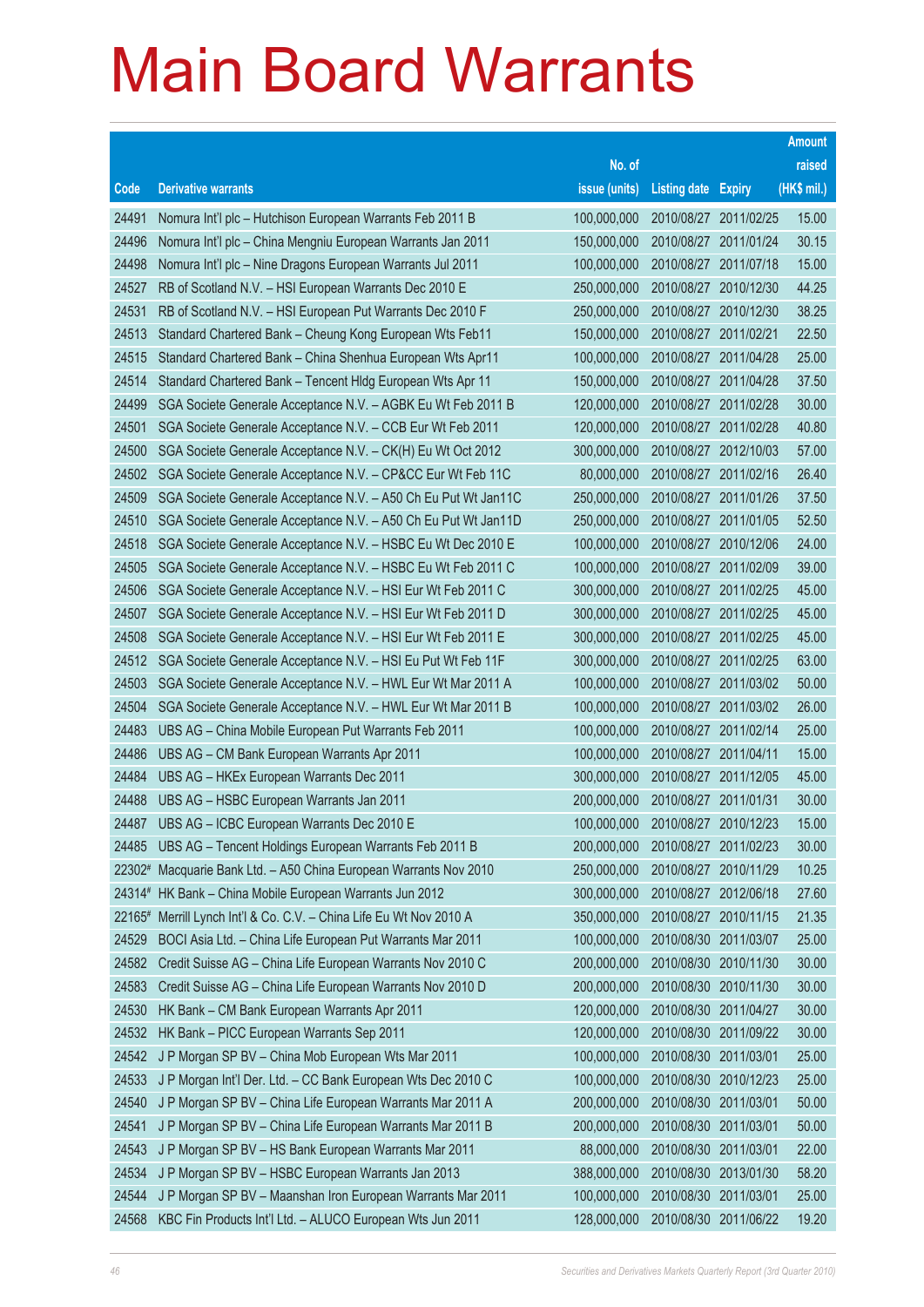# Main Board Warrants

| Code | Derivative warrants | No. of issue (units) | Listing date | Expiry | Amount raised (HK$ mil.) |
|---|---|---|---|---|---|
| 24491 | Nomura Int'l plc – Hutchison European Warrants Feb 2011 B | 100,000,000 | 2010/08/27 | 2011/02/25 | 15.00 |
| 24496 | Nomura Int'l plc – China Mengniu European Warrants Jan 2011 | 150,000,000 | 2010/08/27 | 2011/01/24 | 30.15 |
| 24498 | Nomura Int'l plc – Nine Dragons European Warrants Jul 2011 | 100,000,000 | 2010/08/27 | 2011/07/18 | 15.00 |
| 24527 | RB of Scotland N.V. – HSI European Warrants Dec 2010 E | 250,000,000 | 2010/08/27 | 2010/12/30 | 44.25 |
| 24531 | RB of Scotland N.V. – HSI European Put Warrants Dec 2010 F | 250,000,000 | 2010/08/27 | 2010/12/30 | 38.25 |
| 24513 | Standard Chartered Bank – Cheung Kong European Wts Feb11 | 150,000,000 | 2010/08/27 | 2011/02/21 | 22.50 |
| 24515 | Standard Chartered Bank – China Shenhua European Wts Apr11 | 100,000,000 | 2010/08/27 | 2011/04/28 | 25.00 |
| 24514 | Standard Chartered Bank – Tencent Hldg European Wts Apr 11 | 150,000,000 | 2010/08/27 | 2011/04/28 | 37.50 |
| 24499 | SGA Societe Generale Acceptance N.V. – AGBK Eu Wt Feb 2011 B | 120,000,000 | 2010/08/27 | 2011/02/28 | 30.00 |
| 24501 | SGA Societe Generale Acceptance N.V. – CCB Eur Wt Feb 2011 | 120,000,000 | 2010/08/27 | 2011/02/28 | 40.80 |
| 24500 | SGA Societe Generale Acceptance N.V. – CK(H) Eu Wt Oct 2012 | 300,000,000 | 2010/08/27 | 2012/10/03 | 57.00 |
| 24502 | SGA Societe Generale Acceptance N.V. – CP&CC Eur Wt Feb 11C | 80,000,000 | 2010/08/27 | 2011/02/16 | 26.40 |
| 24509 | SGA Societe Generale Acceptance N.V. – A50 Ch Eu Put Wt Jan11C | 250,000,000 | 2010/08/27 | 2011/01/26 | 37.50 |
| 24510 | SGA Societe Generale Acceptance N.V. – A50 Ch Eu Put Wt Jan11D | 250,000,000 | 2010/08/27 | 2011/01/05 | 52.50 |
| 24518 | SGA Societe Generale Acceptance N.V. – HSBC Eu Wt Dec 2010 E | 100,000,000 | 2010/08/27 | 2010/12/06 | 24.00 |
| 24505 | SGA Societe Generale Acceptance N.V. – HSBC Eu Wt Feb 2011 C | 100,000,000 | 2010/08/27 | 2011/02/09 | 39.00 |
| 24506 | SGA Societe Generale Acceptance N.V. – HSI Eur Wt Feb 2011 C | 300,000,000 | 2010/08/27 | 2011/02/25 | 45.00 |
| 24507 | SGA Societe Generale Acceptance N.V. – HSI Eur Wt Feb 2011 D | 300,000,000 | 2010/08/27 | 2011/02/25 | 45.00 |
| 24508 | SGA Societe Generale Acceptance N.V. – HSI Eur Wt Feb 2011 E | 300,000,000 | 2010/08/27 | 2011/02/25 | 45.00 |
| 24512 | SGA Societe Generale Acceptance N.V. – HSI Eu Put Wt Feb 11F | 300,000,000 | 2010/08/27 | 2011/02/25 | 63.00 |
| 24503 | SGA Societe Generale Acceptance N.V. – HWL Eur Wt Mar 2011 A | 100,000,000 | 2010/08/27 | 2011/03/02 | 50.00 |
| 24504 | SGA Societe Generale Acceptance N.V. – HWL Eur Wt Mar 2011 B | 100,000,000 | 2010/08/27 | 2011/03/02 | 26.00 |
| 24483 | UBS AG – China Mobile European Put Warrants Feb 2011 | 100,000,000 | 2010/08/27 | 2011/02/14 | 25.00 |
| 24486 | UBS AG – CM Bank European Warrants Apr 2011 | 100,000,000 | 2010/08/27 | 2011/04/11 | 15.00 |
| 24484 | UBS AG – HKEx European Warrants Dec 2011 | 300,000,000 | 2010/08/27 | 2011/12/05 | 45.00 |
| 24488 | UBS AG – HSBC European Warrants Jan 2011 | 200,000,000 | 2010/08/27 | 2011/01/31 | 30.00 |
| 24487 | UBS AG – ICBC European Warrants Dec 2010 E | 100,000,000 | 2010/08/27 | 2010/12/23 | 15.00 |
| 24485 | UBS AG – Tencent Holdings European Warrants Feb 2011 B | 200,000,000 | 2010/08/27 | 2011/02/23 | 30.00 |
| 22302# | Macquarie Bank Ltd. – A50 China European Warrants Nov 2010 | 250,000,000 | 2010/08/27 | 2010/11/29 | 10.25 |
| 24314# | HK Bank – China Mobile European Warrants Jun 2012 | 300,000,000 | 2010/08/27 | 2012/06/18 | 27.60 |
| 22165# | Merrill Lynch Int'l & Co. C.V. – China Life Eu Wt Nov 2010 A | 350,000,000 | 2010/08/27 | 2010/11/15 | 21.35 |
| 24529 | BOCI Asia Ltd. – China Life European Put Warrants Mar 2011 | 100,000,000 | 2010/08/30 | 2011/03/07 | 25.00 |
| 24582 | Credit Suisse AG – China Life European Warrants Nov 2010 C | 200,000,000 | 2010/08/30 | 2010/11/30 | 30.00 |
| 24583 | Credit Suisse AG – China Life European Warrants Nov 2010 D | 200,000,000 | 2010/08/30 | 2010/11/30 | 30.00 |
| 24530 | HK Bank – CM Bank European Warrants Apr 2011 | 120,000,000 | 2010/08/30 | 2011/04/27 | 30.00 |
| 24532 | HK Bank – PICC European Warrants Sep 2011 | 120,000,000 | 2010/08/30 | 2011/09/22 | 30.00 |
| 24542 | J P Morgan SP BV – China Mob European Wts Mar 2011 | 100,000,000 | 2010/08/30 | 2011/03/01 | 25.00 |
| 24533 | J P Morgan Int'l Der. Ltd. – CC Bank European Wts Dec 2010 C | 100,000,000 | 2010/08/30 | 2010/12/23 | 25.00 |
| 24540 | J P Morgan SP BV – China Life European Warrants Mar 2011 A | 200,000,000 | 2010/08/30 | 2011/03/01 | 50.00 |
| 24541 | J P Morgan SP BV – China Life European Warrants Mar 2011 B | 200,000,000 | 2010/08/30 | 2011/03/01 | 50.00 |
| 24543 | J P Morgan SP BV – HS Bank European Warrants Mar 2011 | 88,000,000 | 2010/08/30 | 2011/03/01 | 22.00 |
| 24534 | J P Morgan SP BV – HSBC European Warrants Jan 2013 | 388,000,000 | 2010/08/30 | 2013/01/30 | 58.20 |
| 24544 | J P Morgan SP BV – Maanshan Iron European Warrants Mar 2011 | 100,000,000 | 2010/08/30 | 2011/03/01 | 25.00 |
| 24568 | KBC Fin Products Int'l Ltd. – ALUCO European Wts Jun 2011 | 128,000,000 | 2010/08/30 | 2011/06/22 | 19.20 |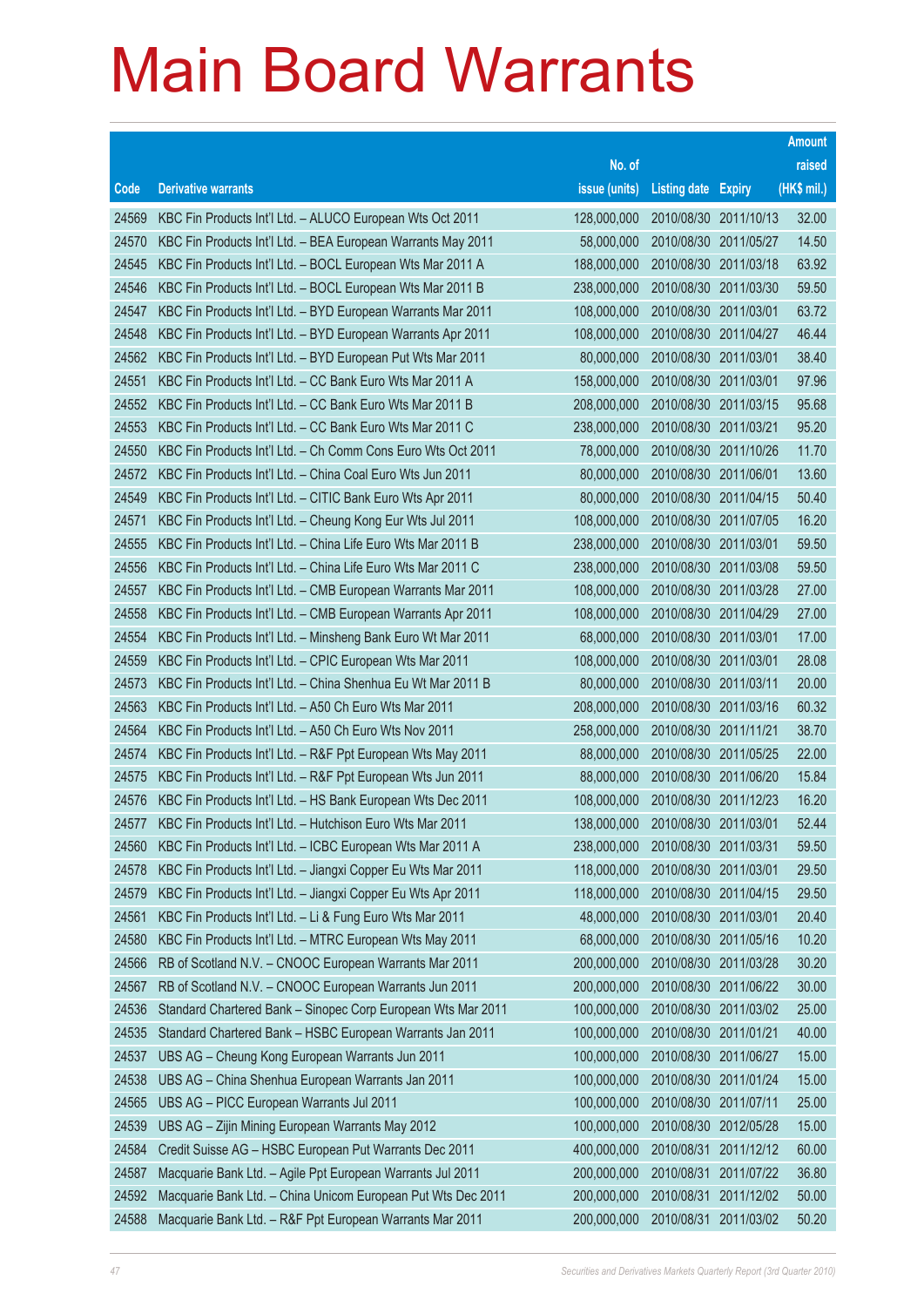# Main Board Warrants

| Code | Derivative warrants | No. of issue (units) | Listing date | Expiry | Amount raised (HK$ mil.) |
|---|---|---|---|---|---|
| 24569 | KBC Fin Products Int'l Ltd. – ALUCO European Wts Oct 2011 | 128,000,000 | 2010/08/30 | 2011/10/13 | 32.00 |
| 24570 | KBC Fin Products Int'l Ltd. – BEA European Warrants May 2011 | 58,000,000 | 2010/08/30 | 2011/05/27 | 14.50 |
| 24545 | KBC Fin Products Int'l Ltd. – BOCL European Wts Mar 2011 A | 188,000,000 | 2010/08/30 | 2011/03/18 | 63.92 |
| 24546 | KBC Fin Products Int'l Ltd. – BOCL European Wts Mar 2011 B | 238,000,000 | 2010/08/30 | 2011/03/30 | 59.50 |
| 24547 | KBC Fin Products Int'l Ltd. – BYD European Warrants Mar 2011 | 108,000,000 | 2010/08/30 | 2011/03/01 | 63.72 |
| 24548 | KBC Fin Products Int'l Ltd. – BYD European Warrants Apr 2011 | 108,000,000 | 2010/08/30 | 2011/04/27 | 46.44 |
| 24562 | KBC Fin Products Int'l Ltd. – BYD European Put Wts Mar 2011 | 80,000,000 | 2010/08/30 | 2011/03/01 | 38.40 |
| 24551 | KBC Fin Products Int'l Ltd. – CC Bank Euro Wts Mar 2011 A | 158,000,000 | 2010/08/30 | 2011/03/01 | 97.96 |
| 24552 | KBC Fin Products Int'l Ltd. – CC Bank Euro Wts Mar 2011 B | 208,000,000 | 2010/08/30 | 2011/03/15 | 95.68 |
| 24553 | KBC Fin Products Int'l Ltd. – CC Bank Euro Wts Mar 2011 C | 238,000,000 | 2010/08/30 | 2011/03/21 | 95.20 |
| 24550 | KBC Fin Products Int'l Ltd. – Ch Comm Cons Euro Wts Oct 2011 | 78,000,000 | 2010/08/30 | 2011/10/26 | 11.70 |
| 24572 | KBC Fin Products Int'l Ltd. – China Coal Euro Wts Jun 2011 | 80,000,000 | 2010/08/30 | 2011/06/01 | 13.60 |
| 24549 | KBC Fin Products Int'l Ltd. – CITIC Bank Euro Wts Apr 2011 | 80,000,000 | 2010/08/30 | 2011/04/15 | 50.40 |
| 24571 | KBC Fin Products Int'l Ltd. – Cheung Kong Eur Wts Jul 2011 | 108,000,000 | 2010/08/30 | 2011/07/05 | 16.20 |
| 24555 | KBC Fin Products Int'l Ltd. – China Life Euro Wts Mar 2011 B | 238,000,000 | 2010/08/30 | 2011/03/01 | 59.50 |
| 24556 | KBC Fin Products Int'l Ltd. – China Life Euro Wts Mar 2011 C | 238,000,000 | 2010/08/30 | 2011/03/08 | 59.50 |
| 24557 | KBC Fin Products Int'l Ltd. – CMB European Warrants Mar 2011 | 108,000,000 | 2010/08/30 | 2011/03/28 | 27.00 |
| 24558 | KBC Fin Products Int'l Ltd. – CMB European Warrants Apr 2011 | 108,000,000 | 2010/08/30 | 2011/04/29 | 27.00 |
| 24554 | KBC Fin Products Int'l Ltd. – Minsheng Bank Euro Wt Mar 2011 | 68,000,000 | 2010/08/30 | 2011/03/01 | 17.00 |
| 24559 | KBC Fin Products Int'l Ltd. – CPIC European Wts Mar 2011 | 108,000,000 | 2010/08/30 | 2011/03/01 | 28.08 |
| 24573 | KBC Fin Products Int'l Ltd. – China Shenhua Eu Wt Mar 2011 B | 80,000,000 | 2010/08/30 | 2011/03/11 | 20.00 |
| 24563 | KBC Fin Products Int'l Ltd. – A50 Ch Euro Wts Mar 2011 | 208,000,000 | 2010/08/30 | 2011/03/16 | 60.32 |
| 24564 | KBC Fin Products Int'l Ltd. – A50 Ch Euro Wts Nov 2011 | 258,000,000 | 2010/08/30 | 2011/11/21 | 38.70 |
| 24574 | KBC Fin Products Int'l Ltd. – R&F Ppt European Wts May 2011 | 88,000,000 | 2010/08/30 | 2011/05/25 | 22.00 |
| 24575 | KBC Fin Products Int'l Ltd. – R&F Ppt European Wts Jun 2011 | 88,000,000 | 2010/08/30 | 2011/06/20 | 15.84 |
| 24576 | KBC Fin Products Int'l Ltd. – HS Bank European Wts Dec 2011 | 108,000,000 | 2010/08/30 | 2011/12/23 | 16.20 |
| 24577 | KBC Fin Products Int'l Ltd. – Hutchison Euro Wts Mar 2011 | 138,000,000 | 2010/08/30 | 2011/03/01 | 52.44 |
| 24560 | KBC Fin Products Int'l Ltd. – ICBC European Wts Mar 2011 A | 238,000,000 | 2010/08/30 | 2011/03/31 | 59.50 |
| 24578 | KBC Fin Products Int'l Ltd. – Jiangxi Copper Eu Wts Mar 2011 | 118,000,000 | 2010/08/30 | 2011/03/01 | 29.50 |
| 24579 | KBC Fin Products Int'l Ltd. – Jiangxi Copper Eu Wts Apr 2011 | 118,000,000 | 2010/08/30 | 2011/04/15 | 29.50 |
| 24561 | KBC Fin Products Int'l Ltd. – Li & Fung Euro Wts Mar 2011 | 48,000,000 | 2010/08/30 | 2011/03/01 | 20.40 |
| 24580 | KBC Fin Products Int'l Ltd. – MTRC European Wts May 2011 | 68,000,000 | 2010/08/30 | 2011/05/16 | 10.20 |
| 24566 | RB of Scotland N.V. – CNOOC European Warrants Mar 2011 | 200,000,000 | 2010/08/30 | 2011/03/28 | 30.20 |
| 24567 | RB of Scotland N.V. – CNOOC European Warrants Jun 2011 | 200,000,000 | 2010/08/30 | 2011/06/22 | 30.00 |
| 24536 | Standard Chartered Bank – Sinopec Corp European Wts Mar 2011 | 100,000,000 | 2010/08/30 | 2011/03/02 | 25.00 |
| 24535 | Standard Chartered Bank – HSBC European Warrants Jan 2011 | 100,000,000 | 2010/08/30 | 2011/01/21 | 40.00 |
| 24537 | UBS AG – Cheung Kong European Warrants Jun 2011 | 100,000,000 | 2010/08/30 | 2011/06/27 | 15.00 |
| 24538 | UBS AG – China Shenhua European Warrants Jan 2011 | 100,000,000 | 2010/08/30 | 2011/01/24 | 15.00 |
| 24565 | UBS AG – PICC European Warrants Jul 2011 | 100,000,000 | 2010/08/30 | 2011/07/11 | 25.00 |
| 24539 | UBS AG – Zijin Mining European Warrants May 2012 | 100,000,000 | 2010/08/30 | 2012/05/28 | 15.00 |
| 24584 | Credit Suisse AG – HSBC European Put Warrants Dec 2011 | 400,000,000 | 2010/08/31 | 2011/12/12 | 60.00 |
| 24587 | Macquarie Bank Ltd. – Agile Ppt European Warrants Jul 2011 | 200,000,000 | 2010/08/31 | 2011/07/22 | 36.80 |
| 24592 | Macquarie Bank Ltd. – China Unicom European Put Wts Dec 2011 | 200,000,000 | 2010/08/31 | 2011/12/02 | 50.00 |
| 24588 | Macquarie Bank Ltd. – R&F Ppt European Warrants Mar 2011 | 200,000,000 | 2010/08/31 | 2011/03/02 | 50.20 |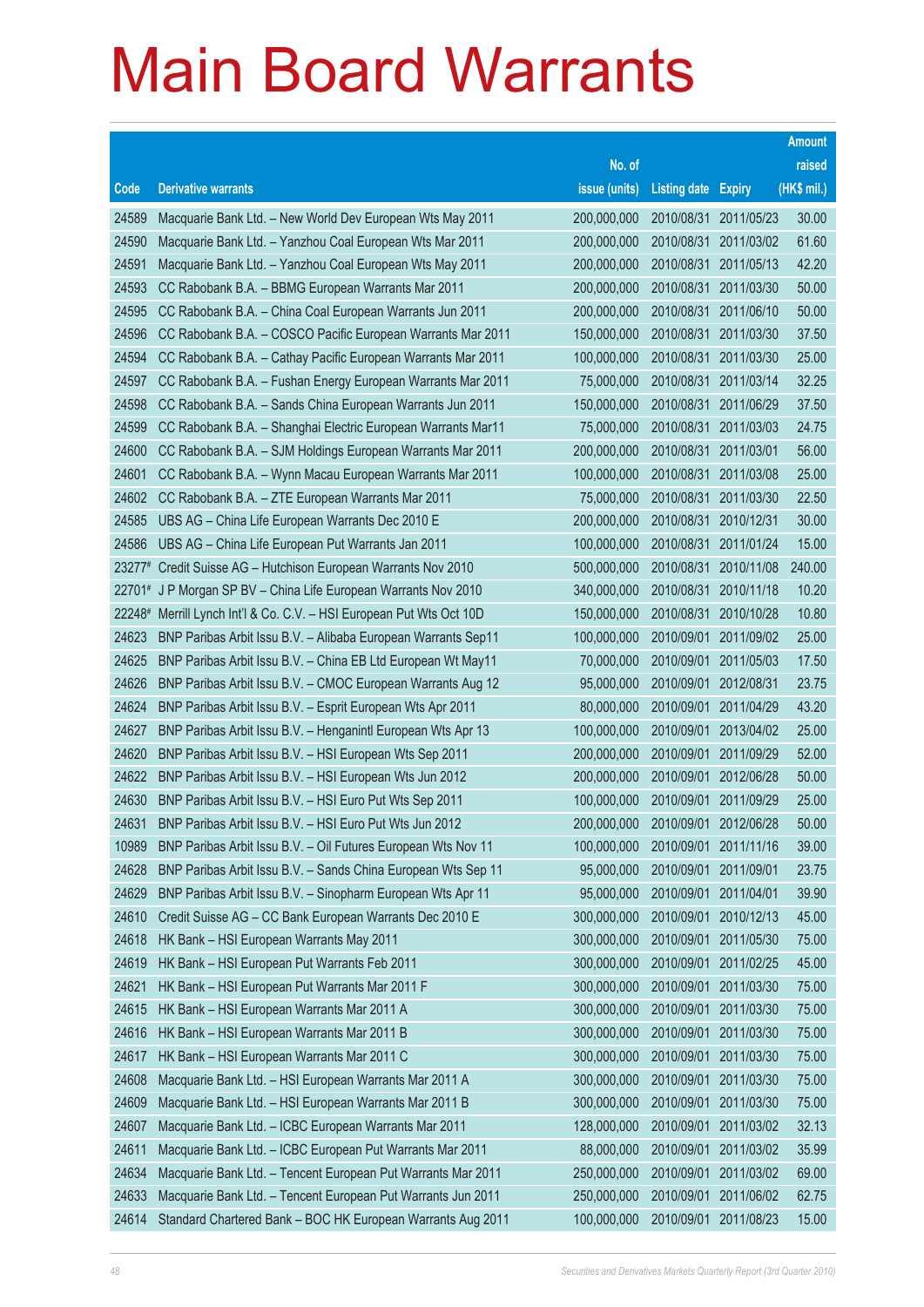# Main Board Warrants

| Code | Derivative warrants | No. of issue (units) | Listing date | Expiry | Amount raised (HK$ mil.) |
|---|---|---|---|---|---|
| 24589 | Macquarie Bank Ltd. – New World Dev European Wts May 2011 | 200,000,000 | 2010/08/31 | 2011/05/23 | 30.00 |
| 24590 | Macquarie Bank Ltd. – Yanzhou Coal European Wts Mar 2011 | 200,000,000 | 2010/08/31 | 2011/03/02 | 61.60 |
| 24591 | Macquarie Bank Ltd. – Yanzhou Coal European Wts May 2011 | 200,000,000 | 2010/08/31 | 2011/05/13 | 42.20 |
| 24593 | CC Rabobank B.A. – BBMG European Warrants Mar 2011 | 200,000,000 | 2010/08/31 | 2011/03/30 | 50.00 |
| 24595 | CC Rabobank B.A. – China Coal European Warrants Jun 2011 | 200,000,000 | 2010/08/31 | 2011/06/10 | 50.00 |
| 24596 | CC Rabobank B.A. – COSCO Pacific European Warrants Mar 2011 | 150,000,000 | 2010/08/31 | 2011/03/30 | 37.50 |
| 24594 | CC Rabobank B.A. – Cathay Pacific European Warrants Mar 2011 | 100,000,000 | 2010/08/31 | 2011/03/30 | 25.00 |
| 24597 | CC Rabobank B.A. – Fushan Energy European Warrants Mar 2011 | 75,000,000 | 2010/08/31 | 2011/03/14 | 32.25 |
| 24598 | CC Rabobank B.A. – Sands China European Warrants Jun 2011 | 150,000,000 | 2010/08/31 | 2011/06/29 | 37.50 |
| 24599 | CC Rabobank B.A. – Shanghai Electric European Warrants Mar11 | 75,000,000 | 2010/08/31 | 2011/03/03 | 24.75 |
| 24600 | CC Rabobank B.A. – SJM Holdings European Warrants Mar 2011 | 200,000,000 | 2010/08/31 | 2011/03/01 | 56.00 |
| 24601 | CC Rabobank B.A. – Wynn Macau European Warrants Mar 2011 | 100,000,000 | 2010/08/31 | 2011/03/08 | 25.00 |
| 24602 | CC Rabobank B.A. – ZTE European Warrants Mar 2011 | 75,000,000 | 2010/08/31 | 2011/03/30 | 22.50 |
| 24585 | UBS AG – China Life European Warrants Dec 2010 E | 200,000,000 | 2010/08/31 | 2010/12/31 | 30.00 |
| 24586 | UBS AG – China Life European Put Warrants Jan 2011 | 100,000,000 | 2010/08/31 | 2011/01/24 | 15.00 |
| 23277# | Credit Suisse AG – Hutchison European Warrants Nov 2010 | 500,000,000 | 2010/08/31 | 2010/11/08 | 240.00 |
| 22701# | J P Morgan SP BV – China Life European Warrants Nov 2010 | 340,000,000 | 2010/08/31 | 2010/11/18 | 10.20 |
| 22248# | Merrill Lynch Int'l & Co. C.V. – HSI European Put Wts Oct 10D | 150,000,000 | 2010/08/31 | 2010/10/28 | 10.80 |
| 24623 | BNP Paribas Arbit Issu B.V. – Alibaba European Warrants Sep11 | 100,000,000 | 2010/09/01 | 2011/09/02 | 25.00 |
| 24625 | BNP Paribas Arbit Issu B.V. – China EB Ltd European Wt May11 | 70,000,000 | 2010/09/01 | 2011/05/03 | 17.50 |
| 24626 | BNP Paribas Arbit Issu B.V. – CMOC European Warrants Aug 12 | 95,000,000 | 2010/09/01 | 2012/08/31 | 23.75 |
| 24624 | BNP Paribas Arbit Issu B.V. – Esprit European Wts Apr 2011 | 80,000,000 | 2010/09/01 | 2011/04/29 | 43.20 |
| 24627 | BNP Paribas Arbit Issu B.V. – Henganintl European Wts Apr 13 | 100,000,000 | 2010/09/01 | 2013/04/02 | 25.00 |
| 24620 | BNP Paribas Arbit Issu B.V. – HSI European Wts Sep 2011 | 200,000,000 | 2010/09/01 | 2011/09/29 | 52.00 |
| 24622 | BNP Paribas Arbit Issu B.V. – HSI European Wts Jun 2012 | 200,000,000 | 2010/09/01 | 2012/06/28 | 50.00 |
| 24630 | BNP Paribas Arbit Issu B.V. – HSI Euro Put Wts Sep 2011 | 100,000,000 | 2010/09/01 | 2011/09/29 | 25.00 |
| 24631 | BNP Paribas Arbit Issu B.V. – HSI Euro Put Wts Jun 2012 | 200,000,000 | 2010/09/01 | 2012/06/28 | 50.00 |
| 10989 | BNP Paribas Arbit Issu B.V. – Oil Futures European Wts Nov 11 | 100,000,000 | 2010/09/01 | 2011/11/16 | 39.00 |
| 24628 | BNP Paribas Arbit Issu B.V. – Sands China European Wts Sep 11 | 95,000,000 | 2010/09/01 | 2011/09/01 | 23.75 |
| 24629 | BNP Paribas Arbit Issu B.V. – Sinopharm European Wts Apr 11 | 95,000,000 | 2010/09/01 | 2011/04/01 | 39.90 |
| 24610 | Credit Suisse AG – CC Bank European Warrants Dec 2010 E | 300,000,000 | 2010/09/01 | 2010/12/13 | 45.00 |
| 24618 | HK Bank – HSI European Warrants May 2011 | 300,000,000 | 2010/09/01 | 2011/05/30 | 75.00 |
| 24619 | HK Bank – HSI European Put Warrants Feb 2011 | 300,000,000 | 2010/09/01 | 2011/02/25 | 45.00 |
| 24621 | HK Bank – HSI European Put Warrants Mar 2011 F | 300,000,000 | 2010/09/01 | 2011/03/30 | 75.00 |
| 24615 | HK Bank – HSI European Warrants Mar 2011 A | 300,000,000 | 2010/09/01 | 2011/03/30 | 75.00 |
| 24616 | HK Bank – HSI European Warrants Mar 2011 B | 300,000,000 | 2010/09/01 | 2011/03/30 | 75.00 |
| 24617 | HK Bank – HSI European Warrants Mar 2011 C | 300,000,000 | 2010/09/01 | 2011/03/30 | 75.00 |
| 24608 | Macquarie Bank Ltd. – HSI European Warrants Mar 2011 A | 300,000,000 | 2010/09/01 | 2011/03/30 | 75.00 |
| 24609 | Macquarie Bank Ltd. – HSI European Warrants Mar 2011 B | 300,000,000 | 2010/09/01 | 2011/03/30 | 75.00 |
| 24607 | Macquarie Bank Ltd. – ICBC European Warrants Mar 2011 | 128,000,000 | 2010/09/01 | 2011/03/02 | 32.13 |
| 24611 | Macquarie Bank Ltd. – ICBC European Put Warrants Mar 2011 | 88,000,000 | 2010/09/01 | 2011/03/02 | 35.99 |
| 24634 | Macquarie Bank Ltd. – Tencent European Put Warrants Mar 2011 | 250,000,000 | 2010/09/01 | 2011/03/02 | 69.00 |
| 24633 | Macquarie Bank Ltd. – Tencent European Put Warrants Jun 2011 | 250,000,000 | 2010/09/01 | 2011/06/02 | 62.75 |
| 24614 | Standard Chartered Bank – BOC HK European Warrants Aug 2011 | 100,000,000 | 2010/09/01 | 2011/08/23 | 15.00 |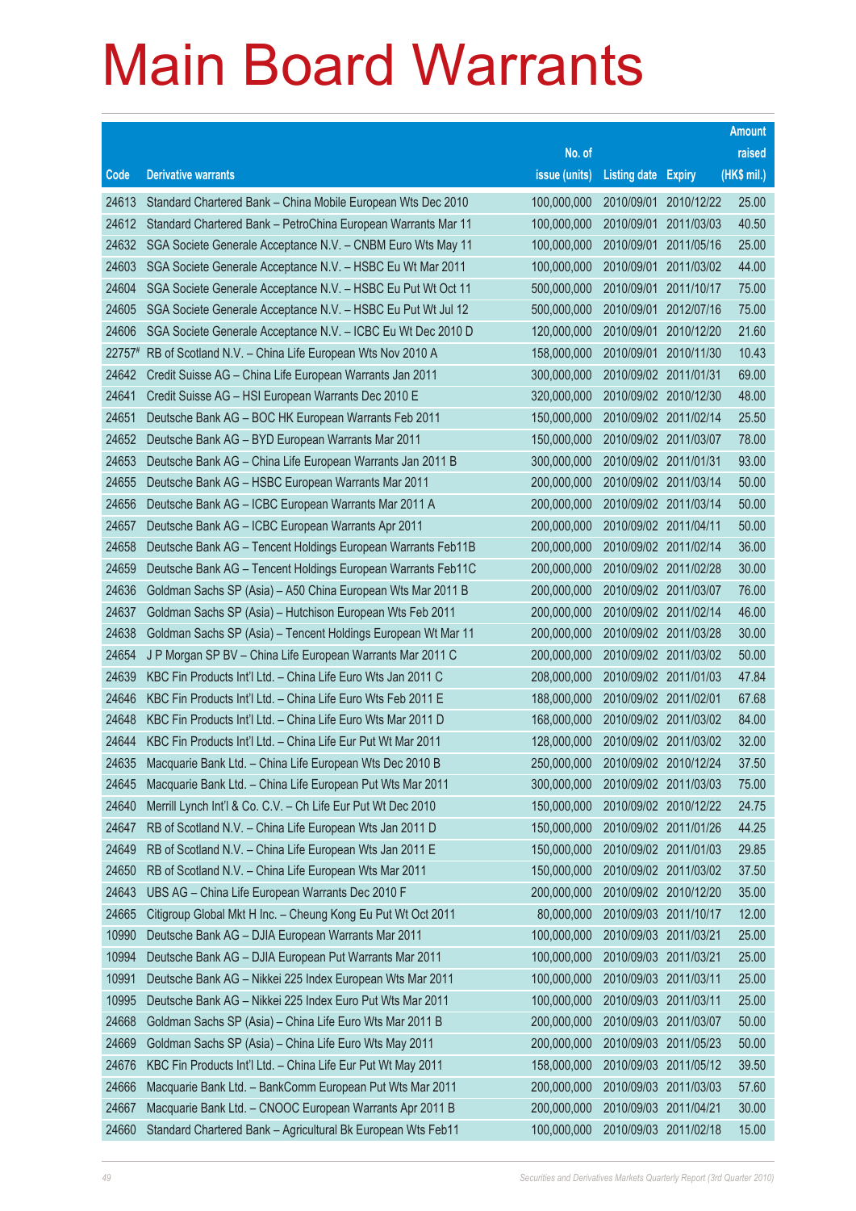# Main Board Warrants

| Code | Derivative warrants | No. of issue (units) | Listing date | Expiry | Amount raised (HK$ mil.) |
|---|---|---|---|---|---|
| 24613 | Standard Chartered Bank – China Mobile European Wts Dec 2010 | 100,000,000 | 2010/09/01 | 2010/12/22 | 25.00 |
| 24612 | Standard Chartered Bank – PetroChina European Warrants Mar 11 | 100,000,000 | 2010/09/01 | 2011/03/03 | 40.50 |
| 24632 | SGA Societe Generale Acceptance N.V. – CNBM Euro Wts May 11 | 100,000,000 | 2010/09/01 | 2011/05/16 | 25.00 |
| 24603 | SGA Societe Generale Acceptance N.V. – HSBC Eu Wt Mar 2011 | 100,000,000 | 2010/09/01 | 2011/03/02 | 44.00 |
| 24604 | SGA Societe Generale Acceptance N.V. – HSBC Eu Put Wt Oct 11 | 500,000,000 | 2010/09/01 | 2011/10/17 | 75.00 |
| 24605 | SGA Societe Generale Acceptance N.V. – HSBC Eu Put Wt Jul 12 | 500,000,000 | 2010/09/01 | 2012/07/16 | 75.00 |
| 24606 | SGA Societe Generale Acceptance N.V. – ICBC Eu Wt Dec 2010 D | 120,000,000 | 2010/09/01 | 2010/12/20 | 21.60 |
| 22757# | RB of Scotland N.V. – China Life European Wts Nov 2010 A | 158,000,000 | 2010/09/01 | 2010/11/30 | 10.43 |
| 24642 | Credit Suisse AG – China Life European Warrants Jan 2011 | 300,000,000 | 2010/09/02 | 2011/01/31 | 69.00 |
| 24641 | Credit Suisse AG – HSI European Warrants Dec 2010 E | 320,000,000 | 2010/09/02 | 2010/12/30 | 48.00 |
| 24651 | Deutsche Bank AG – BOC HK European Warrants Feb 2011 | 150,000,000 | 2010/09/02 | 2011/02/14 | 25.50 |
| 24652 | Deutsche Bank AG – BYD European Warrants Mar 2011 | 150,000,000 | 2010/09/02 | 2011/03/07 | 78.00 |
| 24653 | Deutsche Bank AG – China Life European Warrants Jan 2011 B | 300,000,000 | 2010/09/02 | 2011/01/31 | 93.00 |
| 24655 | Deutsche Bank AG – HSBC European Warrants Mar 2011 | 200,000,000 | 2010/09/02 | 2011/03/14 | 50.00 |
| 24656 | Deutsche Bank AG – ICBC European Warrants Mar 2011 A | 200,000,000 | 2010/09/02 | 2011/03/14 | 50.00 |
| 24657 | Deutsche Bank AG – ICBC European Warrants Apr 2011 | 200,000,000 | 2010/09/02 | 2011/04/11 | 50.00 |
| 24658 | Deutsche Bank AG – Tencent Holdings European Warrants Feb11B | 200,000,000 | 2010/09/02 | 2011/02/14 | 36.00 |
| 24659 | Deutsche Bank AG – Tencent Holdings European Warrants Feb11C | 200,000,000 | 2010/09/02 | 2011/02/28 | 30.00 |
| 24636 | Goldman Sachs SP (Asia) – A50 China European Wts Mar 2011 B | 200,000,000 | 2010/09/02 | 2011/03/07 | 76.00 |
| 24637 | Goldman Sachs SP (Asia) – Hutchison European Wts Feb 2011 | 200,000,000 | 2010/09/02 | 2011/02/14 | 46.00 |
| 24638 | Goldman Sachs SP (Asia) – Tencent Holdings European Wt Mar 11 | 200,000,000 | 2010/09/02 | 2011/03/28 | 30.00 |
| 24654 | J P Morgan SP BV – China Life European Warrants Mar 2011 C | 200,000,000 | 2010/09/02 | 2011/03/02 | 50.00 |
| 24639 | KBC Fin Products Int'l Ltd. – China Life Euro Wts Jan 2011 C | 208,000,000 | 2010/09/02 | 2011/01/03 | 47.84 |
| 24646 | KBC Fin Products Int'l Ltd. – China Life Euro Wts Feb 2011 E | 188,000,000 | 2010/09/02 | 2011/02/01 | 67.68 |
| 24648 | KBC Fin Products Int'l Ltd. – China Life Euro Wts Mar 2011 D | 168,000,000 | 2010/09/02 | 2011/03/02 | 84.00 |
| 24644 | KBC Fin Products Int'l Ltd. – China Life Eur Put Wt Mar 2011 | 128,000,000 | 2010/09/02 | 2011/03/02 | 32.00 |
| 24635 | Macquarie Bank Ltd. – China Life European Wts Dec 2010 B | 250,000,000 | 2010/09/02 | 2010/12/24 | 37.50 |
| 24645 | Macquarie Bank Ltd. – China Life European Put Wts Mar 2011 | 300,000,000 | 2010/09/02 | 2011/03/03 | 75.00 |
| 24640 | Merrill Lynch Int'l & Co. C.V. – Ch Life Eur Put Wt Dec 2010 | 150,000,000 | 2010/09/02 | 2010/12/22 | 24.75 |
| 24647 | RB of Scotland N.V. – China Life European Wts Jan 2011 D | 150,000,000 | 2010/09/02 | 2011/01/26 | 44.25 |
| 24649 | RB of Scotland N.V. – China Life European Wts Jan 2011 E | 150,000,000 | 2010/09/02 | 2011/01/03 | 29.85 |
| 24650 | RB of Scotland N.V. – China Life European Wts Mar 2011 | 150,000,000 | 2010/09/02 | 2011/03/02 | 37.50 |
| 24643 | UBS AG – China Life European Warrants Dec 2010 F | 200,000,000 | 2010/09/02 | 2010/12/20 | 35.00 |
| 24665 | Citigroup Global Mkt H Inc. – Cheung Kong Eu Put Wt Oct 2011 | 80,000,000 | 2010/09/03 | 2011/10/17 | 12.00 |
| 10990 | Deutsche Bank AG – DJIA European Warrants Mar 2011 | 100,000,000 | 2010/09/03 | 2011/03/21 | 25.00 |
| 10994 | Deutsche Bank AG – DJIA European Put Warrants Mar 2011 | 100,000,000 | 2010/09/03 | 2011/03/21 | 25.00 |
| 10991 | Deutsche Bank AG – Nikkei 225 Index European Wts Mar 2011 | 100,000,000 | 2010/09/03 | 2011/03/11 | 25.00 |
| 10995 | Deutsche Bank AG – Nikkei 225 Index Euro Put Wts Mar 2011 | 100,000,000 | 2010/09/03 | 2011/03/11 | 25.00 |
| 24668 | Goldman Sachs SP (Asia) – China Life Euro Wts Mar 2011 B | 200,000,000 | 2010/09/03 | 2011/03/07 | 50.00 |
| 24669 | Goldman Sachs SP (Asia) – China Life Euro Wts May 2011 | 200,000,000 | 2010/09/03 | 2011/05/23 | 50.00 |
| 24676 | KBC Fin Products Int'l Ltd. – China Life Eur Put Wt May 2011 | 158,000,000 | 2010/09/03 | 2011/05/12 | 39.50 |
| 24666 | Macquarie Bank Ltd. – BankComm European Put Wts Mar 2011 | 200,000,000 | 2010/09/03 | 2011/03/03 | 57.60 |
| 24667 | Macquarie Bank Ltd. – CNOOC European Warrants Apr 2011 B | 200,000,000 | 2010/09/03 | 2011/04/21 | 30.00 |
| 24660 | Standard Chartered Bank – Agricultural Bk European Wts Feb11 | 100,000,000 | 2010/09/03 | 2011/02/18 | 15.00 |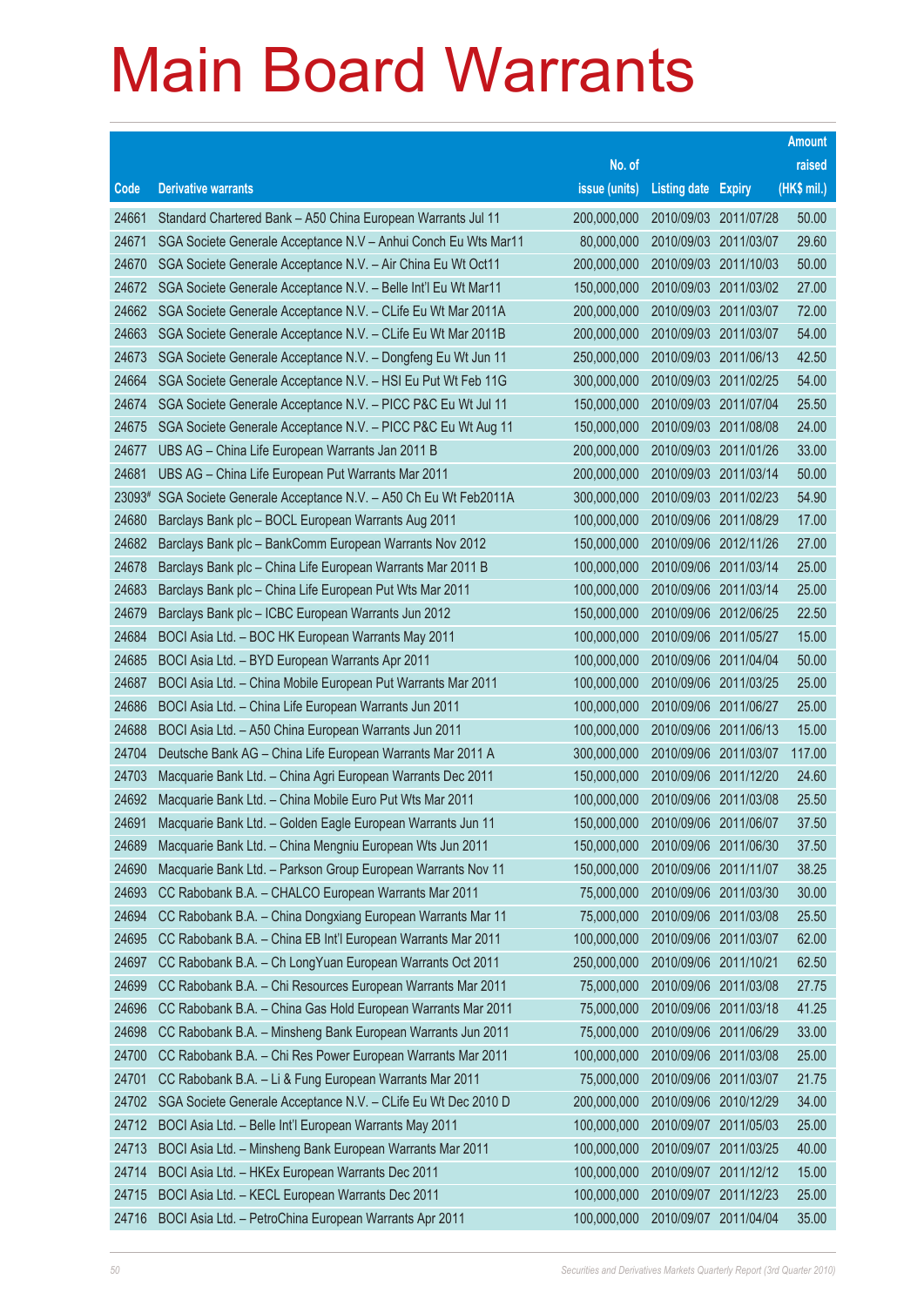# Main Board Warrants

| Code | Derivative warrants | No. of issue (units) | Listing date | Expiry | Amount raised (HK$ mil.) |
|---|---|---|---|---|---|
| 24661 | Standard Chartered Bank – A50 China European Warrants Jul 11 | 200,000,000 | 2010/09/03 | 2011/07/28 | 50.00 |
| 24671 | SGA Societe Generale Acceptance N.V – Anhui Conch Eu Wts Mar11 | 80,000,000 | 2010/09/03 | 2011/03/07 | 29.60 |
| 24670 | SGA Societe Generale Acceptance N.V. – Air China Eu Wt Oct11 | 200,000,000 | 2010/09/03 | 2011/10/03 | 50.00 |
| 24672 | SGA Societe Generale Acceptance N.V. – Belle Int'l Eu Wt Mar11 | 150,000,000 | 2010/09/03 | 2011/03/02 | 27.00 |
| 24662 | SGA Societe Generale Acceptance N.V. – CLife Eu Wt Mar 2011A | 200,000,000 | 2010/09/03 | 2011/03/07 | 72.00 |
| 24663 | SGA Societe Generale Acceptance N.V. – CLife Eu Wt Mar 2011B | 200,000,000 | 2010/09/03 | 2011/03/07 | 54.00 |
| 24673 | SGA Societe Generale Acceptance N.V. – Dongfeng Eu Wt Jun 11 | 250,000,000 | 2010/09/03 | 2011/06/13 | 42.50 |
| 24664 | SGA Societe Generale Acceptance N.V. – HSI Eu Put Wt Feb 11G | 300,000,000 | 2010/09/03 | 2011/02/25 | 54.00 |
| 24674 | SGA Societe Generale Acceptance N.V. – PICC P&C Eu Wt Jul 11 | 150,000,000 | 2010/09/03 | 2011/07/04 | 25.50 |
| 24675 | SGA Societe Generale Acceptance N.V. – PICC P&C Eu Wt Aug 11 | 150,000,000 | 2010/09/03 | 2011/08/08 | 24.00 |
| 24677 | UBS AG – China Life European Warrants Jan 2011 B | 200,000,000 | 2010/09/03 | 2011/01/26 | 33.00 |
| 24681 | UBS AG – China Life European Put Warrants Mar 2011 | 200,000,000 | 2010/09/03 | 2011/03/14 | 50.00 |
| 23093# | SGA Societe Generale Acceptance N.V. – A50 Ch Eu Wt Feb2011A | 300,000,000 | 2010/09/03 | 2011/02/23 | 54.90 |
| 24680 | Barclays Bank plc – BOCL European Warrants Aug 2011 | 100,000,000 | 2010/09/06 | 2011/08/29 | 17.00 |
| 24682 | Barclays Bank plc – BankComm European Warrants Nov 2012 | 150,000,000 | 2010/09/06 | 2012/11/26 | 27.00 |
| 24678 | Barclays Bank plc – China Life European Warrants Mar 2011 B | 100,000,000 | 2010/09/06 | 2011/03/14 | 25.00 |
| 24683 | Barclays Bank plc – China Life European Put Wts Mar 2011 | 100,000,000 | 2010/09/06 | 2011/03/14 | 25.00 |
| 24679 | Barclays Bank plc – ICBC European Warrants Jun 2012 | 150,000,000 | 2010/09/06 | 2012/06/25 | 22.50 |
| 24684 | BOCI Asia Ltd. – BOC HK European Warrants May 2011 | 100,000,000 | 2010/09/06 | 2011/05/27 | 15.00 |
| 24685 | BOCI Asia Ltd. – BYD European Warrants Apr 2011 | 100,000,000 | 2010/09/06 | 2011/04/04 | 50.00 |
| 24687 | BOCI Asia Ltd. – China Mobile European Put Warrants Mar 2011 | 100,000,000 | 2010/09/06 | 2011/03/25 | 25.00 |
| 24686 | BOCI Asia Ltd. – China Life European Warrants Jun 2011 | 100,000,000 | 2010/09/06 | 2011/06/27 | 25.00 |
| 24688 | BOCI Asia Ltd. – A50 China European Warrants Jun 2011 | 100,000,000 | 2010/09/06 | 2011/06/13 | 15.00 |
| 24704 | Deutsche Bank AG – China Life European Warrants Mar 2011 A | 300,000,000 | 2010/09/06 | 2011/03/07 | 117.00 |
| 24703 | Macquarie Bank Ltd. – China Agri European Warrants Dec 2011 | 150,000,000 | 2010/09/06 | 2011/12/20 | 24.60 |
| 24692 | Macquarie Bank Ltd. – China Mobile Euro Put Wts Mar 2011 | 100,000,000 | 2010/09/06 | 2011/03/08 | 25.50 |
| 24691 | Macquarie Bank Ltd. – Golden Eagle European Warrants Jun 11 | 150,000,000 | 2010/09/06 | 2011/06/07 | 37.50 |
| 24689 | Macquarie Bank Ltd. – China Mengniu European Wts Jun 2011 | 150,000,000 | 2010/09/06 | 2011/06/30 | 37.50 |
| 24690 | Macquarie Bank Ltd. – Parkson Group European Warrants Nov 11 | 150,000,000 | 2010/09/06 | 2011/11/07 | 38.25 |
| 24693 | CC Rabobank B.A. – CHALCO European Warrants Mar 2011 | 75,000,000 | 2010/09/06 | 2011/03/30 | 30.00 |
| 24694 | CC Rabobank B.A. – China Dongxiang European Warrants Mar 11 | 75,000,000 | 2010/09/06 | 2011/03/08 | 25.50 |
| 24695 | CC Rabobank B.A. – China EB Int'l European Warrants Mar 2011 | 100,000,000 | 2010/09/06 | 2011/03/07 | 62.00 |
| 24697 | CC Rabobank B.A. – Ch LongYuan European Warrants Oct 2011 | 250,000,000 | 2010/09/06 | 2011/10/21 | 62.50 |
| 24699 | CC Rabobank B.A. – Chi Resources European Warrants Mar 2011 | 75,000,000 | 2010/09/06 | 2011/03/08 | 27.75 |
| 24696 | CC Rabobank B.A. – China Gas Hold European Warrants Mar 2011 | 75,000,000 | 2010/09/06 | 2011/03/18 | 41.25 |
| 24698 | CC Rabobank B.A. – Minsheng Bank European Warrants Jun 2011 | 75,000,000 | 2010/09/06 | 2011/06/29 | 33.00 |
| 24700 | CC Rabobank B.A. – Chi Res Power European Warrants Mar 2011 | 100,000,000 | 2010/09/06 | 2011/03/08 | 25.00 |
| 24701 | CC Rabobank B.A. – Li & Fung European Warrants Mar 2011 | 75,000,000 | 2010/09/06 | 2011/03/07 | 21.75 |
| 24702 | SGA Societe Generale Acceptance N.V. – CLife Eu Wt Dec 2010 D | 200,000,000 | 2010/09/06 | 2010/12/29 | 34.00 |
| 24712 | BOCI Asia Ltd. – Belle Int'l European Warrants May 2011 | 100,000,000 | 2010/09/07 | 2011/05/03 | 25.00 |
| 24713 | BOCI Asia Ltd. – Minsheng Bank European Warrants Mar 2011 | 100,000,000 | 2010/09/07 | 2011/03/25 | 40.00 |
| 24714 | BOCI Asia Ltd. – HKEx European Warrants Dec 2011 | 100,000,000 | 2010/09/07 | 2011/12/12 | 15.00 |
| 24715 | BOCI Asia Ltd. – KECL European Warrants Dec 2011 | 100,000,000 | 2010/09/07 | 2011/12/23 | 25.00 |
| 24716 | BOCI Asia Ltd. – PetroChina European Warrants Apr 2011 | 100,000,000 | 2010/09/07 | 2011/04/04 | 35.00 |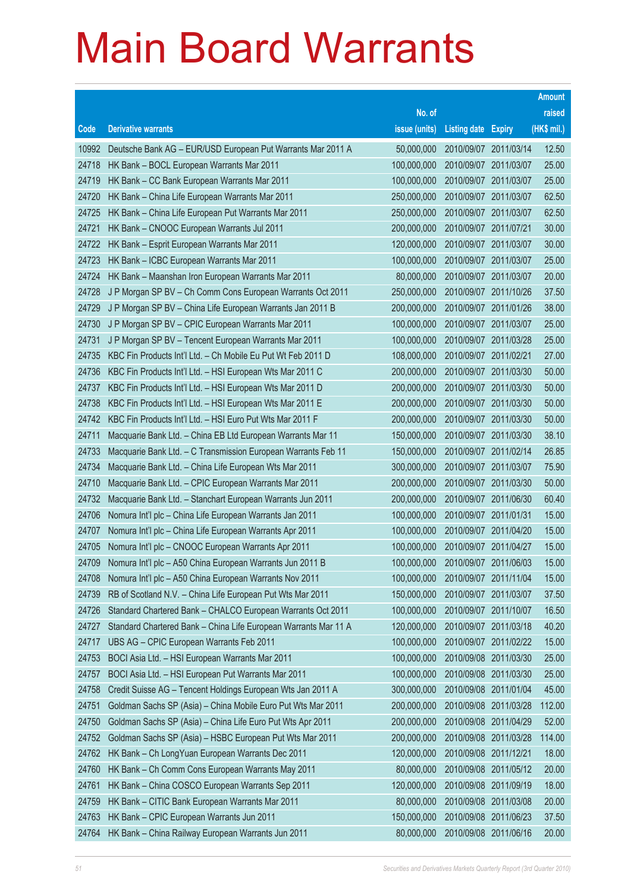# Main Board Warrants

| Code | Derivative warrants | No. of issue (units) | Listing date | Expiry | Amount raised (HK$ mil.) |
|---|---|---|---|---|---|
| 10992 | Deutsche Bank AG – EUR/USD European Put Warrants Mar 2011 A | 50,000,000 | 2010/09/07 | 2011/03/14 | 12.50 |
| 24718 | HK Bank – BOCL European Warrants Mar 2011 | 100,000,000 | 2010/09/07 | 2011/03/07 | 25.00 |
| 24719 | HK Bank – CC Bank European Warrants Mar 2011 | 100,000,000 | 2010/09/07 | 2011/03/07 | 25.00 |
| 24720 | HK Bank – China Life European Warrants Mar 2011 | 250,000,000 | 2010/09/07 | 2011/03/07 | 62.50 |
| 24725 | HK Bank – China Life European Put Warrants Mar 2011 | 250,000,000 | 2010/09/07 | 2011/03/07 | 62.50 |
| 24721 | HK Bank – CNOOC European Warrants Jul 2011 | 200,000,000 | 2010/09/07 | 2011/07/21 | 30.00 |
| 24722 | HK Bank – Esprit European Warrants Mar 2011 | 120,000,000 | 2010/09/07 | 2011/03/07 | 30.00 |
| 24723 | HK Bank – ICBC European Warrants Mar 2011 | 100,000,000 | 2010/09/07 | 2011/03/07 | 25.00 |
| 24724 | HK Bank – Maanshan Iron European Warrants Mar 2011 | 80,000,000 | 2010/09/07 | 2011/03/07 | 20.00 |
| 24728 | J P Morgan SP BV – Ch Comm Cons European Warrants Oct 2011 | 250,000,000 | 2010/09/07 | 2011/10/26 | 37.50 |
| 24729 | J P Morgan SP BV – China Life European Warrants Jan 2011 B | 200,000,000 | 2010/09/07 | 2011/01/26 | 38.00 |
| 24730 | J P Morgan SP BV – CPIC European Warrants Mar 2011 | 100,000,000 | 2010/09/07 | 2011/03/07 | 25.00 |
| 24731 | J P Morgan SP BV – Tencent European Warrants Mar 2011 | 100,000,000 | 2010/09/07 | 2011/03/28 | 25.00 |
| 24735 | KBC Fin Products Int'l Ltd. – Ch Mobile Eu Put Wt Feb 2011 D | 108,000,000 | 2010/09/07 | 2011/02/21 | 27.00 |
| 24736 | KBC Fin Products Int'l Ltd. – HSI European Wts Mar 2011 C | 200,000,000 | 2010/09/07 | 2011/03/30 | 50.00 |
| 24737 | KBC Fin Products Int'l Ltd. – HSI European Wts Mar 2011 D | 200,000,000 | 2010/09/07 | 2011/03/30 | 50.00 |
| 24738 | KBC Fin Products Int'l Ltd. – HSI European Wts Mar 2011 E | 200,000,000 | 2010/09/07 | 2011/03/30 | 50.00 |
| 24742 | KBC Fin Products Int'l Ltd. – HSI Euro Put Wts Mar 2011 F | 200,000,000 | 2010/09/07 | 2011/03/30 | 50.00 |
| 24711 | Macquarie Bank Ltd. – China EB Ltd European Warrants Mar 11 | 150,000,000 | 2010/09/07 | 2011/03/30 | 38.10 |
| 24733 | Macquarie Bank Ltd. – C Transmission European Warrants Feb 11 | 150,000,000 | 2010/09/07 | 2011/02/14 | 26.85 |
| 24734 | Macquarie Bank Ltd. – China Life European Wts Mar 2011 | 300,000,000 | 2010/09/07 | 2011/03/07 | 75.90 |
| 24710 | Macquarie Bank Ltd. – CPIC European Warrants Mar 2011 | 200,000,000 | 2010/09/07 | 2011/03/30 | 50.00 |
| 24732 | Macquarie Bank Ltd. – Stanchart European Warrants Jun 2011 | 200,000,000 | 2010/09/07 | 2011/06/30 | 60.40 |
| 24706 | Nomura Int'l plc – China Life European Warrants Jan 2011 | 100,000,000 | 2010/09/07 | 2011/01/31 | 15.00 |
| 24707 | Nomura Int'l plc – China Life European Warrants Apr 2011 | 100,000,000 | 2010/09/07 | 2011/04/20 | 15.00 |
| 24705 | Nomura Int'l plc – CNOOC European Warrants Apr 2011 | 100,000,000 | 2010/09/07 | 2011/04/27 | 15.00 |
| 24709 | Nomura Int'l plc – A50 China European Warrants Jun 2011 B | 100,000,000 | 2010/09/07 | 2011/06/03 | 15.00 |
| 24708 | Nomura Int'l plc – A50 China European Warrants Nov 2011 | 100,000,000 | 2010/09/07 | 2011/11/04 | 15.00 |
| 24739 | RB of Scotland N.V. – China Life European Put Wts Mar 2011 | 150,000,000 | 2010/09/07 | 2011/03/07 | 37.50 |
| 24726 | Standard Chartered Bank – CHALCO European Warrants Oct 2011 | 100,000,000 | 2010/09/07 | 2011/10/07 | 16.50 |
| 24727 | Standard Chartered Bank – China Life European Warrants Mar 11 A | 120,000,000 | 2010/09/07 | 2011/03/18 | 40.20 |
| 24717 | UBS AG – CPIC European Warrants Feb 2011 | 100,000,000 | 2010/09/07 | 2011/02/22 | 15.00 |
| 24753 | BOCI Asia Ltd. – HSI European Warrants Mar 2011 | 100,000,000 | 2010/09/08 | 2011/03/30 | 25.00 |
| 24757 | BOCI Asia Ltd. – HSI European Put Warrants Mar 2011 | 100,000,000 | 2010/09/08 | 2011/03/30 | 25.00 |
| 24758 | Credit Suisse AG – Tencent Holdings European Wts Jan 2011 A | 300,000,000 | 2010/09/08 | 2011/01/04 | 45.00 |
| 24751 | Goldman Sachs SP (Asia) – China Mobile Euro Put Wts Mar 2011 | 200,000,000 | 2010/09/08 | 2011/03/28 | 112.00 |
| 24750 | Goldman Sachs SP (Asia) – China Life Euro Put Wts Apr 2011 | 200,000,000 | 2010/09/08 | 2011/04/29 | 52.00 |
| 24752 | Goldman Sachs SP (Asia) – HSBC European Put Wts Mar 2011 | 200,000,000 | 2010/09/08 | 2011/03/28 | 114.00 |
| 24762 | HK Bank – Ch LongYuan European Warrants Dec 2011 | 120,000,000 | 2010/09/08 | 2011/12/21 | 18.00 |
| 24760 | HK Bank – Ch Comm Cons European Warrants May 2011 | 80,000,000 | 2010/09/08 | 2011/05/12 | 20.00 |
| 24761 | HK Bank – China COSCO European Warrants Sep 2011 | 120,000,000 | 2010/09/08 | 2011/09/19 | 18.00 |
| 24759 | HK Bank – CITIC Bank European Warrants Mar 2011 | 80,000,000 | 2010/09/08 | 2011/03/08 | 20.00 |
| 24763 | HK Bank – CPIC European Warrants Jun 2011 | 150,000,000 | 2010/09/08 | 2011/06/23 | 37.50 |
| 24764 | HK Bank – China Railway European Warrants Jun 2011 | 80,000,000 | 2010/09/08 | 2011/06/16 | 20.00 |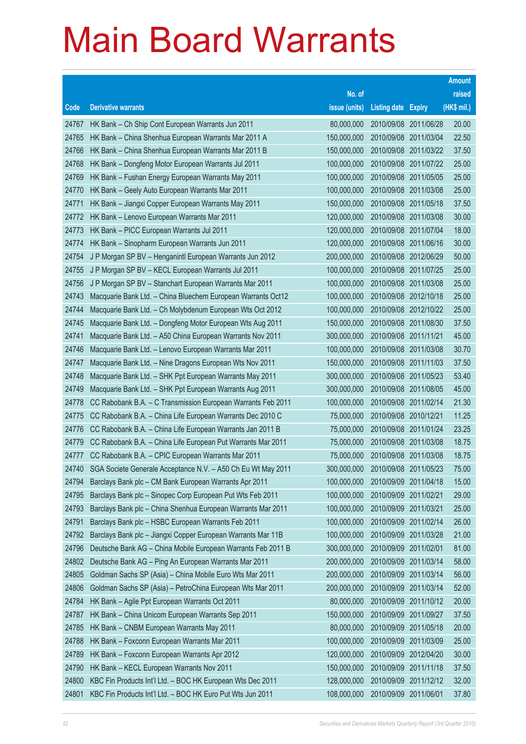# Main Board Warrants

| Code | Derivative warrants | No. of issue (units) | Listing date | Expiry | Amount raised (HK$ mil.) |
|---|---|---|---|---|---|
| 24767 | HK Bank – Ch Ship Cont European Warrants Jun 2011 | 80,000,000 | 2010/09/08 | 2011/06/28 | 20.00 |
| 24765 | HK Bank – China Shenhua European Warrants Mar 2011 A | 150,000,000 | 2010/09/08 | 2011/03/04 | 22.50 |
| 24766 | HK Bank – China Shenhua European Warrants Mar 2011 B | 150,000,000 | 2010/09/08 | 2011/03/22 | 37.50 |
| 24768 | HK Bank – Dongfeng Motor European Warrants Jul 2011 | 100,000,000 | 2010/09/08 | 2011/07/22 | 25.00 |
| 24769 | HK Bank – Fushan Energy European Warrants May 2011 | 100,000,000 | 2010/09/08 | 2011/05/05 | 25.00 |
| 24770 | HK Bank – Geely Auto European Warrants Mar 2011 | 100,000,000 | 2010/09/08 | 2011/03/08 | 25.00 |
| 24771 | HK Bank – Jiangxi Copper European Warrants May 2011 | 150,000,000 | 2010/09/08 | 2011/05/18 | 37.50 |
| 24772 | HK Bank – Lenovo European Warrants Mar 2011 | 120,000,000 | 2010/09/08 | 2011/03/08 | 30.00 |
| 24773 | HK Bank – PICC European Warrants Jul 2011 | 120,000,000 | 2010/09/08 | 2011/07/04 | 18.00 |
| 24774 | HK Bank – Sinopharm European Warrants Jun 2011 | 120,000,000 | 2010/09/08 | 2011/06/16 | 30.00 |
| 24754 | J P Morgan SP BV – Henganintl European Warrants Jun 2012 | 200,000,000 | 2010/09/08 | 2012/06/29 | 50.00 |
| 24755 | J P Morgan SP BV – KECL European Warrants Jul 2011 | 100,000,000 | 2010/09/08 | 2011/07/25 | 25.00 |
| 24756 | J P Morgan SP BV – Stanchart European Warrants Mar 2011 | 100,000,000 | 2010/09/08 | 2011/03/08 | 25.00 |
| 24743 | Macquarie Bank Ltd. – China Bluechem European Warrants Oct12 | 100,000,000 | 2010/09/08 | 2012/10/18 | 25.00 |
| 24744 | Macquarie Bank Ltd. – Ch Molybdenum European Wts Oct 2012 | 100,000,000 | 2010/09/08 | 2012/10/22 | 25.00 |
| 24745 | Macquarie Bank Ltd. – Dongfeng Motor European Wts Aug 2011 | 150,000,000 | 2010/09/08 | 2011/08/30 | 37.50 |
| 24741 | Macquarie Bank Ltd. – A50 China European Warrants Nov 2011 | 300,000,000 | 2010/09/08 | 2011/11/21 | 45.00 |
| 24746 | Macquarie Bank Ltd. – Lenovo European Warrants Mar 2011 | 100,000,000 | 2010/09/08 | 2011/03/08 | 30.70 |
| 24747 | Macquarie Bank Ltd. – Nine Dragons European Wts Nov 2011 | 150,000,000 | 2010/09/08 | 2011/11/03 | 37.50 |
| 24748 | Macquarie Bank Ltd. – SHK Ppt European Warrants May 2011 | 300,000,000 | 2010/09/08 | 2011/05/23 | 53.40 |
| 24749 | Macquarie Bank Ltd. – SHK Ppt European Warrants Aug 2011 | 300,000,000 | 2010/09/08 | 2011/08/05 | 45.00 |
| 24778 | CC Rabobank B.A. – C Transmission European Warrants Feb 2011 | 100,000,000 | 2010/09/08 | 2011/02/14 | 21.30 |
| 24775 | CC Rabobank B.A. – China Life European Warrants Dec 2010 C | 75,000,000 | 2010/09/08 | 2010/12/21 | 11.25 |
| 24776 | CC Rabobank B.A. – China Life European Warrants Jan 2011 B | 75,000,000 | 2010/09/08 | 2011/01/24 | 23.25 |
| 24779 | CC Rabobank B.A. – China Life European Put Warrants Mar 2011 | 75,000,000 | 2010/09/08 | 2011/03/08 | 18.75 |
| 24777 | CC Rabobank B.A. – CPIC European Warrants Mar 2011 | 75,000,000 | 2010/09/08 | 2011/03/08 | 18.75 |
| 24740 | SGA Societe Generale Acceptance N.V. – A50 Ch Eu Wt May 2011 | 300,000,000 | 2010/09/08 | 2011/05/23 | 75.00 |
| 24794 | Barclays Bank plc – CM Bank European Warrants Apr 2011 | 100,000,000 | 2010/09/09 | 2011/04/18 | 15.00 |
| 24795 | Barclays Bank plc – Sinopec Corp European Put Wts Feb 2011 | 100,000,000 | 2010/09/09 | 2011/02/21 | 29.00 |
| 24793 | Barclays Bank plc – China Shenhua European Warrants Mar 2011 | 100,000,000 | 2010/09/09 | 2011/03/21 | 25.00 |
| 24791 | Barclays Bank plc – HSBC European Warrants Feb 2011 | 100,000,000 | 2010/09/09 | 2011/02/14 | 26.00 |
| 24792 | Barclays Bank plc – Jiangxi Copper European Warrants Mar 11B | 100,000,000 | 2010/09/09 | 2011/03/28 | 21.00 |
| 24796 | Deutsche Bank AG – China Mobile European Warrants Feb 2011 B | 300,000,000 | 2010/09/09 | 2011/02/01 | 81.00 |
| 24802 | Deutsche Bank AG – Ping An European Warrants Mar 2011 | 200,000,000 | 2010/09/09 | 2011/03/14 | 58.00 |
| 24805 | Goldman Sachs SP (Asia) – China Mobile Euro Wts Mar 2011 | 200,000,000 | 2010/09/09 | 2011/03/14 | 56.00 |
| 24806 | Goldman Sachs SP (Asia) – PetroChina European Wts Mar 2011 | 200,000,000 | 2010/09/09 | 2011/03/14 | 52.00 |
| 24784 | HK Bank – Agile Ppt European Warrants Oct 2011 | 80,000,000 | 2010/09/09 | 2011/10/12 | 20.00 |
| 24787 | HK Bank – China Unicom European Warrants Sep 2011 | 150,000,000 | 2010/09/09 | 2011/09/27 | 37.50 |
| 24785 | HK Bank – CNBM European Warrants May 2011 | 80,000,000 | 2010/09/09 | 2011/05/18 | 20.00 |
| 24788 | HK Bank – Foxconn European Warrants Mar 2011 | 100,000,000 | 2010/09/09 | 2011/03/09 | 25.00 |
| 24789 | HK Bank – Foxconn European Warrants Apr 2012 | 120,000,000 | 2010/09/09 | 2012/04/20 | 30.00 |
| 24790 | HK Bank – KECL European Warrants Nov 2011 | 150,000,000 | 2010/09/09 | 2011/11/18 | 37.50 |
| 24800 | KBC Fin Products Int'l Ltd. – BOC HK European Wts Dec 2011 | 128,000,000 | 2010/09/09 | 2011/12/12 | 32.00 |
| 24801 | KBC Fin Products Int'l Ltd. – BOC HK Euro Put Wts Jun 2011 | 108,000,000 | 2010/09/09 | 2011/06/01 | 37.80 |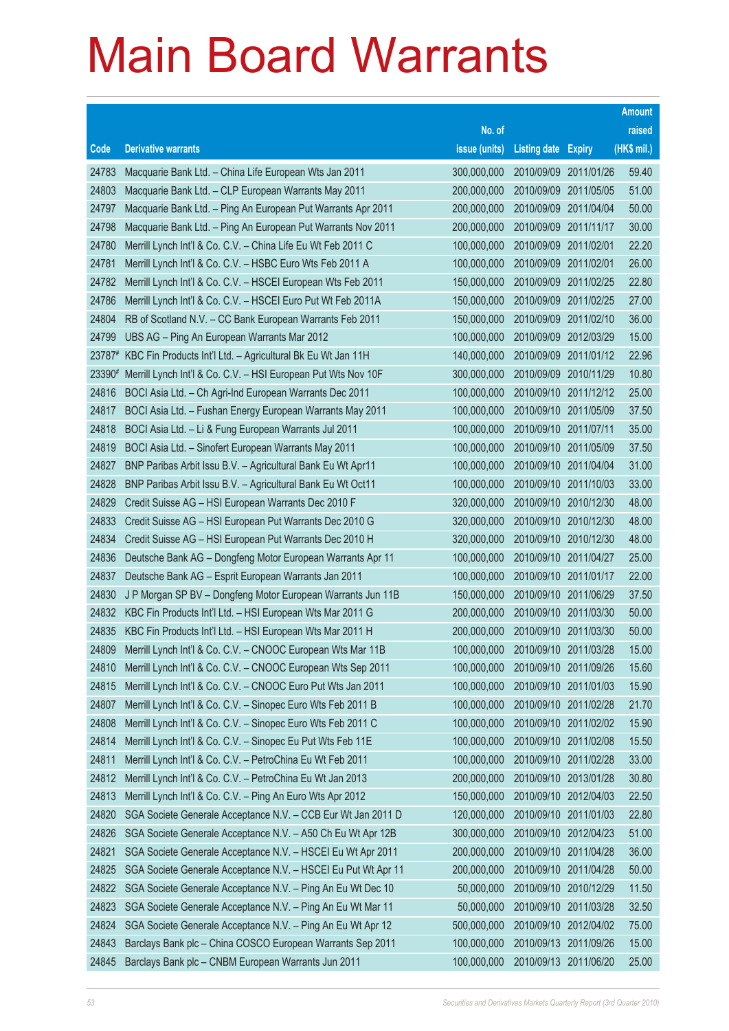# Main Board Warrants

| Code | Derivative warrants | No. of issue (units) | Listing date | Expiry | Amount raised (HK$ mil.) |
|---|---|---|---|---|---|
| 24783 | Macquarie Bank Ltd. – China Life European Wts Jan 2011 | 300,000,000 | 2010/09/09 | 2011/01/26 | 59.40 |
| 24803 | Macquarie Bank Ltd. – CLP European Warrants May 2011 | 200,000,000 | 2010/09/09 | 2011/05/05 | 51.00 |
| 24797 | Macquarie Bank Ltd. – Ping An European Put Warrants Apr 2011 | 200,000,000 | 2010/09/09 | 2011/04/04 | 50.00 |
| 24798 | Macquarie Bank Ltd. – Ping An European Put Warrants Nov 2011 | 200,000,000 | 2010/09/09 | 2011/11/17 | 30.00 |
| 24780 | Merrill Lynch Int'l & Co. C.V. – China Life Eu Wt Feb 2011 C | 100,000,000 | 2010/09/09 | 2011/02/01 | 22.20 |
| 24781 | Merrill Lynch Int'l & Co. C.V. – HSBC Euro Wts Feb 2011 A | 100,000,000 | 2010/09/09 | 2011/02/01 | 26.00 |
| 24782 | Merrill Lynch Int'l & Co. C.V. – HSCEI European Wts Feb 2011 | 150,000,000 | 2010/09/09 | 2011/02/25 | 22.80 |
| 24786 | Merrill Lynch Int'l & Co. C.V. – HSCEI Euro Put Wt Feb 2011A | 150,000,000 | 2010/09/09 | 2011/02/25 | 27.00 |
| 24804 | RB of Scotland N.V. – CC Bank European Warrants Feb 2011 | 150,000,000 | 2010/09/09 | 2011/02/10 | 36.00 |
| 24799 | UBS AG – Ping An European Warrants Mar 2012 | 100,000,000 | 2010/09/09 | 2012/03/29 | 15.00 |
| 23787# | KBC Fin Products Int'l Ltd. – Agricultural Bk Eu Wt Jan 11H | 140,000,000 | 2010/09/09 | 2011/01/12 | 22.96 |
| 23390# | Merrill Lynch Int'l & Co. C.V. – HSI European Put Wts Nov 10F | 300,000,000 | 2010/09/09 | 2010/11/29 | 10.80 |
| 24816 | BOCI Asia Ltd. – Ch Agri-Ind European Warrants Dec 2011 | 100,000,000 | 2010/09/10 | 2011/12/12 | 25.00 |
| 24817 | BOCI Asia Ltd. – Fushan Energy European Warrants May 2011 | 100,000,000 | 2010/09/10 | 2011/05/09 | 37.50 |
| 24818 | BOCI Asia Ltd. – Li & Fung European Warrants Jul 2011 | 100,000,000 | 2010/09/10 | 2011/07/11 | 35.00 |
| 24819 | BOCI Asia Ltd. – Sinofert European Warrants May 2011 | 100,000,000 | 2010/09/10 | 2011/05/09 | 37.50 |
| 24827 | BNP Paribas Arbit Issu B.V. – Agricultural Bank Eu Wt Apr11 | 100,000,000 | 2010/09/10 | 2011/04/04 | 31.00 |
| 24828 | BNP Paribas Arbit Issu B.V. – Agricultural Bank Eu Wt Oct11 | 100,000,000 | 2010/09/10 | 2011/10/03 | 33.00 |
| 24829 | Credit Suisse AG – HSI European Warrants Dec 2010 F | 320,000,000 | 2010/09/10 | 2010/12/30 | 48.00 |
| 24833 | Credit Suisse AG – HSI European Put Warrants Dec 2010 G | 320,000,000 | 2010/09/10 | 2010/12/30 | 48.00 |
| 24834 | Credit Suisse AG – HSI European Put Warrants Dec 2010 H | 320,000,000 | 2010/09/10 | 2010/12/30 | 48.00 |
| 24836 | Deutsche Bank AG – Dongfeng Motor European Warrants Apr 11 | 100,000,000 | 2010/09/10 | 2011/04/27 | 25.00 |
| 24837 | Deutsche Bank AG – Esprit European Warrants Jan 2011 | 100,000,000 | 2010/09/10 | 2011/01/17 | 22.00 |
| 24830 | J P Morgan SP BV – Dongfeng Motor European Warrants Jun 11B | 150,000,000 | 2010/09/10 | 2011/06/29 | 37.50 |
| 24832 | KBC Fin Products Int'l Ltd. – HSI European Wts Mar 2011 G | 200,000,000 | 2010/09/10 | 2011/03/30 | 50.00 |
| 24835 | KBC Fin Products Int'l Ltd. – HSI European Wts Mar 2011 H | 200,000,000 | 2010/09/10 | 2011/03/30 | 50.00 |
| 24809 | Merrill Lynch Int'l & Co. C.V. – CNOOC European Wts Mar 11B | 100,000,000 | 2010/09/10 | 2011/03/28 | 15.00 |
| 24810 | Merrill Lynch Int'l & Co. C.V. – CNOOC European Wts Sep 2011 | 100,000,000 | 2010/09/10 | 2011/09/26 | 15.60 |
| 24815 | Merrill Lynch Int'l & Co. C.V. – CNOOC Euro Put Wts Jan 2011 | 100,000,000 | 2010/09/10 | 2011/01/03 | 15.90 |
| 24807 | Merrill Lynch Int'l & Co. C.V. – Sinopec Euro Wts Feb 2011 B | 100,000,000 | 2010/09/10 | 2011/02/28 | 21.70 |
| 24808 | Merrill Lynch Int'l & Co. C.V. – Sinopec Euro Wts Feb 2011 C | 100,000,000 | 2010/09/10 | 2011/02/02 | 15.90 |
| 24814 | Merrill Lynch Int'l & Co. C.V. – Sinopec Eu Put Wts Feb 11E | 100,000,000 | 2010/09/10 | 2011/02/08 | 15.50 |
| 24811 | Merrill Lynch Int'l & Co. C.V. – PetroChina Eu Wt Feb 2011 | 100,000,000 | 2010/09/10 | 2011/02/28 | 33.00 |
| 24812 | Merrill Lynch Int'l & Co. C.V. – PetroChina Eu Wt Jan 2013 | 200,000,000 | 2010/09/10 | 2013/01/28 | 30.80 |
| 24813 | Merrill Lynch Int'l & Co. C.V. – Ping An Euro Wts Apr 2012 | 150,000,000 | 2010/09/10 | 2012/04/03 | 22.50 |
| 24820 | SGA Societe Generale Acceptance N.V. – CCB Eur Wt Jan 2011 D | 120,000,000 | 2010/09/10 | 2011/01/03 | 22.80 |
| 24826 | SGA Societe Generale Acceptance N.V. – A50 Ch Eu Wt Apr 12B | 300,000,000 | 2010/09/10 | 2012/04/23 | 51.00 |
| 24821 | SGA Societe Generale Acceptance N.V. – HSCEI Eu Wt Apr 2011 | 200,000,000 | 2010/09/10 | 2011/04/28 | 36.00 |
| 24825 | SGA Societe Generale Acceptance N.V. – HSCEI Eu Put Wt Apr 11 | 200,000,000 | 2010/09/10 | 2011/04/28 | 50.00 |
| 24822 | SGA Societe Generale Acceptance N.V. – Ping An Eu Wt Dec 10 | 50,000,000 | 2010/09/10 | 2010/12/29 | 11.50 |
| 24823 | SGA Societe Generale Acceptance N.V. – Ping An Eu Wt Mar 11 | 50,000,000 | 2010/09/10 | 2011/03/28 | 32.50 |
| 24824 | SGA Societe Generale Acceptance N.V. – Ping An Eu Wt Apr 12 | 500,000,000 | 2010/09/10 | 2012/04/02 | 75.00 |
| 24843 | Barclays Bank plc – China COSCO European Warrants Sep 2011 | 100,000,000 | 2010/09/13 | 2011/09/26 | 15.00 |
| 24845 | Barclays Bank plc – CNBM European Warrants Jun 2011 | 100,000,000 | 2010/09/13 | 2011/06/20 | 25.00 |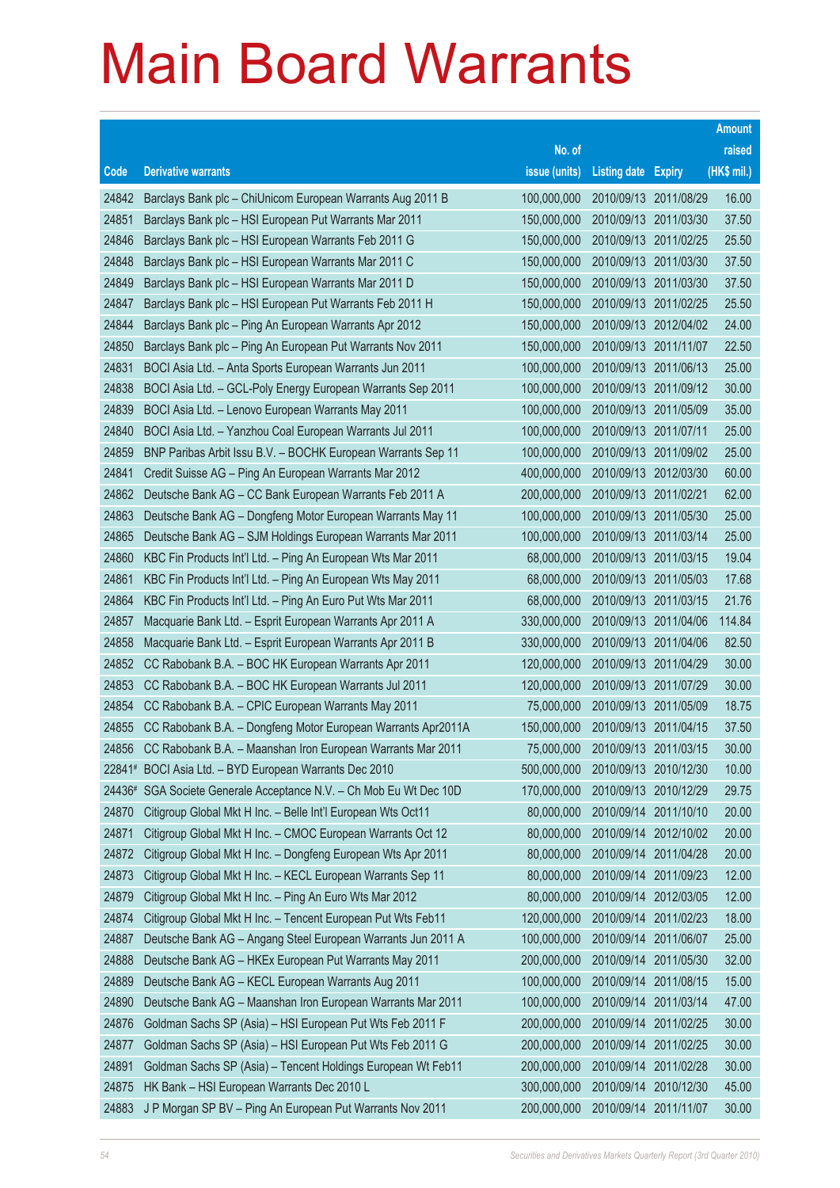# Main Board Warrants

| Code | Derivative warrants | No. of issue (units) | Listing date | Expiry | Amount raised (HK$ mil.) |
|---|---|---|---|---|---|
| 24842 | Barclays Bank plc – ChiUnicom European Warrants Aug 2011 B | 100,000,000 | 2010/09/13 | 2011/08/29 | 16.00 |
| 24851 | Barclays Bank plc – HSI European Put Warrants Mar 2011 | 150,000,000 | 2010/09/13 | 2011/03/30 | 37.50 |
| 24846 | Barclays Bank plc – HSI European Warrants Feb 2011 G | 150,000,000 | 2010/09/13 | 2011/02/25 | 25.50 |
| 24848 | Barclays Bank plc – HSI European Warrants Mar 2011 C | 150,000,000 | 2010/09/13 | 2011/03/30 | 37.50 |
| 24849 | Barclays Bank plc – HSI European Warrants Mar 2011 D | 150,000,000 | 2010/09/13 | 2011/03/30 | 37.50 |
| 24847 | Barclays Bank plc – HSI European Put Warrants Feb 2011 H | 150,000,000 | 2010/09/13 | 2011/02/25 | 25.50 |
| 24844 | Barclays Bank plc – Ping An European Warrants Apr 2012 | 150,000,000 | 2010/09/13 | 2012/04/02 | 24.00 |
| 24850 | Barclays Bank plc – Ping An European Put Warrants Nov 2011 | 150,000,000 | 2010/09/13 | 2011/11/07 | 22.50 |
| 24831 | BOCI Asia Ltd. – Anta Sports European Warrants Jun 2011 | 100,000,000 | 2010/09/13 | 2011/06/13 | 25.00 |
| 24838 | BOCI Asia Ltd. – GCL-Poly Energy European Warrants Sep 2011 | 100,000,000 | 2010/09/13 | 2011/09/12 | 30.00 |
| 24839 | BOCI Asia Ltd. – Lenovo European Warrants May 2011 | 100,000,000 | 2010/09/13 | 2011/05/09 | 35.00 |
| 24840 | BOCI Asia Ltd. – Yanzhou Coal European Warrants Jul 2011 | 100,000,000 | 2010/09/13 | 2011/07/11 | 25.00 |
| 24859 | BNP Paribas Arbit Issu B.V. – BOCHK European Warrants Sep 11 | 100,000,000 | 2010/09/13 | 2011/09/02 | 25.00 |
| 24841 | Credit Suisse AG – Ping An European Warrants Mar 2012 | 400,000,000 | 2010/09/13 | 2012/03/30 | 60.00 |
| 24862 | Deutsche Bank AG – CC Bank European Warrants Feb 2011 A | 200,000,000 | 2010/09/13 | 2011/02/21 | 62.00 |
| 24863 | Deutsche Bank AG – Dongfeng Motor European Warrants May 11 | 100,000,000 | 2010/09/13 | 2011/05/30 | 25.00 |
| 24865 | Deutsche Bank AG – SJM Holdings European Warrants Mar 2011 | 100,000,000 | 2010/09/13 | 2011/03/14 | 25.00 |
| 24860 | KBC Fin Products Int'l Ltd. – Ping An European Wts Mar 2011 | 68,000,000 | 2010/09/13 | 2011/03/15 | 19.04 |
| 24861 | KBC Fin Products Int'l Ltd. – Ping An European Wts May 2011 | 68,000,000 | 2010/09/13 | 2011/05/03 | 17.68 |
| 24864 | KBC Fin Products Int'l Ltd. – Ping An Euro Put Wts Mar 2011 | 68,000,000 | 2010/09/13 | 2011/03/15 | 21.76 |
| 24857 | Macquarie Bank Ltd. – Esprit European Warrants Apr 2011 A | 330,000,000 | 2010/09/13 | 2011/04/06 | 114.84 |
| 24858 | Macquarie Bank Ltd. – Esprit European Warrants Apr 2011 B | 330,000,000 | 2010/09/13 | 2011/04/06 | 82.50 |
| 24852 | CC Rabobank B.A. – BOC HK European Warrants Apr 2011 | 120,000,000 | 2010/09/13 | 2011/04/29 | 30.00 |
| 24853 | CC Rabobank B.A. – BOC HK European Warrants Jul 2011 | 120,000,000 | 2010/09/13 | 2011/07/29 | 30.00 |
| 24854 | CC Rabobank B.A. – CPIC European Warrants May 2011 | 75,000,000 | 2010/09/13 | 2011/05/09 | 18.75 |
| 24855 | CC Rabobank B.A. – Dongfeng Motor European Warrants Apr2011A | 150,000,000 | 2010/09/13 | 2011/04/15 | 37.50 |
| 24856 | CC Rabobank B.A. – Maanshan Iron European Warrants Mar 2011 | 75,000,000 | 2010/09/13 | 2011/03/15 | 30.00 |
| 22841# | BOCI Asia Ltd. – BYD European Warrants Dec 2010 | 500,000,000 | 2010/09/13 | 2010/12/30 | 10.00 |
| 24436# | SGA Societe Generale Acceptance N.V. – Ch Mob Eu Wt Dec 10D | 170,000,000 | 2010/09/13 | 2010/12/29 | 29.75 |
| 24870 | Citigroup Global Mkt H Inc. – Belle Int'l European Wts Oct11 | 80,000,000 | 2010/09/14 | 2011/10/10 | 20.00 |
| 24871 | Citigroup Global Mkt H Inc. – CMOC European Warrants Oct 12 | 80,000,000 | 2010/09/14 | 2012/10/02 | 20.00 |
| 24872 | Citigroup Global Mkt H Inc. – Dongfeng European Wts Apr 2011 | 80,000,000 | 2010/09/14 | 2011/04/28 | 20.00 |
| 24873 | Citigroup Global Mkt H Inc. – KECL European Warrants Sep 11 | 80,000,000 | 2010/09/14 | 2011/09/23 | 12.00 |
| 24879 | Citigroup Global Mkt H Inc. – Ping An Euro Wts Mar 2012 | 80,000,000 | 2010/09/14 | 2012/03/05 | 12.00 |
| 24874 | Citigroup Global Mkt H Inc. – Tencent European Put Wts Feb11 | 120,000,000 | 2010/09/14 | 2011/02/23 | 18.00 |
| 24887 | Deutsche Bank AG – Angang Steel European Warrants Jun 2011 A | 100,000,000 | 2010/09/14 | 2011/06/07 | 25.00 |
| 24888 | Deutsche Bank AG – HKEx European Put Warrants May 2011 | 200,000,000 | 2010/09/14 | 2011/05/30 | 32.00 |
| 24889 | Deutsche Bank AG – KECL European Warrants Aug 2011 | 100,000,000 | 2010/09/14 | 2011/08/15 | 15.00 |
| 24890 | Deutsche Bank AG – Maanshan Iron European Warrants Mar 2011 | 100,000,000 | 2010/09/14 | 2011/03/14 | 47.00 |
| 24876 | Goldman Sachs SP (Asia) – HSI European Put Wts Feb 2011 F | 200,000,000 | 2010/09/14 | 2011/02/25 | 30.00 |
| 24877 | Goldman Sachs SP (Asia) – HSI European Put Wts Feb 2011 G | 200,000,000 | 2010/09/14 | 2011/02/25 | 30.00 |
| 24891 | Goldman Sachs SP (Asia) – Tencent Holdings European Wt Feb11 | 200,000,000 | 2010/09/14 | 2011/02/28 | 30.00 |
| 24875 | HK Bank – HSI European Warrants Dec 2010 L | 300,000,000 | 2010/09/14 | 2010/12/30 | 45.00 |
| 24883 | J P Morgan SP BV – Ping An European Put Warrants Nov 2011 | 200,000,000 | 2010/09/14 | 2011/11/07 | 30.00 |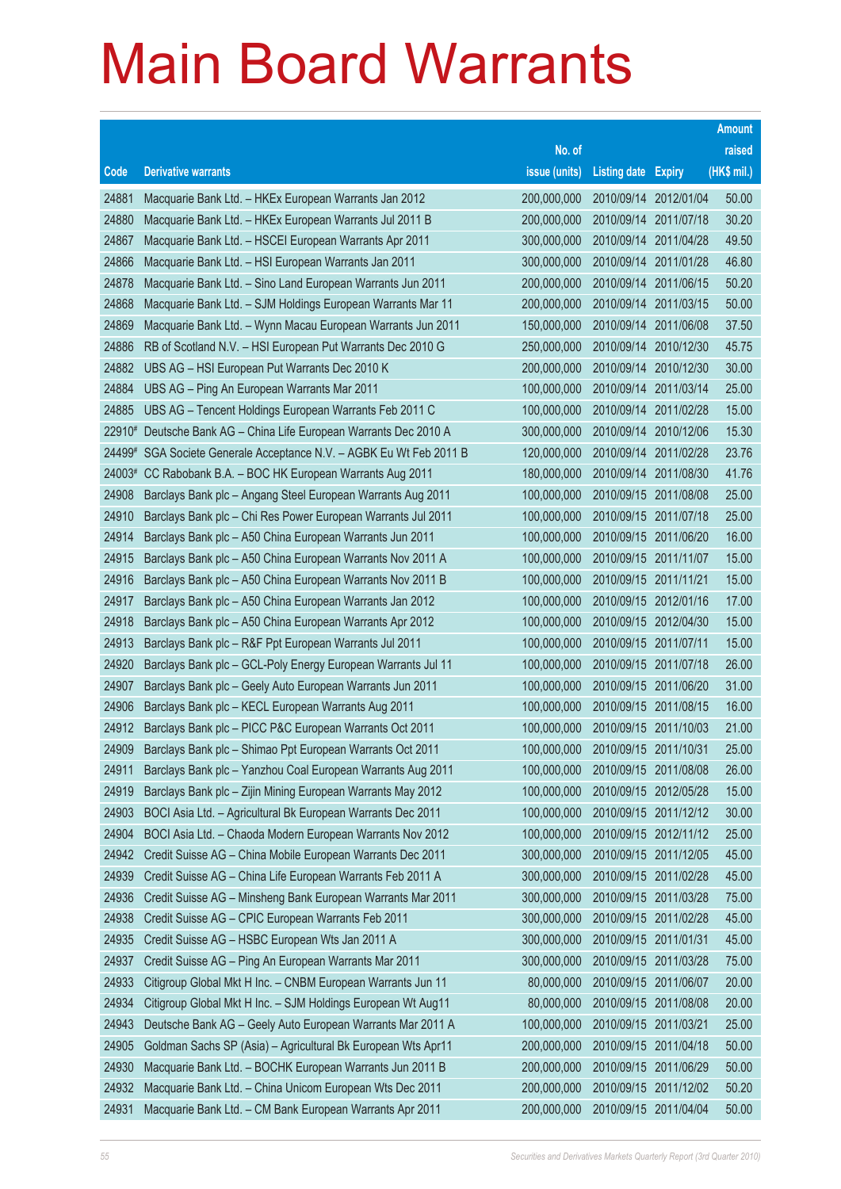# Main Board Warrants

| Code | Derivative warrants | No. of issue (units) | Listing date | Expiry | Amount raised (HK$ mil.) |
|---|---|---|---|---|---|
| 24881 | Macquarie Bank Ltd. – HKEx European Warrants Jan 2012 | 200,000,000 | 2010/09/14 | 2012/01/04 | 50.00 |
| 24880 | Macquarie Bank Ltd. – HKEx European Warrants Jul 2011 B | 200,000,000 | 2010/09/14 | 2011/07/18 | 30.20 |
| 24867 | Macquarie Bank Ltd. – HSCEI European Warrants Apr 2011 | 300,000,000 | 2010/09/14 | 2011/04/28 | 49.50 |
| 24866 | Macquarie Bank Ltd. – HSI European Warrants Jan 2011 | 300,000,000 | 2010/09/14 | 2011/01/28 | 46.80 |
| 24878 | Macquarie Bank Ltd. – Sino Land European Warrants Jun 2011 | 200,000,000 | 2010/09/14 | 2011/06/15 | 50.20 |
| 24868 | Macquarie Bank Ltd. – SJM Holdings European Warrants Mar 11 | 200,000,000 | 2010/09/14 | 2011/03/15 | 50.00 |
| 24869 | Macquarie Bank Ltd. – Wynn Macau European Warrants Jun 2011 | 150,000,000 | 2010/09/14 | 2011/06/08 | 37.50 |
| 24886 | RB of Scotland N.V. – HSI European Put Warrants Dec 2010 G | 250,000,000 | 2010/09/14 | 2010/12/30 | 45.75 |
| 24882 | UBS AG – HSI European Put Warrants Dec 2010 K | 200,000,000 | 2010/09/14 | 2010/12/30 | 30.00 |
| 24884 | UBS AG – Ping An European Warrants Mar 2011 | 100,000,000 | 2010/09/14 | 2011/03/14 | 25.00 |
| 24885 | UBS AG – Tencent Holdings European Warrants Feb 2011 C | 100,000,000 | 2010/09/14 | 2011/02/28 | 15.00 |
| 22910# | Deutsche Bank AG – China Life European Warrants Dec 2010 A | 300,000,000 | 2010/09/14 | 2010/12/06 | 15.30 |
| 24499# | SGA Societe Generale Acceptance N.V. – AGBK Eu Wt Feb 2011 B | 120,000,000 | 2010/09/14 | 2011/02/28 | 23.76 |
| 24003# | CC Rabobank B.A. – BOC HK European Warrants Aug 2011 | 180,000,000 | 2010/09/14 | 2011/08/30 | 41.76 |
| 24908 | Barclays Bank plc – Angang Steel European Warrants Aug 2011 | 100,000,000 | 2010/09/15 | 2011/08/08 | 25.00 |
| 24910 | Barclays Bank plc – Chi Res Power European Warrants Jul 2011 | 100,000,000 | 2010/09/15 | 2011/07/18 | 25.00 |
| 24914 | Barclays Bank plc – A50 China European Warrants Jun 2011 | 100,000,000 | 2010/09/15 | 2011/06/20 | 16.00 |
| 24915 | Barclays Bank plc – A50 China European Warrants Nov 2011 A | 100,000,000 | 2010/09/15 | 2011/11/07 | 15.00 |
| 24916 | Barclays Bank plc – A50 China European Warrants Nov 2011 B | 100,000,000 | 2010/09/15 | 2011/11/21 | 15.00 |
| 24917 | Barclays Bank plc – A50 China European Warrants Jan 2012 | 100,000,000 | 2010/09/15 | 2012/01/16 | 17.00 |
| 24918 | Barclays Bank plc – A50 China European Warrants Apr 2012 | 100,000,000 | 2010/09/15 | 2012/04/30 | 15.00 |
| 24913 | Barclays Bank plc – R&F Ppt European Warrants Jul 2011 | 100,000,000 | 2010/09/15 | 2011/07/11 | 15.00 |
| 24920 | Barclays Bank plc – GCL-Poly Energy European Warrants Jul 11 | 100,000,000 | 2010/09/15 | 2011/07/18 | 26.00 |
| 24907 | Barclays Bank plc – Geely Auto European Warrants Jun 2011 | 100,000,000 | 2010/09/15 | 2011/06/20 | 31.00 |
| 24906 | Barclays Bank plc – KECL European Warrants Aug 2011 | 100,000,000 | 2010/09/15 | 2011/08/15 | 16.00 |
| 24912 | Barclays Bank plc – PICC P&C European Warrants Oct 2011 | 100,000,000 | 2010/09/15 | 2011/10/03 | 21.00 |
| 24909 | Barclays Bank plc – Shimao Ppt European Warrants Oct 2011 | 100,000,000 | 2010/09/15 | 2011/10/31 | 25.00 |
| 24911 | Barclays Bank plc – Yanzhou Coal European Warrants Aug 2011 | 100,000,000 | 2010/09/15 | 2011/08/08 | 26.00 |
| 24919 | Barclays Bank plc – Zijin Mining European Warrants May 2012 | 100,000,000 | 2010/09/15 | 2012/05/28 | 15.00 |
| 24903 | BOCI Asia Ltd. – Agricultural Bk European Warrants Dec 2011 | 100,000,000 | 2010/09/15 | 2011/12/12 | 30.00 |
| 24904 | BOCI Asia Ltd. – Chaoda Modern European Warrants Nov 2012 | 100,000,000 | 2010/09/15 | 2012/11/12 | 25.00 |
| 24942 | Credit Suisse AG – China Mobile European Warrants Dec 2011 | 300,000,000 | 2010/09/15 | 2011/12/05 | 45.00 |
| 24939 | Credit Suisse AG – China Life European Warrants Feb 2011 A | 300,000,000 | 2010/09/15 | 2011/02/28 | 45.00 |
| 24936 | Credit Suisse AG – Minsheng Bank European Warrants Mar 2011 | 300,000,000 | 2010/09/15 | 2011/03/28 | 75.00 |
| 24938 | Credit Suisse AG – CPIC European Warrants Feb 2011 | 300,000,000 | 2010/09/15 | 2011/02/28 | 45.00 |
| 24935 | Credit Suisse AG – HSBC European Wts Jan 2011 A | 300,000,000 | 2010/09/15 | 2011/01/31 | 45.00 |
| 24937 | Credit Suisse AG – Ping An European Warrants Mar 2011 | 300,000,000 | 2010/09/15 | 2011/03/28 | 75.00 |
| 24933 | Citigroup Global Mkt H Inc. – CNBM European Warrants Jun 11 | 80,000,000 | 2010/09/15 | 2011/06/07 | 20.00 |
| 24934 | Citigroup Global Mkt H Inc. – SJM Holdings European Wt Aug11 | 80,000,000 | 2010/09/15 | 2011/08/08 | 20.00 |
| 24943 | Deutsche Bank AG – Geely Auto European Warrants Mar 2011 A | 100,000,000 | 2010/09/15 | 2011/03/21 | 25.00 |
| 24905 | Goldman Sachs SP (Asia) – Agricultural Bk European Wts Apr11 | 200,000,000 | 2010/09/15 | 2011/04/18 | 50.00 |
| 24930 | Macquarie Bank Ltd. – BOCHK European Warrants Jun 2011 B | 200,000,000 | 2010/09/15 | 2011/06/29 | 50.00 |
| 24932 | Macquarie Bank Ltd. – China Unicom European Wts Dec 2011 | 200,000,000 | 2010/09/15 | 2011/12/02 | 50.20 |
| 24931 | Macquarie Bank Ltd. – CM Bank European Warrants Apr 2011 | 200,000,000 | 2010/09/15 | 2011/04/04 | 50.00 |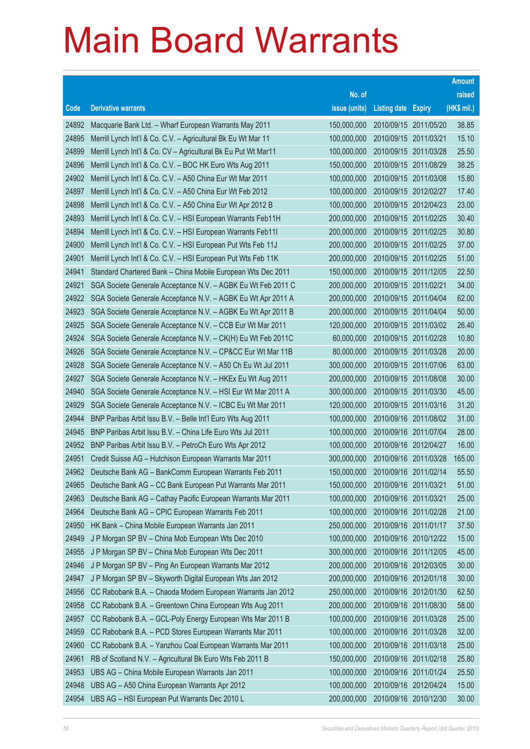# Main Board Warrants

| Code | Derivative warrants | No. of issue (units) | Listing date | Expiry | Amount raised (HK$ mil.) |
|---|---|---|---|---|---|
| 24892 | Macquarie Bank Ltd. – Wharf European Warrants May 2011 | 150,000,000 | 2010/09/15 | 2011/05/20 | 38.85 |
| 24895 | Merrill Lynch Int'l & Co. C.V. – Agricultural Bk Eu Wt Mar 11 | 100,000,000 | 2010/09/15 | 2011/03/21 | 15.10 |
| 24899 | Merrill Lynch Int'l & Co. CV – Agricultural Bk Eu Put Wt Mar11 | 100,000,000 | 2010/09/15 | 2011/03/28 | 25.50 |
| 24896 | Merrill Lynch Int'l & Co. C.V. – BOC HK Euro Wts Aug 2011 | 150,000,000 | 2010/09/15 | 2011/08/29 | 38.25 |
| 24902 | Merrill Lynch Int'l & Co. C.V. – A50 China Eur Wt Mar 2011 | 100,000,000 | 2010/09/15 | 2011/03/08 | 15.80 |
| 24897 | Merrill Lynch Int'l & Co. C.V. – A50 China Eur Wt Feb 2012 | 100,000,000 | 2010/09/15 | 2012/02/27 | 17.40 |
| 24898 | Merrill Lynch Int'l & Co. C.V. – A50 China Eur Wt Apr 2012 B | 100,000,000 | 2010/09/15 | 2012/04/23 | 23.00 |
| 24893 | Merrill Lynch Int'l & Co. C.V. – HSI European Warrants Feb11H | 200,000,000 | 2010/09/15 | 2011/02/25 | 30.40 |
| 24894 | Merrill Lynch Int'l & Co. C.V. – HSI European Warrants Feb11I | 200,000,000 | 2010/09/15 | 2011/02/25 | 30.80 |
| 24900 | Merrill Lynch Int'l & Co. C.V. – HSI European Put Wts Feb 11J | 200,000,000 | 2010/09/15 | 2011/02/25 | 37.00 |
| 24901 | Merrill Lynch Int'l & Co. C.V. – HSI European Put Wts Feb 11K | 200,000,000 | 2010/09/15 | 2011/02/25 | 51.00 |
| 24941 | Standard Chartered Bank – China Mobile European Wts Dec 2011 | 150,000,000 | 2010/09/15 | 2011/12/05 | 22.50 |
| 24921 | SGA Societe Generale Acceptance N.V. – AGBK Eu Wt Feb 2011 C | 200,000,000 | 2010/09/15 | 2011/02/21 | 34.00 |
| 24922 | SGA Societe Generale Acceptance N.V. – AGBK Eu Wt Apr 2011 A | 200,000,000 | 2010/09/15 | 2011/04/04 | 62.00 |
| 24923 | SGA Societe Generale Acceptance N.V. – AGBK Eu Wt Apr 2011 B | 200,000,000 | 2010/09/15 | 2011/04/04 | 50.00 |
| 24925 | SGA Societe Generale Acceptance N.V. – CCB Eur Wt Mar 2011 | 120,000,000 | 2010/09/15 | 2011/03/02 | 26.40 |
| 24924 | SGA Societe Generale Acceptance N.V. – CK(H) Eu Wt Feb 2011C | 60,000,000 | 2010/09/15 | 2011/02/28 | 10.80 |
| 24926 | SGA Societe Generale Acceptance N.V. – CP&CC Eur Wt Mar 11B | 80,000,000 | 2010/09/15 | 2011/03/28 | 20.00 |
| 24928 | SGA Societe Generale Acceptance N.V. – A50 Ch Eu Wt Jul 2011 | 300,000,000 | 2010/09/15 | 2011/07/06 | 63.00 |
| 24927 | SGA Societe Generale Acceptance N.V. – HKEx Eu Wt Aug 2011 | 200,000,000 | 2010/09/15 | 2011/08/08 | 30.00 |
| 24940 | SGA Societe Generale Acceptance N.V. – HSI Eur Wt Mar 2011 A | 300,000,000 | 2010/09/15 | 2011/03/30 | 45.00 |
| 24929 | SGA Societe Generale Acceptance N.V. – ICBC Eu Wt Mar 2011 | 120,000,000 | 2010/09/15 | 2011/03/16 | 31.20 |
| 24944 | BNP Paribas Arbit Issu B.V. – Belle Int'l Euro Wts Aug 2011 | 100,000,000 | 2010/09/16 | 2011/08/02 | 31.00 |
| 24945 | BNP Paribas Arbit Issu B.V. – China Life Euro Wts Jul 2011 | 100,000,000 | 2010/09/16 | 2011/07/04 | 28.00 |
| 24952 | BNP Paribas Arbit Issu B.V. – PetroCh Euro Wts Apr 2012 | 100,000,000 | 2010/09/16 | 2012/04/27 | 16.00 |
| 24951 | Credit Suisse AG – Hutchison European Warrants Mar 2011 | 300,000,000 | 2010/09/16 | 2011/03/28 | 165.00 |
| 24962 | Deutsche Bank AG – BankComm European Warrants Feb 2011 | 150,000,000 | 2010/09/16 | 2011/02/14 | 55.50 |
| 24965 | Deutsche Bank AG – CC Bank European Put Warrants Mar 2011 | 150,000,000 | 2010/09/16 | 2011/03/21 | 51.00 |
| 24963 | Deutsche Bank AG – Cathay Pacific European Warrants Mar 2011 | 100,000,000 | 2010/09/16 | 2011/03/21 | 25.00 |
| 24964 | Deutsche Bank AG – CPIC European Warrants Feb 2011 | 100,000,000 | 2010/09/16 | 2011/02/28 | 21.00 |
| 24950 | HK Bank – China Mobile European Warrants Jan 2011 | 250,000,000 | 2010/09/16 | 2011/01/17 | 37.50 |
| 24949 | J P Morgan SP BV – China Mob European Wts Dec 2010 | 100,000,000 | 2010/09/16 | 2010/12/22 | 15.00 |
| 24955 | J P Morgan SP BV – China Mob European Wts Dec 2011 | 300,000,000 | 2010/09/16 | 2011/12/05 | 45.00 |
| 24946 | J P Morgan SP BV – Ping An European Warrants Mar 2012 | 200,000,000 | 2010/09/16 | 2012/03/05 | 30.00 |
| 24947 | J P Morgan SP BV – Skyworth Digital European Wts Jan 2012 | 200,000,000 | 2010/09/16 | 2012/01/18 | 30.00 |
| 24956 | CC Rabobank B.A. – Chaoda Modern European Warrants Jan 2012 | 250,000,000 | 2010/09/16 | 2012/01/30 | 62.50 |
| 24958 | CC Rabobank B.A. – Greentown China European Wts Aug 2011 | 200,000,000 | 2010/09/16 | 2011/08/30 | 58.00 |
| 24957 | CC Rabobank B.A. – GCL-Poly Energy European Wts Mar 2011 B | 100,000,000 | 2010/09/16 | 2011/03/28 | 25.00 |
| 24959 | CC Rabobank B.A. – PCD Stores European Warrants Mar 2011 | 100,000,000 | 2010/09/16 | 2011/03/28 | 32.00 |
| 24960 | CC Rabobank B.A. – Yanzhou Coal European Warrants Mar 2011 | 100,000,000 | 2010/09/16 | 2011/03/18 | 25.00 |
| 24961 | RB of Scotland N.V. – Agricultural Bk Euro Wts Feb 2011 B | 150,000,000 | 2010/09/16 | 2011/02/18 | 25.80 |
| 24953 | UBS AG – China Mobile European Warrants Jan 2011 | 100,000,000 | 2010/09/16 | 2011/01/24 | 25.50 |
| 24948 | UBS AG – A50 China European Warrants Apr 2012 | 100,000,000 | 2010/09/16 | 2012/04/24 | 15.00 |
| 24954 | UBS AG – HSI European Put Warrants Dec 2010 L | 200,000,000 | 2010/09/16 | 2010/12/30 | 30.00 |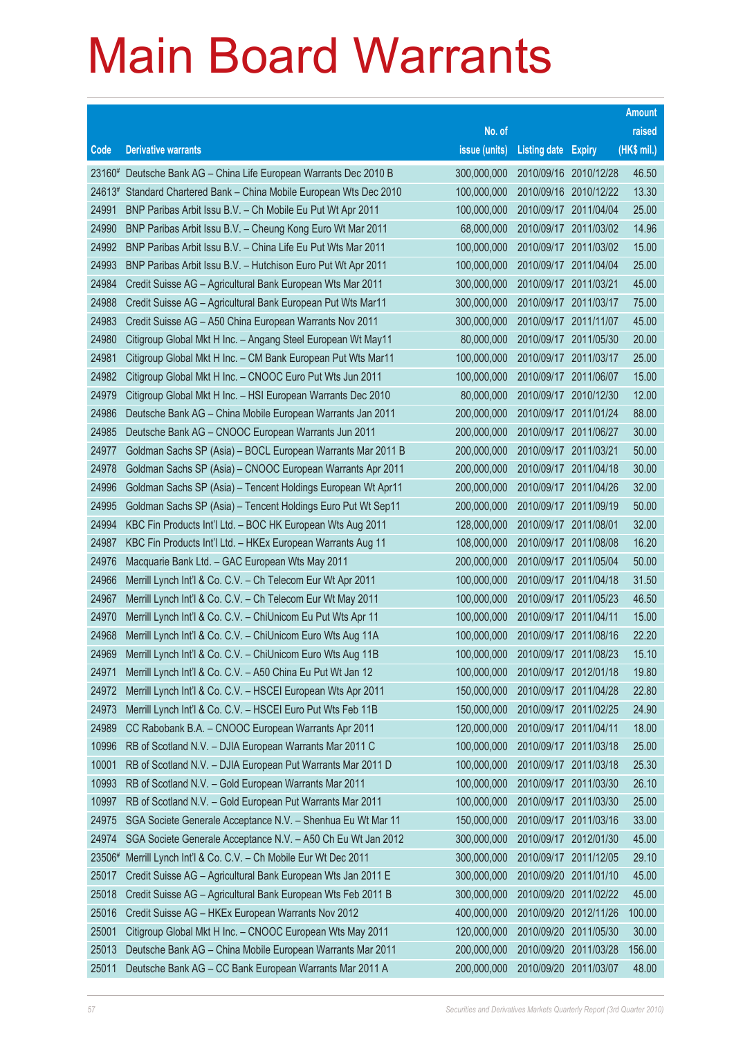# Main Board Warrants

| Code | Derivative warrants | No. of issue (units) | Listing date | Expiry | Amount raised (HK$ mil.) |
|---|---|---|---|---|---|
| 23160# | Deutsche Bank AG – China Life European Warrants Dec 2010 B | 300,000,000 | 2010/09/16 | 2010/12/28 | 46.50 |
| 24613# | Standard Chartered Bank – China Mobile European Wts Dec 2010 | 100,000,000 | 2010/09/16 | 2010/12/22 | 13.30 |
| 24991 | BNP Paribas Arbit Issu B.V. – Ch Mobile Eu Put Wt Apr 2011 | 100,000,000 | 2010/09/17 | 2011/04/04 | 25.00 |
| 24990 | BNP Paribas Arbit Issu B.V. – Cheung Kong Euro Wt Mar 2011 | 68,000,000 | 2010/09/17 | 2011/03/02 | 14.96 |
| 24992 | BNP Paribas Arbit Issu B.V. – China Life Eu Put Wts Mar 2011 | 100,000,000 | 2010/09/17 | 2011/03/02 | 15.00 |
| 24993 | BNP Paribas Arbit Issu B.V. – Hutchison Euro Put Wt Apr 2011 | 100,000,000 | 2010/09/17 | 2011/04/04 | 25.00 |
| 24984 | Credit Suisse AG – Agricultural Bank European Wts Mar 2011 | 300,000,000 | 2010/09/17 | 2011/03/21 | 45.00 |
| 24988 | Credit Suisse AG – Agricultural Bank European Put Wts Mar11 | 300,000,000 | 2010/09/17 | 2011/03/17 | 75.00 |
| 24983 | Credit Suisse AG – A50 China European Warrants Nov 2011 | 300,000,000 | 2010/09/17 | 2011/11/07 | 45.00 |
| 24980 | Citigroup Global Mkt H Inc. – Angang Steel European Wt May11 | 80,000,000 | 2010/09/17 | 2011/05/30 | 20.00 |
| 24981 | Citigroup Global Mkt H Inc. – CM Bank European Put Wts Mar11 | 100,000,000 | 2010/09/17 | 2011/03/17 | 25.00 |
| 24982 | Citigroup Global Mkt H Inc. – CNOOC Euro Put Wts Jun 2011 | 100,000,000 | 2010/09/17 | 2011/06/07 | 15.00 |
| 24979 | Citigroup Global Mkt H Inc. – HSI European Warrants Dec 2010 | 80,000,000 | 2010/09/17 | 2010/12/30 | 12.00 |
| 24986 | Deutsche Bank AG – China Mobile European Warrants Jan 2011 | 200,000,000 | 2010/09/17 | 2011/01/24 | 88.00 |
| 24985 | Deutsche Bank AG – CNOOC European Warrants Jun 2011 | 200,000,000 | 2010/09/17 | 2011/06/27 | 30.00 |
| 24977 | Goldman Sachs SP (Asia) – BOCL European Warrants Mar 2011 B | 200,000,000 | 2010/09/17 | 2011/03/21 | 50.00 |
| 24978 | Goldman Sachs SP (Asia) – CNOOC European Warrants Apr 2011 | 200,000,000 | 2010/09/17 | 2011/04/18 | 30.00 |
| 24996 | Goldman Sachs SP (Asia) – Tencent Holdings European Wt Apr11 | 200,000,000 | 2010/09/17 | 2011/04/26 | 32.00 |
| 24995 | Goldman Sachs SP (Asia) – Tencent Holdings Euro Put Wt Sep11 | 200,000,000 | 2010/09/17 | 2011/09/19 | 50.00 |
| 24994 | KBC Fin Products Int'l Ltd. – BOC HK European Wts Aug 2011 | 128,000,000 | 2010/09/17 | 2011/08/01 | 32.00 |
| 24987 | KBC Fin Products Int'l Ltd. – HKEx European Warrants Aug 11 | 108,000,000 | 2010/09/17 | 2011/08/08 | 16.20 |
| 24976 | Macquarie Bank Ltd. – GAC European Wts May 2011 | 200,000,000 | 2010/09/17 | 2011/05/04 | 50.00 |
| 24966 | Merrill Lynch Int'l & Co. C.V. – Ch Telecom Eur Wt Apr 2011 | 100,000,000 | 2010/09/17 | 2011/04/18 | 31.50 |
| 24967 | Merrill Lynch Int'l & Co. C.V. – Ch Telecom Eur Wt May 2011 | 100,000,000 | 2010/09/17 | 2011/05/23 | 46.50 |
| 24970 | Merrill Lynch Int'l & Co. C.V. – ChiUnicom Eu Put Wts Apr 11 | 100,000,000 | 2010/09/17 | 2011/04/11 | 15.00 |
| 24968 | Merrill Lynch Int'l & Co. C.V. – ChiUnicom Euro Wts Aug 11A | 100,000,000 | 2010/09/17 | 2011/08/16 | 22.20 |
| 24969 | Merrill Lynch Int'l & Co. C.V. – ChiUnicom Euro Wts Aug 11B | 100,000,000 | 2010/09/17 | 2011/08/23 | 15.10 |
| 24971 | Merrill Lynch Int'l & Co. C.V. – A50 China Eu Put Wt Jan 12 | 100,000,000 | 2010/09/17 | 2012/01/18 | 19.80 |
| 24972 | Merrill Lynch Int'l & Co. C.V. – HSCEI European Wts Apr 2011 | 150,000,000 | 2010/09/17 | 2011/04/28 | 22.80 |
| 24973 | Merrill Lynch Int'l & Co. C.V. – HSCEI Euro Put Wts Feb 11B | 150,000,000 | 2010/09/17 | 2011/02/25 | 24.90 |
| 24989 | CC Rabobank B.A. – CNOOC European Warrants Apr 2011 | 120,000,000 | 2010/09/17 | 2011/04/11 | 18.00 |
| 10996 | RB of Scotland N.V. – DJIA European Warrants Mar 2011 C | 100,000,000 | 2010/09/17 | 2011/03/18 | 25.00 |
| 10001 | RB of Scotland N.V. – DJIA European Put Warrants Mar 2011 D | 100,000,000 | 2010/09/17 | 2011/03/18 | 25.30 |
| 10993 | RB of Scotland N.V. – Gold European Warrants Mar 2011 | 100,000,000 | 2010/09/17 | 2011/03/30 | 26.10 |
| 10997 | RB of Scotland N.V. – Gold European Put Warrants Mar 2011 | 100,000,000 | 2010/09/17 | 2011/03/30 | 25.00 |
| 24975 | SGA Societe Generale Acceptance N.V. – Shenhua Eu Wt Mar 11 | 150,000,000 | 2010/09/17 | 2011/03/16 | 33.00 |
| 24974 | SGA Societe Generale Acceptance N.V. – A50 Ch Eu Wt Jan 2012 | 300,000,000 | 2010/09/17 | 2012/01/30 | 45.00 |
| 23506# | Merrill Lynch Int'l & Co. C.V. – Ch Mobile Eur Wt Dec 2011 | 300,000,000 | 2010/09/17 | 2011/12/05 | 29.10 |
| 25017 | Credit Suisse AG – Agricultural Bank European Wts Jan 2011 E | 300,000,000 | 2010/09/20 | 2011/01/10 | 45.00 |
| 25018 | Credit Suisse AG – Agricultural Bank European Wts Feb 2011 B | 300,000,000 | 2010/09/20 | 2011/02/22 | 45.00 |
| 25016 | Credit Suisse AG – HKEx European Warrants Nov 2012 | 400,000,000 | 2010/09/20 | 2012/11/26 | 100.00 |
| 25001 | Citigroup Global Mkt H Inc. – CNOOC European Wts May 2011 | 120,000,000 | 2010/09/20 | 2011/05/30 | 30.00 |
| 25013 | Deutsche Bank AG – China Mobile European Warrants Mar 2011 | 200,000,000 | 2010/09/20 | 2011/03/28 | 156.00 |
| 25011 | Deutsche Bank AG – CC Bank European Warrants Mar 2011 A | 200,000,000 | 2010/09/20 | 2011/03/07 | 48.00 |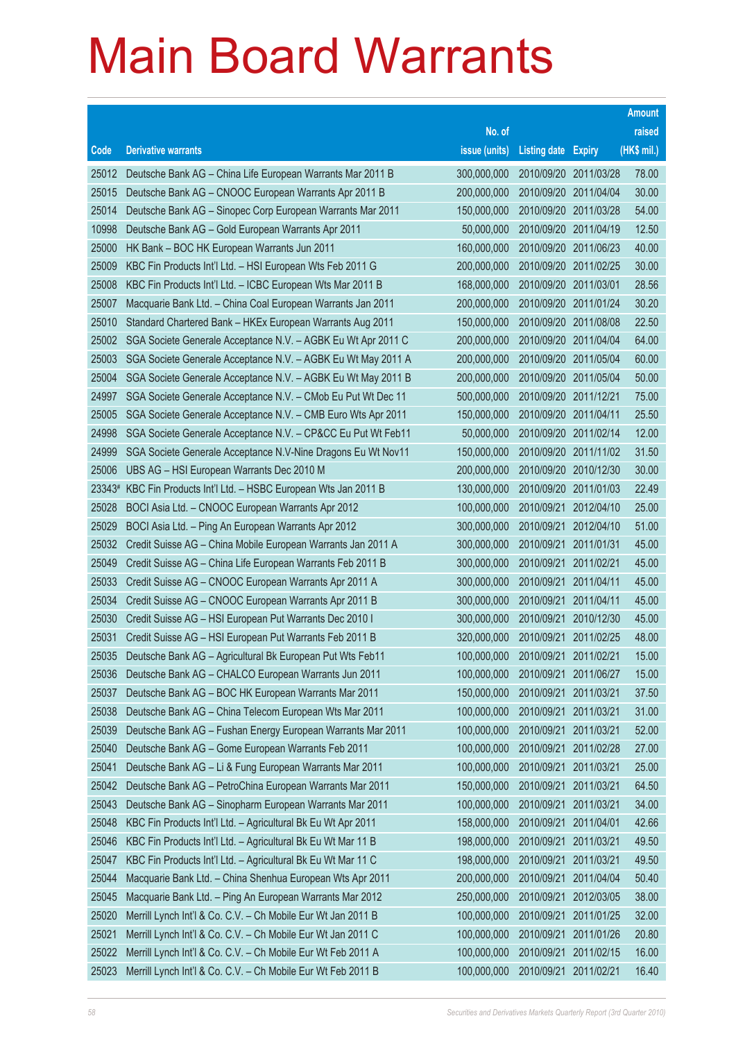# Main Board Warrants

| Code | Derivative warrants | No. of issue (units) | Listing date | Expiry | Amount raised (HK$ mil.) |
|---|---|---|---|---|---|
| 25012 | Deutsche Bank AG – China Life European Warrants Mar 2011 B | 300,000,000 | 2010/09/20 | 2011/03/28 | 78.00 |
| 25015 | Deutsche Bank AG – CNOOC European Warrants Apr 2011 B | 200,000,000 | 2010/09/20 | 2011/04/04 | 30.00 |
| 25014 | Deutsche Bank AG – Sinopec Corp European Warrants Mar 2011 | 150,000,000 | 2010/09/20 | 2011/03/28 | 54.00 |
| 10998 | Deutsche Bank AG – Gold European Warrants Apr 2011 | 50,000,000 | 2010/09/20 | 2011/04/19 | 12.50 |
| 25000 | HK Bank – BOC HK European Warrants Jun 2011 | 160,000,000 | 2010/09/20 | 2011/06/23 | 40.00 |
| 25009 | KBC Fin Products Int'l Ltd. – HSI European Wts Feb 2011 G | 200,000,000 | 2010/09/20 | 2011/02/25 | 30.00 |
| 25008 | KBC Fin Products Int'l Ltd. – ICBC European Wts Mar 2011 B | 168,000,000 | 2010/09/20 | 2011/03/01 | 28.56 |
| 25007 | Macquarie Bank Ltd. – China Coal European Warrants Jan 2011 | 200,000,000 | 2010/09/20 | 2011/01/24 | 30.20 |
| 25010 | Standard Chartered Bank – HKEx European Warrants Aug 2011 | 150,000,000 | 2010/09/20 | 2011/08/08 | 22.50 |
| 25002 | SGA Societe Generale Acceptance N.V. – AGBK Eu Wt Apr 2011 C | 200,000,000 | 2010/09/20 | 2011/04/04 | 64.00 |
| 25003 | SGA Societe Generale Acceptance N.V. – AGBK Eu Wt May 2011 A | 200,000,000 | 2010/09/20 | 2011/05/04 | 60.00 |
| 25004 | SGA Societe Generale Acceptance N.V. – AGBK Eu Wt May 2011 B | 200,000,000 | 2010/09/20 | 2011/05/04 | 50.00 |
| 24997 | SGA Societe Generale Acceptance N.V. – CMob Eu Put Wt Dec 11 | 500,000,000 | 2010/09/20 | 2011/12/21 | 75.00 |
| 25005 | SGA Societe Generale Acceptance N.V. – CMB Euro Wts Apr 2011 | 150,000,000 | 2010/09/20 | 2011/04/11 | 25.50 |
| 24998 | SGA Societe Generale Acceptance N.V. – CP&CC Eu Put Wt Feb11 | 50,000,000 | 2010/09/20 | 2011/02/14 | 12.00 |
| 24999 | SGA Societe Generale Acceptance N.V-Nine Dragons Eu Wt Nov11 | 150,000,000 | 2010/09/20 | 2011/11/02 | 31.50 |
| 25006 | UBS AG – HSI European Warrants Dec 2010 M | 200,000,000 | 2010/09/20 | 2010/12/30 | 30.00 |
| 23343# | KBC Fin Products Int'l Ltd. – HSBC European Wts Jan 2011 B | 130,000,000 | 2010/09/20 | 2011/01/03 | 22.49 |
| 25028 | BOCI Asia Ltd. – CNOOC European Warrants Apr 2012 | 100,000,000 | 2010/09/21 | 2012/04/10 | 25.00 |
| 25029 | BOCI Asia Ltd. – Ping An European Warrants Apr 2012 | 300,000,000 | 2010/09/21 | 2012/04/10 | 51.00 |
| 25032 | Credit Suisse AG – China Mobile European Warrants Jan 2011 A | 300,000,000 | 2010/09/21 | 2011/01/31 | 45.00 |
| 25049 | Credit Suisse AG – China Life European Warrants Feb 2011 B | 300,000,000 | 2010/09/21 | 2011/02/21 | 45.00 |
| 25033 | Credit Suisse AG – CNOOC European Warrants Apr 2011 A | 300,000,000 | 2010/09/21 | 2011/04/11 | 45.00 |
| 25034 | Credit Suisse AG – CNOOC European Warrants Apr 2011 B | 300,000,000 | 2010/09/21 | 2011/04/11 | 45.00 |
| 25030 | Credit Suisse AG – HSI European Put Warrants Dec 2010 I | 300,000,000 | 2010/09/21 | 2010/12/30 | 45.00 |
| 25031 | Credit Suisse AG – HSI European Put Warrants Feb 2011 B | 320,000,000 | 2010/09/21 | 2011/02/25 | 48.00 |
| 25035 | Deutsche Bank AG – Agricultural Bk European Put Wts Feb11 | 100,000,000 | 2010/09/21 | 2011/02/21 | 15.00 |
| 25036 | Deutsche Bank AG – CHALCO European Warrants Jun 2011 | 100,000,000 | 2010/09/21 | 2011/06/27 | 15.00 |
| 25037 | Deutsche Bank AG – BOC HK European Warrants Mar 2011 | 150,000,000 | 2010/09/21 | 2011/03/21 | 37.50 |
| 25038 | Deutsche Bank AG – China Telecom European Wts Mar 2011 | 100,000,000 | 2010/09/21 | 2011/03/21 | 31.00 |
| 25039 | Deutsche Bank AG – Fushan Energy European Warrants Mar 2011 | 100,000,000 | 2010/09/21 | 2011/03/21 | 52.00 |
| 25040 | Deutsche Bank AG – Gome European Warrants Feb 2011 | 100,000,000 | 2010/09/21 | 2011/02/28 | 27.00 |
| 25041 | Deutsche Bank AG – Li & Fung European Warrants Mar 2011 | 100,000,000 | 2010/09/21 | 2011/03/21 | 25.00 |
| 25042 | Deutsche Bank AG – PetroChina European Warrants Mar 2011 | 150,000,000 | 2010/09/21 | 2011/03/21 | 64.50 |
| 25043 | Deutsche Bank AG – Sinopharm European Warrants Mar 2011 | 100,000,000 | 2010/09/21 | 2011/03/21 | 34.00 |
| 25048 | KBC Fin Products Int'l Ltd. – Agricultural Bk Eu Wt Apr 2011 | 158,000,000 | 2010/09/21 | 2011/04/01 | 42.66 |
| 25046 | KBC Fin Products Int'l Ltd. – Agricultural Bk Eu Wt Mar 11 B | 198,000,000 | 2010/09/21 | 2011/03/21 | 49.50 |
| 25047 | KBC Fin Products Int'l Ltd. – Agricultural Bk Eu Wt Mar 11 C | 198,000,000 | 2010/09/21 | 2011/03/21 | 49.50 |
| 25044 | Macquarie Bank Ltd. – China Shenhua European Wts Apr 2011 | 200,000,000 | 2010/09/21 | 2011/04/04 | 50.40 |
| 25045 | Macquarie Bank Ltd. – Ping An European Warrants Mar 2012 | 250,000,000 | 2010/09/21 | 2012/03/05 | 38.00 |
| 25020 | Merrill Lynch Int'l & Co. C.V. – Ch Mobile Eur Wt Jan 2011 B | 100,000,000 | 2010/09/21 | 2011/01/25 | 32.00 |
| 25021 | Merrill Lynch Int'l & Co. C.V. – Ch Mobile Eur Wt Jan 2011 C | 100,000,000 | 2010/09/21 | 2011/01/26 | 20.80 |
| 25022 | Merrill Lynch Int'l & Co. C.V. – Ch Mobile Eur Wt Feb 2011 A | 100,000,000 | 2010/09/21 | 2011/02/15 | 16.00 |
| 25023 | Merrill Lynch Int'l & Co. C.V. – Ch Mobile Eur Wt Feb 2011 B | 100,000,000 | 2010/09/21 | 2011/02/21 | 16.40 |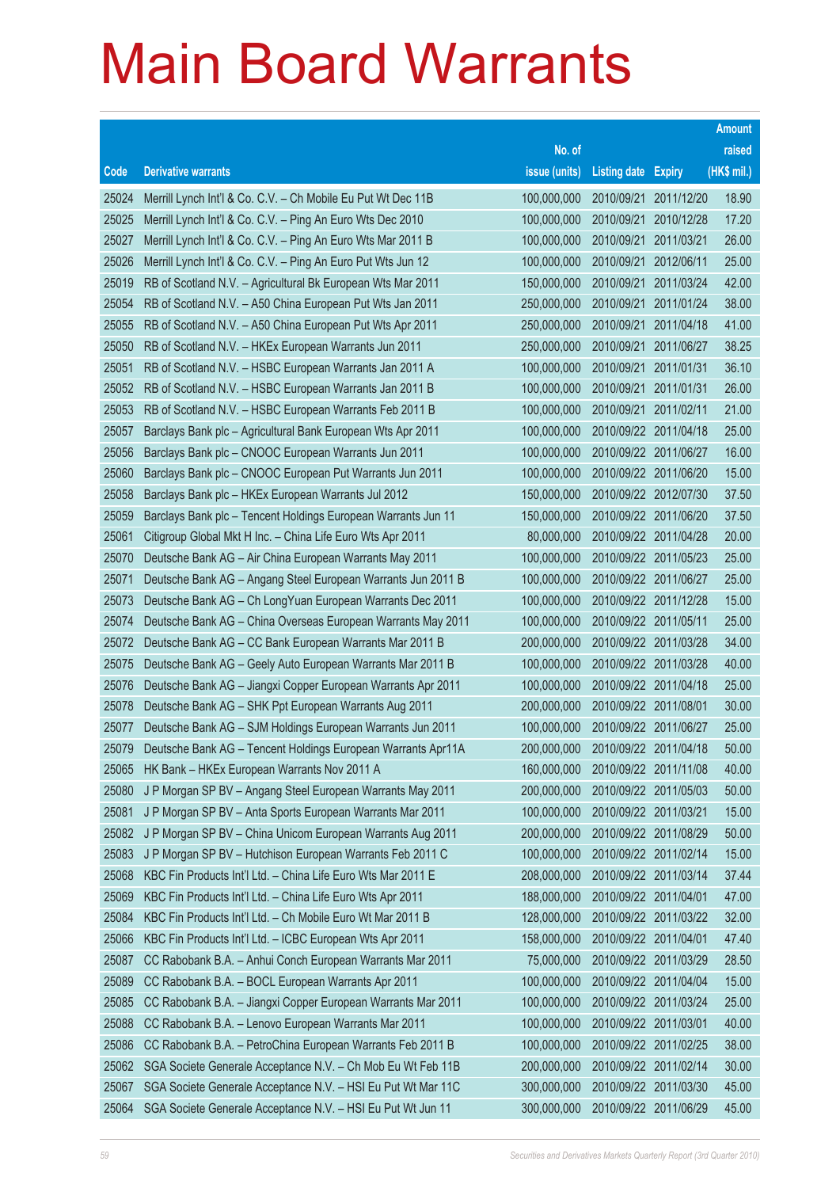# Main Board Warrants

| Code | Derivative warrants | No. of issue (units) | Listing date | Expiry | Amount raised (HK$ mil.) |
|---|---|---|---|---|---|
| 25024 | Merrill Lynch Int'l & Co. C.V. – Ch Mobile Eu Put Wt Dec 11B | 100,000,000 | 2010/09/21 | 2011/12/20 | 18.90 |
| 25025 | Merrill Lynch Int'l & Co. C.V. – Ping An Euro Wts Dec 2010 | 100,000,000 | 2010/09/21 | 2010/12/28 | 17.20 |
| 25027 | Merrill Lynch Int'l & Co. C.V. – Ping An Euro Wts Mar 2011 B | 100,000,000 | 2010/09/21 | 2011/03/21 | 26.00 |
| 25026 | Merrill Lynch Int'l & Co. C.V. – Ping An Euro Put Wts Jun 12 | 100,000,000 | 2010/09/21 | 2012/06/11 | 25.00 |
| 25019 | RB of Scotland N.V. – Agricultural Bk European Wts Mar 2011 | 150,000,000 | 2010/09/21 | 2011/03/24 | 42.00 |
| 25054 | RB of Scotland N.V. – A50 China European Put Wts Jan 2011 | 250,000,000 | 2010/09/21 | 2011/01/24 | 38.00 |
| 25055 | RB of Scotland N.V. – A50 China European Put Wts Apr 2011 | 250,000,000 | 2010/09/21 | 2011/04/18 | 41.00 |
| 25050 | RB of Scotland N.V. – HKEx European Warrants Jun 2011 | 250,000,000 | 2010/09/21 | 2011/06/27 | 38.25 |
| 25051 | RB of Scotland N.V. – HSBC European Warrants Jan 2011 A | 100,000,000 | 2010/09/21 | 2011/01/31 | 36.10 |
| 25052 | RB of Scotland N.V. – HSBC European Warrants Jan 2011 B | 100,000,000 | 2010/09/21 | 2011/01/31 | 26.00 |
| 25053 | RB of Scotland N.V. – HSBC European Warrants Feb 2011 B | 100,000,000 | 2010/09/21 | 2011/02/11 | 21.00 |
| 25057 | Barclays Bank plc – Agricultural Bank European Wts Apr 2011 | 100,000,000 | 2010/09/22 | 2011/04/18 | 25.00 |
| 25056 | Barclays Bank plc – CNOOC European Warrants Jun 2011 | 100,000,000 | 2010/09/22 | 2011/06/27 | 16.00 |
| 25060 | Barclays Bank plc – CNOOC European Put Warrants Jun 2011 | 100,000,000 | 2010/09/22 | 2011/06/20 | 15.00 |
| 25058 | Barclays Bank plc – HKEx European Warrants Jul 2012 | 150,000,000 | 2010/09/22 | 2012/07/30 | 37.50 |
| 25059 | Barclays Bank plc – Tencent Holdings European Warrants Jun 11 | 150,000,000 | 2010/09/22 | 2011/06/20 | 37.50 |
| 25061 | Citigroup Global Mkt H Inc. – China Life Euro Wts Apr 2011 | 80,000,000 | 2010/09/22 | 2011/04/28 | 20.00 |
| 25070 | Deutsche Bank AG – Air China European Warrants May 2011 | 100,000,000 | 2010/09/22 | 2011/05/23 | 25.00 |
| 25071 | Deutsche Bank AG – Angang Steel European Warrants Jun 2011 B | 100,000,000 | 2010/09/22 | 2011/06/27 | 25.00 |
| 25073 | Deutsche Bank AG – Ch LongYuan European Warrants Dec 2011 | 100,000,000 | 2010/09/22 | 2011/12/28 | 15.00 |
| 25074 | Deutsche Bank AG – China Overseas European Warrants May 2011 | 100,000,000 | 2010/09/22 | 2011/05/11 | 25.00 |
| 25072 | Deutsche Bank AG – CC Bank European Warrants Mar 2011 B | 200,000,000 | 2010/09/22 | 2011/03/28 | 34.00 |
| 25075 | Deutsche Bank AG – Geely Auto European Warrants Mar 2011 B | 100,000,000 | 2010/09/22 | 2011/03/28 | 40.00 |
| 25076 | Deutsche Bank AG – Jiangxi Copper European Warrants Apr 2011 | 100,000,000 | 2010/09/22 | 2011/04/18 | 25.00 |
| 25078 | Deutsche Bank AG – SHK Ppt European Warrants Aug 2011 | 200,000,000 | 2010/09/22 | 2011/08/01 | 30.00 |
| 25077 | Deutsche Bank AG – SJM Holdings European Warrants Jun 2011 | 100,000,000 | 2010/09/22 | 2011/06/27 | 25.00 |
| 25079 | Deutsche Bank AG – Tencent Holdings European Warrants Apr11A | 200,000,000 | 2010/09/22 | 2011/04/18 | 50.00 |
| 25065 | HK Bank – HKEx European Warrants Nov 2011 A | 160,000,000 | 2010/09/22 | 2011/11/08 | 40.00 |
| 25080 | J P Morgan SP BV – Angang Steel European Warrants May 2011 | 200,000,000 | 2010/09/22 | 2011/05/03 | 50.00 |
| 25081 | J P Morgan SP BV – Anta Sports European Warrants Mar 2011 | 100,000,000 | 2010/09/22 | 2011/03/21 | 15.00 |
| 25082 | J P Morgan SP BV – China Unicom European Warrants Aug 2011 | 200,000,000 | 2010/09/22 | 2011/08/29 | 50.00 |
| 25083 | J P Morgan SP BV – Hutchison European Warrants Feb 2011 C | 100,000,000 | 2010/09/22 | 2011/02/14 | 15.00 |
| 25068 | KBC Fin Products Int'l Ltd. – China Life Euro Wts Mar 2011 E | 208,000,000 | 2010/09/22 | 2011/03/14 | 37.44 |
| 25069 | KBC Fin Products Int'l Ltd. – China Life Euro Wts Apr 2011 | 188,000,000 | 2010/09/22 | 2011/04/01 | 47.00 |
| 25084 | KBC Fin Products Int'l Ltd. – Ch Mobile Euro Wt Mar 2011 B | 128,000,000 | 2010/09/22 | 2011/03/22 | 32.00 |
| 25066 | KBC Fin Products Int'l Ltd. – ICBC European Wts Apr 2011 | 158,000,000 | 2010/09/22 | 2011/04/01 | 47.40 |
| 25087 | CC Rabobank B.A. – Anhui Conch European Warrants Mar 2011 | 75,000,000 | 2010/09/22 | 2011/03/29 | 28.50 |
| 25089 | CC Rabobank B.A. – BOCL European Warrants Apr 2011 | 100,000,000 | 2010/09/22 | 2011/04/04 | 15.00 |
| 25085 | CC Rabobank B.A. – Jiangxi Copper European Warrants Mar 2011 | 100,000,000 | 2010/09/22 | 2011/03/24 | 25.00 |
| 25088 | CC Rabobank B.A. – Lenovo European Warrants Mar 2011 | 100,000,000 | 2010/09/22 | 2011/03/01 | 40.00 |
| 25086 | CC Rabobank B.A. – PetroChina European Warrants Feb 2011 B | 100,000,000 | 2010/09/22 | 2011/02/25 | 38.00 |
| 25062 | SGA Societe Generale Acceptance N.V. – Ch Mob Eu Wt Feb 11B | 200,000,000 | 2010/09/22 | 2011/02/14 | 30.00 |
| 25067 | SGA Societe Generale Acceptance N.V. – HSI Eu Put Wt Mar 11C | 300,000,000 | 2010/09/22 | 2011/03/30 | 45.00 |
| 25064 | SGA Societe Generale Acceptance N.V. – HSI Eu Put Wt Jun 11 | 300,000,000 | 2010/09/22 | 2011/06/29 | 45.00 |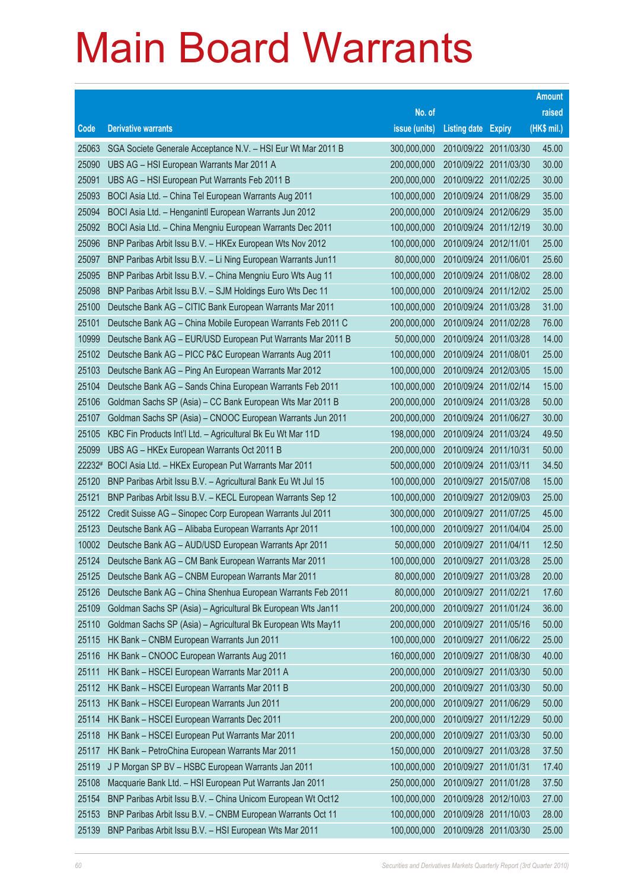# Main Board Warrants

| Code | Derivative warrants | No. of issue (units) | Listing date | Expiry | Amount raised (HK$ mil.) |
|---|---|---|---|---|---|
| 25063 | SGA Societe Generale Acceptance N.V. – HSI Eur Wt Mar 2011 B | 300,000,000 | 2010/09/22 | 2011/03/30 | 45.00 |
| 25090 | UBS AG – HSI European Warrants Mar 2011 A | 200,000,000 | 2010/09/22 | 2011/03/30 | 30.00 |
| 25091 | UBS AG – HSI European Put Warrants Feb 2011 B | 200,000,000 | 2010/09/22 | 2011/02/25 | 30.00 |
| 25093 | BOCI Asia Ltd. – China Tel European Warrants Aug 2011 | 100,000,000 | 2010/09/24 | 2011/08/29 | 35.00 |
| 25094 | BOCI Asia Ltd. – Henganintl European Warrants Jun 2012 | 200,000,000 | 2010/09/24 | 2012/06/29 | 35.00 |
| 25092 | BOCI Asia Ltd. – China Mengniu European Warrants Dec 2011 | 100,000,000 | 2010/09/24 | 2011/12/19 | 30.00 |
| 25096 | BNP Paribas Arbit Issu B.V. – HKEx European Wts Nov 2012 | 100,000,000 | 2010/09/24 | 2012/11/01 | 25.00 |
| 25097 | BNP Paribas Arbit Issu B.V. – Li Ning European Warrants Jun11 | 80,000,000 | 2010/09/24 | 2011/06/01 | 25.60 |
| 25095 | BNP Paribas Arbit Issu B.V. – China Mengniu Euro Wts Aug 11 | 100,000,000 | 2010/09/24 | 2011/08/02 | 28.00 |
| 25098 | BNP Paribas Arbit Issu B.V. – SJM Holdings Euro Wts Dec 11 | 100,000,000 | 2010/09/24 | 2011/12/02 | 25.00 |
| 25100 | Deutsche Bank AG – CITIC Bank European Warrants Mar 2011 | 100,000,000 | 2010/09/24 | 2011/03/28 | 31.00 |
| 25101 | Deutsche Bank AG – China Mobile European Warrants Feb 2011 C | 200,000,000 | 2010/09/24 | 2011/02/28 | 76.00 |
| 10999 | Deutsche Bank AG – EUR/USD European Put Warrants Mar 2011 B | 50,000,000 | 2010/09/24 | 2011/03/28 | 14.00 |
| 25102 | Deutsche Bank AG – PICC P&C European Warrants Aug 2011 | 100,000,000 | 2010/09/24 | 2011/08/01 | 25.00 |
| 25103 | Deutsche Bank AG – Ping An European Warrants Mar 2012 | 100,000,000 | 2010/09/24 | 2012/03/05 | 15.00 |
| 25104 | Deutsche Bank AG – Sands China European Warrants Feb 2011 | 100,000,000 | 2010/09/24 | 2011/02/14 | 15.00 |
| 25106 | Goldman Sachs SP (Asia) – CC Bank European Wts Mar 2011 B | 200,000,000 | 2010/09/24 | 2011/03/28 | 50.00 |
| 25107 | Goldman Sachs SP (Asia) – CNOOC European Warrants Jun 2011 | 200,000,000 | 2010/09/24 | 2011/06/27 | 30.00 |
| 25105 | KBC Fin Products Int'l Ltd. – Agricultural Bk Eu Wt Mar 11D | 198,000,000 | 2010/09/24 | 2011/03/24 | 49.50 |
| 25099 | UBS AG – HKEx European Warrants Oct 2011 B | 200,000,000 | 2010/09/24 | 2011/10/31 | 50.00 |
| 22232# | BOCI Asia Ltd. – HKEx European Put Warrants Mar 2011 | 500,000,000 | 2010/09/24 | 2011/03/11 | 34.50 |
| 25120 | BNP Paribas Arbit Issu B.V. – Agricultural Bank Eu Wt Jul 15 | 100,000,000 | 2010/09/27 | 2015/07/08 | 15.00 |
| 25121 | BNP Paribas Arbit Issu B.V. – KECL European Warrants Sep 12 | 100,000,000 | 2010/09/27 | 2012/09/03 | 25.00 |
| 25122 | Credit Suisse AG – Sinopec Corp European Warrants Jul 2011 | 300,000,000 | 2010/09/27 | 2011/07/25 | 45.00 |
| 25123 | Deutsche Bank AG – Alibaba European Warrants Apr 2011 | 100,000,000 | 2010/09/27 | 2011/04/04 | 25.00 |
| 10002 | Deutsche Bank AG – AUD/USD European Warrants Apr 2011 | 50,000,000 | 2010/09/27 | 2011/04/11 | 12.50 |
| 25124 | Deutsche Bank AG – CM Bank European Warrants Mar 2011 | 100,000,000 | 2010/09/27 | 2011/03/28 | 25.00 |
| 25125 | Deutsche Bank AG – CNBM European Warrants Mar 2011 | 80,000,000 | 2010/09/27 | 2011/03/28 | 20.00 |
| 25126 | Deutsche Bank AG – China Shenhua European Warrants Feb 2011 | 80,000,000 | 2010/09/27 | 2011/02/21 | 17.60 |
| 25109 | Goldman Sachs SP (Asia) – Agricultural Bk European Wts Jan11 | 200,000,000 | 2010/09/27 | 2011/01/24 | 36.00 |
| 25110 | Goldman Sachs SP (Asia) – Agricultural Bk European Wts May11 | 200,000,000 | 2010/09/27 | 2011/05/16 | 50.00 |
| 25115 | HK Bank – CNBM European Warrants Jun 2011 | 100,000,000 | 2010/09/27 | 2011/06/22 | 25.00 |
| 25116 | HK Bank – CNOOC European Warrants Aug 2011 | 160,000,000 | 2010/09/27 | 2011/08/30 | 40.00 |
| 25111 | HK Bank – HSCEI European Warrants Mar 2011 A | 200,000,000 | 2010/09/27 | 2011/03/30 | 50.00 |
| 25112 | HK Bank – HSCEI European Warrants Mar 2011 B | 200,000,000 | 2010/09/27 | 2011/03/30 | 50.00 |
| 25113 | HK Bank – HSCEI European Warrants Jun 2011 | 200,000,000 | 2010/09/27 | 2011/06/29 | 50.00 |
| 25114 | HK Bank – HSCEI European Warrants Dec 2011 | 200,000,000 | 2010/09/27 | 2011/12/29 | 50.00 |
| 25118 | HK Bank – HSCEI European Put Warrants Mar 2011 | 200,000,000 | 2010/09/27 | 2011/03/30 | 50.00 |
| 25117 | HK Bank – PetroChina European Warrants Mar 2011 | 150,000,000 | 2010/09/27 | 2011/03/28 | 37.50 |
| 25119 | J P Morgan SP BV – HSBC European Warrants Jan 2011 | 100,000,000 | 2010/09/27 | 2011/01/31 | 17.40 |
| 25108 | Macquarie Bank Ltd. – HSI European Put Warrants Jan 2011 | 250,000,000 | 2010/09/27 | 2011/01/28 | 37.50 |
| 25154 | BNP Paribas Arbit Issu B.V. – China Unicom European Wt Oct12 | 100,000,000 | 2010/09/28 | 2012/10/03 | 27.00 |
| 25153 | BNP Paribas Arbit Issu B.V. – CNBM European Warrants Oct 11 | 100,000,000 | 2010/09/28 | 2011/10/03 | 28.00 |
| 25139 | BNP Paribas Arbit Issu B.V. – HSI European Wts Mar 2011 | 100,000,000 | 2010/09/28 | 2011/03/30 | 25.00 |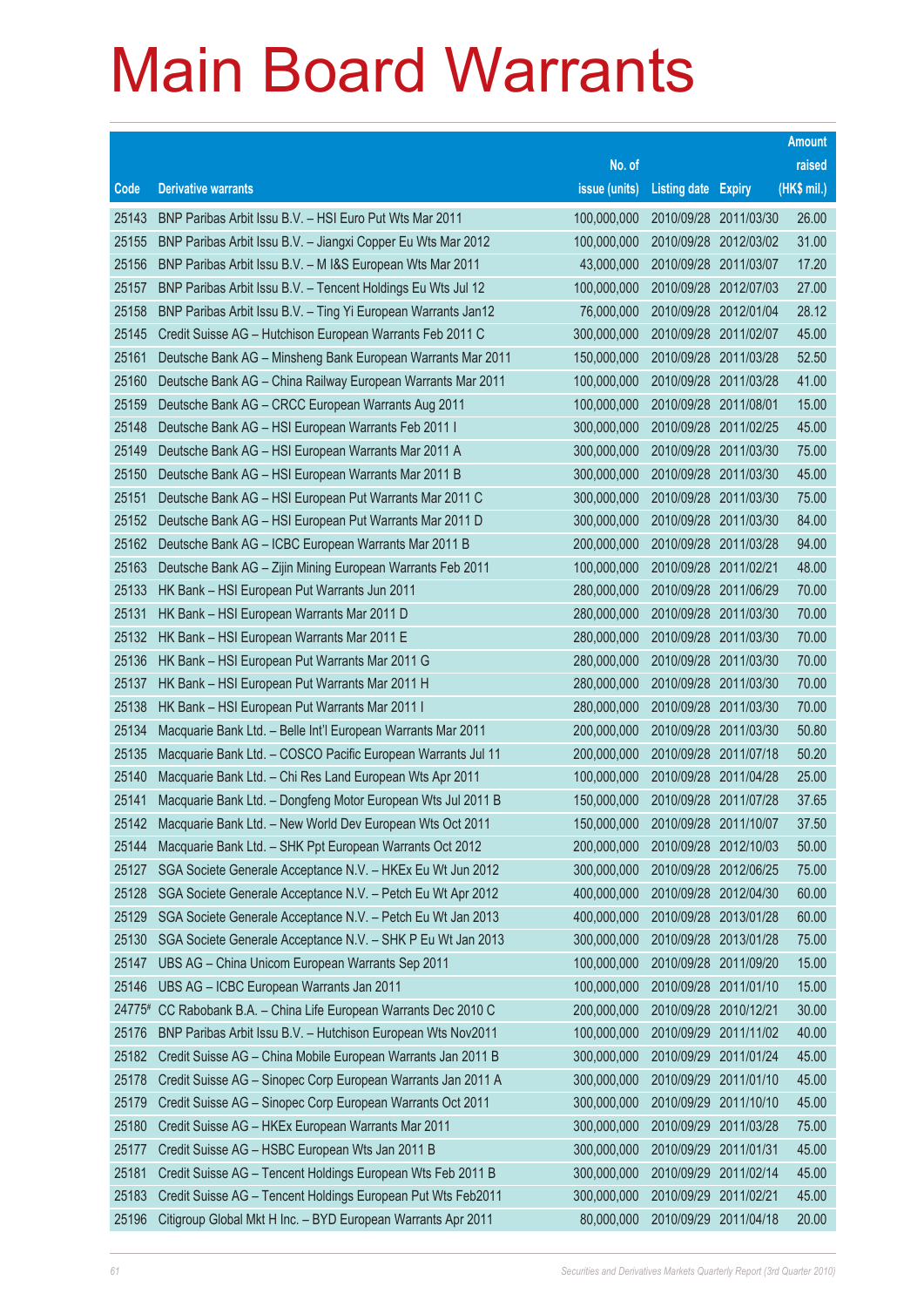# Main Board Warrants

| Code | Derivative warrants | No. of issue (units) | Listing date | Expiry | Amount raised (HK$ mil.) |
|---|---|---|---|---|---|
| 25143 | BNP Paribas Arbit Issu B.V. – HSI Euro Put Wts Mar 2011 | 100,000,000 | 2010/09/28 | 2011/03/30 | 26.00 |
| 25155 | BNP Paribas Arbit Issu B.V. – Jiangxi Copper Eu Wts Mar 2012 | 100,000,000 | 2010/09/28 | 2012/03/02 | 31.00 |
| 25156 | BNP Paribas Arbit Issu B.V. – M I&S European Wts Mar 2011 | 43,000,000 | 2010/09/28 | 2011/03/07 | 17.20 |
| 25157 | BNP Paribas Arbit Issu B.V. – Tencent Holdings Eu Wts Jul 12 | 100,000,000 | 2010/09/28 | 2012/07/03 | 27.00 |
| 25158 | BNP Paribas Arbit Issu B.V. – Ting Yi European Warrants Jan12 | 76,000,000 | 2010/09/28 | 2012/01/04 | 28.12 |
| 25145 | Credit Suisse AG – Hutchison European Warrants Feb 2011 C | 300,000,000 | 2010/09/28 | 2011/02/07 | 45.00 |
| 25161 | Deutsche Bank AG – Minsheng Bank European Warrants Mar 2011 | 150,000,000 | 2010/09/28 | 2011/03/28 | 52.50 |
| 25160 | Deutsche Bank AG – China Railway European Warrants Mar 2011 | 100,000,000 | 2010/09/28 | 2011/03/28 | 41.00 |
| 25159 | Deutsche Bank AG – CRCC European Warrants Aug 2011 | 100,000,000 | 2010/09/28 | 2011/08/01 | 15.00 |
| 25148 | Deutsche Bank AG – HSI European Warrants Feb 2011 I | 300,000,000 | 2010/09/28 | 2011/02/25 | 45.00 |
| 25149 | Deutsche Bank AG – HSI European Warrants Mar 2011 A | 300,000,000 | 2010/09/28 | 2011/03/30 | 75.00 |
| 25150 | Deutsche Bank AG – HSI European Warrants Mar 2011 B | 300,000,000 | 2010/09/28 | 2011/03/30 | 45.00 |
| 25151 | Deutsche Bank AG – HSI European Put Warrants Mar 2011 C | 300,000,000 | 2010/09/28 | 2011/03/30 | 75.00 |
| 25152 | Deutsche Bank AG – HSI European Put Warrants Mar 2011 D | 300,000,000 | 2010/09/28 | 2011/03/30 | 84.00 |
| 25162 | Deutsche Bank AG – ICBC European Warrants Mar 2011 B | 200,000,000 | 2010/09/28 | 2011/03/28 | 94.00 |
| 25163 | Deutsche Bank AG – Zijin Mining European Warrants Feb 2011 | 100,000,000 | 2010/09/28 | 2011/02/21 | 48.00 |
| 25133 | HK Bank – HSI European Put Warrants Jun 2011 | 280,000,000 | 2010/09/28 | 2011/06/29 | 70.00 |
| 25131 | HK Bank – HSI European Warrants Mar 2011 D | 280,000,000 | 2010/09/28 | 2011/03/30 | 70.00 |
| 25132 | HK Bank – HSI European Warrants Mar 2011 E | 280,000,000 | 2010/09/28 | 2011/03/30 | 70.00 |
| 25136 | HK Bank – HSI European Put Warrants Mar 2011 G | 280,000,000 | 2010/09/28 | 2011/03/30 | 70.00 |
| 25137 | HK Bank – HSI European Put Warrants Mar 2011 H | 280,000,000 | 2010/09/28 | 2011/03/30 | 70.00 |
| 25138 | HK Bank – HSI European Put Warrants Mar 2011 I | 280,000,000 | 2010/09/28 | 2011/03/30 | 70.00 |
| 25134 | Macquarie Bank Ltd. – Belle Int'l European Warrants Mar 2011 | 200,000,000 | 2010/09/28 | 2011/03/30 | 50.80 |
| 25135 | Macquarie Bank Ltd. – COSCO Pacific European Warrants Jul 11 | 200,000,000 | 2010/09/28 | 2011/07/18 | 50.20 |
| 25140 | Macquarie Bank Ltd. – Chi Res Land European Wts Apr 2011 | 100,000,000 | 2010/09/28 | 2011/04/28 | 25.00 |
| 25141 | Macquarie Bank Ltd. – Dongfeng Motor European Wts Jul 2011 B | 150,000,000 | 2010/09/28 | 2011/07/28 | 37.65 |
| 25142 | Macquarie Bank Ltd. – New World Dev European Wts Oct 2011 | 150,000,000 | 2010/09/28 | 2011/10/07 | 37.50 |
| 25144 | Macquarie Bank Ltd. – SHK Ppt European Warrants Oct 2012 | 200,000,000 | 2010/09/28 | 2012/10/03 | 50.00 |
| 25127 | SGA Societe Generale Acceptance N.V. – HKEx Eu Wt Jun 2012 | 300,000,000 | 2010/09/28 | 2012/06/25 | 75.00 |
| 25128 | SGA Societe Generale Acceptance N.V. – Petch Eu Wt Apr 2012 | 400,000,000 | 2010/09/28 | 2012/04/30 | 60.00 |
| 25129 | SGA Societe Generale Acceptance N.V. – Petch Eu Wt Jan 2013 | 400,000,000 | 2010/09/28 | 2013/01/28 | 60.00 |
| 25130 | SGA Societe Generale Acceptance N.V. – SHK P Eu Wt Jan 2013 | 300,000,000 | 2010/09/28 | 2013/01/28 | 75.00 |
| 25147 | UBS AG – China Unicom European Warrants Sep 2011 | 100,000,000 | 2010/09/28 | 2011/09/20 | 15.00 |
| 25146 | UBS AG – ICBC European Warrants Jan 2011 | 100,000,000 | 2010/09/28 | 2011/01/10 | 15.00 |
| 24775# | CC Rabobank B.A. – China Life European Warrants Dec 2010 C | 200,000,000 | 2010/09/28 | 2010/12/21 | 30.00 |
| 25176 | BNP Paribas Arbit Issu B.V. – Hutchison European Wts Nov2011 | 100,000,000 | 2010/09/29 | 2011/11/02 | 40.00 |
| 25182 | Credit Suisse AG – China Mobile European Warrants Jan 2011 B | 300,000,000 | 2010/09/29 | 2011/01/24 | 45.00 |
| 25178 | Credit Suisse AG – Sinopec Corp European Warrants Jan 2011 A | 300,000,000 | 2010/09/29 | 2011/01/10 | 45.00 |
| 25179 | Credit Suisse AG – Sinopec Corp European Warrants Oct 2011 | 300,000,000 | 2010/09/29 | 2011/10/10 | 45.00 |
| 25180 | Credit Suisse AG – HKEx European Warrants Mar 2011 | 300,000,000 | 2010/09/29 | 2011/03/28 | 75.00 |
| 25177 | Credit Suisse AG – HSBC European Wts Jan 2011 B | 300,000,000 | 2010/09/29 | 2011/01/31 | 45.00 |
| 25181 | Credit Suisse AG – Tencent Holdings European Wts Feb 2011 B | 300,000,000 | 2010/09/29 | 2011/02/14 | 45.00 |
| 25183 | Credit Suisse AG – Tencent Holdings European Put Wts Feb2011 | 300,000,000 | 2010/09/29 | 2011/02/21 | 45.00 |
| 25196 | Citigroup Global Mkt H Inc. – BYD European Warrants Apr 2011 | 80,000,000 | 2010/09/29 | 2011/04/18 | 20.00 |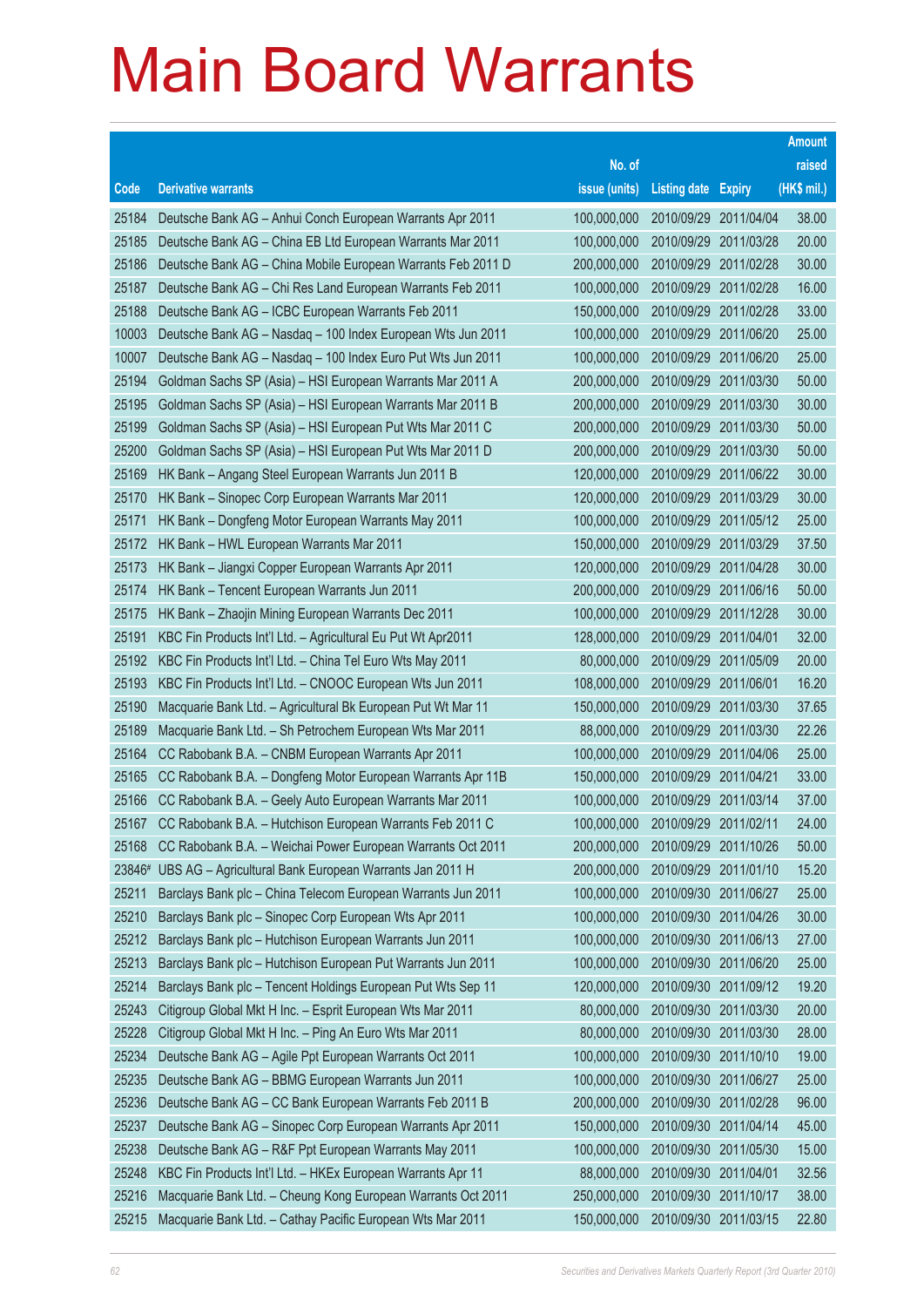# Main Board Warrants

| Code | Derivative warrants | No. of issue (units) | Listing date | Expiry | Amount raised (HK$ mil.) |
|---|---|---|---|---|---|
| 25184 | Deutsche Bank AG – Anhui Conch European Warrants Apr 2011 | 100,000,000 | 2010/09/29 | 2011/04/04 | 38.00 |
| 25185 | Deutsche Bank AG – China EB Ltd European Warrants Mar 2011 | 100,000,000 | 2010/09/29 | 2011/03/28 | 20.00 |
| 25186 | Deutsche Bank AG – China Mobile European Warrants Feb 2011 D | 200,000,000 | 2010/09/29 | 2011/02/28 | 30.00 |
| 25187 | Deutsche Bank AG – Chi Res Land European Warrants Feb 2011 | 100,000,000 | 2010/09/29 | 2011/02/28 | 16.00 |
| 25188 | Deutsche Bank AG – ICBC European Warrants Feb 2011 | 150,000,000 | 2010/09/29 | 2011/02/28 | 33.00 |
| 10003 | Deutsche Bank AG – Nasdaq – 100 Index European Wts Jun 2011 | 100,000,000 | 2010/09/29 | 2011/06/20 | 25.00 |
| 10007 | Deutsche Bank AG – Nasdaq – 100 Index Euro Put Wts Jun 2011 | 100,000,000 | 2010/09/29 | 2011/06/20 | 25.00 |
| 25194 | Goldman Sachs SP (Asia) – HSI European Warrants Mar 2011 A | 200,000,000 | 2010/09/29 | 2011/03/30 | 50.00 |
| 25195 | Goldman Sachs SP (Asia) – HSI European Warrants Mar 2011 B | 200,000,000 | 2010/09/29 | 2011/03/30 | 30.00 |
| 25199 | Goldman Sachs SP (Asia) – HSI European Put Wts Mar 2011 C | 200,000,000 | 2010/09/29 | 2011/03/30 | 50.00 |
| 25200 | Goldman Sachs SP (Asia) – HSI European Put Wts Mar 2011 D | 200,000,000 | 2010/09/29 | 2011/03/30 | 50.00 |
| 25169 | HK Bank – Angang Steel European Warrants Jun 2011 B | 120,000,000 | 2010/09/29 | 2011/06/22 | 30.00 |
| 25170 | HK Bank – Sinopec Corp European Warrants Mar 2011 | 120,000,000 | 2010/09/29 | 2011/03/29 | 30.00 |
| 25171 | HK Bank – Dongfeng Motor European Warrants May 2011 | 100,000,000 | 2010/09/29 | 2011/05/12 | 25.00 |
| 25172 | HK Bank – HWL European Warrants Mar 2011 | 150,000,000 | 2010/09/29 | 2011/03/29 | 37.50 |
| 25173 | HK Bank – Jiangxi Copper European Warrants Apr 2011 | 120,000,000 | 2010/09/29 | 2011/04/28 | 30.00 |
| 25174 | HK Bank – Tencent European Warrants Jun 2011 | 200,000,000 | 2010/09/29 | 2011/06/16 | 50.00 |
| 25175 | HK Bank – Zhaojin Mining European Warrants Dec 2011 | 100,000,000 | 2010/09/29 | 2011/12/28 | 30.00 |
| 25191 | KBC Fin Products Int'l Ltd. – Agricultural Eu Put Wt Apr2011 | 128,000,000 | 2010/09/29 | 2011/04/01 | 32.00 |
| 25192 | KBC Fin Products Int'l Ltd. – China Tel Euro Wts May 2011 | 80,000,000 | 2010/09/29 | 2011/05/09 | 20.00 |
| 25193 | KBC Fin Products Int'l Ltd. – CNOOC European Wts Jun 2011 | 108,000,000 | 2010/09/29 | 2011/06/01 | 16.20 |
| 25190 | Macquarie Bank Ltd. – Agricultural Bk European Put Wt Mar 11 | 150,000,000 | 2010/09/29 | 2011/03/30 | 37.65 |
| 25189 | Macquarie Bank Ltd. – Sh Petrochem European Wts Mar 2011 | 88,000,000 | 2010/09/29 | 2011/03/30 | 22.26 |
| 25164 | CC Rabobank B.A. – CNBM European Warrants Apr 2011 | 100,000,000 | 2010/09/29 | 2011/04/06 | 25.00 |
| 25165 | CC Rabobank B.A. – Dongfeng Motor European Warrants Apr 11B | 150,000,000 | 2010/09/29 | 2011/04/21 | 33.00 |
| 25166 | CC Rabobank B.A. – Geely Auto European Warrants Mar 2011 | 100,000,000 | 2010/09/29 | 2011/03/14 | 37.00 |
| 25167 | CC Rabobank B.A. – Hutchison European Warrants Feb 2011 C | 100,000,000 | 2010/09/29 | 2011/02/11 | 24.00 |
| 25168 | CC Rabobank B.A. – Weichai Power European Warrants Oct 2011 | 200,000,000 | 2010/09/29 | 2011/10/26 | 50.00 |
| 23846# | UBS AG – Agricultural Bank European Warrants Jan 2011 H | 200,000,000 | 2010/09/29 | 2011/01/10 | 15.20 |
| 25211 | Barclays Bank plc – China Telecom European Warrants Jun 2011 | 100,000,000 | 2010/09/30 | 2011/06/27 | 25.00 |
| 25210 | Barclays Bank plc – Sinopec Corp European Wts Apr 2011 | 100,000,000 | 2010/09/30 | 2011/04/26 | 30.00 |
| 25212 | Barclays Bank plc – Hutchison European Warrants Jun 2011 | 100,000,000 | 2010/09/30 | 2011/06/13 | 27.00 |
| 25213 | Barclays Bank plc – Hutchison European Put Warrants Jun 2011 | 100,000,000 | 2010/09/30 | 2011/06/20 | 25.00 |
| 25214 | Barclays Bank plc – Tencent Holdings European Put Wts Sep 11 | 120,000,000 | 2010/09/30 | 2011/09/12 | 19.20 |
| 25243 | Citigroup Global Mkt H Inc. – Esprit European Wts Mar 2011 | 80,000,000 | 2010/09/30 | 2011/03/30 | 20.00 |
| 25228 | Citigroup Global Mkt H Inc. – Ping An Euro Wts Mar 2011 | 80,000,000 | 2010/09/30 | 2011/03/30 | 28.00 |
| 25234 | Deutsche Bank AG – Agile Ppt European Warrants Oct 2011 | 100,000,000 | 2010/09/30 | 2011/10/10 | 19.00 |
| 25235 | Deutsche Bank AG – BBMG European Warrants Jun 2011 | 100,000,000 | 2010/09/30 | 2011/06/27 | 25.00 |
| 25236 | Deutsche Bank AG – CC Bank European Warrants Feb 2011 B | 200,000,000 | 2010/09/30 | 2011/02/28 | 96.00 |
| 25237 | Deutsche Bank AG – Sinopec Corp European Warrants Apr 2011 | 150,000,000 | 2010/09/30 | 2011/04/14 | 45.00 |
| 25238 | Deutsche Bank AG – R&F Ppt European Warrants May 2011 | 100,000,000 | 2010/09/30 | 2011/05/30 | 15.00 |
| 25248 | KBC Fin Products Int'l Ltd. – HKEx European Warrants Apr 11 | 88,000,000 | 2010/09/30 | 2011/04/01 | 32.56 |
| 25216 | Macquarie Bank Ltd. – Cheung Kong European Warrants Oct 2011 | 250,000,000 | 2010/09/30 | 2011/10/17 | 38.00 |
| 25215 | Macquarie Bank Ltd. – Cathay Pacific European Wts Mar 2011 | 150,000,000 | 2010/09/30 | 2011/03/15 | 22.80 |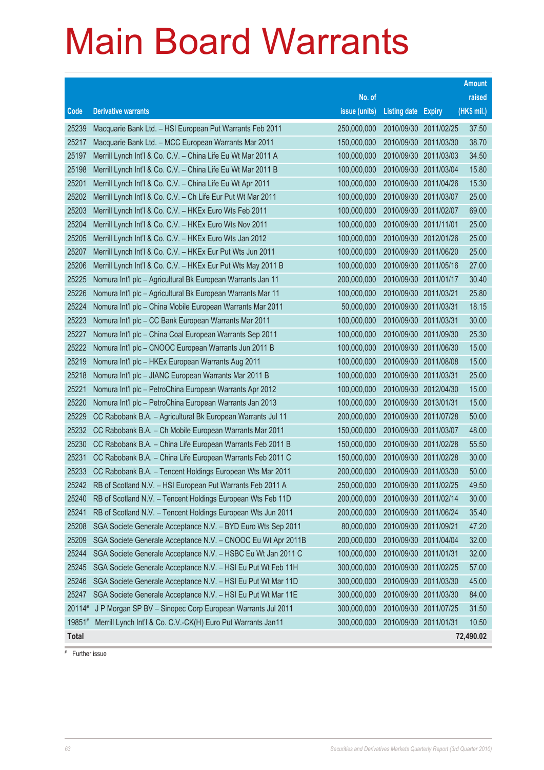# Main Board Warrants

| Code | Derivative warrants | No. of issue (units) | Listing date | Expiry | Amount raised (HK$ mil.) |
|---|---|---|---|---|---|
| 25239 | Macquarie Bank Ltd. – HSI European Put Warrants Feb 2011 | 250,000,000 | 2010/09/30 | 2011/02/25 | 37.50 |
| 25217 | Macquarie Bank Ltd. – MCC European Warrants Mar 2011 | 150,000,000 | 2010/09/30 | 2011/03/30 | 38.70 |
| 25197 | Merrill Lynch Int'l & Co. C.V. – China Life Eu Wt Mar 2011 A | 100,000,000 | 2010/09/30 | 2011/03/03 | 34.50 |
| 25198 | Merrill Lynch Int'l & Co. C.V. – China Life Eu Wt Mar 2011 B | 100,000,000 | 2010/09/30 | 2011/03/04 | 15.80 |
| 25201 | Merrill Lynch Int'l & Co. C.V. – China Life Eu Wt Apr 2011 | 100,000,000 | 2010/09/30 | 2011/04/26 | 15.30 |
| 25202 | Merrill Lynch Int'l & Co. C.V. – Ch Life Eur Put Wt Mar 2011 | 100,000,000 | 2010/09/30 | 2011/03/07 | 25.00 |
| 25203 | Merrill Lynch Int'l & Co. C.V. – HKEx Euro Wts Feb 2011 | 100,000,000 | 2010/09/30 | 2011/02/07 | 69.00 |
| 25204 | Merrill Lynch Int'l & Co. C.V. – HKEx Euro Wts Nov 2011 | 100,000,000 | 2010/09/30 | 2011/11/01 | 25.00 |
| 25205 | Merrill Lynch Int'l & Co. C.V. – HKEx Euro Wts Jan 2012 | 100,000,000 | 2010/09/30 | 2012/01/26 | 25.00 |
| 25207 | Merrill Lynch Int'l & Co. C.V. – HKEx Eur Put Wts Jun 2011 | 100,000,000 | 2010/09/30 | 2011/06/20 | 25.00 |
| 25206 | Merrill Lynch Int'l & Co. C.V. – HKEx Eur Put Wts May 2011 B | 100,000,000 | 2010/09/30 | 2011/05/16 | 27.00 |
| 25225 | Nomura Int'l plc – Agricultural Bk European Warrants Jan 11 | 200,000,000 | 2010/09/30 | 2011/01/17 | 30.40 |
| 25226 | Nomura Int'l plc – Agricultural Bk European Warrants Mar 11 | 100,000,000 | 2010/09/30 | 2011/03/21 | 25.80 |
| 25224 | Nomura Int'l plc – China Mobile European Warrants Mar 2011 | 50,000,000 | 2010/09/30 | 2011/03/31 | 18.15 |
| 25223 | Nomura Int'l plc – CC Bank European Warrants Mar 2011 | 100,000,000 | 2010/09/30 | 2011/03/31 | 30.00 |
| 25227 | Nomura Int'l plc – China Coal European Warrants Sep 2011 | 100,000,000 | 2010/09/30 | 2011/09/30 | 25.30 |
| 25222 | Nomura Int'l plc – CNOOC European Warrants Jun 2011 B | 100,000,000 | 2010/09/30 | 2011/06/30 | 15.00 |
| 25219 | Nomura Int'l plc – HKEx European Warrants Aug 2011 | 100,000,000 | 2010/09/30 | 2011/08/08 | 15.00 |
| 25218 | Nomura Int'l plc – JIANC European Warrants Mar 2011 B | 100,000,000 | 2010/09/30 | 2011/03/31 | 25.00 |
| 25221 | Nomura Int'l plc – PetroChina European Warrants Apr 2012 | 100,000,000 | 2010/09/30 | 2012/04/30 | 15.00 |
| 25220 | Nomura Int'l plc – PetroChina European Warrants Jan 2013 | 100,000,000 | 2010/09/30 | 2013/01/31 | 15.00 |
| 25229 | CC Rabobank B.A. – Agricultural Bk European Warrants Jul 11 | 200,000,000 | 2010/09/30 | 2011/07/28 | 50.00 |
| 25232 | CC Rabobank B.A. – Ch Mobile European Warrants Mar 2011 | 150,000,000 | 2010/09/30 | 2011/03/07 | 48.00 |
| 25230 | CC Rabobank B.A. – China Life European Warrants Feb 2011 B | 150,000,000 | 2010/09/30 | 2011/02/28 | 55.50 |
| 25231 | CC Rabobank B.A. – China Life European Warrants Feb 2011 C | 150,000,000 | 2010/09/30 | 2011/02/28 | 30.00 |
| 25233 | CC Rabobank B.A. – Tencent Holdings European Wts Mar 2011 | 200,000,000 | 2010/09/30 | 2011/03/30 | 50.00 |
| 25242 | RB of Scotland N.V. – HSI European Put Warrants Feb 2011 A | 250,000,000 | 2010/09/30 | 2011/02/25 | 49.50 |
| 25240 | RB of Scotland N.V. – Tencent Holdings European Wts Feb 11D | 200,000,000 | 2010/09/30 | 2011/02/14 | 30.00 |
| 25241 | RB of Scotland N.V. – Tencent Holdings European Wts Jun 2011 | 200,000,000 | 2010/09/30 | 2011/06/24 | 35.40 |
| 25208 | SGA Societe Generale Acceptance N.V. – BYD Euro Wts Sep 2011 | 80,000,000 | 2010/09/30 | 2011/09/21 | 47.20 |
| 25209 | SGA Societe Generale Acceptance N.V. – CNOOC Eu Wt Apr 2011B | 200,000,000 | 2010/09/30 | 2011/04/04 | 32.00 |
| 25244 | SGA Societe Generale Acceptance N.V. – HSBC Eu Wt Jan 2011 C | 100,000,000 | 2010/09/30 | 2011/01/31 | 32.00 |
| 25245 | SGA Societe Generale Acceptance N.V. – HSI Eu Put Wt Feb 11H | 300,000,000 | 2010/09/30 | 2011/02/25 | 57.00 |
| 25246 | SGA Societe Generale Acceptance N.V. – HSI Eu Put Wt Mar 11D | 300,000,000 | 2010/09/30 | 2011/03/30 | 45.00 |
| 25247 | SGA Societe Generale Acceptance N.V. – HSI Eu Put Wt Mar 11E | 300,000,000 | 2010/09/30 | 2011/03/30 | 84.00 |
| 20114# | J P Morgan SP BV – Sinopec Corp European Warrants Jul 2011 | 300,000,000 | 2010/09/30 | 2011/07/25 | 31.50 |
| 19851# | Merrill Lynch Int'l & Co. C.V.-CK(H) Euro Put Warrants Jan11 | 300,000,000 | 2010/09/30 | 2011/01/31 | 10.50 |
| **Total** | | | | | **72,490.02** |

# Further issue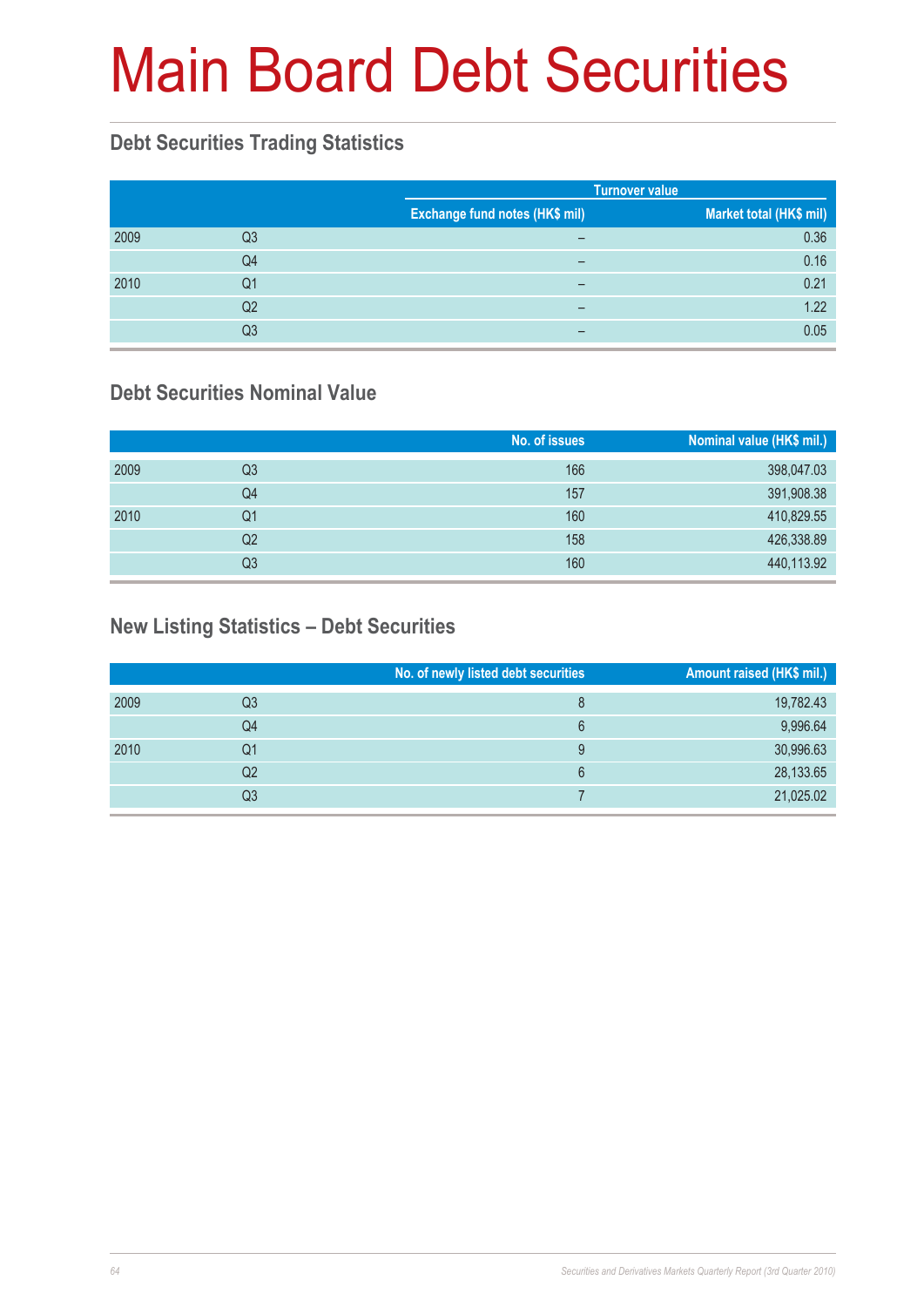# Main Board Debt Securities

## Debt Securities Trading Statistics

| | | Turnover value | |
|---|---|---|---|
| | | Exchange fund notes (HK$ mil) | Market total (HK$ mil) |
| 2009 | Q3 | – | 0.36 |
| | Q4 | – | 0.16 |
| 2010 | Q1 | – | 0.21 |
| | Q2 | – | 1.22 |
| | Q3 | – | 0.05 |

## Debt Securities Nominal Value

| | | No. of issues | Nominal value (HK$ mil.) |
|---|---|---|---|
| 2009 | Q3 | 166 | 398,047.03 |
| | Q4 | 157 | 391,908.38 |
| 2010 | Q1 | 160 | 410,829.55 |
| | Q2 | 158 | 426,338.89 |
| | Q3 | 160 | 440,113.92 |

## New Listing Statistics – Debt Securities

| | | No. of newly listed debt securities | Amount raised (HK$ mil.) |
|---|---|---|---|
| 2009 | Q3 | 8 | 19,782.43 |
| | Q4 | 6 | 9,996.64 |
| 2010 | Q1 | 9 | 30,996.63 |
| | Q2 | 6 | 28,133.65 |
| | Q3 | 7 | 21,025.02 |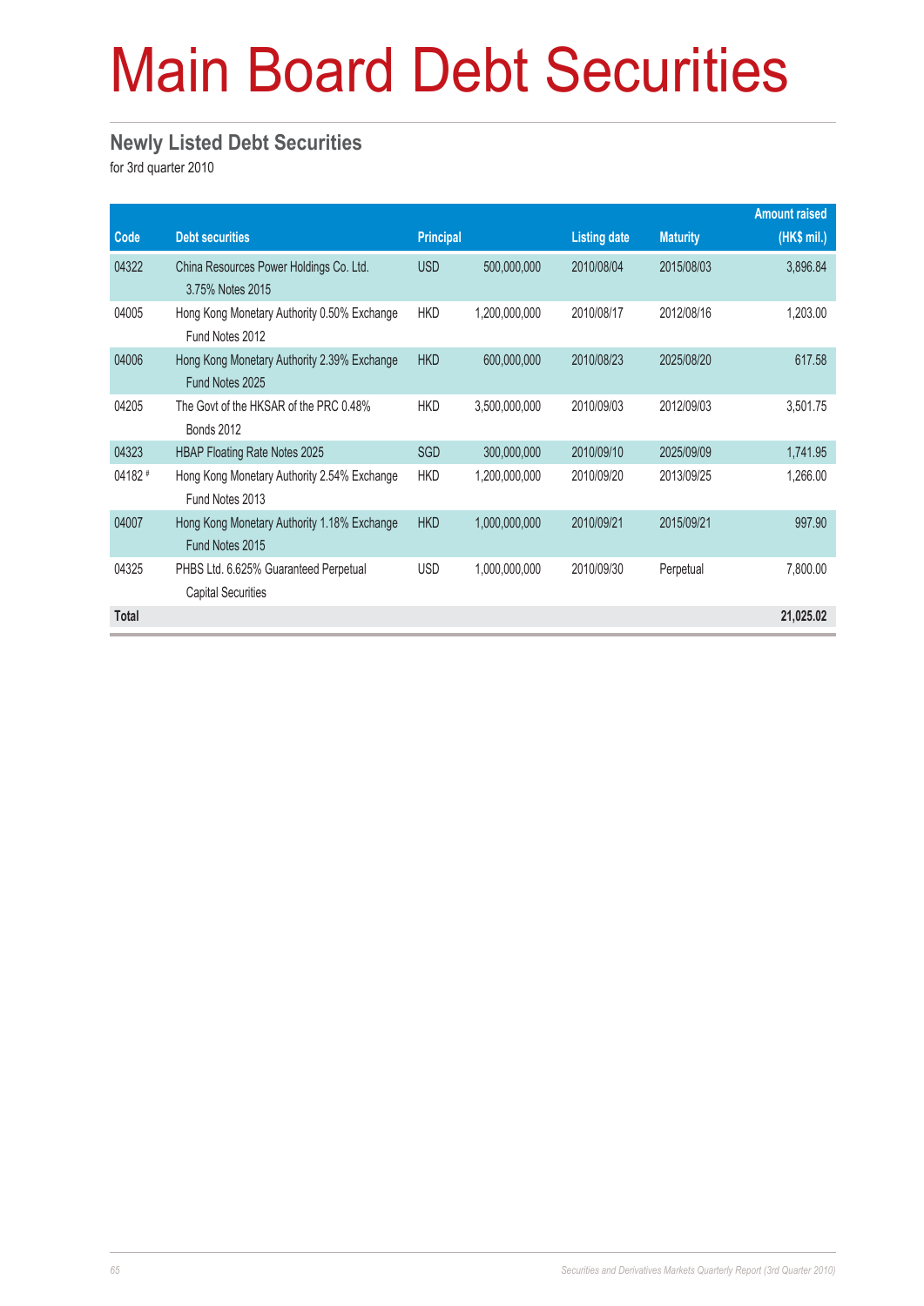# Main Board Debt Securities

## Newly Listed Debt Securities

for 3rd quarter 2010

| Code | Debt securities | Principal | | Listing date | Maturity | Amount raised (HK$ mil.) |
|---|---|---|---|---|---|---|
| 04322 | China Resources Power Holdings Co. Ltd. 3.75% Notes 2015 | USD | 500,000,000 | 2010/08/04 | 2015/08/03 | 3,896.84 |
| 04005 | Hong Kong Monetary Authority 0.50% Exchange Fund Notes 2012 | HKD | 1,200,000,000 | 2010/08/17 | 2012/08/16 | 1,203.00 |
| 04006 | Hong Kong Monetary Authority 2.39% Exchange Fund Notes 2025 | HKD | 600,000,000 | 2010/08/23 | 2025/08/20 | 617.58 |
| 04205 | The Govt of the HKSAR of the PRC 0.48% Bonds 2012 | HKD | 3,500,000,000 | 2010/09/03 | 2012/09/03 | 3,501.75 |
| 04323 | HBAP Floating Rate Notes 2025 | SGD | 300,000,000 | 2010/09/10 | 2025/09/09 | 1,741.95 |
| 04182 # | Hong Kong Monetary Authority 2.54% Exchange Fund Notes 2013 | HKD | 1,200,000,000 | 2010/09/20 | 2013/09/25 | 1,266.00 |
| 04007 | Hong Kong Monetary Authority 1.18% Exchange Fund Notes 2015 | HKD | 1,000,000,000 | 2010/09/21 | 2015/09/21 | 997.90 |
| 04325 | PHBS Ltd. 6.625% Guaranteed Perpetual Capital Securities | USD | 1,000,000,000 | 2010/09/30 | Perpetual | 7,800.00 |
| **Total** | | | | | | **21,025.02** |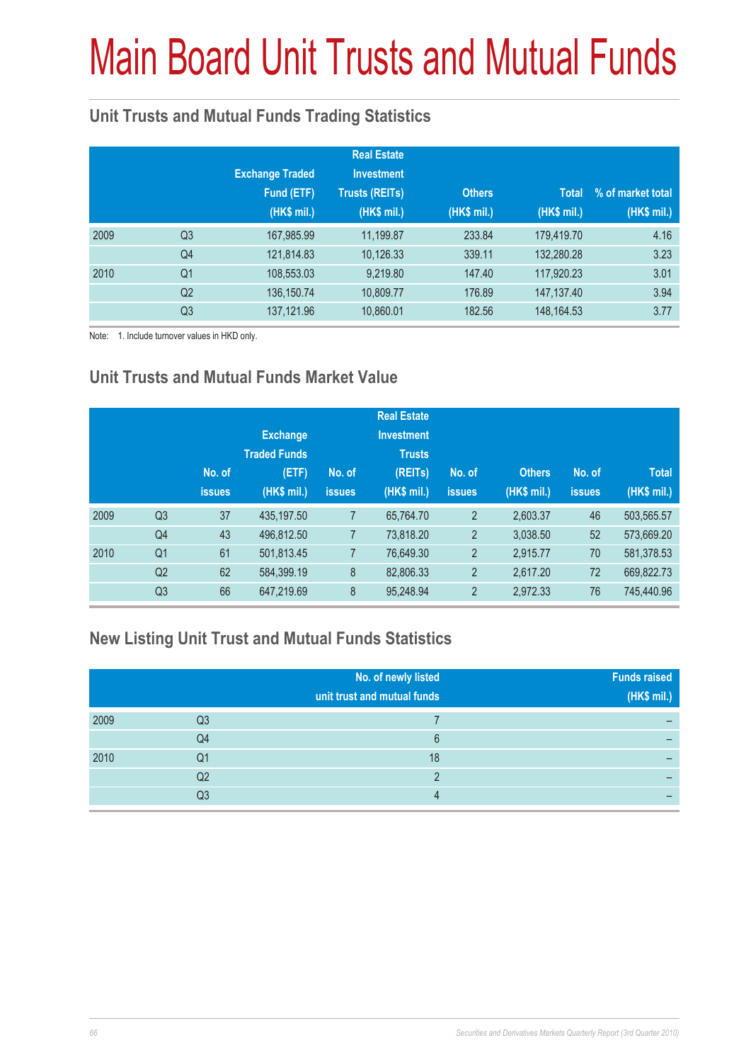# Main Board Unit Trusts and Mutual Funds

## Unit Trusts and Mutual Funds Trading Statistics

| | | Exchange Traded Fund (ETF) (HK$ mil.) | Real Estate Investment Trusts (REITs) (HK$ mil.) | Others (HK$ mil.) | Total (HK$ mil.) | % of market total (HK$ mil.) |
|---|---|---|---|---|---|---|
| 2009 | Q3 | 167,985.99 | 11,199.87 | 233.84 | 179,419.70 | 4.16 |
| | Q4 | 121,814.83 | 10,126.33 | 339.11 | 132,280.28 | 3.23 |
| 2010 | Q1 | 108,553.03 | 9,219.80 | 147.40 | 117,920.23 | 3.01 |
| | Q2 | 136,150.74 | 10,809.77 | 176.89 | 147,137.40 | 3.94 |
| | Q3 | 137,121.96 | 10,860.01 | 182.56 | 148,164.53 | 3.77 |

Note: 1. Include turnover values in HKD only.

## Unit Trusts and Mutual Funds Market Value

| | | No. of issues | Exchange Traded Funds (ETF) (HK$ mil.) | No. of issues | Real Estate Investment Trusts (REITs) (HK$ mil.) | No. of issues | Others (HK$ mil.) | No. of issues | Total (HK$ mil.) |
|---|---|---|---|---|---|---|---|---|---|
| 2009 | Q3 | 37 | 435,197.50 | 7 | 65,764.70 | 2 | 2,603.37 | 46 | 503,565.57 |
| | Q4 | 43 | 496,812.50 | 7 | 73,818.20 | 2 | 3,038.50 | 52 | 573,669.20 |
| 2010 | Q1 | 61 | 501,813.45 | 7 | 76,649.30 | 2 | 2,915.77 | 70 | 581,378.53 |
| | Q2 | 62 | 584,399.19 | 8 | 82,806.33 | 2 | 2,617.20 | 72 | 669,822.73 |
| | Q3 | 66 | 647,219.69 | 8 | 95,248.94 | 2 | 2,972.33 | 76 | 745,440.96 |

## New Listing Unit Trust and Mutual Funds Statistics

| | | No. of newly listed unit trust and mutual funds | Funds raised (HK$ mil.) |
|---|---|---|---|
| 2009 | Q3 | 7 | – |
| | Q4 | 6 | – |
| 2010 | Q1 | 18 | – |
| | Q2 | 2 | – |
| | Q3 | 4 | – |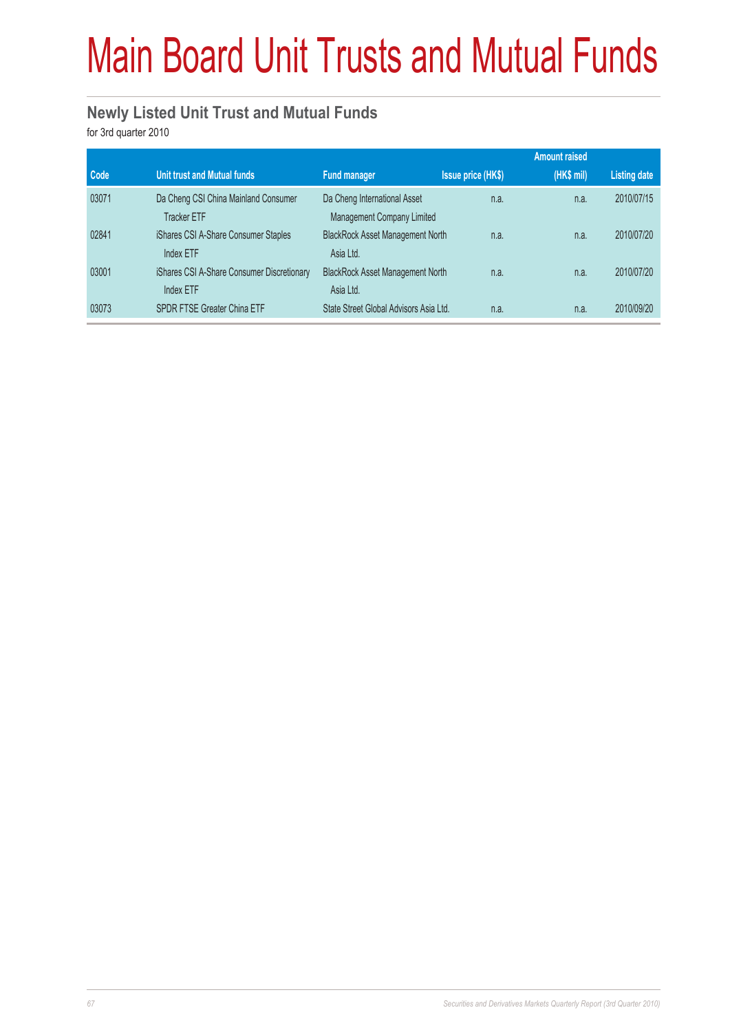# Main Board Unit Trusts and Mutual Funds

## Newly Listed Unit Trust and Mutual Funds

for 3rd quarter 2010

| Code | Unit trust and Mutual funds | Fund manager | Issue price (HK$) | Amount raised (HK$ mil) | Listing date |
|---|---|---|---|---|---|
| 03071 | Da Cheng CSI China Mainland Consumer Tracker ETF | Da Cheng International Asset Management Company Limited | n.a. | n.a. | 2010/07/15 |
| 02841 | iShares CSI A-Share Consumer Staples Index ETF | BlackRock Asset Management North Asia Ltd. | n.a. | n.a. | 2010/07/20 |
| 03001 | iShares CSI A-Share Consumer Discretionary Index ETF | BlackRock Asset Management North Asia Ltd. | n.a. | n.a. | 2010/07/20 |
| 03073 | SPDR FTSE Greater China ETF | State Street Global Advisors Asia Ltd. | n.a. | n.a. | 2010/09/20 |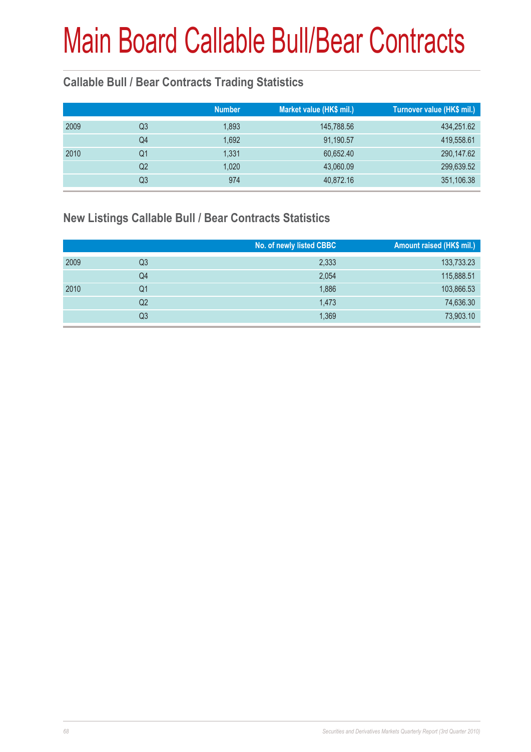# Main Board Callable Bull/Bear Contracts

## Callable Bull / Bear Contracts Trading Statistics

| | | Number | Market value (HK$ mil.) | Turnover value (HK$ mil.) |
|---|---|---|---|---|
| 2009 | Q3 | 1,893 | 145,788.56 | 434,251.62 |
| | Q4 | 1,692 | 91,190.57 | 419,558.61 |
| 2010 | Q1 | 1,331 | 60,652.40 | 290,147.62 |
| | Q2 | 1,020 | 43,060.09 | 299,639.52 |
| | Q3 | 974 | 40,872.16 | 351,106.38 |

## New Listings Callable Bull / Bear Contracts Statistics

| | | No. of newly listed CBBC | Amount raised (HK$ mil.) |
|---|---|---|---|
| 2009 | Q3 | 2,333 | 133,733.23 |
| | Q4 | 2,054 | 115,888.51 |
| 2010 | Q1 | 1,886 | 103,866.53 |
| | Q2 | 1,473 | 74,636.30 |
| | Q3 | 1,369 | 73,903.10 |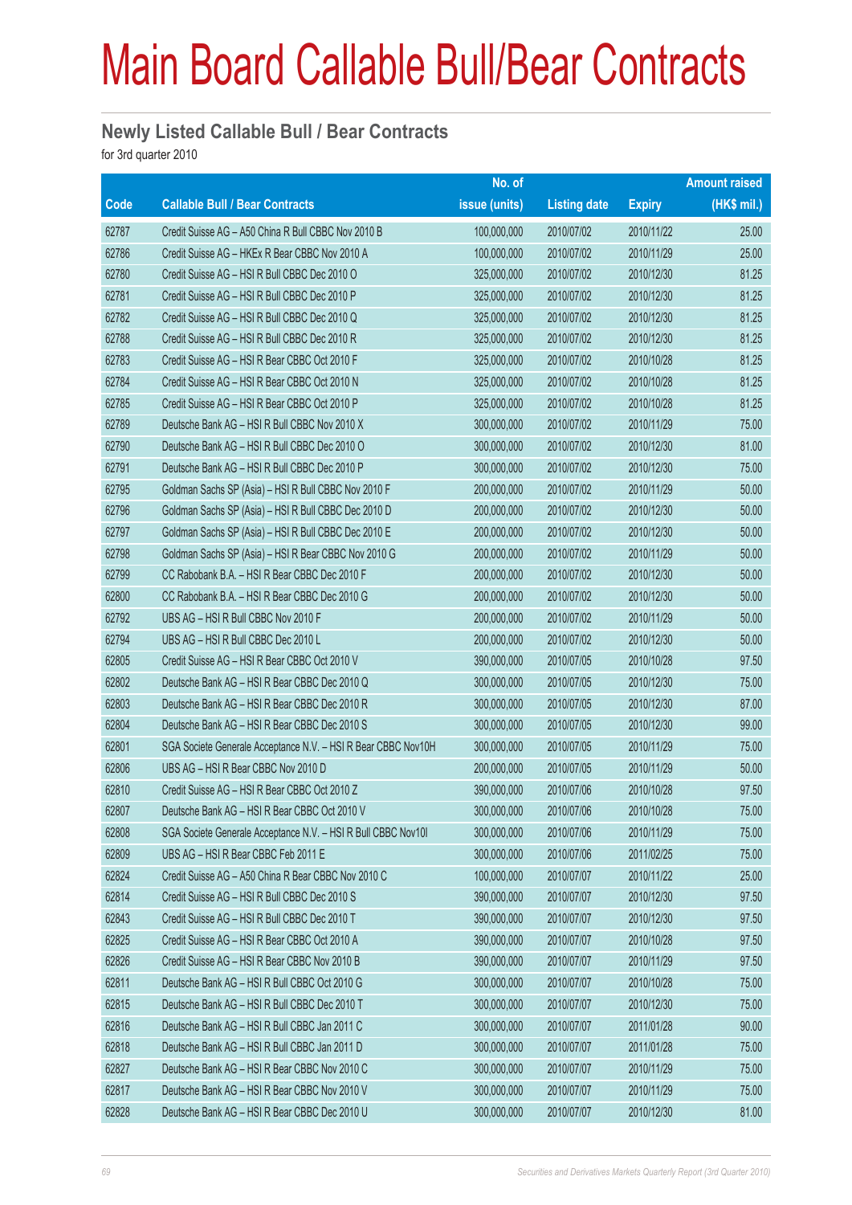# Main Board Callable Bull/Bear Contracts

## Newly Listed Callable Bull / Bear Contracts

for 3rd quarter 2010

| Code | Callable Bull / Bear Contracts | No. of issue (units) | Listing date | Expiry | Amount raised (HK$ mil.) |
|---|---|---|---|---|---|
| 62787 | Credit Suisse AG – A50 China R Bull CBBC Nov 2010 B | 100,000,000 | 2010/07/02 | 2010/11/22 | 25.00 |
| 62786 | Credit Suisse AG – HKEx R Bear CBBC Nov 2010 A | 100,000,000 | 2010/07/02 | 2010/11/29 | 25.00 |
| 62780 | Credit Suisse AG – HSI R Bull CBBC Dec 2010 O | 325,000,000 | 2010/07/02 | 2010/12/30 | 81.25 |
| 62781 | Credit Suisse AG – HSI R Bull CBBC Dec 2010 P | 325,000,000 | 2010/07/02 | 2010/12/30 | 81.25 |
| 62782 | Credit Suisse AG – HSI R Bull CBBC Dec 2010 Q | 325,000,000 | 2010/07/02 | 2010/12/30 | 81.25 |
| 62788 | Credit Suisse AG – HSI R Bull CBBC Dec 2010 R | 325,000,000 | 2010/07/02 | 2010/12/30 | 81.25 |
| 62783 | Credit Suisse AG – HSI R Bear CBBC Oct 2010 F | 325,000,000 | 2010/07/02 | 2010/10/28 | 81.25 |
| 62784 | Credit Suisse AG – HSI R Bear CBBC Oct 2010 N | 325,000,000 | 2010/07/02 | 2010/10/28 | 81.25 |
| 62785 | Credit Suisse AG – HSI R Bear CBBC Oct 2010 P | 325,000,000 | 2010/07/02 | 2010/10/28 | 81.25 |
| 62789 | Deutsche Bank AG – HSI R Bull CBBC Nov 2010 X | 300,000,000 | 2010/07/02 | 2010/11/29 | 75.00 |
| 62790 | Deutsche Bank AG – HSI R Bull CBBC Dec 2010 O | 300,000,000 | 2010/07/02 | 2010/12/30 | 81.00 |
| 62791 | Deutsche Bank AG – HSI R Bull CBBC Dec 2010 P | 300,000,000 | 2010/07/02 | 2010/12/30 | 75.00 |
| 62795 | Goldman Sachs SP (Asia) – HSI R Bull CBBC Nov 2010 F | 200,000,000 | 2010/07/02 | 2010/11/29 | 50.00 |
| 62796 | Goldman Sachs SP (Asia) – HSI R Bull CBBC Dec 2010 D | 200,000,000 | 2010/07/02 | 2010/12/30 | 50.00 |
| 62797 | Goldman Sachs SP (Asia) – HSI R Bull CBBC Dec 2010 E | 200,000,000 | 2010/07/02 | 2010/12/30 | 50.00 |
| 62798 | Goldman Sachs SP (Asia) – HSI R Bear CBBC Nov 2010 G | 200,000,000 | 2010/07/02 | 2010/11/29 | 50.00 |
| 62799 | CC Rabobank B.A. – HSI R Bear CBBC Dec 2010 F | 200,000,000 | 2010/07/02 | 2010/12/30 | 50.00 |
| 62800 | CC Rabobank B.A. – HSI R Bear CBBC Dec 2010 G | 200,000,000 | 2010/07/02 | 2010/12/30 | 50.00 |
| 62792 | UBS AG – HSI R Bull CBBC Nov 2010 F | 200,000,000 | 2010/07/02 | 2010/11/29 | 50.00 |
| 62794 | UBS AG – HSI R Bull CBBC Dec 2010 L | 200,000,000 | 2010/07/02 | 2010/12/30 | 50.00 |
| 62805 | Credit Suisse AG – HSI R Bear CBBC Oct 2010 V | 390,000,000 | 2010/07/05 | 2010/10/28 | 97.50 |
| 62802 | Deutsche Bank AG – HSI R Bear CBBC Dec 2010 Q | 300,000,000 | 2010/07/05 | 2010/12/30 | 75.00 |
| 62803 | Deutsche Bank AG – HSI R Bear CBBC Dec 2010 R | 300,000,000 | 2010/07/05 | 2010/12/30 | 87.00 |
| 62804 | Deutsche Bank AG – HSI R Bear CBBC Dec 2010 S | 300,000,000 | 2010/07/05 | 2010/12/30 | 99.00 |
| 62801 | SGA Societe Generale Acceptance N.V. – HSI R Bear CBBC Nov10H | 300,000,000 | 2010/07/05 | 2010/11/29 | 75.00 |
| 62806 | UBS AG – HSI R Bear CBBC Nov 2010 D | 200,000,000 | 2010/07/05 | 2010/11/29 | 50.00 |
| 62810 | Credit Suisse AG – HSI R Bear CBBC Oct 2010 Z | 390,000,000 | 2010/07/06 | 2010/10/28 | 97.50 |
| 62807 | Deutsche Bank AG – HSI R Bear CBBC Oct 2010 V | 300,000,000 | 2010/07/06 | 2010/10/28 | 75.00 |
| 62808 | SGA Societe Generale Acceptance N.V. – HSI R Bull CBBC Nov10I | 300,000,000 | 2010/07/06 | 2010/11/29 | 75.00 |
| 62809 | UBS AG – HSI R Bear CBBC Feb 2011 E | 300,000,000 | 2010/07/06 | 2011/02/25 | 75.00 |
| 62824 | Credit Suisse AG – A50 China R Bear CBBC Nov 2010 C | 100,000,000 | 2010/07/07 | 2010/11/22 | 25.00 |
| 62814 | Credit Suisse AG – HSI R Bull CBBC Dec 2010 S | 390,000,000 | 2010/07/07 | 2010/12/30 | 97.50 |
| 62843 | Credit Suisse AG – HSI R Bull CBBC Dec 2010 T | 390,000,000 | 2010/07/07 | 2010/12/30 | 97.50 |
| 62825 | Credit Suisse AG – HSI R Bear CBBC Oct 2010 A | 390,000,000 | 2010/07/07 | 2010/10/28 | 97.50 |
| 62826 | Credit Suisse AG – HSI R Bear CBBC Nov 2010 B | 390,000,000 | 2010/07/07 | 2010/11/29 | 97.50 |
| 62811 | Deutsche Bank AG – HSI R Bull CBBC Oct 2010 G | 300,000,000 | 2010/07/07 | 2010/10/28 | 75.00 |
| 62815 | Deutsche Bank AG – HSI R Bull CBBC Dec 2010 T | 300,000,000 | 2010/07/07 | 2010/12/30 | 75.00 |
| 62816 | Deutsche Bank AG – HSI R Bull CBBC Jan 2011 C | 300,000,000 | 2010/07/07 | 2011/01/28 | 90.00 |
| 62818 | Deutsche Bank AG – HSI R Bull CBBC Jan 2011 D | 300,000,000 | 2010/07/07 | 2011/01/28 | 75.00 |
| 62827 | Deutsche Bank AG – HSI R Bear CBBC Nov 2010 C | 300,000,000 | 2010/07/07 | 2010/11/29 | 75.00 |
| 62817 | Deutsche Bank AG – HSI R Bear CBBC Nov 2010 V | 300,000,000 | 2010/07/07 | 2010/11/29 | 75.00 |
| 62828 | Deutsche Bank AG – HSI R Bear CBBC Dec 2010 U | 300,000,000 | 2010/07/07 | 2010/12/30 | 81.00 |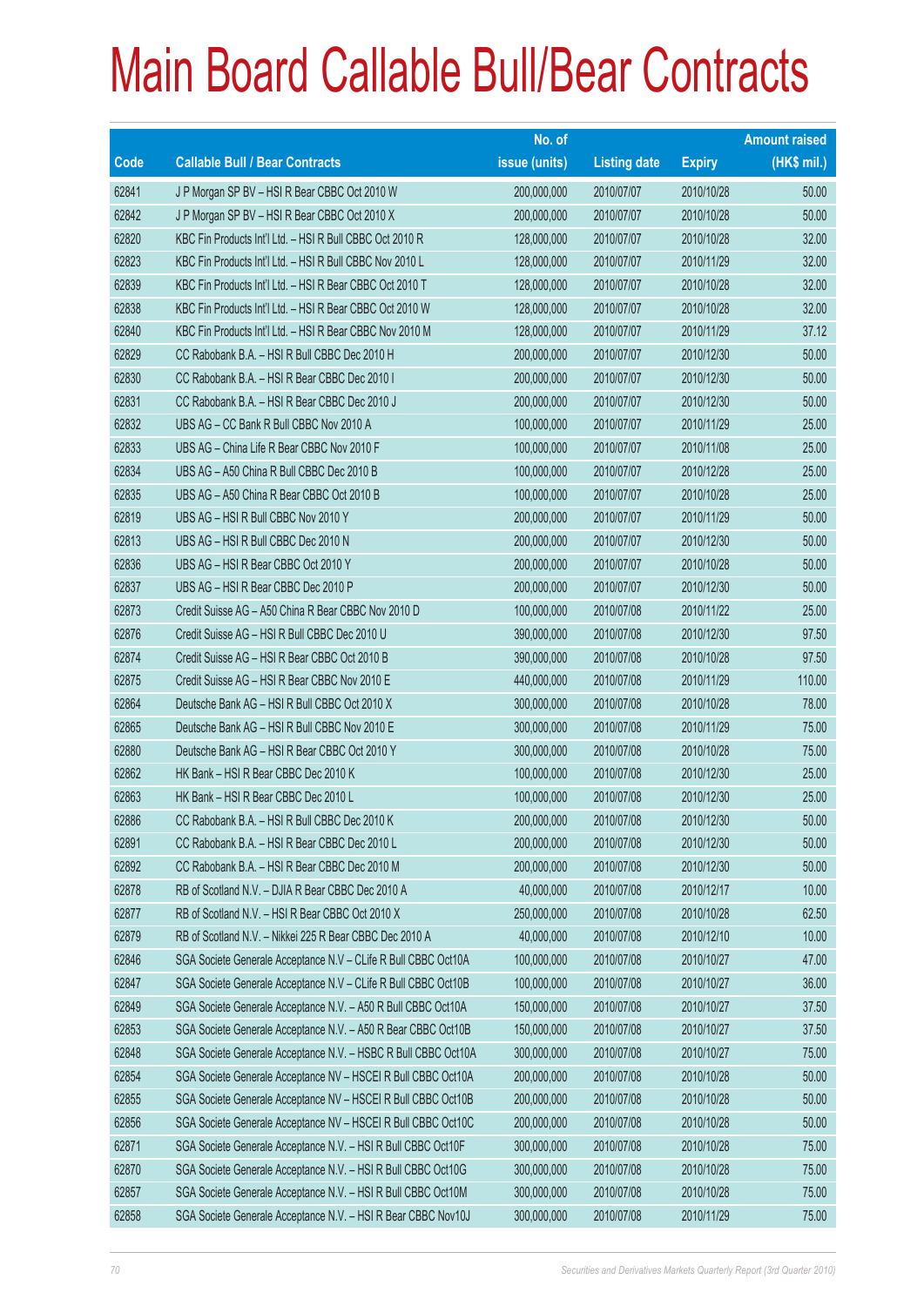# Main Board Callable Bull/Bear Contracts

| Code | Callable Bull / Bear Contracts | No. of issue (units) | Listing date | Expiry | Amount raised (HK$ mil.) |
|---|---|---|---|---|---|
| 62841 | J P Morgan SP BV – HSI R Bear CBBC Oct 2010 W | 200,000,000 | 2010/07/07 | 2010/10/28 | 50.00 |
| 62842 | J P Morgan SP BV – HSI R Bear CBBC Oct 2010 X | 200,000,000 | 2010/07/07 | 2010/10/28 | 50.00 |
| 62820 | KBC Fin Products Int'l Ltd. – HSI R Bull CBBC Oct 2010 R | 128,000,000 | 2010/07/07 | 2010/10/28 | 32.00 |
| 62823 | KBC Fin Products Int'l Ltd. – HSI R Bull CBBC Nov 2010 L | 128,000,000 | 2010/07/07 | 2010/11/29 | 32.00 |
| 62839 | KBC Fin Products Int'l Ltd. – HSI R Bear CBBC Oct 2010 T | 128,000,000 | 2010/07/07 | 2010/10/28 | 32.00 |
| 62838 | KBC Fin Products Int'l Ltd. – HSI R Bear CBBC Oct 2010 W | 128,000,000 | 2010/07/07 | 2010/10/28 | 32.00 |
| 62840 | KBC Fin Products Int'l Ltd. – HSI R Bear CBBC Nov 2010 M | 128,000,000 | 2010/07/07 | 2010/11/29 | 37.12 |
| 62829 | CC Rabobank B.A. – HSI R Bull CBBC Dec 2010 H | 200,000,000 | 2010/07/07 | 2010/12/30 | 50.00 |
| 62830 | CC Rabobank B.A. – HSI R Bear CBBC Dec 2010 I | 200,000,000 | 2010/07/07 | 2010/12/30 | 50.00 |
| 62831 | CC Rabobank B.A. – HSI R Bear CBBC Dec 2010 J | 200,000,000 | 2010/07/07 | 2010/12/30 | 50.00 |
| 62832 | UBS AG – CC Bank R Bull CBBC Nov 2010 A | 100,000,000 | 2010/07/07 | 2010/11/29 | 25.00 |
| 62833 | UBS AG – China Life R Bear CBBC Nov 2010 F | 100,000,000 | 2010/07/07 | 2010/11/08 | 25.00 |
| 62834 | UBS AG – A50 China R Bull CBBC Dec 2010 B | 100,000,000 | 2010/07/07 | 2010/12/28 | 25.00 |
| 62835 | UBS AG – A50 China R Bear CBBC Oct 2010 B | 100,000,000 | 2010/07/07 | 2010/10/28 | 25.00 |
| 62819 | UBS AG – HSI R Bull CBBC Nov 2010 Y | 200,000,000 | 2010/07/07 | 2010/11/29 | 50.00 |
| 62813 | UBS AG – HSI R Bull CBBC Dec 2010 N | 200,000,000 | 2010/07/07 | 2010/12/30 | 50.00 |
| 62836 | UBS AG – HSI R Bear CBBC Oct 2010 Y | 200,000,000 | 2010/07/07 | 2010/10/28 | 50.00 |
| 62837 | UBS AG – HSI R Bear CBBC Dec 2010 P | 200,000,000 | 2010/07/07 | 2010/12/30 | 50.00 |
| 62873 | Credit Suisse AG – A50 China R Bear CBBC Nov 2010 D | 100,000,000 | 2010/07/08 | 2010/11/22 | 25.00 |
| 62876 | Credit Suisse AG – HSI R Bull CBBC Dec 2010 U | 390,000,000 | 2010/07/08 | 2010/12/30 | 97.50 |
| 62874 | Credit Suisse AG – HSI R Bear CBBC Oct 2010 B | 390,000,000 | 2010/07/08 | 2010/10/28 | 97.50 |
| 62875 | Credit Suisse AG – HSI R Bear CBBC Nov 2010 E | 440,000,000 | 2010/07/08 | 2010/11/29 | 110.00 |
| 62864 | Deutsche Bank AG – HSI R Bull CBBC Oct 2010 X | 300,000,000 | 2010/07/08 | 2010/10/28 | 78.00 |
| 62865 | Deutsche Bank AG – HSI R Bull CBBC Nov 2010 E | 300,000,000 | 2010/07/08 | 2010/11/29 | 75.00 |
| 62880 | Deutsche Bank AG – HSI R Bear CBBC Oct 2010 Y | 300,000,000 | 2010/07/08 | 2010/10/28 | 75.00 |
| 62862 | HK Bank – HSI R Bear CBBC Dec 2010 K | 100,000,000 | 2010/07/08 | 2010/12/30 | 25.00 |
| 62863 | HK Bank – HSI R Bear CBBC Dec 2010 L | 100,000,000 | 2010/07/08 | 2010/12/30 | 25.00 |
| 62886 | CC Rabobank B.A. – HSI R Bull CBBC Dec 2010 K | 200,000,000 | 2010/07/08 | 2010/12/30 | 50.00 |
| 62891 | CC Rabobank B.A. – HSI R Bear CBBC Dec 2010 L | 200,000,000 | 2010/07/08 | 2010/12/30 | 50.00 |
| 62892 | CC Rabobank B.A. – HSI R Bear CBBC Dec 2010 M | 200,000,000 | 2010/07/08 | 2010/12/30 | 50.00 |
| 62878 | RB of Scotland N.V. – DJIA R Bear CBBC Dec 2010 A | 40,000,000 | 2010/07/08 | 2010/12/17 | 10.00 |
| 62877 | RB of Scotland N.V. – HSI R Bear CBBC Oct 2010 X | 250,000,000 | 2010/07/08 | 2010/10/28 | 62.50 |
| 62879 | RB of Scotland N.V. – Nikkei 225 R Bear CBBC Dec 2010 A | 40,000,000 | 2010/07/08 | 2010/12/10 | 10.00 |
| 62846 | SGA Societe Generale Acceptance N.V – CLife R Bull CBBC Oct10A | 100,000,000 | 2010/07/08 | 2010/10/27 | 47.00 |
| 62847 | SGA Societe Generale Acceptance N.V – CLife R Bull CBBC Oct10B | 100,000,000 | 2010/07/08 | 2010/10/27 | 36.00 |
| 62849 | SGA Societe Generale Acceptance N.V. – A50 R Bull CBBC Oct10A | 150,000,000 | 2010/07/08 | 2010/10/27 | 37.50 |
| 62853 | SGA Societe Generale Acceptance N.V. – A50 R Bear CBBC Oct10B | 150,000,000 | 2010/07/08 | 2010/10/27 | 37.50 |
| 62848 | SGA Societe Generale Acceptance N.V. – HSBC R Bull CBBC Oct10A | 300,000,000 | 2010/07/08 | 2010/10/27 | 75.00 |
| 62854 | SGA Societe Generale Acceptance NV – HSCEI R Bull CBBC Oct10A | 200,000,000 | 2010/07/08 | 2010/10/28 | 50.00 |
| 62855 | SGA Societe Generale Acceptance NV – HSCEI R Bull CBBC Oct10B | 200,000,000 | 2010/07/08 | 2010/10/28 | 50.00 |
| 62856 | SGA Societe Generale Acceptance NV – HSCEI R Bull CBBC Oct10C | 200,000,000 | 2010/07/08 | 2010/10/28 | 50.00 |
| 62871 | SGA Societe Generale Acceptance N.V. – HSI R Bull CBBC Oct10F | 300,000,000 | 2010/07/08 | 2010/10/28 | 75.00 |
| 62870 | SGA Societe Generale Acceptance N.V. – HSI R Bull CBBC Oct10G | 300,000,000 | 2010/07/08 | 2010/10/28 | 75.00 |
| 62857 | SGA Societe Generale Acceptance N.V. – HSI R Bull CBBC Oct10M | 300,000,000 | 2010/07/08 | 2010/10/28 | 75.00 |
| 62858 | SGA Societe Generale Acceptance N.V. – HSI R Bear CBBC Nov10J | 300,000,000 | 2010/07/08 | 2010/11/29 | 75.00 |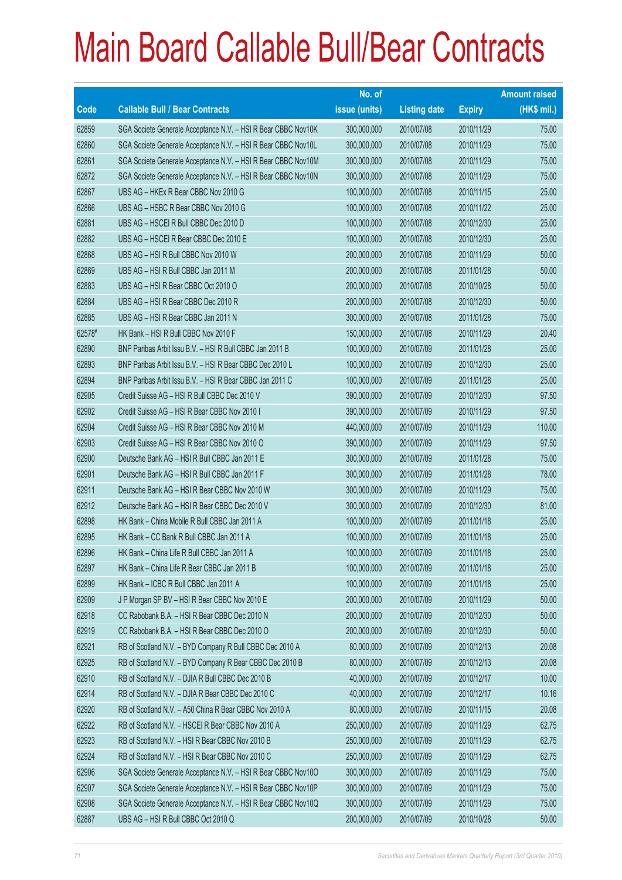# Main Board Callable Bull/Bear Contracts

| Code | Callable Bull / Bear Contracts | No. of issue (units) | Listing date | Expiry | Amount raised (HK$ mil.) |
|---|---|---|---|---|---|
| 62859 | SGA Societe Generale Acceptance N.V. – HSI R Bear CBBC Nov10K | 300,000,000 | 2010/07/08 | 2010/11/29 | 75.00 |
| 62860 | SGA Societe Generale Acceptance N.V. – HSI R Bear CBBC Nov10L | 300,000,000 | 2010/07/08 | 2010/11/29 | 75.00 |
| 62861 | SGA Societe Generale Acceptance N.V. – HSI R Bear CBBC Nov10M | 300,000,000 | 2010/07/08 | 2010/11/29 | 75.00 |
| 62872 | SGA Societe Generale Acceptance N.V. – HSI R Bear CBBC Nov10N | 300,000,000 | 2010/07/08 | 2010/11/29 | 75.00 |
| 62867 | UBS AG – HKEx R Bear CBBC Nov 2010 G | 100,000,000 | 2010/07/08 | 2010/11/15 | 25.00 |
| 62866 | UBS AG – HSBC R Bear CBBC Nov 2010 G | 100,000,000 | 2010/07/08 | 2010/11/22 | 25.00 |
| 62881 | UBS AG – HSCEI R Bull CBBC Dec 2010 D | 100,000,000 | 2010/07/08 | 2010/12/30 | 25.00 |
| 62882 | UBS AG – HSCEI R Bear CBBC Dec 2010 E | 100,000,000 | 2010/07/08 | 2010/12/30 | 25.00 |
| 62868 | UBS AG – HSI R Bull CBBC Nov 2010 W | 200,000,000 | 2010/07/08 | 2010/11/29 | 50.00 |
| 62869 | UBS AG – HSI R Bull CBBC Jan 2011 M | 200,000,000 | 2010/07/08 | 2011/01/28 | 50.00 |
| 62883 | UBS AG – HSI R Bear CBBC Oct 2010 O | 200,000,000 | 2010/07/08 | 2010/10/28 | 50.00 |
| 62884 | UBS AG – HSI R Bear CBBC Dec 2010 R | 200,000,000 | 2010/07/08 | 2010/12/30 | 50.00 |
| 62885 | UBS AG – HSI R Bear CBBC Jan 2011 N | 300,000,000 | 2010/07/08 | 2011/01/28 | 75.00 |
| 62578# | HK Bank – HSI R Bull CBBC Nov 2010 F | 150,000,000 | 2010/07/08 | 2010/11/29 | 20.40 |
| 62890 | BNP Paribas Arbit Issu B.V. – HSI R Bull CBBC Jan 2011 B | 100,000,000 | 2010/07/09 | 2011/01/28 | 25.00 |
| 62893 | BNP Paribas Arbit Issu B.V. – HSI R Bear CBBC Dec 2010 L | 100,000,000 | 2010/07/09 | 2010/12/30 | 25.00 |
| 62894 | BNP Paribas Arbit Issu B.V. – HSI R Bear CBBC Jan 2011 C | 100,000,000 | 2010/07/09 | 2011/01/28 | 25.00 |
| 62905 | Credit Suisse AG – HSI R Bull CBBC Dec 2010 V | 390,000,000 | 2010/07/09 | 2010/12/30 | 97.50 |
| 62902 | Credit Suisse AG – HSI R Bear CBBC Nov 2010 I | 390,000,000 | 2010/07/09 | 2010/11/29 | 97.50 |
| 62904 | Credit Suisse AG – HSI R Bear CBBC Nov 2010 M | 440,000,000 | 2010/07/09 | 2010/11/29 | 110.00 |
| 62903 | Credit Suisse AG – HSI R Bear CBBC Nov 2010 O | 390,000,000 | 2010/07/09 | 2010/11/29 | 97.50 |
| 62900 | Deutsche Bank AG – HSI R Bull CBBC Jan 2011 E | 300,000,000 | 2010/07/09 | 2011/01/28 | 75.00 |
| 62901 | Deutsche Bank AG – HSI R Bull CBBC Jan 2011 F | 300,000,000 | 2010/07/09 | 2011/01/28 | 78.00 |
| 62911 | Deutsche Bank AG – HSI R Bear CBBC Nov 2010 W | 300,000,000 | 2010/07/09 | 2010/11/29 | 75.00 |
| 62912 | Deutsche Bank AG – HSI R Bear CBBC Dec 2010 V | 300,000,000 | 2010/07/09 | 2010/12/30 | 81.00 |
| 62898 | HK Bank – China Mobile R Bull CBBC Jan 2011 A | 100,000,000 | 2010/07/09 | 2011/01/18 | 25.00 |
| 62895 | HK Bank – CC Bank R Bull CBBC Jan 2011 A | 100,000,000 | 2010/07/09 | 2011/01/18 | 25.00 |
| 62896 | HK Bank – China Life R Bull CBBC Jan 2011 A | 100,000,000 | 2010/07/09 | 2011/01/18 | 25.00 |
| 62897 | HK Bank – China Life R Bear CBBC Jan 2011 B | 100,000,000 | 2010/07/09 | 2011/01/18 | 25.00 |
| 62899 | HK Bank – ICBC R Bull CBBC Jan 2011 A | 100,000,000 | 2010/07/09 | 2011/01/18 | 25.00 |
| 62909 | J P Morgan SP BV – HSI R Bear CBBC Nov 2010 E | 200,000,000 | 2010/07/09 | 2010/11/29 | 50.00 |
| 62918 | CC Rabobank B.A. – HSI R Bear CBBC Dec 2010 N | 200,000,000 | 2010/07/09 | 2010/12/30 | 50.00 |
| 62919 | CC Rabobank B.A. – HSI R Bear CBBC Dec 2010 O | 200,000,000 | 2010/07/09 | 2010/12/30 | 50.00 |
| 62921 | RB of Scotland N.V. – BYD Company R Bull CBBC Dec 2010 A | 80,000,000 | 2010/07/09 | 2010/12/13 | 20.08 |
| 62925 | RB of Scotland N.V. – BYD Company R Bear CBBC Dec 2010 B | 80,000,000 | 2010/07/09 | 2010/12/13 | 20.08 |
| 62910 | RB of Scotland N.V. – DJIA R Bull CBBC Dec 2010 B | 40,000,000 | 2010/07/09 | 2010/12/17 | 10.00 |
| 62914 | RB of Scotland N.V. – DJIA R Bear CBBC Dec 2010 C | 40,000,000 | 2010/07/09 | 2010/12/17 | 10.16 |
| 62920 | RB of Scotland N.V. – A50 China R Bear CBBC Nov 2010 A | 80,000,000 | 2010/07/09 | 2010/11/15 | 20.08 |
| 62922 | RB of Scotland N.V. – HSCEI R Bear CBBC Nov 2010 A | 250,000,000 | 2010/07/09 | 2010/11/29 | 62.75 |
| 62923 | RB of Scotland N.V. – HSI R Bear CBBC Nov 2010 B | 250,000,000 | 2010/07/09 | 2010/11/29 | 62.75 |
| 62924 | RB of Scotland N.V. – HSI R Bear CBBC Nov 2010 C | 250,000,000 | 2010/07/09 | 2010/11/29 | 62.75 |
| 62906 | SGA Societe Generale Acceptance N.V. – HSI R Bear CBBC Nov10O | 300,000,000 | 2010/07/09 | 2010/11/29 | 75.00 |
| 62907 | SGA Societe Generale Acceptance N.V. – HSI R Bear CBBC Nov10P | 300,000,000 | 2010/07/09 | 2010/11/29 | 75.00 |
| 62908 | SGA Societe Generale Acceptance N.V. – HSI R Bear CBBC Nov10Q | 300,000,000 | 2010/07/09 | 2010/11/29 | 75.00 |
| 62887 | UBS AG – HSI R Bull CBBC Oct 2010 Q | 200,000,000 | 2010/07/09 | 2010/10/28 | 50.00 |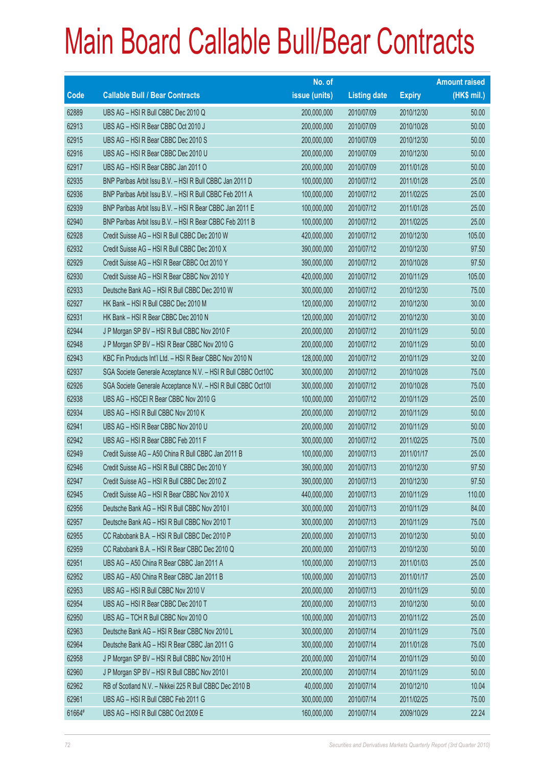# Main Board Callable Bull/Bear Contracts

| Code | Callable Bull / Bear Contracts | No. of issue (units) | Listing date | Expiry | Amount raised (HK$ mil.) |
|---|---|---|---|---|---|
| 62889 | UBS AG – HSI R Bull CBBC Dec 2010 Q | 200,000,000 | 2010/07/09 | 2010/12/30 | 50.00 |
| 62913 | UBS AG – HSI R Bear CBBC Oct 2010 J | 200,000,000 | 2010/07/09 | 2010/10/28 | 50.00 |
| 62915 | UBS AG – HSI R Bear CBBC Dec 2010 S | 200,000,000 | 2010/07/09 | 2010/12/30 | 50.00 |
| 62916 | UBS AG – HSI R Bear CBBC Dec 2010 U | 200,000,000 | 2010/07/09 | 2010/12/30 | 50.00 |
| 62917 | UBS AG – HSI R Bear CBBC Jan 2011 O | 200,000,000 | 2010/07/09 | 2011/01/28 | 50.00 |
| 62935 | BNP Paribas Arbit Issu B.V. – HSI R Bull CBBC Jan 2011 D | 100,000,000 | 2010/07/12 | 2011/01/28 | 25.00 |
| 62936 | BNP Paribas Arbit Issu B.V. – HSI R Bull CBBC Feb 2011 A | 100,000,000 | 2010/07/12 | 2011/02/25 | 25.00 |
| 62939 | BNP Paribas Arbit Issu B.V. – HSI R Bear CBBC Jan 2011 E | 100,000,000 | 2010/07/12 | 2011/01/28 | 25.00 |
| 62940 | BNP Paribas Arbit Issu B.V. – HSI R Bear CBBC Feb 2011 B | 100,000,000 | 2010/07/12 | 2011/02/25 | 25.00 |
| 62928 | Credit Suisse AG – HSI R Bull CBBC Dec 2010 W | 420,000,000 | 2010/07/12 | 2010/12/30 | 105.00 |
| 62932 | Credit Suisse AG – HSI R Bull CBBC Dec 2010 X | 390,000,000 | 2010/07/12 | 2010/12/30 | 97.50 |
| 62929 | Credit Suisse AG – HSI R Bear CBBC Oct 2010 Y | 390,000,000 | 2010/07/12 | 2010/10/28 | 97.50 |
| 62930 | Credit Suisse AG – HSI R Bear CBBC Nov 2010 Y | 420,000,000 | 2010/07/12 | 2010/11/29 | 105.00 |
| 62933 | Deutsche Bank AG – HSI R Bull CBBC Dec 2010 W | 300,000,000 | 2010/07/12 | 2010/12/30 | 75.00 |
| 62927 | HK Bank – HSI R Bull CBBC Dec 2010 M | 120,000,000 | 2010/07/12 | 2010/12/30 | 30.00 |
| 62931 | HK Bank – HSI R Bear CBBC Dec 2010 N | 120,000,000 | 2010/07/12 | 2010/12/30 | 30.00 |
| 62944 | J P Morgan SP BV – HSI R Bull CBBC Nov 2010 F | 200,000,000 | 2010/07/12 | 2010/11/29 | 50.00 |
| 62948 | J P Morgan SP BV – HSI R Bear CBBC Nov 2010 G | 200,000,000 | 2010/07/12 | 2010/11/29 | 50.00 |
| 62943 | KBC Fin Products Int'l Ltd. – HSI R Bear CBBC Nov 2010 N | 128,000,000 | 2010/07/12 | 2010/11/29 | 32.00 |
| 62937 | SGA Societe Generale Acceptance N.V. – HSI R Bull CBBC Oct10C | 300,000,000 | 2010/07/12 | 2010/10/28 | 75.00 |
| 62926 | SGA Societe Generale Acceptance N.V. – HSI R Bull CBBC Oct10I | 300,000,000 | 2010/07/12 | 2010/10/28 | 75.00 |
| 62938 | UBS AG – HSCEI R Bear CBBC Nov 2010 G | 100,000,000 | 2010/07/12 | 2010/11/29 | 25.00 |
| 62934 | UBS AG – HSI R Bull CBBC Nov 2010 K | 200,000,000 | 2010/07/12 | 2010/11/29 | 50.00 |
| 62941 | UBS AG – HSI R Bear CBBC Nov 2010 U | 200,000,000 | 2010/07/12 | 2010/11/29 | 50.00 |
| 62942 | UBS AG – HSI R Bear CBBC Feb 2011 F | 300,000,000 | 2010/07/12 | 2011/02/25 | 75.00 |
| 62949 | Credit Suisse AG – A50 China R Bull CBBC Jan 2011 B | 100,000,000 | 2010/07/13 | 2011/01/17 | 25.00 |
| 62946 | Credit Suisse AG – HSI R Bull CBBC Dec 2010 Y | 390,000,000 | 2010/07/13 | 2010/12/30 | 97.50 |
| 62947 | Credit Suisse AG – HSI R Bull CBBC Dec 2010 Z | 390,000,000 | 2010/07/13 | 2010/12/30 | 97.50 |
| 62945 | Credit Suisse AG – HSI R Bear CBBC Nov 2010 X | 440,000,000 | 2010/07/13 | 2010/11/29 | 110.00 |
| 62956 | Deutsche Bank AG – HSI R Bull CBBC Nov 2010 I | 300,000,000 | 2010/07/13 | 2010/11/29 | 84.00 |
| 62957 | Deutsche Bank AG – HSI R Bull CBBC Nov 2010 T | 300,000,000 | 2010/07/13 | 2010/11/29 | 75.00 |
| 62955 | CC Rabobank B.A. – HSI R Bull CBBC Dec 2010 P | 200,000,000 | 2010/07/13 | 2010/12/30 | 50.00 |
| 62959 | CC Rabobank B.A. – HSI R Bear CBBC Dec 2010 Q | 200,000,000 | 2010/07/13 | 2010/12/30 | 50.00 |
| 62951 | UBS AG – A50 China R Bear CBBC Jan 2011 A | 100,000,000 | 2010/07/13 | 2011/01/03 | 25.00 |
| 62952 | UBS AG – A50 China R Bear CBBC Jan 2011 B | 100,000,000 | 2010/07/13 | 2011/01/17 | 25.00 |
| 62953 | UBS AG – HSI R Bull CBBC Nov 2010 V | 200,000,000 | 2010/07/13 | 2010/11/29 | 50.00 |
| 62954 | UBS AG – HSI R Bear CBBC Dec 2010 T | 200,000,000 | 2010/07/13 | 2010/12/30 | 50.00 |
| 62950 | UBS AG – TCH R Bull CBBC Nov 2010 O | 100,000,000 | 2010/07/13 | 2010/11/22 | 25.00 |
| 62963 | Deutsche Bank AG – HSI R Bear CBBC Nov 2010 L | 300,000,000 | 2010/07/14 | 2010/11/29 | 75.00 |
| 62964 | Deutsche Bank AG – HSI R Bear CBBC Jan 2011 G | 300,000,000 | 2010/07/14 | 2011/01/28 | 75.00 |
| 62958 | J P Morgan SP BV – HSI R Bull CBBC Nov 2010 H | 200,000,000 | 2010/07/14 | 2010/11/29 | 50.00 |
| 62960 | J P Morgan SP BV – HSI R Bull CBBC Nov 2010 I | 200,000,000 | 2010/07/14 | 2010/11/29 | 50.00 |
| 62962 | RB of Scotland N.V. – Nikkei 225 R Bull CBBC Dec 2010 B | 40,000,000 | 2010/07/14 | 2010/12/10 | 10.04 |
| 62961 | UBS AG – HSI R Bull CBBC Feb 2011 G | 300,000,000 | 2010/07/14 | 2011/02/25 | 75.00 |
| 61664# | UBS AG – HSI R Bull CBBC Oct 2009 E | 160,000,000 | 2010/07/14 | 2009/10/29 | 22.24 |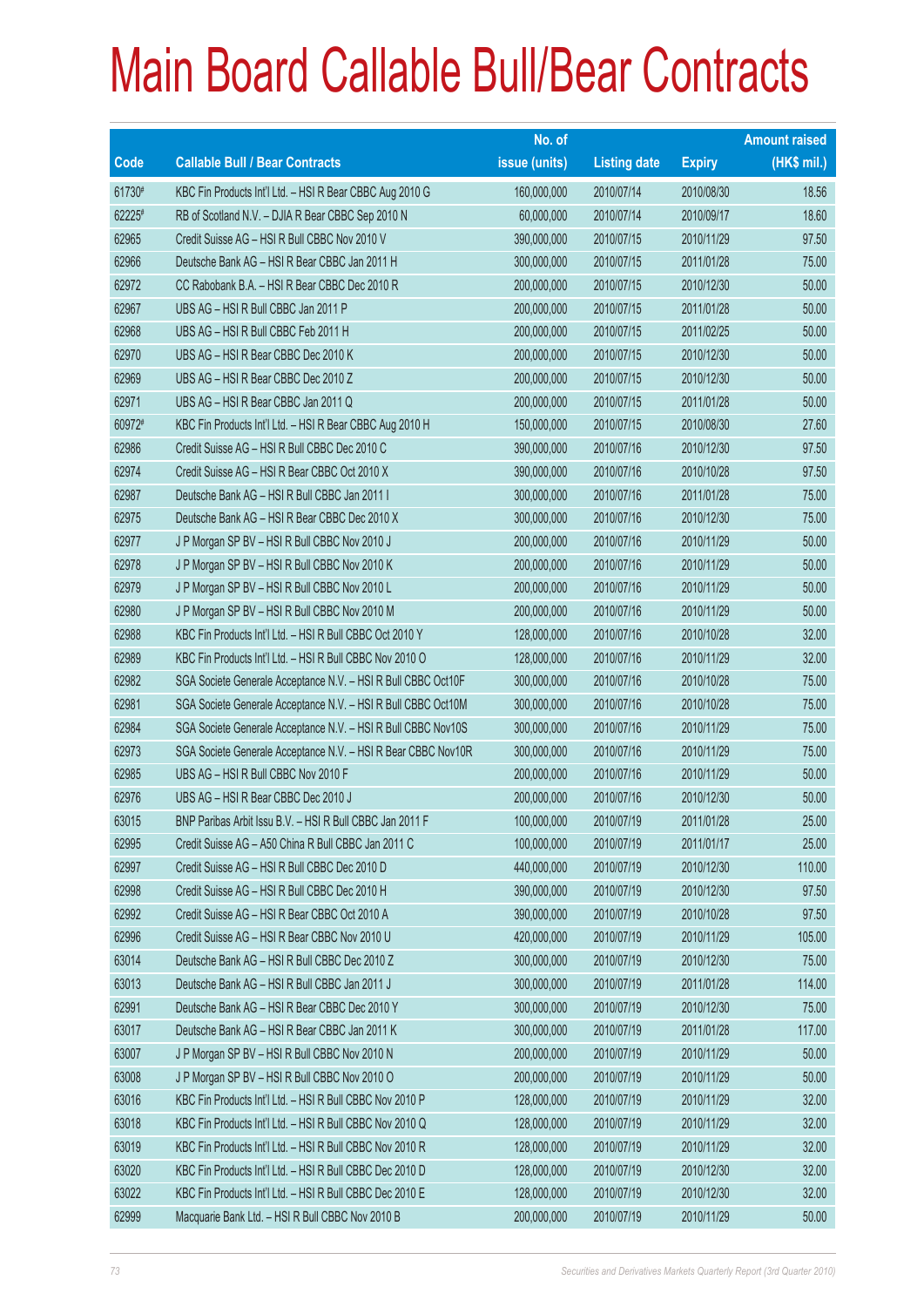# Main Board Callable Bull/Bear Contracts

| Code | Callable Bull / Bear Contracts | No. of issue (units) | Listing date | Expiry | Amount raised (HK$ mil.) |
|---|---|---|---|---|---|
| 61730# | KBC Fin Products Int'l Ltd. – HSI R Bear CBBC Aug 2010 G | 160,000,000 | 2010/07/14 | 2010/08/30 | 18.56 |
| 62225# | RB of Scotland N.V. – DJIA R Bear CBBC Sep 2010 N | 60,000,000 | 2010/07/14 | 2010/09/17 | 18.60 |
| 62965 | Credit Suisse AG – HSI R Bull CBBC Nov 2010 V | 390,000,000 | 2010/07/15 | 2010/11/29 | 97.50 |
| 62966 | Deutsche Bank AG – HSI R Bear CBBC Jan 2011 H | 300,000,000 | 2010/07/15 | 2011/01/28 | 75.00 |
| 62972 | CC Rabobank B.A. – HSI R Bear CBBC Dec 2010 R | 200,000,000 | 2010/07/15 | 2010/12/30 | 50.00 |
| 62967 | UBS AG – HSI R Bull CBBC Jan 2011 P | 200,000,000 | 2010/07/15 | 2011/01/28 | 50.00 |
| 62968 | UBS AG – HSI R Bull CBBC Feb 2011 H | 200,000,000 | 2010/07/15 | 2011/02/25 | 50.00 |
| 62970 | UBS AG – HSI R Bear CBBC Dec 2010 K | 200,000,000 | 2010/07/15 | 2010/12/30 | 50.00 |
| 62969 | UBS AG – HSI R Bear CBBC Dec 2010 Z | 200,000,000 | 2010/07/15 | 2010/12/30 | 50.00 |
| 62971 | UBS AG – HSI R Bear CBBC Jan 2011 Q | 200,000,000 | 2010/07/15 | 2011/01/28 | 50.00 |
| 60972# | KBC Fin Products Int'l Ltd. – HSI R Bear CBBC Aug 2010 H | 150,000,000 | 2010/07/15 | 2010/08/30 | 27.60 |
| 62986 | Credit Suisse AG – HSI R Bull CBBC Dec 2010 C | 390,000,000 | 2010/07/16 | 2010/12/30 | 97.50 |
| 62974 | Credit Suisse AG – HSI R Bear CBBC Oct 2010 X | 390,000,000 | 2010/07/16 | 2010/10/28 | 97.50 |
| 62987 | Deutsche Bank AG – HSI R Bull CBBC Jan 2011 I | 300,000,000 | 2010/07/16 | 2011/01/28 | 75.00 |
| 62975 | Deutsche Bank AG – HSI R Bear CBBC Dec 2010 X | 300,000,000 | 2010/07/16 | 2010/12/30 | 75.00 |
| 62977 | J P Morgan SP BV – HSI R Bull CBBC Nov 2010 J | 200,000,000 | 2010/07/16 | 2010/11/29 | 50.00 |
| 62978 | J P Morgan SP BV – HSI R Bull CBBC Nov 2010 K | 200,000,000 | 2010/07/16 | 2010/11/29 | 50.00 |
| 62979 | J P Morgan SP BV – HSI R Bull CBBC Nov 2010 L | 200,000,000 | 2010/07/16 | 2010/11/29 | 50.00 |
| 62980 | J P Morgan SP BV – HSI R Bull CBBC Nov 2010 M | 200,000,000 | 2010/07/16 | 2010/11/29 | 50.00 |
| 62988 | KBC Fin Products Int'l Ltd. – HSI R Bull CBBC Oct 2010 Y | 128,000,000 | 2010/07/16 | 2010/10/28 | 32.00 |
| 62989 | KBC Fin Products Int'l Ltd. – HSI R Bull CBBC Nov 2010 O | 128,000,000 | 2010/07/16 | 2010/11/29 | 32.00 |
| 62982 | SGA Societe Generale Acceptance N.V. – HSI R Bull CBBC Oct10F | 300,000,000 | 2010/07/16 | 2010/10/28 | 75.00 |
| 62981 | SGA Societe Generale Acceptance N.V. – HSI R Bull CBBC Oct10M | 300,000,000 | 2010/07/16 | 2010/10/28 | 75.00 |
| 62984 | SGA Societe Generale Acceptance N.V. – HSI R Bull CBBC Nov10S | 300,000,000 | 2010/07/16 | 2010/11/29 | 75.00 |
| 62973 | SGA Societe Generale Acceptance N.V. – HSI R Bear CBBC Nov10R | 300,000,000 | 2010/07/16 | 2010/11/29 | 75.00 |
| 62985 | UBS AG – HSI R Bull CBBC Nov 2010 F | 200,000,000 | 2010/07/16 | 2010/11/29 | 50.00 |
| 62976 | UBS AG – HSI R Bear CBBC Dec 2010 J | 200,000,000 | 2010/07/16 | 2010/12/30 | 50.00 |
| 63015 | BNP Paribas Arbit Issu B.V. – HSI R Bull CBBC Jan 2011 F | 100,000,000 | 2010/07/19 | 2011/01/28 | 25.00 |
| 62995 | Credit Suisse AG – A50 China R Bull CBBC Jan 2011 C | 100,000,000 | 2010/07/19 | 2011/01/17 | 25.00 |
| 62997 | Credit Suisse AG – HSI R Bull CBBC Dec 2010 D | 440,000,000 | 2010/07/19 | 2010/12/30 | 110.00 |
| 62998 | Credit Suisse AG – HSI R Bull CBBC Dec 2010 H | 390,000,000 | 2010/07/19 | 2010/12/30 | 97.50 |
| 62992 | Credit Suisse AG – HSI R Bear CBBC Oct 2010 A | 390,000,000 | 2010/07/19 | 2010/10/28 | 97.50 |
| 62996 | Credit Suisse AG – HSI R Bear CBBC Nov 2010 U | 420,000,000 | 2010/07/19 | 2010/11/29 | 105.00 |
| 63014 | Deutsche Bank AG – HSI R Bull CBBC Dec 2010 Z | 300,000,000 | 2010/07/19 | 2010/12/30 | 75.00 |
| 63013 | Deutsche Bank AG – HSI R Bull CBBC Jan 2011 J | 300,000,000 | 2010/07/19 | 2011/01/28 | 114.00 |
| 62991 | Deutsche Bank AG – HSI R Bear CBBC Dec 2010 Y | 300,000,000 | 2010/07/19 | 2010/12/30 | 75.00 |
| 63017 | Deutsche Bank AG – HSI R Bear CBBC Jan 2011 K | 300,000,000 | 2010/07/19 | 2011/01/28 | 117.00 |
| 63007 | J P Morgan SP BV – HSI R Bull CBBC Nov 2010 N | 200,000,000 | 2010/07/19 | 2010/11/29 | 50.00 |
| 63008 | J P Morgan SP BV – HSI R Bull CBBC Nov 2010 O | 200,000,000 | 2010/07/19 | 2010/11/29 | 50.00 |
| 63016 | KBC Fin Products Int'l Ltd. – HSI R Bull CBBC Nov 2010 P | 128,000,000 | 2010/07/19 | 2010/11/29 | 32.00 |
| 63018 | KBC Fin Products Int'l Ltd. – HSI R Bull CBBC Nov 2010 Q | 128,000,000 | 2010/07/19 | 2010/11/29 | 32.00 |
| 63019 | KBC Fin Products Int'l Ltd. – HSI R Bull CBBC Nov 2010 R | 128,000,000 | 2010/07/19 | 2010/11/29 | 32.00 |
| 63020 | KBC Fin Products Int'l Ltd. – HSI R Bull CBBC Dec 2010 D | 128,000,000 | 2010/07/19 | 2010/12/30 | 32.00 |
| 63022 | KBC Fin Products Int'l Ltd. – HSI R Bull CBBC Dec 2010 E | 128,000,000 | 2010/07/19 | 2010/12/30 | 32.00 |
| 62999 | Macquarie Bank Ltd. – HSI R Bull CBBC Nov 2010 B | 200,000,000 | 2010/07/19 | 2010/11/29 | 50.00 |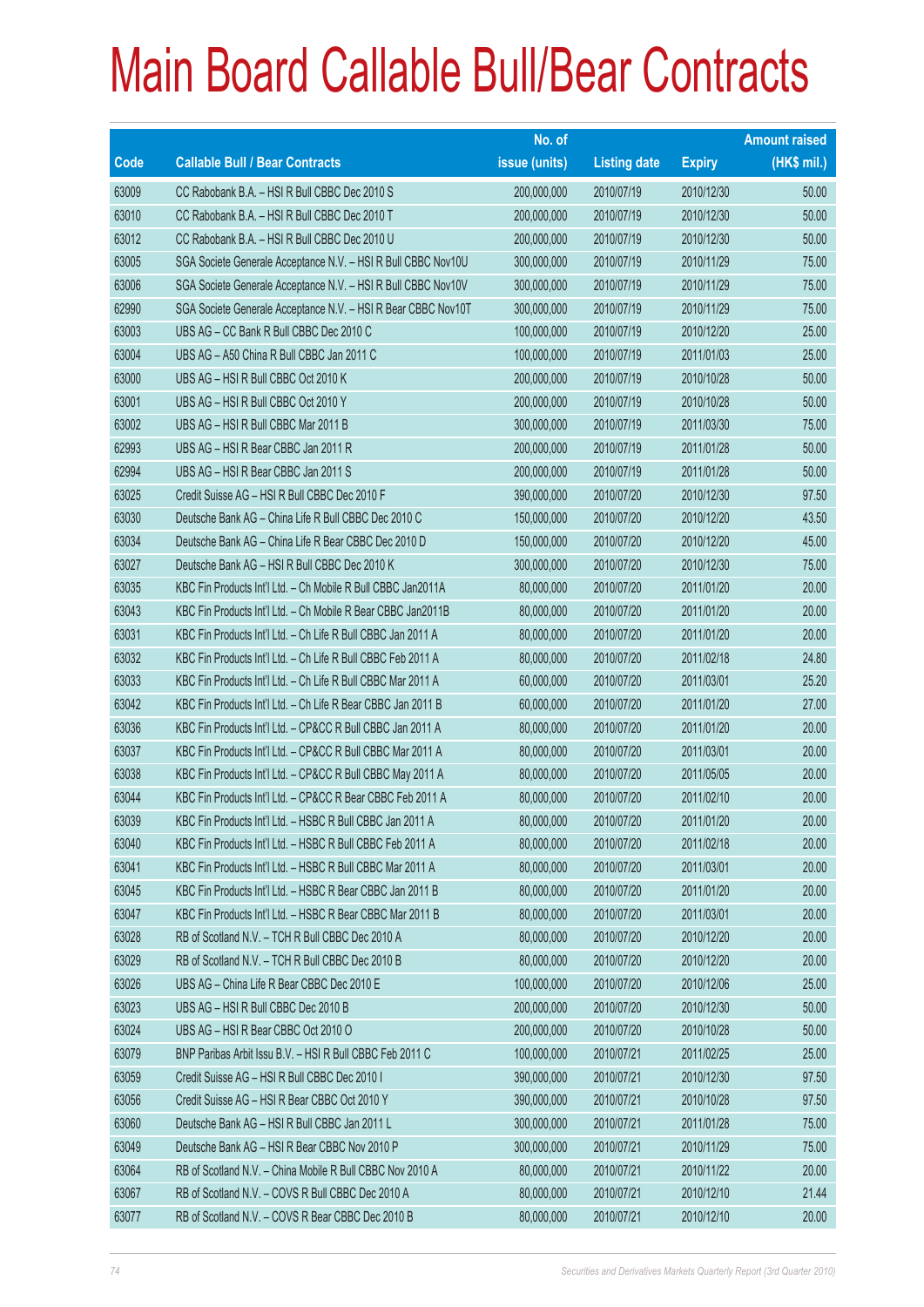# Main Board Callable Bull/Bear Contracts

| Code | Callable Bull / Bear Contracts | No. of issue (units) | Listing date | Expiry | Amount raised (HK$ mil.) |
|---|---|---|---|---|---|
| 63009 | CC Rabobank B.A. – HSI R Bull CBBC Dec 2010 S | 200,000,000 | 2010/07/19 | 2010/12/30 | 50.00 |
| 63010 | CC Rabobank B.A. – HSI R Bull CBBC Dec 2010 T | 200,000,000 | 2010/07/19 | 2010/12/30 | 50.00 |
| 63012 | CC Rabobank B.A. – HSI R Bull CBBC Dec 2010 U | 200,000,000 | 2010/07/19 | 2010/12/30 | 50.00 |
| 63005 | SGA Societe Generale Acceptance N.V. – HSI R Bull CBBC Nov10U | 300,000,000 | 2010/07/19 | 2010/11/29 | 75.00 |
| 63006 | SGA Societe Generale Acceptance N.V. – HSI R Bull CBBC Nov10V | 300,000,000 | 2010/07/19 | 2010/11/29 | 75.00 |
| 62990 | SGA Societe Generale Acceptance N.V. – HSI R Bear CBBC Nov10T | 300,000,000 | 2010/07/19 | 2010/11/29 | 75.00 |
| 63003 | UBS AG – CC Bank R Bull CBBC Dec 2010 C | 100,000,000 | 2010/07/19 | 2010/12/20 | 25.00 |
| 63004 | UBS AG – A50 China R Bull CBBC Jan 2011 C | 100,000,000 | 2010/07/19 | 2011/01/03 | 25.00 |
| 63000 | UBS AG – HSI R Bull CBBC Oct 2010 K | 200,000,000 | 2010/07/19 | 2010/10/28 | 50.00 |
| 63001 | UBS AG – HSI R Bull CBBC Oct 2010 Y | 200,000,000 | 2010/07/19 | 2010/10/28 | 50.00 |
| 63002 | UBS AG – HSI R Bull CBBC Mar 2011 B | 300,000,000 | 2010/07/19 | 2011/03/30 | 75.00 |
| 62993 | UBS AG – HSI R Bear CBBC Jan 2011 R | 200,000,000 | 2010/07/19 | 2011/01/28 | 50.00 |
| 62994 | UBS AG – HSI R Bear CBBC Jan 2011 S | 200,000,000 | 2010/07/19 | 2011/01/28 | 50.00 |
| 63025 | Credit Suisse AG – HSI R Bull CBBC Dec 2010 F | 390,000,000 | 2010/07/20 | 2010/12/30 | 97.50 |
| 63030 | Deutsche Bank AG – China Life R Bull CBBC Dec 2010 C | 150,000,000 | 2010/07/20 | 2010/12/20 | 43.50 |
| 63034 | Deutsche Bank AG – China Life R Bear CBBC Dec 2010 D | 150,000,000 | 2010/07/20 | 2010/12/20 | 45.00 |
| 63027 | Deutsche Bank AG – HSI R Bull CBBC Dec 2010 K | 300,000,000 | 2010/07/20 | 2010/12/30 | 75.00 |
| 63035 | KBC Fin Products Int'l Ltd. – Ch Mobile R Bull CBBC Jan2011A | 80,000,000 | 2010/07/20 | 2011/01/20 | 20.00 |
| 63043 | KBC Fin Products Int'l Ltd. – Ch Mobile R Bear CBBC Jan2011B | 80,000,000 | 2010/07/20 | 2011/01/20 | 20.00 |
| 63031 | KBC Fin Products Int'l Ltd. – Ch Life R Bull CBBC Jan 2011 A | 80,000,000 | 2010/07/20 | 2011/01/20 | 20.00 |
| 63032 | KBC Fin Products Int'l Ltd. – Ch Life R Bull CBBC Feb 2011 A | 80,000,000 | 2010/07/20 | 2011/02/18 | 24.80 |
| 63033 | KBC Fin Products Int'l Ltd. – Ch Life R Bull CBBC Mar 2011 A | 60,000,000 | 2010/07/20 | 2011/03/01 | 25.20 |
| 63042 | KBC Fin Products Int'l Ltd. – Ch Life R Bear CBBC Jan 2011 B | 60,000,000 | 2010/07/20 | 2011/01/20 | 27.00 |
| 63036 | KBC Fin Products Int'l Ltd. – CP&CC R Bull CBBC Jan 2011 A | 80,000,000 | 2010/07/20 | 2011/01/20 | 20.00 |
| 63037 | KBC Fin Products Int'l Ltd. – CP&CC R Bull CBBC Mar 2011 A | 80,000,000 | 2010/07/20 | 2011/03/01 | 20.00 |
| 63038 | KBC Fin Products Int'l Ltd. – CP&CC R Bull CBBC May 2011 A | 80,000,000 | 2010/07/20 | 2011/05/05 | 20.00 |
| 63044 | KBC Fin Products Int'l Ltd. – CP&CC R Bear CBBC Feb 2011 A | 80,000,000 | 2010/07/20 | 2011/02/10 | 20.00 |
| 63039 | KBC Fin Products Int'l Ltd. – HSBC R Bull CBBC Jan 2011 A | 80,000,000 | 2010/07/20 | 2011/01/20 | 20.00 |
| 63040 | KBC Fin Products Int'l Ltd. – HSBC R Bull CBBC Feb 2011 A | 80,000,000 | 2010/07/20 | 2011/02/18 | 20.00 |
| 63041 | KBC Fin Products Int'l Ltd. – HSBC R Bull CBBC Mar 2011 A | 80,000,000 | 2010/07/20 | 2011/03/01 | 20.00 |
| 63045 | KBC Fin Products Int'l Ltd. – HSBC R Bear CBBC Jan 2011 B | 80,000,000 | 2010/07/20 | 2011/01/20 | 20.00 |
| 63047 | KBC Fin Products Int'l Ltd. – HSBC R Bear CBBC Mar 2011 B | 80,000,000 | 2010/07/20 | 2011/03/01 | 20.00 |
| 63028 | RB of Scotland N.V. – TCH R Bull CBBC Dec 2010 A | 80,000,000 | 2010/07/20 | 2010/12/20 | 20.00 |
| 63029 | RB of Scotland N.V. – TCH R Bull CBBC Dec 2010 B | 80,000,000 | 2010/07/20 | 2010/12/20 | 20.00 |
| 63026 | UBS AG – China Life R Bear CBBC Dec 2010 E | 100,000,000 | 2010/07/20 | 2010/12/06 | 25.00 |
| 63023 | UBS AG – HSI R Bull CBBC Dec 2010 B | 200,000,000 | 2010/07/20 | 2010/12/30 | 50.00 |
| 63024 | UBS AG – HSI R Bear CBBC Oct 2010 O | 200,000,000 | 2010/07/20 | 2010/10/28 | 50.00 |
| 63079 | BNP Paribas Arbit Issu B.V. – HSI R Bull CBBC Feb 2011 C | 100,000,000 | 2010/07/21 | 2011/02/25 | 25.00 |
| 63059 | Credit Suisse AG – HSI R Bull CBBC Dec 2010 I | 390,000,000 | 2010/07/21 | 2010/12/30 | 97.50 |
| 63056 | Credit Suisse AG – HSI R Bear CBBC Oct 2010 Y | 390,000,000 | 2010/07/21 | 2010/10/28 | 97.50 |
| 63060 | Deutsche Bank AG – HSI R Bull CBBC Jan 2011 L | 300,000,000 | 2010/07/21 | 2011/01/28 | 75.00 |
| 63049 | Deutsche Bank AG – HSI R Bear CBBC Nov 2010 P | 300,000,000 | 2010/07/21 | 2010/11/29 | 75.00 |
| 63064 | RB of Scotland N.V. – China Mobile R Bull CBBC Nov 2010 A | 80,000,000 | 2010/07/21 | 2010/11/22 | 20.00 |
| 63067 | RB of Scotland N.V. – COVS R Bull CBBC Dec 2010 A | 80,000,000 | 2010/07/21 | 2010/12/10 | 21.44 |
| 63077 | RB of Scotland N.V. – COVS R Bear CBBC Dec 2010 B | 80,000,000 | 2010/07/21 | 2010/12/10 | 20.00 |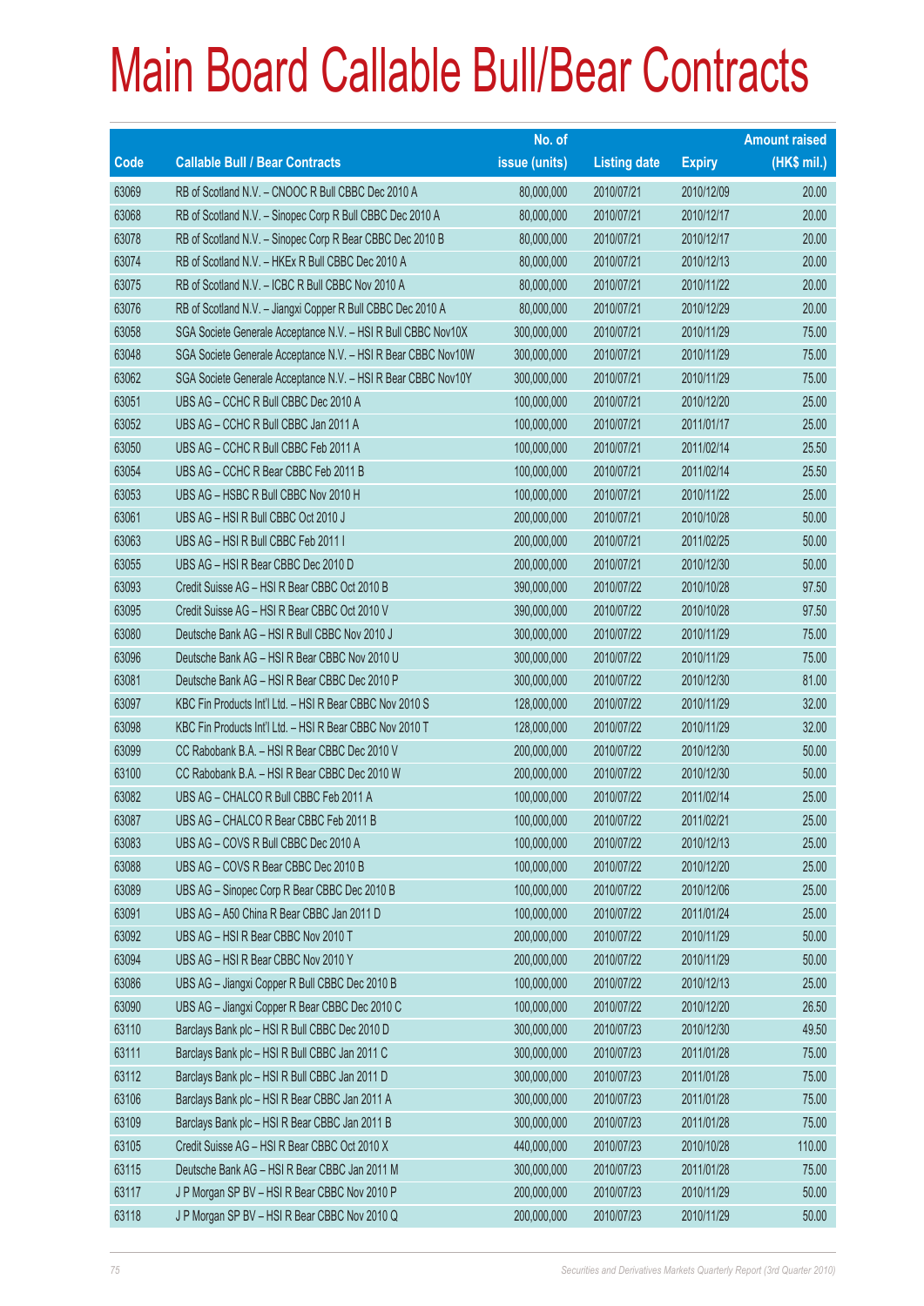# Main Board Callable Bull/Bear Contracts

| Code | Callable Bull / Bear Contracts | No. of issue (units) | Listing date | Expiry | Amount raised (HK$ mil.) |
|---|---|---|---|---|---|
| 63069 | RB of Scotland N.V. – CNOOC R Bull CBBC Dec 2010 A | 80,000,000 | 2010/07/21 | 2010/12/09 | 20.00 |
| 63068 | RB of Scotland N.V. – Sinopec Corp R Bull CBBC Dec 2010 A | 80,000,000 | 2010/07/21 | 2010/12/17 | 20.00 |
| 63078 | RB of Scotland N.V. – Sinopec Corp R Bear CBBC Dec 2010 B | 80,000,000 | 2010/07/21 | 2010/12/17 | 20.00 |
| 63074 | RB of Scotland N.V. – HKEx R Bull CBBC Dec 2010 A | 80,000,000 | 2010/07/21 | 2010/12/13 | 20.00 |
| 63075 | RB of Scotland N.V. – ICBC R Bull CBBC Nov 2010 A | 80,000,000 | 2010/07/21 | 2010/11/22 | 20.00 |
| 63076 | RB of Scotland N.V. – Jiangxi Copper R Bull CBBC Dec 2010 A | 80,000,000 | 2010/07/21 | 2010/12/29 | 20.00 |
| 63058 | SGA Societe Generale Acceptance N.V. – HSI R Bull CBBC Nov10X | 300,000,000 | 2010/07/21 | 2010/11/29 | 75.00 |
| 63048 | SGA Societe Generale Acceptance N.V. – HSI R Bear CBBC Nov10W | 300,000,000 | 2010/07/21 | 2010/11/29 | 75.00 |
| 63062 | SGA Societe Generale Acceptance N.V. – HSI R Bear CBBC Nov10Y | 300,000,000 | 2010/07/21 | 2010/11/29 | 75.00 |
| 63051 | UBS AG – CCHC R Bull CBBC Dec 2010 A | 100,000,000 | 2010/07/21 | 2010/12/20 | 25.00 |
| 63052 | UBS AG – CCHC R Bull CBBC Jan 2011 A | 100,000,000 | 2010/07/21 | 2011/01/17 | 25.00 |
| 63050 | UBS AG – CCHC R Bull CBBC Feb 2011 A | 100,000,000 | 2010/07/21 | 2011/02/14 | 25.50 |
| 63054 | UBS AG – CCHC R Bear CBBC Feb 2011 B | 100,000,000 | 2010/07/21 | 2011/02/14 | 25.50 |
| 63053 | UBS AG – HSBC R Bull CBBC Nov 2010 H | 100,000,000 | 2010/07/21 | 2010/11/22 | 25.00 |
| 63061 | UBS AG – HSI R Bull CBBC Oct 2010 J | 200,000,000 | 2010/07/21 | 2010/10/28 | 50.00 |
| 63063 | UBS AG – HSI R Bull CBBC Feb 2011 I | 200,000,000 | 2010/07/21 | 2011/02/25 | 50.00 |
| 63055 | UBS AG – HSI R Bear CBBC Dec 2010 D | 200,000,000 | 2010/07/21 | 2010/12/30 | 50.00 |
| 63093 | Credit Suisse AG – HSI R Bear CBBC Oct 2010 B | 390,000,000 | 2010/07/22 | 2010/10/28 | 97.50 |
| 63095 | Credit Suisse AG – HSI R Bear CBBC Oct 2010 V | 390,000,000 | 2010/07/22 | 2010/10/28 | 97.50 |
| 63080 | Deutsche Bank AG – HSI R Bull CBBC Nov 2010 J | 300,000,000 | 2010/07/22 | 2010/11/29 | 75.00 |
| 63096 | Deutsche Bank AG – HSI R Bear CBBC Nov 2010 U | 300,000,000 | 2010/07/22 | 2010/11/29 | 75.00 |
| 63081 | Deutsche Bank AG – HSI R Bear CBBC Dec 2010 P | 300,000,000 | 2010/07/22 | 2010/12/30 | 81.00 |
| 63097 | KBC Fin Products Int'l Ltd. – HSI R Bear CBBC Nov 2010 S | 128,000,000 | 2010/07/22 | 2010/11/29 | 32.00 |
| 63098 | KBC Fin Products Int'l Ltd. – HSI R Bear CBBC Nov 2010 T | 128,000,000 | 2010/07/22 | 2010/11/29 | 32.00 |
| 63099 | CC Rabobank B.A. – HSI R Bear CBBC Dec 2010 V | 200,000,000 | 2010/07/22 | 2010/12/30 | 50.00 |
| 63100 | CC Rabobank B.A. – HSI R Bear CBBC Dec 2010 W | 200,000,000 | 2010/07/22 | 2010/12/30 | 50.00 |
| 63082 | UBS AG – CHALCO R Bull CBBC Feb 2011 A | 100,000,000 | 2010/07/22 | 2011/02/14 | 25.00 |
| 63087 | UBS AG – CHALCO R Bear CBBC Feb 2011 B | 100,000,000 | 2010/07/22 | 2011/02/21 | 25.00 |
| 63083 | UBS AG – COVS R Bull CBBC Dec 2010 A | 100,000,000 | 2010/07/22 | 2010/12/13 | 25.00 |
| 63088 | UBS AG – COVS R Bear CBBC Dec 2010 B | 100,000,000 | 2010/07/22 | 2010/12/20 | 25.00 |
| 63089 | UBS AG – Sinopec Corp R Bear CBBC Dec 2010 B | 100,000,000 | 2010/07/22 | 2010/12/06 | 25.00 |
| 63091 | UBS AG – A50 China R Bear CBBC Jan 2011 D | 100,000,000 | 2010/07/22 | 2011/01/24 | 25.00 |
| 63092 | UBS AG – HSI R Bear CBBC Nov 2010 T | 200,000,000 | 2010/07/22 | 2010/11/29 | 50.00 |
| 63094 | UBS AG – HSI R Bear CBBC Nov 2010 Y | 200,000,000 | 2010/07/22 | 2010/11/29 | 50.00 |
| 63086 | UBS AG – Jiangxi Copper R Bull CBBC Dec 2010 B | 100,000,000 | 2010/07/22 | 2010/12/13 | 25.00 |
| 63090 | UBS AG – Jiangxi Copper R Bear CBBC Dec 2010 C | 100,000,000 | 2010/07/22 | 2010/12/20 | 26.50 |
| 63110 | Barclays Bank plc – HSI R Bull CBBC Dec 2010 D | 300,000,000 | 2010/07/23 | 2010/12/30 | 49.50 |
| 63111 | Barclays Bank plc – HSI R Bull CBBC Jan 2011 C | 300,000,000 | 2010/07/23 | 2011/01/28 | 75.00 |
| 63112 | Barclays Bank plc – HSI R Bull CBBC Jan 2011 D | 300,000,000 | 2010/07/23 | 2011/01/28 | 75.00 |
| 63106 | Barclays Bank plc – HSI R Bear CBBC Jan 2011 A | 300,000,000 | 2010/07/23 | 2011/01/28 | 75.00 |
| 63109 | Barclays Bank plc – HSI R Bear CBBC Jan 2011 B | 300,000,000 | 2010/07/23 | 2011/01/28 | 75.00 |
| 63105 | Credit Suisse AG – HSI R Bear CBBC Oct 2010 X | 440,000,000 | 2010/07/23 | 2010/10/28 | 110.00 |
| 63115 | Deutsche Bank AG – HSI R Bear CBBC Jan 2011 M | 300,000,000 | 2010/07/23 | 2011/01/28 | 75.00 |
| 63117 | J P Morgan SP BV – HSI R Bear CBBC Nov 2010 P | 200,000,000 | 2010/07/23 | 2010/11/29 | 50.00 |
| 63118 | J P Morgan SP BV – HSI R Bear CBBC Nov 2010 Q | 200,000,000 | 2010/07/23 | 2010/11/29 | 50.00 |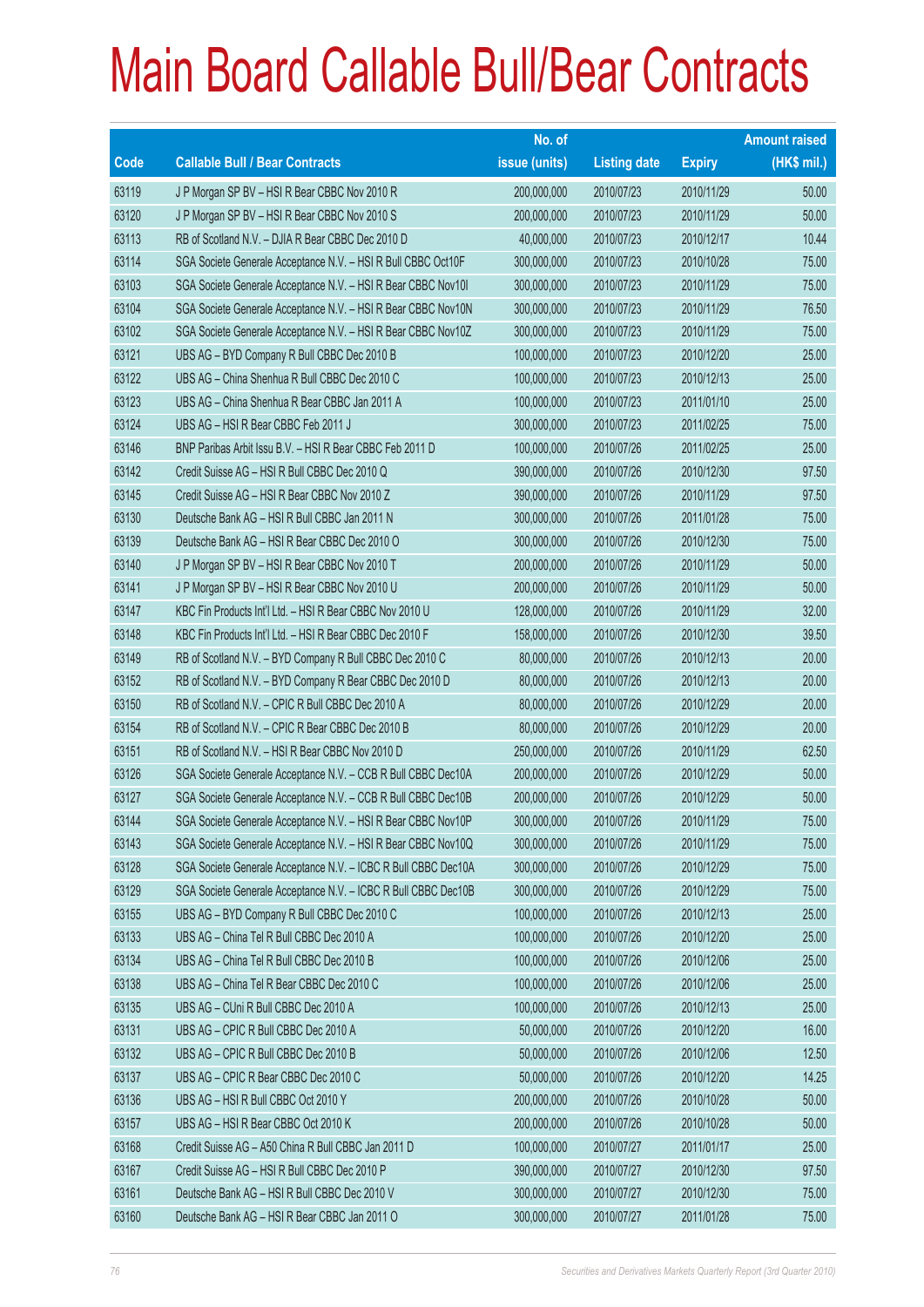# Main Board Callable Bull/Bear Contracts

| Code | Callable Bull / Bear Contracts | No. of issue (units) | Listing date | Expiry | Amount raised (HK$ mil.) |
|---|---|---|---|---|---|
| 63119 | J P Morgan SP BV – HSI R Bear CBBC Nov 2010 R | 200,000,000 | 2010/07/23 | 2010/11/29 | 50.00 |
| 63120 | J P Morgan SP BV – HSI R Bear CBBC Nov 2010 S | 200,000,000 | 2010/07/23 | 2010/11/29 | 50.00 |
| 63113 | RB of Scotland N.V. – DJIA R Bear CBBC Dec 2010 D | 40,000,000 | 2010/07/23 | 2010/12/17 | 10.44 |
| 63114 | SGA Societe Generale Acceptance N.V. – HSI R Bull CBBC Oct10F | 300,000,000 | 2010/07/23 | 2010/10/28 | 75.00 |
| 63103 | SGA Societe Generale Acceptance N.V. – HSI R Bear CBBC Nov10I | 300,000,000 | 2010/07/23 | 2010/11/29 | 75.00 |
| 63104 | SGA Societe Generale Acceptance N.V. – HSI R Bear CBBC Nov10N | 300,000,000 | 2010/07/23 | 2010/11/29 | 76.50 |
| 63102 | SGA Societe Generale Acceptance N.V. – HSI R Bear CBBC Nov10Z | 300,000,000 | 2010/07/23 | 2010/11/29 | 75.00 |
| 63121 | UBS AG – BYD Company R Bull CBBC Dec 2010 B | 100,000,000 | 2010/07/23 | 2010/12/20 | 25.00 |
| 63122 | UBS AG – China Shenhua R Bull CBBC Dec 2010 C | 100,000,000 | 2010/07/23 | 2010/12/13 | 25.00 |
| 63123 | UBS AG – China Shenhua R Bear CBBC Jan 2011 A | 100,000,000 | 2010/07/23 | 2011/01/10 | 25.00 |
| 63124 | UBS AG – HSI R Bear CBBC Feb 2011 J | 300,000,000 | 2010/07/23 | 2011/02/25 | 75.00 |
| 63146 | BNP Paribas Arbit Issu B.V. – HSI R Bear CBBC Feb 2011 D | 100,000,000 | 2010/07/26 | 2011/02/25 | 25.00 |
| 63142 | Credit Suisse AG – HSI R Bull CBBC Dec 2010 Q | 390,000,000 | 2010/07/26 | 2010/12/30 | 97.50 |
| 63145 | Credit Suisse AG – HSI R Bear CBBC Nov 2010 Z | 390,000,000 | 2010/07/26 | 2010/11/29 | 97.50 |
| 63130 | Deutsche Bank AG – HSI R Bull CBBC Jan 2011 N | 300,000,000 | 2010/07/26 | 2011/01/28 | 75.00 |
| 63139 | Deutsche Bank AG – HSI R Bear CBBC Dec 2010 O | 300,000,000 | 2010/07/26 | 2010/12/30 | 75.00 |
| 63140 | J P Morgan SP BV – HSI R Bear CBBC Nov 2010 T | 200,000,000 | 2010/07/26 | 2010/11/29 | 50.00 |
| 63141 | J P Morgan SP BV – HSI R Bear CBBC Nov 2010 U | 200,000,000 | 2010/07/26 | 2010/11/29 | 50.00 |
| 63147 | KBC Fin Products Int'l Ltd. – HSI R Bear CBBC Nov 2010 U | 128,000,000 | 2010/07/26 | 2010/11/29 | 32.00 |
| 63148 | KBC Fin Products Int'l Ltd. – HSI R Bear CBBC Dec 2010 F | 158,000,000 | 2010/07/26 | 2010/12/30 | 39.50 |
| 63149 | RB of Scotland N.V. – BYD Company R Bull CBBC Dec 2010 C | 80,000,000 | 2010/07/26 | 2010/12/13 | 20.00 |
| 63152 | RB of Scotland N.V. – BYD Company R Bear CBBC Dec 2010 D | 80,000,000 | 2010/07/26 | 2010/12/13 | 20.00 |
| 63150 | RB of Scotland N.V. – CPIC R Bull CBBC Dec 2010 A | 80,000,000 | 2010/07/26 | 2010/12/29 | 20.00 |
| 63154 | RB of Scotland N.V. – CPIC R Bear CBBC Dec 2010 B | 80,000,000 | 2010/07/26 | 2010/12/29 | 20.00 |
| 63151 | RB of Scotland N.V. – HSI R Bear CBBC Nov 2010 D | 250,000,000 | 2010/07/26 | 2010/11/29 | 62.50 |
| 63126 | SGA Societe Generale Acceptance N.V. – CCB R Bull CBBC Dec10A | 200,000,000 | 2010/07/26 | 2010/12/29 | 50.00 |
| 63127 | SGA Societe Generale Acceptance N.V. – CCB R Bull CBBC Dec10B | 200,000,000 | 2010/07/26 | 2010/12/29 | 50.00 |
| 63144 | SGA Societe Generale Acceptance N.V. – HSI R Bear CBBC Nov10P | 300,000,000 | 2010/07/26 | 2010/11/29 | 75.00 |
| 63143 | SGA Societe Generale Acceptance N.V. – HSI R Bear CBBC Nov10Q | 300,000,000 | 2010/07/26 | 2010/11/29 | 75.00 |
| 63128 | SGA Societe Generale Acceptance N.V. – ICBC R Bull CBBC Dec10A | 300,000,000 | 2010/07/26 | 2010/12/29 | 75.00 |
| 63129 | SGA Societe Generale Acceptance N.V. – ICBC R Bull CBBC Dec10B | 300,000,000 | 2010/07/26 | 2010/12/29 | 75.00 |
| 63155 | UBS AG – BYD Company R Bull CBBC Dec 2010 C | 100,000,000 | 2010/07/26 | 2010/12/13 | 25.00 |
| 63133 | UBS AG – China Tel R Bull CBBC Dec 2010 A | 100,000,000 | 2010/07/26 | 2010/12/20 | 25.00 |
| 63134 | UBS AG – China Tel R Bull CBBC Dec 2010 B | 100,000,000 | 2010/07/26 | 2010/12/06 | 25.00 |
| 63138 | UBS AG – China Tel R Bear CBBC Dec 2010 C | 100,000,000 | 2010/07/26 | 2010/12/06 | 25.00 |
| 63135 | UBS AG – CUni R Bull CBBC Dec 2010 A | 100,000,000 | 2010/07/26 | 2010/12/13 | 25.00 |
| 63131 | UBS AG – CPIC R Bull CBBC Dec 2010 A | 50,000,000 | 2010/07/26 | 2010/12/20 | 16.00 |
| 63132 | UBS AG – CPIC R Bull CBBC Dec 2010 B | 50,000,000 | 2010/07/26 | 2010/12/06 | 12.50 |
| 63137 | UBS AG – CPIC R Bear CBBC Dec 2010 C | 50,000,000 | 2010/07/26 | 2010/12/20 | 14.25 |
| 63136 | UBS AG – HSI R Bull CBBC Oct 2010 Y | 200,000,000 | 2010/07/26 | 2010/10/28 | 50.00 |
| 63157 | UBS AG – HSI R Bear CBBC Oct 2010 K | 200,000,000 | 2010/07/26 | 2010/10/28 | 50.00 |
| 63168 | Credit Suisse AG – A50 China R Bull CBBC Jan 2011 D | 100,000,000 | 2010/07/27 | 2011/01/17 | 25.00 |
| 63167 | Credit Suisse AG – HSI R Bull CBBC Dec 2010 P | 390,000,000 | 2010/07/27 | 2010/12/30 | 97.50 |
| 63161 | Deutsche Bank AG – HSI R Bull CBBC Dec 2010 V | 300,000,000 | 2010/07/27 | 2010/12/30 | 75.00 |
| 63160 | Deutsche Bank AG – HSI R Bear CBBC Jan 2011 O | 300,000,000 | 2010/07/27 | 2011/01/28 | 75.00 |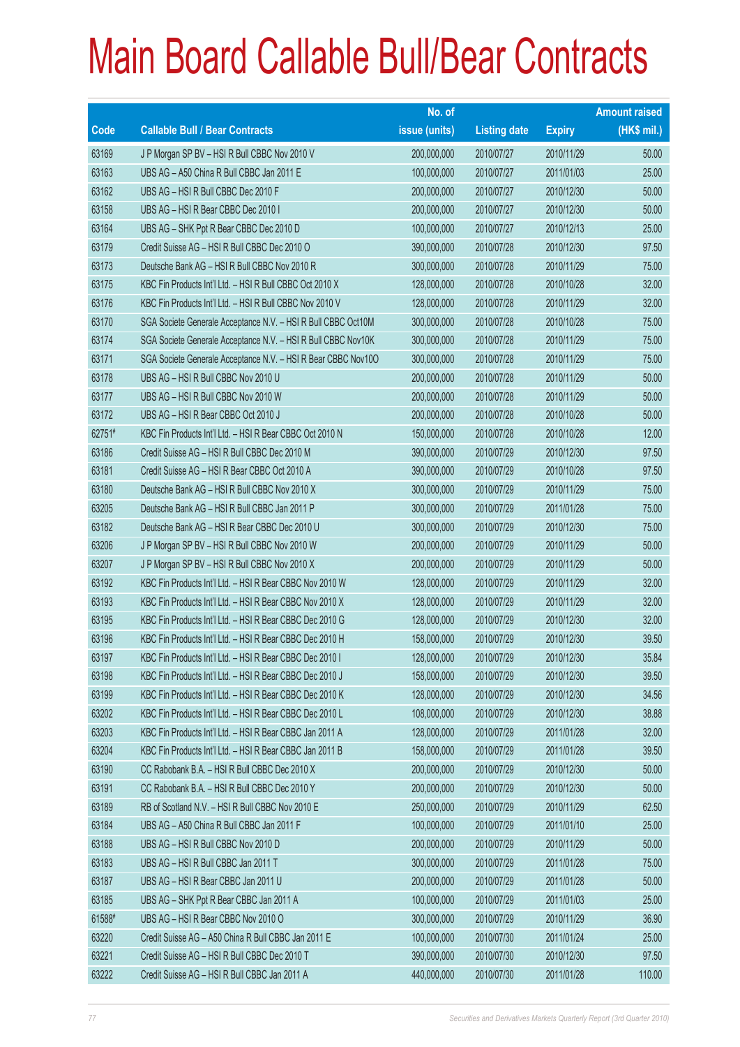# Main Board Callable Bull/Bear Contracts

| Code | Callable Bull / Bear Contracts | No. of issue (units) | Listing date | Expiry | Amount raised (HK$ mil.) |
|---|---|---|---|---|---|
| 63169 | J P Morgan SP BV – HSI R Bull CBBC Nov 2010 V | 200,000,000 | 2010/07/27 | 2010/11/29 | 50.00 |
| 63163 | UBS AG – A50 China R Bull CBBC Jan 2011 E | 100,000,000 | 2010/07/27 | 2011/01/03 | 25.00 |
| 63162 | UBS AG – HSI R Bull CBBC Dec 2010 F | 200,000,000 | 2010/07/27 | 2010/12/30 | 50.00 |
| 63158 | UBS AG – HSI R Bear CBBC Dec 2010 I | 200,000,000 | 2010/07/27 | 2010/12/30 | 50.00 |
| 63164 | UBS AG – SHK Ppt R Bear CBBC Dec 2010 D | 100,000,000 | 2010/07/27 | 2010/12/13 | 25.00 |
| 63179 | Credit Suisse AG – HSI R Bull CBBC Dec 2010 O | 390,000,000 | 2010/07/28 | 2010/12/30 | 97.50 |
| 63173 | Deutsche Bank AG – HSI R Bull CBBC Nov 2010 R | 300,000,000 | 2010/07/28 | 2010/11/29 | 75.00 |
| 63175 | KBC Fin Products Int'l Ltd. – HSI R Bull CBBC Oct 2010 X | 128,000,000 | 2010/07/28 | 2010/10/28 | 32.00 |
| 63176 | KBC Fin Products Int'l Ltd. – HSI R Bull CBBC Nov 2010 V | 128,000,000 | 2010/07/28 | 2010/11/29 | 32.00 |
| 63170 | SGA Societe Generale Acceptance N.V. – HSI R Bull CBBC Oct10M | 300,000,000 | 2010/07/28 | 2010/10/28 | 75.00 |
| 63174 | SGA Societe Generale Acceptance N.V. – HSI R Bull CBBC Nov10K | 300,000,000 | 2010/07/28 | 2010/11/29 | 75.00 |
| 63171 | SGA Societe Generale Acceptance N.V. – HSI R Bear CBBC Nov10O | 300,000,000 | 2010/07/28 | 2010/11/29 | 75.00 |
| 63178 | UBS AG – HSI R Bull CBBC Nov 2010 U | 200,000,000 | 2010/07/28 | 2010/11/29 | 50.00 |
| 63177 | UBS AG – HSI R Bull CBBC Nov 2010 W | 200,000,000 | 2010/07/28 | 2010/11/29 | 50.00 |
| 63172 | UBS AG – HSI R Bear CBBC Oct 2010 J | 200,000,000 | 2010/07/28 | 2010/10/28 | 50.00 |
| 62751# | KBC Fin Products Int'l Ltd. – HSI R Bear CBBC Oct 2010 N | 150,000,000 | 2010/07/28 | 2010/10/28 | 12.00 |
| 63186 | Credit Suisse AG – HSI R Bull CBBC Dec 2010 M | 390,000,000 | 2010/07/29 | 2010/12/30 | 97.50 |
| 63181 | Credit Suisse AG – HSI R Bear CBBC Oct 2010 A | 390,000,000 | 2010/07/29 | 2010/10/28 | 97.50 |
| 63180 | Deutsche Bank AG – HSI R Bull CBBC Nov 2010 X | 300,000,000 | 2010/07/29 | 2010/11/29 | 75.00 |
| 63205 | Deutsche Bank AG – HSI R Bull CBBC Jan 2011 P | 300,000,000 | 2010/07/29 | 2011/01/28 | 75.00 |
| 63182 | Deutsche Bank AG – HSI R Bear CBBC Dec 2010 U | 300,000,000 | 2010/07/29 | 2010/12/30 | 75.00 |
| 63206 | J P Morgan SP BV – HSI R Bull CBBC Nov 2010 W | 200,000,000 | 2010/07/29 | 2010/11/29 | 50.00 |
| 63207 | J P Morgan SP BV – HSI R Bull CBBC Nov 2010 X | 200,000,000 | 2010/07/29 | 2010/11/29 | 50.00 |
| 63192 | KBC Fin Products Int'l Ltd. – HSI R Bear CBBC Nov 2010 W | 128,000,000 | 2010/07/29 | 2010/11/29 | 32.00 |
| 63193 | KBC Fin Products Int'l Ltd. – HSI R Bear CBBC Nov 2010 X | 128,000,000 | 2010/07/29 | 2010/11/29 | 32.00 |
| 63195 | KBC Fin Products Int'l Ltd. – HSI R Bear CBBC Dec 2010 G | 128,000,000 | 2010/07/29 | 2010/12/30 | 32.00 |
| 63196 | KBC Fin Products Int'l Ltd. – HSI R Bear CBBC Dec 2010 H | 158,000,000 | 2010/07/29 | 2010/12/30 | 39.50 |
| 63197 | KBC Fin Products Int'l Ltd. – HSI R Bear CBBC Dec 2010 I | 128,000,000 | 2010/07/29 | 2010/12/30 | 35.84 |
| 63198 | KBC Fin Products Int'l Ltd. – HSI R Bear CBBC Dec 2010 J | 158,000,000 | 2010/07/29 | 2010/12/30 | 39.50 |
| 63199 | KBC Fin Products Int'l Ltd. – HSI R Bear CBBC Dec 2010 K | 128,000,000 | 2010/07/29 | 2010/12/30 | 34.56 |
| 63202 | KBC Fin Products Int'l Ltd. – HSI R Bear CBBC Dec 2010 L | 108,000,000 | 2010/07/29 | 2010/12/30 | 38.88 |
| 63203 | KBC Fin Products Int'l Ltd. – HSI R Bear CBBC Jan 2011 A | 128,000,000 | 2010/07/29 | 2011/01/28 | 32.00 |
| 63204 | KBC Fin Products Int'l Ltd. – HSI R Bear CBBC Jan 2011 B | 158,000,000 | 2010/07/29 | 2011/01/28 | 39.50 |
| 63190 | CC Rabobank B.A. – HSI R Bull CBBC Dec 2010 X | 200,000,000 | 2010/07/29 | 2010/12/30 | 50.00 |
| 63191 | CC Rabobank B.A. – HSI R Bull CBBC Dec 2010 Y | 200,000,000 | 2010/07/29 | 2010/12/30 | 50.00 |
| 63189 | RB of Scotland N.V. – HSI R Bull CBBC Nov 2010 E | 250,000,000 | 2010/07/29 | 2010/11/29 | 62.50 |
| 63184 | UBS AG – A50 China R Bull CBBC Jan 2011 F | 100,000,000 | 2010/07/29 | 2011/01/10 | 25.00 |
| 63188 | UBS AG – HSI R Bull CBBC Nov 2010 D | 200,000,000 | 2010/07/29 | 2010/11/29 | 50.00 |
| 63183 | UBS AG – HSI R Bull CBBC Jan 2011 T | 300,000,000 | 2010/07/29 | 2011/01/28 | 75.00 |
| 63187 | UBS AG – HSI R Bear CBBC Jan 2011 U | 200,000,000 | 2010/07/29 | 2011/01/28 | 50.00 |
| 63185 | UBS AG – SHK Ppt R Bear CBBC Jan 2011 A | 100,000,000 | 2010/07/29 | 2011/01/03 | 25.00 |
| 61588# | UBS AG – HSI R Bear CBBC Nov 2010 O | 300,000,000 | 2010/07/29 | 2010/11/29 | 36.90 |
| 63220 | Credit Suisse AG – A50 China R Bull CBBC Jan 2011 E | 100,000,000 | 2010/07/30 | 2011/01/24 | 25.00 |
| 63221 | Credit Suisse AG – HSI R Bull CBBC Dec 2010 T | 390,000,000 | 2010/07/30 | 2010/12/30 | 97.50 |
| 63222 | Credit Suisse AG – HSI R Bull CBBC Jan 2011 A | 440,000,000 | 2010/07/30 | 2011/01/28 | 110.00 |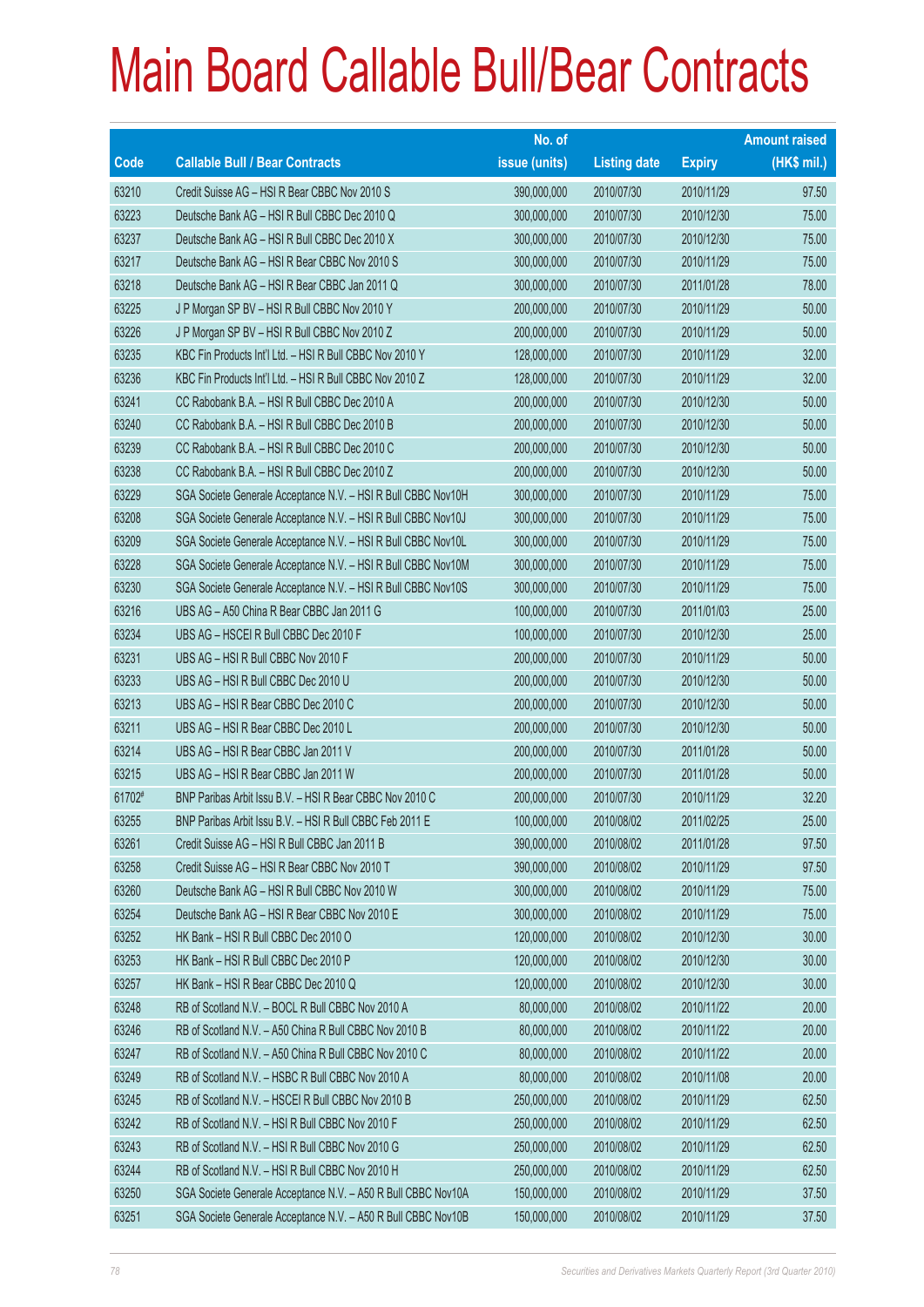# Main Board Callable Bull/Bear Contracts

| Code | Callable Bull / Bear Contracts | No. of issue (units) | Listing date | Expiry | Amount raised (HK$ mil.) |
|---|---|---|---|---|---|
| 63210 | Credit Suisse AG – HSI R Bear CBBC Nov 2010 S | 390,000,000 | 2010/07/30 | 2010/11/29 | 97.50 |
| 63223 | Deutsche Bank AG – HSI R Bull CBBC Dec 2010 Q | 300,000,000 | 2010/07/30 | 2010/12/30 | 75.00 |
| 63237 | Deutsche Bank AG – HSI R Bull CBBC Dec 2010 X | 300,000,000 | 2010/07/30 | 2010/12/30 | 75.00 |
| 63217 | Deutsche Bank AG – HSI R Bear CBBC Nov 2010 S | 300,000,000 | 2010/07/30 | 2010/11/29 | 75.00 |
| 63218 | Deutsche Bank AG – HSI R Bear CBBC Jan 2011 Q | 300,000,000 | 2010/07/30 | 2011/01/28 | 78.00 |
| 63225 | J P Morgan SP BV – HSI R Bull CBBC Nov 2010 Y | 200,000,000 | 2010/07/30 | 2010/11/29 | 50.00 |
| 63226 | J P Morgan SP BV – HSI R Bull CBBC Nov 2010 Z | 200,000,000 | 2010/07/30 | 2010/11/29 | 50.00 |
| 63235 | KBC Fin Products Int'l Ltd. – HSI R Bull CBBC Nov 2010 Y | 128,000,000 | 2010/07/30 | 2010/11/29 | 32.00 |
| 63236 | KBC Fin Products Int'l Ltd. – HSI R Bull CBBC Nov 2010 Z | 128,000,000 | 2010/07/30 | 2010/11/29 | 32.00 |
| 63241 | CC Rabobank B.A. – HSI R Bull CBBC Dec 2010 A | 200,000,000 | 2010/07/30 | 2010/12/30 | 50.00 |
| 63240 | CC Rabobank B.A. – HSI R Bull CBBC Dec 2010 B | 200,000,000 | 2010/07/30 | 2010/12/30 | 50.00 |
| 63239 | CC Rabobank B.A. – HSI R Bull CBBC Dec 2010 C | 200,000,000 | 2010/07/30 | 2010/12/30 | 50.00 |
| 63238 | CC Rabobank B.A. – HSI R Bull CBBC Dec 2010 Z | 200,000,000 | 2010/07/30 | 2010/12/30 | 50.00 |
| 63229 | SGA Societe Generale Acceptance N.V. – HSI R Bull CBBC Nov10H | 300,000,000 | 2010/07/30 | 2010/11/29 | 75.00 |
| 63208 | SGA Societe Generale Acceptance N.V. – HSI R Bull CBBC Nov10J | 300,000,000 | 2010/07/30 | 2010/11/29 | 75.00 |
| 63209 | SGA Societe Generale Acceptance N.V. – HSI R Bull CBBC Nov10L | 300,000,000 | 2010/07/30 | 2010/11/29 | 75.00 |
| 63228 | SGA Societe Generale Acceptance N.V. – HSI R Bull CBBC Nov10M | 300,000,000 | 2010/07/30 | 2010/11/29 | 75.00 |
| 63230 | SGA Societe Generale Acceptance N.V. – HSI R Bull CBBC Nov10S | 300,000,000 | 2010/07/30 | 2010/11/29 | 75.00 |
| 63216 | UBS AG – A50 China R Bear CBBC Jan 2011 G | 100,000,000 | 2010/07/30 | 2011/01/03 | 25.00 |
| 63234 | UBS AG – HSCEI R Bull CBBC Dec 2010 F | 100,000,000 | 2010/07/30 | 2010/12/30 | 25.00 |
| 63231 | UBS AG – HSI R Bull CBBC Nov 2010 F | 200,000,000 | 2010/07/30 | 2010/11/29 | 50.00 |
| 63233 | UBS AG – HSI R Bull CBBC Dec 2010 U | 200,000,000 | 2010/07/30 | 2010/12/30 | 50.00 |
| 63213 | UBS AG – HSI R Bear CBBC Dec 2010 C | 200,000,000 | 2010/07/30 | 2010/12/30 | 50.00 |
| 63211 | UBS AG – HSI R Bear CBBC Dec 2010 L | 200,000,000 | 2010/07/30 | 2010/12/30 | 50.00 |
| 63214 | UBS AG – HSI R Bear CBBC Jan 2011 V | 200,000,000 | 2010/07/30 | 2011/01/28 | 50.00 |
| 63215 | UBS AG – HSI R Bear CBBC Jan 2011 W | 200,000,000 | 2010/07/30 | 2011/01/28 | 50.00 |
| 61702# | BNP Paribas Arbit Issu B.V. – HSI R Bear CBBC Nov 2010 C | 200,000,000 | 2010/07/30 | 2010/11/29 | 32.20 |
| 63255 | BNP Paribas Arbit Issu B.V. – HSI R Bull CBBC Feb 2011 E | 100,000,000 | 2010/08/02 | 2011/02/25 | 25.00 |
| 63261 | Credit Suisse AG – HSI R Bull CBBC Jan 2011 B | 390,000,000 | 2010/08/02 | 2011/01/28 | 97.50 |
| 63258 | Credit Suisse AG – HSI R Bear CBBC Nov 2010 T | 390,000,000 | 2010/08/02 | 2010/11/29 | 97.50 |
| 63260 | Deutsche Bank AG – HSI R Bull CBBC Nov 2010 W | 300,000,000 | 2010/08/02 | 2010/11/29 | 75.00 |
| 63254 | Deutsche Bank AG – HSI R Bear CBBC Nov 2010 E | 300,000,000 | 2010/08/02 | 2010/11/29 | 75.00 |
| 63252 | HK Bank – HSI R Bull CBBC Dec 2010 O | 120,000,000 | 2010/08/02 | 2010/12/30 | 30.00 |
| 63253 | HK Bank – HSI R Bull CBBC Dec 2010 P | 120,000,000 | 2010/08/02 | 2010/12/30 | 30.00 |
| 63257 | HK Bank – HSI R Bear CBBC Dec 2010 Q | 120,000,000 | 2010/08/02 | 2010/12/30 | 30.00 |
| 63248 | RB of Scotland N.V. – BOCL R Bull CBBC Nov 2010 A | 80,000,000 | 2010/08/02 | 2010/11/22 | 20.00 |
| 63246 | RB of Scotland N.V. – A50 China R Bull CBBC Nov 2010 B | 80,000,000 | 2010/08/02 | 2010/11/22 | 20.00 |
| 63247 | RB of Scotland N.V. – A50 China R Bull CBBC Nov 2010 C | 80,000,000 | 2010/08/02 | 2010/11/22 | 20.00 |
| 63249 | RB of Scotland N.V. – HSBC R Bull CBBC Nov 2010 A | 80,000,000 | 2010/08/02 | 2010/11/08 | 20.00 |
| 63245 | RB of Scotland N.V. – HSCEI R Bull CBBC Nov 2010 B | 250,000,000 | 2010/08/02 | 2010/11/29 | 62.50 |
| 63242 | RB of Scotland N.V. – HSI R Bull CBBC Nov 2010 F | 250,000,000 | 2010/08/02 | 2010/11/29 | 62.50 |
| 63243 | RB of Scotland N.V. – HSI R Bull CBBC Nov 2010 G | 250,000,000 | 2010/08/02 | 2010/11/29 | 62.50 |
| 63244 | RB of Scotland N.V. – HSI R Bull CBBC Nov 2010 H | 250,000,000 | 2010/08/02 | 2010/11/29 | 62.50 |
| 63250 | SGA Societe Generale Acceptance N.V. – A50 R Bull CBBC Nov10A | 150,000,000 | 2010/08/02 | 2010/11/29 | 37.50 |
| 63251 | SGA Societe Generale Acceptance N.V. – A50 R Bull CBBC Nov10B | 150,000,000 | 2010/08/02 | 2010/11/29 | 37.50 |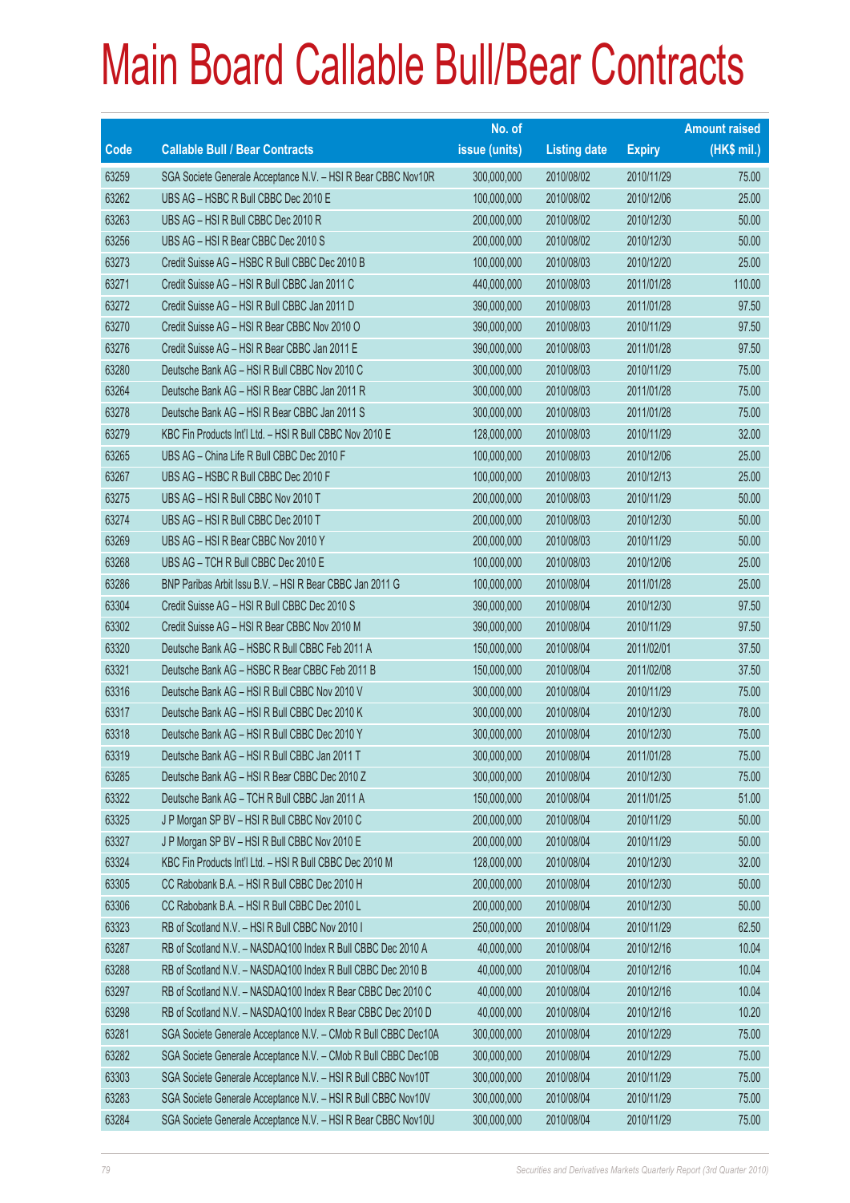# Main Board Callable Bull/Bear Contracts

| Code | Callable Bull / Bear Contracts | No. of issue (units) | Listing date | Expiry | Amount raised (HK$ mil.) |
|---|---|---|---|---|---|
| 63259 | SGA Societe Generale Acceptance N.V. – HSI R Bear CBBC Nov10R | 300,000,000 | 2010/08/02 | 2010/11/29 | 75.00 |
| 63262 | UBS AG – HSBC R Bull CBBC Dec 2010 E | 100,000,000 | 2010/08/02 | 2010/12/06 | 25.00 |
| 63263 | UBS AG – HSI R Bull CBBC Dec 2010 R | 200,000,000 | 2010/08/02 | 2010/12/30 | 50.00 |
| 63256 | UBS AG – HSI R Bear CBBC Dec 2010 S | 200,000,000 | 2010/08/02 | 2010/12/30 | 50.00 |
| 63273 | Credit Suisse AG – HSBC R Bull CBBC Dec 2010 B | 100,000,000 | 2010/08/03 | 2010/12/20 | 25.00 |
| 63271 | Credit Suisse AG – HSI R Bull CBBC Jan 2011 C | 440,000,000 | 2010/08/03 | 2011/01/28 | 110.00 |
| 63272 | Credit Suisse AG – HSI R Bull CBBC Jan 2011 D | 390,000,000 | 2010/08/03 | 2011/01/28 | 97.50 |
| 63270 | Credit Suisse AG – HSI R Bear CBBC Nov 2010 O | 390,000,000 | 2010/08/03 | 2010/11/29 | 97.50 |
| 63276 | Credit Suisse AG – HSI R Bear CBBC Jan 2011 E | 390,000,000 | 2010/08/03 | 2011/01/28 | 97.50 |
| 63280 | Deutsche Bank AG – HSI R Bull CBBC Nov 2010 C | 300,000,000 | 2010/08/03 | 2010/11/29 | 75.00 |
| 63264 | Deutsche Bank AG – HSI R Bear CBBC Jan 2011 R | 300,000,000 | 2010/08/03 | 2011/01/28 | 75.00 |
| 63278 | Deutsche Bank AG – HSI R Bear CBBC Jan 2011 S | 300,000,000 | 2010/08/03 | 2011/01/28 | 75.00 |
| 63279 | KBC Fin Products Int'l Ltd. – HSI R Bull CBBC Nov 2010 E | 128,000,000 | 2010/08/03 | 2010/11/29 | 32.00 |
| 63265 | UBS AG – China Life R Bull CBBC Dec 2010 F | 100,000,000 | 2010/08/03 | 2010/12/06 | 25.00 |
| 63267 | UBS AG – HSBC R Bull CBBC Dec 2010 F | 100,000,000 | 2010/08/03 | 2010/12/13 | 25.00 |
| 63275 | UBS AG – HSI R Bull CBBC Nov 2010 T | 200,000,000 | 2010/08/03 | 2010/11/29 | 50.00 |
| 63274 | UBS AG – HSI R Bull CBBC Dec 2010 T | 200,000,000 | 2010/08/03 | 2010/12/30 | 50.00 |
| 63269 | UBS AG – HSI R Bear CBBC Nov 2010 Y | 200,000,000 | 2010/08/03 | 2010/11/29 | 50.00 |
| 63268 | UBS AG – TCH R Bull CBBC Dec 2010 E | 100,000,000 | 2010/08/03 | 2010/12/06 | 25.00 |
| 63286 | BNP Paribas Arbit Issu B.V. – HSI R Bear CBBC Jan 2011 G | 100,000,000 | 2010/08/04 | 2011/01/28 | 25.00 |
| 63304 | Credit Suisse AG – HSI R Bull CBBC Dec 2010 S | 390,000,000 | 2010/08/04 | 2010/12/30 | 97.50 |
| 63302 | Credit Suisse AG – HSI R Bear CBBC Nov 2010 M | 390,000,000 | 2010/08/04 | 2010/11/29 | 97.50 |
| 63320 | Deutsche Bank AG – HSBC R Bull CBBC Feb 2011 A | 150,000,000 | 2010/08/04 | 2011/02/01 | 37.50 |
| 63321 | Deutsche Bank AG – HSBC R Bear CBBC Feb 2011 B | 150,000,000 | 2010/08/04 | 2011/02/08 | 37.50 |
| 63316 | Deutsche Bank AG – HSI R Bull CBBC Nov 2010 V | 300,000,000 | 2010/08/04 | 2010/11/29 | 75.00 |
| 63317 | Deutsche Bank AG – HSI R Bull CBBC Dec 2010 K | 300,000,000 | 2010/08/04 | 2010/12/30 | 78.00 |
| 63318 | Deutsche Bank AG – HSI R Bull CBBC Dec 2010 Y | 300,000,000 | 2010/08/04 | 2010/12/30 | 75.00 |
| 63319 | Deutsche Bank AG – HSI R Bull CBBC Jan 2011 T | 300,000,000 | 2010/08/04 | 2011/01/28 | 75.00 |
| 63285 | Deutsche Bank AG – HSI R Bear CBBC Dec 2010 Z | 300,000,000 | 2010/08/04 | 2010/12/30 | 75.00 |
| 63322 | Deutsche Bank AG – TCH R Bull CBBC Jan 2011 A | 150,000,000 | 2010/08/04 | 2011/01/25 | 51.00 |
| 63325 | J P Morgan SP BV – HSI R Bull CBBC Nov 2010 C | 200,000,000 | 2010/08/04 | 2010/11/29 | 50.00 |
| 63327 | J P Morgan SP BV – HSI R Bull CBBC Nov 2010 E | 200,000,000 | 2010/08/04 | 2010/11/29 | 50.00 |
| 63324 | KBC Fin Products Int'l Ltd. – HSI R Bull CBBC Dec 2010 M | 128,000,000 | 2010/08/04 | 2010/12/30 | 32.00 |
| 63305 | CC Rabobank B.A. – HSI R Bull CBBC Dec 2010 H | 200,000,000 | 2010/08/04 | 2010/12/30 | 50.00 |
| 63306 | CC Rabobank B.A. – HSI R Bull CBBC Dec 2010 L | 200,000,000 | 2010/08/04 | 2010/12/30 | 50.00 |
| 63323 | RB of Scotland N.V. – HSI R Bull CBBC Nov 2010 I | 250,000,000 | 2010/08/04 | 2010/11/29 | 62.50 |
| 63287 | RB of Scotland N.V. – NASDAQ100 Index R Bull CBBC Dec 2010 A | 40,000,000 | 2010/08/04 | 2010/12/16 | 10.04 |
| 63288 | RB of Scotland N.V. – NASDAQ100 Index R Bull CBBC Dec 2010 B | 40,000,000 | 2010/08/04 | 2010/12/16 | 10.04 |
| 63297 | RB of Scotland N.V. – NASDAQ100 Index R Bear CBBC Dec 2010 C | 40,000,000 | 2010/08/04 | 2010/12/16 | 10.04 |
| 63298 | RB of Scotland N.V. – NASDAQ100 Index R Bear CBBC Dec 2010 D | 40,000,000 | 2010/08/04 | 2010/12/16 | 10.20 |
| 63281 | SGA Societe Generale Acceptance N.V. – CMob R Bull CBBC Dec10A | 300,000,000 | 2010/08/04 | 2010/12/29 | 75.00 |
| 63282 | SGA Societe Generale Acceptance N.V. – CMob R Bull CBBC Dec10B | 300,000,000 | 2010/08/04 | 2010/12/29 | 75.00 |
| 63303 | SGA Societe Generale Acceptance N.V. – HSI R Bull CBBC Nov10T | 300,000,000 | 2010/08/04 | 2010/11/29 | 75.00 |
| 63283 | SGA Societe Generale Acceptance N.V. – HSI R Bull CBBC Nov10V | 300,000,000 | 2010/08/04 | 2010/11/29 | 75.00 |
| 63284 | SGA Societe Generale Acceptance N.V. – HSI R Bear CBBC Nov10U | 300,000,000 | 2010/08/04 | 2010/11/29 | 75.00 |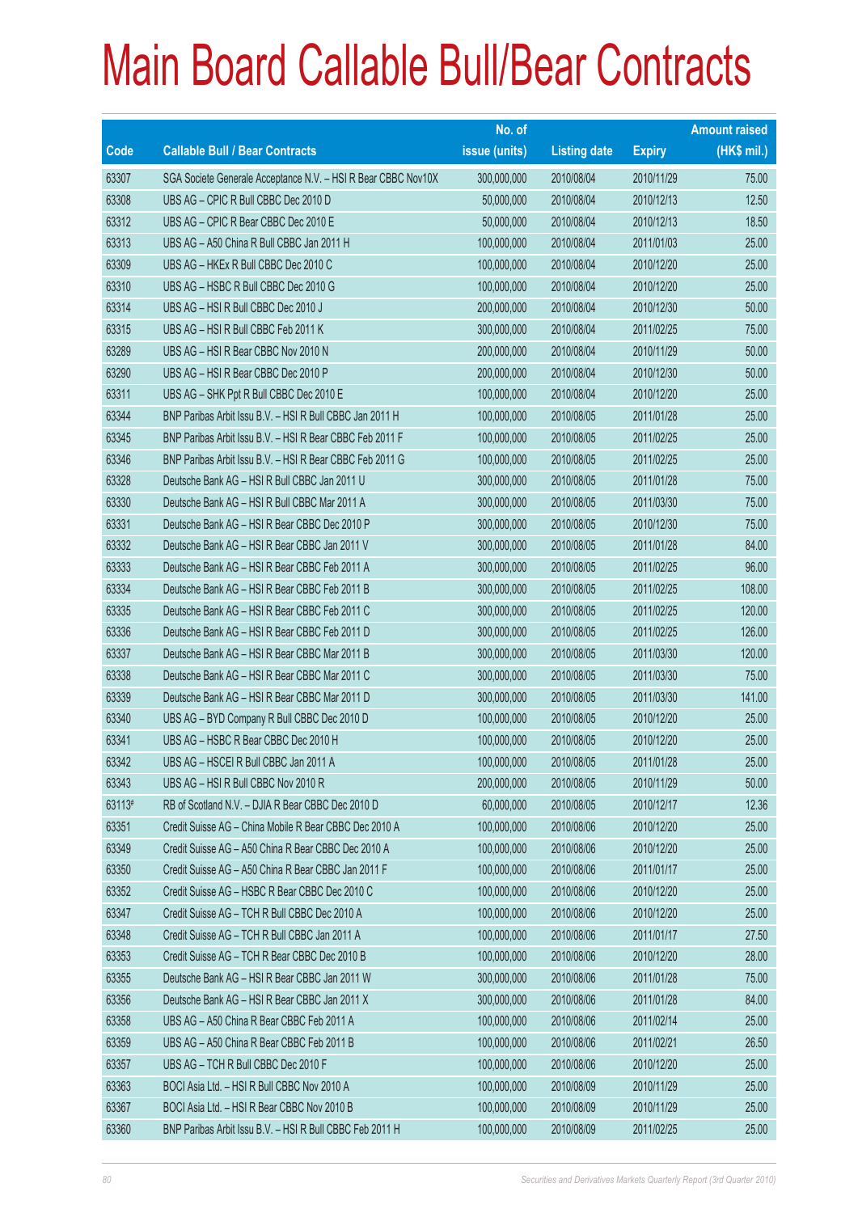# Main Board Callable Bull/Bear Contracts

| Code | Callable Bull / Bear Contracts | No. of issue (units) | Listing date | Expiry | Amount raised (HK$ mil.) |
|---|---|---|---|---|---|
| 63307 | SGA Societe Generale Acceptance N.V. – HSI R Bear CBBC Nov10X | 300,000,000 | 2010/08/04 | 2010/11/29 | 75.00 |
| 63308 | UBS AG – CPIC R Bull CBBC Dec 2010 D | 50,000,000 | 2010/08/04 | 2010/12/13 | 12.50 |
| 63312 | UBS AG – CPIC R Bear CBBC Dec 2010 E | 50,000,000 | 2010/08/04 | 2010/12/13 | 18.50 |
| 63313 | UBS AG – A50 China R Bull CBBC Jan 2011 H | 100,000,000 | 2010/08/04 | 2011/01/03 | 25.00 |
| 63309 | UBS AG – HKEx R Bull CBBC Dec 2010 C | 100,000,000 | 2010/08/04 | 2010/12/20 | 25.00 |
| 63310 | UBS AG – HSBC R Bull CBBC Dec 2010 G | 100,000,000 | 2010/08/04 | 2010/12/20 | 25.00 |
| 63314 | UBS AG – HSI R Bull CBBC Dec 2010 J | 200,000,000 | 2010/08/04 | 2010/12/30 | 50.00 |
| 63315 | UBS AG – HSI R Bull CBBC Feb 2011 K | 300,000,000 | 2010/08/04 | 2011/02/25 | 75.00 |
| 63289 | UBS AG – HSI R Bear CBBC Nov 2010 N | 200,000,000 | 2010/08/04 | 2010/11/29 | 50.00 |
| 63290 | UBS AG – HSI R Bear CBBC Dec 2010 P | 200,000,000 | 2010/08/04 | 2010/12/30 | 50.00 |
| 63311 | UBS AG – SHK Ppt R Bull CBBC Dec 2010 E | 100,000,000 | 2010/08/04 | 2010/12/20 | 25.00 |
| 63344 | BNP Paribas Arbit Issu B.V. – HSI R Bull CBBC Jan 2011 H | 100,000,000 | 2010/08/05 | 2011/01/28 | 25.00 |
| 63345 | BNP Paribas Arbit Issu B.V. – HSI R Bear CBBC Feb 2011 F | 100,000,000 | 2010/08/05 | 2011/02/25 | 25.00 |
| 63346 | BNP Paribas Arbit Issu B.V. – HSI R Bear CBBC Feb 2011 G | 100,000,000 | 2010/08/05 | 2011/02/25 | 25.00 |
| 63328 | Deutsche Bank AG – HSI R Bull CBBC Jan 2011 U | 300,000,000 | 2010/08/05 | 2011/01/28 | 75.00 |
| 63330 | Deutsche Bank AG – HSI R Bull CBBC Mar 2011 A | 300,000,000 | 2010/08/05 | 2011/03/30 | 75.00 |
| 63331 | Deutsche Bank AG – HSI R Bear CBBC Dec 2010 P | 300,000,000 | 2010/08/05 | 2010/12/30 | 75.00 |
| 63332 | Deutsche Bank AG – HSI R Bear CBBC Jan 2011 V | 300,000,000 | 2010/08/05 | 2011/01/28 | 84.00 |
| 63333 | Deutsche Bank AG – HSI R Bear CBBC Feb 2011 A | 300,000,000 | 2010/08/05 | 2011/02/25 | 96.00 |
| 63334 | Deutsche Bank AG – HSI R Bear CBBC Feb 2011 B | 300,000,000 | 2010/08/05 | 2011/02/25 | 108.00 |
| 63335 | Deutsche Bank AG – HSI R Bear CBBC Feb 2011 C | 300,000,000 | 2010/08/05 | 2011/02/25 | 120.00 |
| 63336 | Deutsche Bank AG – HSI R Bear CBBC Feb 2011 D | 300,000,000 | 2010/08/05 | 2011/02/25 | 126.00 |
| 63337 | Deutsche Bank AG – HSI R Bear CBBC Mar 2011 B | 300,000,000 | 2010/08/05 | 2011/03/30 | 120.00 |
| 63338 | Deutsche Bank AG – HSI R Bear CBBC Mar 2011 C | 300,000,000 | 2010/08/05 | 2011/03/30 | 75.00 |
| 63339 | Deutsche Bank AG – HSI R Bear CBBC Mar 2011 D | 300,000,000 | 2010/08/05 | 2011/03/30 | 141.00 |
| 63340 | UBS AG – BYD Company R Bull CBBC Dec 2010 D | 100,000,000 | 2010/08/05 | 2010/12/20 | 25.00 |
| 63341 | UBS AG – HSBC R Bear CBBC Dec 2010 H | 100,000,000 | 2010/08/05 | 2010/12/20 | 25.00 |
| 63342 | UBS AG – HSCEI R Bull CBBC Jan 2011 A | 100,000,000 | 2010/08/05 | 2011/01/28 | 25.00 |
| 63343 | UBS AG – HSI R Bull CBBC Nov 2010 R | 200,000,000 | 2010/08/05 | 2010/11/29 | 50.00 |
| 63113# | RB of Scotland N.V. – DJIA R Bear CBBC Dec 2010 D | 60,000,000 | 2010/08/05 | 2010/12/17 | 12.36 |
| 63351 | Credit Suisse AG – China Mobile R Bear CBBC Dec 2010 A | 100,000,000 | 2010/08/06 | 2010/12/20 | 25.00 |
| 63349 | Credit Suisse AG – A50 China R Bear CBBC Dec 2010 A | 100,000,000 | 2010/08/06 | 2010/12/20 | 25.00 |
| 63350 | Credit Suisse AG – A50 China R Bear CBBC Jan 2011 F | 100,000,000 | 2010/08/06 | 2011/01/17 | 25.00 |
| 63352 | Credit Suisse AG – HSBC R Bear CBBC Dec 2010 C | 100,000,000 | 2010/08/06 | 2010/12/20 | 25.00 |
| 63347 | Credit Suisse AG – TCH R Bull CBBC Dec 2010 A | 100,000,000 | 2010/08/06 | 2010/12/20 | 25.00 |
| 63348 | Credit Suisse AG – TCH R Bull CBBC Jan 2011 A | 100,000,000 | 2010/08/06 | 2011/01/17 | 27.50 |
| 63353 | Credit Suisse AG – TCH R Bear CBBC Dec 2010 B | 100,000,000 | 2010/08/06 | 2010/12/20 | 28.00 |
| 63355 | Deutsche Bank AG – HSI R Bear CBBC Jan 2011 W | 300,000,000 | 2010/08/06 | 2011/01/28 | 75.00 |
| 63356 | Deutsche Bank AG – HSI R Bear CBBC Jan 2011 X | 300,000,000 | 2010/08/06 | 2011/01/28 | 84.00 |
| 63358 | UBS AG – A50 China R Bear CBBC Feb 2011 A | 100,000,000 | 2010/08/06 | 2011/02/14 | 25.00 |
| 63359 | UBS AG – A50 China R Bear CBBC Feb 2011 B | 100,000,000 | 2010/08/06 | 2011/02/21 | 26.50 |
| 63357 | UBS AG – TCH R Bull CBBC Dec 2010 F | 100,000,000 | 2010/08/06 | 2010/12/20 | 25.00 |
| 63363 | BOCI Asia Ltd. – HSI R Bull CBBC Nov 2010 A | 100,000,000 | 2010/08/09 | 2010/11/29 | 25.00 |
| 63367 | BOCI Asia Ltd. – HSI R Bear CBBC Nov 2010 B | 100,000,000 | 2010/08/09 | 2010/11/29 | 25.00 |
| 63360 | BNP Paribas Arbit Issu B.V. – HSI R Bull CBBC Feb 2011 H | 100,000,000 | 2010/08/09 | 2011/02/25 | 25.00 |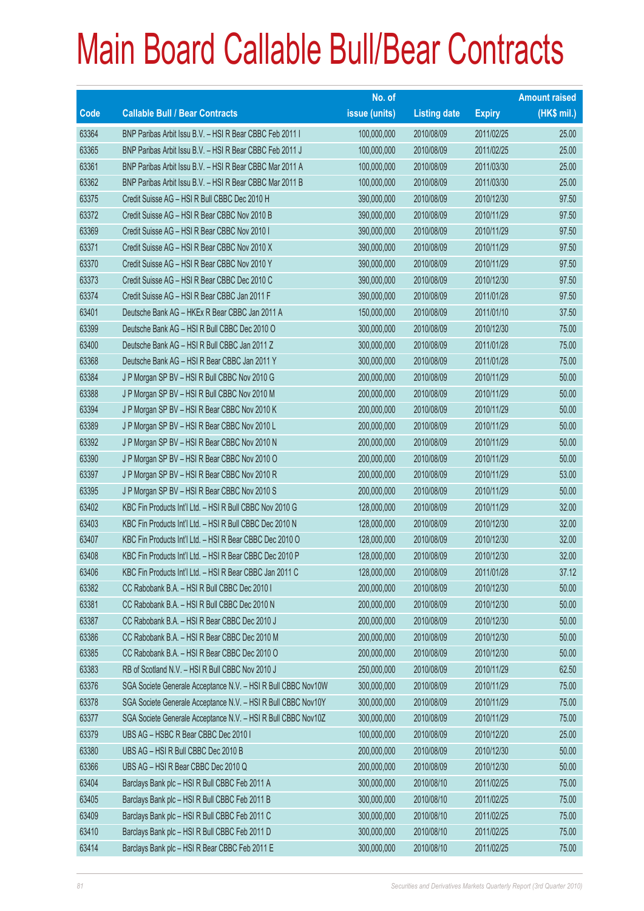# Main Board Callable Bull/Bear Contracts

| Code | Callable Bull / Bear Contracts | No. of issue (units) | Listing date | Expiry | Amount raised (HK$ mil.) |
|---|---|---|---|---|---|
| 63364 | BNP Paribas Arbit Issu B.V. – HSI R Bear CBBC Feb 2011 I | 100,000,000 | 2010/08/09 | 2011/02/25 | 25.00 |
| 63365 | BNP Paribas Arbit Issu B.V. – HSI R Bear CBBC Feb 2011 J | 100,000,000 | 2010/08/09 | 2011/02/25 | 25.00 |
| 63361 | BNP Paribas Arbit Issu B.V. – HSI R Bear CBBC Mar 2011 A | 100,000,000 | 2010/08/09 | 2011/03/30 | 25.00 |
| 63362 | BNP Paribas Arbit Issu B.V. – HSI R Bear CBBC Mar 2011 B | 100,000,000 | 2010/08/09 | 2011/03/30 | 25.00 |
| 63375 | Credit Suisse AG – HSI R Bull CBBC Dec 2010 H | 390,000,000 | 2010/08/09 | 2010/12/30 | 97.50 |
| 63372 | Credit Suisse AG – HSI R Bear CBBC Nov 2010 B | 390,000,000 | 2010/08/09 | 2010/11/29 | 97.50 |
| 63369 | Credit Suisse AG – HSI R Bear CBBC Nov 2010 I | 390,000,000 | 2010/08/09 | 2010/11/29 | 97.50 |
| 63371 | Credit Suisse AG – HSI R Bear CBBC Nov 2010 X | 390,000,000 | 2010/08/09 | 2010/11/29 | 97.50 |
| 63370 | Credit Suisse AG – HSI R Bear CBBC Nov 2010 Y | 390,000,000 | 2010/08/09 | 2010/11/29 | 97.50 |
| 63373 | Credit Suisse AG – HSI R Bear CBBC Dec 2010 C | 390,000,000 | 2010/08/09 | 2010/12/30 | 97.50 |
| 63374 | Credit Suisse AG – HSI R Bear CBBC Jan 2011 F | 390,000,000 | 2010/08/09 | 2011/01/28 | 97.50 |
| 63401 | Deutsche Bank AG – HKEx R Bear CBBC Jan 2011 A | 150,000,000 | 2010/08/09 | 2011/01/10 | 37.50 |
| 63399 | Deutsche Bank AG – HSI R Bull CBBC Dec 2010 O | 300,000,000 | 2010/08/09 | 2010/12/30 | 75.00 |
| 63400 | Deutsche Bank AG – HSI R Bull CBBC Jan 2011 Z | 300,000,000 | 2010/08/09 | 2011/01/28 | 75.00 |
| 63368 | Deutsche Bank AG – HSI R Bear CBBC Jan 2011 Y | 300,000,000 | 2010/08/09 | 2011/01/28 | 75.00 |
| 63384 | J P Morgan SP BV – HSI R Bull CBBC Nov 2010 G | 200,000,000 | 2010/08/09 | 2010/11/29 | 50.00 |
| 63388 | J P Morgan SP BV – HSI R Bull CBBC Nov 2010 M | 200,000,000 | 2010/08/09 | 2010/11/29 | 50.00 |
| 63394 | J P Morgan SP BV – HSI R Bear CBBC Nov 2010 K | 200,000,000 | 2010/08/09 | 2010/11/29 | 50.00 |
| 63389 | J P Morgan SP BV – HSI R Bear CBBC Nov 2010 L | 200,000,000 | 2010/08/09 | 2010/11/29 | 50.00 |
| 63392 | J P Morgan SP BV – HSI R Bear CBBC Nov 2010 N | 200,000,000 | 2010/08/09 | 2010/11/29 | 50.00 |
| 63390 | J P Morgan SP BV – HSI R Bear CBBC Nov 2010 O | 200,000,000 | 2010/08/09 | 2010/11/29 | 50.00 |
| 63397 | J P Morgan SP BV – HSI R Bear CBBC Nov 2010 R | 200,000,000 | 2010/08/09 | 2010/11/29 | 53.00 |
| 63395 | J P Morgan SP BV – HSI R Bear CBBC Nov 2010 S | 200,000,000 | 2010/08/09 | 2010/11/29 | 50.00 |
| 63402 | KBC Fin Products Int'l Ltd. – HSI R Bull CBBC Nov 2010 G | 128,000,000 | 2010/08/09 | 2010/11/29 | 32.00 |
| 63403 | KBC Fin Products Int'l Ltd. – HSI R Bull CBBC Dec 2010 N | 128,000,000 | 2010/08/09 | 2010/12/30 | 32.00 |
| 63407 | KBC Fin Products Int'l Ltd. – HSI R Bear CBBC Dec 2010 O | 128,000,000 | 2010/08/09 | 2010/12/30 | 32.00 |
| 63408 | KBC Fin Products Int'l Ltd. – HSI R Bear CBBC Dec 2010 P | 128,000,000 | 2010/08/09 | 2010/12/30 | 32.00 |
| 63406 | KBC Fin Products Int'l Ltd. – HSI R Bear CBBC Jan 2011 C | 128,000,000 | 2010/08/09 | 2011/01/28 | 37.12 |
| 63382 | CC Rabobank B.A. – HSI R Bull CBBC Dec 2010 I | 200,000,000 | 2010/08/09 | 2010/12/30 | 50.00 |
| 63381 | CC Rabobank B.A. – HSI R Bull CBBC Dec 2010 N | 200,000,000 | 2010/08/09 | 2010/12/30 | 50.00 |
| 63387 | CC Rabobank B.A. – HSI R Bear CBBC Dec 2010 J | 200,000,000 | 2010/08/09 | 2010/12/30 | 50.00 |
| 63386 | CC Rabobank B.A. – HSI R Bear CBBC Dec 2010 M | 200,000,000 | 2010/08/09 | 2010/12/30 | 50.00 |
| 63385 | CC Rabobank B.A. – HSI R Bear CBBC Dec 2010 O | 200,000,000 | 2010/08/09 | 2010/12/30 | 50.00 |
| 63383 | RB of Scotland N.V. – HSI R Bull CBBC Nov 2010 J | 250,000,000 | 2010/08/09 | 2010/11/29 | 62.50 |
| 63376 | SGA Societe Generale Acceptance N.V. – HSI R Bull CBBC Nov10W | 300,000,000 | 2010/08/09 | 2010/11/29 | 75.00 |
| 63378 | SGA Societe Generale Acceptance N.V. – HSI R Bull CBBC Nov10Y | 300,000,000 | 2010/08/09 | 2010/11/29 | 75.00 |
| 63377 | SGA Societe Generale Acceptance N.V. – HSI R Bull CBBC Nov10Z | 300,000,000 | 2010/08/09 | 2010/11/29 | 75.00 |
| 63379 | UBS AG – HSBC R Bear CBBC Dec 2010 I | 100,000,000 | 2010/08/09 | 2010/12/20 | 25.00 |
| 63380 | UBS AG – HSI R Bull CBBC Dec 2010 B | 200,000,000 | 2010/08/09 | 2010/12/30 | 50.00 |
| 63366 | UBS AG – HSI R Bear CBBC Dec 2010 Q | 200,000,000 | 2010/08/09 | 2010/12/30 | 50.00 |
| 63404 | Barclays Bank plc – HSI R Bull CBBC Feb 2011 A | 300,000,000 | 2010/08/10 | 2011/02/25 | 75.00 |
| 63405 | Barclays Bank plc – HSI R Bull CBBC Feb 2011 B | 300,000,000 | 2010/08/10 | 2011/02/25 | 75.00 |
| 63409 | Barclays Bank plc – HSI R Bull CBBC Feb 2011 C | 300,000,000 | 2010/08/10 | 2011/02/25 | 75.00 |
| 63410 | Barclays Bank plc – HSI R Bull CBBC Feb 2011 D | 300,000,000 | 2010/08/10 | 2011/02/25 | 75.00 |
| 63414 | Barclays Bank plc – HSI R Bear CBBC Feb 2011 E | 300,000,000 | 2010/08/10 | 2011/02/25 | 75.00 |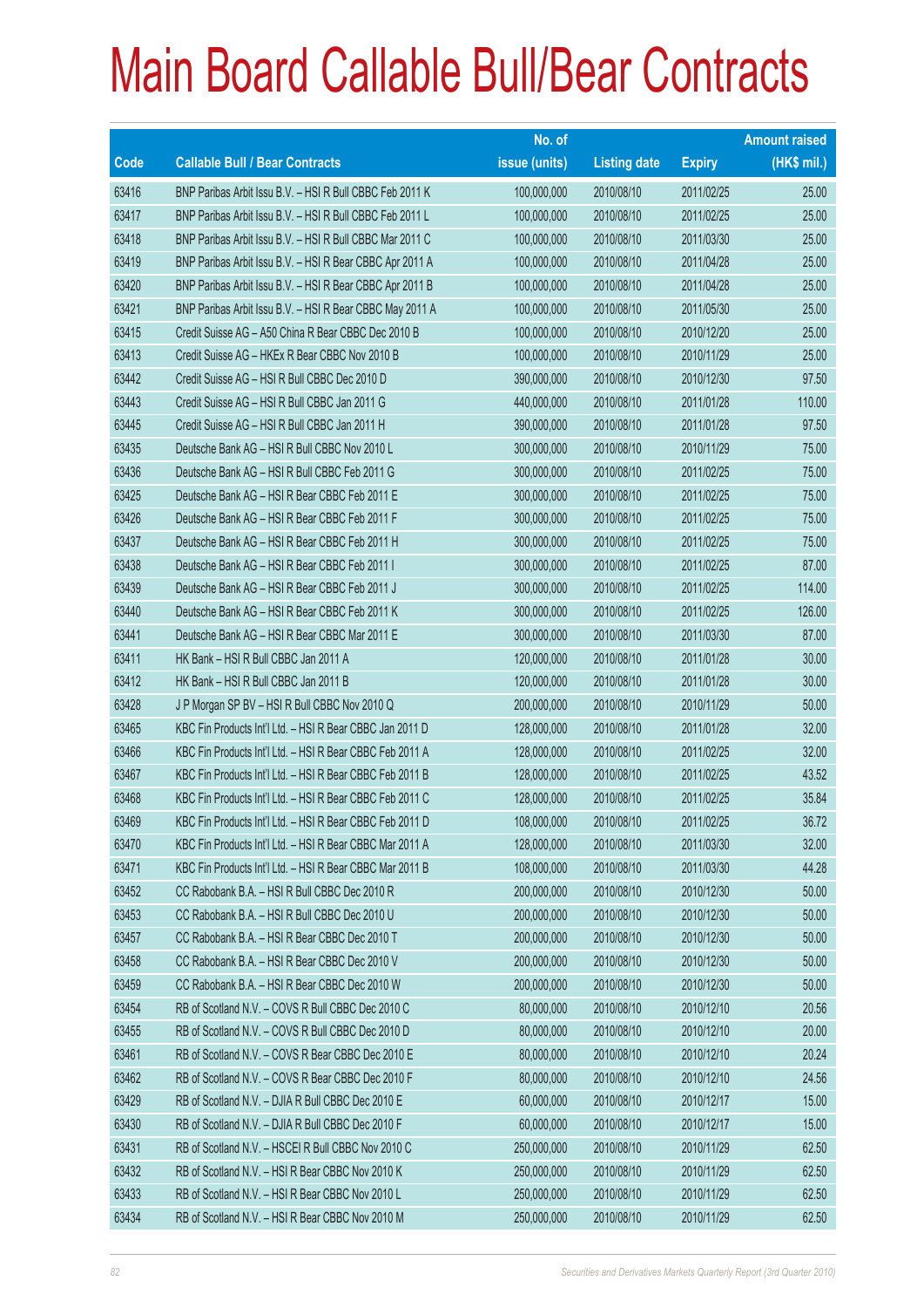# Main Board Callable Bull/Bear Contracts

| Code | Callable Bull / Bear Contracts | No. of issue (units) | Listing date | Expiry | Amount raised (HK$ mil.) |
|---|---|---|---|---|---|
| 63416 | BNP Paribas Arbit Issu B.V. – HSI R Bull CBBC Feb 2011 K | 100,000,000 | 2010/08/10 | 2011/02/25 | 25.00 |
| 63417 | BNP Paribas Arbit Issu B.V. – HSI R Bull CBBC Feb 2011 L | 100,000,000 | 2010/08/10 | 2011/02/25 | 25.00 |
| 63418 | BNP Paribas Arbit Issu B.V. – HSI R Bull CBBC Mar 2011 C | 100,000,000 | 2010/08/10 | 2011/03/30 | 25.00 |
| 63419 | BNP Paribas Arbit Issu B.V. – HSI R Bear CBBC Apr 2011 A | 100,000,000 | 2010/08/10 | 2011/04/28 | 25.00 |
| 63420 | BNP Paribas Arbit Issu B.V. – HSI R Bear CBBC Apr 2011 B | 100,000,000 | 2010/08/10 | 2011/04/28 | 25.00 |
| 63421 | BNP Paribas Arbit Issu B.V. – HSI R Bear CBBC May 2011 A | 100,000,000 | 2010/08/10 | 2011/05/30 | 25.00 |
| 63415 | Credit Suisse AG – A50 China R Bear CBBC Dec 2010 B | 100,000,000 | 2010/08/10 | 2010/12/20 | 25.00 |
| 63413 | Credit Suisse AG – HKEx R Bear CBBC Nov 2010 B | 100,000,000 | 2010/08/10 | 2010/11/29 | 25.00 |
| 63442 | Credit Suisse AG – HSI R Bull CBBC Dec 2010 D | 390,000,000 | 2010/08/10 | 2010/12/30 | 97.50 |
| 63443 | Credit Suisse AG – HSI R Bull CBBC Jan 2011 G | 440,000,000 | 2010/08/10 | 2011/01/28 | 110.00 |
| 63445 | Credit Suisse AG – HSI R Bull CBBC Jan 2011 H | 390,000,000 | 2010/08/10 | 2011/01/28 | 97.50 |
| 63435 | Deutsche Bank AG – HSI R Bull CBBC Nov 2010 L | 300,000,000 | 2010/08/10 | 2010/11/29 | 75.00 |
| 63436 | Deutsche Bank AG – HSI R Bull CBBC Feb 2011 G | 300,000,000 | 2010/08/10 | 2011/02/25 | 75.00 |
| 63425 | Deutsche Bank AG – HSI R Bear CBBC Feb 2011 E | 300,000,000 | 2010/08/10 | 2011/02/25 | 75.00 |
| 63426 | Deutsche Bank AG – HSI R Bear CBBC Feb 2011 F | 300,000,000 | 2010/08/10 | 2011/02/25 | 75.00 |
| 63437 | Deutsche Bank AG – HSI R Bear CBBC Feb 2011 H | 300,000,000 | 2010/08/10 | 2011/02/25 | 75.00 |
| 63438 | Deutsche Bank AG – HSI R Bear CBBC Feb 2011 I | 300,000,000 | 2010/08/10 | 2011/02/25 | 87.00 |
| 63439 | Deutsche Bank AG – HSI R Bear CBBC Feb 2011 J | 300,000,000 | 2010/08/10 | 2011/02/25 | 114.00 |
| 63440 | Deutsche Bank AG – HSI R Bear CBBC Feb 2011 K | 300,000,000 | 2010/08/10 | 2011/02/25 | 126.00 |
| 63441 | Deutsche Bank AG – HSI R Bear CBBC Mar 2011 E | 300,000,000 | 2010/08/10 | 2011/03/30 | 87.00 |
| 63411 | HK Bank – HSI R Bull CBBC Jan 2011 A | 120,000,000 | 2010/08/10 | 2011/01/28 | 30.00 |
| 63412 | HK Bank – HSI R Bull CBBC Jan 2011 B | 120,000,000 | 2010/08/10 | 2011/01/28 | 30.00 |
| 63428 | J P Morgan SP BV – HSI R Bull CBBC Nov 2010 Q | 200,000,000 | 2010/08/10 | 2010/11/29 | 50.00 |
| 63465 | KBC Fin Products Int'l Ltd. – HSI R Bear CBBC Jan 2011 D | 128,000,000 | 2010/08/10 | 2011/01/28 | 32.00 |
| 63466 | KBC Fin Products Int'l Ltd. – HSI R Bear CBBC Feb 2011 A | 128,000,000 | 2010/08/10 | 2011/02/25 | 32.00 |
| 63467 | KBC Fin Products Int'l Ltd. – HSI R Bear CBBC Feb 2011 B | 128,000,000 | 2010/08/10 | 2011/02/25 | 43.52 |
| 63468 | KBC Fin Products Int'l Ltd. – HSI R Bear CBBC Feb 2011 C | 128,000,000 | 2010/08/10 | 2011/02/25 | 35.84 |
| 63469 | KBC Fin Products Int'l Ltd. – HSI R Bear CBBC Feb 2011 D | 108,000,000 | 2010/08/10 | 2011/02/25 | 36.72 |
| 63470 | KBC Fin Products Int'l Ltd. – HSI R Bear CBBC Mar 2011 A | 128,000,000 | 2010/08/10 | 2011/03/30 | 32.00 |
| 63471 | KBC Fin Products Int'l Ltd. – HSI R Bear CBBC Mar 2011 B | 108,000,000 | 2010/08/10 | 2011/03/30 | 44.28 |
| 63452 | CC Rabobank B.A. – HSI R Bull CBBC Dec 2010 R | 200,000,000 | 2010/08/10 | 2010/12/30 | 50.00 |
| 63453 | CC Rabobank B.A. – HSI R Bull CBBC Dec 2010 U | 200,000,000 | 2010/08/10 | 2010/12/30 | 50.00 |
| 63457 | CC Rabobank B.A. – HSI R Bear CBBC Dec 2010 T | 200,000,000 | 2010/08/10 | 2010/12/30 | 50.00 |
| 63458 | CC Rabobank B.A. – HSI R Bear CBBC Dec 2010 V | 200,000,000 | 2010/08/10 | 2010/12/30 | 50.00 |
| 63459 | CC Rabobank B.A. – HSI R Bear CBBC Dec 2010 W | 200,000,000 | 2010/08/10 | 2010/12/30 | 50.00 |
| 63454 | RB of Scotland N.V. – COVS R Bull CBBC Dec 2010 C | 80,000,000 | 2010/08/10 | 2010/12/10 | 20.56 |
| 63455 | RB of Scotland N.V. – COVS R Bull CBBC Dec 2010 D | 80,000,000 | 2010/08/10 | 2010/12/10 | 20.00 |
| 63461 | RB of Scotland N.V. – COVS R Bear CBBC Dec 2010 E | 80,000,000 | 2010/08/10 | 2010/12/10 | 20.24 |
| 63462 | RB of Scotland N.V. – COVS R Bear CBBC Dec 2010 F | 80,000,000 | 2010/08/10 | 2010/12/10 | 24.56 |
| 63429 | RB of Scotland N.V. – DJIA R Bull CBBC Dec 2010 E | 60,000,000 | 2010/08/10 | 2010/12/17 | 15.00 |
| 63430 | RB of Scotland N.V. – DJIA R Bull CBBC Dec 2010 F | 60,000,000 | 2010/08/10 | 2010/12/17 | 15.00 |
| 63431 | RB of Scotland N.V. – HSCEI R Bull CBBC Nov 2010 C | 250,000,000 | 2010/08/10 | 2010/11/29 | 62.50 |
| 63432 | RB of Scotland N.V. – HSI R Bear CBBC Nov 2010 K | 250,000,000 | 2010/08/10 | 2010/11/29 | 62.50 |
| 63433 | RB of Scotland N.V. – HSI R Bear CBBC Nov 2010 L | 250,000,000 | 2010/08/10 | 2010/11/29 | 62.50 |
| 63434 | RB of Scotland N.V. – HSI R Bear CBBC Nov 2010 M | 250,000,000 | 2010/08/10 | 2010/11/29 | 62.50 |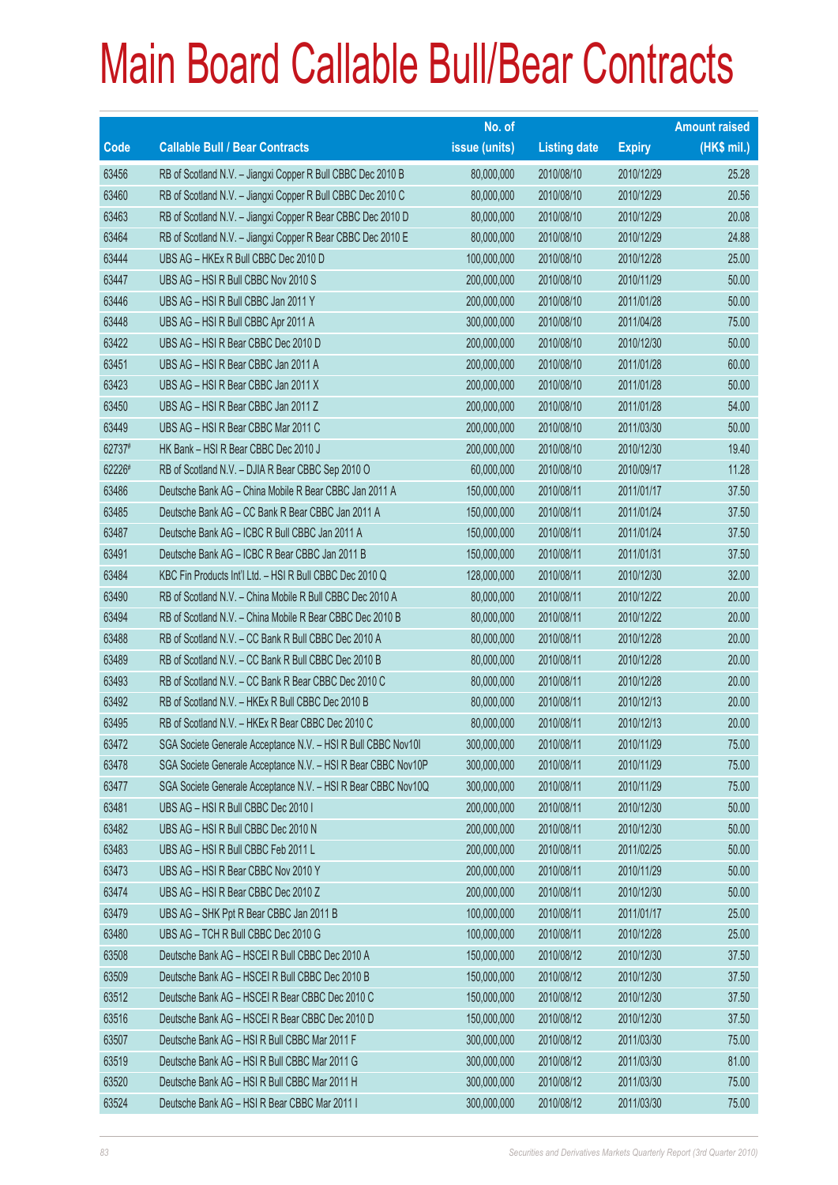# Main Board Callable Bull/Bear Contracts

| Code | Callable Bull / Bear Contracts | No. of issue (units) | Listing date | Expiry | Amount raised (HK$ mil.) |
|---|---|---|---|---|---|
| 63456 | RB of Scotland N.V. – Jiangxi Copper R Bull CBBC Dec 2010 B | 80,000,000 | 2010/08/10 | 2010/12/29 | 25.28 |
| 63460 | RB of Scotland N.V. – Jiangxi Copper R Bull CBBC Dec 2010 C | 80,000,000 | 2010/08/10 | 2010/12/29 | 20.56 |
| 63463 | RB of Scotland N.V. – Jiangxi Copper R Bear CBBC Dec 2010 D | 80,000,000 | 2010/08/10 | 2010/12/29 | 20.08 |
| 63464 | RB of Scotland N.V. – Jiangxi Copper R Bear CBBC Dec 2010 E | 80,000,000 | 2010/08/10 | 2010/12/29 | 24.88 |
| 63444 | UBS AG – HKEx R Bull CBBC Dec 2010 D | 100,000,000 | 2010/08/10 | 2010/12/28 | 25.00 |
| 63447 | UBS AG – HSI R Bull CBBC Nov 2010 S | 200,000,000 | 2010/08/10 | 2010/11/29 | 50.00 |
| 63446 | UBS AG – HSI R Bull CBBC Jan 2011 Y | 200,000,000 | 2010/08/10 | 2011/01/28 | 50.00 |
| 63448 | UBS AG – HSI R Bull CBBC Apr 2011 A | 300,000,000 | 2010/08/10 | 2011/04/28 | 75.00 |
| 63422 | UBS AG – HSI R Bear CBBC Dec 2010 D | 200,000,000 | 2010/08/10 | 2010/12/30 | 50.00 |
| 63451 | UBS AG – HSI R Bear CBBC Jan 2011 A | 200,000,000 | 2010/08/10 | 2011/01/28 | 60.00 |
| 63423 | UBS AG – HSI R Bear CBBC Jan 2011 X | 200,000,000 | 2010/08/10 | 2011/01/28 | 50.00 |
| 63450 | UBS AG – HSI R Bear CBBC Jan 2011 Z | 200,000,000 | 2010/08/10 | 2011/01/28 | 54.00 |
| 63449 | UBS AG – HSI R Bear CBBC Mar 2011 C | 200,000,000 | 2010/08/10 | 2011/03/30 | 50.00 |
| 62737# | HK Bank – HSI R Bear CBBC Dec 2010 J | 200,000,000 | 2010/08/10 | 2010/12/30 | 19.40 |
| 62226# | RB of Scotland N.V. – DJIA R Bear CBBC Sep 2010 O | 60,000,000 | 2010/08/10 | 2010/09/17 | 11.28 |
| 63486 | Deutsche Bank AG – China Mobile R Bear CBBC Jan 2011 A | 150,000,000 | 2010/08/11 | 2011/01/17 | 37.50 |
| 63485 | Deutsche Bank AG – CC Bank R Bear CBBC Jan 2011 A | 150,000,000 | 2010/08/11 | 2011/01/24 | 37.50 |
| 63487 | Deutsche Bank AG – ICBC R Bull CBBC Jan 2011 A | 150,000,000 | 2010/08/11 | 2011/01/24 | 37.50 |
| 63491 | Deutsche Bank AG – ICBC R Bear CBBC Jan 2011 B | 150,000,000 | 2010/08/11 | 2011/01/31 | 37.50 |
| 63484 | KBC Fin Products Int'l Ltd. – HSI R Bull CBBC Dec 2010 Q | 128,000,000 | 2010/08/11 | 2010/12/30 | 32.00 |
| 63490 | RB of Scotland N.V. – China Mobile R Bull CBBC Dec 2010 A | 80,000,000 | 2010/08/11 | 2010/12/22 | 20.00 |
| 63494 | RB of Scotland N.V. – China Mobile R Bear CBBC Dec 2010 B | 80,000,000 | 2010/08/11 | 2010/12/22 | 20.00 |
| 63488 | RB of Scotland N.V. – CC Bank R Bull CBBC Dec 2010 A | 80,000,000 | 2010/08/11 | 2010/12/28 | 20.00 |
| 63489 | RB of Scotland N.V. – CC Bank R Bull CBBC Dec 2010 B | 80,000,000 | 2010/08/11 | 2010/12/28 | 20.00 |
| 63493 | RB of Scotland N.V. – CC Bank R Bear CBBC Dec 2010 C | 80,000,000 | 2010/08/11 | 2010/12/28 | 20.00 |
| 63492 | RB of Scotland N.V. – HKEx R Bull CBBC Dec 2010 B | 80,000,000 | 2010/08/11 | 2010/12/13 | 20.00 |
| 63495 | RB of Scotland N.V. – HKEx R Bear CBBC Dec 2010 C | 80,000,000 | 2010/08/11 | 2010/12/13 | 20.00 |
| 63472 | SGA Societe Generale Acceptance N.V. – HSI R Bull CBBC Nov10I | 300,000,000 | 2010/08/11 | 2010/11/29 | 75.00 |
| 63478 | SGA Societe Generale Acceptance N.V. – HSI R Bear CBBC Nov10P | 300,000,000 | 2010/08/11 | 2010/11/29 | 75.00 |
| 63477 | SGA Societe Generale Acceptance N.V. – HSI R Bear CBBC Nov10Q | 300,000,000 | 2010/08/11 | 2010/11/29 | 75.00 |
| 63481 | UBS AG – HSI R Bull CBBC Dec 2010 I | 200,000,000 | 2010/08/11 | 2010/12/30 | 50.00 |
| 63482 | UBS AG – HSI R Bull CBBC Dec 2010 N | 200,000,000 | 2010/08/11 | 2010/12/30 | 50.00 |
| 63483 | UBS AG – HSI R Bull CBBC Feb 2011 L | 200,000,000 | 2010/08/11 | 2011/02/25 | 50.00 |
| 63473 | UBS AG – HSI R Bear CBBC Nov 2010 Y | 200,000,000 | 2010/08/11 | 2010/11/29 | 50.00 |
| 63474 | UBS AG – HSI R Bear CBBC Dec 2010 Z | 200,000,000 | 2010/08/11 | 2010/12/30 | 50.00 |
| 63479 | UBS AG – SHK Ppt R Bear CBBC Jan 2011 B | 100,000,000 | 2010/08/11 | 2011/01/17 | 25.00 |
| 63480 | UBS AG – TCH R Bull CBBC Dec 2010 G | 100,000,000 | 2010/08/11 | 2010/12/28 | 25.00 |
| 63508 | Deutsche Bank AG – HSCEI R Bull CBBC Dec 2010 A | 150,000,000 | 2010/08/12 | 2010/12/30 | 37.50 |
| 63509 | Deutsche Bank AG – HSCEI R Bull CBBC Dec 2010 B | 150,000,000 | 2010/08/12 | 2010/12/30 | 37.50 |
| 63512 | Deutsche Bank AG – HSCEI R Bear CBBC Dec 2010 C | 150,000,000 | 2010/08/12 | 2010/12/30 | 37.50 |
| 63516 | Deutsche Bank AG – HSCEI R Bear CBBC Dec 2010 D | 150,000,000 | 2010/08/12 | 2010/12/30 | 37.50 |
| 63507 | Deutsche Bank AG – HSI R Bull CBBC Mar 2011 F | 300,000,000 | 2010/08/12 | 2011/03/30 | 75.00 |
| 63519 | Deutsche Bank AG – HSI R Bull CBBC Mar 2011 G | 300,000,000 | 2010/08/12 | 2011/03/30 | 81.00 |
| 63520 | Deutsche Bank AG – HSI R Bull CBBC Mar 2011 H | 300,000,000 | 2010/08/12 | 2011/03/30 | 75.00 |
| 63524 | Deutsche Bank AG – HSI R Bear CBBC Mar 2011 I | 300,000,000 | 2010/08/12 | 2011/03/30 | 75.00 |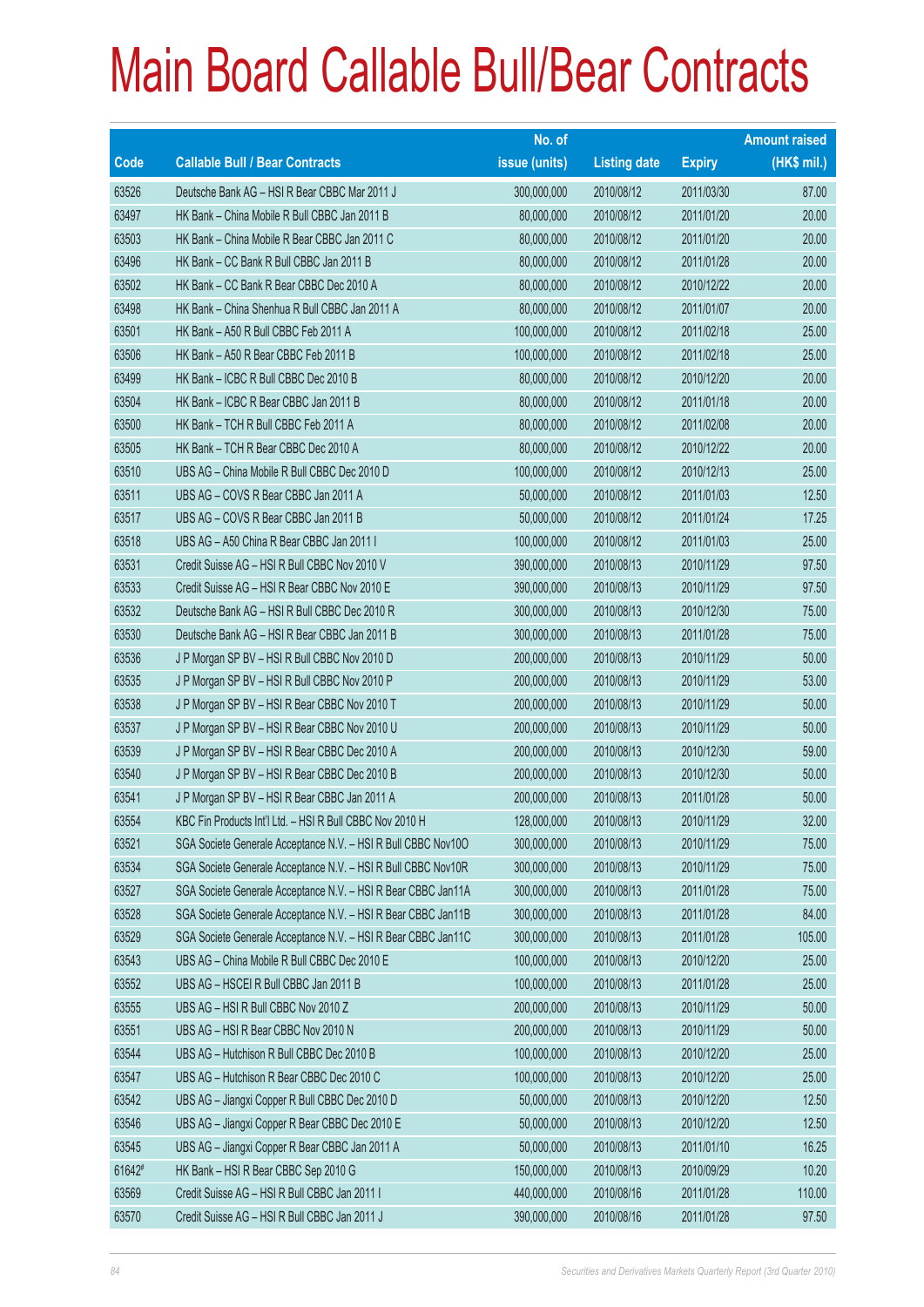# Main Board Callable Bull/Bear Contracts

| Code | Callable Bull / Bear Contracts | No. of issue (units) | Listing date | Expiry | Amount raised (HK$ mil.) |
|---|---|---|---|---|---|
| 63526 | Deutsche Bank AG – HSI R Bear CBBC Mar 2011 J | 300,000,000 | 2010/08/12 | 2011/03/30 | 87.00 |
| 63497 | HK Bank – China Mobile R Bull CBBC Jan 2011 B | 80,000,000 | 2010/08/12 | 2011/01/20 | 20.00 |
| 63503 | HK Bank – China Mobile R Bear CBBC Jan 2011 C | 80,000,000 | 2010/08/12 | 2011/01/20 | 20.00 |
| 63496 | HK Bank – CC Bank R Bull CBBC Jan 2011 B | 80,000,000 | 2010/08/12 | 2011/01/28 | 20.00 |
| 63502 | HK Bank – CC Bank R Bear CBBC Dec 2010 A | 80,000,000 | 2010/08/12 | 2010/12/22 | 20.00 |
| 63498 | HK Bank – China Shenhua R Bull CBBC Jan 2011 A | 80,000,000 | 2010/08/12 | 2011/01/07 | 20.00 |
| 63501 | HK Bank – A50 R Bull CBBC Feb 2011 A | 100,000,000 | 2010/08/12 | 2011/02/18 | 25.00 |
| 63506 | HK Bank – A50 R Bear CBBC Feb 2011 B | 100,000,000 | 2010/08/12 | 2011/02/18 | 25.00 |
| 63499 | HK Bank – ICBC R Bull CBBC Dec 2010 B | 80,000,000 | 2010/08/12 | 2010/12/20 | 20.00 |
| 63504 | HK Bank – ICBC R Bear CBBC Jan 2011 B | 80,000,000 | 2010/08/12 | 2011/01/18 | 20.00 |
| 63500 | HK Bank – TCH R Bull CBBC Feb 2011 A | 80,000,000 | 2010/08/12 | 2011/02/08 | 20.00 |
| 63505 | HK Bank – TCH R Bear CBBC Dec 2010 A | 80,000,000 | 2010/08/12 | 2010/12/22 | 20.00 |
| 63510 | UBS AG – China Mobile R Bull CBBC Dec 2010 D | 100,000,000 | 2010/08/12 | 2010/12/13 | 25.00 |
| 63511 | UBS AG – COVS R Bear CBBC Jan 2011 A | 50,000,000 | 2010/08/12 | 2011/01/03 | 12.50 |
| 63517 | UBS AG – COVS R Bear CBBC Jan 2011 B | 50,000,000 | 2010/08/12 | 2011/01/24 | 17.25 |
| 63518 | UBS AG – A50 China R Bear CBBC Jan 2011 I | 100,000,000 | 2010/08/12 | 2011/01/03 | 25.00 |
| 63531 | Credit Suisse AG – HSI R Bull CBBC Nov 2010 V | 390,000,000 | 2010/08/13 | 2010/11/29 | 97.50 |
| 63533 | Credit Suisse AG – HSI R Bear CBBC Nov 2010 E | 390,000,000 | 2010/08/13 | 2010/11/29 | 97.50 |
| 63532 | Deutsche Bank AG – HSI R Bull CBBC Dec 2010 R | 300,000,000 | 2010/08/13 | 2010/12/30 | 75.00 |
| 63530 | Deutsche Bank AG – HSI R Bear CBBC Jan 2011 B | 300,000,000 | 2010/08/13 | 2011/01/28 | 75.00 |
| 63536 | J P Morgan SP BV – HSI R Bull CBBC Nov 2010 D | 200,000,000 | 2010/08/13 | 2010/11/29 | 50.00 |
| 63535 | J P Morgan SP BV – HSI R Bull CBBC Nov 2010 P | 200,000,000 | 2010/08/13 | 2010/11/29 | 53.00 |
| 63538 | J P Morgan SP BV – HSI R Bear CBBC Nov 2010 T | 200,000,000 | 2010/08/13 | 2010/11/29 | 50.00 |
| 63537 | J P Morgan SP BV – HSI R Bear CBBC Nov 2010 U | 200,000,000 | 2010/08/13 | 2010/11/29 | 50.00 |
| 63539 | J P Morgan SP BV – HSI R Bear CBBC Dec 2010 A | 200,000,000 | 2010/08/13 | 2010/12/30 | 59.00 |
| 63540 | J P Morgan SP BV – HSI R Bear CBBC Dec 2010 B | 200,000,000 | 2010/08/13 | 2010/12/30 | 50.00 |
| 63541 | J P Morgan SP BV – HSI R Bear CBBC Jan 2011 A | 200,000,000 | 2010/08/13 | 2011/01/28 | 50.00 |
| 63554 | KBC Fin Products Int'l Ltd. – HSI R Bull CBBC Nov 2010 H | 128,000,000 | 2010/08/13 | 2010/11/29 | 32.00 |
| 63521 | SGA Societe Generale Acceptance N.V. – HSI R Bull CBBC Nov10O | 300,000,000 | 2010/08/13 | 2010/11/29 | 75.00 |
| 63534 | SGA Societe Generale Acceptance N.V. – HSI R Bull CBBC Nov10R | 300,000,000 | 2010/08/13 | 2010/11/29 | 75.00 |
| 63527 | SGA Societe Generale Acceptance N.V. – HSI R Bear CBBC Jan11A | 300,000,000 | 2010/08/13 | 2011/01/28 | 75.00 |
| 63528 | SGA Societe Generale Acceptance N.V. – HSI R Bear CBBC Jan11B | 300,000,000 | 2010/08/13 | 2011/01/28 | 84.00 |
| 63529 | SGA Societe Generale Acceptance N.V. – HSI R Bear CBBC Jan11C | 300,000,000 | 2010/08/13 | 2011/01/28 | 105.00 |
| 63543 | UBS AG – China Mobile R Bull CBBC Dec 2010 E | 100,000,000 | 2010/08/13 | 2010/12/20 | 25.00 |
| 63552 | UBS AG – HSCEI R Bull CBBC Jan 2011 B | 100,000,000 | 2010/08/13 | 2011/01/28 | 25.00 |
| 63555 | UBS AG – HSI R Bull CBBC Nov 2010 Z | 200,000,000 | 2010/08/13 | 2010/11/29 | 50.00 |
| 63551 | UBS AG – HSI R Bear CBBC Nov 2010 N | 200,000,000 | 2010/08/13 | 2010/11/29 | 50.00 |
| 63544 | UBS AG – Hutchison R Bull CBBC Dec 2010 B | 100,000,000 | 2010/08/13 | 2010/12/20 | 25.00 |
| 63547 | UBS AG – Hutchison R Bear CBBC Dec 2010 C | 100,000,000 | 2010/08/13 | 2010/12/20 | 25.00 |
| 63542 | UBS AG – Jiangxi Copper R Bull CBBC Dec 2010 D | 50,000,000 | 2010/08/13 | 2010/12/20 | 12.50 |
| 63546 | UBS AG – Jiangxi Copper R Bear CBBC Dec 2010 E | 50,000,000 | 2010/08/13 | 2010/12/20 | 12.50 |
| 63545 | UBS AG – Jiangxi Copper R Bear CBBC Jan 2011 A | 50,000,000 | 2010/08/13 | 2011/01/10 | 16.25 |
| 61642# | HK Bank – HSI R Bear CBBC Sep 2010 G | 150,000,000 | 2010/08/13 | 2010/09/29 | 10.20 |
| 63569 | Credit Suisse AG – HSI R Bull CBBC Jan 2011 I | 440,000,000 | 2010/08/16 | 2011/01/28 | 110.00 |
| 63570 | Credit Suisse AG – HSI R Bull CBBC Jan 2011 J | 390,000,000 | 2010/08/16 | 2011/01/28 | 97.50 |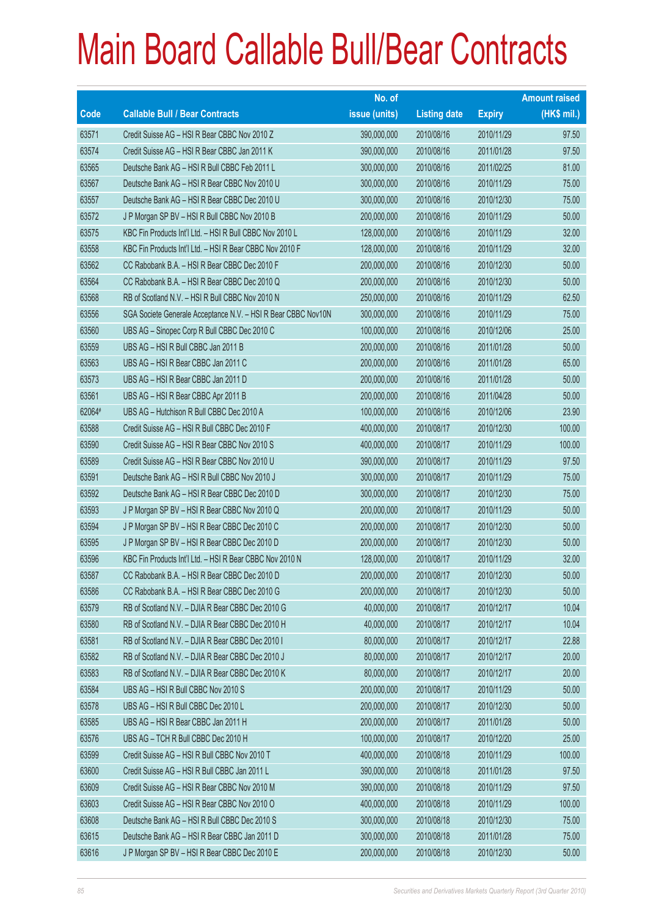# Main Board Callable Bull/Bear Contracts

| Code | Callable Bull / Bear Contracts | No. of issue (units) | Listing date | Expiry | Amount raised (HK$ mil.) |
|---|---|---|---|---|---|
| 63571 | Credit Suisse AG – HSI R Bear CBBC Nov 2010 Z | 390,000,000 | 2010/08/16 | 2010/11/29 | 97.50 |
| 63574 | Credit Suisse AG – HSI R Bear CBBC Jan 2011 K | 390,000,000 | 2010/08/16 | 2011/01/28 | 97.50 |
| 63565 | Deutsche Bank AG – HSI R Bull CBBC Feb 2011 L | 300,000,000 | 2010/08/16 | 2011/02/25 | 81.00 |
| 63567 | Deutsche Bank AG – HSI R Bear CBBC Nov 2010 U | 300,000,000 | 2010/08/16 | 2010/11/29 | 75.00 |
| 63557 | Deutsche Bank AG – HSI R Bear CBBC Dec 2010 U | 300,000,000 | 2010/08/16 | 2010/12/30 | 75.00 |
| 63572 | J P Morgan SP BV – HSI R Bull CBBC Nov 2010 B | 200,000,000 | 2010/08/16 | 2010/11/29 | 50.00 |
| 63575 | KBC Fin Products Int'l Ltd. – HSI R Bull CBBC Nov 2010 L | 128,000,000 | 2010/08/16 | 2010/11/29 | 32.00 |
| 63558 | KBC Fin Products Int'l Ltd. – HSI R Bear CBBC Nov 2010 F | 128,000,000 | 2010/08/16 | 2010/11/29 | 32.00 |
| 63562 | CC Rabobank B.A. – HSI R Bear CBBC Dec 2010 F | 200,000,000 | 2010/08/16 | 2010/12/30 | 50.00 |
| 63564 | CC Rabobank B.A. – HSI R Bear CBBC Dec 2010 Q | 200,000,000 | 2010/08/16 | 2010/12/30 | 50.00 |
| 63568 | RB of Scotland N.V. – HSI R Bull CBBC Nov 2010 N | 250,000,000 | 2010/08/16 | 2010/11/29 | 62.50 |
| 63556 | SGA Societe Generale Acceptance N.V. – HSI R Bear CBBC Nov10N | 300,000,000 | 2010/08/16 | 2010/11/29 | 75.00 |
| 63560 | UBS AG – Sinopec Corp R Bull CBBC Dec 2010 C | 100,000,000 | 2010/08/16 | 2010/12/06 | 25.00 |
| 63559 | UBS AG – HSI R Bull CBBC Jan 2011 B | 200,000,000 | 2010/08/16 | 2011/01/28 | 50.00 |
| 63563 | UBS AG – HSI R Bear CBBC Jan 2011 C | 200,000,000 | 2010/08/16 | 2011/01/28 | 65.00 |
| 63573 | UBS AG – HSI R Bear CBBC Jan 2011 D | 200,000,000 | 2010/08/16 | 2011/01/28 | 50.00 |
| 63561 | UBS AG – HSI R Bear CBBC Apr 2011 B | 200,000,000 | 2010/08/16 | 2011/04/28 | 50.00 |
| 62064# | UBS AG – Hutchison R Bull CBBC Dec 2010 A | 100,000,000 | 2010/08/16 | 2010/12/06 | 23.90 |
| 63588 | Credit Suisse AG – HSI R Bull CBBC Dec 2010 F | 400,000,000 | 2010/08/17 | 2010/12/30 | 100.00 |
| 63590 | Credit Suisse AG – HSI R Bear CBBC Nov 2010 S | 400,000,000 | 2010/08/17 | 2010/11/29 | 100.00 |
| 63589 | Credit Suisse AG – HSI R Bear CBBC Nov 2010 U | 390,000,000 | 2010/08/17 | 2010/11/29 | 97.50 |
| 63591 | Deutsche Bank AG – HSI R Bull CBBC Nov 2010 J | 300,000,000 | 2010/08/17 | 2010/11/29 | 75.00 |
| 63592 | Deutsche Bank AG – HSI R Bear CBBC Dec 2010 D | 300,000,000 | 2010/08/17 | 2010/12/30 | 75.00 |
| 63593 | J P Morgan SP BV – HSI R Bear CBBC Nov 2010 Q | 200,000,000 | 2010/08/17 | 2010/11/29 | 50.00 |
| 63594 | J P Morgan SP BV – HSI R Bear CBBC Dec 2010 C | 200,000,000 | 2010/08/17 | 2010/12/30 | 50.00 |
| 63595 | J P Morgan SP BV – HSI R Bear CBBC Dec 2010 D | 200,000,000 | 2010/08/17 | 2010/12/30 | 50.00 |
| 63596 | KBC Fin Products Int'l Ltd. – HSI R Bear CBBC Nov 2010 N | 128,000,000 | 2010/08/17 | 2010/11/29 | 32.00 |
| 63587 | CC Rabobank B.A. – HSI R Bear CBBC Dec 2010 D | 200,000,000 | 2010/08/17 | 2010/12/30 | 50.00 |
| 63586 | CC Rabobank B.A. – HSI R Bear CBBC Dec 2010 G | 200,000,000 | 2010/08/17 | 2010/12/30 | 50.00 |
| 63579 | RB of Scotland N.V. – DJIA R Bear CBBC Dec 2010 G | 40,000,000 | 2010/08/17 | 2010/12/17 | 10.04 |
| 63580 | RB of Scotland N.V. – DJIA R Bear CBBC Dec 2010 H | 40,000,000 | 2010/08/17 | 2010/12/17 | 10.04 |
| 63581 | RB of Scotland N.V. – DJIA R Bear CBBC Dec 2010 I | 80,000,000 | 2010/08/17 | 2010/12/17 | 22.88 |
| 63582 | RB of Scotland N.V. – DJIA R Bear CBBC Dec 2010 J | 80,000,000 | 2010/08/17 | 2010/12/17 | 20.00 |
| 63583 | RB of Scotland N.V. – DJIA R Bear CBBC Dec 2010 K | 80,000,000 | 2010/08/17 | 2010/12/17 | 20.00 |
| 63584 | UBS AG – HSI R Bull CBBC Nov 2010 S | 200,000,000 | 2010/08/17 | 2010/11/29 | 50.00 |
| 63578 | UBS AG – HSI R Bull CBBC Dec 2010 L | 200,000,000 | 2010/08/17 | 2010/12/30 | 50.00 |
| 63585 | UBS AG – HSI R Bear CBBC Jan 2011 H | 200,000,000 | 2010/08/17 | 2011/01/28 | 50.00 |
| 63576 | UBS AG – TCH R Bull CBBC Dec 2010 H | 100,000,000 | 2010/08/17 | 2010/12/20 | 25.00 |
| 63599 | Credit Suisse AG – HSI R Bull CBBC Nov 2010 T | 400,000,000 | 2010/08/18 | 2010/11/29 | 100.00 |
| 63600 | Credit Suisse AG – HSI R Bull CBBC Jan 2011 L | 390,000,000 | 2010/08/18 | 2011/01/28 | 97.50 |
| 63609 | Credit Suisse AG – HSI R Bear CBBC Nov 2010 M | 390,000,000 | 2010/08/18 | 2010/11/29 | 97.50 |
| 63603 | Credit Suisse AG – HSI R Bear CBBC Nov 2010 O | 400,000,000 | 2010/08/18 | 2010/11/29 | 100.00 |
| 63608 | Deutsche Bank AG – HSI R Bull CBBC Dec 2010 S | 300,000,000 | 2010/08/18 | 2010/12/30 | 75.00 |
| 63615 | Deutsche Bank AG – HSI R Bear CBBC Jan 2011 D | 300,000,000 | 2010/08/18 | 2011/01/28 | 75.00 |
| 63616 | J P Morgan SP BV – HSI R Bear CBBC Dec 2010 E | 200,000,000 | 2010/08/18 | 2010/12/30 | 50.00 |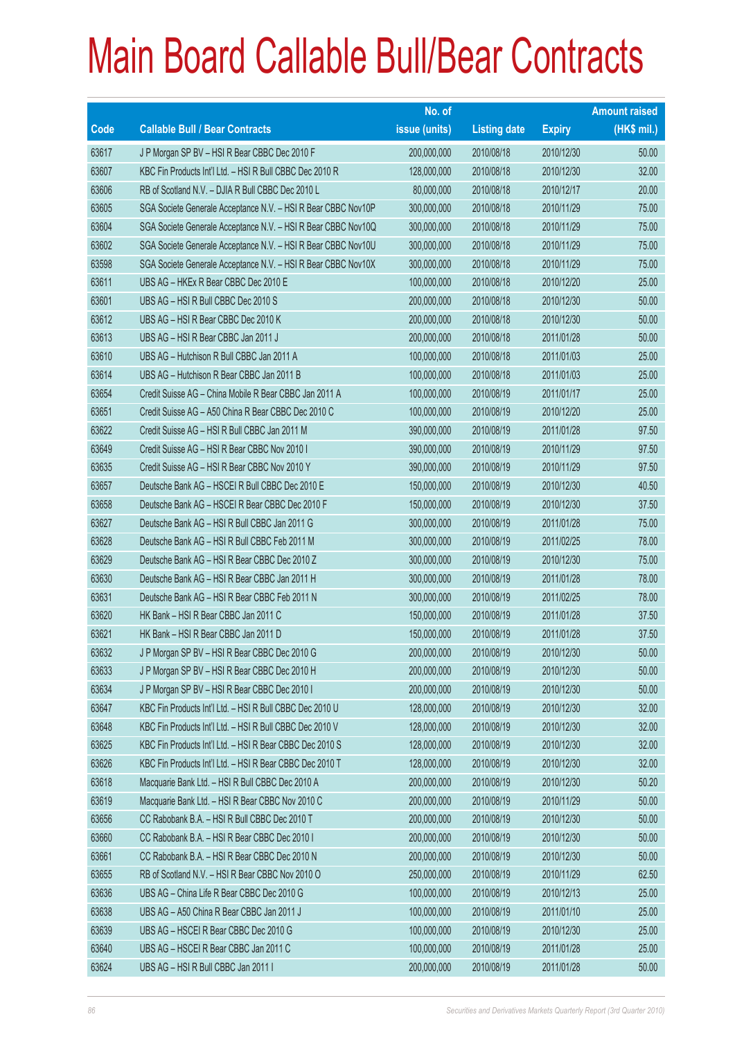# Main Board Callable Bull/Bear Contracts

| Code | Callable Bull / Bear Contracts | No. of issue (units) | Listing date | Expiry | Amount raised (HK$ mil.) |
|---|---|---|---|---|---|
| 63617 | J P Morgan SP BV – HSI R Bear CBBC Dec 2010 F | 200,000,000 | 2010/08/18 | 2010/12/30 | 50.00 |
| 63607 | KBC Fin Products Int'l Ltd. – HSI R Bull CBBC Dec 2010 R | 128,000,000 | 2010/08/18 | 2010/12/30 | 32.00 |
| 63606 | RB of Scotland N.V. – DJIA R Bull CBBC Dec 2010 L | 80,000,000 | 2010/08/18 | 2010/12/17 | 20.00 |
| 63605 | SGA Societe Generale Acceptance N.V. – HSI R Bear CBBC Nov10P | 300,000,000 | 2010/08/18 | 2010/11/29 | 75.00 |
| 63604 | SGA Societe Generale Acceptance N.V. – HSI R Bear CBBC Nov10Q | 300,000,000 | 2010/08/18 | 2010/11/29 | 75.00 |
| 63602 | SGA Societe Generale Acceptance N.V. – HSI R Bear CBBC Nov10U | 300,000,000 | 2010/08/18 | 2010/11/29 | 75.00 |
| 63598 | SGA Societe Generale Acceptance N.V. – HSI R Bear CBBC Nov10X | 300,000,000 | 2010/08/18 | 2010/11/29 | 75.00 |
| 63611 | UBS AG – HKEx R Bear CBBC Dec 2010 E | 100,000,000 | 2010/08/18 | 2010/12/20 | 25.00 |
| 63601 | UBS AG – HSI R Bull CBBC Dec 2010 S | 200,000,000 | 2010/08/18 | 2010/12/30 | 50.00 |
| 63612 | UBS AG – HSI R Bear CBBC Dec 2010 K | 200,000,000 | 2010/08/18 | 2010/12/30 | 50.00 |
| 63613 | UBS AG – HSI R Bear CBBC Jan 2011 J | 200,000,000 | 2010/08/18 | 2011/01/28 | 50.00 |
| 63610 | UBS AG – Hutchison R Bull CBBC Jan 2011 A | 100,000,000 | 2010/08/18 | 2011/01/03 | 25.00 |
| 63614 | UBS AG – Hutchison R Bear CBBC Jan 2011 B | 100,000,000 | 2010/08/18 | 2011/01/03 | 25.00 |
| 63654 | Credit Suisse AG – China Mobile R Bear CBBC Jan 2011 A | 100,000,000 | 2010/08/19 | 2011/01/17 | 25.00 |
| 63651 | Credit Suisse AG – A50 China R Bear CBBC Dec 2010 C | 100,000,000 | 2010/08/19 | 2010/12/20 | 25.00 |
| 63622 | Credit Suisse AG – HSI R Bull CBBC Jan 2011 M | 390,000,000 | 2010/08/19 | 2011/01/28 | 97.50 |
| 63649 | Credit Suisse AG – HSI R Bear CBBC Nov 2010 I | 390,000,000 | 2010/08/19 | 2010/11/29 | 97.50 |
| 63635 | Credit Suisse AG – HSI R Bear CBBC Nov 2010 Y | 390,000,000 | 2010/08/19 | 2010/11/29 | 97.50 |
| 63657 | Deutsche Bank AG – HSCEI R Bull CBBC Dec 2010 E | 150,000,000 | 2010/08/19 | 2010/12/30 | 40.50 |
| 63658 | Deutsche Bank AG – HSCEI R Bear CBBC Dec 2010 F | 150,000,000 | 2010/08/19 | 2010/12/30 | 37.50 |
| 63627 | Deutsche Bank AG – HSI R Bull CBBC Jan 2011 G | 300,000,000 | 2010/08/19 | 2011/01/28 | 75.00 |
| 63628 | Deutsche Bank AG – HSI R Bull CBBC Feb 2011 M | 300,000,000 | 2010/08/19 | 2011/02/25 | 78.00 |
| 63629 | Deutsche Bank AG – HSI R Bear CBBC Dec 2010 Z | 300,000,000 | 2010/08/19 | 2010/12/30 | 75.00 |
| 63630 | Deutsche Bank AG – HSI R Bear CBBC Jan 2011 H | 300,000,000 | 2010/08/19 | 2011/01/28 | 78.00 |
| 63631 | Deutsche Bank AG – HSI R Bear CBBC Feb 2011 N | 300,000,000 | 2010/08/19 | 2011/02/25 | 78.00 |
| 63620 | HK Bank – HSI R Bear CBBC Jan 2011 C | 150,000,000 | 2010/08/19 | 2011/01/28 | 37.50 |
| 63621 | HK Bank – HSI R Bear CBBC Jan 2011 D | 150,000,000 | 2010/08/19 | 2011/01/28 | 37.50 |
| 63632 | J P Morgan SP BV – HSI R Bear CBBC Dec 2010 G | 200,000,000 | 2010/08/19 | 2010/12/30 | 50.00 |
| 63633 | J P Morgan SP BV – HSI R Bear CBBC Dec 2010 H | 200,000,000 | 2010/08/19 | 2010/12/30 | 50.00 |
| 63634 | J P Morgan SP BV – HSI R Bear CBBC Dec 2010 I | 200,000,000 | 2010/08/19 | 2010/12/30 | 50.00 |
| 63647 | KBC Fin Products Int'l Ltd. – HSI R Bull CBBC Dec 2010 U | 128,000,000 | 2010/08/19 | 2010/12/30 | 32.00 |
| 63648 | KBC Fin Products Int'l Ltd. – HSI R Bull CBBC Dec 2010 V | 128,000,000 | 2010/08/19 | 2010/12/30 | 32.00 |
| 63625 | KBC Fin Products Int'l Ltd. – HSI R Bear CBBC Dec 2010 S | 128,000,000 | 2010/08/19 | 2010/12/30 | 32.00 |
| 63626 | KBC Fin Products Int'l Ltd. – HSI R Bear CBBC Dec 2010 T | 128,000,000 | 2010/08/19 | 2010/12/30 | 32.00 |
| 63618 | Macquarie Bank Ltd. – HSI R Bull CBBC Dec 2010 A | 200,000,000 | 2010/08/19 | 2010/12/30 | 50.20 |
| 63619 | Macquarie Bank Ltd. – HSI R Bear CBBC Nov 2010 C | 200,000,000 | 2010/08/19 | 2010/11/29 | 50.00 |
| 63656 | CC Rabobank B.A. – HSI R Bull CBBC Dec 2010 T | 200,000,000 | 2010/08/19 | 2010/12/30 | 50.00 |
| 63660 | CC Rabobank B.A. – HSI R Bear CBBC Dec 2010 I | 200,000,000 | 2010/08/19 | 2010/12/30 | 50.00 |
| 63661 | CC Rabobank B.A. – HSI R Bear CBBC Dec 2010 N | 200,000,000 | 2010/08/19 | 2010/12/30 | 50.00 |
| 63655 | RB of Scotland N.V. – HSI R Bear CBBC Nov 2010 O | 250,000,000 | 2010/08/19 | 2010/11/29 | 62.50 |
| 63636 | UBS AG – China Life R Bear CBBC Dec 2010 G | 100,000,000 | 2010/08/19 | 2010/12/13 | 25.00 |
| 63638 | UBS AG – A50 China R Bear CBBC Jan 2011 J | 100,000,000 | 2010/08/19 | 2011/01/10 | 25.00 |
| 63639 | UBS AG – HSCEI R Bear CBBC Dec 2010 G | 100,000,000 | 2010/08/19 | 2010/12/30 | 25.00 |
| 63640 | UBS AG – HSCEI R Bear CBBC Jan 2011 C | 100,000,000 | 2010/08/19 | 2011/01/28 | 25.00 |
| 63624 | UBS AG – HSI R Bull CBBC Jan 2011 I | 200,000,000 | 2010/08/19 | 2011/01/28 | 50.00 |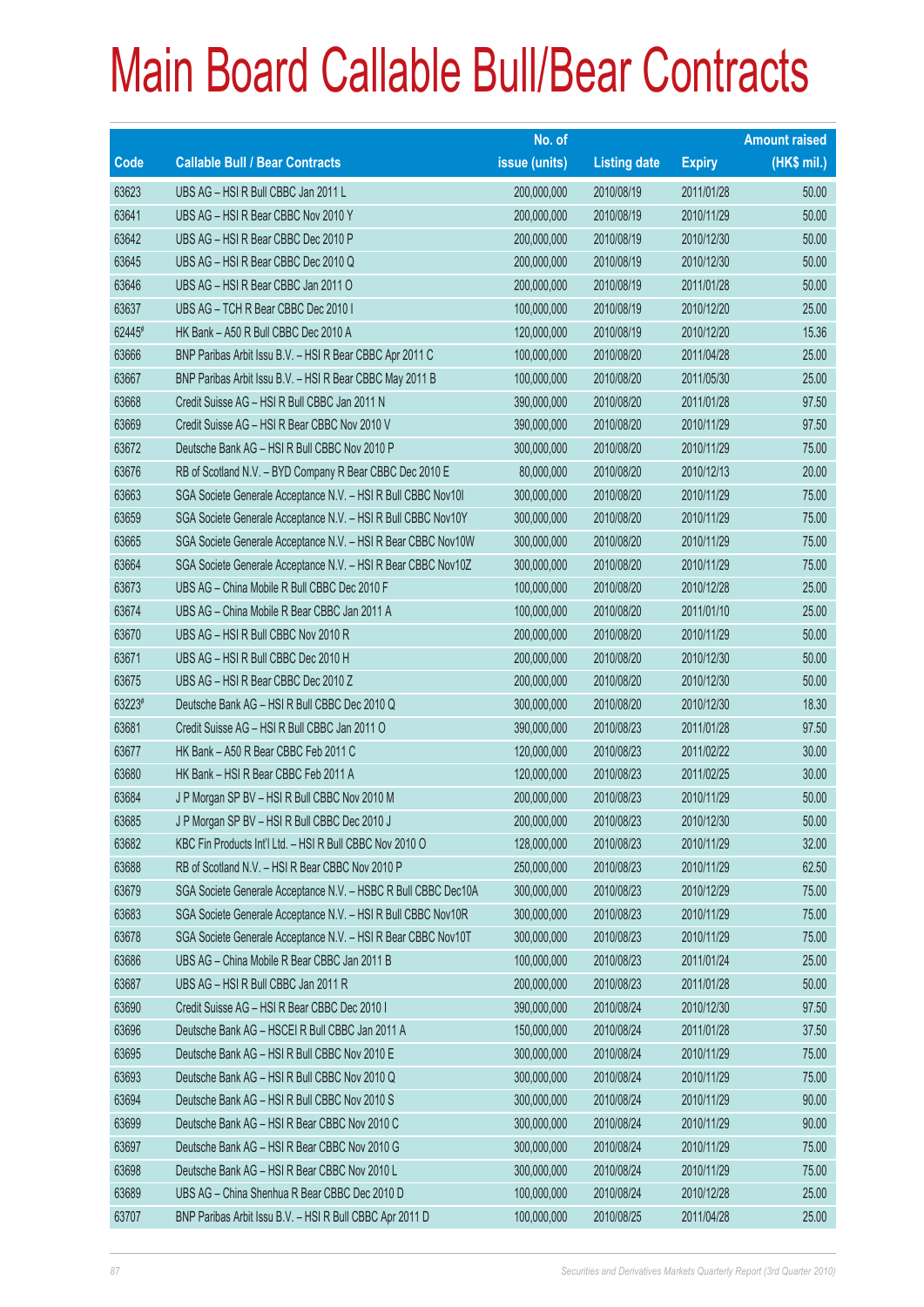# Main Board Callable Bull/Bear Contracts

| Code | Callable Bull / Bear Contracts | No. of issue (units) | Listing date | Expiry | Amount raised (HK$ mil.) |
|---|---|---|---|---|---|
| 63623 | UBS AG – HSI R Bull CBBC Jan 2011 L | 200,000,000 | 2010/08/19 | 2011/01/28 | 50.00 |
| 63641 | UBS AG – HSI R Bear CBBC Nov 2010 Y | 200,000,000 | 2010/08/19 | 2010/11/29 | 50.00 |
| 63642 | UBS AG – HSI R Bear CBBC Dec 2010 P | 200,000,000 | 2010/08/19 | 2010/12/30 | 50.00 |
| 63645 | UBS AG – HSI R Bear CBBC Dec 2010 Q | 200,000,000 | 2010/08/19 | 2010/12/30 | 50.00 |
| 63646 | UBS AG – HSI R Bear CBBC Jan 2011 O | 200,000,000 | 2010/08/19 | 2011/01/28 | 50.00 |
| 63637 | UBS AG – TCH R Bear CBBC Dec 2010 I | 100,000,000 | 2010/08/19 | 2010/12/20 | 25.00 |
| 62445# | HK Bank – A50 R Bull CBBC Dec 2010 A | 120,000,000 | 2010/08/19 | 2010/12/20 | 15.36 |
| 63666 | BNP Paribas Arbit Issu B.V. – HSI R Bear CBBC Apr 2011 C | 100,000,000 | 2010/08/20 | 2011/04/28 | 25.00 |
| 63667 | BNP Paribas Arbit Issu B.V. – HSI R Bear CBBC May 2011 B | 100,000,000 | 2010/08/20 | 2011/05/30 | 25.00 |
| 63668 | Credit Suisse AG – HSI R Bull CBBC Jan 2011 N | 390,000,000 | 2010/08/20 | 2011/01/28 | 97.50 |
| 63669 | Credit Suisse AG – HSI R Bear CBBC Nov 2010 V | 390,000,000 | 2010/08/20 | 2010/11/29 | 97.50 |
| 63672 | Deutsche Bank AG – HSI R Bull CBBC Nov 2010 P | 300,000,000 | 2010/08/20 | 2010/11/29 | 75.00 |
| 63676 | RB of Scotland N.V. – BYD Company R Bear CBBC Dec 2010 E | 80,000,000 | 2010/08/20 | 2010/12/13 | 20.00 |
| 63663 | SGA Societe Generale Acceptance N.V. – HSI R Bull CBBC Nov10I | 300,000,000 | 2010/08/20 | 2010/11/29 | 75.00 |
| 63659 | SGA Societe Generale Acceptance N.V. – HSI R Bull CBBC Nov10Y | 300,000,000 | 2010/08/20 | 2010/11/29 | 75.00 |
| 63665 | SGA Societe Generale Acceptance N.V. – HSI R Bear CBBC Nov10W | 300,000,000 | 2010/08/20 | 2010/11/29 | 75.00 |
| 63664 | SGA Societe Generale Acceptance N.V. – HSI R Bear CBBC Nov10Z | 300,000,000 | 2010/08/20 | 2010/11/29 | 75.00 |
| 63673 | UBS AG – China Mobile R Bull CBBC Dec 2010 F | 100,000,000 | 2010/08/20 | 2010/12/28 | 25.00 |
| 63674 | UBS AG – China Mobile R Bear CBBC Jan 2011 A | 100,000,000 | 2010/08/20 | 2011/01/10 | 25.00 |
| 63670 | UBS AG – HSI R Bull CBBC Nov 2010 R | 200,000,000 | 2010/08/20 | 2010/11/29 | 50.00 |
| 63671 | UBS AG – HSI R Bull CBBC Dec 2010 H | 200,000,000 | 2010/08/20 | 2010/12/30 | 50.00 |
| 63675 | UBS AG – HSI R Bear CBBC Dec 2010 Z | 200,000,000 | 2010/08/20 | 2010/12/30 | 50.00 |
| 63223# | Deutsche Bank AG – HSI R Bull CBBC Dec 2010 Q | 300,000,000 | 2010/08/20 | 2010/12/30 | 18.30 |
| 63681 | Credit Suisse AG – HSI R Bull CBBC Jan 2011 O | 390,000,000 | 2010/08/23 | 2011/01/28 | 97.50 |
| 63677 | HK Bank – A50 R Bear CBBC Feb 2011 C | 120,000,000 | 2010/08/23 | 2011/02/22 | 30.00 |
| 63680 | HK Bank – HSI R Bear CBBC Feb 2011 A | 120,000,000 | 2010/08/23 | 2011/02/25 | 30.00 |
| 63684 | J P Morgan SP BV – HSI R Bull CBBC Nov 2010 M | 200,000,000 | 2010/08/23 | 2010/11/29 | 50.00 |
| 63685 | J P Morgan SP BV – HSI R Bull CBBC Dec 2010 J | 200,000,000 | 2010/08/23 | 2010/12/30 | 50.00 |
| 63682 | KBC Fin Products Int'l Ltd. – HSI R Bull CBBC Nov 2010 O | 128,000,000 | 2010/08/23 | 2010/11/29 | 32.00 |
| 63688 | RB of Scotland N.V. – HSI R Bear CBBC Nov 2010 P | 250,000,000 | 2010/08/23 | 2010/11/29 | 62.50 |
| 63679 | SGA Societe Generale Acceptance N.V. – HSBC R Bull CBBC Dec10A | 300,000,000 | 2010/08/23 | 2010/12/29 | 75.00 |
| 63683 | SGA Societe Generale Acceptance N.V. – HSI R Bull CBBC Nov10R | 300,000,000 | 2010/08/23 | 2010/11/29 | 75.00 |
| 63678 | SGA Societe Generale Acceptance N.V. – HSI R Bear CBBC Nov10T | 300,000,000 | 2010/08/23 | 2010/11/29 | 75.00 |
| 63686 | UBS AG – China Mobile R Bear CBBC Jan 2011 B | 100,000,000 | 2010/08/23 | 2011/01/24 | 25.00 |
| 63687 | UBS AG – HSI R Bull CBBC Jan 2011 R | 200,000,000 | 2010/08/23 | 2011/01/28 | 50.00 |
| 63690 | Credit Suisse AG – HSI R Bear CBBC Dec 2010 I | 390,000,000 | 2010/08/24 | 2010/12/30 | 97.50 |
| 63696 | Deutsche Bank AG – HSCEI R Bull CBBC Jan 2011 A | 150,000,000 | 2010/08/24 | 2011/01/28 | 37.50 |
| 63695 | Deutsche Bank AG – HSI R Bull CBBC Nov 2010 E | 300,000,000 | 2010/08/24 | 2010/11/29 | 75.00 |
| 63693 | Deutsche Bank AG – HSI R Bull CBBC Nov 2010 Q | 300,000,000 | 2010/08/24 | 2010/11/29 | 75.00 |
| 63694 | Deutsche Bank AG – HSI R Bull CBBC Nov 2010 S | 300,000,000 | 2010/08/24 | 2010/11/29 | 90.00 |
| 63699 | Deutsche Bank AG – HSI R Bear CBBC Nov 2010 C | 300,000,000 | 2010/08/24 | 2010/11/29 | 90.00 |
| 63697 | Deutsche Bank AG – HSI R Bear CBBC Nov 2010 G | 300,000,000 | 2010/08/24 | 2010/11/29 | 75.00 |
| 63698 | Deutsche Bank AG – HSI R Bear CBBC Nov 2010 L | 300,000,000 | 2010/08/24 | 2010/11/29 | 75.00 |
| 63689 | UBS AG – China Shenhua R Bear CBBC Dec 2010 D | 100,000,000 | 2010/08/24 | 2010/12/28 | 25.00 |
| 63707 | BNP Paribas Arbit Issu B.V. – HSI R Bull CBBC Apr 2011 D | 100,000,000 | 2010/08/25 | 2011/04/28 | 25.00 |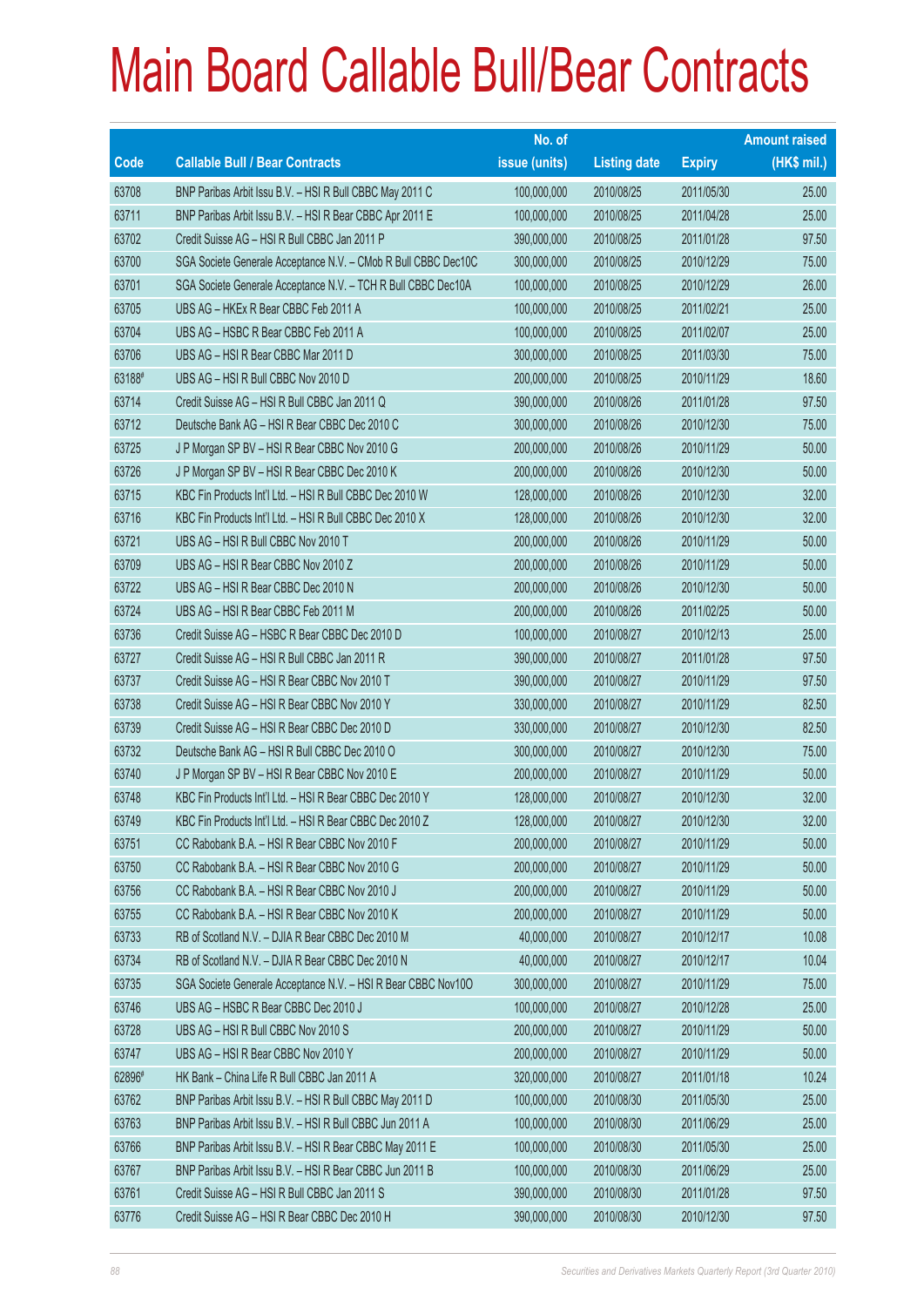# Main Board Callable Bull/Bear Contracts

| Code | Callable Bull / Bear Contracts | No. of issue (units) | Listing date | Expiry | Amount raised (HK$ mil.) |
|---|---|---|---|---|---|
| 63708 | BNP Paribas Arbit Issu B.V. – HSI R Bull CBBC May 2011 C | 100,000,000 | 2010/08/25 | 2011/05/30 | 25.00 |
| 63711 | BNP Paribas Arbit Issu B.V. – HSI R Bear CBBC Apr 2011 E | 100,000,000 | 2010/08/25 | 2011/04/28 | 25.00 |
| 63702 | Credit Suisse AG – HSI R Bull CBBC Jan 2011 P | 390,000,000 | 2010/08/25 | 2011/01/28 | 97.50 |
| 63700 | SGA Societe Generale Acceptance N.V. – CMob R Bull CBBC Dec10C | 300,000,000 | 2010/08/25 | 2010/12/29 | 75.00 |
| 63701 | SGA Societe Generale Acceptance N.V. – TCH R Bull CBBC Dec10A | 100,000,000 | 2010/08/25 | 2010/12/29 | 26.00 |
| 63705 | UBS AG – HKEx R Bear CBBC Feb 2011 A | 100,000,000 | 2010/08/25 | 2011/02/21 | 25.00 |
| 63704 | UBS AG – HSBC R Bear CBBC Feb 2011 A | 100,000,000 | 2010/08/25 | 2011/02/07 | 25.00 |
| 63706 | UBS AG – HSI R Bear CBBC Mar 2011 D | 300,000,000 | 2010/08/25 | 2011/03/30 | 75.00 |
| 63188# | UBS AG – HSI R Bull CBBC Nov 2010 D | 200,000,000 | 2010/08/25 | 2010/11/29 | 18.60 |
| 63714 | Credit Suisse AG – HSI R Bull CBBC Jan 2011 Q | 390,000,000 | 2010/08/26 | 2011/01/28 | 97.50 |
| 63712 | Deutsche Bank AG – HSI R Bear CBBC Dec 2010 C | 300,000,000 | 2010/08/26 | 2010/12/30 | 75.00 |
| 63725 | J P Morgan SP BV – HSI R Bear CBBC Nov 2010 G | 200,000,000 | 2010/08/26 | 2010/11/29 | 50.00 |
| 63726 | J P Morgan SP BV – HSI R Bear CBBC Dec 2010 K | 200,000,000 | 2010/08/26 | 2010/12/30 | 50.00 |
| 63715 | KBC Fin Products Int'l Ltd. – HSI R Bull CBBC Dec 2010 W | 128,000,000 | 2010/08/26 | 2010/12/30 | 32.00 |
| 63716 | KBC Fin Products Int'l Ltd. – HSI R Bull CBBC Dec 2010 X | 128,000,000 | 2010/08/26 | 2010/12/30 | 32.00 |
| 63721 | UBS AG – HSI R Bull CBBC Nov 2010 T | 200,000,000 | 2010/08/26 | 2010/11/29 | 50.00 |
| 63709 | UBS AG – HSI R Bear CBBC Nov 2010 Z | 200,000,000 | 2010/08/26 | 2010/11/29 | 50.00 |
| 63722 | UBS AG – HSI R Bear CBBC Dec 2010 N | 200,000,000 | 2010/08/26 | 2010/12/30 | 50.00 |
| 63724 | UBS AG – HSI R Bear CBBC Feb 2011 M | 200,000,000 | 2010/08/26 | 2011/02/25 | 50.00 |
| 63736 | Credit Suisse AG – HSBC R Bear CBBC Dec 2010 D | 100,000,000 | 2010/08/27 | 2010/12/13 | 25.00 |
| 63727 | Credit Suisse AG – HSI R Bull CBBC Jan 2011 R | 390,000,000 | 2010/08/27 | 2011/01/28 | 97.50 |
| 63737 | Credit Suisse AG – HSI R Bear CBBC Nov 2010 T | 390,000,000 | 2010/08/27 | 2010/11/29 | 97.50 |
| 63738 | Credit Suisse AG – HSI R Bear CBBC Nov 2010 Y | 330,000,000 | 2010/08/27 | 2010/11/29 | 82.50 |
| 63739 | Credit Suisse AG – HSI R Bear CBBC Dec 2010 D | 330,000,000 | 2010/08/27 | 2010/12/30 | 82.50 |
| 63732 | Deutsche Bank AG – HSI R Bull CBBC Dec 2010 O | 300,000,000 | 2010/08/27 | 2010/12/30 | 75.00 |
| 63740 | J P Morgan SP BV – HSI R Bear CBBC Nov 2010 E | 200,000,000 | 2010/08/27 | 2010/11/29 | 50.00 |
| 63748 | KBC Fin Products Int'l Ltd. – HSI R Bear CBBC Dec 2010 Y | 128,000,000 | 2010/08/27 | 2010/12/30 | 32.00 |
| 63749 | KBC Fin Products Int'l Ltd. – HSI R Bear CBBC Dec 2010 Z | 128,000,000 | 2010/08/27 | 2010/12/30 | 32.00 |
| 63751 | CC Rabobank B.A. – HSI R Bear CBBC Nov 2010 F | 200,000,000 | 2010/08/27 | 2010/11/29 | 50.00 |
| 63750 | CC Rabobank B.A. – HSI R Bear CBBC Nov 2010 G | 200,000,000 | 2010/08/27 | 2010/11/29 | 50.00 |
| 63756 | CC Rabobank B.A. – HSI R Bear CBBC Nov 2010 J | 200,000,000 | 2010/08/27 | 2010/11/29 | 50.00 |
| 63755 | CC Rabobank B.A. – HSI R Bear CBBC Nov 2010 K | 200,000,000 | 2010/08/27 | 2010/11/29 | 50.00 |
| 63733 | RB of Scotland N.V. – DJIA R Bear CBBC Dec 2010 M | 40,000,000 | 2010/08/27 | 2010/12/17 | 10.08 |
| 63734 | RB of Scotland N.V. – DJIA R Bear CBBC Dec 2010 N | 40,000,000 | 2010/08/27 | 2010/12/17 | 10.04 |
| 63735 | SGA Societe Generale Acceptance N.V. – HSI R Bear CBBC Nov10O | 300,000,000 | 2010/08/27 | 2010/11/29 | 75.00 |
| 63746 | UBS AG – HSBC R Bear CBBC Dec 2010 J | 100,000,000 | 2010/08/27 | 2010/12/28 | 25.00 |
| 63728 | UBS AG – HSI R Bull CBBC Nov 2010 S | 200,000,000 | 2010/08/27 | 2010/11/29 | 50.00 |
| 63747 | UBS AG – HSI R Bear CBBC Nov 2010 Y | 200,000,000 | 2010/08/27 | 2010/11/29 | 50.00 |
| 62896# | HK Bank – China Life R Bull CBBC Jan 2011 A | 320,000,000 | 2010/08/27 | 2011/01/18 | 10.24 |
| 63762 | BNP Paribas Arbit Issu B.V. – HSI R Bull CBBC May 2011 D | 100,000,000 | 2010/08/30 | 2011/05/30 | 25.00 |
| 63763 | BNP Paribas Arbit Issu B.V. – HSI R Bull CBBC Jun 2011 A | 100,000,000 | 2010/08/30 | 2011/06/29 | 25.00 |
| 63766 | BNP Paribas Arbit Issu B.V. – HSI R Bear CBBC May 2011 E | 100,000,000 | 2010/08/30 | 2011/05/30 | 25.00 |
| 63767 | BNP Paribas Arbit Issu B.V. – HSI R Bear CBBC Jun 2011 B | 100,000,000 | 2010/08/30 | 2011/06/29 | 25.00 |
| 63761 | Credit Suisse AG – HSI R Bull CBBC Jan 2011 S | 390,000,000 | 2010/08/30 | 2011/01/28 | 97.50 |
| 63776 | Credit Suisse AG – HSI R Bear CBBC Dec 2010 H | 390,000,000 | 2010/08/30 | 2010/12/30 | 97.50 |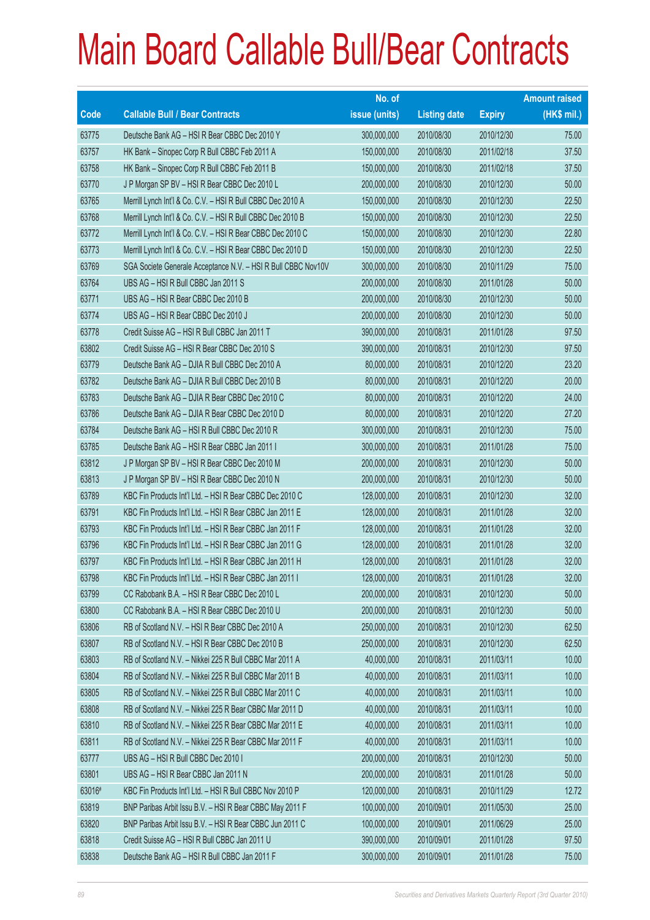# Main Board Callable Bull/Bear Contracts

| Code | Callable Bull / Bear Contracts | No. of issue (units) | Listing date | Expiry | Amount raised (HK$ mil.) |
|---|---|---|---|---|---|
| 63775 | Deutsche Bank AG – HSI R Bear CBBC Dec 2010 Y | 300,000,000 | 2010/08/30 | 2010/12/30 | 75.00 |
| 63757 | HK Bank – Sinopec Corp R Bull CBBC Feb 2011 A | 150,000,000 | 2010/08/30 | 2011/02/18 | 37.50 |
| 63758 | HK Bank – Sinopec Corp R Bull CBBC Feb 2011 B | 150,000,000 | 2010/08/30 | 2011/02/18 | 37.50 |
| 63770 | J P Morgan SP BV – HSI R Bear CBBC Dec 2010 L | 200,000,000 | 2010/08/30 | 2010/12/30 | 50.00 |
| 63765 | Merrill Lynch Int'l & Co. C.V. – HSI R Bull CBBC Dec 2010 A | 150,000,000 | 2010/08/30 | 2010/12/30 | 22.50 |
| 63768 | Merrill Lynch Int'l & Co. C.V. – HSI R Bull CBBC Dec 2010 B | 150,000,000 | 2010/08/30 | 2010/12/30 | 22.50 |
| 63772 | Merrill Lynch Int'l & Co. C.V. – HSI R Bear CBBC Dec 2010 C | 150,000,000 | 2010/08/30 | 2010/12/30 | 22.80 |
| 63773 | Merrill Lynch Int'l & Co. C.V. – HSI R Bear CBBC Dec 2010 D | 150,000,000 | 2010/08/30 | 2010/12/30 | 22.50 |
| 63769 | SGA Societe Generale Acceptance N.V. – HSI R Bull CBBC Nov10V | 300,000,000 | 2010/08/30 | 2010/11/29 | 75.00 |
| 63764 | UBS AG – HSI R Bull CBBC Jan 2011 S | 200,000,000 | 2010/08/30 | 2011/01/28 | 50.00 |
| 63771 | UBS AG – HSI R Bear CBBC Dec 2010 B | 200,000,000 | 2010/08/30 | 2010/12/30 | 50.00 |
| 63774 | UBS AG – HSI R Bear CBBC Dec 2010 J | 200,000,000 | 2010/08/30 | 2010/12/30 | 50.00 |
| 63778 | Credit Suisse AG – HSI R Bull CBBC Jan 2011 T | 390,000,000 | 2010/08/31 | 2011/01/28 | 97.50 |
| 63802 | Credit Suisse AG – HSI R Bear CBBC Dec 2010 S | 390,000,000 | 2010/08/31 | 2010/12/30 | 97.50 |
| 63779 | Deutsche Bank AG – DJIA R Bull CBBC Dec 2010 A | 80,000,000 | 2010/08/31 | 2010/12/20 | 23.20 |
| 63782 | Deutsche Bank AG – DJIA R Bull CBBC Dec 2010 B | 80,000,000 | 2010/08/31 | 2010/12/20 | 20.00 |
| 63783 | Deutsche Bank AG – DJIA R Bear CBBC Dec 2010 C | 80,000,000 | 2010/08/31 | 2010/12/20 | 24.00 |
| 63786 | Deutsche Bank AG – DJIA R Bear CBBC Dec 2010 D | 80,000,000 | 2010/08/31 | 2010/12/20 | 27.20 |
| 63784 | Deutsche Bank AG – HSI R Bull CBBC Dec 2010 R | 300,000,000 | 2010/08/31 | 2010/12/30 | 75.00 |
| 63785 | Deutsche Bank AG – HSI R Bear CBBC Jan 2011 I | 300,000,000 | 2010/08/31 | 2011/01/28 | 75.00 |
| 63812 | J P Morgan SP BV – HSI R Bear CBBC Dec 2010 M | 200,000,000 | 2010/08/31 | 2010/12/30 | 50.00 |
| 63813 | J P Morgan SP BV – HSI R Bear CBBC Dec 2010 N | 200,000,000 | 2010/08/31 | 2010/12/30 | 50.00 |
| 63789 | KBC Fin Products Int'l Ltd. – HSI R Bear CBBC Dec 2010 C | 128,000,000 | 2010/08/31 | 2010/12/30 | 32.00 |
| 63791 | KBC Fin Products Int'l Ltd. – HSI R Bear CBBC Jan 2011 E | 128,000,000 | 2010/08/31 | 2011/01/28 | 32.00 |
| 63793 | KBC Fin Products Int'l Ltd. – HSI R Bear CBBC Jan 2011 F | 128,000,000 | 2010/08/31 | 2011/01/28 | 32.00 |
| 63796 | KBC Fin Products Int'l Ltd. – HSI R Bear CBBC Jan 2011 G | 128,000,000 | 2010/08/31 | 2011/01/28 | 32.00 |
| 63797 | KBC Fin Products Int'l Ltd. – HSI R Bear CBBC Jan 2011 H | 128,000,000 | 2010/08/31 | 2011/01/28 | 32.00 |
| 63798 | KBC Fin Products Int'l Ltd. – HSI R Bear CBBC Jan 2011 I | 128,000,000 | 2010/08/31 | 2011/01/28 | 32.00 |
| 63799 | CC Rabobank B.A. – HSI R Bear CBBC Dec 2010 L | 200,000,000 | 2010/08/31 | 2010/12/30 | 50.00 |
| 63800 | CC Rabobank B.A. – HSI R Bear CBBC Dec 2010 U | 200,000,000 | 2010/08/31 | 2010/12/30 | 50.00 |
| 63806 | RB of Scotland N.V. – HSI R Bear CBBC Dec 2010 A | 250,000,000 | 2010/08/31 | 2010/12/30 | 62.50 |
| 63807 | RB of Scotland N.V. – HSI R Bear CBBC Dec 2010 B | 250,000,000 | 2010/08/31 | 2010/12/30 | 62.50 |
| 63803 | RB of Scotland N.V. – Nikkei 225 R Bull CBBC Mar 2011 A | 40,000,000 | 2010/08/31 | 2011/03/11 | 10.00 |
| 63804 | RB of Scotland N.V. – Nikkei 225 R Bull CBBC Mar 2011 B | 40,000,000 | 2010/08/31 | 2011/03/11 | 10.00 |
| 63805 | RB of Scotland N.V. – Nikkei 225 R Bull CBBC Mar 2011 C | 40,000,000 | 2010/08/31 | 2011/03/11 | 10.00 |
| 63808 | RB of Scotland N.V. – Nikkei 225 R Bear CBBC Mar 2011 D | 40,000,000 | 2010/08/31 | 2011/03/11 | 10.00 |
| 63810 | RB of Scotland N.V. – Nikkei 225 R Bear CBBC Mar 2011 E | 40,000,000 | 2010/08/31 | 2011/03/11 | 10.00 |
| 63811 | RB of Scotland N.V. – Nikkei 225 R Bear CBBC Mar 2011 F | 40,000,000 | 2010/08/31 | 2011/03/11 | 10.00 |
| 63777 | UBS AG – HSI R Bull CBBC Dec 2010 I | 200,000,000 | 2010/08/31 | 2010/12/30 | 50.00 |
| 63801 | UBS AG – HSI R Bear CBBC Jan 2011 N | 200,000,000 | 2010/08/31 | 2011/01/28 | 50.00 |
| 63016# | KBC Fin Products Int'l Ltd. – HSI R Bull CBBC Nov 2010 P | 120,000,000 | 2010/08/31 | 2010/11/29 | 12.72 |
| 63819 | BNP Paribas Arbit Issu B.V. – HSI R Bear CBBC May 2011 F | 100,000,000 | 2010/09/01 | 2011/05/30 | 25.00 |
| 63820 | BNP Paribas Arbit Issu B.V. – HSI R Bear CBBC Jun 2011 C | 100,000,000 | 2010/09/01 | 2011/06/29 | 25.00 |
| 63818 | Credit Suisse AG – HSI R Bull CBBC Jan 2011 U | 390,000,000 | 2010/09/01 | 2011/01/28 | 97.50 |
| 63838 | Deutsche Bank AG – HSI R Bull CBBC Jan 2011 F | 300,000,000 | 2010/09/01 | 2011/01/28 | 75.00 |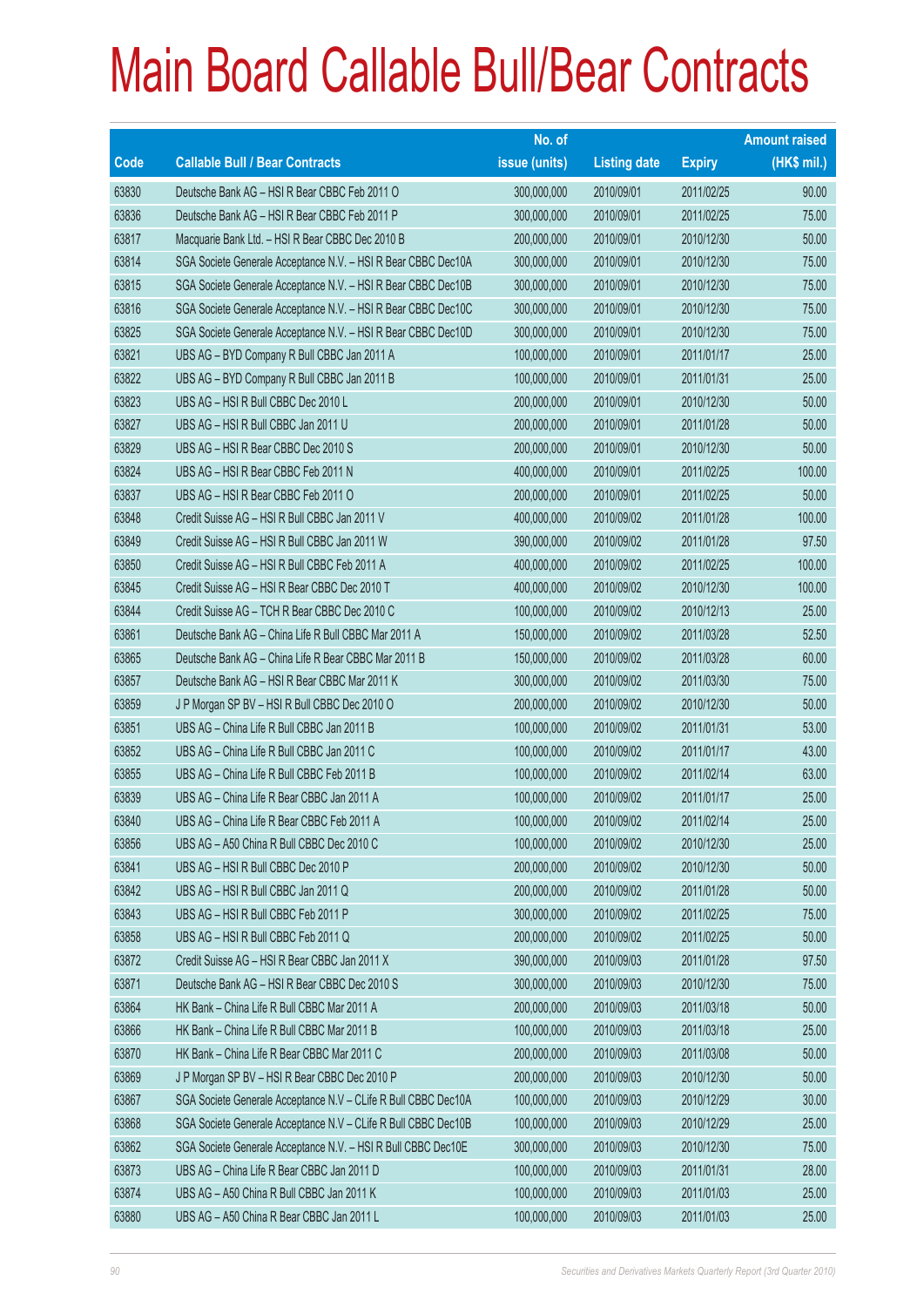# Main Board Callable Bull/Bear Contracts

| Code | Callable Bull / Bear Contracts | No. of issue (units) | Listing date | Expiry | Amount raised (HK$ mil.) |
|---|---|---|---|---|---|
| 63830 | Deutsche Bank AG – HSI R Bear CBBC Feb 2011 O | 300,000,000 | 2010/09/01 | 2011/02/25 | 90.00 |
| 63836 | Deutsche Bank AG – HSI R Bear CBBC Feb 2011 P | 300,000,000 | 2010/09/01 | 2011/02/25 | 75.00 |
| 63817 | Macquarie Bank Ltd. – HSI R Bear CBBC Dec 2010 B | 200,000,000 | 2010/09/01 | 2010/12/30 | 50.00 |
| 63814 | SGA Societe Generale Acceptance N.V. – HSI R Bear CBBC Dec10A | 300,000,000 | 2010/09/01 | 2010/12/30 | 75.00 |
| 63815 | SGA Societe Generale Acceptance N.V. – HSI R Bear CBBC Dec10B | 300,000,000 | 2010/09/01 | 2010/12/30 | 75.00 |
| 63816 | SGA Societe Generale Acceptance N.V. – HSI R Bear CBBC Dec10C | 300,000,000 | 2010/09/01 | 2010/12/30 | 75.00 |
| 63825 | SGA Societe Generale Acceptance N.V. – HSI R Bear CBBC Dec10D | 300,000,000 | 2010/09/01 | 2010/12/30 | 75.00 |
| 63821 | UBS AG – BYD Company R Bull CBBC Jan 2011 A | 100,000,000 | 2010/09/01 | 2011/01/17 | 25.00 |
| 63822 | UBS AG – BYD Company R Bull CBBC Jan 2011 B | 100,000,000 | 2010/09/01 | 2011/01/31 | 25.00 |
| 63823 | UBS AG – HSI R Bull CBBC Dec 2010 L | 200,000,000 | 2010/09/01 | 2010/12/30 | 50.00 |
| 63827 | UBS AG – HSI R Bull CBBC Jan 2011 U | 200,000,000 | 2010/09/01 | 2011/01/28 | 50.00 |
| 63829 | UBS AG – HSI R Bear CBBC Dec 2010 S | 200,000,000 | 2010/09/01 | 2010/12/30 | 50.00 |
| 63824 | UBS AG – HSI R Bear CBBC Feb 2011 N | 400,000,000 | 2010/09/01 | 2011/02/25 | 100.00 |
| 63837 | UBS AG – HSI R Bear CBBC Feb 2011 O | 200,000,000 | 2010/09/01 | 2011/02/25 | 50.00 |
| 63848 | Credit Suisse AG – HSI R Bull CBBC Jan 2011 V | 400,000,000 | 2010/09/02 | 2011/01/28 | 100.00 |
| 63849 | Credit Suisse AG – HSI R Bull CBBC Jan 2011 W | 390,000,000 | 2010/09/02 | 2011/01/28 | 97.50 |
| 63850 | Credit Suisse AG – HSI R Bull CBBC Feb 2011 A | 400,000,000 | 2010/09/02 | 2011/02/25 | 100.00 |
| 63845 | Credit Suisse AG – HSI R Bear CBBC Dec 2010 T | 400,000,000 | 2010/09/02 | 2010/12/30 | 100.00 |
| 63844 | Credit Suisse AG – TCH R Bear CBBC Dec 2010 C | 100,000,000 | 2010/09/02 | 2010/12/13 | 25.00 |
| 63861 | Deutsche Bank AG – China Life R Bull CBBC Mar 2011 A | 150,000,000 | 2010/09/02 | 2011/03/28 | 52.50 |
| 63865 | Deutsche Bank AG – China Life R Bear CBBC Mar 2011 B | 150,000,000 | 2010/09/02 | 2011/03/28 | 60.00 |
| 63857 | Deutsche Bank AG – HSI R Bear CBBC Mar 2011 K | 300,000,000 | 2010/09/02 | 2011/03/30 | 75.00 |
| 63859 | J P Morgan SP BV – HSI R Bull CBBC Dec 2010 O | 200,000,000 | 2010/09/02 | 2010/12/30 | 50.00 |
| 63851 | UBS AG – China Life R Bull CBBC Jan 2011 B | 100,000,000 | 2010/09/02 | 2011/01/31 | 53.00 |
| 63852 | UBS AG – China Life R Bull CBBC Jan 2011 C | 100,000,000 | 2010/09/02 | 2011/01/17 | 43.00 |
| 63855 | UBS AG – China Life R Bull CBBC Feb 2011 B | 100,000,000 | 2010/09/02 | 2011/02/14 | 63.00 |
| 63839 | UBS AG – China Life R Bear CBBC Jan 2011 A | 100,000,000 | 2010/09/02 | 2011/01/17 | 25.00 |
| 63840 | UBS AG – China Life R Bear CBBC Feb 2011 A | 100,000,000 | 2010/09/02 | 2011/02/14 | 25.00 |
| 63856 | UBS AG – A50 China R Bull CBBC Dec 2010 C | 100,000,000 | 2010/09/02 | 2010/12/30 | 25.00 |
| 63841 | UBS AG – HSI R Bull CBBC Dec 2010 P | 200,000,000 | 2010/09/02 | 2010/12/30 | 50.00 |
| 63842 | UBS AG – HSI R Bull CBBC Jan 2011 Q | 200,000,000 | 2010/09/02 | 2011/01/28 | 50.00 |
| 63843 | UBS AG – HSI R Bull CBBC Feb 2011 P | 300,000,000 | 2010/09/02 | 2011/02/25 | 75.00 |
| 63858 | UBS AG – HSI R Bull CBBC Feb 2011 Q | 200,000,000 | 2010/09/02 | 2011/02/25 | 50.00 |
| 63872 | Credit Suisse AG – HSI R Bear CBBC Jan 2011 X | 390,000,000 | 2010/09/03 | 2011/01/28 | 97.50 |
| 63871 | Deutsche Bank AG – HSI R Bear CBBC Dec 2010 S | 300,000,000 | 2010/09/03 | 2010/12/30 | 75.00 |
| 63864 | HK Bank – China Life R Bull CBBC Mar 2011 A | 200,000,000 | 2010/09/03 | 2011/03/18 | 50.00 |
| 63866 | HK Bank – China Life R Bull CBBC Mar 2011 B | 100,000,000 | 2010/09/03 | 2011/03/18 | 25.00 |
| 63870 | HK Bank – China Life R Bear CBBC Mar 2011 C | 200,000,000 | 2010/09/03 | 2011/03/08 | 50.00 |
| 63869 | J P Morgan SP BV – HSI R Bear CBBC Dec 2010 P | 200,000,000 | 2010/09/03 | 2010/12/30 | 50.00 |
| 63867 | SGA Societe Generale Acceptance N.V – CLife R Bull CBBC Dec10A | 100,000,000 | 2010/09/03 | 2010/12/29 | 30.00 |
| 63868 | SGA Societe Generale Acceptance N.V – CLife R Bull CBBC Dec10B | 100,000,000 | 2010/09/03 | 2010/12/29 | 25.00 |
| 63862 | SGA Societe Generale Acceptance N.V. – HSI R Bull CBBC Dec10E | 300,000,000 | 2010/09/03 | 2010/12/30 | 75.00 |
| 63873 | UBS AG – China Life R Bear CBBC Jan 2011 D | 100,000,000 | 2010/09/03 | 2011/01/31 | 28.00 |
| 63874 | UBS AG – A50 China R Bull CBBC Jan 2011 K | 100,000,000 | 2010/09/03 | 2011/01/03 | 25.00 |
| 63880 | UBS AG – A50 China R Bear CBBC Jan 2011 L | 100,000,000 | 2010/09/03 | 2011/01/03 | 25.00 |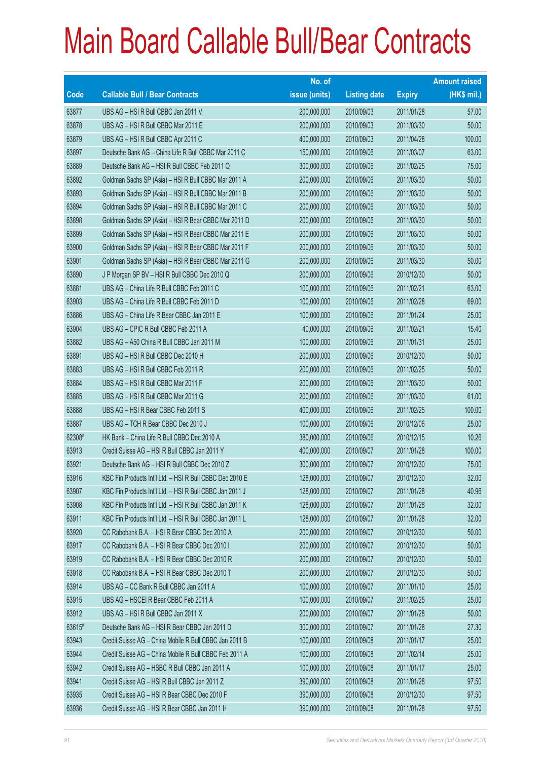# Main Board Callable Bull/Bear Contracts

| Code | Callable Bull / Bear Contracts | No. of issue (units) | Listing date | Expiry | Amount raised (HK$ mil.) |
|---|---|---|---|---|---|
| 63877 | UBS AG – HSI R Bull CBBC Jan 2011 V | 200,000,000 | 2010/09/03 | 2011/01/28 | 57.00 |
| 63878 | UBS AG – HSI R Bull CBBC Mar 2011 E | 200,000,000 | 2010/09/03 | 2011/03/30 | 50.00 |
| 63879 | UBS AG – HSI R Bull CBBC Apr 2011 C | 400,000,000 | 2010/09/03 | 2011/04/28 | 100.00 |
| 63897 | Deutsche Bank AG – China Life R Bull CBBC Mar 2011 C | 150,000,000 | 2010/09/06 | 2011/03/07 | 63.00 |
| 63889 | Deutsche Bank AG – HSI R Bull CBBC Feb 2011 Q | 300,000,000 | 2010/09/06 | 2011/02/25 | 75.00 |
| 63892 | Goldman Sachs SP (Asia) – HSI R Bull CBBC Mar 2011 A | 200,000,000 | 2010/09/06 | 2011/03/30 | 50.00 |
| 63893 | Goldman Sachs SP (Asia) – HSI R Bull CBBC Mar 2011 B | 200,000,000 | 2010/09/06 | 2011/03/30 | 50.00 |
| 63894 | Goldman Sachs SP (Asia) – HSI R Bull CBBC Mar 2011 C | 200,000,000 | 2010/09/06 | 2011/03/30 | 50.00 |
| 63898 | Goldman Sachs SP (Asia) – HSI R Bear CBBC Mar 2011 D | 200,000,000 | 2010/09/06 | 2011/03/30 | 50.00 |
| 63899 | Goldman Sachs SP (Asia) – HSI R Bear CBBC Mar 2011 E | 200,000,000 | 2010/09/06 | 2011/03/30 | 50.00 |
| 63900 | Goldman Sachs SP (Asia) – HSI R Bear CBBC Mar 2011 F | 200,000,000 | 2010/09/06 | 2011/03/30 | 50.00 |
| 63901 | Goldman Sachs SP (Asia) – HSI R Bear CBBC Mar 2011 G | 200,000,000 | 2010/09/06 | 2011/03/30 | 50.00 |
| 63890 | J P Morgan SP BV – HSI R Bull CBBC Dec 2010 Q | 200,000,000 | 2010/09/06 | 2010/12/30 | 50.00 |
| 63881 | UBS AG – China Life R Bull CBBC Feb 2011 C | 100,000,000 | 2010/09/06 | 2011/02/21 | 63.00 |
| 63903 | UBS AG – China Life R Bull CBBC Feb 2011 D | 100,000,000 | 2010/09/06 | 2011/02/28 | 69.00 |
| 63886 | UBS AG – China Life R Bear CBBC Jan 2011 E | 100,000,000 | 2010/09/06 | 2011/01/24 | 25.00 |
| 63904 | UBS AG – CPIC R Bull CBBC Feb 2011 A | 40,000,000 | 2010/09/06 | 2011/02/21 | 15.40 |
| 63882 | UBS AG – A50 China R Bull CBBC Jan 2011 M | 100,000,000 | 2010/09/06 | 2011/01/31 | 25.00 |
| 63891 | UBS AG – HSI R Bull CBBC Dec 2010 H | 200,000,000 | 2010/09/06 | 2010/12/30 | 50.00 |
| 63883 | UBS AG – HSI R Bull CBBC Feb 2011 R | 200,000,000 | 2010/09/06 | 2011/02/25 | 50.00 |
| 63884 | UBS AG – HSI R Bull CBBC Mar 2011 F | 200,000,000 | 2010/09/06 | 2011/03/30 | 50.00 |
| 63885 | UBS AG – HSI R Bull CBBC Mar 2011 G | 200,000,000 | 2010/09/06 | 2011/03/30 | 61.00 |
| 63888 | UBS AG – HSI R Bear CBBC Feb 2011 S | 400,000,000 | 2010/09/06 | 2011/02/25 | 100.00 |
| 63887 | UBS AG – TCH R Bear CBBC Dec 2010 J | 100,000,000 | 2010/09/06 | 2010/12/06 | 25.00 |
| 62308# | HK Bank – China Life R Bull CBBC Dec 2010 A | 380,000,000 | 2010/09/06 | 2010/12/15 | 10.26 |
| 63913 | Credit Suisse AG – HSI R Bull CBBC Jan 2011 Y | 400,000,000 | 2010/09/07 | 2011/01/28 | 100.00 |
| 63921 | Deutsche Bank AG – HSI R Bull CBBC Dec 2010 Z | 300,000,000 | 2010/09/07 | 2010/12/30 | 75.00 |
| 63916 | KBC Fin Products Int'l Ltd. – HSI R Bull CBBC Dec 2010 E | 128,000,000 | 2010/09/07 | 2010/12/30 | 32.00 |
| 63907 | KBC Fin Products Int'l Ltd. – HSI R Bull CBBC Jan 2011 J | 128,000,000 | 2010/09/07 | 2011/01/28 | 40.96 |
| 63908 | KBC Fin Products Int'l Ltd. – HSI R Bull CBBC Jan 2011 K | 128,000,000 | 2010/09/07 | 2011/01/28 | 32.00 |
| 63911 | KBC Fin Products Int'l Ltd. – HSI R Bull CBBC Jan 2011 L | 128,000,000 | 2010/09/07 | 2011/01/28 | 32.00 |
| 63920 | CC Rabobank B.A. – HSI R Bear CBBC Dec 2010 A | 200,000,000 | 2010/09/07 | 2010/12/30 | 50.00 |
| 63917 | CC Rabobank B.A. – HSI R Bear CBBC Dec 2010 I | 200,000,000 | 2010/09/07 | 2010/12/30 | 50.00 |
| 63919 | CC Rabobank B.A. – HSI R Bear CBBC Dec 2010 R | 200,000,000 | 2010/09/07 | 2010/12/30 | 50.00 |
| 63918 | CC Rabobank B.A. – HSI R Bear CBBC Dec 2010 T | 200,000,000 | 2010/09/07 | 2010/12/30 | 50.00 |
| 63914 | UBS AG – CC Bank R Bull CBBC Jan 2011 A | 100,000,000 | 2010/09/07 | 2011/01/10 | 25.00 |
| 63915 | UBS AG – HSCEI R Bear CBBC Feb 2011 A | 100,000,000 | 2010/09/07 | 2011/02/25 | 25.00 |
| 63912 | UBS AG – HSI R Bull CBBC Jan 2011 X | 200,000,000 | 2010/09/07 | 2011/01/28 | 50.00 |
| 63615# | Deutsche Bank AG – HSI R Bear CBBC Jan 2011 D | 300,000,000 | 2010/09/07 | 2011/01/28 | 27.30 |
| 63943 | Credit Suisse AG – China Mobile R Bull CBBC Jan 2011 B | 100,000,000 | 2010/09/08 | 2011/01/17 | 25.00 |
| 63944 | Credit Suisse AG – China Mobile R Bull CBBC Feb 2011 A | 100,000,000 | 2010/09/08 | 2011/02/14 | 25.00 |
| 63942 | Credit Suisse AG – HSBC R Bull CBBC Jan 2011 A | 100,000,000 | 2010/09/08 | 2011/01/17 | 25.00 |
| 63941 | Credit Suisse AG – HSI R Bull CBBC Jan 2011 Z | 390,000,000 | 2010/09/08 | 2011/01/28 | 97.50 |
| 63935 | Credit Suisse AG – HSI R Bear CBBC Dec 2010 F | 390,000,000 | 2010/09/08 | 2010/12/30 | 97.50 |
| 63936 | Credit Suisse AG – HSI R Bear CBBC Jan 2011 H | 390,000,000 | 2010/09/08 | 2011/01/28 | 97.50 |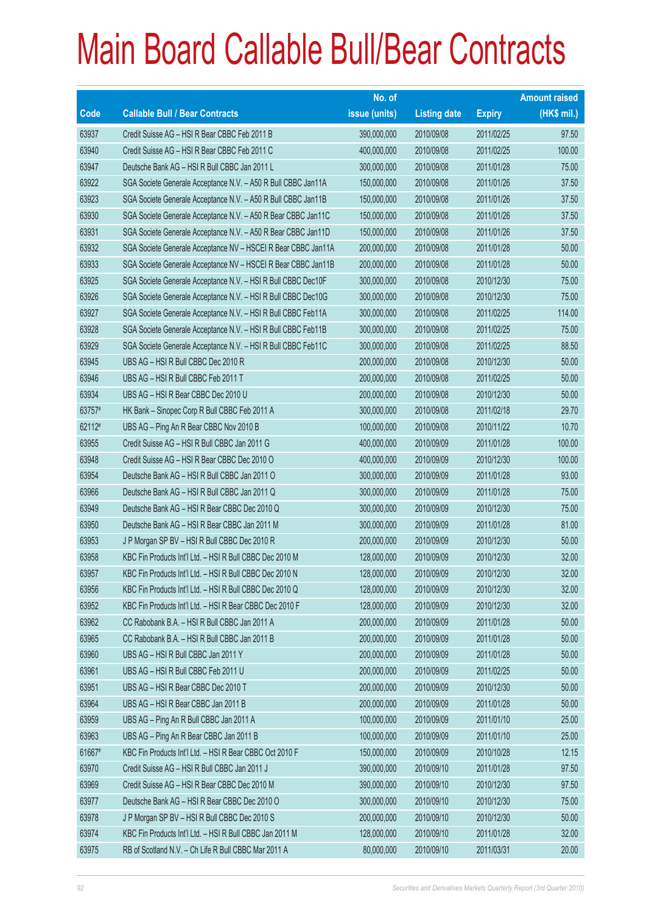# Main Board Callable Bull/Bear Contracts

| Code | Callable Bull / Bear Contracts | No. of issue (units) | Listing date | Expiry | Amount raised (HK$ mil.) |
|---|---|---|---|---|---|
| 63937 | Credit Suisse AG – HSI R Bear CBBC Feb 2011 B | 390,000,000 | 2010/09/08 | 2011/02/25 | 97.50 |
| 63940 | Credit Suisse AG – HSI R Bear CBBC Feb 2011 C | 400,000,000 | 2010/09/08 | 2011/02/25 | 100.00 |
| 63947 | Deutsche Bank AG – HSI R Bull CBBC Jan 2011 L | 300,000,000 | 2010/09/08 | 2011/01/28 | 75.00 |
| 63922 | SGA Societe Generale Acceptance N.V. – A50 R Bull CBBC Jan11A | 150,000,000 | 2010/09/08 | 2011/01/26 | 37.50 |
| 63923 | SGA Societe Generale Acceptance N.V. – A50 R Bull CBBC Jan11B | 150,000,000 | 2010/09/08 | 2011/01/26 | 37.50 |
| 63930 | SGA Societe Generale Acceptance N.V. – A50 R Bear CBBC Jan11C | 150,000,000 | 2010/09/08 | 2011/01/26 | 37.50 |
| 63931 | SGA Societe Generale Acceptance N.V. – A50 R Bear CBBC Jan11D | 150,000,000 | 2010/09/08 | 2011/01/26 | 37.50 |
| 63932 | SGA Societe Generale Acceptance NV – HSCEI R Bear CBBC Jan11A | 200,000,000 | 2010/09/08 | 2011/01/28 | 50.00 |
| 63933 | SGA Societe Generale Acceptance NV – HSCEI R Bear CBBC Jan11B | 200,000,000 | 2010/09/08 | 2011/01/28 | 50.00 |
| 63925 | SGA Societe Generale Acceptance N.V. – HSI R Bull CBBC Dec10F | 300,000,000 | 2010/09/08 | 2010/12/30 | 75.00 |
| 63926 | SGA Societe Generale Acceptance N.V. – HSI R Bull CBBC Dec10G | 300,000,000 | 2010/09/08 | 2010/12/30 | 75.00 |
| 63927 | SGA Societe Generale Acceptance N.V. – HSI R Bull CBBC Feb11A | 300,000,000 | 2010/09/08 | 2011/02/25 | 114.00 |
| 63928 | SGA Societe Generale Acceptance N.V. – HSI R Bull CBBC Feb11B | 300,000,000 | 2010/09/08 | 2011/02/25 | 75.00 |
| 63929 | SGA Societe Generale Acceptance N.V. – HSI R Bull CBBC Feb11C | 300,000,000 | 2010/09/08 | 2011/02/25 | 88.50 |
| 63945 | UBS AG – HSI R Bull CBBC Dec 2010 R | 200,000,000 | 2010/09/08 | 2010/12/30 | 50.00 |
| 63946 | UBS AG – HSI R Bull CBBC Feb 2011 T | 200,000,000 | 2010/09/08 | 2011/02/25 | 50.00 |
| 63934 | UBS AG – HSI R Bear CBBC Dec 2010 U | 200,000,000 | 2010/09/08 | 2010/12/30 | 50.00 |
| 63757# | HK Bank – Sinopec Corp R Bull CBBC Feb 2011 A | 300,000,000 | 2010/09/08 | 2011/02/18 | 29.70 |
| 62112# | UBS AG – Ping An R Bear CBBC Nov 2010 B | 100,000,000 | 2010/09/08 | 2010/11/22 | 10.70 |
| 63955 | Credit Suisse AG – HSI R Bull CBBC Jan 2011 G | 400,000,000 | 2010/09/09 | 2011/01/28 | 100.00 |
| 63948 | Credit Suisse AG – HSI R Bear CBBC Dec 2010 O | 400,000,000 | 2010/09/09 | 2010/12/30 | 100.00 |
| 63954 | Deutsche Bank AG – HSI R Bull CBBC Jan 2011 O | 300,000,000 | 2010/09/09 | 2011/01/28 | 93.00 |
| 63966 | Deutsche Bank AG – HSI R Bull CBBC Jan 2011 Q | 300,000,000 | 2010/09/09 | 2011/01/28 | 75.00 |
| 63949 | Deutsche Bank AG – HSI R Bear CBBC Dec 2010 Q | 300,000,000 | 2010/09/09 | 2010/12/30 | 75.00 |
| 63950 | Deutsche Bank AG – HSI R Bear CBBC Jan 2011 M | 300,000,000 | 2010/09/09 | 2011/01/28 | 81.00 |
| 63953 | J P Morgan SP BV – HSI R Bull CBBC Dec 2010 R | 200,000,000 | 2010/09/09 | 2010/12/30 | 50.00 |
| 63958 | KBC Fin Products Int'l Ltd. – HSI R Bull CBBC Dec 2010 M | 128,000,000 | 2010/09/09 | 2010/12/30 | 32.00 |
| 63957 | KBC Fin Products Int'l Ltd. – HSI R Bull CBBC Dec 2010 N | 128,000,000 | 2010/09/09 | 2010/12/30 | 32.00 |
| 63956 | KBC Fin Products Int'l Ltd. – HSI R Bull CBBC Dec 2010 Q | 128,000,000 | 2010/09/09 | 2010/12/30 | 32.00 |
| 63952 | KBC Fin Products Int'l Ltd. – HSI R Bear CBBC Dec 2010 F | 128,000,000 | 2010/09/09 | 2010/12/30 | 32.00 |
| 63962 | CC Rabobank B.A. – HSI R Bull CBBC Jan 2011 A | 200,000,000 | 2010/09/09 | 2011/01/28 | 50.00 |
| 63965 | CC Rabobank B.A. – HSI R Bull CBBC Jan 2011 B | 200,000,000 | 2010/09/09 | 2011/01/28 | 50.00 |
| 63960 | UBS AG – HSI R Bull CBBC Jan 2011 Y | 200,000,000 | 2010/09/09 | 2011/01/28 | 50.00 |
| 63961 | UBS AG – HSI R Bull CBBC Feb 2011 U | 200,000,000 | 2010/09/09 | 2011/02/25 | 50.00 |
| 63951 | UBS AG – HSI R Bear CBBC Dec 2010 T | 200,000,000 | 2010/09/09 | 2010/12/30 | 50.00 |
| 63964 | UBS AG – HSI R Bear CBBC Jan 2011 B | 200,000,000 | 2010/09/09 | 2011/01/28 | 50.00 |
| 63959 | UBS AG – Ping An R Bull CBBC Jan 2011 A | 100,000,000 | 2010/09/09 | 2011/01/10 | 25.00 |
| 63963 | UBS AG – Ping An R Bear CBBC Jan 2011 B | 100,000,000 | 2010/09/09 | 2011/01/10 | 25.00 |
| 61667# | KBC Fin Products Int'l Ltd. – HSI R Bear CBBC Oct 2010 F | 150,000,000 | 2010/09/09 | 2010/10/28 | 12.15 |
| 63970 | Credit Suisse AG – HSI R Bull CBBC Jan 2011 J | 390,000,000 | 2010/09/10 | 2011/01/28 | 97.50 |
| 63969 | Credit Suisse AG – HSI R Bear CBBC Dec 2010 M | 390,000,000 | 2010/09/10 | 2010/12/30 | 97.50 |
| 63977 | Deutsche Bank AG – HSI R Bear CBBC Dec 2010 O | 300,000,000 | 2010/09/10 | 2010/12/30 | 75.00 |
| 63978 | J P Morgan SP BV – HSI R Bull CBBC Dec 2010 S | 200,000,000 | 2010/09/10 | 2010/12/30 | 50.00 |
| 63974 | KBC Fin Products Int'l Ltd. – HSI R Bull CBBC Jan 2011 M | 128,000,000 | 2010/09/10 | 2011/01/28 | 32.00 |
| 63975 | RB of Scotland N.V. – Ch Life R Bull CBBC Mar 2011 A | 80,000,000 | 2010/09/10 | 2011/03/31 | 20.00 |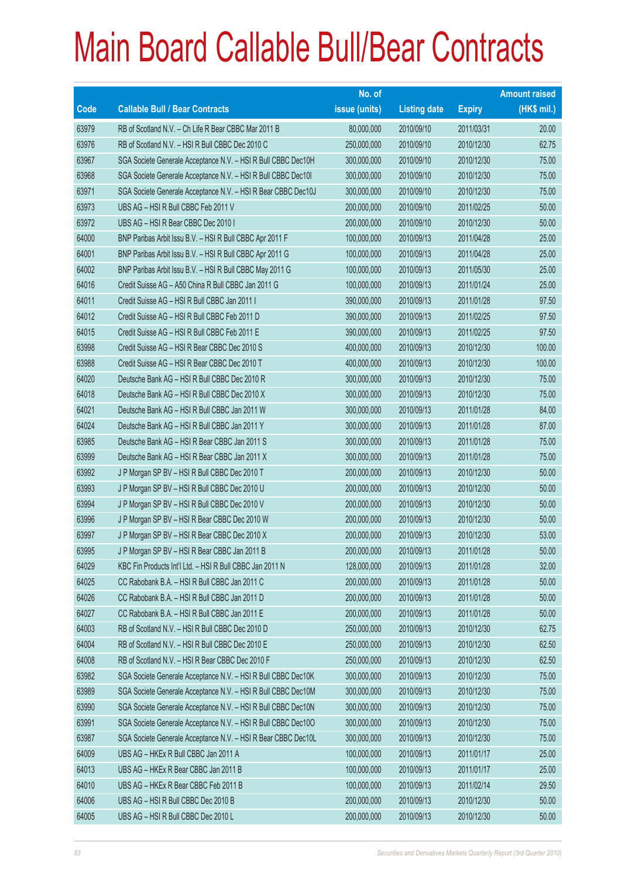# Main Board Callable Bull/Bear Contracts

| Code | Callable Bull / Bear Contracts | No. of issue (units) | Listing date | Expiry | Amount raised (HK$ mil.) |
|---|---|---|---|---|---|
| 63979 | RB of Scotland N.V. – Ch Life R Bear CBBC Mar 2011 B | 80,000,000 | 2010/09/10 | 2011/03/31 | 20.00 |
| 63976 | RB of Scotland N.V. – HSI R Bull CBBC Dec 2010 C | 250,000,000 | 2010/09/10 | 2010/12/30 | 62.75 |
| 63967 | SGA Societe Generale Acceptance N.V. – HSI R Bull CBBC Dec10H | 300,000,000 | 2010/09/10 | 2010/12/30 | 75.00 |
| 63968 | SGA Societe Generale Acceptance N.V. – HSI R Bull CBBC Dec10I | 300,000,000 | 2010/09/10 | 2010/12/30 | 75.00 |
| 63971 | SGA Societe Generale Acceptance N.V. – HSI R Bear CBBC Dec10J | 300,000,000 | 2010/09/10 | 2010/12/30 | 75.00 |
| 63973 | UBS AG – HSI R Bull CBBC Feb 2011 V | 200,000,000 | 2010/09/10 | 2011/02/25 | 50.00 |
| 63972 | UBS AG – HSI R Bear CBBC Dec 2010 I | 200,000,000 | 2010/09/10 | 2010/12/30 | 50.00 |
| 64000 | BNP Paribas Arbit Issu B.V. – HSI R Bull CBBC Apr 2011 F | 100,000,000 | 2010/09/13 | 2011/04/28 | 25.00 |
| 64001 | BNP Paribas Arbit Issu B.V. – HSI R Bull CBBC Apr 2011 G | 100,000,000 | 2010/09/13 | 2011/04/28 | 25.00 |
| 64002 | BNP Paribas Arbit Issu B.V. – HSI R Bull CBBC May 2011 G | 100,000,000 | 2010/09/13 | 2011/05/30 | 25.00 |
| 64016 | Credit Suisse AG – A50 China R Bull CBBC Jan 2011 G | 100,000,000 | 2010/09/13 | 2011/01/24 | 25.00 |
| 64011 | Credit Suisse AG – HSI R Bull CBBC Jan 2011 I | 390,000,000 | 2010/09/13 | 2011/01/28 | 97.50 |
| 64012 | Credit Suisse AG – HSI R Bull CBBC Feb 2011 D | 390,000,000 | 2010/09/13 | 2011/02/25 | 97.50 |
| 64015 | Credit Suisse AG – HSI R Bull CBBC Feb 2011 E | 390,000,000 | 2010/09/13 | 2011/02/25 | 97.50 |
| 63998 | Credit Suisse AG – HSI R Bear CBBC Dec 2010 S | 400,000,000 | 2010/09/13 | 2010/12/30 | 100.00 |
| 63988 | Credit Suisse AG – HSI R Bear CBBC Dec 2010 T | 400,000,000 | 2010/09/13 | 2010/12/30 | 100.00 |
| 64020 | Deutsche Bank AG – HSI R Bull CBBC Dec 2010 R | 300,000,000 | 2010/09/13 | 2010/12/30 | 75.00 |
| 64018 | Deutsche Bank AG – HSI R Bull CBBC Dec 2010 X | 300,000,000 | 2010/09/13 | 2010/12/30 | 75.00 |
| 64021 | Deutsche Bank AG – HSI R Bull CBBC Jan 2011 W | 300,000,000 | 2010/09/13 | 2011/01/28 | 84.00 |
| 64024 | Deutsche Bank AG – HSI R Bull CBBC Jan 2011 Y | 300,000,000 | 2010/09/13 | 2011/01/28 | 87.00 |
| 63985 | Deutsche Bank AG – HSI R Bear CBBC Jan 2011 S | 300,000,000 | 2010/09/13 | 2011/01/28 | 75.00 |
| 63999 | Deutsche Bank AG – HSI R Bear CBBC Jan 2011 X | 300,000,000 | 2010/09/13 | 2011/01/28 | 75.00 |
| 63992 | J P Morgan SP BV – HSI R Bull CBBC Dec 2010 T | 200,000,000 | 2010/09/13 | 2010/12/30 | 50.00 |
| 63993 | J P Morgan SP BV – HSI R Bull CBBC Dec 2010 U | 200,000,000 | 2010/09/13 | 2010/12/30 | 50.00 |
| 63994 | J P Morgan SP BV – HSI R Bull CBBC Dec 2010 V | 200,000,000 | 2010/09/13 | 2010/12/30 | 50.00 |
| 63996 | J P Morgan SP BV – HSI R Bear CBBC Dec 2010 W | 200,000,000 | 2010/09/13 | 2010/12/30 | 50.00 |
| 63997 | J P Morgan SP BV – HSI R Bear CBBC Dec 2010 X | 200,000,000 | 2010/09/13 | 2010/12/30 | 53.00 |
| 63995 | J P Morgan SP BV – HSI R Bear CBBC Jan 2011 B | 200,000,000 | 2010/09/13 | 2011/01/28 | 50.00 |
| 64029 | KBC Fin Products Int'l Ltd. – HSI R Bull CBBC Jan 2011 N | 128,000,000 | 2010/09/13 | 2011/01/28 | 32.00 |
| 64025 | CC Rabobank B.A. – HSI R Bull CBBC Jan 2011 C | 200,000,000 | 2010/09/13 | 2011/01/28 | 50.00 |
| 64026 | CC Rabobank B.A. – HSI R Bull CBBC Jan 2011 D | 200,000,000 | 2010/09/13 | 2011/01/28 | 50.00 |
| 64027 | CC Rabobank B.A. – HSI R Bull CBBC Jan 2011 E | 200,000,000 | 2010/09/13 | 2011/01/28 | 50.00 |
| 64003 | RB of Scotland N.V. – HSI R Bull CBBC Dec 2010 D | 250,000,000 | 2010/09/13 | 2010/12/30 | 62.75 |
| 64004 | RB of Scotland N.V. – HSI R Bull CBBC Dec 2010 E | 250,000,000 | 2010/09/13 | 2010/12/30 | 62.50 |
| 64008 | RB of Scotland N.V. – HSI R Bear CBBC Dec 2010 F | 250,000,000 | 2010/09/13 | 2010/12/30 | 62.50 |
| 63982 | SGA Societe Generale Acceptance N.V. – HSI R Bull CBBC Dec10K | 300,000,000 | 2010/09/13 | 2010/12/30 | 75.00 |
| 63989 | SGA Societe Generale Acceptance N.V. – HSI R Bull CBBC Dec10M | 300,000,000 | 2010/09/13 | 2010/12/30 | 75.00 |
| 63990 | SGA Societe Generale Acceptance N.V. – HSI R Bull CBBC Dec10N | 300,000,000 | 2010/09/13 | 2010/12/30 | 75.00 |
| 63991 | SGA Societe Generale Acceptance N.V. – HSI R Bull CBBC Dec10O | 300,000,000 | 2010/09/13 | 2010/12/30 | 75.00 |
| 63987 | SGA Societe Generale Acceptance N.V. – HSI R Bear CBBC Dec10L | 300,000,000 | 2010/09/13 | 2010/12/30 | 75.00 |
| 64009 | UBS AG – HKEx R Bull CBBC Jan 2011 A | 100,000,000 | 2010/09/13 | 2011/01/17 | 25.00 |
| 64013 | UBS AG – HKEx R Bear CBBC Jan 2011 B | 100,000,000 | 2010/09/13 | 2011/01/17 | 25.00 |
| 64010 | UBS AG – HKEx R Bear CBBC Feb 2011 B | 100,000,000 | 2010/09/13 | 2011/02/14 | 29.50 |
| 64006 | UBS AG – HSI R Bull CBBC Dec 2010 B | 200,000,000 | 2010/09/13 | 2010/12/30 | 50.00 |
| 64005 | UBS AG – HSI R Bull CBBC Dec 2010 L | 200,000,000 | 2010/09/13 | 2010/12/30 | 50.00 |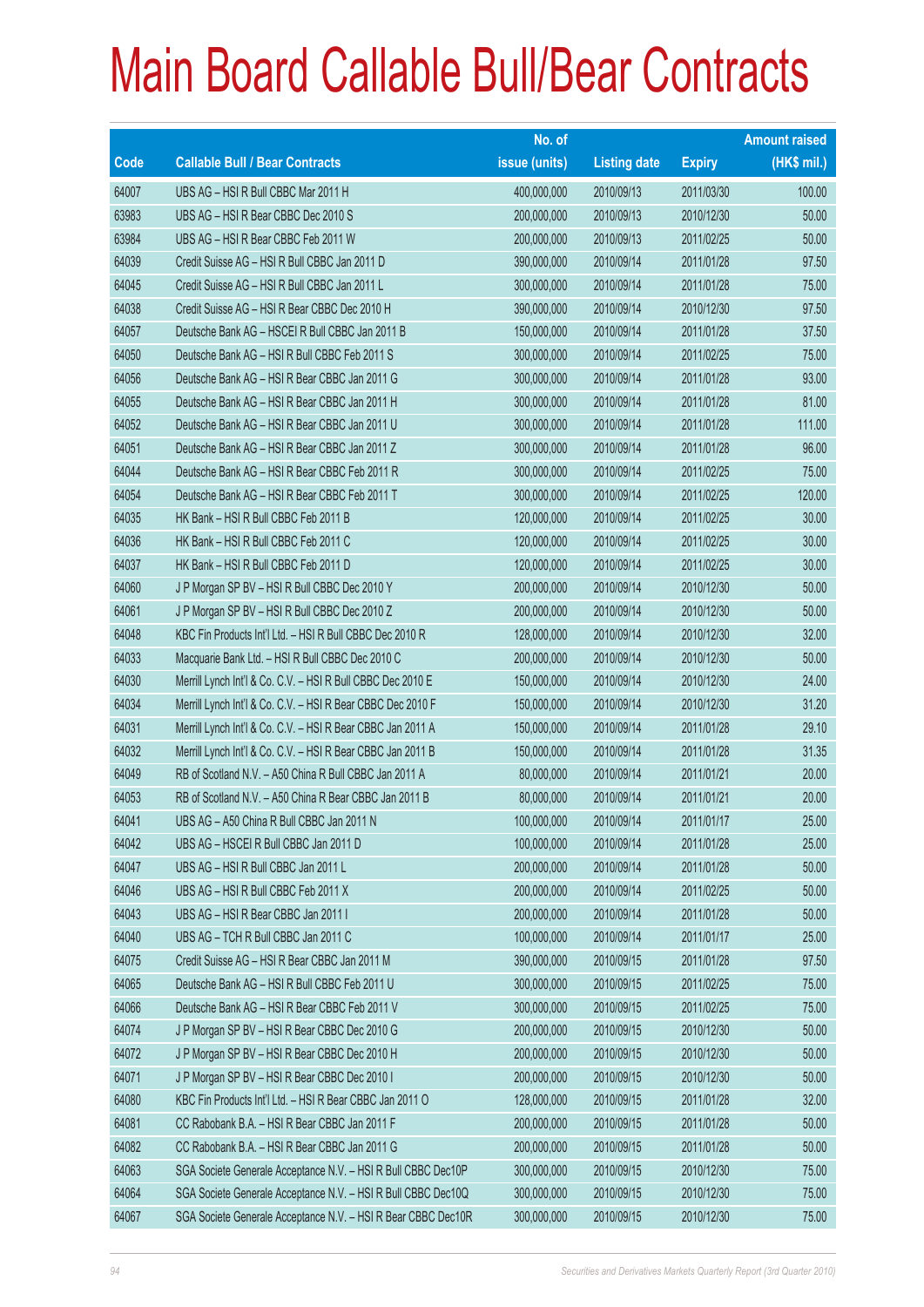# Main Board Callable Bull/Bear Contracts

| Code | Callable Bull / Bear Contracts | No. of issue (units) | Listing date | Expiry | Amount raised (HK$ mil.) |
|---|---|---|---|---|---|
| 64007 | UBS AG – HSI R Bull CBBC Mar 2011 H | 400,000,000 | 2010/09/13 | 2011/03/30 | 100.00 |
| 63983 | UBS AG – HSI R Bear CBBC Dec 2010 S | 200,000,000 | 2010/09/13 | 2010/12/30 | 50.00 |
| 63984 | UBS AG – HSI R Bear CBBC Feb 2011 W | 200,000,000 | 2010/09/13 | 2011/02/25 | 50.00 |
| 64039 | Credit Suisse AG – HSI R Bull CBBC Jan 2011 D | 390,000,000 | 2010/09/14 | 2011/01/28 | 97.50 |
| 64045 | Credit Suisse AG – HSI R Bull CBBC Jan 2011 L | 300,000,000 | 2010/09/14 | 2011/01/28 | 75.00 |
| 64038 | Credit Suisse AG – HSI R Bear CBBC Dec 2010 H | 390,000,000 | 2010/09/14 | 2010/12/30 | 97.50 |
| 64057 | Deutsche Bank AG – HSCEI R Bull CBBC Jan 2011 B | 150,000,000 | 2010/09/14 | 2011/01/28 | 37.50 |
| 64050 | Deutsche Bank AG – HSI R Bull CBBC Feb 2011 S | 300,000,000 | 2010/09/14 | 2011/02/25 | 75.00 |
| 64056 | Deutsche Bank AG – HSI R Bear CBBC Jan 2011 G | 300,000,000 | 2010/09/14 | 2011/01/28 | 93.00 |
| 64055 | Deutsche Bank AG – HSI R Bear CBBC Jan 2011 H | 300,000,000 | 2010/09/14 | 2011/01/28 | 81.00 |
| 64052 | Deutsche Bank AG – HSI R Bear CBBC Jan 2011 U | 300,000,000 | 2010/09/14 | 2011/01/28 | 111.00 |
| 64051 | Deutsche Bank AG – HSI R Bear CBBC Jan 2011 Z | 300,000,000 | 2010/09/14 | 2011/01/28 | 96.00 |
| 64044 | Deutsche Bank AG – HSI R Bear CBBC Feb 2011 R | 300,000,000 | 2010/09/14 | 2011/02/25 | 75.00 |
| 64054 | Deutsche Bank AG – HSI R Bear CBBC Feb 2011 T | 300,000,000 | 2010/09/14 | 2011/02/25 | 120.00 |
| 64035 | HK Bank – HSI R Bull CBBC Feb 2011 B | 120,000,000 | 2010/09/14 | 2011/02/25 | 30.00 |
| 64036 | HK Bank – HSI R Bull CBBC Feb 2011 C | 120,000,000 | 2010/09/14 | 2011/02/25 | 30.00 |
| 64037 | HK Bank – HSI R Bull CBBC Feb 2011 D | 120,000,000 | 2010/09/14 | 2011/02/25 | 30.00 |
| 64060 | J P Morgan SP BV – HSI R Bull CBBC Dec 2010 Y | 200,000,000 | 2010/09/14 | 2010/12/30 | 50.00 |
| 64061 | J P Morgan SP BV – HSI R Bull CBBC Dec 2010 Z | 200,000,000 | 2010/09/14 | 2010/12/30 | 50.00 |
| 64048 | KBC Fin Products Int'l Ltd. – HSI R Bull CBBC Dec 2010 R | 128,000,000 | 2010/09/14 | 2010/12/30 | 32.00 |
| 64033 | Macquarie Bank Ltd. – HSI R Bull CBBC Dec 2010 C | 200,000,000 | 2010/09/14 | 2010/12/30 | 50.00 |
| 64030 | Merrill Lynch Int'l & Co. C.V. – HSI R Bull CBBC Dec 2010 E | 150,000,000 | 2010/09/14 | 2010/12/30 | 24.00 |
| 64034 | Merrill Lynch Int'l & Co. C.V. – HSI R Bear CBBC Dec 2010 F | 150,000,000 | 2010/09/14 | 2010/12/30 | 31.20 |
| 64031 | Merrill Lynch Int'l & Co. C.V. – HSI R Bear CBBC Jan 2011 A | 150,000,000 | 2010/09/14 | 2011/01/28 | 29.10 |
| 64032 | Merrill Lynch Int'l & Co. C.V. – HSI R Bear CBBC Jan 2011 B | 150,000,000 | 2010/09/14 | 2011/01/28 | 31.35 |
| 64049 | RB of Scotland N.V. – A50 China R Bull CBBC Jan 2011 A | 80,000,000 | 2010/09/14 | 2011/01/21 | 20.00 |
| 64053 | RB of Scotland N.V. – A50 China R Bear CBBC Jan 2011 B | 80,000,000 | 2010/09/14 | 2011/01/21 | 20.00 |
| 64041 | UBS AG – A50 China R Bull CBBC Jan 2011 N | 100,000,000 | 2010/09/14 | 2011/01/17 | 25.00 |
| 64042 | UBS AG – HSCEI R Bull CBBC Jan 2011 D | 100,000,000 | 2010/09/14 | 2011/01/28 | 25.00 |
| 64047 | UBS AG – HSI R Bull CBBC Jan 2011 L | 200,000,000 | 2010/09/14 | 2011/01/28 | 50.00 |
| 64046 | UBS AG – HSI R Bull CBBC Feb 2011 X | 200,000,000 | 2010/09/14 | 2011/02/25 | 50.00 |
| 64043 | UBS AG – HSI R Bear CBBC Jan 2011 I | 200,000,000 | 2010/09/14 | 2011/01/28 | 50.00 |
| 64040 | UBS AG – TCH R Bull CBBC Jan 2011 C | 100,000,000 | 2010/09/14 | 2011/01/17 | 25.00 |
| 64075 | Credit Suisse AG – HSI R Bear CBBC Jan 2011 M | 390,000,000 | 2010/09/15 | 2011/01/28 | 97.50 |
| 64065 | Deutsche Bank AG – HSI R Bull CBBC Feb 2011 U | 300,000,000 | 2010/09/15 | 2011/02/25 | 75.00 |
| 64066 | Deutsche Bank AG – HSI R Bear CBBC Feb 2011 V | 300,000,000 | 2010/09/15 | 2011/02/25 | 75.00 |
| 64074 | J P Morgan SP BV – HSI R Bear CBBC Dec 2010 G | 200,000,000 | 2010/09/15 | 2010/12/30 | 50.00 |
| 64072 | J P Morgan SP BV – HSI R Bear CBBC Dec 2010 H | 200,000,000 | 2010/09/15 | 2010/12/30 | 50.00 |
| 64071 | J P Morgan SP BV – HSI R Bear CBBC Dec 2010 I | 200,000,000 | 2010/09/15 | 2010/12/30 | 50.00 |
| 64080 | KBC Fin Products Int'l Ltd. – HSI R Bear CBBC Jan 2011 O | 128,000,000 | 2010/09/15 | 2011/01/28 | 32.00 |
| 64081 | CC Rabobank B.A. – HSI R Bear CBBC Jan 2011 F | 200,000,000 | 2010/09/15 | 2011/01/28 | 50.00 |
| 64082 | CC Rabobank B.A. – HSI R Bear CBBC Jan 2011 G | 200,000,000 | 2010/09/15 | 2011/01/28 | 50.00 |
| 64063 | SGA Societe Generale Acceptance N.V. – HSI R Bull CBBC Dec10P | 300,000,000 | 2010/09/15 | 2010/12/30 | 75.00 |
| 64064 | SGA Societe Generale Acceptance N.V. – HSI R Bull CBBC Dec10Q | 300,000,000 | 2010/09/15 | 2010/12/30 | 75.00 |
| 64067 | SGA Societe Generale Acceptance N.V. – HSI R Bear CBBC Dec10R | 300,000,000 | 2010/09/15 | 2010/12/30 | 75.00 |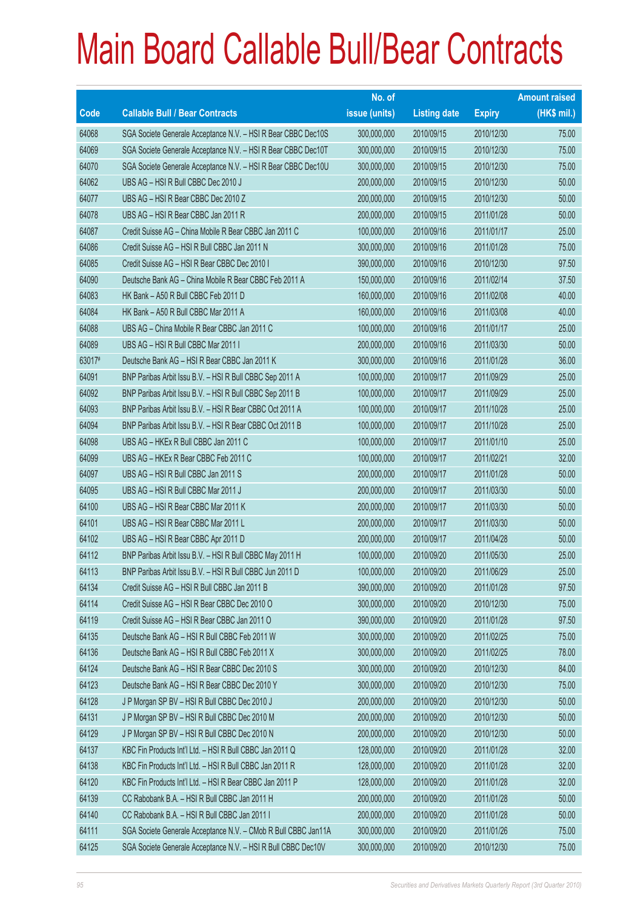# Main Board Callable Bull/Bear Contracts

| Code | Callable Bull / Bear Contracts | No. of issue (units) | Listing date | Expiry | Amount raised (HK$ mil.) |
|---|---|---|---|---|---|
| 64068 | SGA Societe Generale Acceptance N.V. – HSI R Bear CBBC Dec10S | 300,000,000 | 2010/09/15 | 2010/12/30 | 75.00 |
| 64069 | SGA Societe Generale Acceptance N.V. – HSI R Bear CBBC Dec10T | 300,000,000 | 2010/09/15 | 2010/12/30 | 75.00 |
| 64070 | SGA Societe Generale Acceptance N.V. – HSI R Bear CBBC Dec10U | 300,000,000 | 2010/09/15 | 2010/12/30 | 75.00 |
| 64062 | UBS AG – HSI R Bull CBBC Dec 2010 J | 200,000,000 | 2010/09/15 | 2010/12/30 | 50.00 |
| 64077 | UBS AG – HSI R Bear CBBC Dec 2010 Z | 200,000,000 | 2010/09/15 | 2010/12/30 | 50.00 |
| 64078 | UBS AG – HSI R Bear CBBC Jan 2011 R | 200,000,000 | 2010/09/15 | 2011/01/28 | 50.00 |
| 64087 | Credit Suisse AG – China Mobile R Bear CBBC Jan 2011 C | 100,000,000 | 2010/09/16 | 2011/01/17 | 25.00 |
| 64086 | Credit Suisse AG – HSI R Bull CBBC Jan 2011 N | 300,000,000 | 2010/09/16 | 2011/01/28 | 75.00 |
| 64085 | Credit Suisse AG – HSI R Bear CBBC Dec 2010 I | 390,000,000 | 2010/09/16 | 2010/12/30 | 97.50 |
| 64090 | Deutsche Bank AG – China Mobile R Bear CBBC Feb 2011 A | 150,000,000 | 2010/09/16 | 2011/02/14 | 37.50 |
| 64083 | HK Bank – A50 R Bull CBBC Feb 2011 D | 160,000,000 | 2010/09/16 | 2011/02/08 | 40.00 |
| 64084 | HK Bank – A50 R Bull CBBC Mar 2011 A | 160,000,000 | 2010/09/16 | 2011/03/08 | 40.00 |
| 64088 | UBS AG – China Mobile R Bear CBBC Jan 2011 C | 100,000,000 | 2010/09/16 | 2011/01/17 | 25.00 |
| 64089 | UBS AG – HSI R Bull CBBC Mar 2011 I | 200,000,000 | 2010/09/16 | 2011/03/30 | 50.00 |
| 63017# | Deutsche Bank AG – HSI R Bear CBBC Jan 2011 K | 300,000,000 | 2010/09/16 | 2011/01/28 | 36.00 |
| 64091 | BNP Paribas Arbit Issu B.V. – HSI R Bull CBBC Sep 2011 A | 100,000,000 | 2010/09/17 | 2011/09/29 | 25.00 |
| 64092 | BNP Paribas Arbit Issu B.V. – HSI R Bull CBBC Sep 2011 B | 100,000,000 | 2010/09/17 | 2011/09/29 | 25.00 |
| 64093 | BNP Paribas Arbit Issu B.V. – HSI R Bear CBBC Oct 2011 A | 100,000,000 | 2010/09/17 | 2011/10/28 | 25.00 |
| 64094 | BNP Paribas Arbit Issu B.V. – HSI R Bear CBBC Oct 2011 B | 100,000,000 | 2010/09/17 | 2011/10/28 | 25.00 |
| 64098 | UBS AG – HKEx R Bull CBBC Jan 2011 C | 100,000,000 | 2010/09/17 | 2011/01/10 | 25.00 |
| 64099 | UBS AG – HKEx R Bear CBBC Feb 2011 C | 100,000,000 | 2010/09/17 | 2011/02/21 | 32.00 |
| 64097 | UBS AG – HSI R Bull CBBC Jan 2011 S | 200,000,000 | 2010/09/17 | 2011/01/28 | 50.00 |
| 64095 | UBS AG – HSI R Bull CBBC Mar 2011 J | 200,000,000 | 2010/09/17 | 2011/03/30 | 50.00 |
| 64100 | UBS AG – HSI R Bear CBBC Mar 2011 K | 200,000,000 | 2010/09/17 | 2011/03/30 | 50.00 |
| 64101 | UBS AG – HSI R Bear CBBC Mar 2011 L | 200,000,000 | 2010/09/17 | 2011/03/30 | 50.00 |
| 64102 | UBS AG – HSI R Bear CBBC Apr 2011 D | 200,000,000 | 2010/09/17 | 2011/04/28 | 50.00 |
| 64112 | BNP Paribas Arbit Issu B.V. – HSI R Bull CBBC May 2011 H | 100,000,000 | 2010/09/20 | 2011/05/30 | 25.00 |
| 64113 | BNP Paribas Arbit Issu B.V. – HSI R Bull CBBC Jun 2011 D | 100,000,000 | 2010/09/20 | 2011/06/29 | 25.00 |
| 64134 | Credit Suisse AG – HSI R Bull CBBC Jan 2011 B | 390,000,000 | 2010/09/20 | 2011/01/28 | 97.50 |
| 64114 | Credit Suisse AG – HSI R Bear CBBC Dec 2010 O | 300,000,000 | 2010/09/20 | 2010/12/30 | 75.00 |
| 64119 | Credit Suisse AG – HSI R Bear CBBC Jan 2011 O | 390,000,000 | 2010/09/20 | 2011/01/28 | 97.50 |
| 64135 | Deutsche Bank AG – HSI R Bull CBBC Feb 2011 W | 300,000,000 | 2010/09/20 | 2011/02/25 | 75.00 |
| 64136 | Deutsche Bank AG – HSI R Bull CBBC Feb 2011 X | 300,000,000 | 2010/09/20 | 2011/02/25 | 78.00 |
| 64124 | Deutsche Bank AG – HSI R Bear CBBC Dec 2010 S | 300,000,000 | 2010/09/20 | 2010/12/30 | 84.00 |
| 64123 | Deutsche Bank AG – HSI R Bear CBBC Dec 2010 Y | 300,000,000 | 2010/09/20 | 2010/12/30 | 75.00 |
| 64128 | J P Morgan SP BV – HSI R Bull CBBC Dec 2010 J | 200,000,000 | 2010/09/20 | 2010/12/30 | 50.00 |
| 64131 | J P Morgan SP BV – HSI R Bull CBBC Dec 2010 M | 200,000,000 | 2010/09/20 | 2010/12/30 | 50.00 |
| 64129 | J P Morgan SP BV – HSI R Bull CBBC Dec 2010 N | 200,000,000 | 2010/09/20 | 2010/12/30 | 50.00 |
| 64137 | KBC Fin Products Int'l Ltd. – HSI R Bull CBBC Jan 2011 Q | 128,000,000 | 2010/09/20 | 2011/01/28 | 32.00 |
| 64138 | KBC Fin Products Int'l Ltd. – HSI R Bull CBBC Jan 2011 R | 128,000,000 | 2010/09/20 | 2011/01/28 | 32.00 |
| 64120 | KBC Fin Products Int'l Ltd. – HSI R Bear CBBC Jan 2011 P | 128,000,000 | 2010/09/20 | 2011/01/28 | 32.00 |
| 64139 | CC Rabobank B.A. – HSI R Bull CBBC Jan 2011 H | 200,000,000 | 2010/09/20 | 2011/01/28 | 50.00 |
| 64140 | CC Rabobank B.A. – HSI R Bull CBBC Jan 2011 I | 200,000,000 | 2010/09/20 | 2011/01/28 | 50.00 |
| 64111 | SGA Societe Generale Acceptance N.V. – CMob R Bull CBBC Jan11A | 300,000,000 | 2010/09/20 | 2011/01/26 | 75.00 |
| 64125 | SGA Societe Generale Acceptance N.V. – HSI R Bull CBBC Dec10V | 300,000,000 | 2010/09/20 | 2010/12/30 | 75.00 |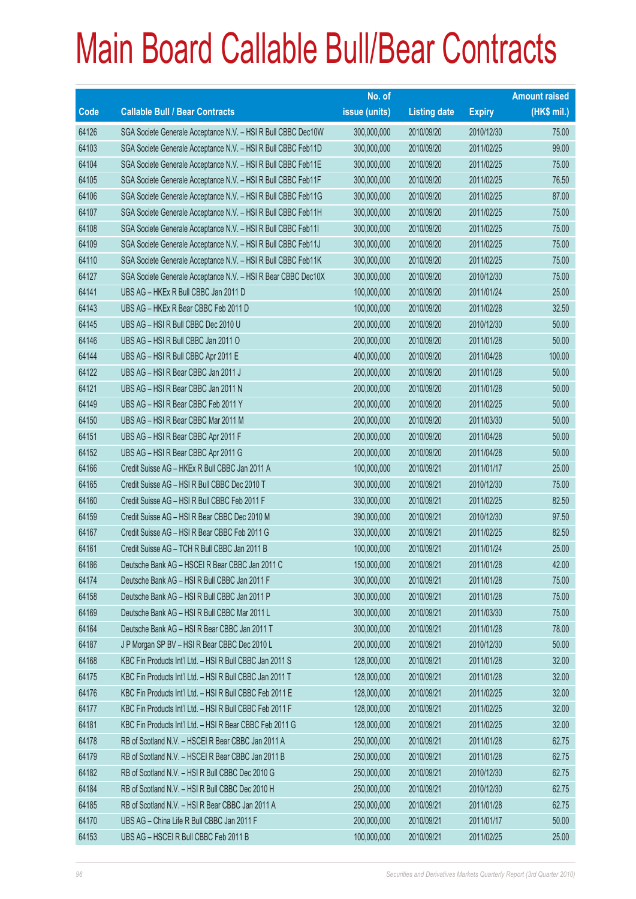# Main Board Callable Bull/Bear Contracts

| Code | Callable Bull / Bear Contracts | No. of issue (units) | Listing date | Expiry | Amount raised (HK$ mil.) |
|---|---|---|---|---|---|
| 64126 | SGA Societe Generale Acceptance N.V. – HSI R Bull CBBC Dec10W | 300,000,000 | 2010/09/20 | 2010/12/30 | 75.00 |
| 64103 | SGA Societe Generale Acceptance N.V. – HSI R Bull CBBC Feb11D | 300,000,000 | 2010/09/20 | 2011/02/25 | 99.00 |
| 64104 | SGA Societe Generale Acceptance N.V. – HSI R Bull CBBC Feb11E | 300,000,000 | 2010/09/20 | 2011/02/25 | 75.00 |
| 64105 | SGA Societe Generale Acceptance N.V. – HSI R Bull CBBC Feb11F | 300,000,000 | 2010/09/20 | 2011/02/25 | 76.50 |
| 64106 | SGA Societe Generale Acceptance N.V. – HSI R Bull CBBC Feb11G | 300,000,000 | 2010/09/20 | 2011/02/25 | 87.00 |
| 64107 | SGA Societe Generale Acceptance N.V. – HSI R Bull CBBC Feb11H | 300,000,000 | 2010/09/20 | 2011/02/25 | 75.00 |
| 64108 | SGA Societe Generale Acceptance N.V. – HSI R Bull CBBC Feb11I | 300,000,000 | 2010/09/20 | 2011/02/25 | 75.00 |
| 64109 | SGA Societe Generale Acceptance N.V. – HSI R Bull CBBC Feb11J | 300,000,000 | 2010/09/20 | 2011/02/25 | 75.00 |
| 64110 | SGA Societe Generale Acceptance N.V. – HSI R Bull CBBC Feb11K | 300,000,000 | 2010/09/20 | 2011/02/25 | 75.00 |
| 64127 | SGA Societe Generale Acceptance N.V. – HSI R Bear CBBC Dec10X | 300,000,000 | 2010/09/20 | 2010/12/30 | 75.00 |
| 64141 | UBS AG – HKEx R Bull CBBC Jan 2011 D | 100,000,000 | 2010/09/20 | 2011/01/24 | 25.00 |
| 64143 | UBS AG – HKEx R Bear CBBC Feb 2011 D | 100,000,000 | 2010/09/20 | 2011/02/28 | 32.50 |
| 64145 | UBS AG – HSI R Bull CBBC Dec 2010 U | 200,000,000 | 2010/09/20 | 2010/12/30 | 50.00 |
| 64146 | UBS AG – HSI R Bull CBBC Jan 2011 O | 200,000,000 | 2010/09/20 | 2011/01/28 | 50.00 |
| 64144 | UBS AG – HSI R Bull CBBC Apr 2011 E | 400,000,000 | 2010/09/20 | 2011/04/28 | 100.00 |
| 64122 | UBS AG – HSI R Bear CBBC Jan 2011 J | 200,000,000 | 2010/09/20 | 2011/01/28 | 50.00 |
| 64121 | UBS AG – HSI R Bear CBBC Jan 2011 N | 200,000,000 | 2010/09/20 | 2011/01/28 | 50.00 |
| 64149 | UBS AG – HSI R Bear CBBC Feb 2011 Y | 200,000,000 | 2010/09/20 | 2011/02/25 | 50.00 |
| 64150 | UBS AG – HSI R Bear CBBC Mar 2011 M | 200,000,000 | 2010/09/20 | 2011/03/30 | 50.00 |
| 64151 | UBS AG – HSI R Bear CBBC Apr 2011 F | 200,000,000 | 2010/09/20 | 2011/04/28 | 50.00 |
| 64152 | UBS AG – HSI R Bear CBBC Apr 2011 G | 200,000,000 | 2010/09/20 | 2011/04/28 | 50.00 |
| 64166 | Credit Suisse AG – HKEx R Bull CBBC Jan 2011 A | 100,000,000 | 2010/09/21 | 2011/01/17 | 25.00 |
| 64165 | Credit Suisse AG – HSI R Bull CBBC Dec 2010 T | 300,000,000 | 2010/09/21 | 2010/12/30 | 75.00 |
| 64160 | Credit Suisse AG – HSI R Bull CBBC Feb 2011 F | 330,000,000 | 2010/09/21 | 2011/02/25 | 82.50 |
| 64159 | Credit Suisse AG – HSI R Bear CBBC Dec 2010 M | 390,000,000 | 2010/09/21 | 2010/12/30 | 97.50 |
| 64167 | Credit Suisse AG – HSI R Bear CBBC Feb 2011 G | 330,000,000 | 2010/09/21 | 2011/02/25 | 82.50 |
| 64161 | Credit Suisse AG – TCH R Bull CBBC Jan 2011 B | 100,000,000 | 2010/09/21 | 2011/01/24 | 25.00 |
| 64186 | Deutsche Bank AG – HSCEI R Bear CBBC Jan 2011 C | 150,000,000 | 2010/09/21 | 2011/01/28 | 42.00 |
| 64174 | Deutsche Bank AG – HSI R Bull CBBC Jan 2011 F | 300,000,000 | 2010/09/21 | 2011/01/28 | 75.00 |
| 64158 | Deutsche Bank AG – HSI R Bull CBBC Jan 2011 P | 300,000,000 | 2010/09/21 | 2011/01/28 | 75.00 |
| 64169 | Deutsche Bank AG – HSI R Bull CBBC Mar 2011 L | 300,000,000 | 2010/09/21 | 2011/03/30 | 75.00 |
| 64164 | Deutsche Bank AG – HSI R Bear CBBC Jan 2011 T | 300,000,000 | 2010/09/21 | 2011/01/28 | 78.00 |
| 64187 | J P Morgan SP BV – HSI R Bear CBBC Dec 2010 L | 200,000,000 | 2010/09/21 | 2010/12/30 | 50.00 |
| 64168 | KBC Fin Products Int'l Ltd. – HSI R Bull CBBC Jan 2011 S | 128,000,000 | 2010/09/21 | 2011/01/28 | 32.00 |
| 64175 | KBC Fin Products Int'l Ltd. – HSI R Bull CBBC Jan 2011 T | 128,000,000 | 2010/09/21 | 2011/01/28 | 32.00 |
| 64176 | KBC Fin Products Int'l Ltd. – HSI R Bull CBBC Feb 2011 E | 128,000,000 | 2010/09/21 | 2011/02/25 | 32.00 |
| 64177 | KBC Fin Products Int'l Ltd. – HSI R Bull CBBC Feb 2011 F | 128,000,000 | 2010/09/21 | 2011/02/25 | 32.00 |
| 64181 | KBC Fin Products Int'l Ltd. – HSI R Bear CBBC Feb 2011 G | 128,000,000 | 2010/09/21 | 2011/02/25 | 32.00 |
| 64178 | RB of Scotland N.V. – HSCEI R Bear CBBC Jan 2011 A | 250,000,000 | 2010/09/21 | 2011/01/28 | 62.75 |
| 64179 | RB of Scotland N.V. – HSCEI R Bear CBBC Jan 2011 B | 250,000,000 | 2010/09/21 | 2011/01/28 | 62.75 |
| 64182 | RB of Scotland N.V. – HSI R Bull CBBC Dec 2010 G | 250,000,000 | 2010/09/21 | 2010/12/30 | 62.75 |
| 64184 | RB of Scotland N.V. – HSI R Bull CBBC Dec 2010 H | 250,000,000 | 2010/09/21 | 2010/12/30 | 62.75 |
| 64185 | RB of Scotland N.V. – HSI R Bear CBBC Jan 2011 A | 250,000,000 | 2010/09/21 | 2011/01/28 | 62.75 |
| 64170 | UBS AG – China Life R Bull CBBC Jan 2011 F | 200,000,000 | 2010/09/21 | 2011/01/17 | 50.00 |
| 64153 | UBS AG – HSCEI R Bull CBBC Feb 2011 B | 100,000,000 | 2010/09/21 | 2011/02/25 | 25.00 |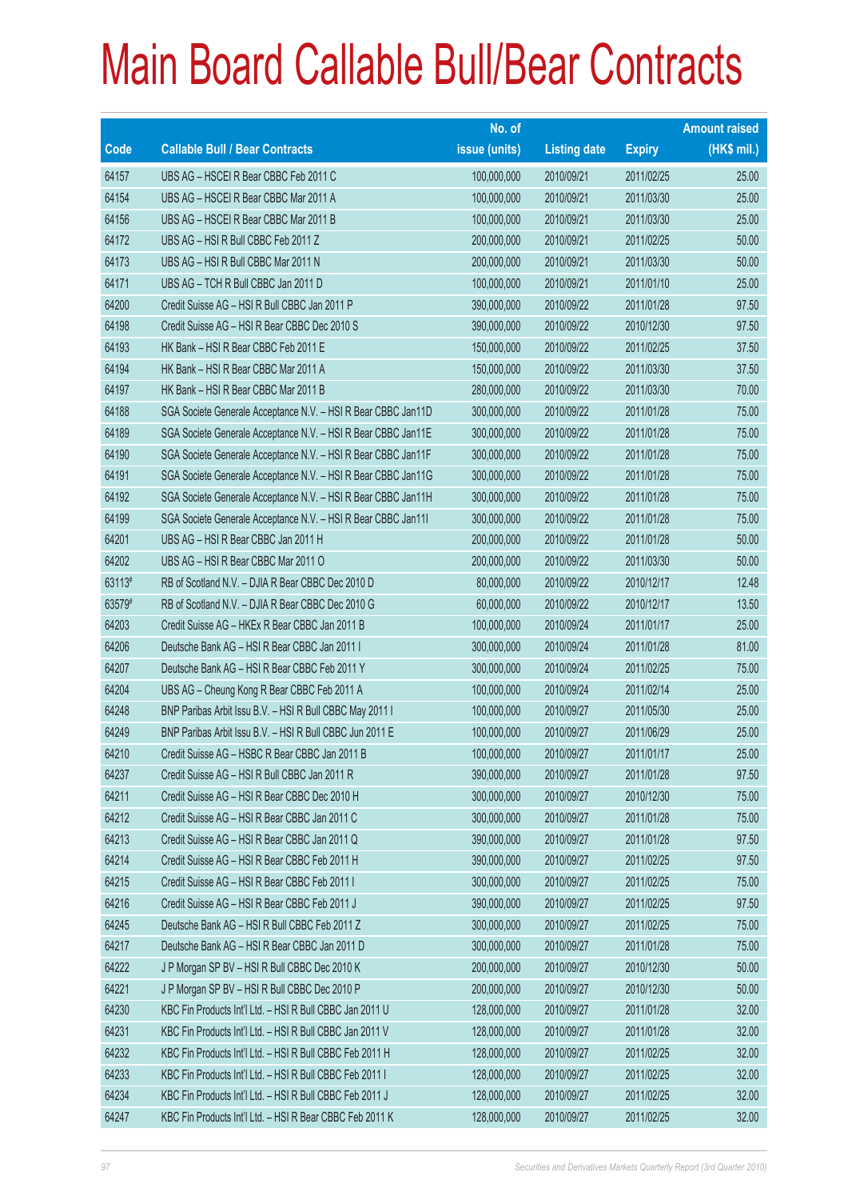# Main Board Callable Bull/Bear Contracts

| Code | Callable Bull / Bear Contracts | No. of issue (units) | Listing date | Expiry | Amount raised (HK$ mil.) |
|---|---|---|---|---|---|
| 64157 | UBS AG – HSCEI R Bear CBBC Feb 2011 C | 100,000,000 | 2010/09/21 | 2011/02/25 | 25.00 |
| 64154 | UBS AG – HSCEI R Bear CBBC Mar 2011 A | 100,000,000 | 2010/09/21 | 2011/03/30 | 25.00 |
| 64156 | UBS AG – HSCEI R Bear CBBC Mar 2011 B | 100,000,000 | 2010/09/21 | 2011/03/30 | 25.00 |
| 64172 | UBS AG – HSI R Bull CBBC Feb 2011 Z | 200,000,000 | 2010/09/21 | 2011/02/25 | 50.00 |
| 64173 | UBS AG – HSI R Bull CBBC Mar 2011 N | 200,000,000 | 2010/09/21 | 2011/03/30 | 50.00 |
| 64171 | UBS AG – TCH R Bull CBBC Jan 2011 D | 100,000,000 | 2010/09/21 | 2011/01/10 | 25.00 |
| 64200 | Credit Suisse AG – HSI R Bull CBBC Jan 2011 P | 390,000,000 | 2010/09/22 | 2011/01/28 | 97.50 |
| 64198 | Credit Suisse AG – HSI R Bear CBBC Dec 2010 S | 390,000,000 | 2010/09/22 | 2010/12/30 | 97.50 |
| 64193 | HK Bank – HSI R Bear CBBC Feb 2011 E | 150,000,000 | 2010/09/22 | 2011/02/25 | 37.50 |
| 64194 | HK Bank – HSI R Bear CBBC Mar 2011 A | 150,000,000 | 2010/09/22 | 2011/03/30 | 37.50 |
| 64197 | HK Bank – HSI R Bear CBBC Mar 2011 B | 280,000,000 | 2010/09/22 | 2011/03/30 | 70.00 |
| 64188 | SGA Societe Generale Acceptance N.V. – HSI R Bear CBBC Jan11D | 300,000,000 | 2010/09/22 | 2011/01/28 | 75.00 |
| 64189 | SGA Societe Generale Acceptance N.V. – HSI R Bear CBBC Jan11E | 300,000,000 | 2010/09/22 | 2011/01/28 | 75.00 |
| 64190 | SGA Societe Generale Acceptance N.V. – HSI R Bear CBBC Jan11F | 300,000,000 | 2010/09/22 | 2011/01/28 | 75.00 |
| 64191 | SGA Societe Generale Acceptance N.V. – HSI R Bear CBBC Jan11G | 300,000,000 | 2010/09/22 | 2011/01/28 | 75.00 |
| 64192 | SGA Societe Generale Acceptance N.V. – HSI R Bear CBBC Jan11H | 300,000,000 | 2010/09/22 | 2011/01/28 | 75.00 |
| 64199 | SGA Societe Generale Acceptance N.V. – HSI R Bear CBBC Jan11I | 300,000,000 | 2010/09/22 | 2011/01/28 | 75.00 |
| 64201 | UBS AG – HSI R Bear CBBC Jan 2011 H | 200,000,000 | 2010/09/22 | 2011/01/28 | 50.00 |
| 64202 | UBS AG – HSI R Bear CBBC Mar 2011 O | 200,000,000 | 2010/09/22 | 2011/03/30 | 50.00 |
| 63113# | RB of Scotland N.V. – DJIA R Bear CBBC Dec 2010 D | 80,000,000 | 2010/09/22 | 2010/12/17 | 12.48 |
| 63579# | RB of Scotland N.V. – DJIA R Bear CBBC Dec 2010 G | 60,000,000 | 2010/09/22 | 2010/12/17 | 13.50 |
| 64203 | Credit Suisse AG – HKEx R Bear CBBC Jan 2011 B | 100,000,000 | 2010/09/24 | 2011/01/17 | 25.00 |
| 64206 | Deutsche Bank AG – HSI R Bear CBBC Jan 2011 I | 300,000,000 | 2010/09/24 | 2011/01/28 | 81.00 |
| 64207 | Deutsche Bank AG – HSI R Bear CBBC Feb 2011 Y | 300,000,000 | 2010/09/24 | 2011/02/25 | 75.00 |
| 64204 | UBS AG – Cheung Kong R Bear CBBC Feb 2011 A | 100,000,000 | 2010/09/24 | 2011/02/14 | 25.00 |
| 64248 | BNP Paribas Arbit Issu B.V. – HSI R Bull CBBC May 2011 I | 100,000,000 | 2010/09/27 | 2011/05/30 | 25.00 |
| 64249 | BNP Paribas Arbit Issu B.V. – HSI R Bull CBBC Jun 2011 E | 100,000,000 | 2010/09/27 | 2011/06/29 | 25.00 |
| 64210 | Credit Suisse AG – HSBC R Bear CBBC Jan 2011 B | 100,000,000 | 2010/09/27 | 2011/01/17 | 25.00 |
| 64237 | Credit Suisse AG – HSI R Bull CBBC Jan 2011 R | 390,000,000 | 2010/09/27 | 2011/01/28 | 97.50 |
| 64211 | Credit Suisse AG – HSI R Bear CBBC Dec 2010 H | 300,000,000 | 2010/09/27 | 2010/12/30 | 75.00 |
| 64212 | Credit Suisse AG – HSI R Bear CBBC Jan 2011 C | 300,000,000 | 2010/09/27 | 2011/01/28 | 75.00 |
| 64213 | Credit Suisse AG – HSI R Bear CBBC Jan 2011 Q | 390,000,000 | 2010/09/27 | 2011/01/28 | 97.50 |
| 64214 | Credit Suisse AG – HSI R Bear CBBC Feb 2011 H | 390,000,000 | 2010/09/27 | 2011/02/25 | 97.50 |
| 64215 | Credit Suisse AG – HSI R Bear CBBC Feb 2011 I | 300,000,000 | 2010/09/27 | 2011/02/25 | 75.00 |
| 64216 | Credit Suisse AG – HSI R Bear CBBC Feb 2011 J | 390,000,000 | 2010/09/27 | 2011/02/25 | 97.50 |
| 64245 | Deutsche Bank AG – HSI R Bull CBBC Feb 2011 Z | 300,000,000 | 2010/09/27 | 2011/02/25 | 75.00 |
| 64217 | Deutsche Bank AG – HSI R Bear CBBC Jan 2011 D | 300,000,000 | 2010/09/27 | 2011/01/28 | 75.00 |
| 64222 | J P Morgan SP BV – HSI R Bull CBBC Dec 2010 K | 200,000,000 | 2010/09/27 | 2010/12/30 | 50.00 |
| 64221 | J P Morgan SP BV – HSI R Bull CBBC Dec 2010 P | 200,000,000 | 2010/09/27 | 2010/12/30 | 50.00 |
| 64230 | KBC Fin Products Int'l Ltd. – HSI R Bull CBBC Jan 2011 U | 128,000,000 | 2010/09/27 | 2011/01/28 | 32.00 |
| 64231 | KBC Fin Products Int'l Ltd. – HSI R Bull CBBC Jan 2011 V | 128,000,000 | 2010/09/27 | 2011/01/28 | 32.00 |
| 64232 | KBC Fin Products Int'l Ltd. – HSI R Bull CBBC Feb 2011 H | 128,000,000 | 2010/09/27 | 2011/02/25 | 32.00 |
| 64233 | KBC Fin Products Int'l Ltd. – HSI R Bull CBBC Feb 2011 I | 128,000,000 | 2010/09/27 | 2011/02/25 | 32.00 |
| 64234 | KBC Fin Products Int'l Ltd. – HSI R Bull CBBC Feb 2011 J | 128,000,000 | 2010/09/27 | 2011/02/25 | 32.00 |
| 64247 | KBC Fin Products Int'l Ltd. – HSI R Bear CBBC Feb 2011 K | 128,000,000 | 2010/09/27 | 2011/02/25 | 32.00 |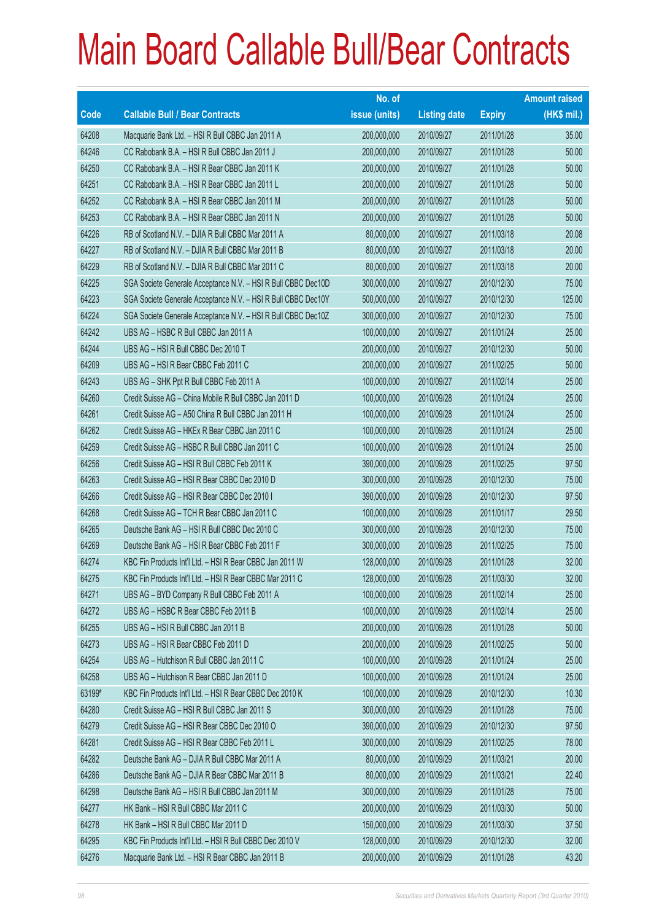# Main Board Callable Bull/Bear Contracts

| Code | Callable Bull / Bear Contracts | No. of issue (units) | Listing date | Expiry | Amount raised (HK$ mil.) |
|---|---|---|---|---|---|
| 64208 | Macquarie Bank Ltd. – HSI R Bull CBBC Jan 2011 A | 200,000,000 | 2010/09/27 | 2011/01/28 | 35.00 |
| 64246 | CC Rabobank B.A. – HSI R Bull CBBC Jan 2011 J | 200,000,000 | 2010/09/27 | 2011/01/28 | 50.00 |
| 64250 | CC Rabobank B.A. – HSI R Bear CBBC Jan 2011 K | 200,000,000 | 2010/09/27 | 2011/01/28 | 50.00 |
| 64251 | CC Rabobank B.A. – HSI R Bear CBBC Jan 2011 L | 200,000,000 | 2010/09/27 | 2011/01/28 | 50.00 |
| 64252 | CC Rabobank B.A. – HSI R Bear CBBC Jan 2011 M | 200,000,000 | 2010/09/27 | 2011/01/28 | 50.00 |
| 64253 | CC Rabobank B.A. – HSI R Bear CBBC Jan 2011 N | 200,000,000 | 2010/09/27 | 2011/01/28 | 50.00 |
| 64226 | RB of Scotland N.V. – DJIA R Bull CBBC Mar 2011 A | 80,000,000 | 2010/09/27 | 2011/03/18 | 20.08 |
| 64227 | RB of Scotland N.V. – DJIA R Bull CBBC Mar 2011 B | 80,000,000 | 2010/09/27 | 2011/03/18 | 20.00 |
| 64229 | RB of Scotland N.V. – DJIA R Bull CBBC Mar 2011 C | 80,000,000 | 2010/09/27 | 2011/03/18 | 20.00 |
| 64225 | SGA Societe Generale Acceptance N.V. – HSI R Bull CBBC Dec10D | 300,000,000 | 2010/09/27 | 2010/12/30 | 75.00 |
| 64223 | SGA Societe Generale Acceptance N.V. – HSI R Bull CBBC Dec10Y | 500,000,000 | 2010/09/27 | 2010/12/30 | 125.00 |
| 64224 | SGA Societe Generale Acceptance N.V. – HSI R Bull CBBC Dec10Z | 300,000,000 | 2010/09/27 | 2010/12/30 | 75.00 |
| 64242 | UBS AG – HSBC R Bull CBBC Jan 2011 A | 100,000,000 | 2010/09/27 | 2011/01/24 | 25.00 |
| 64244 | UBS AG – HSI R Bull CBBC Dec 2010 T | 200,000,000 | 2010/09/27 | 2010/12/30 | 50.00 |
| 64209 | UBS AG – HSI R Bear CBBC Feb 2011 C | 200,000,000 | 2010/09/27 | 2011/02/25 | 50.00 |
| 64243 | UBS AG – SHK Ppt R Bull CBBC Feb 2011 A | 100,000,000 | 2010/09/27 | 2011/02/14 | 25.00 |
| 64260 | Credit Suisse AG – China Mobile R Bull CBBC Jan 2011 D | 100,000,000 | 2010/09/28 | 2011/01/24 | 25.00 |
| 64261 | Credit Suisse AG – A50 China R Bull CBBC Jan 2011 H | 100,000,000 | 2010/09/28 | 2011/01/24 | 25.00 |
| 64262 | Credit Suisse AG – HKEx R Bear CBBC Jan 2011 C | 100,000,000 | 2010/09/28 | 2011/01/24 | 25.00 |
| 64259 | Credit Suisse AG – HSBC R Bull CBBC Jan 2011 C | 100,000,000 | 2010/09/28 | 2011/01/24 | 25.00 |
| 64256 | Credit Suisse AG – HSI R Bull CBBC Feb 2011 K | 390,000,000 | 2010/09/28 | 2011/02/25 | 97.50 |
| 64263 | Credit Suisse AG – HSI R Bear CBBC Dec 2010 D | 300,000,000 | 2010/09/28 | 2010/12/30 | 75.00 |
| 64266 | Credit Suisse AG – HSI R Bear CBBC Dec 2010 I | 390,000,000 | 2010/09/28 | 2010/12/30 | 97.50 |
| 64268 | Credit Suisse AG – TCH R Bear CBBC Jan 2011 C | 100,000,000 | 2010/09/28 | 2011/01/17 | 29.50 |
| 64265 | Deutsche Bank AG – HSI R Bull CBBC Dec 2010 C | 300,000,000 | 2010/09/28 | 2010/12/30 | 75.00 |
| 64269 | Deutsche Bank AG – HSI R Bear CBBC Feb 2011 F | 300,000,000 | 2010/09/28 | 2011/02/25 | 75.00 |
| 64274 | KBC Fin Products Int'l Ltd. – HSI R Bear CBBC Jan 2011 W | 128,000,000 | 2010/09/28 | 2011/01/28 | 32.00 |
| 64275 | KBC Fin Products Int'l Ltd. – HSI R Bear CBBC Mar 2011 C | 128,000,000 | 2010/09/28 | 2011/03/30 | 32.00 |
| 64271 | UBS AG – BYD Company R Bull CBBC Feb 2011 A | 100,000,000 | 2010/09/28 | 2011/02/14 | 25.00 |
| 64272 | UBS AG – HSBC R Bear CBBC Feb 2011 B | 100,000,000 | 2010/09/28 | 2011/02/14 | 25.00 |
| 64255 | UBS AG – HSI R Bull CBBC Jan 2011 B | 200,000,000 | 2010/09/28 | 2011/01/28 | 50.00 |
| 64273 | UBS AG – HSI R Bear CBBC Feb 2011 D | 200,000,000 | 2010/09/28 | 2011/02/25 | 50.00 |
| 64254 | UBS AG – Hutchison R Bull CBBC Jan 2011 C | 100,000,000 | 2010/09/28 | 2011/01/24 | 25.00 |
| 64258 | UBS AG – Hutchison R Bear CBBC Jan 2011 D | 100,000,000 | 2010/09/28 | 2011/01/24 | 25.00 |
| 63199# | KBC Fin Products Int'l Ltd. – HSI R Bear CBBC Dec 2010 K | 100,000,000 | 2010/09/28 | 2010/12/30 | 10.30 |
| 64280 | Credit Suisse AG – HSI R Bull CBBC Jan 2011 S | 300,000,000 | 2010/09/29 | 2011/01/28 | 75.00 |
| 64279 | Credit Suisse AG – HSI R Bear CBBC Dec 2010 O | 390,000,000 | 2010/09/29 | 2010/12/30 | 97.50 |
| 64281 | Credit Suisse AG – HSI R Bear CBBC Feb 2011 L | 300,000,000 | 2010/09/29 | 2011/02/25 | 78.00 |
| 64282 | Deutsche Bank AG – DJIA R Bull CBBC Mar 2011 A | 80,000,000 | 2010/09/29 | 2011/03/21 | 20.00 |
| 64286 | Deutsche Bank AG – DJIA R Bear CBBC Mar 2011 B | 80,000,000 | 2010/09/29 | 2011/03/21 | 22.40 |
| 64298 | Deutsche Bank AG – HSI R Bull CBBC Jan 2011 M | 300,000,000 | 2010/09/29 | 2011/01/28 | 75.00 |
| 64277 | HK Bank – HSI R Bull CBBC Mar 2011 C | 200,000,000 | 2010/09/29 | 2011/03/30 | 50.00 |
| 64278 | HK Bank – HSI R Bull CBBC Mar 2011 D | 150,000,000 | 2010/09/29 | 2011/03/30 | 37.50 |
| 64295 | KBC Fin Products Int'l Ltd. – HSI R Bull CBBC Dec 2010 V | 128,000,000 | 2010/09/29 | 2010/12/30 | 32.00 |
| 64276 | Macquarie Bank Ltd. – HSI R Bear CBBC Jan 2011 B | 200,000,000 | 2010/09/29 | 2011/01/28 | 43.20 |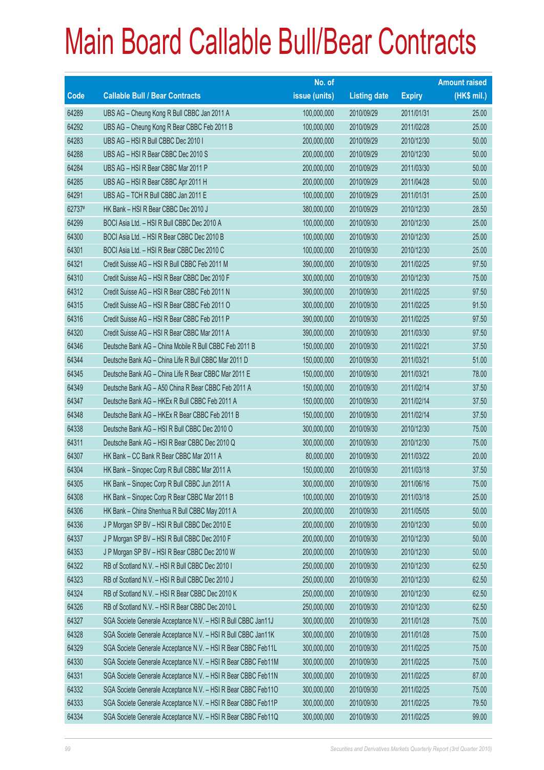# Main Board Callable Bull/Bear Contracts

| Code | Callable Bull / Bear Contracts | No. of issue (units) | Listing date | Expiry | Amount raised (HK$ mil.) |
|---|---|---|---|---|---|
| 64289 | UBS AG – Cheung Kong R Bull CBBC Jan 2011 A | 100,000,000 | 2010/09/29 | 2011/01/31 | 25.00 |
| 64292 | UBS AG – Cheung Kong R Bear CBBC Feb 2011 B | 100,000,000 | 2010/09/29 | 2011/02/28 | 25.00 |
| 64283 | UBS AG – HSI R Bull CBBC Dec 2010 I | 200,000,000 | 2010/09/29 | 2010/12/30 | 50.00 |
| 64288 | UBS AG – HSI R Bear CBBC Dec 2010 S | 200,000,000 | 2010/09/29 | 2010/12/30 | 50.00 |
| 64284 | UBS AG – HSI R Bear CBBC Mar 2011 P | 200,000,000 | 2010/09/29 | 2011/03/30 | 50.00 |
| 64285 | UBS AG – HSI R Bear CBBC Apr 2011 H | 200,000,000 | 2010/09/29 | 2011/04/28 | 50.00 |
| 64291 | UBS AG – TCH R Bull CBBC Jan 2011 E | 100,000,000 | 2010/09/29 | 2011/01/31 | 25.00 |
| 62737# | HK Bank – HSI R Bear CBBC Dec 2010 J | 380,000,000 | 2010/09/29 | 2010/12/30 | 28.50 |
| 64299 | BOCI Asia Ltd. – HSI R Bull CBBC Dec 2010 A | 100,000,000 | 2010/09/30 | 2010/12/30 | 25.00 |
| 64300 | BOCI Asia Ltd. – HSI R Bear CBBC Dec 2010 B | 100,000,000 | 2010/09/30 | 2010/12/30 | 25.00 |
| 64301 | BOCI Asia Ltd. – HSI R Bear CBBC Dec 2010 C | 100,000,000 | 2010/09/30 | 2010/12/30 | 25.00 |
| 64321 | Credit Suisse AG – HSI R Bull CBBC Feb 2011 M | 390,000,000 | 2010/09/30 | 2011/02/25 | 97.50 |
| 64310 | Credit Suisse AG – HSI R Bear CBBC Dec 2010 F | 300,000,000 | 2010/09/30 | 2010/12/30 | 75.00 |
| 64312 | Credit Suisse AG – HSI R Bear CBBC Feb 2011 N | 390,000,000 | 2010/09/30 | 2011/02/25 | 97.50 |
| 64315 | Credit Suisse AG – HSI R Bear CBBC Feb 2011 O | 300,000,000 | 2010/09/30 | 2011/02/25 | 91.50 |
| 64316 | Credit Suisse AG – HSI R Bear CBBC Feb 2011 P | 390,000,000 | 2010/09/30 | 2011/02/25 | 97.50 |
| 64320 | Credit Suisse AG – HSI R Bear CBBC Mar 2011 A | 390,000,000 | 2010/09/30 | 2011/03/30 | 97.50 |
| 64346 | Deutsche Bank AG – China Mobile R Bull CBBC Feb 2011 B | 150,000,000 | 2010/09/30 | 2011/02/21 | 37.50 |
| 64344 | Deutsche Bank AG – China Life R Bull CBBC Mar 2011 D | 150,000,000 | 2010/09/30 | 2011/03/21 | 51.00 |
| 64345 | Deutsche Bank AG – China Life R Bear CBBC Mar 2011 E | 150,000,000 | 2010/09/30 | 2011/03/21 | 78.00 |
| 64349 | Deutsche Bank AG – A50 China R Bear CBBC Feb 2011 A | 150,000,000 | 2010/09/30 | 2011/02/14 | 37.50 |
| 64347 | Deutsche Bank AG – HKEx R Bull CBBC Feb 2011 A | 150,000,000 | 2010/09/30 | 2011/02/14 | 37.50 |
| 64348 | Deutsche Bank AG – HKEx R Bear CBBC Feb 2011 B | 150,000,000 | 2010/09/30 | 2011/02/14 | 37.50 |
| 64338 | Deutsche Bank AG – HSI R Bull CBBC Dec 2010 O | 300,000,000 | 2010/09/30 | 2010/12/30 | 75.00 |
| 64311 | Deutsche Bank AG – HSI R Bear CBBC Dec 2010 Q | 300,000,000 | 2010/09/30 | 2010/12/30 | 75.00 |
| 64307 | HK Bank – CC Bank R Bear CBBC Mar 2011 A | 80,000,000 | 2010/09/30 | 2011/03/22 | 20.00 |
| 64304 | HK Bank – Sinopec Corp R Bull CBBC Mar 2011 A | 150,000,000 | 2010/09/30 | 2011/03/18 | 37.50 |
| 64305 | HK Bank – Sinopec Corp R Bull CBBC Jun 2011 A | 300,000,000 | 2010/09/30 | 2011/06/16 | 75.00 |
| 64308 | HK Bank – Sinopec Corp R Bear CBBC Mar 2011 B | 100,000,000 | 2010/09/30 | 2011/03/18 | 25.00 |
| 64306 | HK Bank – China Shenhua R Bull CBBC May 2011 A | 200,000,000 | 2010/09/30 | 2011/05/05 | 50.00 |
| 64336 | J P Morgan SP BV – HSI R Bull CBBC Dec 2010 E | 200,000,000 | 2010/09/30 | 2010/12/30 | 50.00 |
| 64337 | J P Morgan SP BV – HSI R Bull CBBC Dec 2010 F | 200,000,000 | 2010/09/30 | 2010/12/30 | 50.00 |
| 64353 | J P Morgan SP BV – HSI R Bear CBBC Dec 2010 W | 200,000,000 | 2010/09/30 | 2010/12/30 | 50.00 |
| 64322 | RB of Scotland N.V. – HSI R Bull CBBC Dec 2010 I | 250,000,000 | 2010/09/30 | 2010/12/30 | 62.50 |
| 64323 | RB of Scotland N.V. – HSI R Bull CBBC Dec 2010 J | 250,000,000 | 2010/09/30 | 2010/12/30 | 62.50 |
| 64324 | RB of Scotland N.V. – HSI R Bear CBBC Dec 2010 K | 250,000,000 | 2010/09/30 | 2010/12/30 | 62.50 |
| 64326 | RB of Scotland N.V. – HSI R Bear CBBC Dec 2010 L | 250,000,000 | 2010/09/30 | 2010/12/30 | 62.50 |
| 64327 | SGA Societe Generale Acceptance N.V. – HSI R Bull CBBC Jan11J | 300,000,000 | 2010/09/30 | 2011/01/28 | 75.00 |
| 64328 | SGA Societe Generale Acceptance N.V. – HSI R Bull CBBC Jan11K | 300,000,000 | 2010/09/30 | 2011/01/28 | 75.00 |
| 64329 | SGA Societe Generale Acceptance N.V. – HSI R Bear CBBC Feb11L | 300,000,000 | 2010/09/30 | 2011/02/25 | 75.00 |
| 64330 | SGA Societe Generale Acceptance N.V. – HSI R Bear CBBC Feb11M | 300,000,000 | 2010/09/30 | 2011/02/25 | 75.00 |
| 64331 | SGA Societe Generale Acceptance N.V. – HSI R Bear CBBC Feb11N | 300,000,000 | 2010/09/30 | 2011/02/25 | 87.00 |
| 64332 | SGA Societe Generale Acceptance N.V. – HSI R Bear CBBC Feb11O | 300,000,000 | 2010/09/30 | 2011/02/25 | 75.00 |
| 64333 | SGA Societe Generale Acceptance N.V. – HSI R Bear CBBC Feb11P | 300,000,000 | 2010/09/30 | 2011/02/25 | 79.50 |
| 64334 | SGA Societe Generale Acceptance N.V. – HSI R Bear CBBC Feb11Q | 300,000,000 | 2010/09/30 | 2011/02/25 | 99.00 |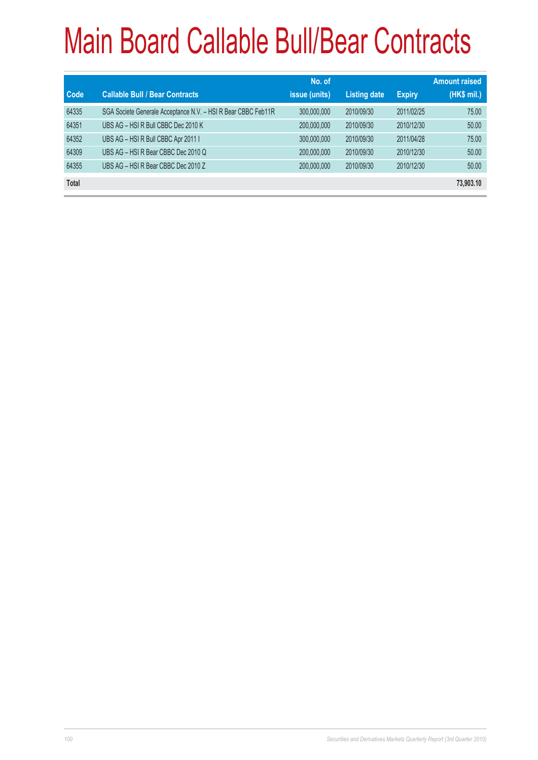# Main Board Callable Bull/Bear Contracts

| Code | Callable Bull / Bear Contracts | No. of issue (units) | Listing date | Expiry | Amount raised (HK$ mil.) |
|---|---|---|---|---|---|
| 64335 | SGA Societe Generale Acceptance N.V. – HSI R Bear CBBC Feb11R | 300,000,000 | 2010/09/30 | 2011/02/25 | 75.00 |
| 64351 | UBS AG – HSI R Bull CBBC Dec 2010 K | 200,000,000 | 2010/09/30 | 2010/12/30 | 50.00 |
| 64352 | UBS AG – HSI R Bull CBBC Apr 2011 I | 300,000,000 | 2010/09/30 | 2011/04/28 | 75.00 |
| 64309 | UBS AG – HSI R Bear CBBC Dec 2010 Q | 200,000,000 | 2010/09/30 | 2010/12/30 | 50.00 |
| 64355 | UBS AG – HSI R Bear CBBC Dec 2010 Z | 200,000,000 | 2010/09/30 | 2010/12/30 | 50.00 |
| **Total** | | | | | **73,903.10** |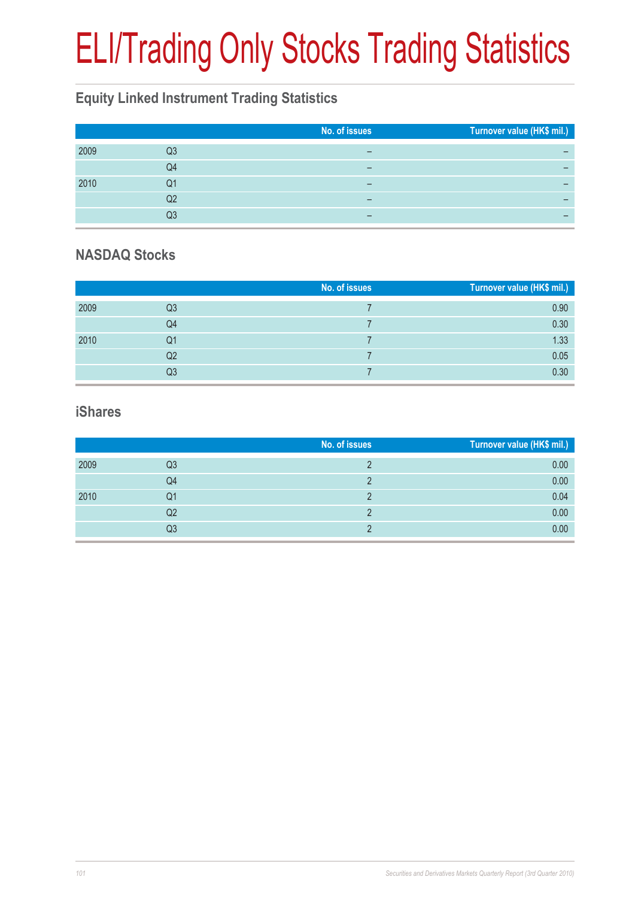# ELI/Trading Only Stocks Trading Statistics

## Equity Linked Instrument Trading Statistics

| | | No. of issues | Turnover value (HK$ mil.) |
|---|---|---|---|
| 2009 | Q3 | – | – |
| | Q4 | – | – |
| 2010 | Q1 | – | – |
| | Q2 | – | – |
| | Q3 | – | – |

## NASDAQ Stocks

| | | No. of issues | Turnover value (HK$ mil.) |
|---|---|---|---|
| 2009 | Q3 | 7 | 0.90 |
| | Q4 | 7 | 0.30 |
| 2010 | Q1 | 7 | 1.33 |
| | Q2 | 7 | 0.05 |
| | Q3 | 7 | 0.30 |

## iShares

| | | No. of issues | Turnover value (HK$ mil.) |
|---|---|---|---|
| 2009 | Q3 | 2 | 0.00 |
| | Q4 | 2 | 0.00 |
| 2010 | Q1 | 2 | 0.04 |
| | Q2 | 2 | 0.00 |
| | Q3 | 2 | 0.00 |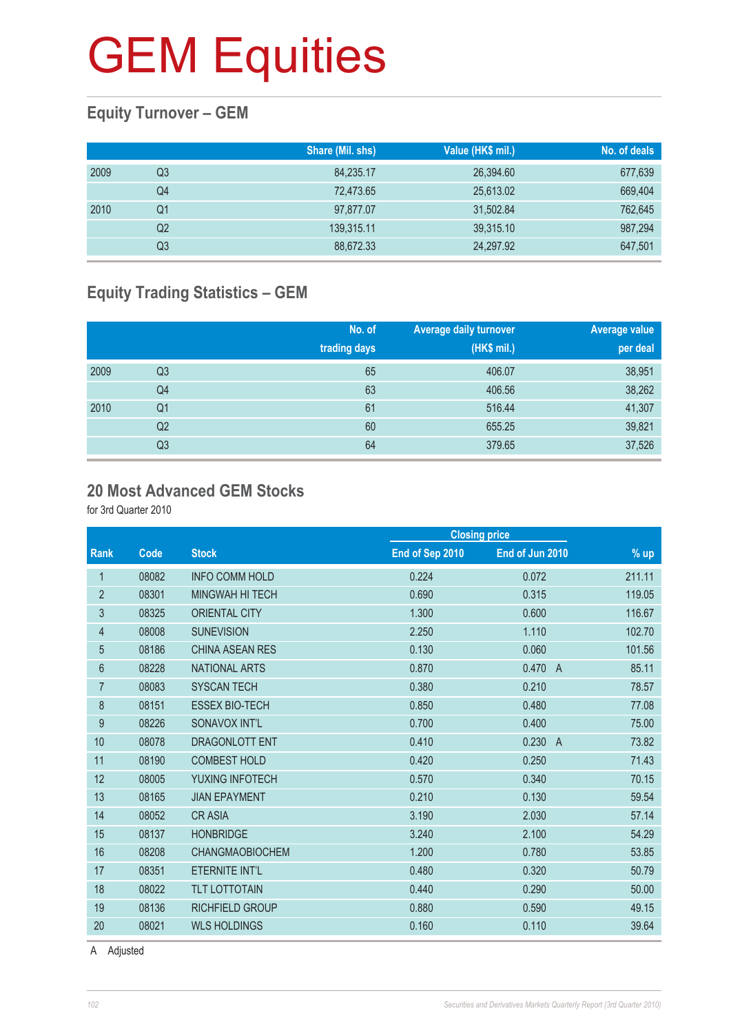# GEM Equities

## Equity Turnover – GEM

| | | Share (Mil. shs) | Value (HK$ mil.) | No. of deals |
|---|---|---|---|---|
| 2009 | Q3 | 84,235.17 | 26,394.60 | 677,639 |
| | Q4 | 72,473.65 | 25,613.02 | 669,404 |
| 2010 | Q1 | 97,877.07 | 31,502.84 | 762,645 |
| | Q2 | 139,315.11 | 39,315.10 | 987,294 |
| | Q3 | 88,672.33 | 24,297.92 | 647,501 |

## Equity Trading Statistics – GEM

| | | No. of trading days | Average daily turnover (HK$ mil.) | Average value per deal |
|---|---|---|---|---|
| 2009 | Q3 | 65 | 406.07 | 38,951 |
| | Q4 | 63 | 406.56 | 38,262 |
| 2010 | Q1 | 61 | 516.44 | 41,307 |
| | Q2 | 60 | 655.25 | 39,821 |
| | Q3 | 64 | 379.65 | 37,526 |

## 20 Most Advanced GEM Stocks

for 3rd Quarter 2010

| | | | Closing price | | |
|---|---|---|---|---|---|
| Rank | Code | Stock | End of Sep 2010 | End of Jun 2010 | % up |
| 1 | 08082 | INFO COMM HOLD | 0.224 | 0.072 | 211.11 |
| 2 | 08301 | MINGWAH HI TECH | 0.690 | 0.315 | 119.05 |
| 3 | 08325 | ORIENTAL CITY | 1.300 | 0.600 | 116.67 |
| 4 | 08008 | SUNEVISION | 2.250 | 1.110 | 102.70 |
| 5 | 08186 | CHINA ASEAN RES | 0.130 | 0.060 | 101.56 |
| 6 | 08228 | NATIONAL ARTS | 0.870 | 0.470 A | 85.11 |
| 7 | 08083 | SYSCAN TECH | 0.380 | 0.210 | 78.57 |
| 8 | 08151 | ESSEX BIO-TECH | 0.850 | 0.480 | 77.08 |
| 9 | 08226 | SONAVOX INT'L | 0.700 | 0.400 | 75.00 |
| 10 | 08078 | DRAGONLOTT ENT | 0.410 | 0.230 A | 73.82 |
| 11 | 08190 | COMBEST HOLD | 0.420 | 0.250 | 71.43 |
| 12 | 08005 | YUXING INFOTECH | 0.570 | 0.340 | 70.15 |
| 13 | 08165 | JIAN EPAYMENT | 0.210 | 0.130 | 59.54 |
| 14 | 08052 | CR ASIA | 3.190 | 2.030 | 57.14 |
| 15 | 08137 | HONBRIDGE | 3.240 | 2.100 | 54.29 |
| 16 | 08208 | CHANGMAOBIOCHEM | 1.200 | 0.780 | 53.85 |
| 17 | 08351 | ETERNITE INT'L | 0.480 | 0.320 | 50.79 |
| 18 | 08022 | TLT LOTTOTAIN | 0.440 | 0.290 | 50.00 |
| 19 | 08136 | RICHFIELD GROUP | 0.880 | 0.590 | 49.15 |
| 20 | 08021 | WLS HOLDINGS | 0.160 | 0.110 | 39.64 |

A Adjusted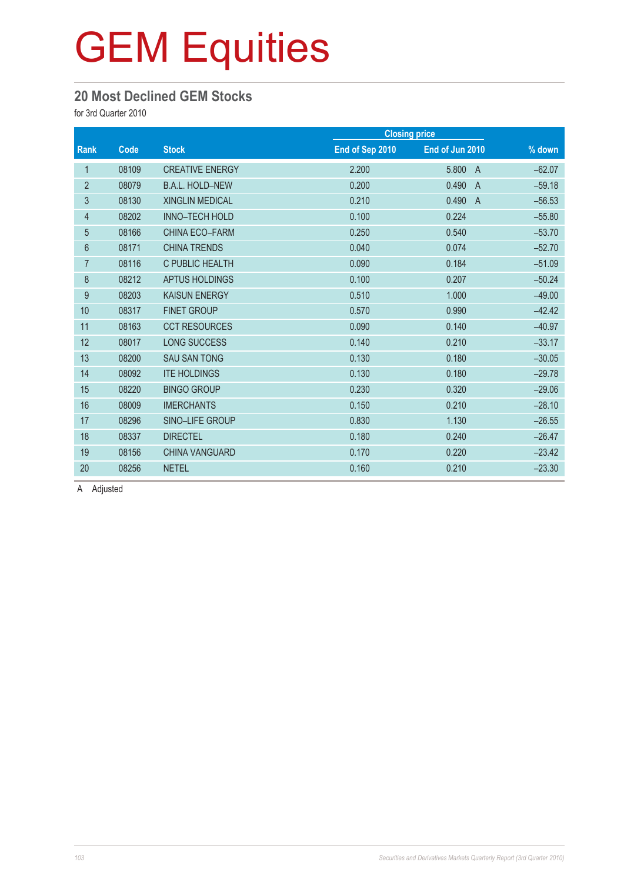# GEM Equities

## 20 Most Declined GEM Stocks

for 3rd Quarter 2010

| Rank | Code | Stock | Closing price | | % down |
|---|---|---|---|---|---|
| | | | End of Sep 2010 | End of Jun 2010 | |
| 1 | 08109 | CREATIVE ENERGY | 2.200 | 5.800 A | –62.07 |
| 2 | 08079 | B.A.L. HOLD–NEW | 0.200 | 0.490 A | –59.18 |
| 3 | 08130 | XINGLIN MEDICAL | 0.210 | 0.490 A | –56.53 |
| 4 | 08202 | INNO–TECH HOLD | 0.100 | 0.224 | –55.80 |
| 5 | 08166 | CHINA ECO–FARM | 0.250 | 0.540 | –53.70 |
| 6 | 08171 | CHINA TRENDS | 0.040 | 0.074 | –52.70 |
| 7 | 08116 | C PUBLIC HEALTH | 0.090 | 0.184 | –51.09 |
| 8 | 08212 | APTUS HOLDINGS | 0.100 | 0.207 | –50.24 |
| 9 | 08203 | KAISUN ENERGY | 0.510 | 1.000 | –49.00 |
| 10 | 08317 | FINET GROUP | 0.570 | 0.990 | –42.42 |
| 11 | 08163 | CCT RESOURCES | 0.090 | 0.140 | –40.97 |
| 12 | 08017 | LONG SUCCESS | 0.140 | 0.210 | –33.17 |
| 13 | 08200 | SAU SAN TONG | 0.130 | 0.180 | –30.05 |
| 14 | 08092 | ITE HOLDINGS | 0.130 | 0.180 | –29.78 |
| 15 | 08220 | BINGO GROUP | 0.230 | 0.320 | –29.06 |
| 16 | 08009 | IMERCHANTS | 0.150 | 0.210 | –28.10 |
| 17 | 08296 | SINO–LIFE GROUP | 0.830 | 1.130 | –26.55 |
| 18 | 08337 | DIRECTEL | 0.180 | 0.240 | –26.47 |
| 19 | 08156 | CHINA VANGUARD | 0.170 | 0.220 | –23.42 |
| 20 | 08256 | NETEL | 0.160 | 0.210 | –23.30 |

A Adjusted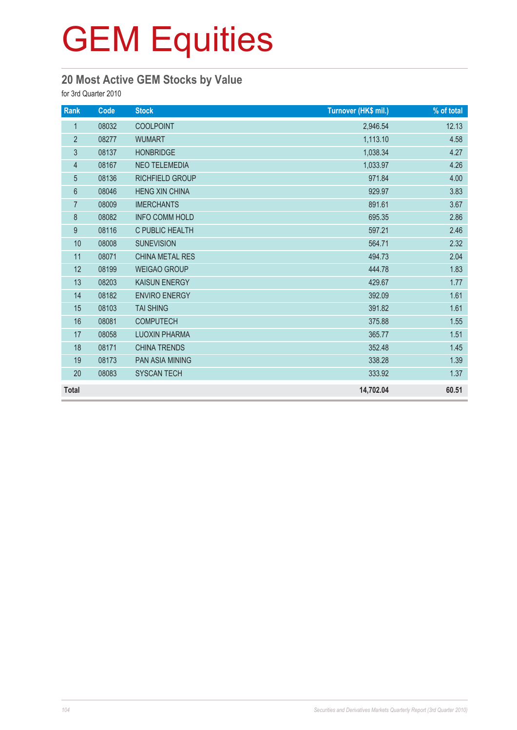# GEM Equities

## 20 Most Active GEM Stocks by Value

for 3rd Quarter 2010

| Rank | Code | Stock | Turnover (HK$ mil.) | % of total |
|---|---|---|---|---|
| 1 | 08032 | COOLPOINT | 2,946.54 | 12.13 |
| 2 | 08277 | WUMART | 1,113.10 | 4.58 |
| 3 | 08137 | HONBRIDGE | 1,038.34 | 4.27 |
| 4 | 08167 | NEO TELEMEDIA | 1,033.97 | 4.26 |
| 5 | 08136 | RICHFIELD GROUP | 971.84 | 4.00 |
| 6 | 08046 | HENG XIN CHINA | 929.97 | 3.83 |
| 7 | 08009 | IMERCHANTS | 891.61 | 3.67 |
| 8 | 08082 | INFO COMM HOLD | 695.35 | 2.86 |
| 9 | 08116 | C PUBLIC HEALTH | 597.21 | 2.46 |
| 10 | 08008 | SUNEVISION | 564.71 | 2.32 |
| 11 | 08071 | CHINA METAL RES | 494.73 | 2.04 |
| 12 | 08199 | WEIGAO GROUP | 444.78 | 1.83 |
| 13 | 08203 | KAISUN ENERGY | 429.67 | 1.77 |
| 14 | 08182 | ENVIRO ENERGY | 392.09 | 1.61 |
| 15 | 08103 | TAI SHING | 391.82 | 1.61 |
| 16 | 08081 | COMPUTECH | 375.88 | 1.55 |
| 17 | 08058 | LUOXIN PHARMA | 365.77 | 1.51 |
| 18 | 08171 | CHINA TRENDS | 352.48 | 1.45 |
| 19 | 08173 | PAN ASIA MINING | 338.28 | 1.39 |
| 20 | 08083 | SYSCAN TECH | 333.92 | 1.37 |
| **Total** | | | **14,702.04** | **60.51** |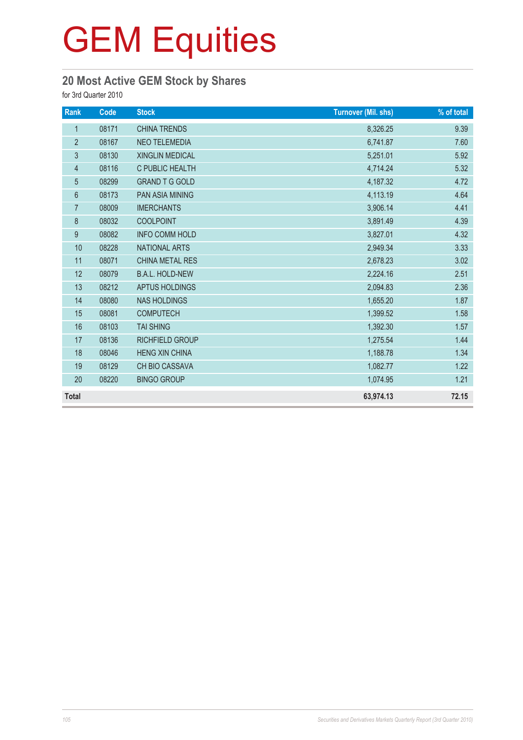# GEM Equities

## 20 Most Active GEM Stock by Shares

for 3rd Quarter 2010

| Rank | Code | Stock | Turnover (Mil. shs) | % of total |
|---|---|---|---|---|
| 1 | 08171 | CHINA TRENDS | 8,326.25 | 9.39 |
| 2 | 08167 | NEO TELEMEDIA | 6,741.87 | 7.60 |
| 3 | 08130 | XINGLIN MEDICAL | 5,251.01 | 5.92 |
| 4 | 08116 | C PUBLIC HEALTH | 4,714.24 | 5.32 |
| 5 | 08299 | GRAND T G GOLD | 4,187.32 | 4.72 |
| 6 | 08173 | PAN ASIA MINING | 4,113.19 | 4.64 |
| 7 | 08009 | IMERCHANTS | 3,906.14 | 4.41 |
| 8 | 08032 | COOLPOINT | 3,891.49 | 4.39 |
| 9 | 08082 | INFO COMM HOLD | 3,827.01 | 4.32 |
| 10 | 08228 | NATIONAL ARTS | 2,949.34 | 3.33 |
| 11 | 08071 | CHINA METAL RES | 2,678.23 | 3.02 |
| 12 | 08079 | B.A.L. HOLD-NEW | 2,224.16 | 2.51 |
| 13 | 08212 | APTUS HOLDINGS | 2,094.83 | 2.36 |
| 14 | 08080 | NAS HOLDINGS | 1,655.20 | 1.87 |
| 15 | 08081 | COMPUTECH | 1,399.52 | 1.58 |
| 16 | 08103 | TAI SHING | 1,392.30 | 1.57 |
| 17 | 08136 | RICHFIELD GROUP | 1,275.54 | 1.44 |
| 18 | 08046 | HENG XIN CHINA | 1,188.78 | 1.34 |
| 19 | 08129 | CH BIO CASSAVA | 1,082.77 | 1.22 |
| 20 | 08220 | BINGO GROUP | 1,074.95 | 1.21 |
| **Total** | | | **63,974.13** | **72.15** |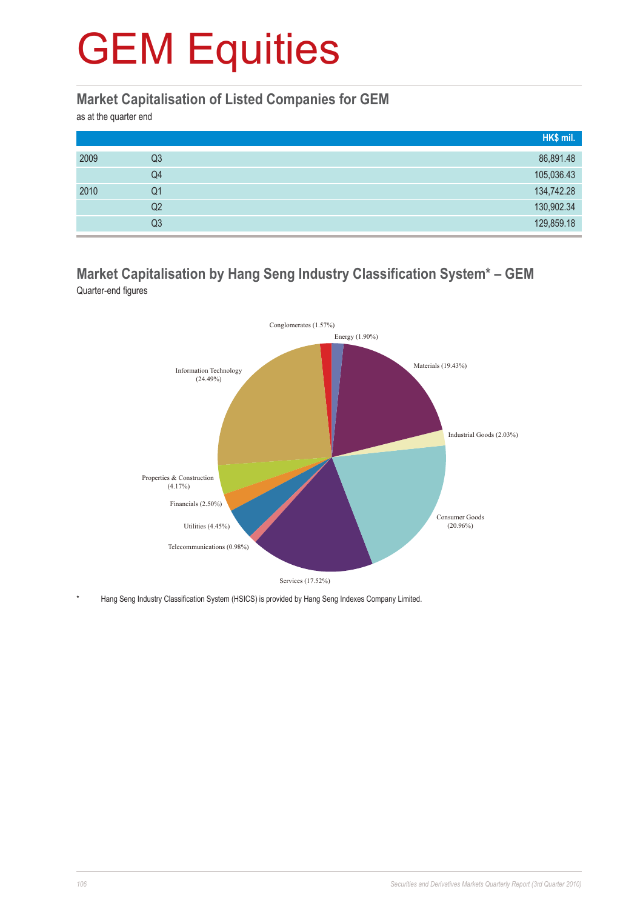# GEM Equities

## Market Capitalisation of Listed Companies for GEM

as at the quarter end

| | | HK$ mil. |
|---|---|---|
| 2009 | Q3 | 86,891.48 |
| | Q4 | 105,036.43 |
| 2010 | Q1 | 134,742.28 |
| | Q2 | 130,902.34 |
| | Q3 | 129,859.18 |

## Market Capitalisation by Hang Seng Industry Classification System* – GEM

Quarter-end figures

Conglomerates (1.57%)
Energy (1.90%)
Materials (19.43%)
Industrial Goods (2.03%)
Consumer Goods (20.96%)
Services (17.52%)
Telecommunications (0.98%)
Utilities (4.45%)
Financials (2.50%)
Properties & Construction (4.17%)
Information Technology (24.49%)

* Hang Seng Industry Classification System (HSICS) is provided by Hang Seng Indexes Company Limited.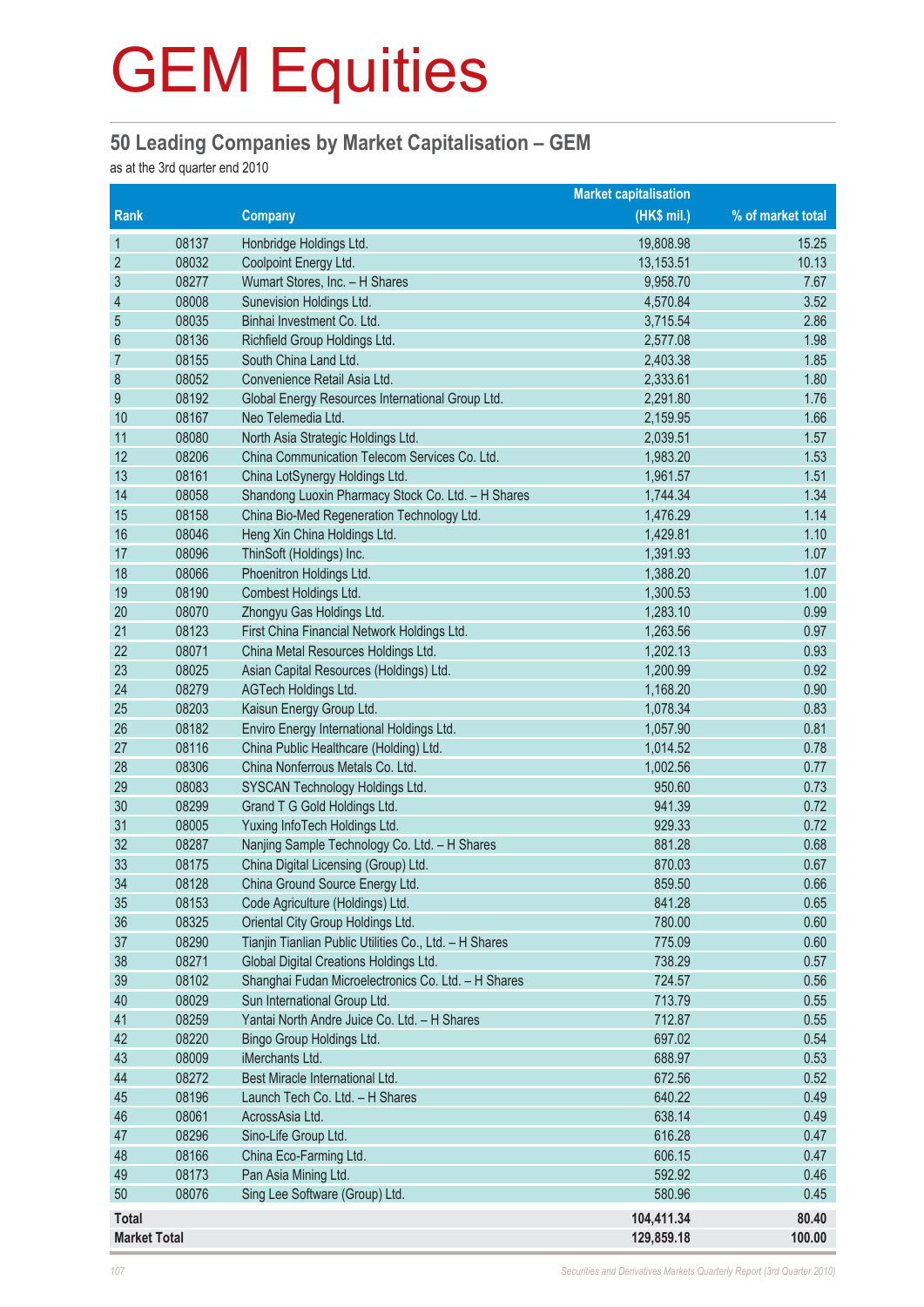# GEM Equities

## 50 Leading Companies by Market Capitalisation – GEM

as at the 3rd quarter end 2010

| Rank | | Company | Market capitalisation (HK$ mil.) | % of market total |
|---|---|---|---|---|
| 1 | 08137 | Honbridge Holdings Ltd. | 19,808.98 | 15.25 |
| 2 | 08032 | Coolpoint Energy Ltd. | 13,153.51 | 10.13 |
| 3 | 08277 | Wumart Stores, Inc. – H Shares | 9,958.70 | 7.67 |
| 4 | 08008 | Sunevision Holdings Ltd. | 4,570.84 | 3.52 |
| 5 | 08035 | Binhai Investment Co. Ltd. | 3,715.54 | 2.86 |
| 6 | 08136 | Richfield Group Holdings Ltd. | 2,577.08 | 1.98 |
| 7 | 08155 | South China Land Ltd. | 2,403.38 | 1.85 |
| 8 | 08052 | Convenience Retail Asia Ltd. | 2,333.61 | 1.80 |
| 9 | 08192 | Global Energy Resources International Group Ltd. | 2,291.80 | 1.76 |
| 10 | 08167 | Neo Telemedia Ltd. | 2,159.95 | 1.66 |
| 11 | 08080 | North Asia Strategic Holdings Ltd. | 2,039.51 | 1.57 |
| 12 | 08206 | China Communication Telecom Services Co. Ltd. | 1,983.20 | 1.53 |
| 13 | 08161 | China LotSynergy Holdings Ltd. | 1,961.57 | 1.51 |
| 14 | 08058 | Shandong Luoxin Pharmacy Stock Co. Ltd. – H Shares | 1,744.34 | 1.34 |
| 15 | 08158 | China Bio-Med Regeneration Technology Ltd. | 1,476.29 | 1.14 |
| 16 | 08046 | Heng Xin China Holdings Ltd. | 1,429.81 | 1.10 |
| 17 | 08096 | ThinSoft (Holdings) Inc. | 1,391.93 | 1.07 |
| 18 | 08066 | Phoenitron Holdings Ltd. | 1,388.20 | 1.07 |
| 19 | 08190 | Combest Holdings Ltd. | 1,300.53 | 1.00 |
| 20 | 08070 | Zhongyu Gas Holdings Ltd. | 1,283.10 | 0.99 |
| 21 | 08123 | First China Financial Network Holdings Ltd. | 1,263.56 | 0.97 |
| 22 | 08071 | China Metal Resources Holdings Ltd. | 1,202.13 | 0.93 |
| 23 | 08025 | Asian Capital Resources (Holdings) Ltd. | 1,200.99 | 0.92 |
| 24 | 08279 | AGTech Holdings Ltd. | 1,168.20 | 0.90 |
| 25 | 08203 | Kaisun Energy Group Ltd. | 1,078.34 | 0.83 |
| 26 | 08182 | Enviro Energy International Holdings Ltd. | 1,057.90 | 0.81 |
| 27 | 08116 | China Public Healthcare (Holding) Ltd. | 1,014.52 | 0.78 |
| 28 | 08306 | China Nonferrous Metals Co. Ltd. | 1,002.56 | 0.77 |
| 29 | 08083 | SYSCAN Technology Holdings Ltd. | 950.60 | 0.73 |
| 30 | 08299 | Grand T G Gold Holdings Ltd. | 941.39 | 0.72 |
| 31 | 08005 | Yuxing InfoTech Holdings Ltd. | 929.33 | 0.72 |
| 32 | 08287 | Nanjing Sample Technology Co. Ltd. – H Shares | 881.28 | 0.68 |
| 33 | 08175 | China Digital Licensing (Group) Ltd. | 870.03 | 0.67 |
| 34 | 08128 | China Ground Source Energy Ltd. | 859.50 | 0.66 |
| 35 | 08153 | Code Agriculture (Holdings) Ltd. | 841.28 | 0.65 |
| 36 | 08325 | Oriental City Group Holdings Ltd. | 780.00 | 0.60 |
| 37 | 08290 | Tianjin Tianlian Public Utilities Co., Ltd. – H Shares | 775.09 | 0.60 |
| 38 | 08271 | Global Digital Creations Holdings Ltd. | 738.29 | 0.57 |
| 39 | 08102 | Shanghai Fudan Microelectronics Co. Ltd. – H Shares | 724.57 | 0.56 |
| 40 | 08029 | Sun International Group Ltd. | 713.79 | 0.55 |
| 41 | 08259 | Yantai North Andre Juice Co. Ltd. – H Shares | 712.87 | 0.55 |
| 42 | 08220 | Bingo Group Holdings Ltd. | 697.02 | 0.54 |
| 43 | 08009 | iMerchants Ltd. | 688.97 | 0.53 |
| 44 | 08272 | Best Miracle International Ltd. | 672.56 | 0.52 |
| 45 | 08196 | Launch Tech Co. Ltd. – H Shares | 640.22 | 0.49 |
| 46 | 08061 | AcrossAsia Ltd. | 638.14 | 0.49 |
| 47 | 08296 | Sino-Life Group Ltd. | 616.28 | 0.47 |
| 48 | 08166 | China Eco-Farming Ltd. | 606.15 | 0.47 |
| 49 | 08173 | Pan Asia Mining Ltd. | 592.92 | 0.46 |
| 50 | 08076 | Sing Lee Software (Group) Ltd. | 580.96 | 0.45 |
| **Total** | | | **104,411.34** | **80.40** |
| **Market Total** | | | **129,859.18** | **100.00** |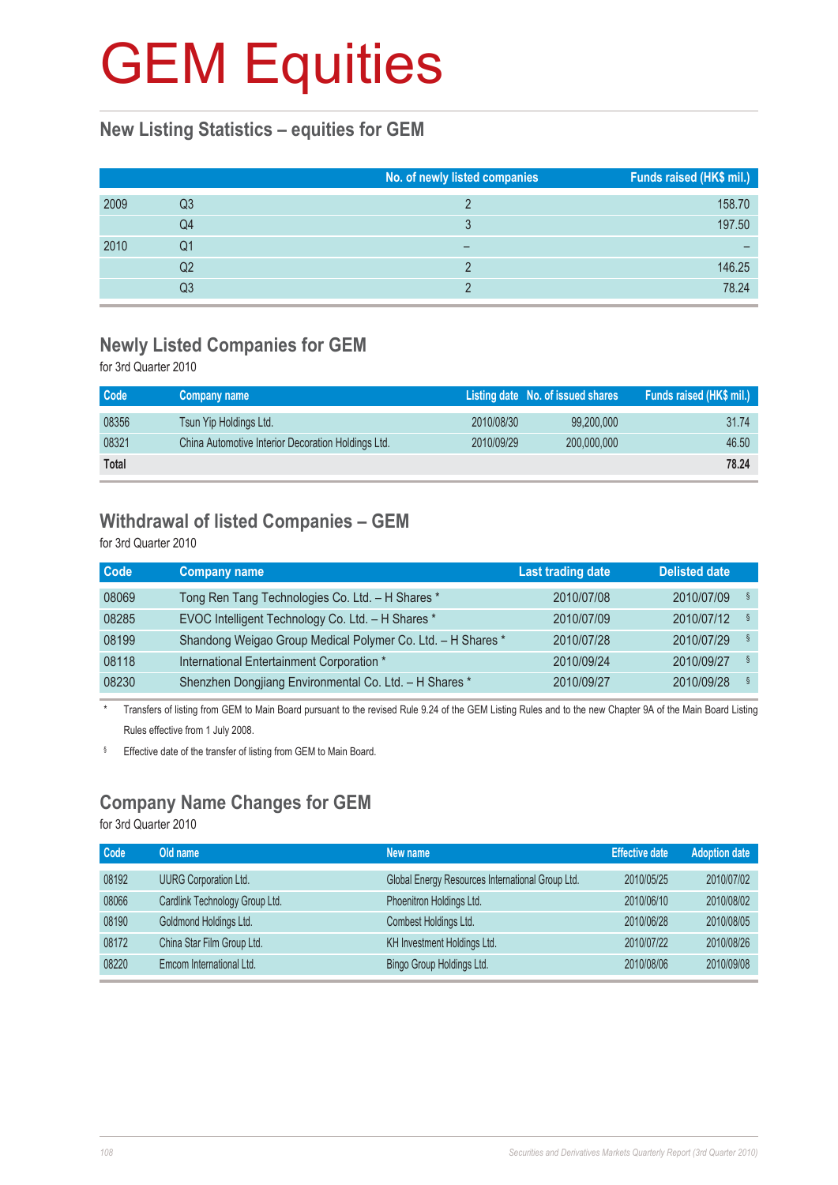# GEM Equities

## New Listing Statistics – equities for GEM

| | | No. of newly listed companies | Funds raised (HK$ mil.) |
|---|---|---|---|
| 2009 | Q3 | 2 | 158.70 |
| | Q4 | 3 | 197.50 |
| 2010 | Q1 | – | – |
| | Q2 | 2 | 146.25 |
| | Q3 | 2 | 78.24 |

## Newly Listed Companies for GEM

for 3rd Quarter 2010

| Code | Company name | Listing date | No. of issued shares | Funds raised (HK$ mil.) |
|---|---|---|---|---|
| 08356 | Tsun Yip Holdings Ltd. | 2010/08/30 | 99,200,000 | 31.74 |
| 08321 | China Automotive Interior Decoration Holdings Ltd. | 2010/09/29 | 200,000,000 | 46.50 |
| **Total** | | | | **78.24** |

## Withdrawal of listed Companies – GEM

for 3rd Quarter 2010

| Code | Company name | Last trading date | Delisted date |
|---|---|---|---|
| 08069 | Tong Ren Tang Technologies Co. Ltd. – H Shares * | 2010/07/08 | 2010/07/09 § |
| 08285 | EVOC Intelligent Technology Co. Ltd. – H Shares * | 2010/07/09 | 2010/07/12 § |
| 08199 | Shandong Weigao Group Medical Polymer Co. Ltd. – H Shares * | 2010/07/28 | 2010/07/29 § |
| 08118 | International Entertainment Corporation * | 2010/09/24 | 2010/09/27 § |
| 08230 | Shenzhen Dongjiang Environmental Co. Ltd. – H Shares * | 2010/09/27 | 2010/09/28 § |

\* Transfers of listing from GEM to Main Board pursuant to the revised Rule 9.24 of the GEM Listing Rules and to the new Chapter 9A of the Main Board Listing Rules effective from 1 July 2008.

§ Effective date of the transfer of listing from GEM to Main Board.

## Company Name Changes for GEM

for 3rd Quarter 2010

| Code | Old name | New name | Effective date | Adoption date |
|---|---|---|---|---|
| 08192 | UURG Corporation Ltd. | Global Energy Resources International Group Ltd. | 2010/05/25 | 2010/07/02 |
| 08066 | Cardlink Technology Group Ltd. | Phoenitron Holdings Ltd. | 2010/06/10 | 2010/08/02 |
| 08190 | Goldmond Holdings Ltd. | Combest Holdings Ltd. | 2010/06/28 | 2010/08/05 |
| 08172 | China Star Film Group Ltd. | KH Investment Holdings Ltd. | 2010/07/22 | 2010/08/26 |
| 08220 | Emcom International Ltd. | Bingo Group Holdings Ltd. | 2010/08/06 | 2010/09/08 |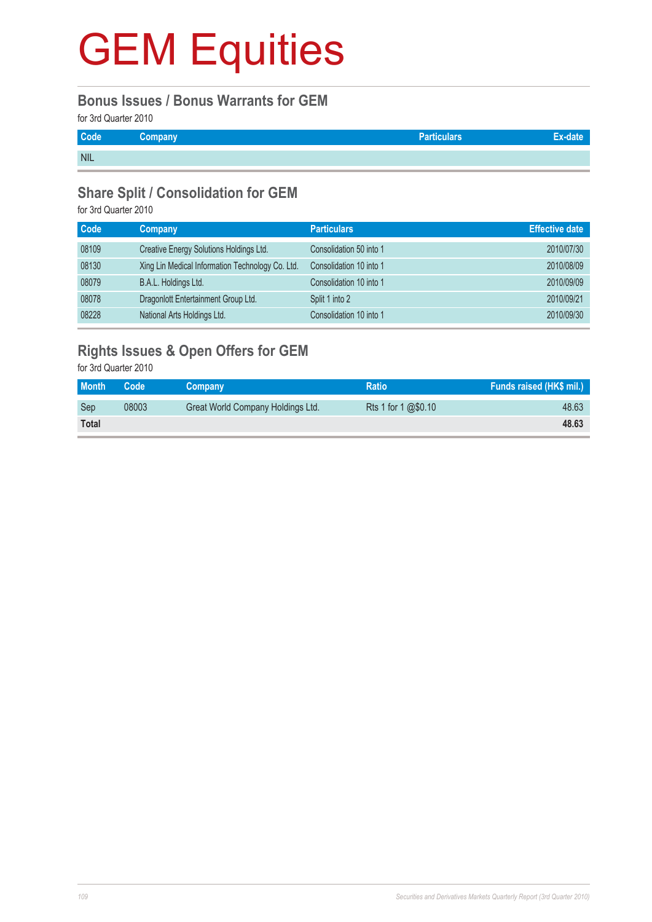# GEM Equities

## Bonus Issues / Bonus Warrants for GEM

for 3rd Quarter 2010

| Code | Company | Particulars | Ex-date |
|---|---|---|---|
| NIL | | | |

## Share Split / Consolidation for GEM

for 3rd Quarter 2010

| Code | Company | Particulars | Effective date |
|---|---|---|---|
| 08109 | Creative Energy Solutions Holdings Ltd. | Consolidation 50 into 1 | 2010/07/30 |
| 08130 | Xing Lin Medical Information Technology Co. Ltd. | Consolidation 10 into 1 | 2010/08/09 |
| 08079 | B.A.L. Holdings Ltd. | Consolidation 10 into 1 | 2010/09/09 |
| 08078 | Dragonlott Entertainment Group Ltd. | Split 1 into 2 | 2010/09/21 |
| 08228 | National Arts Holdings Ltd. | Consolidation 10 into 1 | 2010/09/30 |

## Rights Issues & Open Offers for GEM

for 3rd Quarter 2010

| Month | Code | Company | Ratio | Funds raised (HK$ mil.) |
|---|---|---|---|---|
| Sep | 08003 | Great World Company Holdings Ltd. | Rts 1 for 1 @$0.10 | 48.63 |
| **Total** | | | | **48.63** |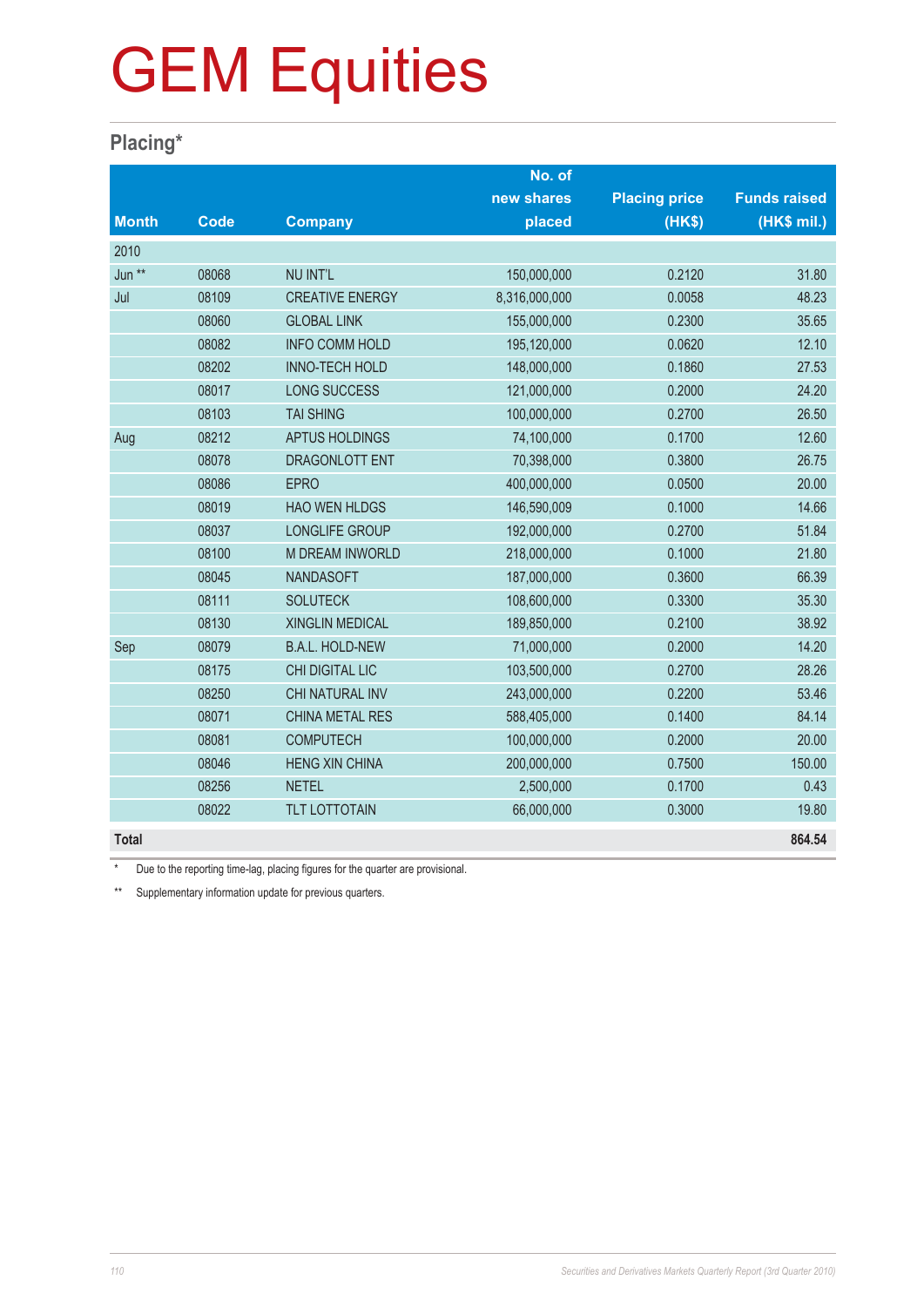# GEM Equities

## Placing*

| Month | Code | Company | No. of new shares placed | Placing price (HK$) | Funds raised (HK$ mil.) |
|---|---|---|---|---|---|
| 2010 | | | | | |
| Jun ** | 08068 | NU INT'L | 150,000,000 | 0.2120 | 31.80 |
| Jul | 08109 | CREATIVE ENERGY | 8,316,000,000 | 0.0058 | 48.23 |
| | 08060 | GLOBAL LINK | 155,000,000 | 0.2300 | 35.65 |
| | 08082 | INFO COMM HOLD | 195,120,000 | 0.0620 | 12.10 |
| | 08202 | INNO-TECH HOLD | 148,000,000 | 0.1860 | 27.53 |
| | 08017 | LONG SUCCESS | 121,000,000 | 0.2000 | 24.20 |
| | 08103 | TAI SHING | 100,000,000 | 0.2700 | 26.50 |
| Aug | 08212 | APTUS HOLDINGS | 74,100,000 | 0.1700 | 12.60 |
| | 08078 | DRAGONLOTT ENT | 70,398,000 | 0.3800 | 26.75 |
| | 08086 | EPRO | 400,000,000 | 0.0500 | 20.00 |
| | 08019 | HAO WEN HLDGS | 146,590,009 | 0.1000 | 14.66 |
| | 08037 | LONGLIFE GROUP | 192,000,000 | 0.2700 | 51.84 |
| | 08100 | M DREAM INWORLD | 218,000,000 | 0.1000 | 21.80 |
| | 08045 | NANDASOFT | 187,000,000 | 0.3600 | 66.39 |
| | 08111 | SOLUTECK | 108,600,000 | 0.3300 | 35.30 |
| | 08130 | XINGLIN MEDICAL | 189,850,000 | 0.2100 | 38.92 |
| Sep | 08079 | B.A.L. HOLD-NEW | 71,000,000 | 0.2000 | 14.20 |
| | 08175 | CHI DIGITAL LIC | 103,500,000 | 0.2700 | 28.26 |
| | 08250 | CHI NATURAL INV | 243,000,000 | 0.2200 | 53.46 |
| | 08071 | CHINA METAL RES | 588,405,000 | 0.1400 | 84.14 |
| | 08081 | COMPUTECH | 100,000,000 | 0.2000 | 20.00 |
| | 08046 | HENG XIN CHINA | 200,000,000 | 0.7500 | 150.00 |
| | 08256 | NETEL | 2,500,000 | 0.1700 | 0.43 |
| | 08022 | TLT LOTTOTAIN | 66,000,000 | 0.3000 | 19.80 |
| **Total** | | | | | **864.54** |

\* Due to the reporting time-lag, placing figures for the quarter are provisional.

** Supplementary information update for previous quarters.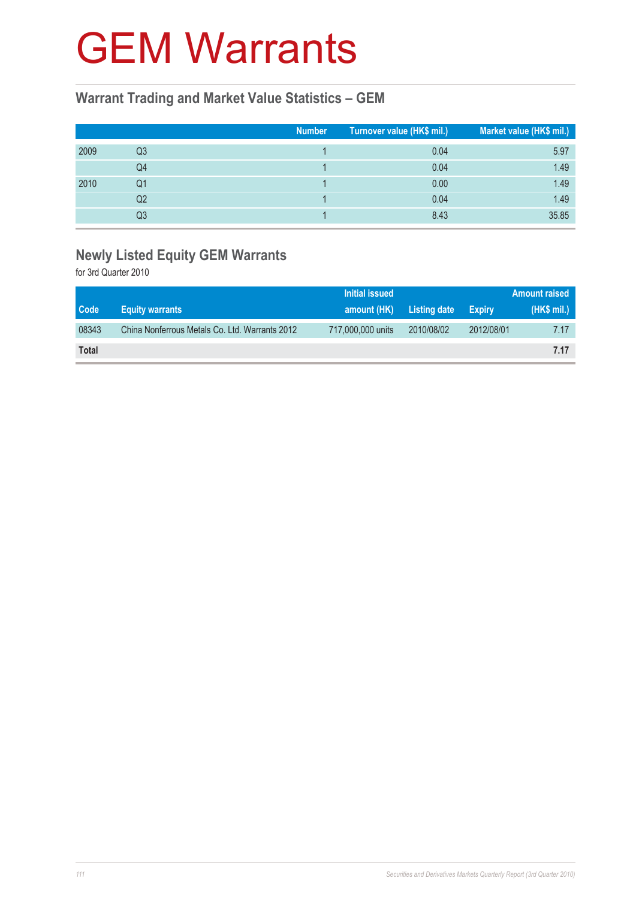# GEM Warrants

## Warrant Trading and Market Value Statistics – GEM

| | | Number | Turnover value (HK$ mil.) | Market value (HK$ mil.) |
|---|---|---|---|---|
| 2009 | Q3 | 1 | 0.04 | 5.97 |
| | Q4 | 1 | 0.04 | 1.49 |
| 2010 | Q1 | 1 | 0.00 | 1.49 |
| | Q2 | 1 | 0.04 | 1.49 |
| | Q3 | 1 | 8.43 | 35.85 |

## Newly Listed Equity GEM Warrants

for 3rd Quarter 2010

| Code | Equity warrants | Initial issued amount (HK) | Listing date | Expiry | Amount raised (HK$ mil.) |
|---|---|---|---|---|---|
| 08343 | China Nonferrous Metals Co. Ltd. Warrants 2012 | 717,000,000 units | 2010/08/02 | 2012/08/01 | 7.17 |
| **Total** | | | | | **7.17** |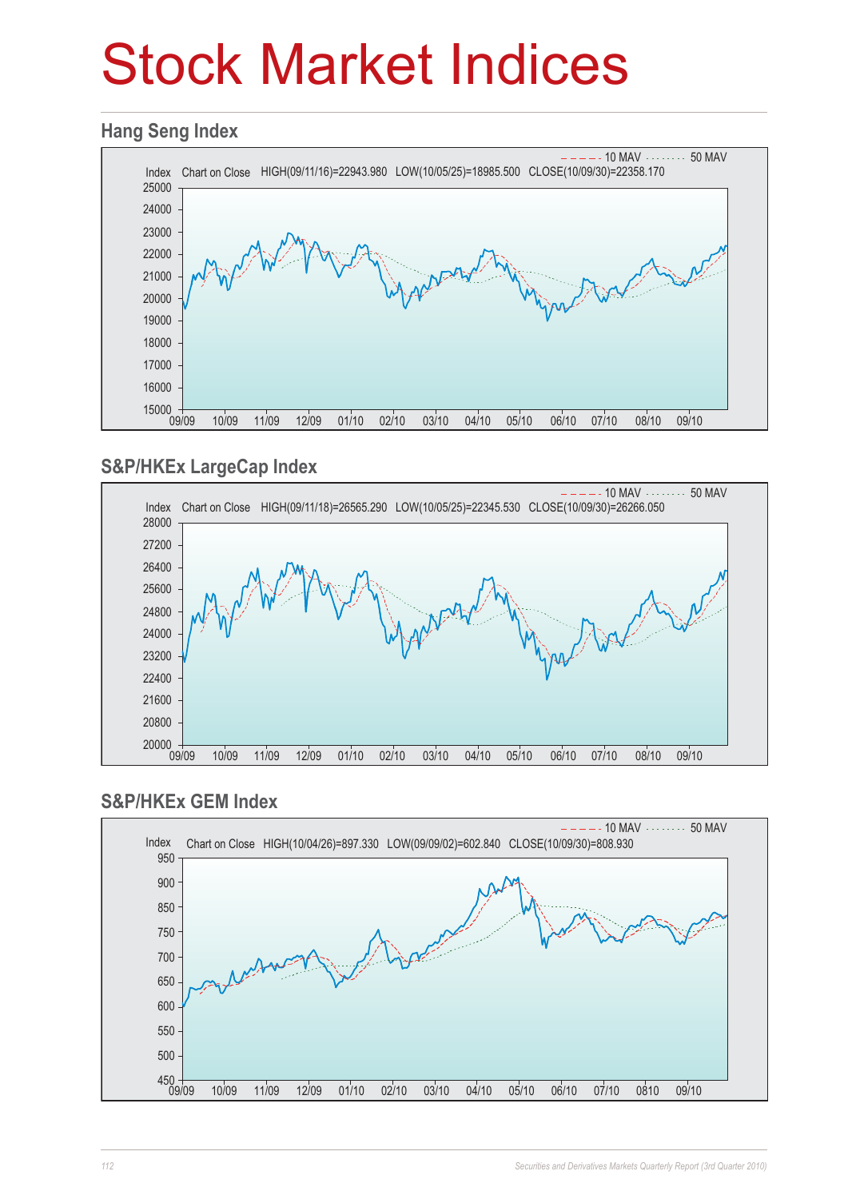# Stock Market Indices

## Hang Seng Index

10 MAV ········ 50 MAV

Index Chart on Close HIGH(09/11/16)=22943.980 LOW(10/05/25)=18985.500 CLOSE(10/09/30)=22358.170

## S&P/HKEx LargeCap Index

10 MAV ········ 50 MAV

Index Chart on Close HIGH(09/11/18)=26565.290 LOW(10/05/25)=22345.530 CLOSE(10/09/30)=26266.050

## S&P/HKEx GEM Index

10 MAV ········ 50 MAV

Index Chart on Close HIGH(10/04/26)=897.330 LOW(09/09/02)=602.840 CLOSE(10/09/30)=808.930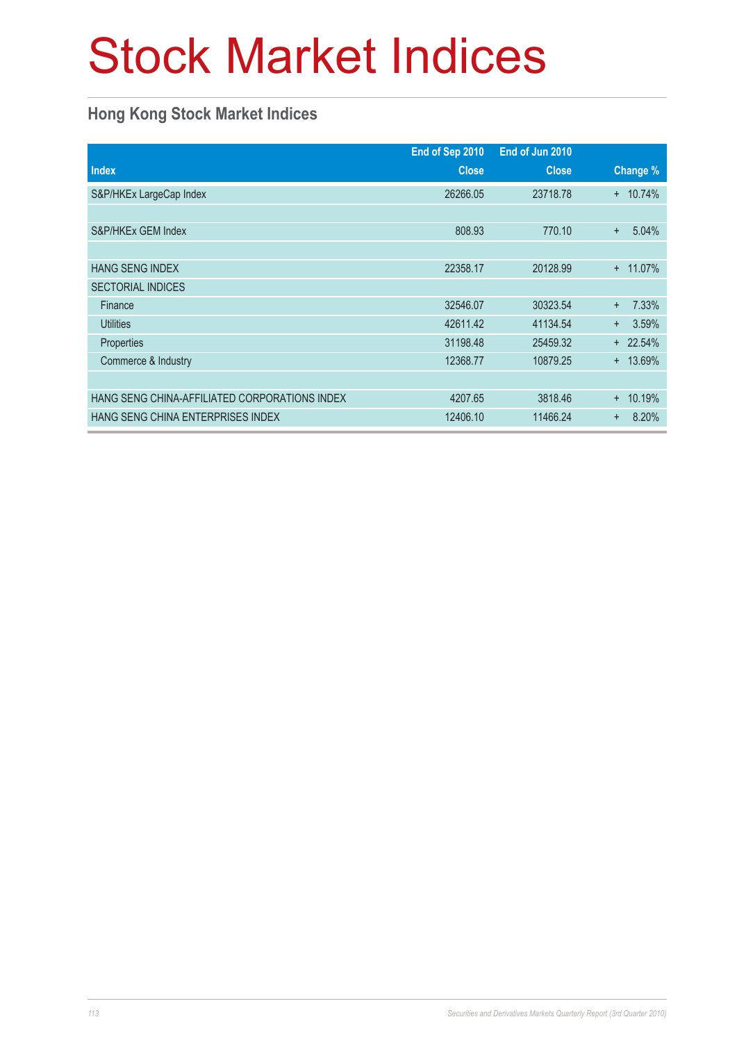# Stock Market Indices

## Hong Kong Stock Market Indices

| Index | End of Sep 2010 Close | End of Jun 2010 Close | Change % |
|---|---|---|---|
| S&P/HKEx LargeCap Index | 26266.05 | 23718.78 | + 10.74% |
| | | | |
| S&P/HKEx GEM Index | 808.93 | 770.10 | + 5.04% |
| | | | |
| HANG SENG INDEX | 22358.17 | 20128.99 | + 11.07% |
| SECTORIAL INDICES | | | |
| Finance | 32546.07 | 30323.54 | + 7.33% |
| Utilities | 42611.42 | 41134.54 | + 3.59% |
| Properties | 31198.48 | 25459.32 | + 22.54% |
| Commerce & Industry | 12368.77 | 10879.25 | + 13.69% |
| | | | |
| HANG SENG CHINA-AFFILIATED CORPORATIONS INDEX | 4207.65 | 3818.46 | + 10.19% |
| HANG SENG CHINA ENTERPRISES INDEX | 12406.10 | 11466.24 | + 8.20% |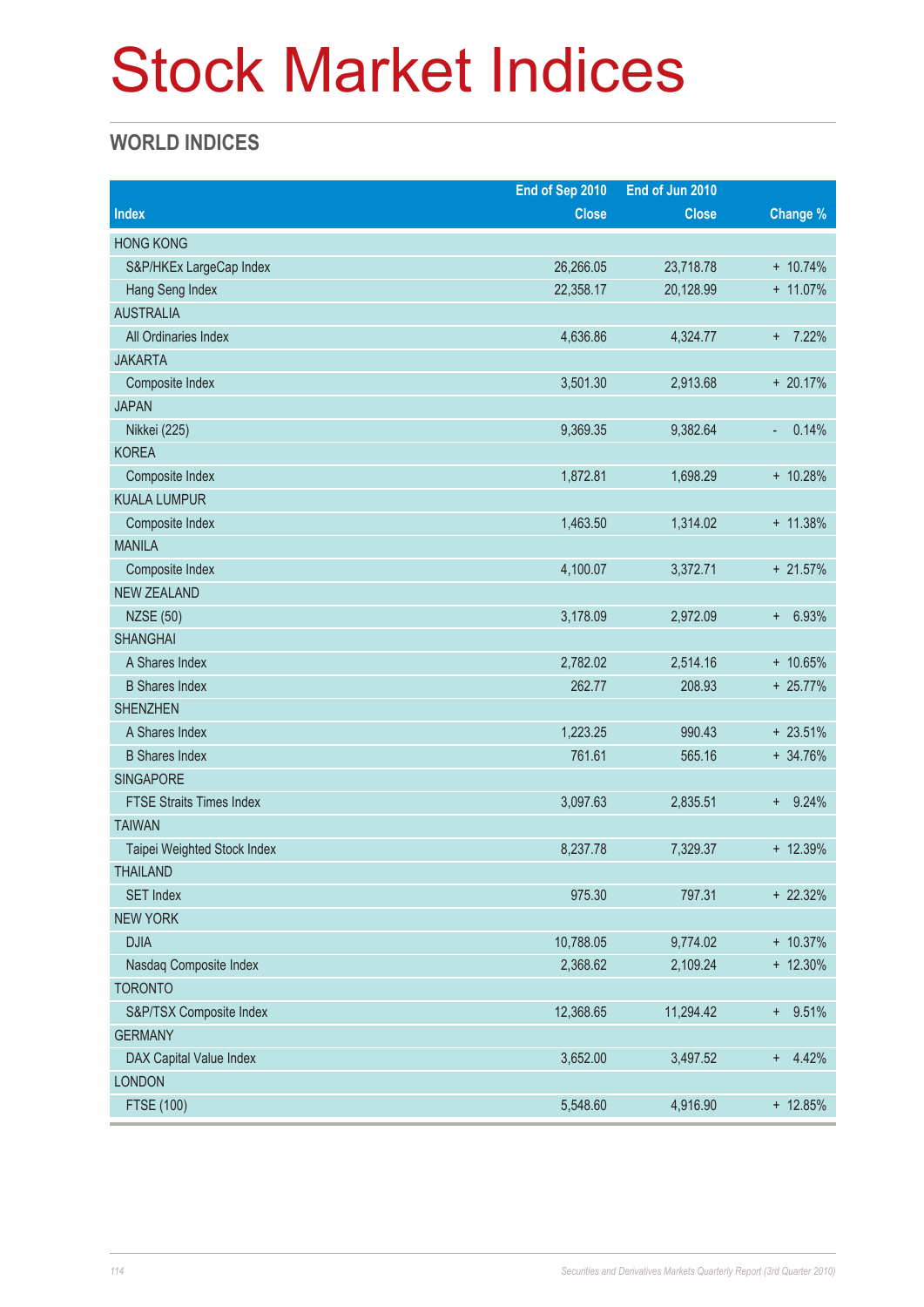# Stock Market Indices

## WORLD INDICES

| Index | End of Sep 2010 Close | End of Jun 2010 Close | Change % |
|---|---|---|---|
| HONG KONG | | | |
| S&P/HKEx LargeCap Index | 26,266.05 | 23,718.78 | + 10.74% |
| Hang Seng Index | 22,358.17 | 20,128.99 | + 11.07% |
| AUSTRALIA | | | |
| All Ordinaries Index | 4,636.86 | 4,324.77 | + 7.22% |
| JAKARTA | | | |
| Composite Index | 3,501.30 | 2,913.68 | + 20.17% |
| JAPAN | | | |
| Nikkei (225) | 9,369.35 | 9,382.64 | - 0.14% |
| KOREA | | | |
| Composite Index | 1,872.81 | 1,698.29 | + 10.28% |
| KUALA LUMPUR | | | |
| Composite Index | 1,463.50 | 1,314.02 | + 11.38% |
| MANILA | | | |
| Composite Index | 4,100.07 | 3,372.71 | + 21.57% |
| NEW ZEALAND | | | |
| NZSE (50) | 3,178.09 | 2,972.09 | + 6.93% |
| SHANGHAI | | | |
| A Shares Index | 2,782.02 | 2,514.16 | + 10.65% |
| B Shares Index | 262.77 | 208.93 | + 25.77% |
| SHENZHEN | | | |
| A Shares Index | 1,223.25 | 990.43 | + 23.51% |
| B Shares Index | 761.61 | 565.16 | + 34.76% |
| SINGAPORE | | | |
| FTSE Straits Times Index | 3,097.63 | 2,835.51 | + 9.24% |
| TAIWAN | | | |
| Taipei Weighted Stock Index | 8,237.78 | 7,329.37 | + 12.39% |
| THAILAND | | | |
| SET Index | 975.30 | 797.31 | + 22.32% |
| NEW YORK | | | |
| DJIA | 10,788.05 | 9,774.02 | + 10.37% |
| Nasdaq Composite Index | 2,368.62 | 2,109.24 | + 12.30% |
| TORONTO | | | |
| S&P/TSX Composite Index | 12,368.65 | 11,294.42 | + 9.51% |
| GERMANY | | | |
| DAX Capital Value Index | 3,652.00 | 3,497.52 | + 4.42% |
| LONDON | | | |
| FTSE (100) | 5,548.60 | 4,916.90 | + 12.85% |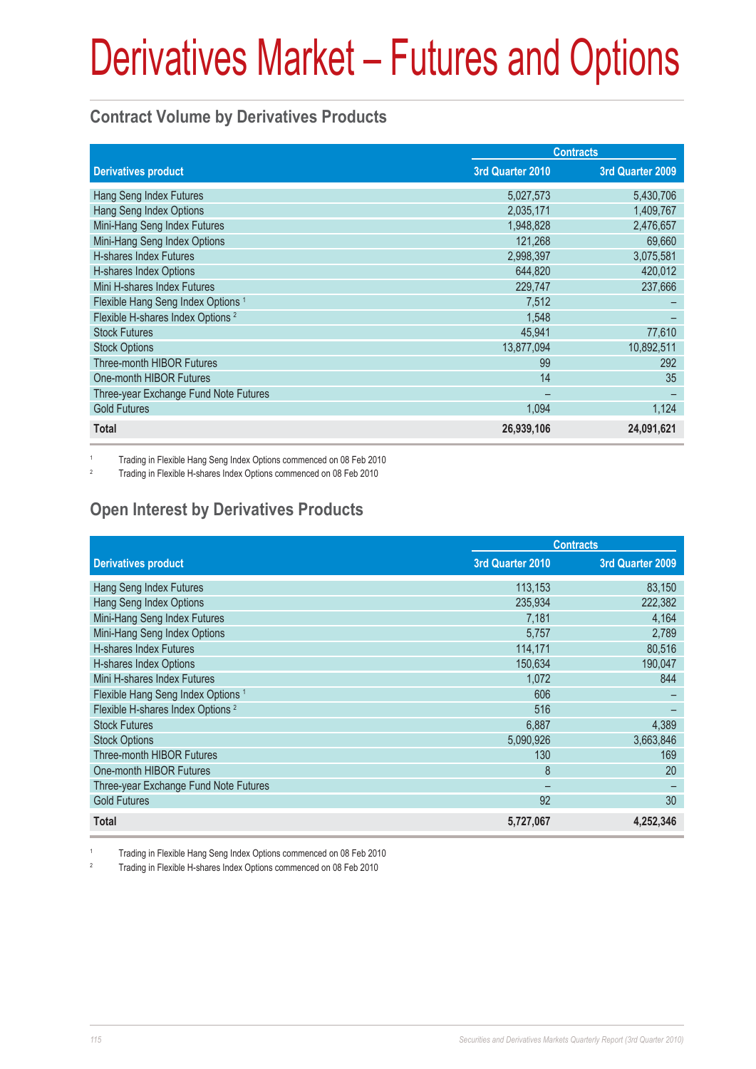# Derivatives Market – Futures and Options

## Contract Volume by Derivatives Products

| Derivatives product | Contracts | |
|---|---|---|
| | 3rd Quarter 2010 | 3rd Quarter 2009 |
| Hang Seng Index Futures | 5,027,573 | 5,430,706 |
| Hang Seng Index Options | 2,035,171 | 1,409,767 |
| Mini-Hang Seng Index Futures | 1,948,828 | 2,476,657 |
| Mini-Hang Seng Index Options | 121,268 | 69,660 |
| H-shares Index Futures | 2,998,397 | 3,075,581 |
| H-shares Index Options | 644,820 | 420,012 |
| Mini H-shares Index Futures | 229,747 | 237,666 |
| Flexible Hang Seng Index Options [1] | 7,512 | – |
| Flexible H-shares Index Options [2] | 1,548 | – |
| Stock Futures | 45,941 | 77,610 |
| Stock Options | 13,877,094 | 10,892,511 |
| Three-month HIBOR Futures | 99 | 292 |
| One-month HIBOR Futures | 14 | 35 |
| Three-year Exchange Fund Note Futures | – | – |
| Gold Futures | 1,094 | 1,124 |
| **Total** | **26,939,106** | **24,091,621** |

[1] Trading in Flexible Hang Seng Index Options commenced on 08 Feb 2010

[2] Trading in Flexible H-shares Index Options commenced on 08 Feb 2010

## Open Interest by Derivatives Products

| Derivatives product | Contracts | |
|---|---|---|
| | 3rd Quarter 2010 | 3rd Quarter 2009 |
| Hang Seng Index Futures | 113,153 | 83,150 |
| Hang Seng Index Options | 235,934 | 222,382 |
| Mini-Hang Seng Index Futures | 7,181 | 4,164 |
| Mini-Hang Seng Index Options | 5,757 | 2,789 |
| H-shares Index Futures | 114,171 | 80,516 |
| H-shares Index Options | 150,634 | 190,047 |
| Mini H-shares Index Futures | 1,072 | 844 |
| Flexible Hang Seng Index Options [1] | 606 | – |
| Flexible H-shares Index Options [2] | 516 | – |
| Stock Futures | 6,887 | 4,389 |
| Stock Options | 5,090,926 | 3,663,846 |
| Three-month HIBOR Futures | 130 | 169 |
| One-month HIBOR Futures | 8 | 20 |
| Three-year Exchange Fund Note Futures | – | – |
| Gold Futures | 92 | 30 |
| **Total** | **5,727,067** | **4,252,346** |

[1] Trading in Flexible Hang Seng Index Options commenced on 08 Feb 2010

[2] Trading in Flexible H-shares Index Options commenced on 08 Feb 2010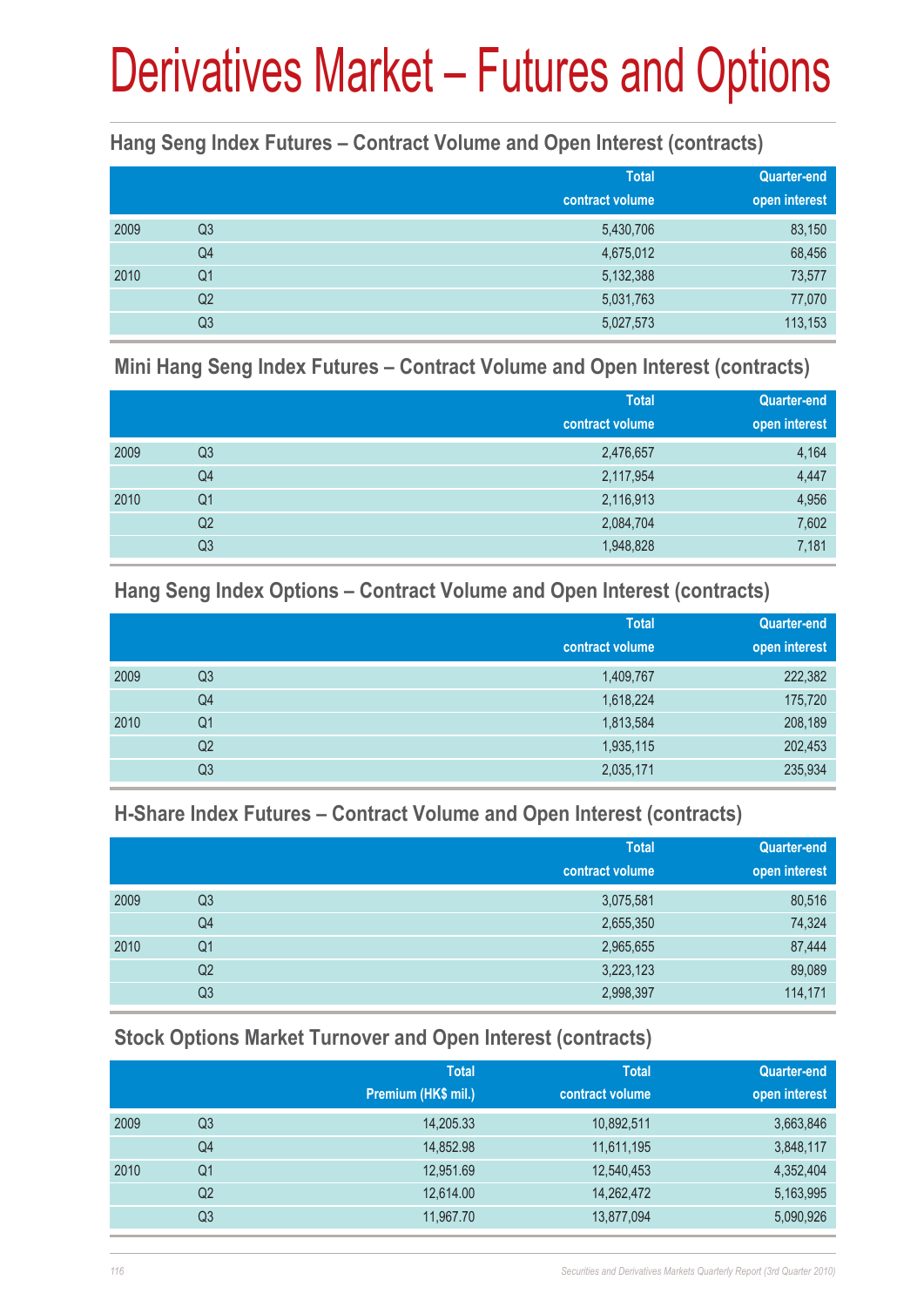# Derivatives Market – Futures and Options

### Hang Seng Index Futures – Contract Volume and Open Interest (contracts)

| | | Total contract volume | Quarter-end open interest |
|---|---|---|---|
| 2009 | Q3 | 5,430,706 | 83,150 |
| | Q4 | 4,675,012 | 68,456 |
| 2010 | Q1 | 5,132,388 | 73,577 |
| | Q2 | 5,031,763 | 77,070 |
| | Q3 | 5,027,573 | 113,153 |

### Mini Hang Seng Index Futures – Contract Volume and Open Interest (contracts)

| | | Total contract volume | Quarter-end open interest |
|---|---|---|---|
| 2009 | Q3 | 2,476,657 | 4,164 |
| | Q4 | 2,117,954 | 4,447 |
| 2010 | Q1 | 2,116,913 | 4,956 |
| | Q2 | 2,084,704 | 7,602 |
| | Q3 | 1,948,828 | 7,181 |

### Hang Seng Index Options – Contract Volume and Open Interest (contracts)

| | | Total contract volume | Quarter-end open interest |
|---|---|---|---|
| 2009 | Q3 | 1,409,767 | 222,382 |
| | Q4 | 1,618,224 | 175,720 |
| 2010 | Q1 | 1,813,584 | 208,189 |
| | Q2 | 1,935,115 | 202,453 |
| | Q3 | 2,035,171 | 235,934 |

### H-Share Index Futures – Contract Volume and Open Interest (contracts)

| | | Total contract volume | Quarter-end open interest |
|---|---|---|---|
| 2009 | Q3 | 3,075,581 | 80,516 |
| | Q4 | 2,655,350 | 74,324 |
| 2010 | Q1 | 2,965,655 | 87,444 |
| | Q2 | 3,223,123 | 89,089 |
| | Q3 | 2,998,397 | 114,171 |

### Stock Options Market Turnover and Open Interest (contracts)

| | | Total Premium (HK$ mil.) | Total contract volume | Quarter-end open interest |
|---|---|---|---|---|
| 2009 | Q3 | 14,205.33 | 10,892,511 | 3,663,846 |
| | Q4 | 14,852.98 | 11,611,195 | 3,848,117 |
| 2010 | Q1 | 12,951.69 | 12,540,453 | 4,352,404 |
| | Q2 | 12,614.00 | 14,262,472 | 5,163,995 |
| | Q3 | 11,967.70 | 13,877,094 | 5,090,926 |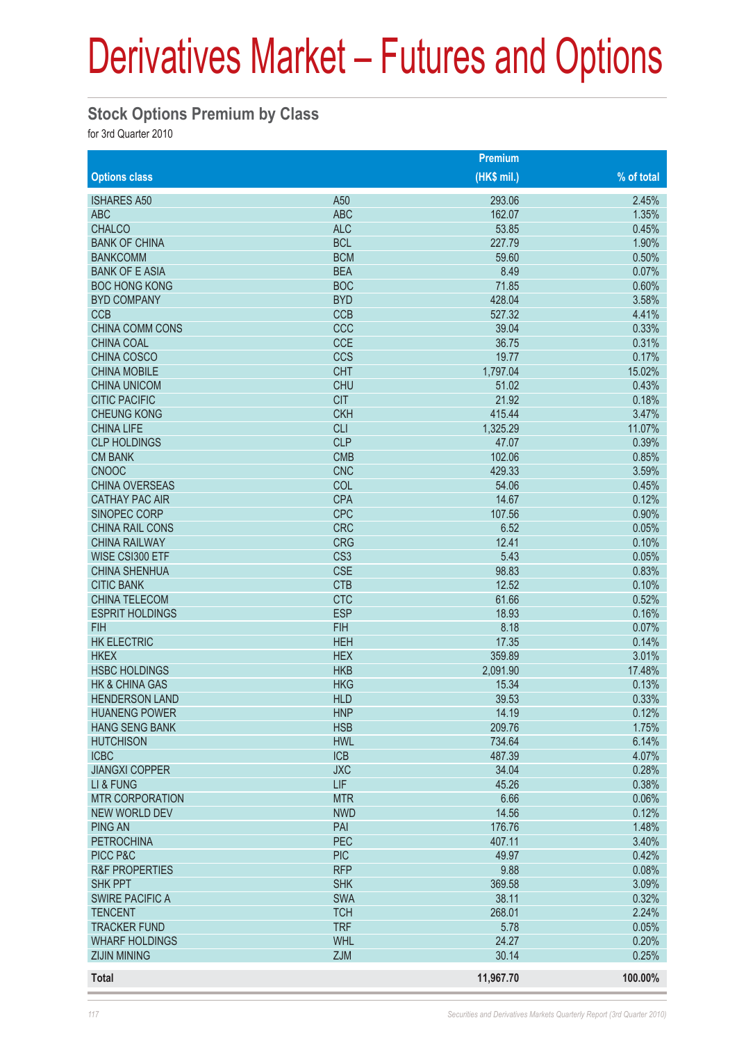# Derivatives Market – Futures and Options

## Stock Options Premium by Class

for 3rd Quarter 2010

| Options class | | Premium (HK$ mil.) | % of total |
|---|---|---|---|
| ISHARES A50 | A50 | 293.06 | 2.45% |
| ABC | ABC | 162.07 | 1.35% |
| CHALCO | ALC | 53.85 | 0.45% |
| BANK OF CHINA | BCL | 227.79 | 1.90% |
| BANKCOMM | BCM | 59.60 | 0.50% |
| BANK OF E ASIA | BEA | 8.49 | 0.07% |
| BOC HONG KONG | BOC | 71.85 | 0.60% |
| BYD COMPANY | BYD | 428.04 | 3.58% |
| CCB | CCB | 527.32 | 4.41% |
| CHINA COMM CONS | CCC | 39.04 | 0.33% |
| CHINA COAL | CCE | 36.75 | 0.31% |
| CHINA COSCO | CCS | 19.77 | 0.17% |
| CHINA MOBILE | CHT | 1,797.04 | 15.02% |
| CHINA UNICOM | CHU | 51.02 | 0.43% |
| CITIC PACIFIC | CIT | 21.92 | 0.18% |
| CHEUNG KONG | CKH | 415.44 | 3.47% |
| CHINA LIFE | CLI | 1,325.29 | 11.07% |
| CLP HOLDINGS | CLP | 47.07 | 0.39% |
| CM BANK | CMB | 102.06 | 0.85% |
| CNOOC | CNC | 429.33 | 3.59% |
| CHINA OVERSEAS | COL | 54.06 | 0.45% |
| CATHAY PAC AIR | CPA | 14.67 | 0.12% |
| SINOPEC CORP | CPC | 107.56 | 0.90% |
| CHINA RAIL CONS | CRC | 6.52 | 0.05% |
| CHINA RAILWAY | CRG | 12.41 | 0.10% |
| WISE CSI300 ETF | CS3 | 5.43 | 0.05% |
| CHINA SHENHUA | CSE | 98.83 | 0.83% |
| CITIC BANK | CTB | 12.52 | 0.10% |
| CHINA TELECOM | CTC | 61.66 | 0.52% |
| ESPRIT HOLDINGS | ESP | 18.93 | 0.16% |
| FIH | FIH | 8.18 | 0.07% |
| HK ELECTRIC | HEH | 17.35 | 0.14% |
| HKEX | HEX | 359.89 | 3.01% |
| HSBC HOLDINGS | HKB | 2,091.90 | 17.48% |
| HK & CHINA GAS | HKG | 15.34 | 0.13% |
| HENDERSON LAND | HLD | 39.53 | 0.33% |
| HUANENG POWER | HNP | 14.19 | 0.12% |
| HANG SENG BANK | HSB | 209.76 | 1.75% |
| HUTCHISON | HWL | 734.64 | 6.14% |
| ICBC | ICB | 487.39 | 4.07% |
| JIANGXI COPPER | JXC | 34.04 | 0.28% |
| LI & FUNG | LIF | 45.26 | 0.38% |
| MTR CORPORATION | MTR | 6.66 | 0.06% |
| NEW WORLD DEV | NWD | 14.56 | 0.12% |
| PING AN | PAI | 176.76 | 1.48% |
| PETROCHINA | PEC | 407.11 | 3.40% |
| PICC P&C | PIC | 49.97 | 0.42% |
| R&F PROPERTIES | RFP | 9.88 | 0.08% |
| SHK PPT | SHK | 369.58 | 3.09% |
| SWIRE PACIFIC A | SWA | 38.11 | 0.32% |
| TENCENT | TCH | 268.01 | 2.24% |
| TRACKER FUND | TRF | 5.78 | 0.05% |
| WHARF HOLDINGS | WHL | 24.27 | 0.20% |
| ZIJIN MINING | ZJM | 30.14 | 0.25% |
| **Total** | | **11,967.70** | **100.00%** |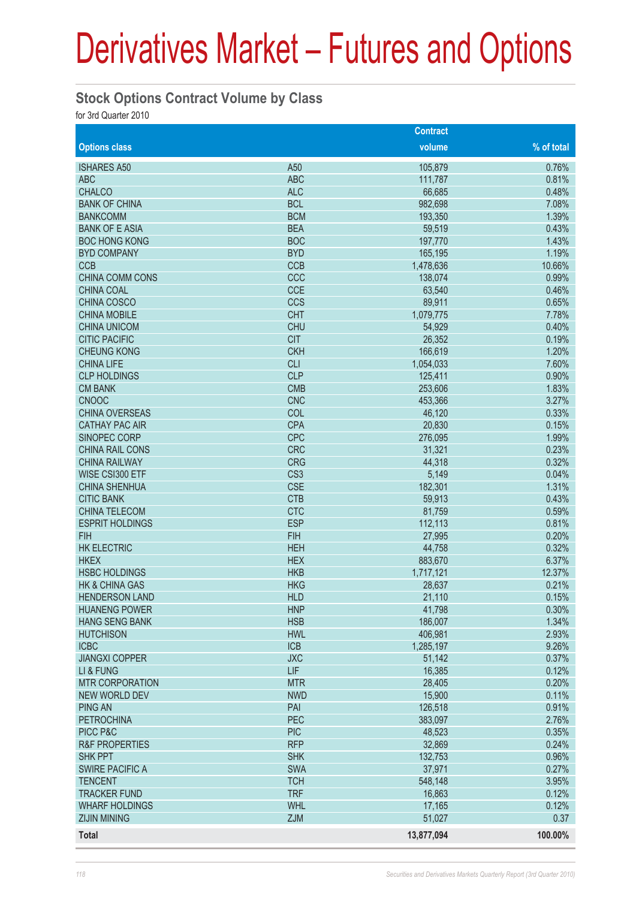# Derivatives Market – Futures and Options

## Stock Options Contract Volume by Class

for 3rd Quarter 2010

| Options class | | Contract volume | % of total |
|---|---|---|---|
| ISHARES A50 | A50 | 105,879 | 0.76% |
| ABC | ABC | 111,787 | 0.81% |
| CHALCO | ALC | 66,685 | 0.48% |
| BANK OF CHINA | BCL | 982,698 | 7.08% |
| BANKCOMM | BCM | 193,350 | 1.39% |
| BANK OF E ASIA | BEA | 59,519 | 0.43% |
| BOC HONG KONG | BOC | 197,770 | 1.43% |
| BYD COMPANY | BYD | 165,195 | 1.19% |
| CCB | CCB | 1,478,636 | 10.66% |
| CHINA COMM CONS | CCC | 138,074 | 0.99% |
| CHINA COAL | CCE | 63,540 | 0.46% |
| CHINA COSCO | CCS | 89,911 | 0.65% |
| CHINA MOBILE | CHT | 1,079,775 | 7.78% |
| CHINA UNICOM | CHU | 54,929 | 0.40% |
| CITIC PACIFIC | CIT | 26,352 | 0.19% |
| CHEUNG KONG | CKH | 166,619 | 1.20% |
| CHINA LIFE | CLI | 1,054,033 | 7.60% |
| CLP HOLDINGS | CLP | 125,411 | 0.90% |
| CM BANK | CMB | 253,606 | 1.83% |
| CNOOC | CNC | 453,366 | 3.27% |
| CHINA OVERSEAS | COL | 46,120 | 0.33% |
| CATHAY PAC AIR | CPA | 20,830 | 0.15% |
| SINOPEC CORP | CPC | 276,095 | 1.99% |
| CHINA RAIL CONS | CRC | 31,321 | 0.23% |
| CHINA RAILWAY | CRG | 44,318 | 0.32% |
| WISE CSI300 ETF | CS3 | 5,149 | 0.04% |
| CHINA SHENHUA | CSE | 182,301 | 1.31% |
| CITIC BANK | CTB | 59,913 | 0.43% |
| CHINA TELECOM | CTC | 81,759 | 0.59% |
| ESPRIT HOLDINGS | ESP | 112,113 | 0.81% |
| FIH | FIH | 27,995 | 0.20% |
| HK ELECTRIC | HEH | 44,758 | 0.32% |
| HKEX | HEX | 883,670 | 6.37% |
| HSBC HOLDINGS | HKB | 1,717,121 | 12.37% |
| HK & CHINA GAS | HKG | 28,637 | 0.21% |
| HENDERSON LAND | HLD | 21,110 | 0.15% |
| HUANENG POWER | HNP | 41,798 | 0.30% |
| HANG SENG BANK | HSB | 186,007 | 1.34% |
| HUTCHISON | HWL | 406,981 | 2.93% |
| ICBC | ICB | 1,285,197 | 9.26% |
| JIANGXI COPPER | JXC | 51,142 | 0.37% |
| LI & FUNG | LIF | 16,385 | 0.12% |
| MTR CORPORATION | MTR | 28,405 | 0.20% |
| NEW WORLD DEV | NWD | 15,900 | 0.11% |
| PING AN | PAI | 126,518 | 0.91% |
| PETROCHINA | PEC | 383,097 | 2.76% |
| PICC P&C | PIC | 48,523 | 0.35% |
| R&F PROPERTIES | RFP | 32,869 | 0.24% |
| SHK PPT | SHK | 132,753 | 0.96% |
| SWIRE PACIFIC A | SWA | 37,971 | 0.27% |
| TENCENT | TCH | 548,148 | 3.95% |
| TRACKER FUND | TRF | 16,863 | 0.12% |
| WHARF HOLDINGS | WHL | 17,165 | 0.12% |
| ZIJIN MINING | ZJM | 51,027 | 0.37 |
| **Total** | | **13,877,094** | **100.00%** |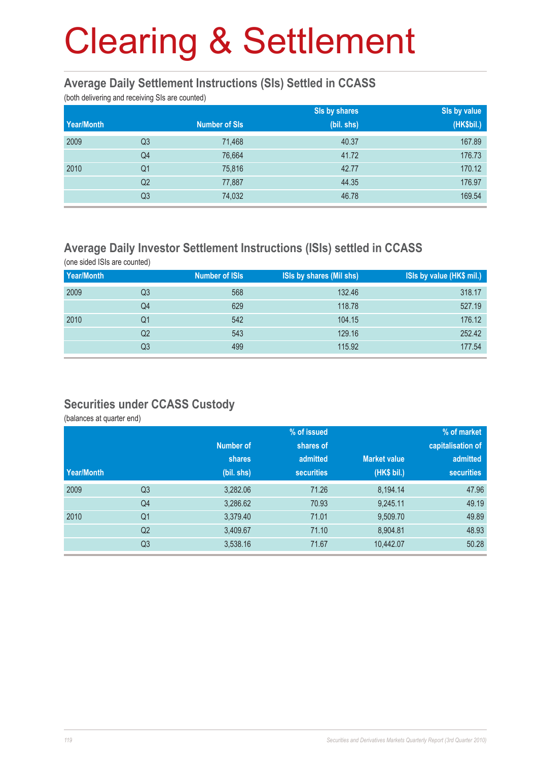# Clearing & Settlement

## Average Daily Settlement Instructions (SIs) Settled in CCASS

(both delivering and receiving SIs are counted)

| Year/Month | | Number of SIs | SIs by shares (bil. shs) | SIs by value (HK$bil.) |
|---|---|---|---|---|
| 2009 | Q3 | 71,468 | 40.37 | 167.89 |
| | Q4 | 76,664 | 41.72 | 176.73 |
| 2010 | Q1 | 75,816 | 42.77 | 170.12 |
| | Q2 | 77,887 | 44.35 | 176.97 |
| | Q3 | 74,032 | 46.78 | 169.54 |

## Average Daily Investor Settlement Instructions (ISIs) settled in CCASS

(one sided ISIs are counted)

| Year/Month | | Number of ISIs | ISIs by shares (Mil shs) | ISIs by value (HK$ mil.) |
|---|---|---|---|---|
| 2009 | Q3 | 568 | 132.46 | 318.17 |
| | Q4 | 629 | 118.78 | 527.19 |
| 2010 | Q1 | 542 | 104.15 | 176.12 |
| | Q2 | 543 | 129.16 | 252.42 |
| | Q3 | 499 | 115.92 | 177.54 |

## Securities under CCASS Custody

(balances at quarter end)

| Year/Month | | Number of shares (bil. shs) | % of issued shares of admitted securities | Market value (HK$ bil.) | % of market capitalisation of admitted securities |
|---|---|---|---|---|---|
| 2009 | Q3 | 3,282.06 | 71.26 | 8,194.14 | 47.96 |
| | Q4 | 3,286.62 | 70.93 | 9,245.11 | 49.19 |
| 2010 | Q1 | 3,379.40 | 71.01 | 9,509.70 | 49.89 |
| | Q2 | 3,409.67 | 71.10 | 8,904.81 | 48.93 |
| | Q3 | 3,538.16 | 71.67 | 10,442.07 | 50.28 |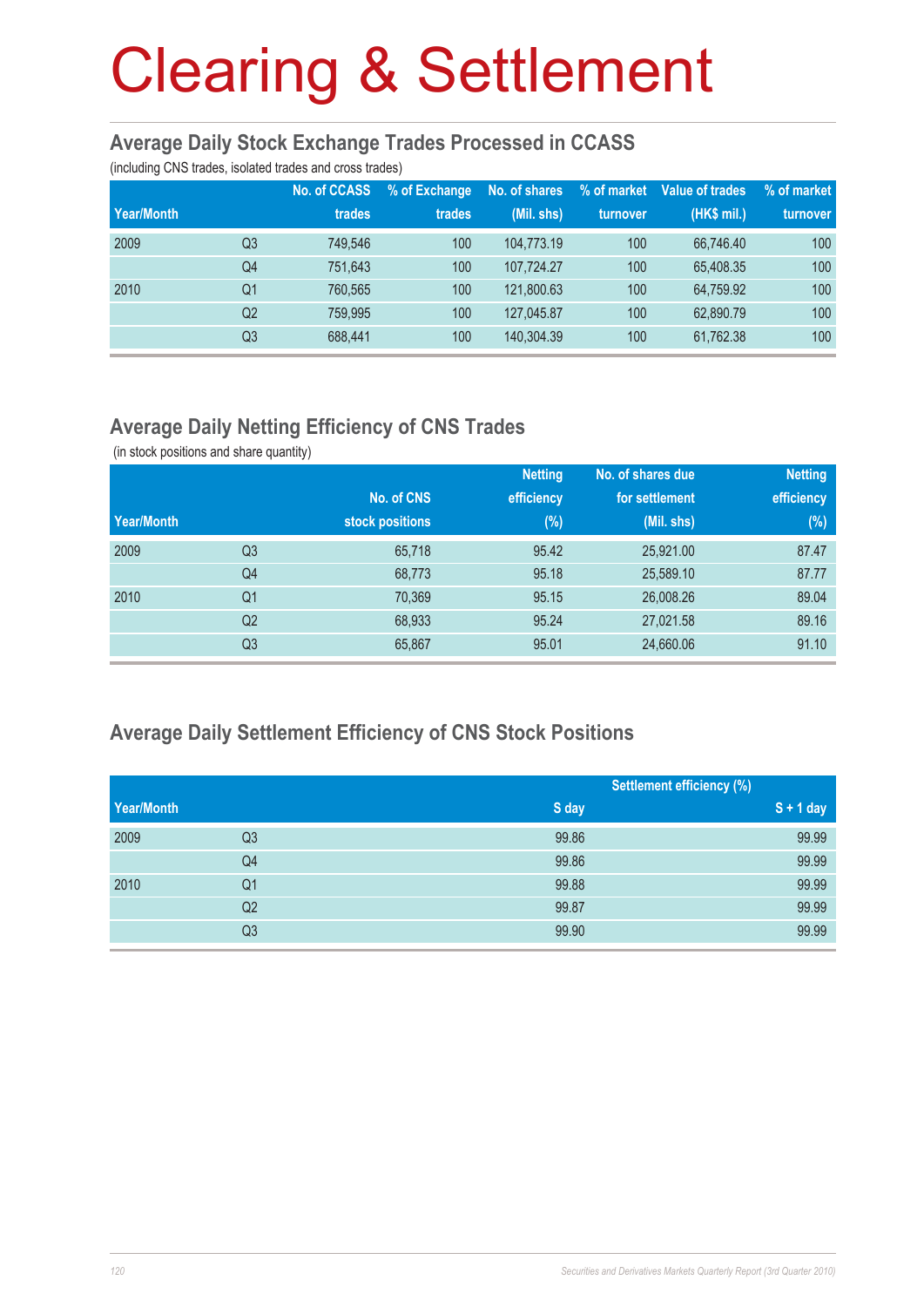# Clearing & Settlement

## Average Daily Stock Exchange Trades Processed in CCASS

(including CNS trades, isolated trades and cross trades)

| Year/Month | | No. of CCASS trades | % of Exchange trades | No. of shares (Mil. shs) | % of market turnover | Value of trades (HK$ mil.) | % of market turnover |
|---|---|---|---|---|---|---|---|
| 2009 | Q3 | 749,546 | 100 | 104,773.19 | 100 | 66,746.40 | 100 |
| | Q4 | 751,643 | 100 | 107,724.27 | 100 | 65,408.35 | 100 |
| 2010 | Q1 | 760,565 | 100 | 121,800.63 | 100 | 64,759.92 | 100 |
| | Q2 | 759,995 | 100 | 127,045.87 | 100 | 62,890.79 | 100 |
| | Q3 | 688,441 | 100 | 140,304.39 | 100 | 61,762.38 | 100 |

## Average Daily Netting Efficiency of CNS Trades

(in stock positions and share quantity)

| Year/Month | | No. of CNS stock positions | Netting efficiency (%) | No. of shares due for settlement (Mil. shs) | Netting efficiency (%) |
|---|---|---|---|---|---|
| 2009 | Q3 | 65,718 | 95.42 | 25,921.00 | 87.47 |
| | Q4 | 68,773 | 95.18 | 25,589.10 | 87.77 |
| 2010 | Q1 | 70,369 | 95.15 | 26,008.26 | 89.04 |
| | Q2 | 68,933 | 95.24 | 27,021.58 | 89.16 |
| | Q3 | 65,867 | 95.01 | 24,660.06 | 91.10 |

## Average Daily Settlement Efficiency of CNS Stock Positions

| | | Settlement efficiency (%) | |
|---|---|---|---|
| Year/Month | | S day | S + 1 day |
| 2009 | Q3 | 99.86 | 99.99 |
| | Q4 | 99.86 | 99.99 |
| 2010 | Q1 | 99.88 | 99.99 |
| | Q2 | 99.87 | 99.99 |
| | Q3 | 99.90 | 99.99 |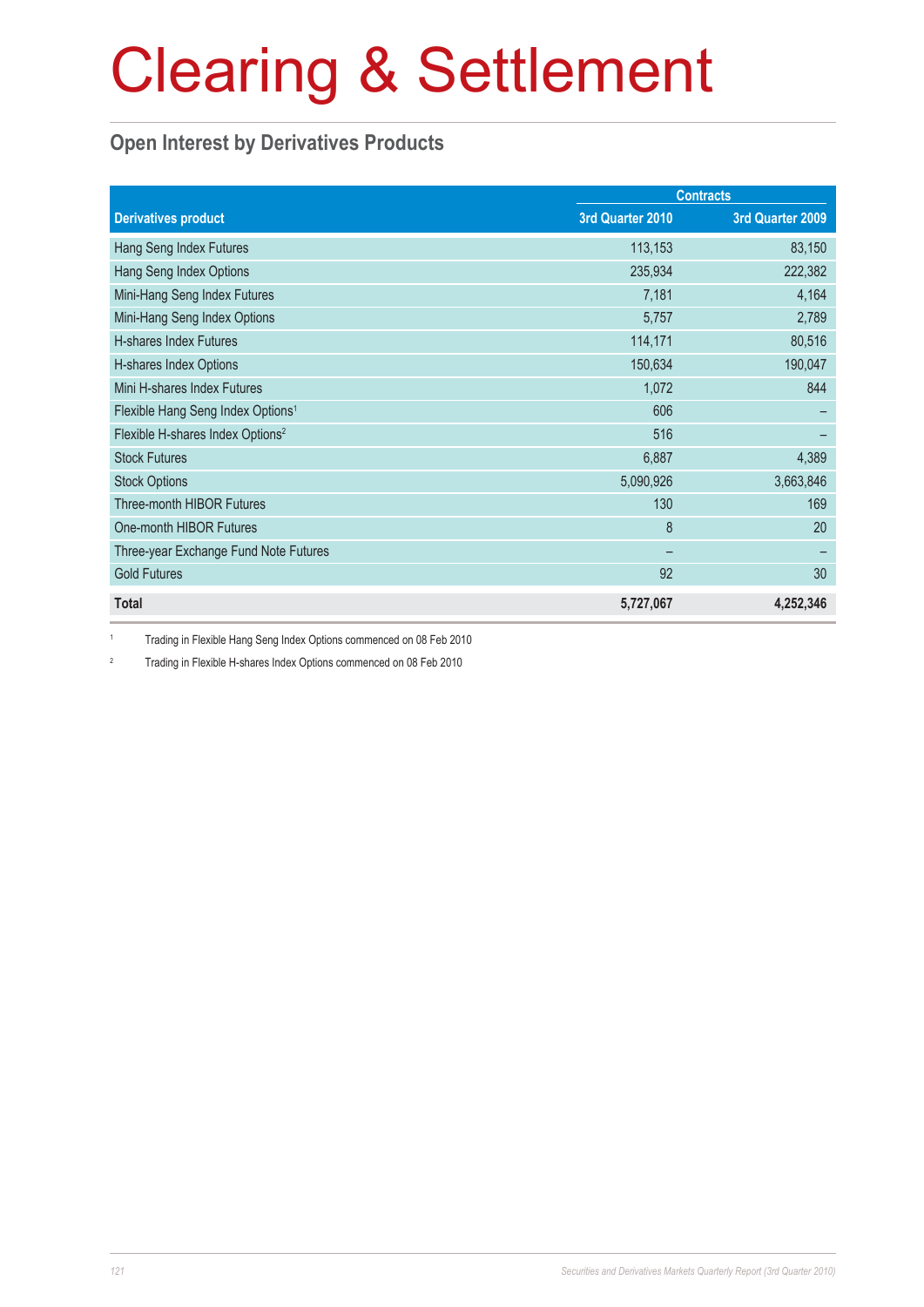# Clearing & Settlement

## Open Interest by Derivatives Products

| Derivatives product | Contracts | |
|---|---|---|
| | 3rd Quarter 2010 | 3rd Quarter 2009 |
| Hang Seng Index Futures | 113,153 | 83,150 |
| Hang Seng Index Options | 235,934 | 222,382 |
| Mini-Hang Seng Index Futures | 7,181 | 4,164 |
| Mini-Hang Seng Index Options | 5,757 | 2,789 |
| H-shares Index Futures | 114,171 | 80,516 |
| H-shares Index Options | 150,634 | 190,047 |
| Mini H-shares Index Futures | 1,072 | 844 |
| Flexible Hang Seng Index Options[1] | 606 | – |
| Flexible H-shares Index Options[2] | 516 | – |
| Stock Futures | 6,887 | 4,389 |
| Stock Options | 5,090,926 | 3,663,846 |
| Three-month HIBOR Futures | 130 | 169 |
| One-month HIBOR Futures | 8 | 20 |
| Three-year Exchange Fund Note Futures | – | – |
| Gold Futures | 92 | 30 |
| **Total** | **5,727,067** | **4,252,346** |

[1] Trading in Flexible Hang Seng Index Options commenced on 08 Feb 2010

[2] Trading in Flexible H-shares Index Options commenced on 08 Feb 2010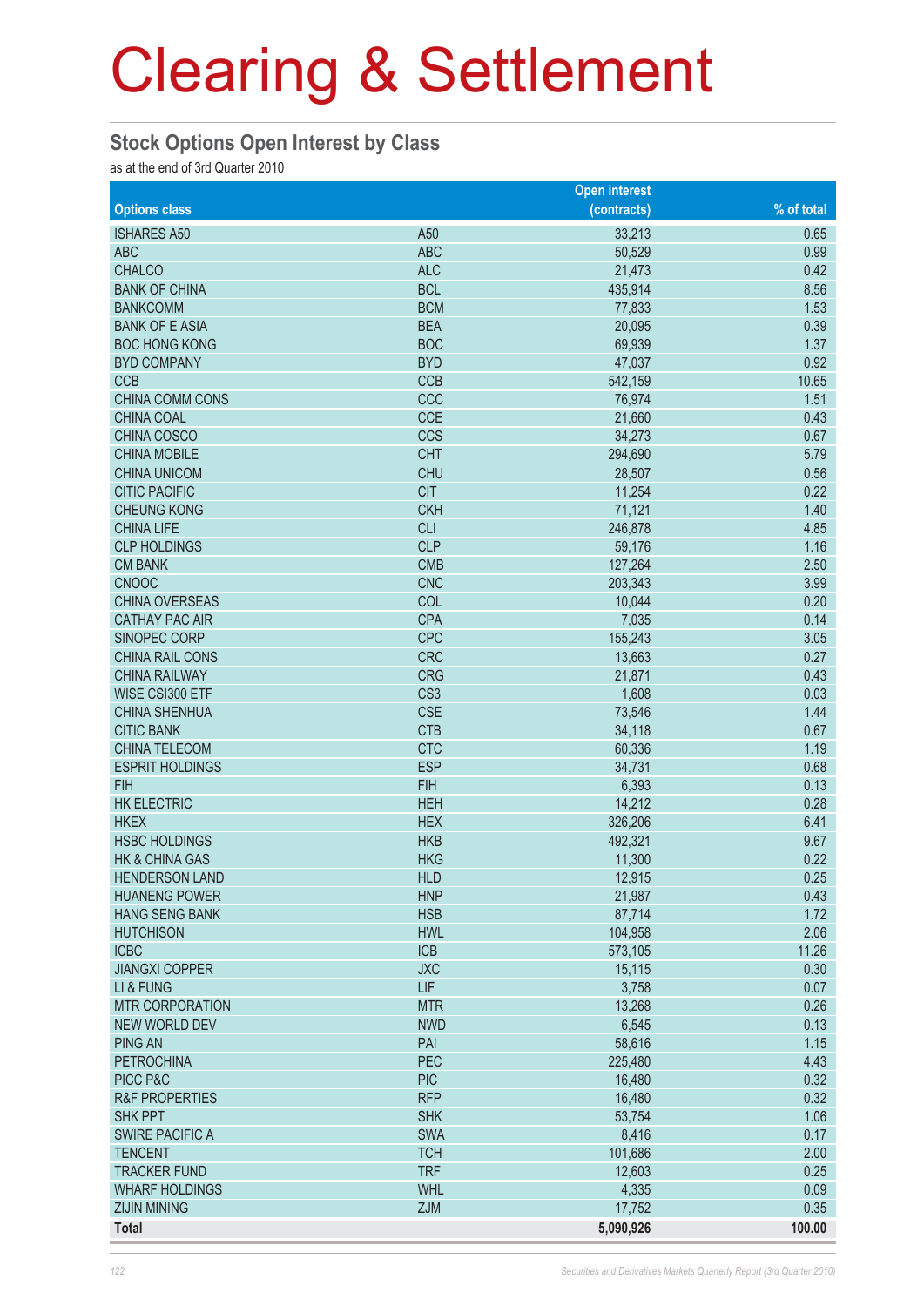# Clearing & Settlement

## Stock Options Open Interest by Class

as at the end of 3rd Quarter 2010

| Options class | | Open interest (contracts) | % of total |
|---|---|---|---|
| ISHARES A50 | A50 | 33,213 | 0.65 |
| ABC | ABC | 50,529 | 0.99 |
| CHALCO | ALC | 21,473 | 0.42 |
| BANK OF CHINA | BCL | 435,914 | 8.56 |
| BANKCOMM | BCM | 77,833 | 1.53 |
| BANK OF E ASIA | BEA | 20,095 | 0.39 |
| BOC HONG KONG | BOC | 69,939 | 1.37 |
| BYD COMPANY | BYD | 47,037 | 0.92 |
| CCB | CCB | 542,159 | 10.65 |
| CHINA COMM CONS | CCC | 76,974 | 1.51 |
| CHINA COAL | CCE | 21,660 | 0.43 |
| CHINA COSCO | CCS | 34,273 | 0.67 |
| CHINA MOBILE | CHT | 294,690 | 5.79 |
| CHINA UNICOM | CHU | 28,507 | 0.56 |
| CITIC PACIFIC | CIT | 11,254 | 0.22 |
| CHEUNG KONG | CKH | 71,121 | 1.40 |
| CHINA LIFE | CLI | 246,878 | 4.85 |
| CLP HOLDINGS | CLP | 59,176 | 1.16 |
| CM BANK | CMB | 127,264 | 2.50 |
| CNOOC | CNC | 203,343 | 3.99 |
| CHINA OVERSEAS | COL | 10,044 | 0.20 |
| CATHAY PAC AIR | CPA | 7,035 | 0.14 |
| SINOPEC CORP | CPC | 155,243 | 3.05 |
| CHINA RAIL CONS | CRC | 13,663 | 0.27 |
| CHINA RAILWAY | CRG | 21,871 | 0.43 |
| WISE CSI300 ETF | CS3 | 1,608 | 0.03 |
| CHINA SHENHUA | CSE | 73,546 | 1.44 |
| CITIC BANK | CTB | 34,118 | 0.67 |
| CHINA TELECOM | CTC | 60,336 | 1.19 |
| ESPRIT HOLDINGS | ESP | 34,731 | 0.68 |
| FIH | FIH | 6,393 | 0.13 |
| HK ELECTRIC | HEH | 14,212 | 0.28 |
| HKEX | HEX | 326,206 | 6.41 |
| HSBC HOLDINGS | HKB | 492,321 | 9.67 |
| HK & CHINA GAS | HKG | 11,300 | 0.22 |
| HENDERSON LAND | HLD | 12,915 | 0.25 |
| HUANENG POWER | HNP | 21,987 | 0.43 |
| HANG SENG BANK | HSB | 87,714 | 1.72 |
| HUTCHISON | HWL | 104,958 | 2.06 |
| ICBC | ICB | 573,105 | 11.26 |
| JIANGXI COPPER | JXC | 15,115 | 0.30 |
| LI & FUNG | LIF | 3,758 | 0.07 |
| MTR CORPORATION | MTR | 13,268 | 0.26 |
| NEW WORLD DEV | NWD | 6,545 | 0.13 |
| PING AN | PAI | 58,616 | 1.15 |
| PETROCHINA | PEC | 225,480 | 4.43 |
| PICC P&C | PIC | 16,480 | 0.32 |
| R&F PROPERTIES | RFP | 16,480 | 0.32 |
| SHK PPT | SHK | 53,754 | 1.06 |
| SWIRE PACIFIC A | SWA | 8,416 | 0.17 |
| TENCENT | TCH | 101,686 | 2.00 |
| TRACKER FUND | TRF | 12,603 | 0.25 |
| WHARF HOLDINGS | WHL | 4,335 | 0.09 |
| ZIJIN MINING | ZJM | 17,752 | 0.35 |
| **Total** | | **5,090,926** | **100.00** |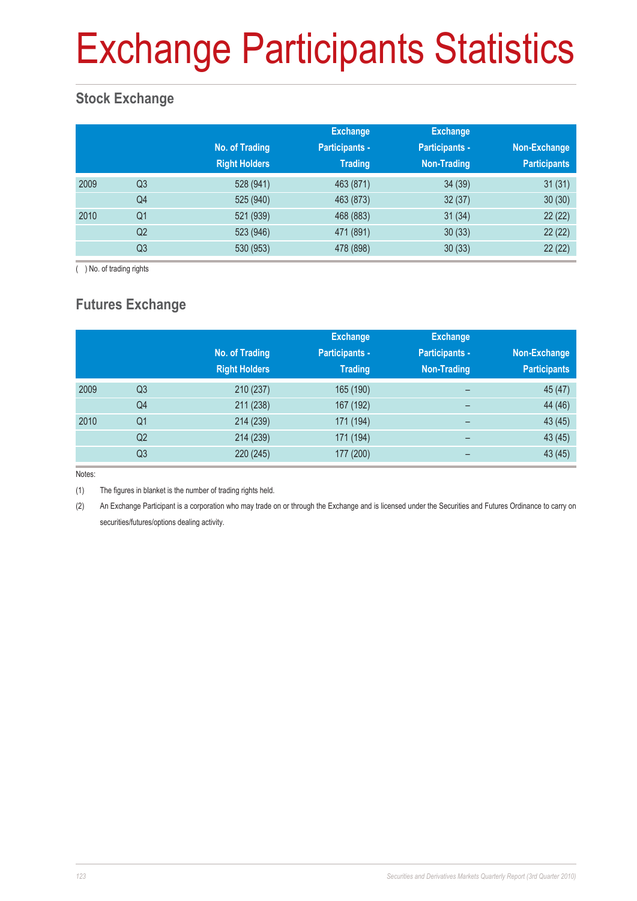# Exchange Participants Statistics

## Stock Exchange

| | | No. of Trading Right Holders | Exchange Participants - Trading | Exchange Participants - Non-Trading | Non-Exchange Participants |
|---|---|---|---|---|---|
| 2009 | Q3 | 528 (941) | 463 (871) | 34 (39) | 31 (31) |
| | Q4 | 525 (940) | 463 (873) | 32 (37) | 30 (30) |
| 2010 | Q1 | 521 (939) | 468 (883) | 31 (34) | 22 (22) |
| | Q2 | 523 (946) | 471 (891) | 30 (33) | 22 (22) |
| | Q3 | 530 (953) | 478 (898) | 30 (33) | 22 (22) |

( ) No. of trading rights

## Futures Exchange

| | | No. of Trading Right Holders | Exchange Participants - Trading | Exchange Participants - Non-Trading | Non-Exchange Participants |
|---|---|---|---|---|---|
| 2009 | Q3 | 210 (237) | 165 (190) | – | 45 (47) |
| | Q4 | 211 (238) | 167 (192) | – | 44 (46) |
| 2010 | Q1 | 214 (239) | 171 (194) | – | 43 (45) |
| | Q2 | 214 (239) | 171 (194) | – | 43 (45) |
| | Q3 | 220 (245) | 177 (200) | – | 43 (45) |

Notes:

(1) The figures in blanket is the number of trading rights held.

(2) An Exchange Participant is a corporation who may trade on or through the Exchange and is licensed under the Securities and Futures Ordinance to carry on securities/futures/options dealing activity.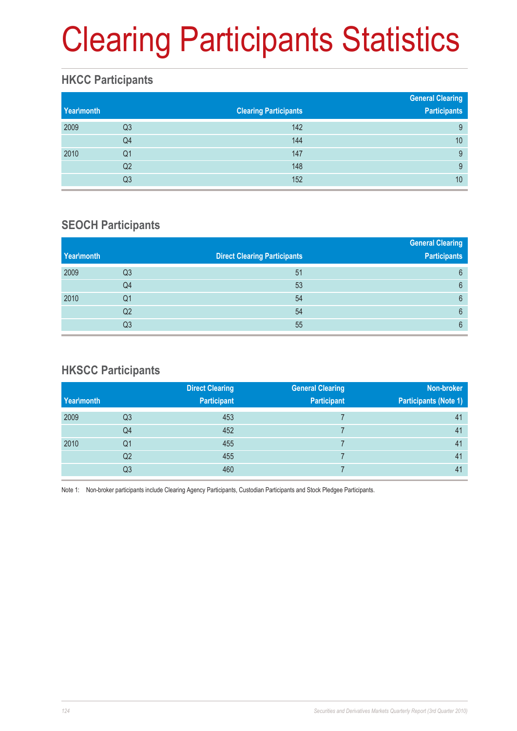# Clearing Participants Statistics

## HKCC Participants

| Year\month | | Clearing Participants | General Clearing Participants |
|---|---|---|---|
| 2009 | Q3 | 142 | 9 |
| | Q4 | 144 | 10 |
| 2010 | Q1 | 147 | 9 |
| | Q2 | 148 | 9 |
| | Q3 | 152 | 10 |

## SEOCH Participants

| Year\month | | Direct Clearing Participants | General Clearing Participants |
|---|---|---|---|
| 2009 | Q3 | 51 | 6 |
| | Q4 | 53 | 6 |
| 2010 | Q1 | 54 | 6 |
| | Q2 | 54 | 6 |
| | Q3 | 55 | 6 |

## HKSCC Participants

| Year\month | | Direct Clearing Participant | General Clearing Participant | Non-broker Participants (Note 1) |
|---|---|---|---|---|
| 2009 | Q3 | 453 | 7 | 41 |
| | Q4 | 452 | 7 | 41 |
| 2010 | Q1 | 455 | 7 | 41 |
| | Q2 | 455 | 7 | 41 |
| | Q3 | 460 | 7 | 41 |

Note 1: Non-broker participants include Clearing Agency Participants, Custodian Participants and Stock Pledgee Participants.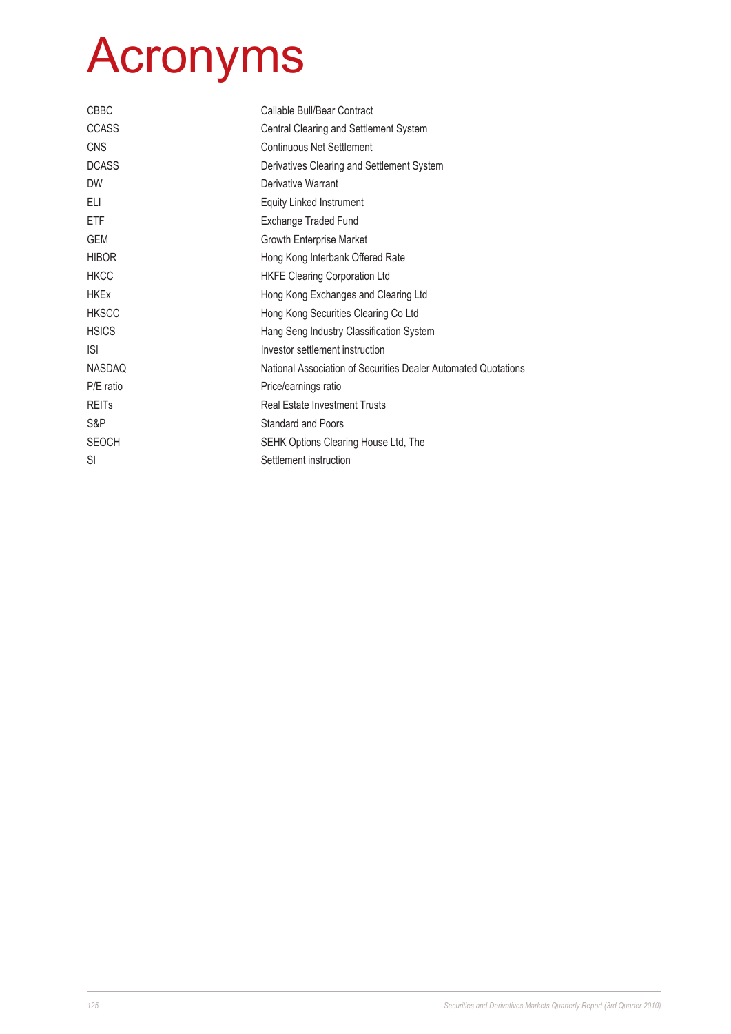# Acronyms

| | |
|---|---|
| CBBC | Callable Bull/Bear Contract |
| CCASS | Central Clearing and Settlement System |
| CNS | Continuous Net Settlement |
| DCASS | Derivatives Clearing and Settlement System |
| DW | Derivative Warrant |
| ELI | Equity Linked Instrument |
| ETF | Exchange Traded Fund |
| GEM | Growth Enterprise Market |
| HIBOR | Hong Kong Interbank Offered Rate |
| HKCC | HKFE Clearing Corporation Ltd |
| HKEx | Hong Kong Exchanges and Clearing Ltd |
| HKSCC | Hong Kong Securities Clearing Co Ltd |
| HSICS | Hang Seng Industry Classification System |
| ISI | Investor settlement instruction |
| NASDAQ | National Association of Securities Dealer Automated Quotations |
| P/E ratio | Price/earnings ratio |
| REITs | Real Estate Investment Trusts |
| S&P | Standard and Poors |
| SEOCH | SEHK Options Clearing House Ltd, The |
| SI | Settlement instruction |